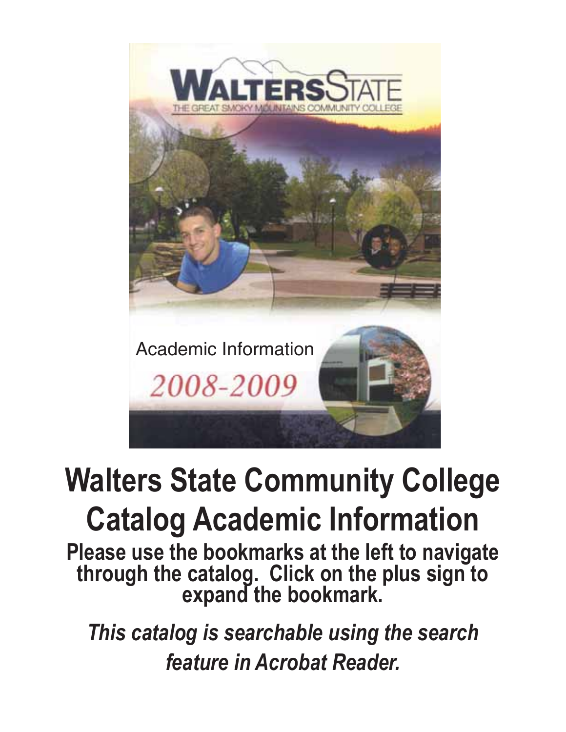WALTERS STATE

THE GREAT SMOKY MOUNTAINS COMMUNITY COLLEGE

Academic Information

2008-2009

# Walters State Community College Catalog Academic Information

**Please use the bookmarks at the left to navigate through the catalog. Click on the plus sign to expand the bookmark.**

***This catalog is searchable using the search feature in Acrobat Reader.***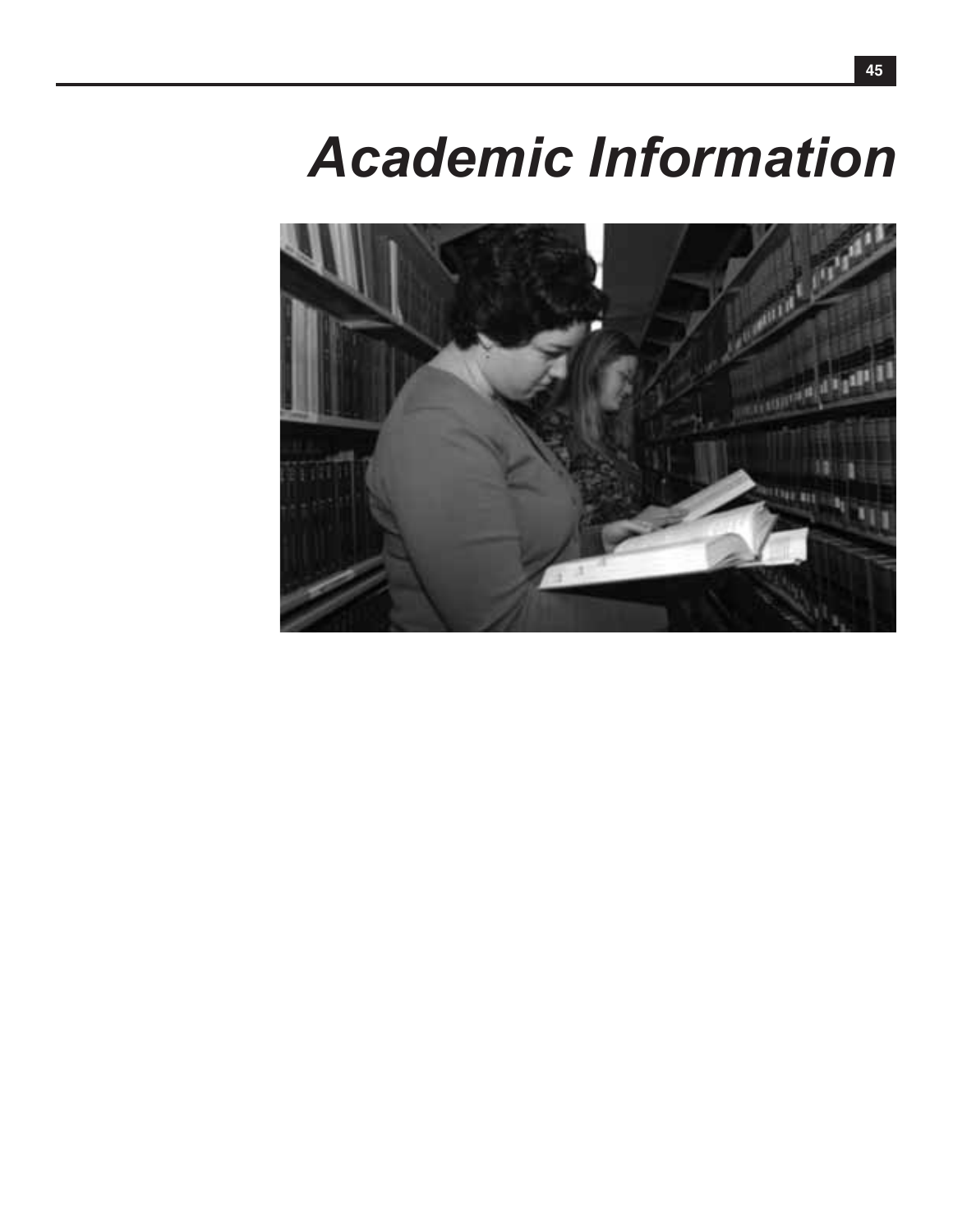# Academic Information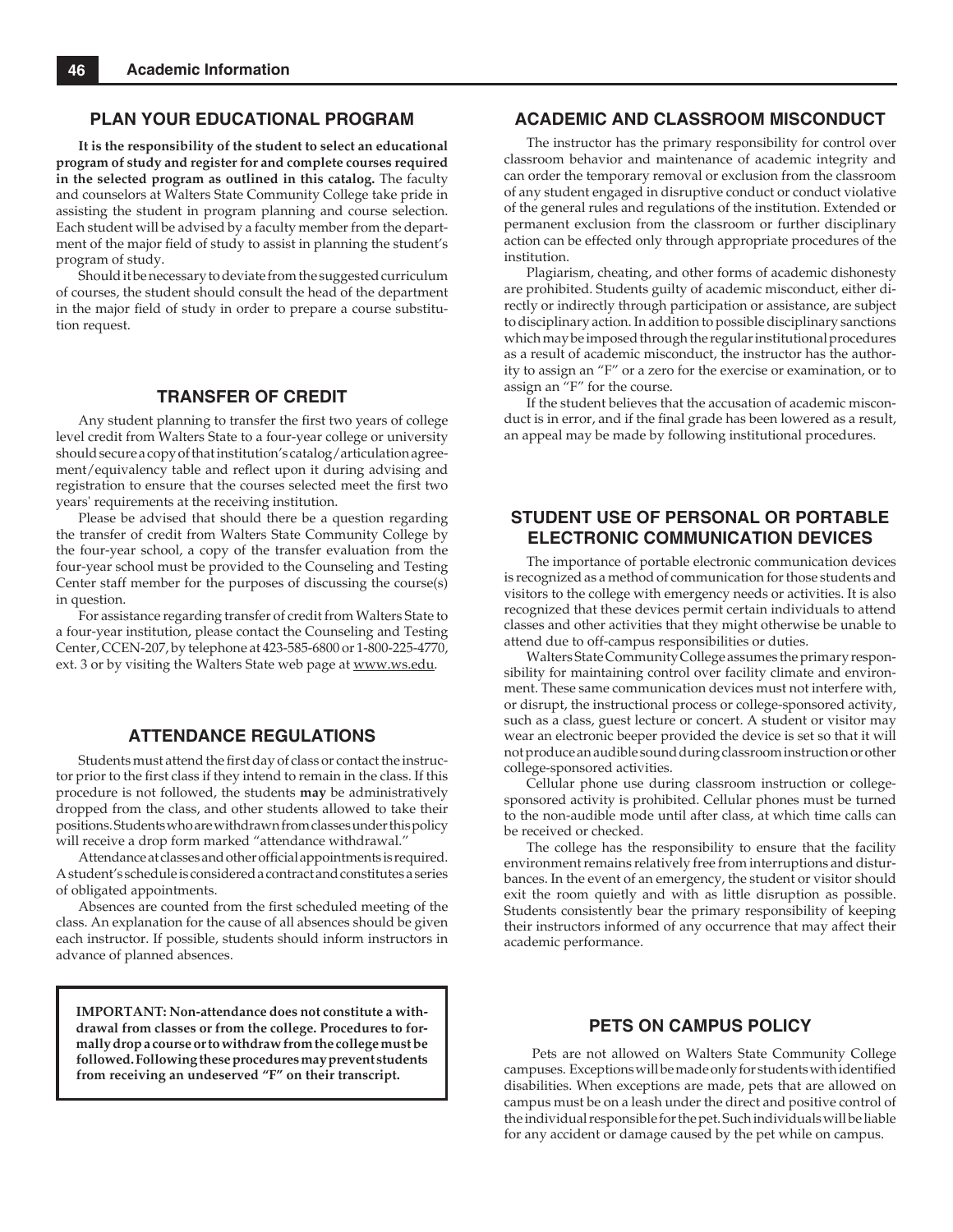## PLAN YOUR EDUCATIONAL PROGRAM

**It is the responsibility of the student to select an educational program of study and register for and complete courses required in the selected program as outlined in this catalog.** The faculty and counselors at Walters State Community College take pride in assisting the student in program planning and course selection. Each student will be advised by a faculty member from the department of the major field of study to assist in planning the student's program of study.

Should it be necessary to deviate from the suggested curriculum of courses, the student should consult the head of the department in the major field of study in order to prepare a course substitution request.

## TRANSFER OF CREDIT

Any student planning to transfer the first two years of college level credit from Walters State to a four-year college or university should secure a copy of that institution's catalog/articulation agreement/equivalency table and reflect upon it during advising and registration to ensure that the courses selected meet the first two years' requirements at the receiving institution.

Please be advised that should there be a question regarding the transfer of credit from Walters State Community College by the four-year school, a copy of the transfer evaluation from the four-year school must be provided to the Counseling and Testing Center staff member for the purposes of discussing the course(s) in question.

For assistance regarding transfer of credit from Walters State to a four-year institution, please contact the Counseling and Testing Center, CCEN-207, by telephone at 423-585-6800 or 1-800-225-4770, ext. 3 or by visiting the Walters State web page at www.ws.edu.

## ATTENDANCE REGULATIONS

Students must attend the first day of class or contact the instructor prior to the first class if they intend to remain in the class. If this procedure is not followed, the students **may** be administratively dropped from the class, and other students allowed to take their positions. Students who are withdrawn from classes under this policy will receive a drop form marked "attendance withdrawal."

Attendance at classes and other official appointments is required. A student's schedule is considered a contract and constitutes a series of obligated appointments.

Absences are counted from the first scheduled meeting of the class. An explanation for the cause of all absences should be given each instructor. If possible, students should inform instructors in advance of planned absences.

**IMPORTANT: Non-attendance does not constitute a withdrawal from classes or from the college. Procedures to formally drop a course or to withdraw from the college must be followed. Following these procedures may prevent students from receiving an undeserved "F" on their transcript.**

## ACADEMIC AND CLASSROOM MISCONDUCT

The instructor has the primary responsibility for control over classroom behavior and maintenance of academic integrity and can order the temporary removal or exclusion from the classroom of any student engaged in disruptive conduct or conduct violative of the general rules and regulations of the institution. Extended or permanent exclusion from the classroom or further disciplinary action can be effected only through appropriate procedures of the institution.

Plagiarism, cheating, and other forms of academic dishonesty are prohibited. Students guilty of academic misconduct, either directly or indirectly through participation or assistance, are subject to disciplinary action. In addition to possible disciplinary sanctions which may be imposed through the regular institutional procedures as a result of academic misconduct, the instructor has the authority to assign an "F" or a zero for the exercise or examination, or to assign an "F" for the course.

If the student believes that the accusation of academic misconduct is in error, and if the final grade has been lowered as a result, an appeal may be made by following institutional procedures.

## STUDENT USE OF PERSONAL OR PORTABLE ELECTRONIC COMMUNICATION DEVICES

The importance of portable electronic communication devices is recognized as a method of communication for those students and visitors to the college with emergency needs or activities. It is also recognized that these devices permit certain individuals to attend classes and other activities that they might otherwise be unable to attend due to off-campus responsibilities or duties.

Walters State Community College assumes the primary responsibility for maintaining control over facility climate and environment. These same communication devices must not interfere with, or disrupt, the instructional process or college-sponsored activity, such as a class, guest lecture or concert. A student or visitor may wear an electronic beeper provided the device is set so that it will not produce an audible sound during classroom instruction or other college-sponsored activities.

Cellular phone use during classroom instruction or college-sponsored activity is prohibited. Cellular phones must be turned to the non-audible mode until after class, at which time calls can be received or checked.

The college has the responsibility to ensure that the facility environment remains relatively free from interruptions and disturbances. In the event of an emergency, the student or visitor should exit the room quietly and with as little disruption as possible. Students consistently bear the primary responsibility of keeping their instructors informed of any occurrence that may affect their academic performance.

## PETS ON CAMPUS POLICY

Pets are not allowed on Walters State Community College campuses. Exceptions will be made only for students with identified disabilities. When exceptions are made, pets that are allowed on campus must be on a leash under the direct and positive control of the individual responsible for the pet. Such individuals will be liable for any accident or damage caused by the pet while on campus.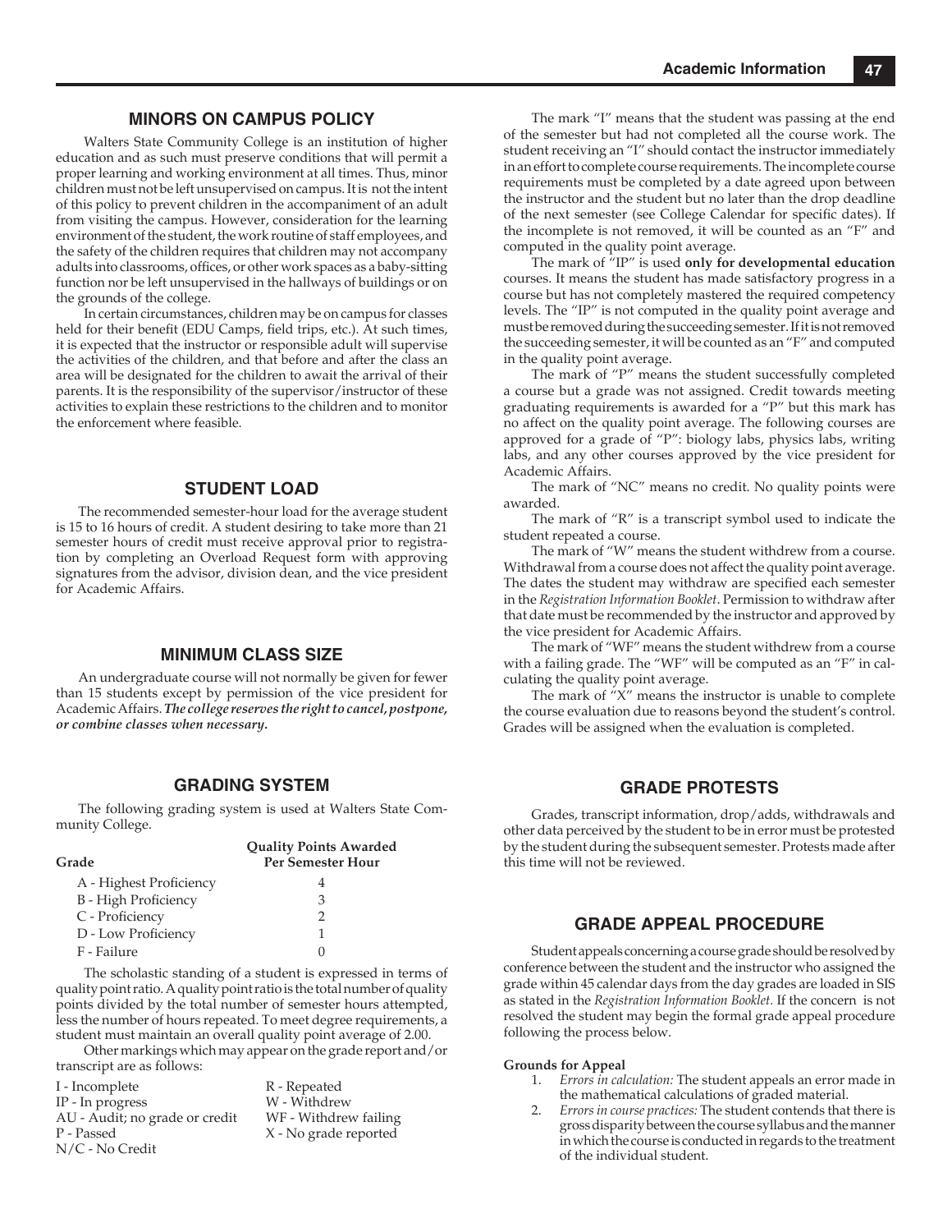## MINORS ON CAMPUS POLICY

Walters State Community College is an institution of higher education and as such must preserve conditions that will permit a proper learning and working environment at all times. Thus, minor children must not be left unsupervised on campus. It is not the intent of this policy to prevent children in the accompaniment of an adult from visiting the campus. However, consideration for the learning environment of the student, the work routine of staff employees, and the safety of the children requires that children may not accompany adults into classrooms, offices, or other work spaces as a baby-sitting function nor be left unsupervised in the hallways of buildings or on the grounds of the college.

In certain circumstances, children may be on campus for classes held for their benefit (EDU Camps, field trips, etc.). At such times, it is expected that the instructor or responsible adult will supervise the activities of the children, and that before and after the class an area will be designated for the children to await the arrival of their parents. It is the responsibility of the supervisor/instructor of these activities to explain these restrictions to the children and to monitor the enforcement where feasible.

## STUDENT LOAD

The recommended semester-hour load for the average student is 15 to 16 hours of credit. A student desiring to take more than 21 semester hours of credit must receive approval prior to registration by completing an Overload Request form with approving signatures from the advisor, division dean, and the vice president for Academic Affairs.

## MINIMUM CLASS SIZE

An undergraduate course will not normally be given for fewer than 15 students except by permission of the vice president for Academic Affairs. ***The college reserves the right to cancel, postpone, or combine classes when necessary.***

## GRADING SYSTEM

The following grading system is used at Walters State Community College.

| Grade | Quality Points Awarded Per Semester Hour |
|---|---|
| A - Highest Proficiency | 4 |
| B - High Proficiency | 3 |
| C - Proficiency | 2 |
| D - Low Proficiency | 1 |
| F - Failure | 0 |

The scholastic standing of a student is expressed in terms of quality point ratio. A quality point ratio is the total number of quality points divided by the total number of semester hours attempted, less the number of hours repeated. To meet degree requirements, a student must maintain an overall quality point average of 2.00.

Other markings which may appear on the grade report and/or transcript are as follows:

- I - Incomplete
- IP - In progress
- AU - Audit; no grade or credit
- P - Passed
- N/C - No Credit
- R - Repeated
- W - Withdrew
- WF - Withdrew failing
- X - No grade reported

The mark "I" means that the student was passing at the end of the semester but had not completed all the course work. The student receiving an "I" should contact the instructor immediately in an effort to complete course requirements. The incomplete course requirements must be completed by a date agreed upon between the instructor and the student but no later than the drop deadline of the next semester (see College Calendar for specific dates). If the incomplete is not removed, it will be counted as an "F" and computed in the quality point average.

The mark of "IP" is used **only for developmental education** courses. It means the student has made satisfactory progress in a course but has not completely mastered the required competency levels. The "IP" is not computed in the quality point average and must be removed during the succeeding semester. If it is not removed the succeeding semester, it will be counted as an "F" and computed in the quality point average.

The mark of "P" means the student successfully completed a course but a grade was not assigned. Credit towards meeting graduating requirements is awarded for a "P" but this mark has no affect on the quality point average. The following courses are approved for a grade of "P": biology labs, physics labs, writing labs, and any other courses approved by the vice president for Academic Affairs.

The mark of "NC" means no credit. No quality points were awarded.

The mark of "R" is a transcript symbol used to indicate the student repeated a course.

The mark of "W" means the student withdrew from a course. Withdrawal from a course does not affect the quality point average. The dates the student may withdraw are specified each semester in the *Registration Information Booklet*. Permission to withdraw after that date must be recommended by the instructor and approved by the vice president for Academic Affairs.

The mark of "WF" means the student withdrew from a course with a failing grade. The "WF" will be computed as an "F" in calculating the quality point average.

The mark of "X" means the instructor is unable to complete the course evaluation due to reasons beyond the student's control. Grades will be assigned when the evaluation is completed.

## GRADE PROTESTS

Grades, transcript information, drop/adds, withdrawals and other data perceived by the student to be in error must be protested by the student during the subsequent semester. Protests made after this time will not be reviewed.

## GRADE APPEAL PROCEDURE

Student appeals concerning a course grade should be resolved by conference between the student and the instructor who assigned the grade within 45 calendar days from the day grades are loaded in SIS as stated in the *Registration Information Booklet.* If the concern is not resolved the student may begin the formal grade appeal procedure following the process below.

**Grounds for Appeal**

1. *Errors in calculation:* The student appeals an error made in the mathematical calculations of graded material.
2. *Errors in course practices:* The student contends that there is gross disparity between the course syllabus and the manner in which the course is conducted in regards to the treatment of the individual student.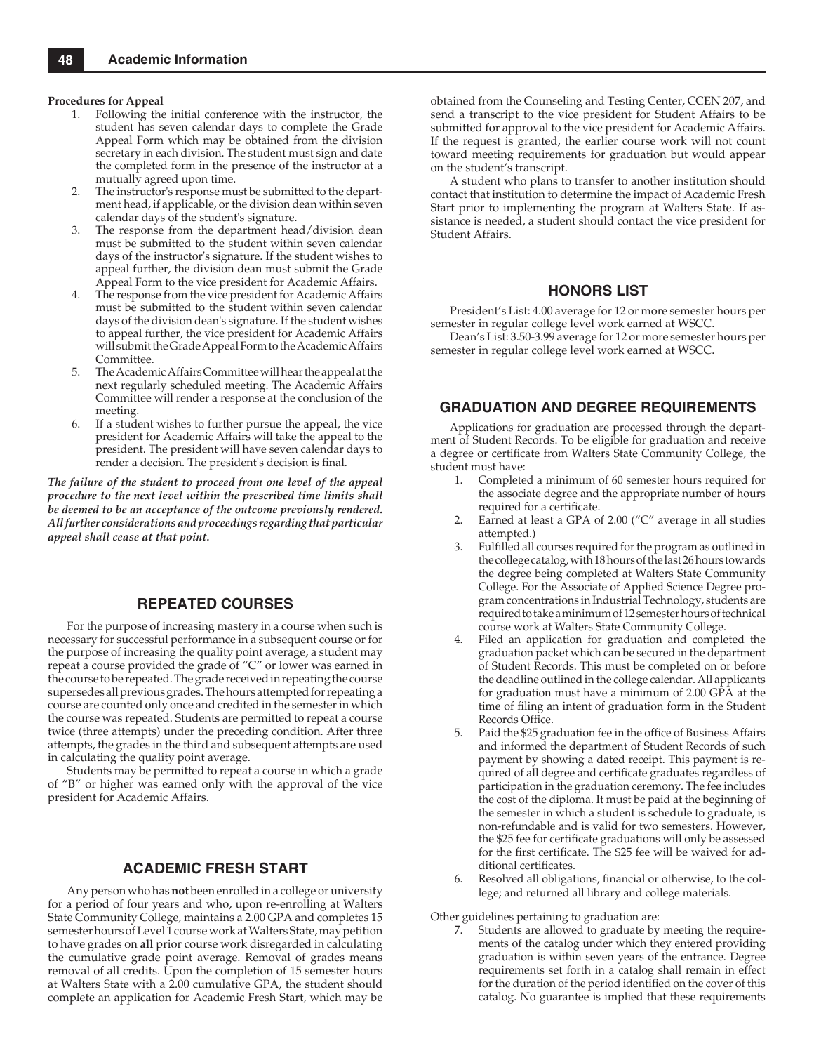**Procedures for Appeal**

1. Following the initial conference with the instructor, the student has seven calendar days to complete the Grade Appeal Form which may be obtained from the division secretary in each division. The student must sign and date the completed form in the presence of the instructor at a mutually agreed upon time.
2. The instructor's response must be submitted to the department head, if applicable, or the division dean within seven calendar days of the student's signature.
3. The response from the department head/division dean must be submitted to the student within seven calendar days of the instructor's signature. If the student wishes to appeal further, the division dean must submit the Grade Appeal Form to the vice president for Academic Affairs.
4. The response from the vice president for Academic Affairs must be submitted to the student within seven calendar days of the division dean's signature. If the student wishes to appeal further, the vice president for Academic Affairs will submit the Grade Appeal Form to the Academic Affairs Committee.
5. The Academic Affairs Committee will hear the appeal at the next regularly scheduled meeting. The Academic Affairs Committee will render a response at the conclusion of the meeting.
6. If a student wishes to further pursue the appeal, the vice president for Academic Affairs will take the appeal to the president. The president will have seven calendar days to render a decision. The president's decision is final.

***The failure of the student to proceed from one level of the appeal procedure to the next level within the prescribed time limits shall be deemed to be an acceptance of the outcome previously rendered. All further considerations and proceedings regarding that particular appeal shall cease at that point.***

## REPEATED COURSES

For the purpose of increasing mastery in a course when such is necessary for successful performance in a subsequent course or for the purpose of increasing the quality point average, a student may repeat a course provided the grade of "C" or lower was earned in the course to be repeated. The grade received in repeating the course supersedes all previous grades. The hours attempted for repeating a course are counted only once and credited in the semester in which the course was repeated. Students are permitted to repeat a course twice (three attempts) under the preceding condition. After three attempts, the grades in the third and subsequent attempts are used in calculating the quality point average.

Students may be permitted to repeat a course in which a grade of "B" or higher was earned only with the approval of the vice president for Academic Affairs.

## ACADEMIC FRESH START

Any person who has **not** been enrolled in a college or university for a period of four years and who, upon re-enrolling at Walters State Community College, maintains a 2.00 GPA and completes 15 semester hours of Level 1 course work at Walters State, may petition to have grades on **all** prior course work disregarded in calculating the cumulative grade point average. Removal of grades means removal of all credits. Upon the completion of 15 semester hours at Walters State with a 2.00 cumulative GPA, the student should complete an application for Academic Fresh Start, which may be obtained from the Counseling and Testing Center, CCEN 207, and send a transcript to the vice president for Student Affairs to be submitted for approval to the vice president for Academic Affairs. If the request is granted, the earlier course work will not count toward meeting requirements for graduation but would appear on the student's transcript.

A student who plans to transfer to another institution should contact that institution to determine the impact of Academic Fresh Start prior to implementing the program at Walters State. If assistance is needed, a student should contact the vice president for Student Affairs.

## HONORS LIST

President's List: 4.00 average for 12 or more semester hours per semester in regular college level work earned at WSCC.

Dean's List: 3.50-3.99 average for 12 or more semester hours per semester in regular college level work earned at WSCC.

## GRADUATION AND DEGREE REQUIREMENTS

Applications for graduation are processed through the department of Student Records. To be eligible for graduation and receive a degree or certificate from Walters State Community College, the student must have:

1. Completed a minimum of 60 semester hours required for the associate degree and the appropriate number of hours required for a certificate.
2. Earned at least a GPA of 2.00 ("C" average in all studies attempted.)
3. Fulfilled all courses required for the program as outlined in the college catalog, with 18 hours of the last 26 hours towards the degree being completed at Walters State Community College. For the Associate of Applied Science Degree program concentrations in Industrial Technology, students are required to take a minimum of 12 semester hours of technical course work at Walters State Community College.
4. Filed an application for graduation and completed the graduation packet which can be secured in the department of Student Records. This must be completed on or before the deadline outlined in the college calendar. All applicants for graduation must have a minimum of 2.00 GPA at the time of filing an intent of graduation form in the Student Records Office.
5. Paid the $25 graduation fee in the office of Business Affairs and informed the department of Student Records of such payment by showing a dated receipt. This payment is required of all degree and certificate graduates regardless of participation in the graduation ceremony. The fee includes the cost of the diploma. It must be paid at the beginning of the semester in which a student is schedule to graduate, is non-refundable and is valid for two semesters. However, the $25 fee for certificate graduations will only be assessed for the first certificate. The $25 fee will be waived for additional certificates.
6. Resolved all obligations, financial or otherwise, to the college; and returned all library and college materials.

Other guidelines pertaining to graduation are:

7. Students are allowed to graduate by meeting the requirements of the catalog under which they entered providing graduation is within seven years of the entrance. Degree requirements set forth in a catalog shall remain in effect for the duration of the period identified on the cover of this catalog. No guarantee is implied that these requirements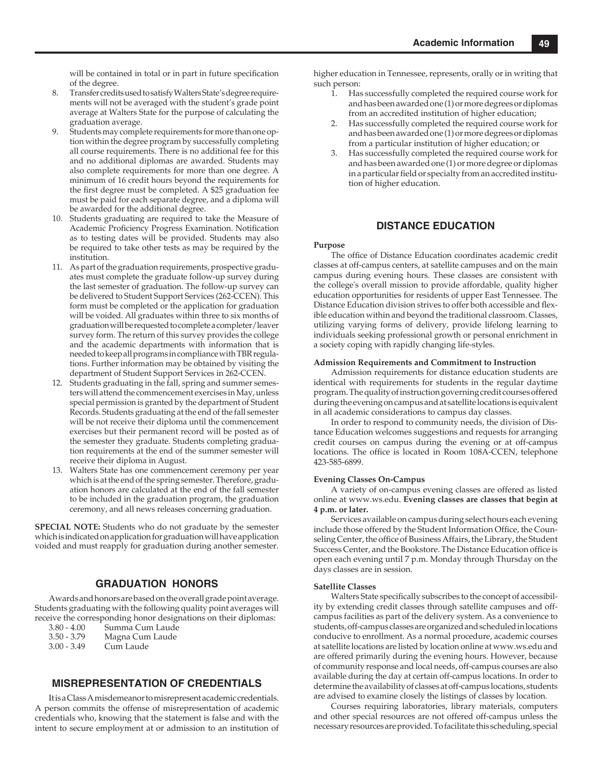will be contained in total or in part in future specification of the degree.

8. Transfer credits used to satisfy Walters State's degree requirements will not be averaged with the student's grade point average at Walters State for the purpose of calculating the graduation average.
9. Students may complete requirements for more than one option within the degree program by successfully completing all course requirements. There is no additional fee for this and no additional diplomas are awarded. Students may also complete requirements for more than one degree. A minimum of 16 credit hours beyond the requirements for the first degree must be completed. A $25 graduation fee must be paid for each separate degree, and a diploma will be awarded for the additional degree.
10. Students graduating are required to take the Measure of Academic Proficiency Progress Examination. Notification as to testing dates will be provided. Students may also be required to take other tests as may be required by the institution.
11. As part of the graduation requirements, prospective graduates must complete the graduate follow-up survey during the last semester of graduation. The follow-up survey can be delivered to Student Support Services (262-CCEN). This form must be completed or the application for graduation will be voided. All graduates within three to six months of graduation will be requested to complete a completer/leaver survey form. The return of this survey provides the college and the academic departments with information that is needed to keep all programs in compliance with TBR regulations. Further information may be obtained by visiting the department of Student Support Services in 262-CCEN.
12. Students graduating in the fall, spring and summer semesters will attend the commencement exercises in May, unless special permission is granted by the department of Student Records. Students graduating at the end of the fall semester will be not receive their diploma until the commencement exercises but their permanent record will be posted as of the semester they graduate. Students completing graduation requirements at the end of the summer semester will receive their diploma in August.
13. Walters State has one commencement ceremony per year which is at the end of the spring semester. Therefore, graduation honors are calculated at the end of the fall semester to be included in the graduation program, the graduation ceremony, and all news releases concerning graduation.

**SPECIAL NOTE:** Students who do not graduate by the semester which is indicated on application for graduation will have application voided and must reapply for graduation during another semester.

## GRADUATION HONORS

Awards and honors are based on the overall grade point average. Students graduating with the following quality point averages will receive the corresponding honor designations on their diplomas:

| | |
|---|---|
| 3.80 - 4.00 | Summa Cum Laude |
| 3.50 - 3.79 | Magna Cum Laude |
| 3.00 - 3.49 | Cum Laude |

## MISREPRESENTATION OF CREDENTIALS

It is a Class A misdemeanor to misrepresent academic credentials. A person commits the offense of misrepresentation of academic credentials who, knowing that the statement is false and with the intent to secure employment at or admission to an institution of higher education in Tennessee, represents, orally or in writing that such person:

1. Has successfully completed the required course work for and has been awarded one (1) or more degrees or diplomas from an accredited institution of higher education;
2. Has successfully completed the required course work for and has been awarded one (1) or more degrees or diplomas from a particular institution of higher education; or
3. Has successfully completed the required course work for and has been awarded one (1) or more degree or diplomas in a particular field or specialty from an accredited institution of higher education.

## DISTANCE EDUCATION

**Purpose**

The office of Distance Education coordinates academic credit classes at off-campus centers, at satellite campuses and on the main campus during evening hours. These classes are consistent with the college's overall mission to provide affordable, quality higher education opportunities for residents of upper East Tennessee. The Distance Education division strives to offer both accessible and flexible education within and beyond the traditional classroom. Classes, utilizing varying forms of delivery, provide lifelong learning to individuals seeking professional growth or personal enrichment in a society coping with rapidly changing life-styles.

**Admission Requirements and Commitment to Instruction**

Admission requirements for distance education students are identical with requirements for students in the regular daytime program. The quality of instruction governing credit courses offered during the evening on campus and at satellite locations is equivalent in all academic considerations to campus day classes.

In order to respond to community needs, the division of Distance Education welcomes suggestions and requests for arranging credit courses on campus during the evening or at off-campus locations. The office is located in Room 108A-CCEN, telephone 423-585-6899.

**Evening Classes On-Campus**

A variety of on-campus evening classes are offered as listed online at www.ws.edu. **Evening classes are classes that begin at 4 p.m. or later.**

Services available on campus during select hours each evening include those offered by the Student Information Office, the Counseling Center, the office of Business Affairs, the Library, the Student Success Center, and the Bookstore. The Distance Education office is open each evening until 7 p.m. Monday through Thursday on the days classes are in session.

**Satellite Classes**

Walters State specifically subscribes to the concept of accessibility by extending credit classes through satellite campuses and off-campus facilities as part of the delivery system. As a convenience to students, off-campus classes are organized and scheduled in locations conducive to enrollment. As a normal procedure, academic courses at satellite locations are listed by location online at www.ws.edu and are offered primarily during the evening hours. However, because of community response and local needs, off-campus courses are also available during the day at certain off-campus locations. In order to determine the availability of classes at off-campus locations, students are advised to examine closely the listings of classes by location.

Courses requiring laboratories, library materials, computers and other special resources are not offered off-campus unless the necessary resources are provided. To facilitate this scheduling, special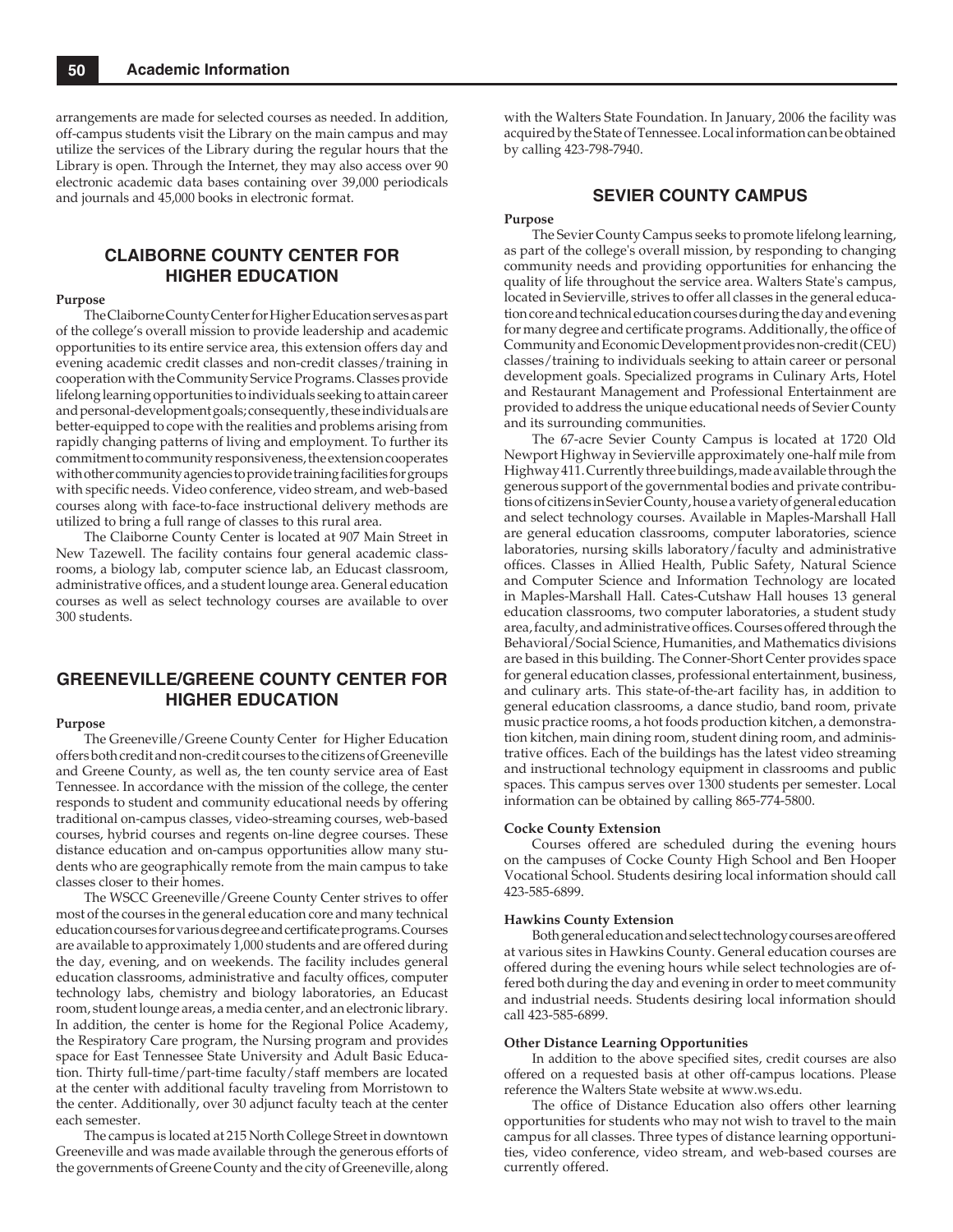arrangements are made for selected courses as needed. In addition, off-campus students visit the Library on the main campus and may utilize the services of the Library during the regular hours that the Library is open. Through the Internet, they may also access over 90 electronic academic data bases containing over 39,000 periodicals and journals and 45,000 books in electronic format.

## CLAIBORNE COUNTY CENTER FOR HIGHER EDUCATION

**Purpose**

The Claiborne County Center for Higher Education serves as part of the college's overall mission to provide leadership and academic opportunities to its entire service area, this extension offers day and evening academic credit classes and non-credit classes/training in cooperation with the Community Service Programs. Classes provide lifelong learning opportunities to individuals seeking to attain career and personal-development goals; consequently, these individuals are better-equipped to cope with the realities and problems arising from rapidly changing patterns of living and employment. To further its commitment to community responsiveness, the extension cooperates with other community agencies to provide training facilities for groups with specific needs. Video conference, video stream, and web-based courses along with face-to-face instructional delivery methods are utilized to bring a full range of classes to this rural area.

The Claiborne County Center is located at 907 Main Street in New Tazewell. The facility contains four general academic classrooms, a biology lab, computer science lab, an Educast classroom, administrative offices, and a student lounge area. General education courses as well as select technology courses are available to over 300 students.

## GREENEVILLE/GREENE COUNTY CENTER FOR HIGHER EDUCATION

**Purpose**

The Greeneville/Greene County Center for Higher Education offers both credit and non-credit courses to the citizens of Greeneville and Greene County, as well as, the ten county service area of East Tennessee. In accordance with the mission of the college, the center responds to student and community educational needs by offering traditional on-campus classes, video-streaming courses, web-based courses, hybrid courses and regents on-line degree courses. These distance education and on-campus opportunities allow many students who are geographically remote from the main campus to take classes closer to their homes.

The WSCC Greeneville/Greene County Center strives to offer most of the courses in the general education core and many technical education courses for various degree and certificate programs. Courses are available to approximately 1,000 students and are offered during the day, evening, and on weekends. The facility includes general education classrooms, administrative and faculty offices, computer technology labs, chemistry and biology laboratories, an Educast room, student lounge areas, a media center, and an electronic library. In addition, the center is home for the Regional Police Academy, the Respiratory Care program, the Nursing program and provides space for East Tennessee State University and Adult Basic Education. Thirty full-time/part-time faculty/staff members are located at the center with additional faculty traveling from Morristown to the center. Additionally, over 30 adjunct faculty teach at the center each semester.

The campus is located at 215 North College Street in downtown Greeneville and was made available through the generous efforts of the governments of Greene County and the city of Greeneville, along with the Walters State Foundation. In January, 2006 the facility was acquired by the State of Tennessee. Local information can be obtained by calling 423-798-7940.

## SEVIER COUNTY CAMPUS

**Purpose**

The Sevier County Campus seeks to promote lifelong learning, as part of the college's overall mission, by responding to changing community needs and providing opportunities for enhancing the quality of life throughout the service area. Walters State's campus, located in Sevierville, strives to offer all classes in the general education core and technical education courses during the day and evening for many degree and certificate programs. Additionally, the office of Community and Economic Development provides non-credit (CEU) classes/training to individuals seeking to attain career or personal development goals. Specialized programs in Culinary Arts, Hotel and Restaurant Management and Professional Entertainment are provided to address the unique educational needs of Sevier County and its surrounding communities.

The 67-acre Sevier County Campus is located at 1720 Old Newport Highway in Sevierville approximately one-half mile from Highway 411. Currently three buildings, made available through the generous support of the governmental bodies and private contributions of citizens in Sevier County, house a variety of general education and select technology courses. Available in Maples-Marshall Hall are general education classrooms, computer laboratories, science laboratories, nursing skills laboratory/faculty and administrative offices. Classes in Allied Health, Public Safety, Natural Science and Computer Science and Information Technology are located in Maples-Marshall Hall. Cates-Cutshaw Hall houses 13 general education classrooms, two computer laboratories, a student study area, faculty, and administrative offices. Courses offered through the Behavioral/Social Science, Humanities, and Mathematics divisions are based in this building. The Conner-Short Center provides space for general education classes, professional entertainment, business, and culinary arts. This state-of-the-art facility has, in addition to general education classrooms, a dance studio, band room, private music practice rooms, a hot foods production kitchen, a demonstration kitchen, main dining room, student dining room, and administrative offices. Each of the buildings has the latest video streaming and instructional technology equipment in classrooms and public spaces. This campus serves over 1300 students per semester. Local information can be obtained by calling 865-774-5800.

**Cocke County Extension**

Courses offered are scheduled during the evening hours on the campuses of Cocke County High School and Ben Hooper Vocational School. Students desiring local information should call 423-585-6899.

**Hawkins County Extension**

Both general education and select technology courses are offered at various sites in Hawkins County. General education courses are offered during the evening hours while select technologies are offered both during the day and evening in order to meet community and industrial needs. Students desiring local information should call 423-585-6899.

**Other Distance Learning Opportunities**

In addition to the above specified sites, credit courses are also offered on a requested basis at other off-campus locations. Please reference the Walters State website at www.ws.edu.

The office of Distance Education also offers other learning opportunities for students who may not wish to travel to the main campus for all classes. Three types of distance learning opportunities, video conference, video stream, and web-based courses are currently offered.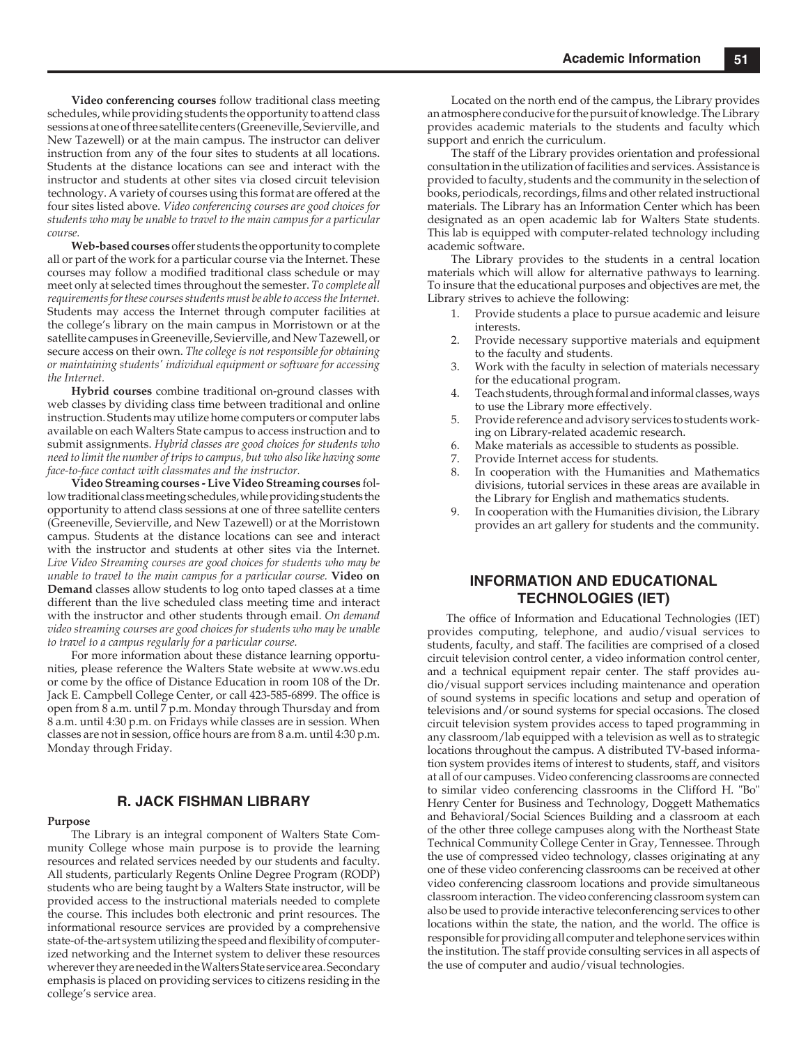**Video conferencing courses** follow traditional class meeting schedules, while providing students the opportunity to attend class sessions at one of three satellite centers (Greeneville, Sevierville, and New Tazewell) or at the main campus. The instructor can deliver instruction from any of the four sites to students at all locations. Students at the distance locations can see and interact with the instructor and students at other sites via closed circuit television technology. A variety of courses using this format are offered at the four sites listed above. *Video conferencing courses are good choices for students who may be unable to travel to the main campus for a particular course.*

**Web-based courses** offer students the opportunity to complete all or part of the work for a particular course via the Internet. These courses may follow a modified traditional class schedule or may meet only at selected times throughout the semester. *To complete all requirements for these courses students must be able to access the Internet.* Students may access the Internet through computer facilities at the college's library on the main campus in Morristown or at the satellite campuses in Greeneville, Sevierville, and New Tazewell, or secure access on their own. *The college is not responsible for obtaining or maintaining students' individual equipment or software for accessing the Internet.*

**Hybrid courses** combine traditional on-ground classes with web classes by dividing class time between traditional and online instruction. Students may utilize home computers or computer labs available on each Walters State campus to access instruction and to submit assignments. *Hybrid classes are good choices for students who need to limit the number of trips to campus, but who also like having some face-to-face contact with classmates and the instructor.*

**Video Streaming courses - Live Video Streaming courses** follow traditional class meeting schedules, while providing students the opportunity to attend class sessions at one of three satellite centers (Greeneville, Sevierville, and New Tazewell) or at the Morristown campus. Students at the distance locations can see and interact with the instructor and students at other sites via the Internet. *Live Video Streaming courses are good choices for students who may be unable to travel to the main campus for a particular course.* **Video on Demand** classes allow students to log onto taped classes at a time different than the live scheduled class meeting time and interact with the instructor and other students through email. *On demand video streaming courses are good choices for students who may be unable to travel to a campus regularly for a particular course.*

For more information about these distance learning opportunities, please reference the Walters State website at www.ws.edu or come by the office of Distance Education in room 108 of the Dr. Jack E. Campbell College Center, or call 423-585-6899. The office is open from 8 a.m. until 7 p.m. Monday through Thursday and from 8 a.m. until 4:30 p.m. on Fridays while classes are in session. When classes are not in session, office hours are from 8 a.m. until 4:30 p.m. Monday through Friday.

## R. JACK FISHMAN LIBRARY

**Purpose**

The Library is an integral component of Walters State Community College whose main purpose is to provide the learning resources and related services needed by our students and faculty. All students, particularly Regents Online Degree Program (RODP) students who are being taught by a Walters State instructor, will be provided access to the instructional materials needed to complete the course. This includes both electronic and print resources. The informational resource services are provided by a comprehensive state-of-the-art system utilizing the speed and flexibility of computerized networking and the Internet system to deliver these resources wherever they are needed in the Walters State service area. Secondary emphasis is placed on providing services to citizens residing in the college's service area.

Located on the north end of the campus, the Library provides an atmosphere conducive for the pursuit of knowledge. The Library provides academic materials to the students and faculty which support and enrich the curriculum.

The staff of the Library provides orientation and professional consultation in the utilization of facilities and services. Assistance is provided to faculty, students and the community in the selection of books, periodicals, recordings, films and other related instructional materials. The Library has an Information Center which has been designated as an open academic lab for Walters State students. This lab is equipped with computer-related technology including academic software.

The Library provides to the students in a central location materials which will allow for alternative pathways to learning. To insure that the educational purposes and objectives are met, the Library strives to achieve the following:

1. Provide students a place to pursue academic and leisure interests.
2. Provide necessary supportive materials and equipment to the faculty and students.
3. Work with the faculty in selection of materials necessary for the educational program.
4. Teach students, through formal and informal classes, ways to use the Library more effectively.
5. Provide reference and advisory services to students working on Library-related academic research.
6. Make materials as accessible to students as possible.
7. Provide Internet access for students.
8. In cooperation with the Humanities and Mathematics divisions, tutorial services in these areas are available in the Library for English and mathematics students.
9. In cooperation with the Humanities division, the Library provides an art gallery for students and the community.

## INFORMATION AND EDUCATIONAL TECHNOLOGIES (IET)

The office of Information and Educational Technologies (IET) provides computing, telephone, and audio/visual services to students, faculty, and staff. The facilities are comprised of a closed circuit television control center, a video information control center, and a technical equipment repair center. The staff provides audio/visual support services including maintenance and operation of sound systems in specific locations and setup and operation of televisions and/or sound systems for special occasions. The closed circuit television system provides access to taped programming in any classroom/lab equipped with a television as well as to strategic locations throughout the campus. A distributed TV-based information system provides items of interest to students, staff, and visitors at all of our campuses. Video conferencing classrooms are connected to similar video conferencing classrooms in the Clifford H. "Bo" Henry Center for Business and Technology, Doggett Mathematics and Behavioral/Social Sciences Building and a classroom at each of the other three college campuses along with the Northeast State Technical Community College Center in Gray, Tennessee. Through the use of compressed video technology, classes originating at any one of these video conferencing classrooms can be received at other video conferencing classroom locations and provide simultaneous classroom interaction. The video conferencing classroom system can also be used to provide interactive teleconferencing services to other locations within the state, the nation, and the world. The office is responsible for providing all computer and telephone services within the institution. The staff provide consulting services in all aspects of the use of computer and audio/visual technologies.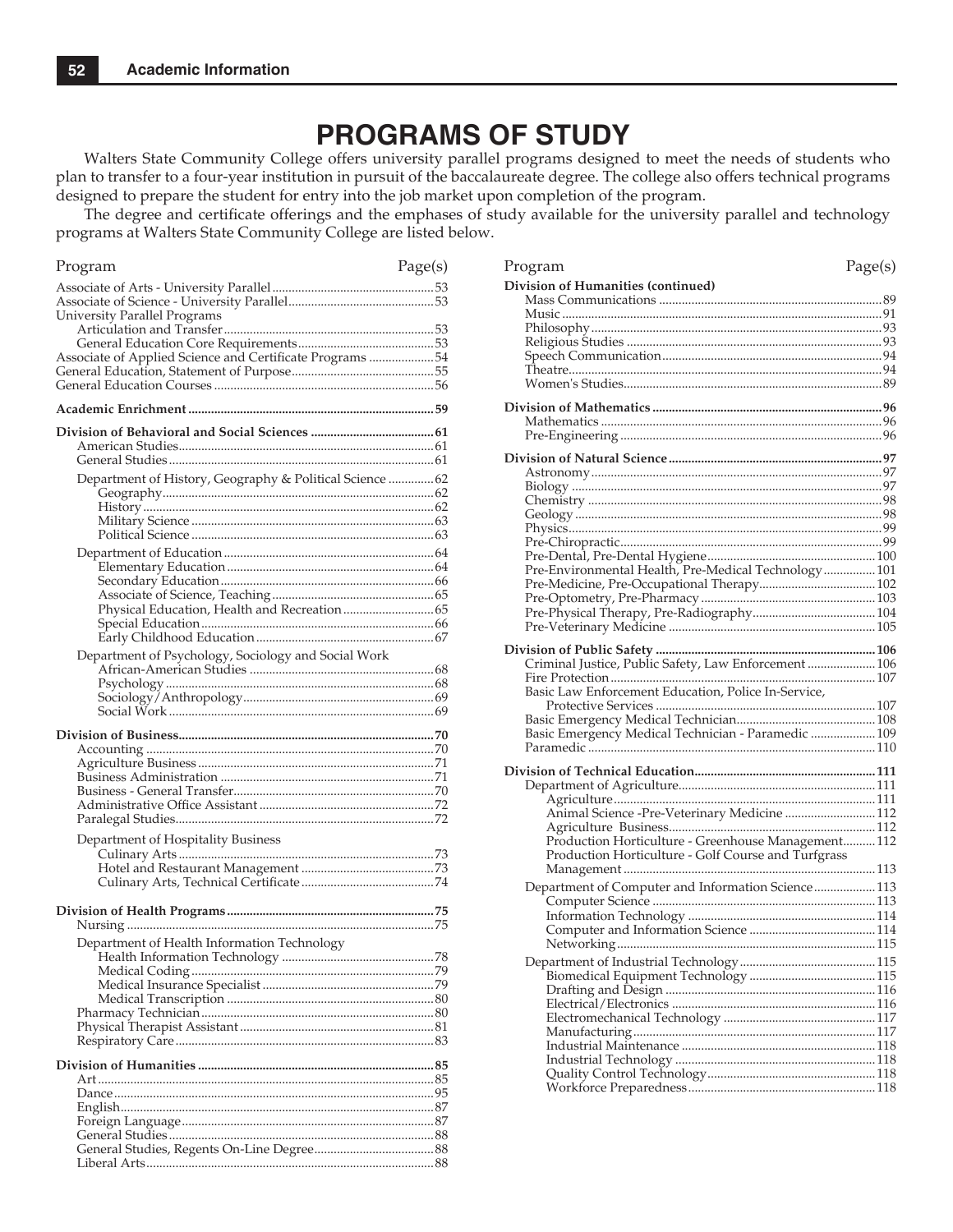# PROGRAMS OF STUDY

Walters State Community College offers university parallel programs designed to meet the needs of students who plan to transfer to a four-year institution in pursuit of the baccalaureate degree. The college also offers technical programs designed to prepare the student for entry into the job market upon completion of the program.

The degree and certificate offerings and the emphases of study available for the university parallel and technology programs at Walters State Community College are listed below.

| Program | Page(s) |
|---|---|
| Associate of Arts - University Parallel | 53 |
| Associate of Science - University Parallel | 53 |
| University Parallel Programs | |
| Articulation and Transfer | 53 |
| General Education Core Requirements | 53 |
| Associate of Applied Science and Certificate Programs | 54 |
| General Education, Statement of Purpose | 55 |
| General Education Courses | 56 |
| **Academic Enrichment** | **59** |
| **Division of Behavioral and Social Sciences** | **61** |
| American Studies | 61 |
| General Studies | 61 |
| Department of History, Geography & Political Science | 62 |
| Geography | 62 |
| History | 62 |
| Military Science | 63 |
| Political Science | 63 |
| Department of Education | 64 |
| Elementary Education | 64 |
| Secondary Education | 66 |
| Associate of Science, Teaching | 65 |
| Physical Education, Health and Recreation | 65 |
| Special Education | 66 |
| Early Childhood Education | 67 |
| Department of Psychology, Sociology and Social Work | |
| African-American Studies | 68 |
| Psychology | 68 |
| Sociology/Anthropology | 69 |
| Social Work | 69 |
| **Division of Business** | **70** |
| Accounting | 70 |
| Agriculture Business | 71 |
| Business Administration | 71 |
| Business - General Transfer | 70 |
| Administrative Office Assistant | 72 |
| Paralegal Studies | 72 |
| Department of Hospitality Business | |
| Culinary Arts | 73 |
| Hotel and Restaurant Management | 73 |
| Culinary Arts, Technical Certificate | 74 |
| **Division of Health Programs** | **75** |
| Nursing | 75 |
| Department of Health Information Technology | |
| Health Information Technology | 78 |
| Medical Coding | 79 |
| Medical Insurance Specialist | 79 |
| Medical Transcription | 80 |
| Pharmacy Technician | 80 |
| Physical Therapist Assistant | 81 |
| Respiratory Care | 83 |
| **Division of Humanities** | **85** |
| Art | 85 |
| Dance | 95 |
| English | 87 |
| Foreign Language | 87 |
| General Studies | 88 |
| General Studies, Regents On-Line Degree | 88 |
| Liberal Arts | 88 |
| **Division of Humanities (continued)** | |
| Mass Communications | 89 |
| Music | 91 |
| Philosophy | 93 |
| Religious Studies | 93 |
| Speech Communication | 94 |
| Theatre | 94 |
| Women's Studies | 89 |
| **Division of Mathematics** | **96** |
| Mathematics | 96 |
| Pre-Engineering | 96 |
| **Division of Natural Science** | **97** |
| Astronomy | 97 |
| Biology | 97 |
| Chemistry | 98 |
| Geology | 98 |
| Physics | 99 |
| Pre-Chiropractic | 99 |
| Pre-Dental, Pre-Dental Hygiene | 100 |
| Pre-Environmental Health, Pre-Medical Technology | 101 |
| Pre-Medicine, Pre-Occupational Therapy | 102 |
| Pre-Optometry, Pre-Pharmacy | 103 |
| Pre-Physical Therapy, Pre-Radiography | 104 |
| Pre-Veterinary Medicine | 105 |
| **Division of Public Safety** | **106** |
| Criminal Justice, Public Safety, Law Enforcement | 106 |
| Fire Protection | 107 |
| Basic Law Enforcement Education, Police In-Service, Protective Services | 107 |
| Basic Emergency Medical Technician | 108 |
| Basic Emergency Medical Technician - Paramedic | 109 |
| Paramedic | 110 |
| **Division of Technical Education** | **111** |
| Department of Agriculture | 111 |
| Agriculture | 111 |
| Animal Science -Pre-Veterinary Medicine | 112 |
| Agriculture Business | 112 |
| Production Horticulture - Greenhouse Management | 112 |
| Production Horticulture - Golf Course and Turfgrass Management | 113 |
| Department of Computer and Information Science | 113 |
| Computer Science | 113 |
| Information Technology | 114 |
| Computer and Information Science | 114 |
| Networking | 115 |
| Department of Industrial Technology | 115 |
| Biomedical Equipment Technology | 115 |
| Drafting and Design | 116 |
| Electrical/Electronics | 116 |
| Electromechanical Technology | 117 |
| Manufacturing | 117 |
| Industrial Maintenance | 118 |
| Industrial Technology | 118 |
| Quality Control Technology | 118 |
| Workforce Preparedness | 118 |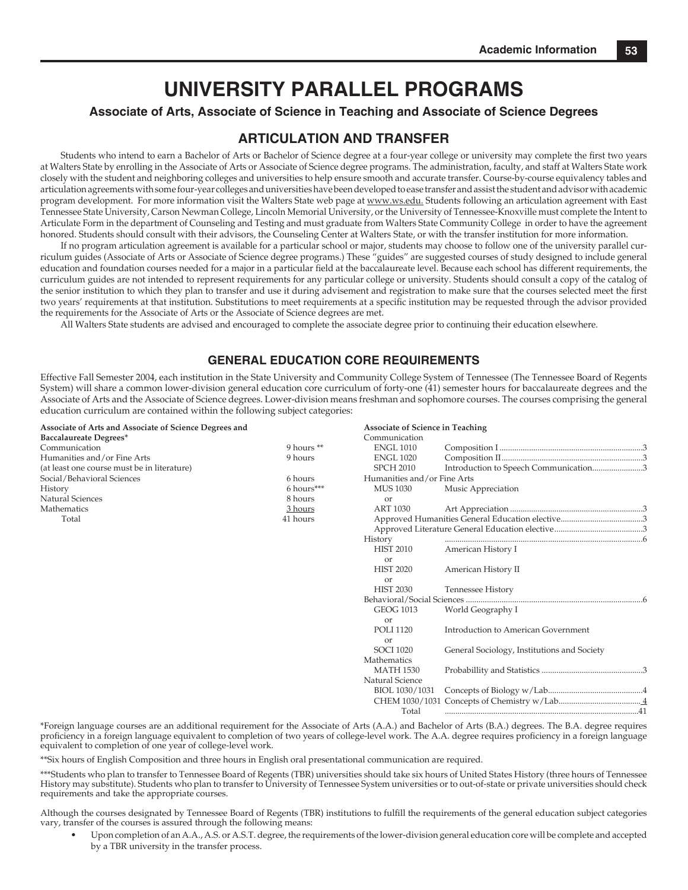# UNIVERSITY PARALLEL PROGRAMS

### Associate of Arts, Associate of Science in Teaching and Associate of Science Degrees

## ARTICULATION AND TRANSFER

Students who intend to earn a Bachelor of Arts or Bachelor of Science degree at a four-year college or university may complete the first two years at Walters State by enrolling in the Associate of Arts or Associate of Science degree programs. The administration, faculty, and staff at Walters State work closely with the student and neighboring colleges and universities to help ensure smooth and accurate transfer. Course-by-course equivalency tables and articulation agreements with some four-year colleges and universities have been developed to ease transfer and assist the student and advisor with academic program development. For more information visit the Walters State web page at www.ws.edu. Students following an articulation agreement with East Tennessee State University, Carson Newman College, Lincoln Memorial University, or the University of Tennessee-Knoxville must complete the Intent to Articulate Form in the department of Counseling and Testing and must graduate from Walters State Community College in order to have the agreement honored. Students should consult with their advisors, the Counseling Center at Walters State, or with the transfer institution for more information.

If no program articulation agreement is available for a particular school or major, students may choose to follow one of the university parallel curriculum guides (Associate of Arts or Associate of Science degree programs.) These "guides" are suggested courses of study designed to include general education and foundation courses needed for a major in a particular field at the baccalaureate level. Because each school has different requirements, the curriculum guides are not intended to represent requirements for any particular college or university. Students should consult a copy of the catalog of the senior institution to which they plan to transfer and use it during advisement and registration to make sure that the courses selected meet the first two years' requirements at that institution. Substitutions to meet requirements at a specific institution may be requested through the advisor provided the requirements for the Associate of Arts or the Associate of Science degrees are met.

All Walters State students are advised and encouraged to complete the associate degree prior to continuing their education elsewhere.

## GENERAL EDUCATION CORE REQUIREMENTS

Effective Fall Semester 2004, each institution in the State University and Community College System of Tennessee (The Tennessee Board of Regents System) will share a common lower-division general education core curriculum of forty-one (41) semester hours for baccalaureate degrees and the Associate of Arts and the Associate of Science degrees. Lower-division means freshman and sophomore courses. The courses comprising the general education curriculum are contained within the following subject categories:

**Associate of Arts and Associate of Science Degrees and Baccalaureate Degrees***

| Category | Hours |
|---|---|
| Communication | 9 hours ** |
| Humanities and/or Fine Arts (at least one course must be in literature) | 9 hours |
| Social/Behavioral Sciences | 6 hours |
| History | 6 hours*** |
| Natural Sciences | 8 hours |
| Mathematics | 3 hours |
| Total | 41 hours |

**Associate of Science in Teaching**

| Course | Title | Hours |
|---|---|---|
| **Communication** | | |
| ENGL 1010 | Composition I | 3 |
| ENGL 1020 | Composition II | 3 |
| SPCH 2010 | Introduction to Speech Communication | 3 |
| **Humanities and/or Fine Arts** | | |
| MUS 1030 | Music Appreciation | |
| or | | |
| ART 1030 | Art Appreciation | 3 |
| | Approved Humanities General Education elective | 3 |
| | Approved Literature General Education elective | 3 |
| **History** | | 6 |
| HIST 2010 | American History I | |
| or | | |
| HIST 2020 | American History II | |
| or | | |
| HIST 2030 | Tennessee History | |
| **Behavioral/Social Sciences** | | 6 |
| GEOG 1013 | World Geography I | |
| or | | |
| POLI 1120 | Introduction to American Government | |
| or | | |
| SOCI 1020 | General Sociology, Institutions and Society | |
| **Mathematics** | | |
| MATH 1530 | Probabillity and Statistics | 3 |
| **Natural Science** | | |
| BIOL 1030/1031 | Concepts of Biology w/Lab | 4 |
| CHEM 1030/1031 | Concepts of Chemistry w/Lab | 4 |
| Total | | 41 |

*Foreign language courses are an additional requirement for the Associate of Arts (A.A.) and Bachelor of Arts (B.A.) degrees. The B.A. degree requires proficiency in a foreign language equivalent to completion of two years of college-level work. The A.A. degree requires proficiency in a foreign language equivalent to completion of one year of college-level work.

**Six hours of English Composition and three hours in English oral presentational communication are required.

***Students who plan to transfer to Tennessee Board of Regents (TBR) universities should take six hours of United States History (three hours of Tennessee History may substitute). Students who plan to transfer to University of Tennessee System universities or to out-of-state or private universities should check requirements and take the appropriate courses.

Although the courses designated by Tennessee Board of Regents (TBR) institutions to fulfill the requirements of the general education subject categories vary, transfer of the courses is assured through the following means:

- Upon completion of an A.A., A.S. or A.S.T. degree, the requirements of the lower-division general education core will be complete and accepted by a TBR university in the transfer process.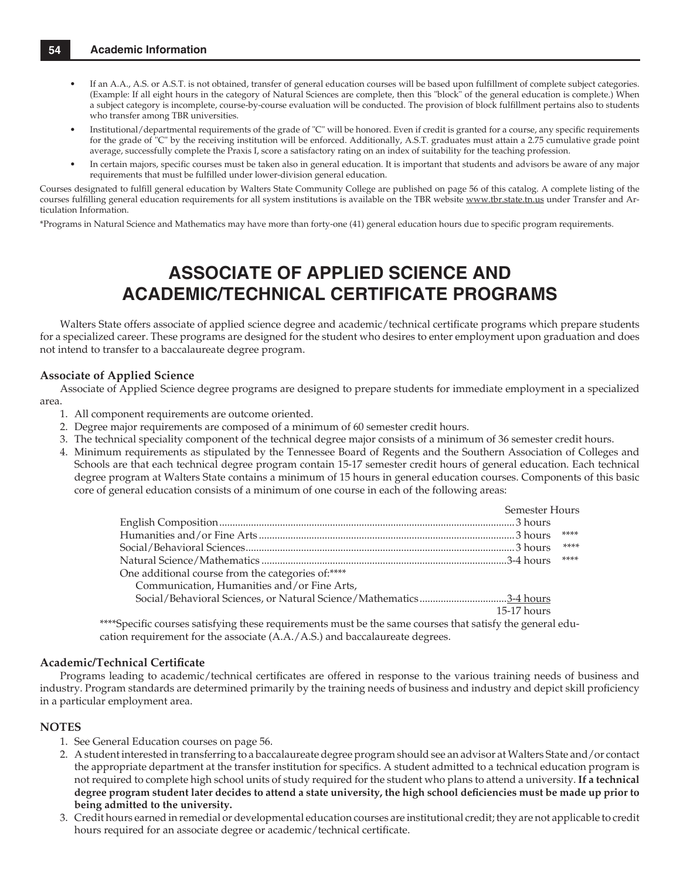- If an A.A., A.S. or A.S.T. is not obtained, transfer of general education courses will be based upon fulfillment of complete subject categories. (Example: If all eight hours in the category of Natural Sciences are complete, then this "block" of the general education is complete.) When a subject category is incomplete, course-by-course evaluation will be conducted. The provision of block fulfillment pertains also to students who transfer among TBR universities.
- Institutional/departmental requirements of the grade of "C" will be honored. Even if credit is granted for a course, any specific requirements for the grade of "C" by the receiving institution will be enforced. Additionally, A.S.T. graduates must attain a 2.75 cumulative grade point average, successfully complete the Praxis I, score a satisfactory rating on an index of suitability for the teaching profession.
- In certain majors, specific courses must be taken also in general education. It is important that students and advisors be aware of any major requirements that must be fulfilled under lower-division general education.

Courses designated to fulfill general education by Walters State Community College are published on page 56 of this catalog. A complete listing of the courses fulfilling general education requirements for all system institutions is available on the TBR website www.tbr.state.tn.us under Transfer and Articulation Information.

*Programs in Natural Science and Mathematics may have more than forty-one (41) general education hours due to specific program requirements.

# ASSOCIATE OF APPLIED SCIENCE AND ACADEMIC/TECHNICAL CERTIFICATE PROGRAMS

Walters State offers associate of applied science degree and academic/technical certificate programs which prepare students for a specialized career. These programs are designed for the student who desires to enter employment upon graduation and does not intend to transfer to a baccalaureate degree program.

### Associate of Applied Science

Associate of Applied Science degree programs are designed to prepare students for immediate employment in a specialized area.

1. All component requirements are outcome oriented.
2. Degree major requirements are composed of a minimum of 60 semester credit hours.
3. The technical speciality component of the technical degree major consists of a minimum of 36 semester credit hours.
4. Minimum requirements as stipulated by the Tennessee Board of Regents and the Southern Association of Colleges and Schools are that each technical degree program contain 15-17 semester credit hours of general education. Each technical degree program at Walters State contains a minimum of 15 hours in general education courses. Components of this basic core of general education consists of a minimum of one course in each of the following areas:

| | Semester Hours | |
|---|---|---|
| English Composition | 3 hours | |
| Humanities and/or Fine Arts | 3 hours | **** |
| Social/Behavioral Sciences | 3 hours | **** |
| Natural Science/Mathematics | 3-4 hours | **** |
| One additional course from the categories of:**** Communication, Humanities and/or Fine Arts, Social/Behavioral Sciences, or Natural Science/Mathematics | 3-4 hours | |
| | 15-17 hours | |

****Specific courses satisfying these requirements must be the same courses that satisfy the general education requirement for the associate (A.A./A.S.) and baccalaureate degrees.

### Academic/Technical Certificate

Programs leading to academic/technical certificates are offered in response to the various training needs of business and industry. Program standards are determined primarily by the training needs of business and industry and depict skill proficiency in a particular employment area.

### NOTES

1. See General Education courses on page 56.
2. A student interested in transferring to a baccalaureate degree program should see an advisor at Walters State and/or contact the appropriate department at the transfer institution for specifics. A student admitted to a technical education program is not required to complete high school units of study required for the student who plans to attend a university. **If a technical degree program student later decides to attend a state university, the high school deficiencies must be made up prior to being admitted to the university.**
3. Credit hours earned in remedial or developmental education courses are institutional credit; they are not applicable to credit hours required for an associate degree or academic/technical certificate.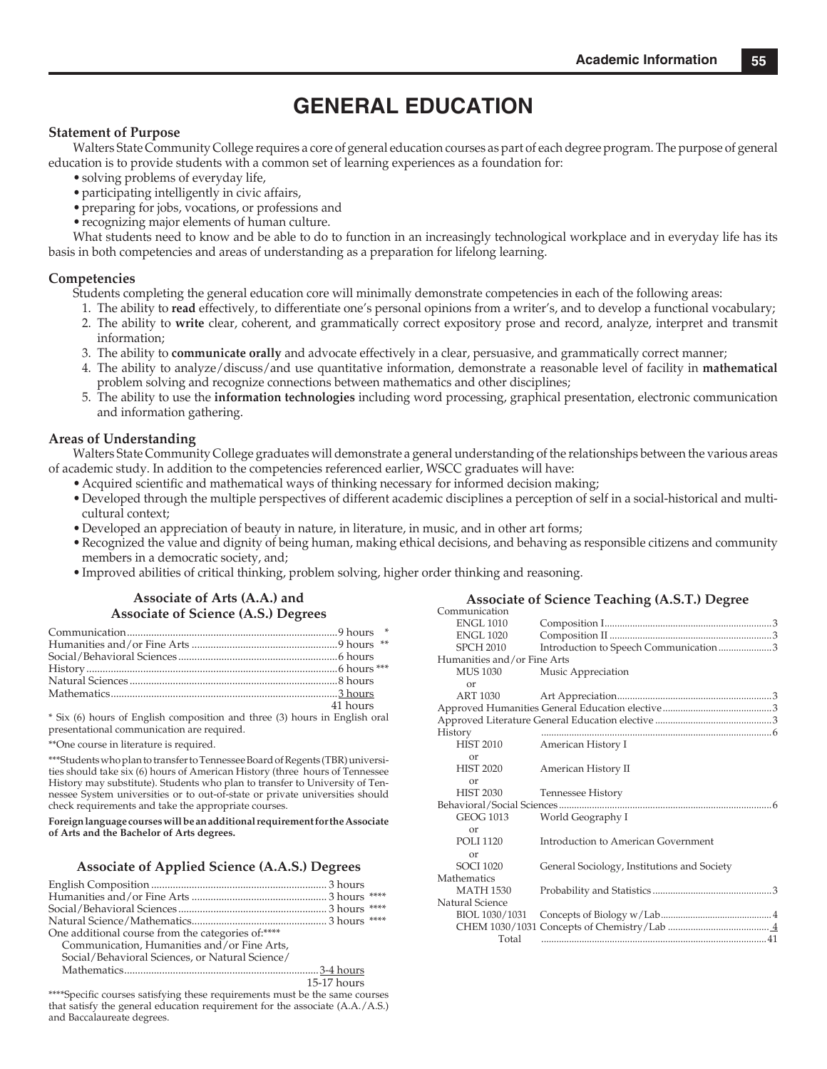# GENERAL EDUCATION

### Statement of Purpose

Walters State Community College requires a core of general education courses as part of each degree program. The purpose of general education is to provide students with a common set of learning experiences as a foundation for:

- solving problems of everyday life,
- participating intelligently in civic affairs,
- preparing for jobs, vocations, or professions and
- recognizing major elements of human culture.

What students need to know and be able to do to function in an increasingly technological workplace and in everyday life has its basis in both competencies and areas of understanding as a preparation for lifelong learning.

### Competencies

Students completing the general education core will minimally demonstrate competencies in each of the following areas:

1. The ability to **read** effectively, to differentiate one's personal opinions from a writer's, and to develop a functional vocabulary;
2. The ability to **write** clear, coherent, and grammatically correct expository prose and record, analyze, interpret and transmit information;
3. The ability to **communicate orally** and advocate effectively in a clear, persuasive, and grammatically correct manner;
4. The ability to analyze/discuss/and use quantitative information, demonstrate a reasonable level of facility in **mathematical** problem solving and recognize connections between mathematics and other disciplines;
5. The ability to use the **information technologies** including word processing, graphical presentation, electronic communication and information gathering.

### Areas of Understanding

Walters State Community College graduates will demonstrate a general understanding of the relationships between the various areas of academic study. In addition to the competencies referenced earlier, WSCC graduates will have:

- Acquired scientific and mathematical ways of thinking necessary for informed decision making;
- Developed through the multiple perspectives of different academic disciplines a perception of self in a social-historical and multi-cultural context;
- Developed an appreciation of beauty in nature, in literature, in music, and in other art forms;
- Recognized the value and dignity of being human, making ethical decisions, and behaving as responsible citizens and community members in a democratic society, and;
- Improved abilities of critical thinking, problem solving, higher order thinking and reasoning.

### Associate of Arts (A.A.) and Associate of Science (A.S.) Degrees

| Area | Hours |
|---|---|
| Communication | 9 hours * |
| Humanities and/or Fine Arts | 9 hours ** |
| Social/Behavioral Sciences | 6 hours |
| History | 6 hours *** |
| Natural Sciences | 8 hours |
| Mathematics | 3 hours |
| | 41 hours |

\* Six (6) hours of English composition and three (3) hours in English oral presentational communication are required.

\*\*One course in literature is required.

\*\*\*Students who plan to transfer to Tennessee Board of Regents (TBR) universities should take six (6) hours of American History (three hours of Tennessee History may substitute). Students who plan to transfer to University of Tennessee System universities or to out-of-state or private universities should check requirements and take the appropriate courses.

**Foreign language courses will be an additional requirement for the Associate of Arts and the Bachelor of Arts degrees.**

### Associate of Applied Science (A.A.S.) Degrees

| Area | Hours |
|---|---|
| English Composition | 3 hours |
| Humanities and/or Fine Arts | 3 hours **** |
| Social/Behavioral Sciences | 3 hours **** |
| Natural Science/Mathematics | 3 hours **** |
| One additional course from the categories of:**** Communication, Humanities and/or Fine Arts, Social/Behavioral Sciences, or Natural Science/ Mathematics | 3-4 hours |
| | 15-17 hours |

\*\*\*\*Specific courses satisfying these requirements must be the same courses that satisfy the general education requirement for the associate (A.A./A.S.) and Baccalaureate degrees.

### Associate of Science Teaching (A.S.T.) Degree

| Course | Title | Hours |
|---|---|---|
| **Communication** | | |
| ENGL 1010 | Composition I | 3 |
| ENGL 1020 | Composition II | 3 |
| SPCH 2010 | Introduction to Speech Communication | 3 |
| **Humanities and/or Fine Arts** | | |
| MUS 1030 | Music Appreciation | |
| or | | |
| ART 1030 | Art Appreciation | 3 |
| Approved Humanities General Education elective | | 3 |
| Approved Literature General Education elective | | 3 |
| **History** | | 6 |
| HIST 2010 | American History I | |
| or | | |
| HIST 2020 | American History II | |
| or | | |
| HIST 2030 | Tennessee History | |
| **Behavioral/Social Sciences** | | 6 |
| GEOG 1013 | World Geography I | |
| or | | |
| POLI 1120 | Introduction to American Government | |
| or | | |
| SOCI 1020 | General Sociology, Institutions and Society | |
| **Mathematics** | | |
| MATH 1530 | Probability and Statistics | 3 |
| **Natural Science** | | |
| BIOL 1030/1031 | Concepts of Biology w/Lab | 4 |
| CHEM 1030/1031 | Concepts of Chemistry/Lab | 4 |
| Total | | 41 |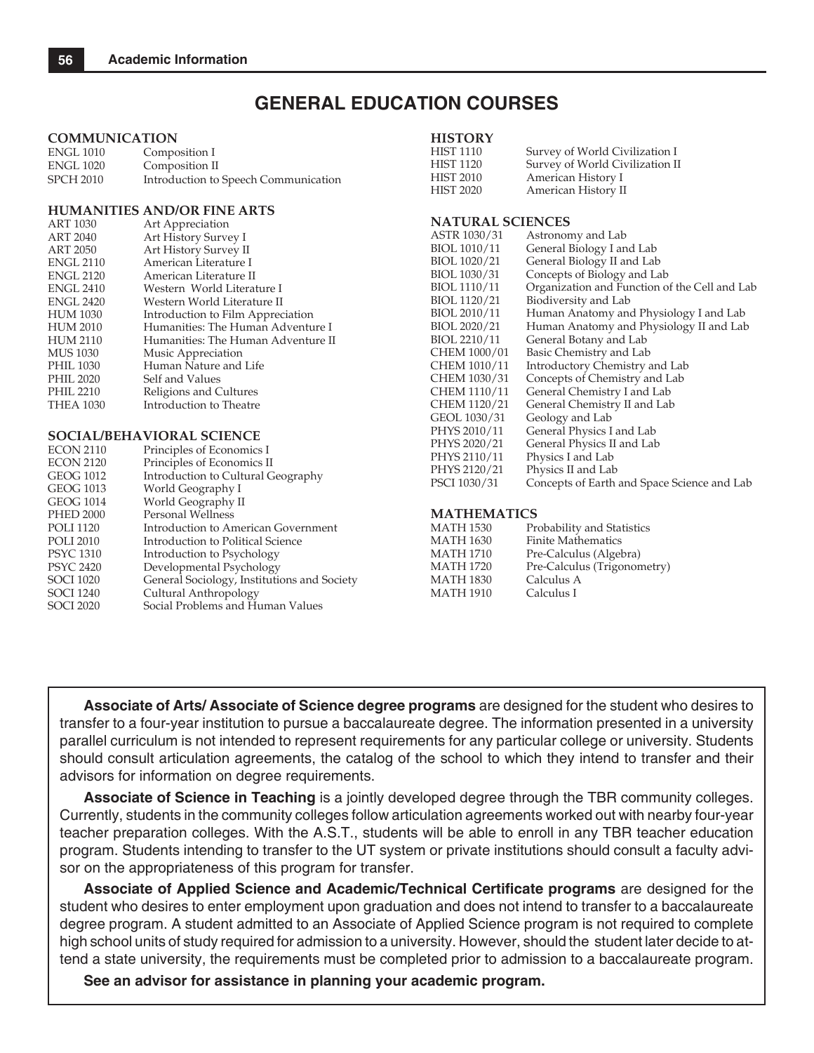# GENERAL EDUCATION COURSES

### COMMUNICATION

| | |
|---|---|
| ENGL 1010 | Composition I |
| ENGL 1020 | Composition II |
| SPCH 2010 | Introduction to Speech Communication |

### HUMANITIES AND/OR FINE ARTS

| | |
|---|---|
| ART 1030 | Art Appreciation |
| ART 2040 | Art History Survey I |
| ART 2050 | Art History Survey II |
| ENGL 2110 | American Literature I |
| ENGL 2120 | American Literature II |
| ENGL 2410 | Western World Literature I |
| ENGL 2420 | Western World Literature II |
| HUM 1030 | Introduction to Film Appreciation |
| HUM 2010 | Humanities: The Human Adventure I |
| HUM 2110 | Humanities: The Human Adventure II |
| MUS 1030 | Music Appreciation |
| PHIL 1030 | Human Nature and Life |
| PHIL 2020 | Self and Values |
| PHIL 2210 | Religions and Cultures |
| THEA 1030 | Introduction to Theatre |

### SOCIAL/BEHAVIORAL SCIENCE

| | |
|---|---|
| ECON 2110 | Principles of Economics I |
| ECON 2120 | Principles of Economics II |
| GEOG 1012 | Introduction to Cultural Geography |
| GEOG 1013 | World Geography I |
| GEOG 1014 | World Geography II |
| PHED 2000 | Personal Wellness |
| POLI 1120 | Introduction to American Government |
| POLI 2010 | Introduction to Political Science |
| PSYC 1310 | Introduction to Psychology |
| PSYC 2420 | Developmental Psychology |
| SOCI 1020 | General Sociology, Institutions and Society |
| SOCI 1240 | Cultural Anthropology |
| SOCI 2020 | Social Problems and Human Values |

### HISTORY

| | |
|---|---|
| HIST 1110 | Survey of World Civilization I |
| HIST 1120 | Survey of World Civilization II |
| HIST 2010 | American History I |
| HIST 2020 | American History II |

### NATURAL SCIENCES

| | |
|---|---|
| ASTR 1030/31 | Astronomy and Lab |
| BIOL 1010/11 | General Biology I and Lab |
| BIOL 1020/21 | General Biology II and Lab |
| BIOL 1030/31 | Concepts of Biology and Lab |
| BIOL 1110/11 | Organization and Function of the Cell and Lab |
| BIOL 1120/21 | Biodiversity and Lab |
| BIOL 2010/11 | Human Anatomy and Physiology I and Lab |
| BIOL 2020/21 | Human Anatomy and Physiology II and Lab |
| BIOL 2210/11 | General Botany and Lab |
| CHEM 1000/01 | Basic Chemistry and Lab |
| CHEM 1010/11 | Introductory Chemistry and Lab |
| CHEM 1030/31 | Concepts of Chemistry and Lab |
| CHEM 1110/11 | General Chemistry I and Lab |
| CHEM 1120/21 | General Chemistry II and Lab |
| GEOL 1030/31 | Geology and Lab |
| PHYS 2010/11 | General Physics I and Lab |
| PHYS 2020/21 | General Physics II and Lab |
| PHYS 2110/11 | Physics I and Lab |
| PHYS 2120/21 | Physics II and Lab |
| PSCI 1030/31 | Concepts of Earth and Space Science and Lab |

### MATHEMATICS

| | |
|---|---|
| MATH 1530 | Probability and Statistics |
| MATH 1630 | Finite Mathematics |
| MATH 1710 | Pre-Calculus (Algebra) |
| MATH 1720 | Pre-Calculus (Trigonometry) |
| MATH 1830 | Calculus A |
| MATH 1910 | Calculus I |

**Associate of Arts/ Associate of Science degree programs** are designed for the student who desires to transfer to a four-year institution to pursue a baccalaureate degree. The information presented in a university parallel curriculum is not intended to represent requirements for any particular college or university. Students should consult articulation agreements, the catalog of the school to which they intend to transfer and their advisors for information on degree requirements.

**Associate of Science in Teaching** is a jointly developed degree through the TBR community colleges. Currently, students in the community colleges follow articulation agreements worked out with nearby four-year teacher preparation colleges. With the A.S.T., students will be able to enroll in any TBR teacher education program. Students intending to transfer to the UT system or private institutions should consult a faculty advisor on the appropriateness of this program for transfer.

**Associate of Applied Science and Academic/Technical Certificate programs** are designed for the student who desires to enter employment upon graduation and does not intend to transfer to a baccalaureate degree program. A student admitted to an Associate of Applied Science program is not required to complete high school units of study required for admission to a university. However, should the student later decide to attend a state university, the requirements must be completed prior to admission to a baccalaureate program.

**See an advisor for assistance in planning your academic program.**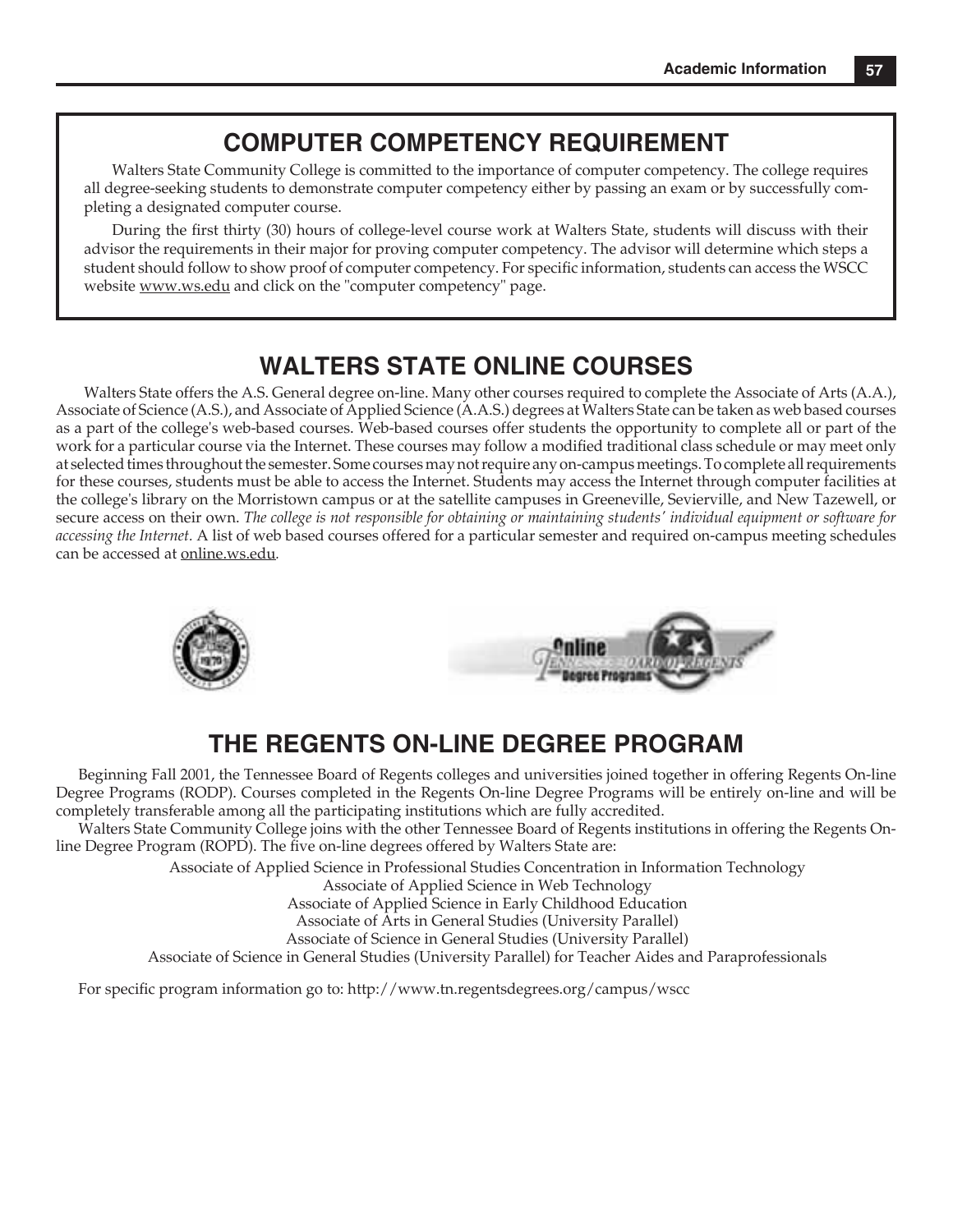## COMPUTER COMPETENCY REQUIREMENT

Walters State Community College is committed to the importance of computer competency. The college requires all degree-seeking students to demonstrate computer competency either by passing an exam or by successfully completing a designated computer course.

During the first thirty (30) hours of college-level course work at Walters State, students will discuss with their advisor the requirements in their major for proving computer competency. The advisor will determine which steps a student should follow to show proof of computer competency. For specific information, students can access the WSCC website www.ws.edu and click on the "computer competency" page.

## WALTERS STATE ONLINE COURSES

Walters State offers the A.S. General degree on-line. Many other courses required to complete the Associate of Arts (A.A.), Associate of Science (A.S.), and Associate of Applied Science (A.A.S.) degrees at Walters State can be taken as web based courses as a part of the college's web-based courses. Web-based courses offer students the opportunity to complete all or part of the work for a particular course via the Internet. These courses may follow a modified traditional class schedule or may meet only at selected times throughout the semester. Some courses may not require any on-campus meetings. To complete all requirements for these courses, students must be able to access the Internet. Students may access the Internet through computer facilities at the college's library on the Morristown campus or at the satellite campuses in Greeneville, Sevierville, and New Tazewell, or secure access on their own. *The college is not responsible for obtaining or maintaining students' individual equipment or software for accessing the Internet.* A list of web based courses offered for a particular semester and required on-campus meeting schedules can be accessed at online.ws.edu.

## THE REGENTS ON-LINE DEGREE PROGRAM

Beginning Fall 2001, the Tennessee Board of Regents colleges and universities joined together in offering Regents On-line Degree Programs (RODP). Courses completed in the Regents On-line Degree Programs will be entirely on-line and will be completely transferable among all the participating institutions which are fully accredited.

Walters State Community College joins with the other Tennessee Board of Regents institutions in offering the Regents Online Degree Program (ROPD). The five on-line degrees offered by Walters State are:

Associate of Applied Science in Professional Studies Concentration in Information Technology
Associate of Applied Science in Web Technology
Associate of Applied Science in Early Childhood Education
Associate of Arts in General Studies (University Parallel)
Associate of Science in General Studies (University Parallel)
Associate of Science in General Studies (University Parallel) for Teacher Aides and Paraprofessionals

For specific program information go to: http://www.tn.regentsdegrees.org/campus/wscc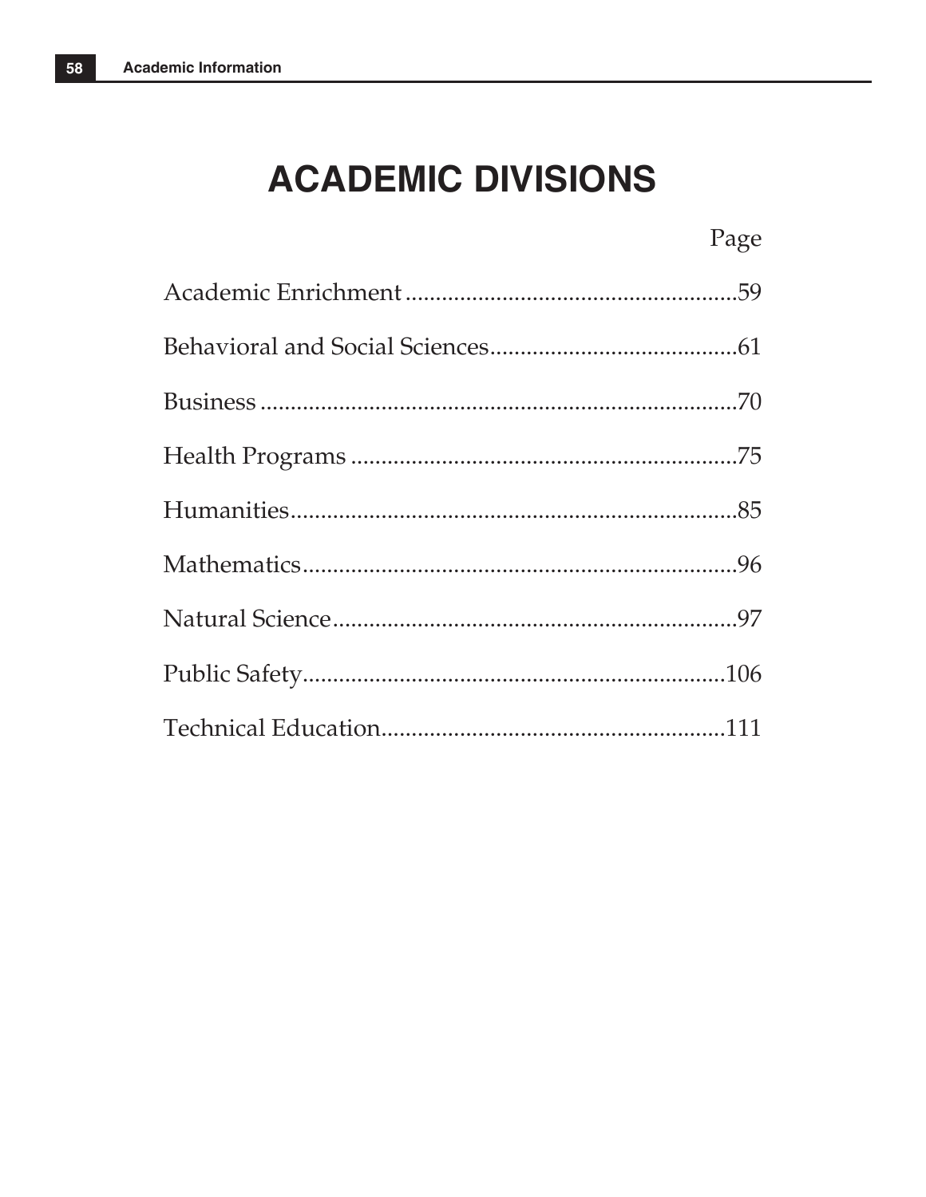# ACADEMIC DIVISIONS

| | Page |
|---|---|
| Academic Enrichment | 59 |
| Behavioral and Social Sciences | 61 |
| Business | 70 |
| Health Programs | 75 |
| Humanities | 85 |
| Mathematics | 96 |
| Natural Science | 97 |
| Public Safety | 106 |
| Technical Education | 111 |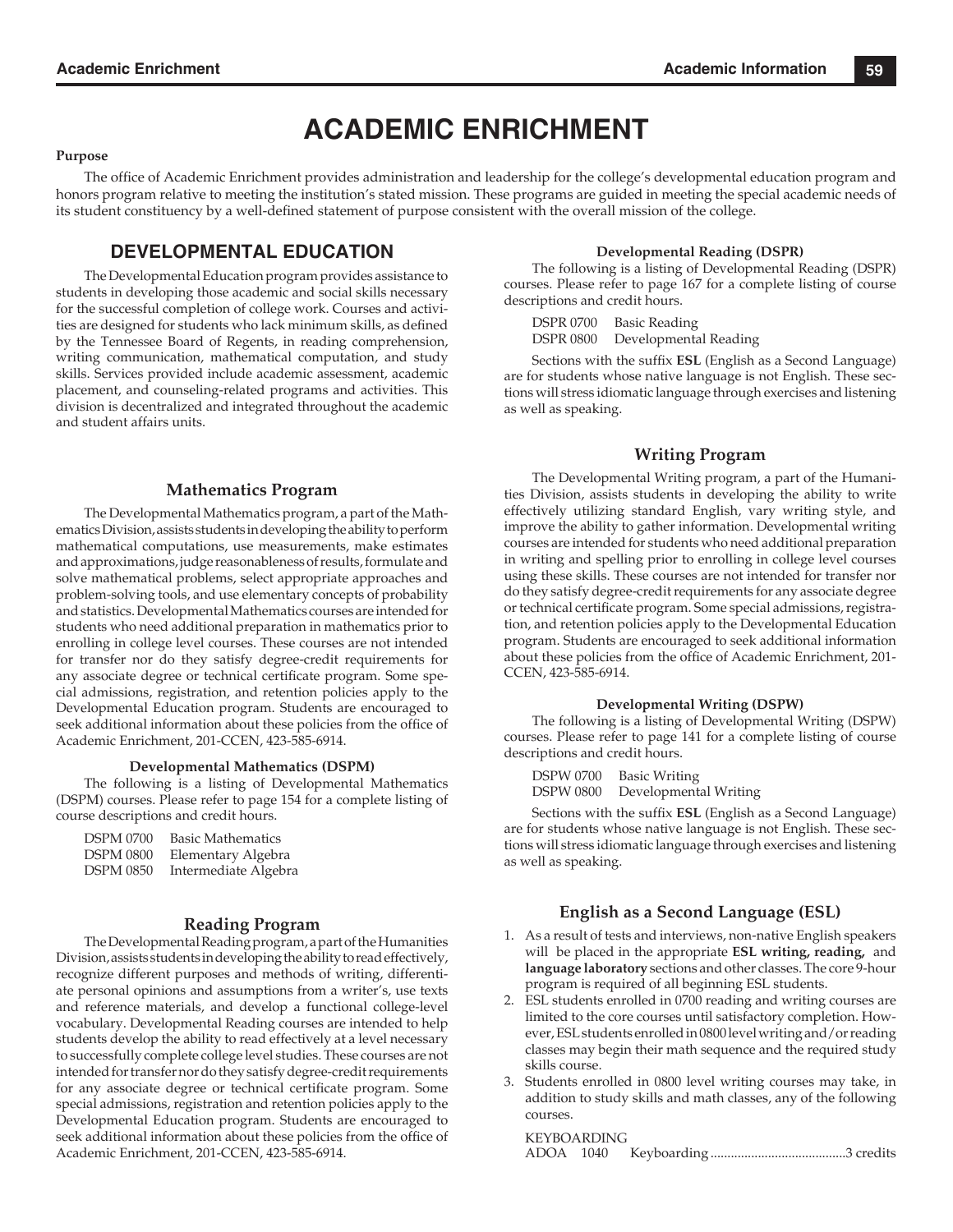# ACADEMIC ENRICHMENT

**Purpose**

The office of Academic Enrichment provides administration and leadership for the college's developmental education program and honors program relative to meeting the institution's stated mission. These programs are guided in meeting the special academic needs of its student constituency by a well-defined statement of purpose consistent with the overall mission of the college.

## DEVELOPMENTAL EDUCATION

The Developmental Education program provides assistance to students in developing those academic and social skills necessary for the successful completion of college work. Courses and activities are designed for students who lack minimum skills, as defined by the Tennessee Board of Regents, in reading comprehension, writing communication, mathematical computation, and study skills. Services provided include academic assessment, academic placement, and counseling-related programs and activities. This division is decentralized and integrated throughout the academic and student affairs units.

### Mathematics Program

The Developmental Mathematics program, a part of the Mathematics Division, assists students in developing the ability to perform mathematical computations, use measurements, make estimates and approximations, judge reasonableness of results, formulate and solve mathematical problems, select appropriate approaches and problem-solving tools, and use elementary concepts of probability and statistics. Developmental Mathematics courses are intended for students who need additional preparation in mathematics prior to enrolling in college level courses. These courses are not intended for transfer nor do they satisfy degree-credit requirements for any associate degree or technical certificate program. Some special admissions, registration, and retention policies apply to the Developmental Education program. Students are encouraged to seek additional information about these policies from the office of Academic Enrichment, 201-CCEN, 423-585-6914.

**Developmental Mathematics (DSPM)**

The following is a listing of Developmental Mathematics (DSPM) courses. Please refer to page 154 for a complete listing of course descriptions and credit hours.

DSPM 0700 Basic Mathematics
DSPM 0800 Elementary Algebra
DSPM 0850 Intermediate Algebra

### Reading Program

The Developmental Reading program, a part of the Humanities Division, assists students in developing the ability to read effectively, recognize different purposes and methods of writing, differentiate personal opinions and assumptions from a writer's, use texts and reference materials, and develop a functional college-level vocabulary. Developmental Reading courses are intended to help students develop the ability to read effectively at a level necessary to successfully complete college level studies. These courses are not intended for transfer nor do they satisfy degree-credit requirements for any associate degree or technical certificate program. Some special admissions, registration and retention policies apply to the Developmental Education program. Students are encouraged to seek additional information about these policies from the office of Academic Enrichment, 201-CCEN, 423-585-6914.

**Developmental Reading (DSPR)**

The following is a listing of Developmental Reading (DSPR) courses. Please refer to page 167 for a complete listing of course descriptions and credit hours.

DSPR 0700 Basic Reading
DSPR 0800 Developmental Reading

Sections with the suffix **ESL** (English as a Second Language) are for students whose native language is not English. These sections will stress idiomatic language through exercises and listening as well as speaking.

### Writing Program

The Developmental Writing program, a part of the Humanities Division, assists students in developing the ability to write effectively utilizing standard English, vary writing style, and improve the ability to gather information. Developmental writing courses are intended for students who need additional preparation in writing and spelling prior to enrolling in college level courses using these skills. These courses are not intended for transfer nor do they satisfy degree-credit requirements for any associate degree or technical certificate program. Some special admissions, registration, and retention policies apply to the Developmental Education program. Students are encouraged to seek additional information about these policies from the office of Academic Enrichment, 201-CCEN, 423-585-6914.

**Developmental Writing (DSPW)**

The following is a listing of Developmental Writing (DSPW) courses. Please refer to page 141 for a complete listing of course descriptions and credit hours.

DSPW 0700 Basic Writing
DSPW 0800 Developmental Writing

Sections with the suffix **ESL** (English as a Second Language) are for students whose native language is not English. These sections will stress idiomatic language through exercises and listening as well as speaking.

### English as a Second Language (ESL)

1. As a result of tests and interviews, non-native English speakers will be placed in the appropriate **ESL writing, reading,** and **language laboratory** sections and other classes. The core 9-hour program is required of all beginning ESL students.
2. ESL students enrolled in 0700 reading and writing courses are limited to the core courses until satisfactory completion. However, ESL students enrolled in 0800 level writing and/or reading classes may begin their math sequence and the required study skills course.
3. Students enrolled in 0800 level writing courses may take, in addition to study skills and math classes, any of the following courses.

   KEYBOARDING
   ADOA 1040 Keyboarding ........................................3 credits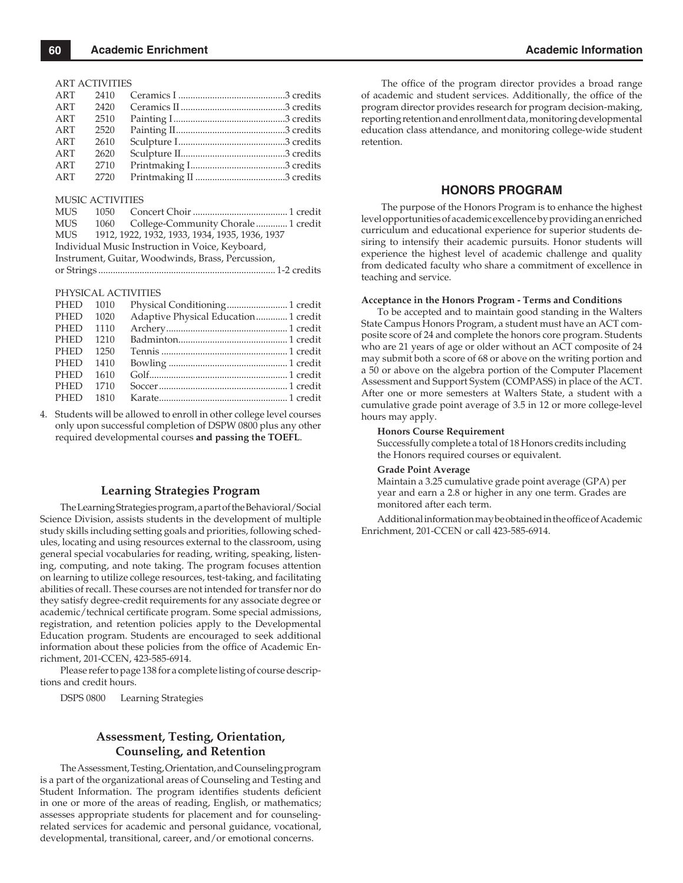ART ACTIVITIES

| | | | |
|---|---|---|---|
| ART | 2410 | Ceramics I | 3 credits |
| ART | 2420 | Ceramics II | 3 credits |
| ART | 2510 | Painting I | 3 credits |
| ART | 2520 | Painting II | 3 credits |
| ART | 2610 | Sculpture I | 3 credits |
| ART | 2620 | Sculpture II | 3 credits |
| ART | 2710 | Printmaking I | 3 credits |
| ART | 2720 | Printmaking II | 3 credits |

MUSIC ACTIVITIES

| | | | |
|---|---|---|---|
| MUS | 1050 | Concert Choir | 1 credit |
| MUS | 1060 | College-Community Chorale | 1 credit |
| MUS | 1912, 1922, 1932, 1933, 1934, 1935, 1936, 1937 | | |

Individual Music Instruction in Voice, Keyboard, Instrument, Guitar, Woodwinds, Brass, Percussion, or Strings ........ 1-2 credits

PHYSICAL ACTIVITIES

| | | | |
|---|---|---|---|
| PHED | 1010 | Physical Conditioning | 1 credit |
| PHED | 1020 | Adaptive Physical Education | 1 credit |
| PHED | 1110 | Archery | 1 credit |
| PHED | 1210 | Badminton | 1 credit |
| PHED | 1250 | Tennis | 1 credit |
| PHED | 1410 | Bowling | 1 credit |
| PHED | 1610 | Golf | 1 credit |
| PHED | 1710 | Soccer | 1 credit |
| PHED | 1810 | Karate | 1 credit |

4. Students will be allowed to enroll in other college level courses only upon successful completion of DSPW 0800 plus any other required developmental courses **and passing the TOEFL**.

## Learning Strategies Program

The Learning Strategies program, a part of the Behavioral/Social Science Division, assists students in the development of multiple study skills including setting goals and priorities, following schedules, locating and using resources external to the classroom, using general special vocabularies for reading, writing, speaking, listening, computing, and note taking. The program focuses attention on learning to utilize college resources, test-taking, and facilitating abilities of recall. These courses are not intended for transfer nor do they satisfy degree-credit requirements for any associate degree or academic/technical certificate program. Some special admissions, registration, and retention policies apply to the Developmental Education program. Students are encouraged to seek additional information about these policies from the office of Academic Enrichment, 201-CCEN, 423-585-6914.

Please refer to page 138 for a complete listing of course descriptions and credit hours.

DSPS 0800 Learning Strategies

## Assessment, Testing, Orientation, Counseling, and Retention

The Assessment, Testing, Orientation, and Counseling program is a part of the organizational areas of Counseling and Testing and Student Information. The program identifies students deficient in one or more of the areas of reading, English, or mathematics; assesses appropriate students for placement and for counseling-related services for academic and personal guidance, vocational, developmental, transitional, career, and/or emotional concerns.

The office of the program director provides a broad range of academic and student services. Additionally, the office of the program director provides research for program decision-making, reporting retention and enrollment data, monitoring developmental education class attendance, and monitoring college-wide student retention.

## HONORS PROGRAM

The purpose of the Honors Program is to enhance the highest level opportunities of academic excellence by providing an enriched curriculum and educational experience for superior students desiring to intensify their academic pursuits. Honor students will experience the highest level of academic challenge and quality from dedicated faculty who share a commitment of excellence in teaching and service.

**Acceptance in the Honors Program - Terms and Conditions**

To be accepted and to maintain good standing in the Walters State Campus Honors Program, a student must have an ACT composite score of 24 and complete the honors core program. Students who are 21 years of age or older without an ACT composite of 24 may submit both a score of 68 or above on the writing portion and a 50 or above on the algebra portion of the Computer Placement Assessment and Support System (COMPASS) in place of the ACT. After one or more semesters at Walters State, a student with a cumulative grade point average of 3.5 in 12 or more college-level hours may apply.

**Honors Course Requirement**

Successfully complete a total of 18 Honors credits including the Honors required courses or equivalent.

**Grade Point Average**

Maintain a 3.25 cumulative grade point average (GPA) per year and earn a 2.8 or higher in any one term. Grades are monitored after each term.

Additional information may be obtained in the office of Academic Enrichment, 201-CCEN or call 423-585-6914.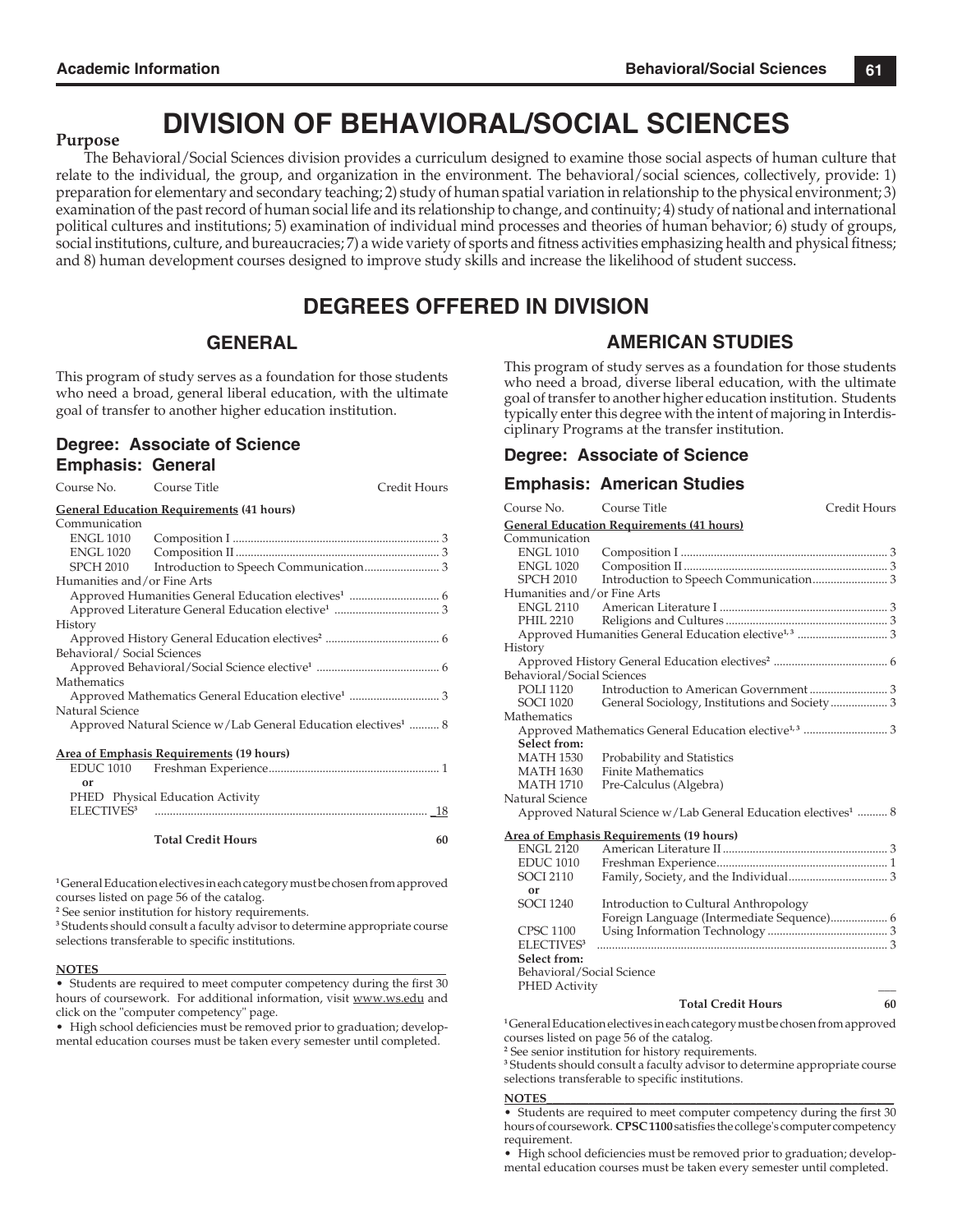# DIVISION OF BEHAVIORAL/SOCIAL SCIENCES

**Purpose**

The Behavioral/Social Sciences division provides a curriculum designed to examine those social aspects of human culture that relate to the individual, the group, and organization in the environment. The behavioral/social sciences, collectively, provide: 1) preparation for elementary and secondary teaching; 2) study of human spatial variation in relationship to the physical environment; 3) examination of the past record of human social life and its relationship to change, and continuity; 4) study of national and international political cultures and institutions; 5) examination of individual mind processes and theories of human behavior; 6) study of groups, social institutions, culture, and bureaucracies; 7) a wide variety of sports and fitness activities emphasizing health and physical fitness; and 8) human development courses designed to improve study skills and increase the likelihood of student success.

## DEGREES OFFERED IN DIVISION

### GENERAL

This program of study serves as a foundation for those students who need a broad, general liberal education, with the ultimate goal of transfer to another higher education institution.

#### Degree: Associate of Science
#### Emphasis: General

| Course No. | Course Title | Credit Hours |
|---|---|---|
| **General Education Requirements (41 hours)** | | |
| Communication | | |
| ENGL 1010 | Composition I | 3 |
| ENGL 1020 | Composition II | 3 |
| SPCH 2010 | Introduction to Speech Communication | 3 |
| Humanities and/or Fine Arts | | |
| | Approved Humanities General Education electives[1] | 6 |
| | Approved Literature General Education elective[1] | 3 |
| History | | |
| | Approved History General Education electives[2] | 6 |
| Behavioral/ Social Sciences | | |
| | Approved Behavioral/Social Science elective[1] | 6 |
| Mathematics | | |
| | Approved Mathematics General Education elective[1] | 3 |
| Natural Science | | |
| | Approved Natural Science w/Lab General Education electives[1] | 8 |
| **Area of Emphasis Requirements (19 hours)** | | |
| EDUC 1010 | Freshman Experience | 1 |
| **or** | | |
| PHED | Physical Education Activity | |
| ELECTIVES[3] | | 18 |
| | **Total Credit Hours** | **60** |

[1] General Education electives in each category must be chosen from approved courses listed on page 56 of the catalog.
[2] See senior institution for history requirements.
[3] Students should consult a faculty advisor to determine appropriate course selections transferable to specific institutions.

**NOTES**

- Students are required to meet computer competency during the first 30 hours of coursework. For additional information, visit www.ws.edu and click on the "computer competency" page.
- High school deficiencies must be removed prior to graduation; developmental education courses must be taken every semester until completed.

### AMERICAN STUDIES

This program of study serves as a foundation for those students who need a broad, diverse liberal education, with the ultimate goal of transfer to another higher education institution. Students typically enter this degree with the intent of majoring in Interdisciplinary Programs at the transfer institution.

#### Degree: Associate of Science

#### Emphasis: American Studies

| Course No. | Course Title | Credit Hours |
|---|---|---|
| **General Education Requirements (41 hours)** | | |
| Communication | | |
| ENGL 1010 | Composition I | 3 |
| ENGL 1020 | Composition II | 3 |
| SPCH 2010 | Introduction to Speech Communication | 3 |
| Humanities and/or Fine Arts | | |
| ENGL 2110 | American Literature I | 3 |
| PHIL 2210 | Religions and Cultures | 3 |
| | Approved Humanities General Education elective[1,3] | 3 |
| History | | |
| | Approved History General Education electives[2] | 6 |
| Behavioral/Social Sciences | | |
| POLI 1120 | Introduction to American Government | 3 |
| SOCI 1020 | General Sociology, Institutions and Society | 3 |
| Mathematics | | |
| | Approved Mathematics General Education elective[1,3] | 3 |
| **Select from:** | | |
| MATH 1530 | Probability and Statistics | |
| MATH 1630 | Finite Mathematics | |
| MATH 1710 | Pre-Calculus (Algebra) | |
| Natural Science | | |
| | Approved Natural Science w/Lab General Education electives[1] | 8 |
| **Area of Emphasis Requirements (19 hours)** | | |
| ENGL 2120 | American Literature II | 3 |
| EDUC 1010 | Freshman Experience | 1 |
| SOCI 2110 | Family, Society, and the Individual | 3 |
| **or** | | |
| SOCI 1240 | Introduction to Cultural Anthropology | |
| | Foreign Language (Intermediate Sequence) | 6 |
| CPSC 1100 | Using Information Technology | 3 |
| ELECTIVES[3] | | 3 |
| **Select from:** | | |
| Behavioral/Social Science | | |
| PHED Activity | | |
| | **Total Credit Hours** | **60** |

[1] General Education electives in each category must be chosen from approved courses listed on page 56 of the catalog.
[2] See senior institution for history requirements.
[3] Students should consult a faculty advisor to determine appropriate course selections transferable to specific institutions.

**NOTES**

- Students are required to meet computer competency during the first 30 hours of coursework. **CPSC 1100** satisfies the college's computer competency requirement.
- High school deficiencies must be removed prior to graduation; developmental education courses must be taken every semester until completed.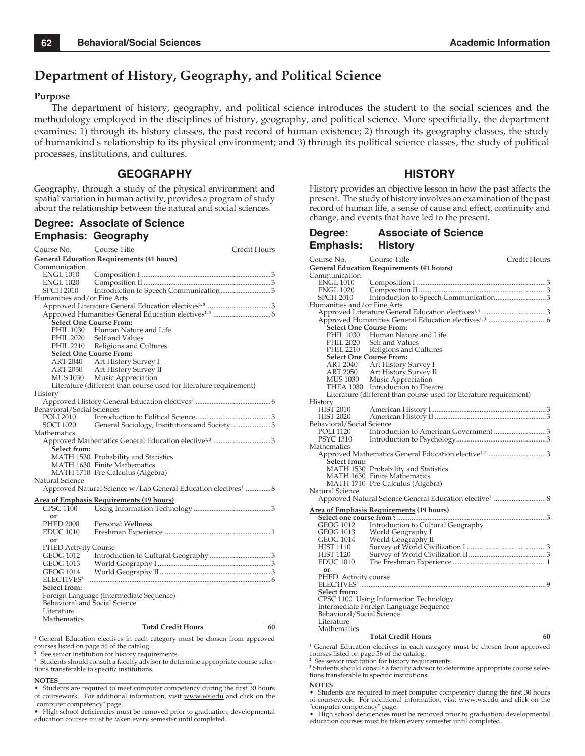# Department of History, Geography, and Political Science

**Purpose**

The department of history, geography, and political science introduces the student to the social sciences and the methodology employed in the disciplines of history, geography, and political science. More specificially, the department examines: 1) through its history classes, the past record of human existence; 2) through its geography classes, the study of humankind's relationship to its physical environment; and 3) through its political science classes, the study of political processes, institutions, and cultures.

## GEOGRAPHY

Geography, through a study of the physical environment and spatial variation in human activity, provides a program of study about the relationship between the natural and social sciences.

### Degree: Associate of Science
### Emphasis: Geography

| Course No. | Course Title | Credit Hours |
|---|---|---|
| **General Education Requirements (41 hours)** | | |
| Communication | | |
| ENGL 1010 | Composition I | 3 |
| ENGL 1020 | Composition II | 3 |
| SPCH 2010 | Introduction to Speech Communication | 3 |
| Humanities and/or Fine Arts | | |
| | Approved Literature General Education electives[1,3] | 3 |
| | Approved Humanities General Education electives[1,3] | 6 |
| **Select One Course From:** | | |
| PHIL 1030 | Human Nature and Life | |
| PHIL 2020 | Self and Values | |
| PHIL 2210 | Religions and Cultures | |
| **Select One Course From:** | | |
| ART 2040 | Art History Survey I | |
| ART 2050 | Art History Survey II | |
| MUS 1030 | Music Appreciation | |
| | Literature (different than course used for literature requirement) | |
| History | | |
| | Approved History General Education electives[2] | 6 |
| Behavioral/Social Sciences | | |
| POLI 2010 | Introduction to Political Science | 3 |
| SOCI 1020 | General Sociology, Institutions and Society | 3 |
| Mathematics | | |
| | Approved Mathematics General Education elective[1,3] | 3 |
| **Select from:** | | |
| MATH 1530 | Probability and Statistics | |
| MATH 1630 | Finite Mathematics | |
| MATH 1710 | Pre-Calculus (Algebra) | |
| Natural Science | | |
| | Approved Natural Science w/Lab General Education electives[1] | 8 |
| **Area of Emphasis Requirements (19 hours)** | | |
| CPSC 1100 | Using Information Technology | 3 |
| or | | |
| PHED 2000 | Personal Wellness | |
| EDUC 1010 | Freshman Experience | 1 |
| or | | |
| PHED Activity Course | | |
| GEOG 1012 | Introduction to Cultural Geography | 3 |
| GEOG 1013 | World Geography I | 3 |
| GEOG 1014 | World Geography II | 3 |
| ELECTIVES[3] | | 6 |
| **Select from:** | | |
| | Foreign Language (Intermediate Sequence) | |
| | Behavioral and Social Science | |
| | Literature | |
| | Mathematics | |
| | **Total Credit Hours** | **60** |

[1] General Education electives in each category must be chosen from approved courses listed on page 56 of the catalog.
[2] See senior institution for history requirements.
[3] Students should consult a faculty advisor to determine appropriate course selections transferable to specific institutions.

**NOTES**

- Students are required to meet computer competency during the first 30 hours of coursework. For additional information, visit www.ws.edu and click on the "computer competency" page.
- High school deficiencies must be removed prior to graduation; developmental education courses must be taken every semester until completed.

## HISTORY

History provides an objective lesson in how the past affects the present. The study of history involves an examination of the past record of human life, a sense of cause and effect, continuity and change, and events that have led to the present.

### Degree: Associate of Science
### Emphasis: History

| Course No. | Course Title | Credit Hours |
|---|---|---|
| **General Education Requirements (41 hours)** | | |
| Communication | | |
| ENGL 1010 | Composition I | 3 |
| ENGL 1020 | Composition II | 3 |
| SPCH 2010 | Introduction to Speech Communication | 3 |
| Humanities and/or Fine Arts | | |
| | Approved Literature General Education electives[1,3] | 3 |
| | Approved Humanities General Education electives[1,3] | 6 |
| **Select One Course From:** | | |
| PHIL 1030 | Human Nature and Life | |
| PHIL 2020 | Self and Values | |
| PHIL 2210 | Religions and Cultures | |
| **Select One Course From:** | | |
| ART 2040 | Art History Survey I | |
| ART 2050 | Art History Survey II | |
| MUS 1030 | Music Appreciation | |
| THEA 1030 | Introduction to Theatre | |
| | Literature (different than course used for literature requirement) | |
| History | | |
| HIST 2010 | American History I | 3 |
| HIST 2020 | American History II | 3 |
| Behavioral/Social Science | | |
| POLI 1120 | Introduction to American Government | 3 |
| PSYC 1310 | Introduction to Psychology | 3 |
| Mathematics | | |
| | Approved Mathematics General Education elective[1,3] | 3 |
| **Select from:** | | |
| MATH 1530 | Probability and Statistics | |
| MATH 1630 | Finite Mathematics | |
| MATH 1710 | Pre-Calculus (Algebra) | |
| Natural Science | | |
| | Approved Natural Science General Education elective[1] | 8 |
| **Area of Emphasis Requirements (19 hours)** | | |
| **Select one course from[3]:** | | 3 |
| GEOG 1012 | Introduction to Cultural Geography | |
| GEOG 1013 | World Geography I | |
| GEOG 1014 | World Geography II | |
| HIST 1110 | Survey of World Civilization I | 3 |
| HIST 1120 | Survey of World Civilization II | 3 |
| EDUC 1010 | The Freshman Experience | 1 |
| or | | |
| PHED Activity course | | |
| ELECTIVES[3] | | 9 |
| **Select from:** | | |
| | CPSC 1100 Using Information Technology | |
| | Intermediate Foreign Language Sequence | |
| | Behavioral/Social Science | |
| | Literature | |
| | Mathematics | |
| | **Total Credit Hours** | **60** |

[1] General Education electives in each category must be chosen from approved courses listed on page 56 of the catalog.
[2] See senior institution for history requirements.
[3] Students should consult a faculty advisor to determine appropriate course selections transferable to specific institutions.

**NOTES**

- Students are required to meet computer competency during the first 30 hours of coursework. For additional information, visit www.ws.edu and click on the "computer competency" page.
- High school deficiencies must be removed prior to graduation; developmental education courses must be taken every semester until completed.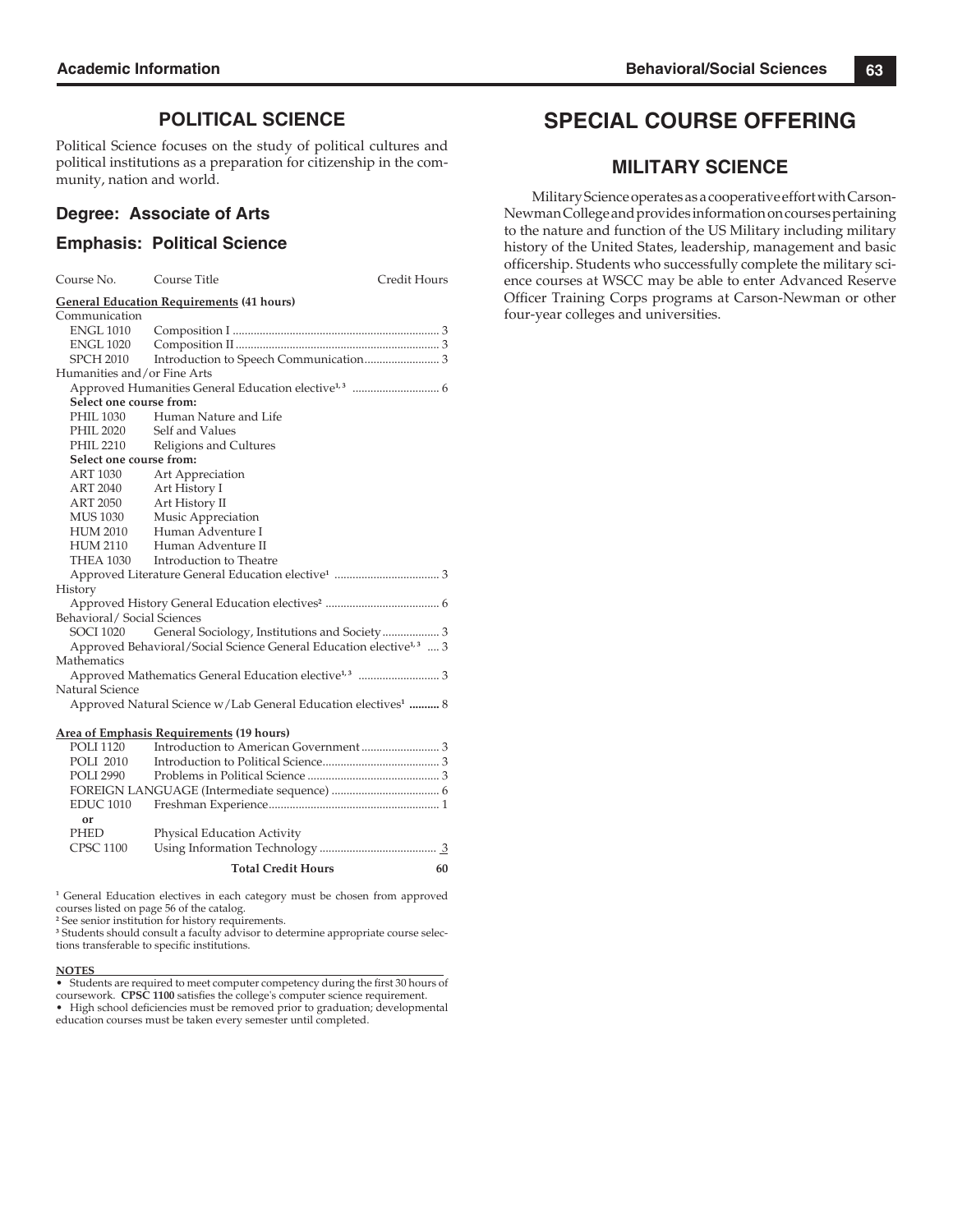## POLITICAL SCIENCE

Political Science focuses on the study of political cultures and political institutions as a preparation for citizenship in the community, nation and world.

### Degree: Associate of Arts

### Emphasis: Political Science

| Course No. | Course Title | Credit Hours |
|---|---|---|
| **General Education Requirements (41 hours)** | | |
| Communication | | |
| ENGL 1010 | Composition I | 3 |
| ENGL 1020 | Composition II | 3 |
| SPCH 2010 | Introduction to Speech Communication | 3 |
| Humanities and/or Fine Arts | | |
| | Approved Humanities General Education elective[1, 3] | 6 |
| **Select one course from:** | | |
| PHIL 1030 | Human Nature and Life | |
| PHIL 2020 | Self and Values | |
| PHIL 2210 | Religions and Cultures | |
| **Select one course from:** | | |
| ART 1030 | Art Appreciation | |
| ART 2040 | Art History I | |
| ART 2050 | Art History II | |
| MUS 1030 | Music Appreciation | |
| HUM 2010 | Human Adventure I | |
| HUM 2110 | Human Adventure II | |
| THEA 1030 | Introduction to Theatre | |
| | Approved Literature General Education elective[1] | 3 |
| History | | |
| | Approved History General Education electives[2] | 6 |
| Behavioral/ Social Sciences | | |
| SOCI 1020 | General Sociology, Institutions and Society | 3 |
| | Approved Behavioral/Social Science General Education elective[1, 3] | 3 |
| Mathematics | | |
| | Approved Mathematics General Education elective[1, 3] | 3 |
| Natural Science | | |
| | Approved Natural Science w/Lab General Education electives[1] | 8 |
| **Area of Emphasis Requirements (19 hours)** | | |
| POLI 1120 | Introduction to American Government | 3 |
| POLI 2010 | Introduction to Political Science | 3 |
| POLI 2990 | Problems in Political Science | 3 |
| | FOREIGN LANGUAGE (Intermediate sequence) | 6 |
| EDUC 1010 | Freshman Experience | 1 |
| **or** | | |
| PHED | Physical Education Activity | |
| CPSC 1100 | Using Information Technology | 3 |
| | **Total Credit Hours** | **60** |

[1] General Education electives in each category must be chosen from approved courses listed on page 56 of the catalog.
[2] See senior institution for history requirements.
[3] Students should consult a faculty advisor to determine appropriate course selections transferable to specific institutions.

**NOTES**

- Students are required to meet computer competency during the first 30 hours of coursework. **CPSC 1100** satisfies the college's computer science requirement.
- High school deficiencies must be removed prior to graduation; developmental education courses must be taken every semester until completed.

# SPECIAL COURSE OFFERING

## MILITARY SCIENCE

Military Science operates as a cooperative effort with Carson-Newman College and provides information on courses pertaining to the nature and function of the US Military including military history of the United States, leadership, management and basic officership. Students who successfully complete the military science courses at WSCC may be able to enter Advanced Reserve Officer Training Corps programs at Carson-Newman or other four-year colleges and universities.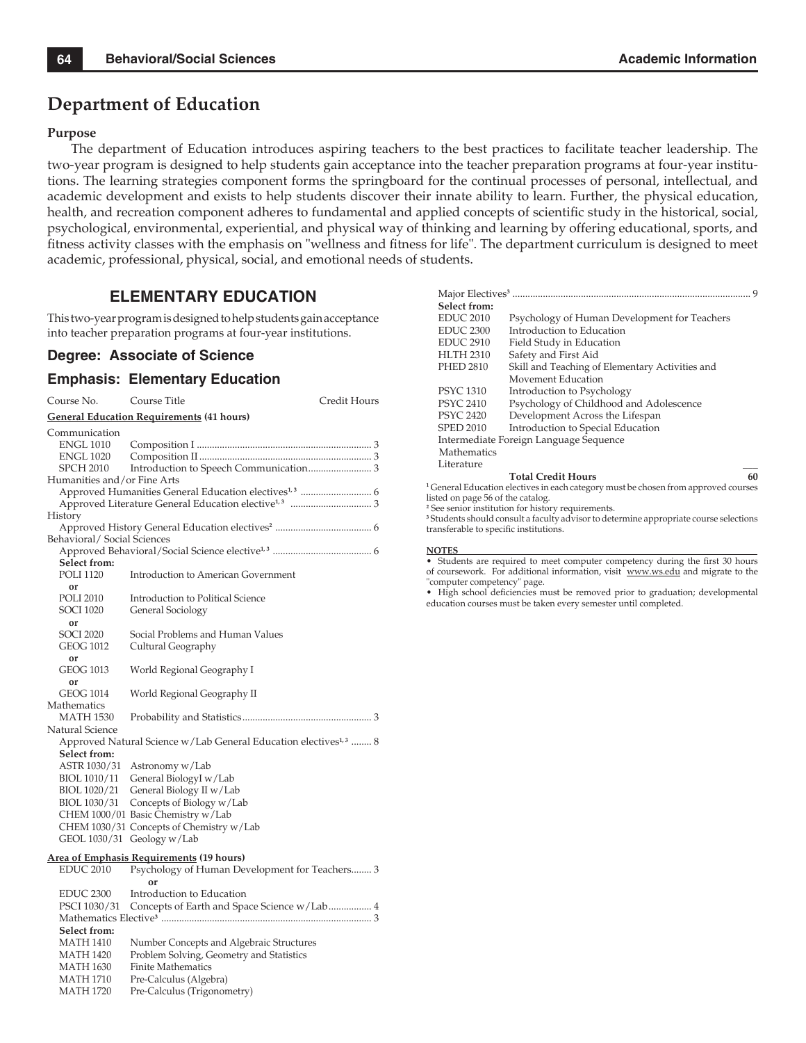# Department of Education

**Purpose**

The department of Education introduces aspiring teachers to the best practices to facilitate teacher leadership. The two-year program is designed to help students gain acceptance into the teacher preparation programs at four-year institutions. The learning strategies component forms the springboard for the continual processes of personal, intellectual, and academic development and exists to help students discover their innate ability to learn. Further, the physical education, health, and recreation component adheres to fundamental and applied concepts of scientific study in the historical, social, psychological, environmental, experiential, and physical way of thinking and learning by offering educational, sports, and fitness activity classes with the emphasis on "wellness and fitness for life". The department curriculum is designed to meet academic, professional, physical, social, and emotional needs of students.

## ELEMENTARY EDUCATION

This two-year program is designed to help students gain acceptance into teacher preparation programs at four-year institutions.

### Degree: Associate of Science

### Emphasis: Elementary Education

| Course No. | Course Title | Credit Hours |
|---|---|---|
| **General Education Requirements (41 hours)** | | |
| Communication | | |
| ENGL 1010 | Composition I | 3 |
| ENGL 1020 | Composition II | 3 |
| SPCH 2010 | Introduction to Speech Communication | 3 |
| Humanities and/or Fine Arts | | |
| | Approved Humanities General Education electives[1,3] | 6 |
| | Approved Literature General Education elective[1,3] | 3 |
| History | | |
| | Approved History General Education electives[2] | 6 |
| Behavioral/ Social Sciences | | |
| | Approved Behavioral/Social Science elective[1,3] | 6 |
| **Select from:** | | |
| POLI 1120 | Introduction to American Government | |
| or | | |
| POLI 2010 | Introduction to Political Science | |
| SOCI 1020 | General Sociology | |
| or | | |
| SOCI 2020 | Social Problems and Human Values | |
| GEOG 1012 | Cultural Geography | |
| or | | |
| GEOG 1013 | World Regional Geography I | |
| or | | |
| GEOG 1014 | World Regional Geography II | |
| Mathematics | | |
| MATH 1530 | Probability and Statistics | 3 |
| Natural Science | | |
| | Approved Natural Science w/Lab General Education electives[1,3] | 8 |
| **Select from:** | | |
| ASTR 1030/31 | Astronomy w/Lab | |
| BIOL 1010/11 | General BiologyI w/Lab | |
| BIOL 1020/21 | General Biology II w/Lab | |
| BIOL 1030/31 | Concepts of Biology w/Lab | |
| CHEM 1000/01 | Basic Chemistry w/Lab | |
| CHEM 1030/31 | Concepts of Chemistry w/Lab | |
| GEOL 1030/31 | Geology w/Lab | |
| **Area of Emphasis Requirements (19 hours)** | | |
| EDUC 2010 | Psychology of Human Development for Teachers | 3 |
| | **or** | |
| EDUC 2300 | Introduction to Education | |
| PSCI 1030/31 | Concepts of Earth and Space Science w/Lab | 4 |
| Mathematics Elective[3] | | 3 |
| **Select from:** | | |
| MATH 1410 | Number Concepts and Algebraic Structures | |
| MATH 1420 | Problem Solving, Geometry and Statistics | |
| MATH 1630 | Finite Mathematics | |
| MATH 1710 | Pre-Calculus (Algebra) | |
| MATH 1720 | Pre-Calculus (Trigonometry) | |
| Major Electives[3] | | 9 |
| **Select from:** | | |
| EDUC 2010 | Psychology of Human Development for Teachers | |
| EDUC 2300 | Introduction to Education | |
| EDUC 2910 | Field Study in Education | |
| HLTH 2310 | Safety and First Aid | |
| PHED 2810 | Skill and Teaching of Elementary Activities and Movement Education | |
| PSYC 1310 | Introduction to Psychology | |
| PSYC 2410 | Psychology of Childhood and Adolescence | |
| PSYC 2420 | Development Across the Lifespan | |
| SPED 2010 | Introduction to Special Education | |
| Intermediate Foreign Language Sequence | | |
| Mathematics | | |
| Literature | | |
| | **Total Credit Hours** | **60** |

[1] General Education electives in each category must be chosen from approved courses listed on page 56 of the catalog.

[2] See senior institution for history requirements.

[3] Students should consult a faculty advisor to determine appropriate course selections transferable to specific institutions.

**NOTES**

- Students are required to meet computer competency during the first 30 hours of coursework. For additional information, visit www.ws.edu and migrate to the "computer competency" page.
- High school deficiencies must be removed prior to graduation; developmental education courses must be taken every semester until completed.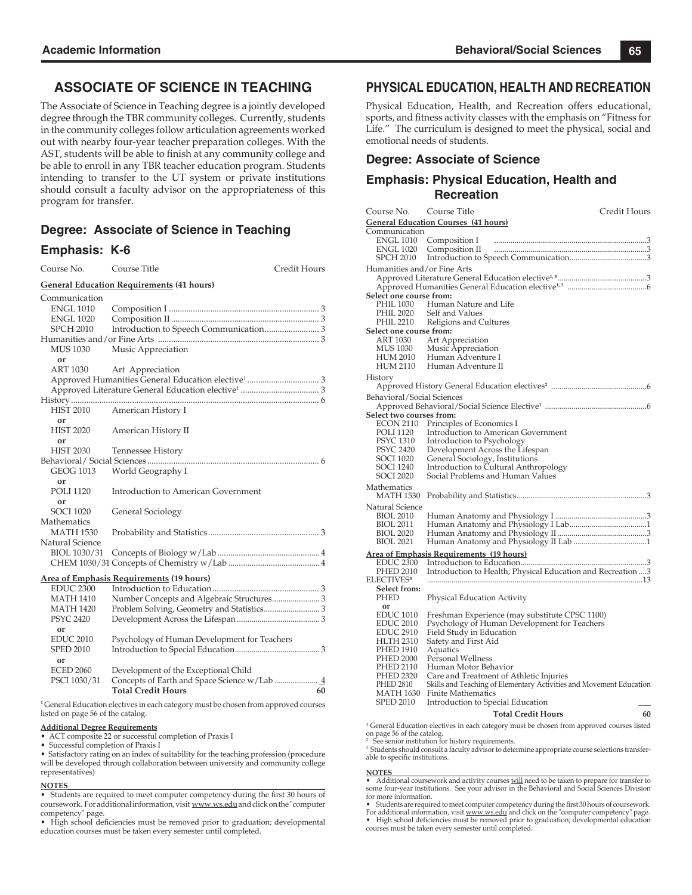# ASSOCIATE OF SCIENCE IN TEACHING

The Associate of Science in Teaching degree is a jointly developed degree through the TBR community colleges. Currently, students in the community colleges follow articulation agreements worked out with nearby four-year teacher preparation colleges. With the AST, students will be able to finish at any community college and be able to enroll in any TBR teacher education program. Students intending to transfer to the UT system or private institutions should consult a faculty advisor on the appropriateness of this program for transfer.

## Degree: Associate of Science in Teaching

## Emphasis: K-6

| Course No. | Course Title | Credit Hours |
|---|---|---|
| **General Education Requirements (41 hours)** | | |
| Communication | | |
| ENGL 1010 | Composition I | 3 |
| ENGL 1020 | Composition II | 3 |
| SPCH 2010 | Introduction to Speech Communication | 3 |
| Humanities and/or Fine Arts | | 3 |
| MUS 1030 | Music Appreciation | |
| or | | |
| ART 1030 | Art Appreciation | |
| | Approved Humanities General Education elective[1] | 3 |
| | Approved Literature General Education elective[1] | 3 |
| History | | 6 |
| HIST 2010 | American History I | |
| or | | |
| HIST 2020 | American History II | |
| or | | |
| HIST 2030 | Tennessee History | |
| Behavioral/ Social Sciences | | 6 |
| GEOG 1013 | World Geography I | |
| or | | |
| POLI 1120 | Introduction to American Government | |
| or | | |
| SOCI 1020 | General Sociology | |
| Mathematics | | |
| MATH 1530 | Probability and Statistics | 3 |
| Natural Science | | |
| BIOL 1030/31 | Concepts of Biology w/Lab | 4 |
| CHEM 1030/31 | Concepts of Chemistry w/Lab | 4 |
| **Area of Emphasis Requirements (19 hours)** | | |
| EDUC 2300 | Introduction to Education | 3 |
| MATH 1410 | Number Concepts and Algebraic Structures | 3 |
| MATH 1420 | Problem Solving, Geometry and Statistics | 3 |
| PSYC 2420 | Development Across the Lifespan | 3 |
| or | | |
| EDUC 2010 | Psychology of Human Development for Teachers | |
| SPED 2010 | Introduction to Special Education | 3 |
| or | | |
| ECED 2060 | Development of the Exceptional Child | |
| PSCI 1030/31 | Concepts of Earth and Space Science w/Lab | 4 |
| | **Total Credit Hours** | **60** |

[1] General Education electives in each category must be chosen from approved courses listed on page 56 of the catalog.

**Additional Degree Requirements**

- ACT composite 22 or successful completion of Praxis I
- Successful completion of Praxis I
- Satisfactory rating on an index of suitability for the teaching profession (procedure will be developed through collaboration between university and community college representatives)

**NOTES**

- Students are required to meet computer competency during the first 30 hours of coursework. For additional information, visit www.ws.edu and click on the "computer competency" page.
- High school deficiencies must be removed prior to graduation; developmental education courses must be taken every semester until completed.

# PHYSICAL EDUCATION, HEALTH AND RECREATION

Physical Education, Health, and Recreation offers educational, sports, and fitness activity classes with the emphasis on "Fitness for Life." The curriculum is designed to meet the physical, social and emotional needs of students.

## Degree: Associate of Science

## Emphasis: Physical Education, Health and Recreation

| Course No. | Course Title | Credit Hours |
|---|---|---|
| **General Education Courses (41 hours)** | | |
| Communication | | |
| ENGL 1010 | Composition I | 3 |
| ENGL 1020 | Composition II | 3 |
| SPCH 2010 | Introduction to Speech Communication | 3 |
| Humanities and/or Fine Arts | | |
| | Approved Literature General Education elective[1, 3] | 3 |
| | Approved Humanities General Education elective[1, 3] | 6 |
| **Select one course from:** | | |
| PHIL 1030 | Human Nature and Life | |
| PHIL 2020 | Self and Values | |
| PHIL 2210 | Religions and Cultures | |
| **Select one course from:** | | |
| ART 1030 | Art Appreciation | |
| MUS 1030 | Music Appreciation | |
| HUM 2010 | Human Adventure I | |
| HUM 2110 | Human Adventure II | |
| History | | |
| | Approved History General Education electives[2] | 6 |
| Behavioral/Social Sciences | | |
| | Approved Behavioral/Social Science Elective[1] | 6 |
| **Select two courses from:** | | |
| ECON 2110 | Principles of Economics I | |
| POLI 1120 | Introduction to American Government | |
| PSYC 1310 | Introduction to Psychology | |
| PSYC 2420 | Development Across the Lifespan | |
| SOCI 1020 | General Sociology, Institutions | |
| SOCI 1240 | Introduction to Cultural Anthropology | |
| SOCI 2020 | Social Problems and Human Values | |
| Mathematics | | |
| MATH 1530 | Probability and Statistics | 3 |
| Natural Science | | |
| BIOL 2010 | Human Anatomy and Physiology I | 3 |
| BIOL 2011 | Human Anatomy and Physiology I Lab | 1 |
| BIOL 2020 | Human Anatomy and Physiology II | 3 |
| BIOL 2021 | Human Anatomy and Physiology II Lab | 1 |
| **Area of Emphasis Requirements (19 hours)** | | |
| EDUC 2300 | Introduction to Education | 3 |
| PHED 2010 | Introduction to Health, Physical Education and Recreation | 3 |
| ELECTIVES[3] | | 13 |
| **Select from:** | | |
| PHED | Physical Education Activity | |
| or | | |
| EDUC 1010 | Freshman Experience (may substitute CPSC 1100) | |
| EDUC 2010 | Psychology of Human Development for Teachers | |
| EDUC 2910 | Field Study in Education | |
| HLTH 2310 | Safety and First Aid | |
| PHED 1910 | Aquatics | |
| PHED 2000 | Personal Wellness | |
| PHED 2110 | Human Motor Behavior | |
| PHED 2320 | Care and Treatment of Athletic Injuries | |
| PHED 2810 | Skills and Teaching of Elementary Activities and Movement Education | |
| MATH 1630 | Finite Mathematics | |
| SPED 2010 | Introduction to Special Education | |
| | **Total Credit Hours** | **60** |

[1] General Education electives in each category must be chosen from approved courses listed on page 56 of the catalog.

[2] See senior institution for history requirements.

[3] Students should consult a faculty advisor to determine appropriate course selections transferable to specific institutions.

**NOTES**

- Additional coursework and activity courses will need to be taken to prepare for transfer to some four-year institutions. See your advisor in the Behavioral and Social Sciences Division for more information.
- Students are required to meet computer competency during the first 30 hours of coursework. For additional information, visit www.ws.edu and click on the "computer competency" page.
- High school deficiencies must be removed prior to graduation; developmental education courses must be taken every semester until completed.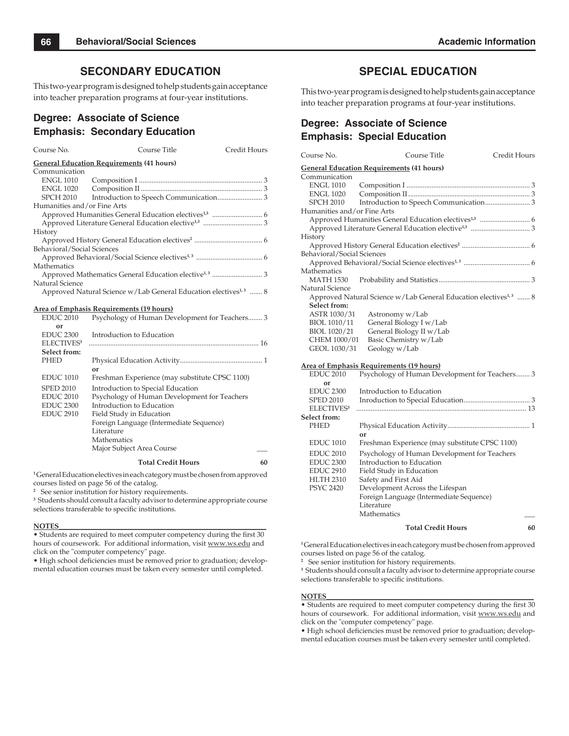# SECONDARY EDUCATION

This two-year program is designed to help students gain acceptance into teacher preparation programs at four-year institutions.

## Degree: Associate of Science
## Emphasis: Secondary Education

| Course No. | Course Title | Credit Hours |
|---|---|---|
| **General Education Requirements (41 hours)** | | |
| Communication | | |
| ENGL 1010 | Composition I | 3 |
| ENGL 1020 | Composition II | 3 |
| SPCH 2010 | Introduction to Speech Communication | 3 |
| Humanities and/or Fine Arts | | |
| | Approved Humanities General Education electives[1,3] | 6 |
| | Approved Literature General Education elective[1,3] | 3 |
| History | | |
| | Approved History General Education electives[2] | 6 |
| Behavioral/Social Sciences | | |
| | Approved Behavioral/Social Science electives[1,3] | 6 |
| Mathematics | | |
| | Approved Mathematics General Education elective[1,3] | 3 |
| Natural Science | | |
| | Approved Natural Science w/Lab General Education electives[1,3] | 8 |
| **Area of Emphasis Requirements (19 hours)** | | |
| EDUC 2010 | Psychology of Human Development for Teachers | 3 |
| or | | |
| EDUC 2300 | Introduction to Education | |
| ELECTIVES[3] | | 16 |
| **Select from:** | | |
| PHED | Physical Education Activity | 1 |
| | or | |
| EDUC 1010 | Freshman Experience (may substitute CPSC 1100) | |
| SPED 2010 | Introduction to Special Education | |
| EDUC 2010 | Psychology of Human Development for Teachers | |
| EDUC 2300 | Introduction to Education | |
| EDUC 2910 | Field Study in Education | |
| | Foreign Language (Intermediate Sequence) | |
| | Literature | |
| | Mathematics | |
| | Major Subject Area Course | |
| | **Total Credit Hours** | **60** |

[1] General Education electives in each category must be chosen from approved courses listed on page 56 of the catalog.
[2] See senior institution for history requirements.
[3] Students should consult a faculty advisor to determine appropriate course selections transferable to specific institutions.

**NOTES**

- Students are required to meet computer competency during the first 30 hours of coursework. For additional information, visit www.ws.edu and click on the "computer competency" page.
- High school deficiencies must be removed prior to graduation; developmental education courses must be taken every semester until completed.

# SPECIAL EDUCATION

This two-year program is designed to help students gain acceptance into teacher preparation programs at four-year institutions.

## Degree: Associate of Science
## Emphasis: Special Education

| Course No. | Course Title | Credit Hours |
|---|---|---|
| **General Education Requirements (41 hours)** | | |
| Communication | | |
| ENGL 1010 | Composition I | 3 |
| ENGL 1020 | Composition II | 3 |
| SPCH 2010 | Introduction to Speech Communication | 3 |
| Humanities and/or Fine Arts | | |
| | Approved Humanities General Education electives[1,3] | 6 |
| | Approved Literature General Education elective[1,3] | 3 |
| History | | |
| | Approved History General Education electives[2] | 6 |
| Behavioral/Social Sciences | | |
| | Approved Behavioral/Social Science electives[1,3] | 6 |
| Mathematics | | |
| MATH 1530 | Probability and Statistics | 3 |
| Natural Science | | |
| | Approved Natural Science w/Lab General Education electives[1,3] | 8 |
| **Select from:** | | |
| ASTR 1030/31 | Astronomy w/Lab | |
| BIOL 1010/11 | General Biology I w/Lab | |
| BIOL 1020/21 | General Biology II w/Lab | |
| CHEM 1000/01 | Basic Chemistry w/Lab | |
| GEOL 1030/31 | Geology w/Lab | |
| **Area of Emphasis Requirements (19 hours)** | | |
| EDUC 2010 | Psychology of Human Development for Teachers | 3 |
| or | | |
| EDUC 2300 | Introduction to Education | |
| SPED 2010 | Inroduction to Special Education | 3 |
| ELECTIVES[3] | | 13 |
| **Select from:** | | |
| PHED | Physical Education Activity | 1 |
| | or | |
| EDUC 1010 | Freshman Experience (may substitute CPSC 1100) | |
| EDUC 2010 | Psychology of Human Development for Teachers | |
| EDUC 2300 | Introduction to Education | |
| EDUC 2910 | Field Study in Education | |
| HLTH 2310 | Safety and First Aid | |
| PSYC 2420 | Development Across the Lifespan | |
| | Foreign Language (Intermediate Sequence) | |
| | Literature | |
| | Mathematics | |
| | **Total Credit Hours** | **60** |

[1] General Education electives in each category must be chosen from approved courses listed on page 56 of the catalog.
[2] See senior institution for history requirements.
[3] Students should consult a faculty advisor to determine appropriate course selections transferable to specific institutions.

**NOTES**

- Students are required to meet computer competency during the first 30 hours of coursework. For additional information, visit www.ws.edu and click on the "computer competency" page.
- High school deficiencies must be removed prior to graduation; developmental education courses must be taken every semester until completed.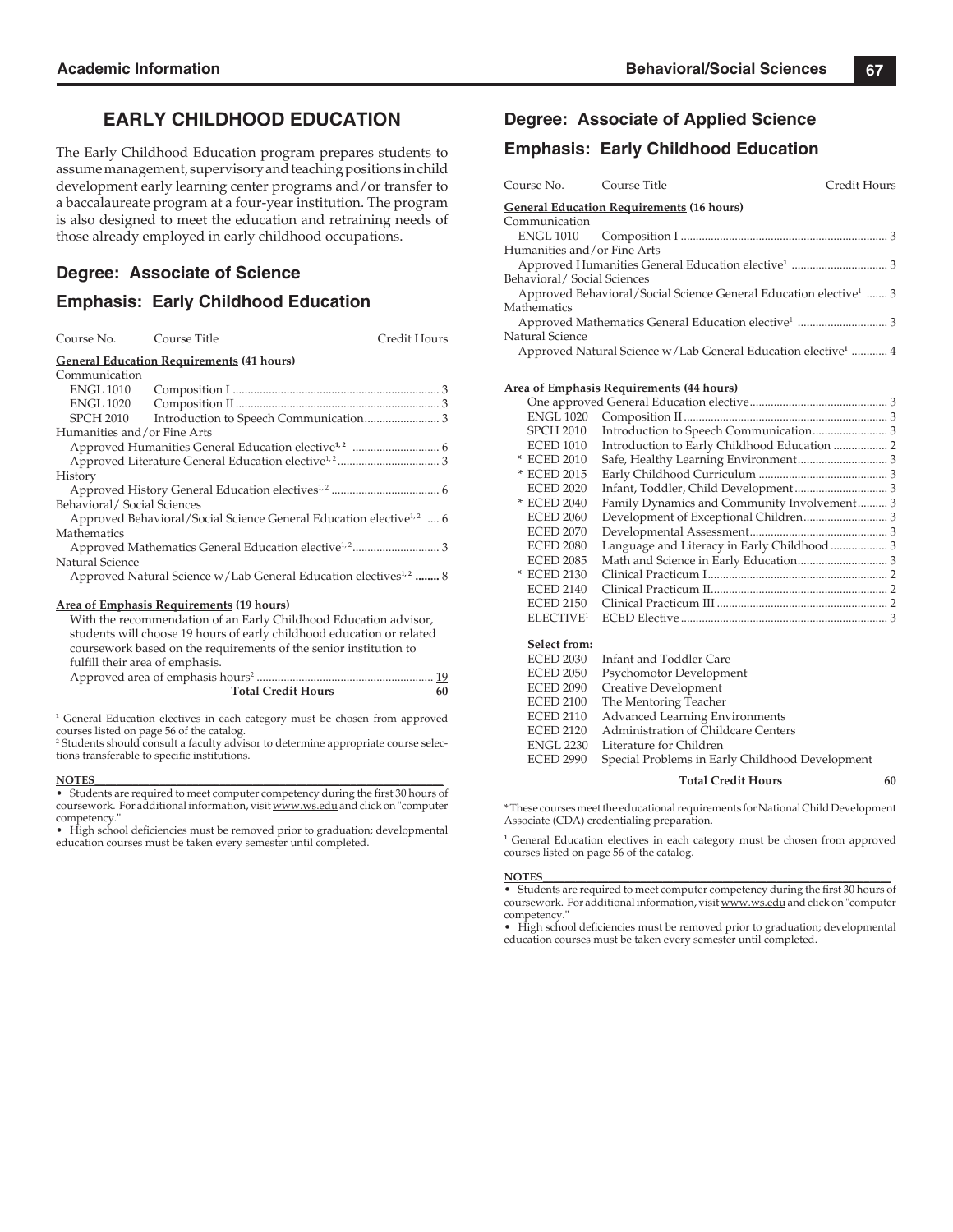# EARLY CHILDHOOD EDUCATION

The Early Childhood Education program prepares students to assume management, supervisory and teaching positions in child development early learning center programs and/or transfer to a baccalaureate program at a four-year institution. The program is also designed to meet the education and retraining needs of those already employed in early childhood occupations.

## Degree: Associate of Science

## Emphasis: Early Childhood Education

| Course No. | Course Title | Credit Hours |
|---|---|---|
| **General Education Requirements (41 hours)** | | |
| Communication | | |
| ENGL 1010 | Composition I | 3 |
| ENGL 1020 | Composition II | 3 |
| SPCH 2010 | Introduction to Speech Communication | 3 |
| Humanities and/or Fine Arts | | |
| | Approved Humanities General Education elective[1,2] | 6 |
| | Approved Literature General Education elective[1,2] | 3 |
| History | | |
| | Approved History General Education electives[1,2] | 6 |
| Behavioral/ Social Sciences | | |
| | Approved Behavioral/Social Science General Education elective[1,2] | 6 |
| Mathematics | | |
| | Approved Mathematics General Education elective[1,2] | 3 |
| Natural Science | | |
| | Approved Natural Science w/Lab General Education electives[1,2] | 8 |
| **Area of Emphasis Requirements (19 hours)** | | |
| | With the recommendation of an Early Childhood Education advisor, students will choose 19 hours of early childhood education or related coursework based on the requirements of the senior institution to fulfill their area of emphasis. | |
| | Approved area of emphasis hours[2] | 19 |
| | **Total Credit Hours** | **60** |

[1] General Education electives in each category must be chosen from approved courses listed on page 56 of the catalog.
[2] Students should consult a faculty advisor to determine appropriate course selections transferable to specific institutions.

**NOTES**

- Students are required to meet computer competency during the first 30 hours of coursework. For additional information, visit www.ws.edu and click on "computer competency."
- High school deficiencies must be removed prior to graduation; developmental education courses must be taken every semester until completed.

## Degree: Associate of Applied Science

## Emphasis: Early Childhood Education

| Course No. | Course Title | Credit Hours |
|---|---|---|
| **General Education Requirements (16 hours)** | | |
| Communication | | |
| ENGL 1010 | Composition I | 3 |
| Humanities and/or Fine Arts | | |
| | Approved Humanities General Education elective[1] | 3 |
| Behavioral/ Social Sciences | | |
| | Approved Behavioral/Social Science General Education elective[1] | 3 |
| Mathematics | | |
| | Approved Mathematics General Education elective[1] | 3 |
| Natural Science | | |
| | Approved Natural Science w/Lab General Education elective[1] | 4 |
| **Area of Emphasis Requirements (44 hours)** | | |
| | One approved General Education elective | 3 |
| ENGL 1020 | Composition II | 3 |
| SPCH 2010 | Introduction to Speech Communication | 3 |
| ECED 1010 | Introduction to Early Childhood Education | 2 |
| * ECED 2010 | Safe, Healthy Learning Environment | 3 |
| * ECED 2015 | Early Childhood Curriculum | 3 |
| ECED 2020 | Infant, Toddler, Child Development | 3 |
| * ECED 2040 | Family Dynamics and Community Involvement | 3 |
| ECED 2060 | Development of Exceptional Children | 3 |
| ECED 2070 | Developmental Assessment | 3 |
| ECED 2080 | Language and Literacy in Early Childhood | 3 |
| ECED 2085 | Math and Science in Early Education | 3 |
| * ECED 2130 | Clinical Practicum I | 2 |
| ECED 2140 | Clinical Practicum II | 2 |
| ECED 2150 | Clinical Practicum III | 2 |
| ELECTIVE[1] | ECED Elective | 3 |
| **Select from:** | | |
| ECED 2030 | Infant and Toddler Care | |
| ECED 2050 | Psychomotor Development | |
| ECED 2090 | Creative Development | |
| ECED 2100 | The Mentoring Teacher | |
| ECED 2110 | Advanced Learning Environments | |
| ECED 2120 | Administration of Childcare Centers | |
| ENGL 2230 | Literature for Children | |
| ECED 2990 | Special Problems in Early Childhood Development | |
| | **Total Credit Hours** | **60** |

*These courses meet the educational requirements for National Child Development Associate (CDA) credentialing preparation.

[1] General Education electives in each category must be chosen from approved courses listed on page 56 of the catalog.

**NOTES**

- Students are required to meet computer competency during the first 30 hours of coursework. For additional information, visit www.ws.edu and click on "computer competency."
- High school deficiencies must be removed prior to graduation; developmental education courses must be taken every semester until completed.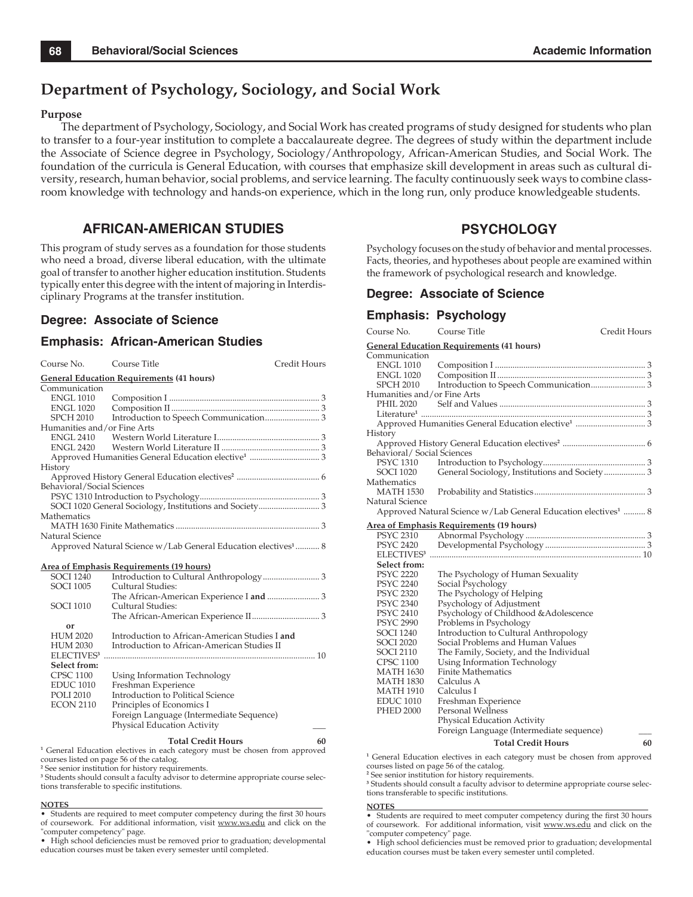# Department of Psychology, Sociology, and Social Work

**Purpose**

The department of Psychology, Sociology, and Social Work has created programs of study designed for students who plan to transfer to a four-year institution to complete a baccalaureate degree. The degrees of study within the department include the Associate of Science degree in Psychology, Sociology/Anthropology, African-American Studies, and Social Work. The foundation of the curricula is General Education, with courses that emphasize skill development in areas such as cultural diversity, research, human behavior, social problems, and service learning. The faculty continuously seek ways to combine classroom knowledge with technology and hands-on experience, which in the long run, only produce knowledgeable students.

## AFRICAN-AMERICAN STUDIES

This program of study serves as a foundation for those students who need a broad, diverse liberal education, with the ultimate goal of transfer to another higher education institution. Students typically enter this degree with the intent of majoring in Interdisciplinary Programs at the transfer institution.

### Degree: Associate of Science

### Emphasis: African-American Studies

| Course No. | Course Title | Credit Hours |
|---|---|---|
| **General Education Requirements (41 hours)** | | |
| Communication | | |
| ENGL 1010 | Composition I | 3 |
| ENGL 1020 | Composition II | 3 |
| SPCH 2010 | Introduction to Speech Communication | 3 |
| Humanities and/or Fine Arts | | |
| ENGL 2410 | Western World Literature I | 3 |
| ENGL 2420 | Western World Literature II | 3 |
| | Approved Humanities General Education elective[1] | 3 |
| History | | |
| | Approved History General Education electives[2] | 6 |
| Behavioral/Social Sciences | | |
| PSYC 1310 | Introduction to Psychology | 3 |
| SOCI 1020 | General Sociology, Institutions and Society | 3 |
| Mathematics | | |
| MATH 1630 | Finite Mathematics | 3 |
| Natural Science | | |
| | Approved Natural Science w/Lab General Education electives[1] | 8 |
| **Area of Emphasis Requirements (19 hours)** | | |
| SOCI 1240 | Introduction to Cultural Anthropology | 3 |
| SOCI 1005 | Cultural Studies: The African-American Experience I **and** | 3 |
| SOCI 1010 | Cultural Studies: The African-American Experience II | 3 |
| **or** | | |
| HUM 2020 | Introduction to African-American Studies I **and** | |
| HUM 2030 | Introduction to African-American Studies II | |
| ELECTIVES[3] | | 10 |
| **Select from:** | | |
| CPSC 1100 | Using Information Technology | |
| EDUC 1010 | Freshman Experience | |
| POLI 2010 | Introduction to Political Science | |
| ECON 2110 | Principles of Economics I | |
| | Foreign Language (Intermediate Sequence) | |
| | Physical Education Activity | |
| | **Total Credit Hours** | **60** |

[1] General Education electives in each category must be chosen from approved courses listed on page 56 of the catalog.
[2] See senior institution for history requirements.
[3] Students should consult a faculty advisor to determine appropriate course selections transferable to specific institutions.

**NOTES**

- Students are required to meet computer competency during the first 30 hours of coursework. For additional information, visit www.ws.edu and click on the "computer competency" page.
- High school deficiencies must be removed prior to graduation; developmental education courses must be taken every semester until completed.

## PSYCHOLOGY

Psychology focuses on the study of behavior and mental processes. Facts, theories, and hypotheses about people are examined within the framework of psychological research and knowledge.

### Degree: Associate of Science

### Emphasis: Psychology

| Course No. | Course Title | Credit Hours |
|---|---|---|
| **General Education Requirements (41 hours)** | | |
| Communication | | |
| ENGL 1010 | Composition I | 3 |
| ENGL 1020 | Composition II | 3 |
| SPCH 2010 | Introduction to Speech Communication | 3 |
| Humanities and/or Fine Arts | | |
| PHIL 2020 | Self and Values | 3 |
| Literature[1] | | 3 |
| | Approved Humanities General Education elective[1] | 3 |
| History | | |
| | Approved History General Education electives[2] | 6 |
| Behavioral/ Social Sciences | | |
| PSYC 1310 | Introduction to Psychology | 3 |
| SOCI 1020 | General Sociology, Institutions and Society | 3 |
| Mathematics | | |
| MATH 1530 | Probability and Statistics | 3 |
| Natural Science | | |
| | Approved Natural Science w/Lab General Education electives[1] | 8 |
| **Area of Emphasis Requirements (19 hours)** | | |
| PSYC 2310 | Abnormal Psychology | 3 |
| PSYC 2420 | Developmental Psychology | 3 |
| ELECTIVES[3] | | 10 |
| **Select from:** | | |
| PSYC 2220 | The Psychology of Human Sexuality | |
| PSYC 2240 | Social Psychology | |
| PSYC 2320 | The Psychology of Helping | |
| PSYC 2340 | Psychology of Adjustment | |
| PSYC 2410 | Psychology of Childhood &Adolescence | |
| PSYC 2990 | Problems in Psychology | |
| SOCI 1240 | Introduction to Cultural Anthropology | |
| SOCI 2020 | Social Problems and Human Values | |
| SOCI 2110 | The Family, Society, and the Individual | |
| CPSC 1100 | Using Information Technology | |
| MATH 1630 | Finite Mathematics | |
| MATH 1830 | Calculus A | |
| MATH 1910 | Calculus I | |
| EDUC 1010 | Freshman Experience | |
| PHED 2000 | Personal Wellness | |
| | Physical Education Activity | |
| | Foreign Language (Intermediate sequence) | |
| | **Total Credit Hours** | **60** |

[1] General Education electives in each category must be chosen from approved courses listed on page 56 of the catalog.
[2] See senior institution for history requirements.
[3] Students should consult a faculty advisor to determine appropriate course selections transferable to specific institutions.

**NOTES**

- Students are required to meet computer competency during the first 30 hours of coursework. For additional information, visit www.ws.edu and click on the "computer competency" page.
- High school deficiencies must be removed prior to graduation; developmental education courses must be taken every semester until completed.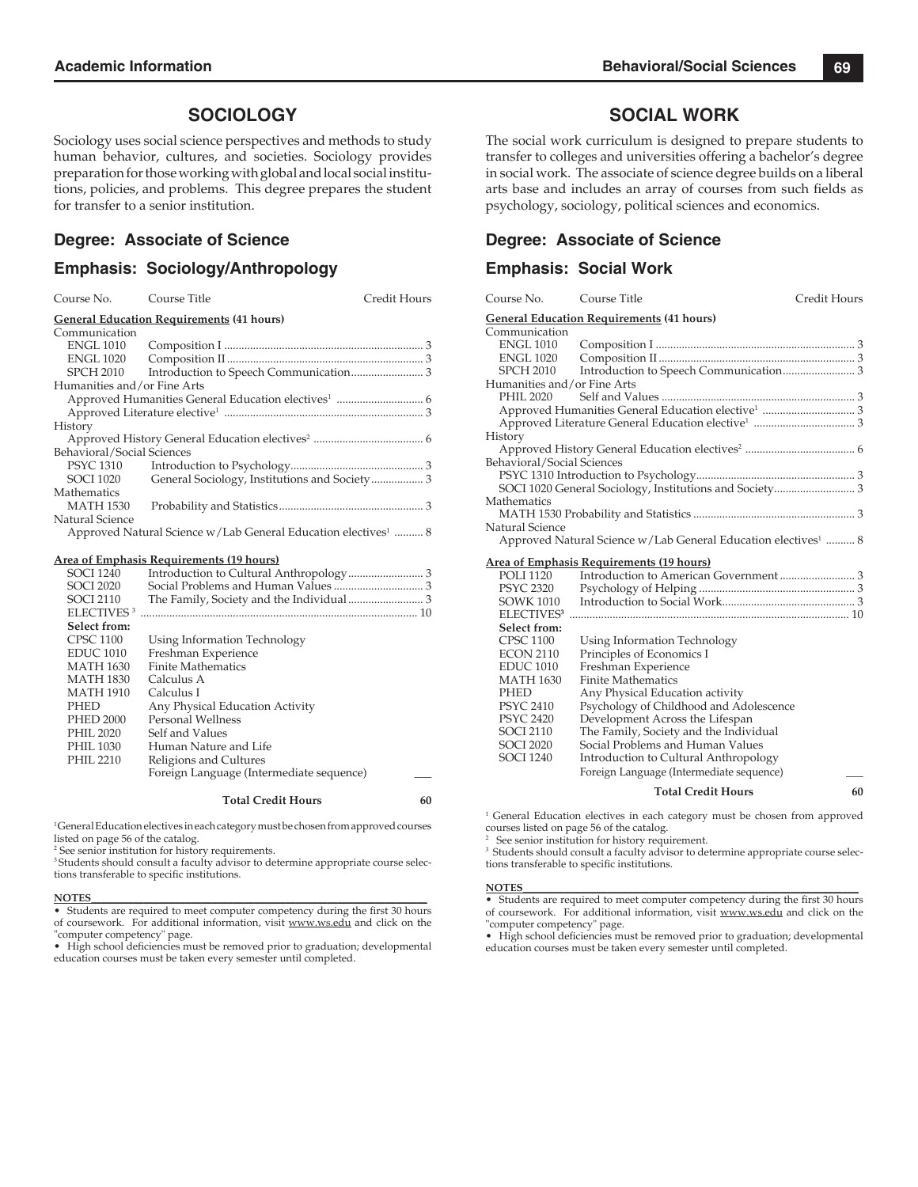## SOCIOLOGY

Sociology uses social science perspectives and methods to study human behavior, cultures, and societies. Sociology provides preparation for those working with global and local social institutions, policies, and problems. This degree prepares the student for transfer to a senior institution.

### Degree: Associate of Science

### Emphasis: Sociology/Anthropology

| Course No. | Course Title | Credit Hours |
|---|---|---|
| **General Education Requirements (41 hours)** | | |
| Communication | | |
| ENGL 1010 | Composition I | 3 |
| ENGL 1020 | Composition II | 3 |
| SPCH 2010 | Introduction to Speech Communication | 3 |
| Humanities and/or Fine Arts | | |
| | Approved Humanities General Education electives[1] | 6 |
| | Approved Literature elective[1] | 3 |
| History | | |
| | Approved History General Education electives[2] | 6 |
| Behavioral/Social Sciences | | |
| PSYC 1310 | Introduction to Psychology | 3 |
| SOCI 1020 | General Sociology, Institutions and Society | 3 |
| Mathematics | | |
| MATH 1530 | Probability and Statistics | 3 |
| Natural Science | | |
| | Approved Natural Science w/Lab General Education electives[1] | 8 |
| **Area of Emphasis Requirements (19 hours)** | | |
| SOCI 1240 | Introduction to Cultural Anthropology | 3 |
| SOCI 2020 | Social Problems and Human Values | 3 |
| SOCI 2110 | The Family, Society and the Individual | 3 |
| ELECTIVES[3] | | 10 |
| **Select from:** | | |
| CPSC 1100 | Using Information Technology | |
| EDUC 1010 | Freshman Experience | |
| MATH 1630 | Finite Mathematics | |
| MATH 1830 | Calculus A | |
| MATH 1910 | Calculus I | |
| PHED | Any Physical Education Activity | |
| PHED 2000 | Personal Wellness | |
| PHIL 2020 | Self and Values | |
| PHIL 1030 | Human Nature and Life | |
| PHIL 2210 | Religions and Cultures | |
| | Foreign Language (Intermediate sequence) | ___ |
| | **Total Credit Hours** | **60** |

[1]General Education electives in each category must be chosen from approved courses listed on page 56 of the catalog.
[2] See senior institution for history requirements.
[3] Students should consult a faculty advisor to determine appropriate course selections transferable to specific institutions.

**NOTES**

- Students are required to meet computer competency during the first 30 hours of coursework. For additional information, visit www.ws.edu and click on the "computer competency" page.
- High school deficiencies must be removed prior to graduation; developmental education courses must be taken every semester until completed.

## SOCIAL WORK

The social work curriculum is designed to prepare students to transfer to colleges and universities offering a bachelor's degree in social work. The associate of science degree builds on a liberal arts base and includes an array of courses from such fields as psychology, sociology, political sciences and economics.

### Degree: Associate of Science

### Emphasis: Social Work

| Course No. | Course Title | Credit Hours |
|---|---|---|
| **General Education Requirements (41 hours)** | | |
| Communication | | |
| ENGL 1010 | Composition I | 3 |
| ENGL 1020 | Composition II | 3 |
| SPCH 2010 | Introduction to Speech Communication | 3 |
| Humanities and/or Fine Arts | | |
| PHIL 2020 | Self and Values | 3 |
| | Approved Humanities General Education elective[1] | 3 |
| | Approved Literature General Education elective[1] | 3 |
| History | | |
| | Approved History General Education electives[2] | 6 |
| Behavioral/Social Sciences | | |
| PSYC 1310 | Introduction to Psychology | 3 |
| SOCI 1020 | General Sociology, Institutions and Society | 3 |
| Mathematics | | |
| MATH 1530 | Probability and Statistics | 3 |
| Natural Science | | |
| | Approved Natural Science w/Lab General Education electives[1] | 8 |
| **Area of Emphasis Requirements (19 hours)** | | |
| POLI 1120 | Introduction to American Government | 3 |
| PSYC 2320 | Psychology of Helping | 3 |
| SOWK 1010 | Introduction to Social Work | 3 |
| ELECTIVES[3] | | 10 |
| **Select from:** | | |
| CPSC 1100 | Using Information Technology | |
| ECON 2110 | Principles of Economics I | |
| EDUC 1010 | Freshman Experience | |
| MATH 1630 | Finite Mathematics | |
| PHED | Any Physical Education activity | |
| PSYC 2410 | Psychology of Childhood and Adolescence | |
| PSYC 2420 | Development Across the Lifespan | |
| SOCI 2110 | The Family, Society and the Individual | |
| SOCI 2020 | Social Problems and Human Values | |
| SOCI 1240 | Introduction to Cultural Anthropology | |
| | Foreign Language (Intermediate sequence) | ___ |
| | **Total Credit Hours** | **60** |

[1] General Education electives in each category must be chosen from approved courses listed on page 56 of the catalog.
[2] See senior institution for history requirement.
[3] Students should consult a faculty advisor to determine appropriate course selections transferable to specific institutions.

**NOTES**

- Students are required to meet computer competency during the first 30 hours of coursework. For additional information, visit www.ws.edu and click on the "computer competency" page.
- High school deficiencies must be removed prior to graduation; developmental education courses must be taken every semester until completed.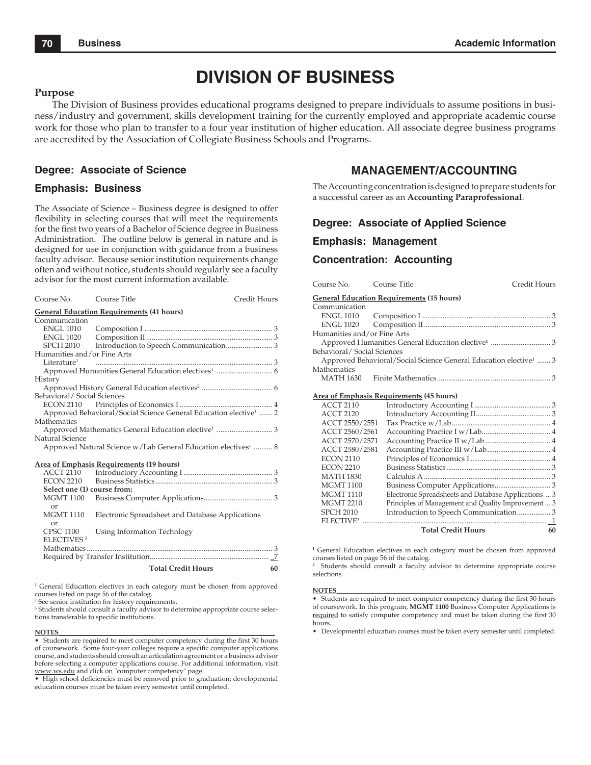# DIVISION OF BUSINESS

**Purpose**

The Division of Business provides educational programs designed to prepare individuals to assume positions in business/industry and government, skills development training for the currently employed and appropriate academic course work for those who plan to transfer to a four year institution of higher education. All associate degree business programs are accredited by the Association of Collegiate Business Schools and Programs.

## Degree: Associate of Science

## Emphasis: Business

The Associate of Science – Business degree is designed to offer flexibility in selecting courses that will meet the requirements for the first two years of a Bachelor of Science degree in Business Administration. The outline below is general in nature and is designed for use in conjunction with guidance from a business faculty advisor. Because senior institution requirements change often and without notice, students should regularly see a faculty advisor for the most current information available.

| Course No. | Course Title | Credit Hours |
|---|---|---|
| **General Education Requirements (41 hours)** | | |
| Communication | | |
| ENGL 1010 | Composition I | 3 |
| ENGL 1020 | Composition II | 3 |
| SPCH 2010 | Introduction to Speech Communication | 3 |
| Humanities and/or Fine Arts | | |
| Literature[1] | | 3 |
| Approved Humanities General Education electives[1] | | 6 |
| History | | |
| Approved History General Education electives[2] | | 6 |
| Behavioral/ Social Sciences | | |
| ECON 2110 | Principles of Economics I | 4 |
| Approved Behavioral/Social Science General Education elective[1] | | 2 |
| Mathematics | | |
| Approved Mathematics General Education elective[1] | | 3 |
| Natural Science | | |
| Approved Natural Science w/Lab General Education electives[1] | | 8 |
| **Area of Emphasis Requirements (19 hours)** | | |
| ACCT 2110 | Introductory Accounting I | 3 |
| ECON 2210 | Business Statistics | 3 |
| **Select one (1) course from:** | | |
| MGMT 1100 | Business Computer Applications | 3 |
| or | | |
| MGMT 1110 | Electronic Spreadsheet and Database Applications | |
| or | | |
| CPSC 1100 | Using Information Technlogy | |
| ELECTIVES[3] | | |
| Mathematics | | 3 |
| Required by Transfer Institution | | 7 |
| | **Total Credit Hours** | **60** |

[1] General Education electives in each category must be chosen from approved courses listed on page 56 of the catalog.
[2] See senior institution for history requirements.
[3] Students should consult a faculty advisor to determine appropriate course selections transferable to specific institutions.

**NOTES**

- Students are required to meet computer competency during the first 30 hours of coursework. Some four-year colleges require a specific computer applications course, and students should consult an articulation agreement or a business advisor before selecting a computer applications course. For additional information, visit www.ws.edu and click on "computer competency" page.
- High school deficiencies must be removed prior to graduation; developmental education courses must be taken every semester until completed.

## MANAGEMENT/ACCOUNTING

The Accounting concentration is designed to prepare students for a successful career as an **Accounting Paraprofessional**.

## Degree: Associate of Applied Science

## Emphasis: Management

## Concentration: Accounting

| Course No. | Course Title | Credit Hours |
|---|---|---|
| **General Education Requirements (15 hours)** | | |
| Communication | | |
| ENGL 1010 | Composition I | 3 |
| ENGL 1020 | Composition II | 3 |
| Humanities and/or Fine Arts | | |
| Approved Humanities General Education elective[1] | | 3 |
| Behavioral/ Social Sciences | | |
| Approved Behavioral/Social Science General Education elective[1] | | 3 |
| Mathematics | | |
| MATH 1630 | Finite Mathematics | 3 |
| **Area of Emphasis Requirements (45 hours)** | | |
| ACCT 2110 | Introductory Accounting I | 3 |
| ACCT 2120 | Introductory Accounting II | 3 |
| ACCT 2550/2551 | Tax Practice w/Lab | 4 |
| ACCT 2560/2561 | Accounting Practice I w/Lab | 4 |
| ACCT 2570/2571 | Accounting Practice II w/Lab | 4 |
| ACCT 2580/2581 | Accounting Practice III w/Lab | 4 |
| ECON 2110 | Principles of Economics I | 4 |
| ECON 2210 | Business Statistics | 3 |
| MATH 1830 | Calculus A | 3 |
| MGMT 1100 | Business Computer Applications | 3 |
| MGMT 1110 | Electronic Spreadsheets and Database Applications | 3 |
| MGMT 2210 | Principles of Management and Quality Improvement | 3 |
| SPCH 2010 | Introduction to Speech Communication | 3 |
| ELECTIVE[2] | | 1 |
| | **Total Credit Hours** | **60** |

[1] General Education electives in each category must be chosen from approved courses listed on page 56 of the catalog.
[2] Students should consult a faculty advisor to determine appropriate course selections.

**NOTES**

- Students are required to meet computer competency during the first 30 hours of coursework. In this program, **MGMT 1100** Business Computer Applications is required to satisfy computer competency and must be taken during the first 30 hours.
- Developmental education courses must be taken every semester until completed.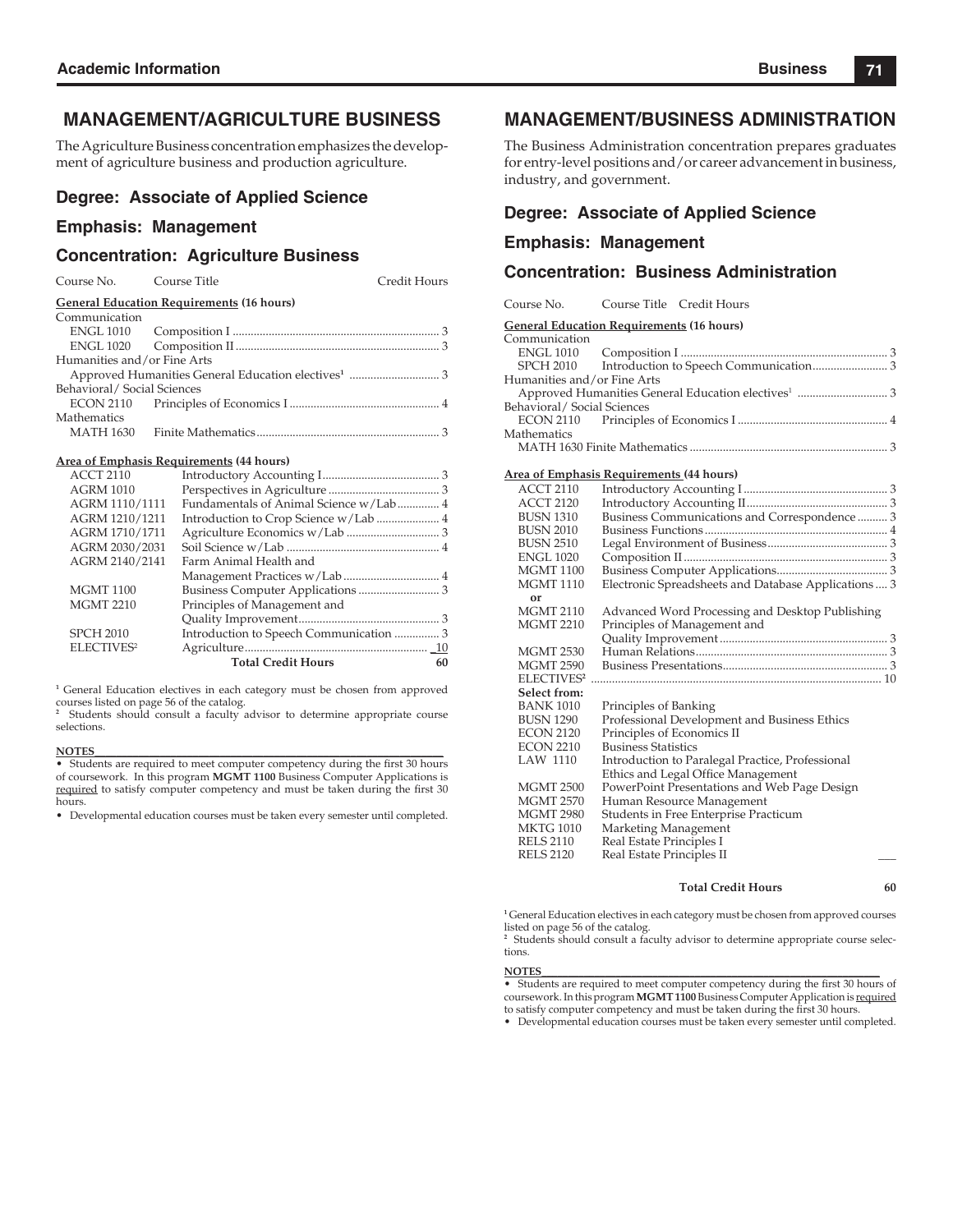## MANAGEMENT/AGRICULTURE BUSINESS

The Agriculture Business concentration emphasizes the development of agriculture business and production agriculture.

### Degree: Associate of Applied Science

### Emphasis: Management

### Concentration: Agriculture Business

| Course No. | Course Title | Credit Hours |
|---|---|---|
| **General Education Requirements (16 hours)** | | |
| Communication | | |
| ENGL 1010 | Composition I | 3 |
| ENGL 1020 | Composition II | 3 |
| Humanities and/or Fine Arts | | |
| | Approved Humanities General Education electives[1] | 3 |
| Behavioral/ Social Sciences | | |
| ECON 2110 | Principles of Economics I | 4 |
| Mathematics | | |
| MATH 1630 | Finite Mathematics | 3 |
| **Area of Emphasis Requirements (44 hours)** | | |
| ACCT 2110 | Introductory Accounting I | 3 |
| AGRM 1010 | Perspectives in Agriculture | 3 |
| AGRM 1110/1111 | Fundamentals of Animal Science w/Lab | 4 |
| AGRM 1210/1211 | Introduction to Crop Science w/Lab | 4 |
| AGRM 1710/1711 | Agriculture Economics w/Lab | 3 |
| AGRM 2030/2031 | Soil Science w/Lab | 4 |
| AGRM 2140/2141 | Farm Animal Health and Management Practices w/Lab | 4 |
| MGMT 1100 | Business Computer Applications | 3 |
| MGMT 2210 | Principles of Management and Quality Improvement | 3 |
| SPCH 2010 | Introduction to Speech Communication | 3 |
| ELECTIVES[2] | Agriculture | 10 |
| | **Total Credit Hours** | **60** |

[1] General Education electives in each category must be chosen from approved courses listed on page 56 of the catalog.
[2] Students should consult a faculty advisor to determine appropriate course selections.

**NOTES**

- Students are required to meet computer competency during the first 30 hours of coursework. In this program **MGMT 1100** Business Computer Applications is required to satisfy computer competency and must be taken during the first 30 hours.
- Developmental education courses must be taken every semester until completed.

## MANAGEMENT/BUSINESS ADMINISTRATION

The Business Administration concentration prepares graduates for entry-level positions and/or career advancement in business, industry, and government.

### Degree: Associate of Applied Science

### Emphasis: Management

### Concentration: Business Administration

| Course No. | Course Title | Credit Hours |
|---|---|---|
| **General Education Requirements (16 hours)** | | |
| Communication | | |
| ENGL 1010 | Composition I | 3 |
| SPCH 2010 | Introduction to Speech Communication | 3 |
| Humanities and/or Fine Arts | | |
| | Approved Humanities General Education electives[1] | 3 |
| Behavioral/ Social Sciences | | |
| ECON 2110 | Principles of Economics I | 4 |
| Mathematics | | |
| MATH 1630 | Finite Mathematics | 3 |
| **Area of Emphasis Requirements (44 hours)** | | |
| ACCT 2110 | Introductory Accounting I | 3 |
| ACCT 2120 | Introductory Accounting II | 3 |
| BUSN 1310 | Business Communications and Correspondence | 3 |
| BUSN 2010 | Business Functions | 4 |
| BUSN 2510 | Legal Environment of Business | 3 |
| ENGL 1020 | Composition II | 3 |
| MGMT 1100 | Business Computer Applications | 3 |
| MGMT 1110 | Electronic Spreadsheets and Database Applications | 3 |
| **or** | | |
| MGMT 2110 | Advanced Word Processing and Desktop Publishing | |
| MGMT 2210 | Principles of Management and Quality Improvement | 3 |
| MGMT 2530 | Human Relations | 3 |
| MGMT 2590 | Business Presentations | 3 |
| ELECTIVES[2] | | 10 |
| **Select from:** | | |
| BANK 1010 | Principles of Banking | |
| BUSN 1290 | Professional Development and Business Ethics | |
| ECON 2120 | Principles of Economics II | |
| ECON 2210 | Business Statistics | |
| LAW 1110 | Introduction to Paralegal Practice, Professional Ethics and Legal Office Management | |
| MGMT 2500 | PowerPoint Presentations and Web Page Design | |
| MGMT 2570 | Human Resource Management | |
| MGMT 2980 | Students in Free Enterprise Practicum | |
| MKTG 1010 | Marketing Management | |
| RELS 2110 | Real Estate Principles I | |
| RELS 2120 | Real Estate Principles II | |
| | **Total Credit Hours** | **60** |

[1] General Education electives in each category must be chosen from approved courses listed on page 56 of the catalog.
[2] Students should consult a faculty advisor to determine appropriate course selections.

**NOTES**

- Students are required to meet computer competency during the first 30 hours of coursework. In this program **MGMT 1100** Business Computer Application is required to satisfy computer competency and must be taken during the first 30 hours.
- Developmental education courses must be taken every semester until completed.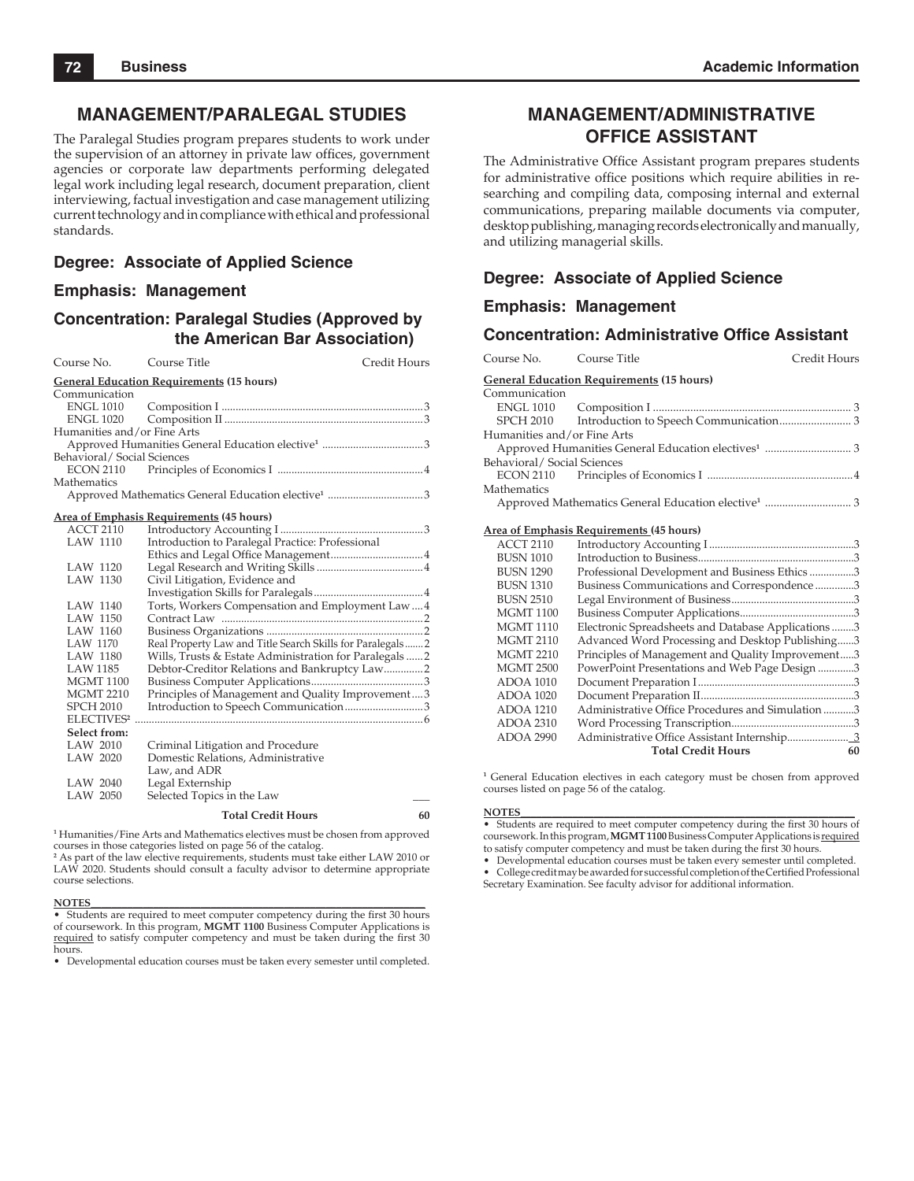## MANAGEMENT/PARALEGAL STUDIES

The Paralegal Studies program prepares students to work under the supervision of an attorney in private law offices, government agencies or corporate law departments performing delegated legal work including legal research, document preparation, client interviewing, factual investigation and case management utilizing current technology and in compliance with ethical and professional standards.

### Degree: Associate of Applied Science

### Emphasis: Management

### Concentration: Paralegal Studies (Approved by the American Bar Association)

| Course No. | Course Title | Credit Hours |
|---|---|---|
| **General Education Requirements (15 hours)** | | |
| Communication | | |
| ENGL 1010 | Composition I | 3 |
| ENGL 1020 | Composition II | 3 |
| Humanities and/or Fine Arts | | |
| | Approved Humanities General Education elective[1] | 3 |
| Behavioral/ Social Sciences | | |
| ECON 2110 | Principles of Economics I | 4 |
| Mathematics | | |
| | Approved Mathematics General Education elective[1] | 3 |
| **Area of Emphasis Requirements (45 hours)** | | |
| ACCT 2110 | Introductory Accounting I | 3 |
| LAW 1110 | Introduction to Paralegal Practice: Professional Ethics and Legal Office Management | 4 |
| LAW 1120 | Legal Research and Writing Skills | 4 |
| LAW 1130 | Civil Litigation, Evidence and Investigation Skills for Paralegals | 4 |
| LAW 1140 | Torts, Workers Compensation and Employment Law | 4 |
| LAW 1150 | Contract Law | 2 |
| LAW 1160 | Business Organizations | 2 |
| LAW 1170 | Real Property Law and Title Search Skills for Paralegals | 2 |
| LAW 1180 | Wills, Trusts & Estate Administration for Paralegals | 2 |
| LAW 1185 | Debtor-Creditor Relations and Bankruptcy Law | 2 |
| MGMT 1100 | Business Computer Applications | 3 |
| MGMT 2210 | Principles of Management and Quality Improvement | 3 |
| SPCH 2010 | Introduction to Speech Communication | 3 |
| ELECTIVES[2] | | 6 |
| **Select from:** | | |
| LAW 2010 | Criminal Litigation and Procedure | |
| LAW 2020 | Domestic Relations, Administrative Law, and ADR | |
| LAW 2040 | Legal Externship | |
| LAW 2050 | Selected Topics in the Law | |
| | **Total Credit Hours** | **60** |

[1] Humanities/Fine Arts and Mathematics electives must be chosen from approved courses in those categories listed on page 56 of the catalog.

[2] As part of the law elective requirements, students must take either LAW 2010 or LAW 2020. Students should consult a faculty advisor to determine appropriate course selections.

**NOTES**

- Students are required to meet computer competency during the first 30 hours of coursework. In this program, **MGMT 1100** Business Computer Applications is required to satisfy computer competency and must be taken during the first 30 hours.
- Developmental education courses must be taken every semester until completed.

## MANAGEMENT/ADMINISTRATIVE OFFICE ASSISTANT

The Administrative Office Assistant program prepares students for administrative office positions which require abilities in researching and compiling data, composing internal and external communications, preparing mailable documents via computer, desktop publishing, managing records electronically and manually, and utilizing managerial skills.

### Degree: Associate of Applied Science

### Emphasis: Management

### Concentration: Administrative Office Assistant

| Course No. | Course Title | Credit Hours |
|---|---|---|
| **General Education Requirements (15 hours)** | | |
| Communication | | |
| ENGL 1010 | Composition I | 3 |
| SPCH 2010 | Introduction to Speech Communication | 3 |
| Humanities and/or Fine Arts | | |
| | Approved Humanities General Education electives[1] | 3 |
| Behavioral/ Social Sciences | | |
| ECON 2110 | Principles of Economics I | 4 |
| Mathematics | | |
| | Approved Mathematics General Education elective[1] | 3 |
| **Area of Emphasis Requirements (45 hours)** | | |
| ACCT 2110 | Introductory Accounting I | 3 |
| BUSN 1010 | Introduction to Business | 3 |
| BUSN 1290 | Professional Development and Business Ethics | 3 |
| BUSN 1310 | Business Communications and Correspondence | 3 |
| BUSN 2510 | Legal Environment of Business | 3 |
| MGMT 1100 | Business Computer Applications | 3 |
| MGMT 1110 | Electronic Spreadsheets and Database Applications | 3 |
| MGMT 2110 | Advanced Word Processing and Desktop Publishing | 3 |
| MGMT 2210 | Principles of Management and Quality Improvement | 3 |
| MGMT 2500 | PowerPoint Presentations and Web Page Design | 3 |
| ADOA 1010 | Document Preparation I | 3 |
| ADOA 1020 | Document Preparation II | 3 |
| ADOA 1210 | Administrative Office Procedures and Simulation | 3 |
| ADOA 2310 | Word Processing Transcription | 3 |
| ADOA 2990 | Administrative Office Assistant Internship | 3 |
| | **Total Credit Hours** | **60** |

[1] General Education electives in each category must be chosen from approved courses listed on page 56 of the catalog.

**NOTES**

- Students are required to meet computer competency during the first 30 hours of coursework. In this program, **MGMT 1100** Business Computer Applications is required to satisfy computer competency and must be taken during the first 30 hours.
- Developmental education courses must be taken every semester until completed.
- College credit may be awarded for successful completion of the Certified Professional Secretary Examination. See faculty advisor for additional information.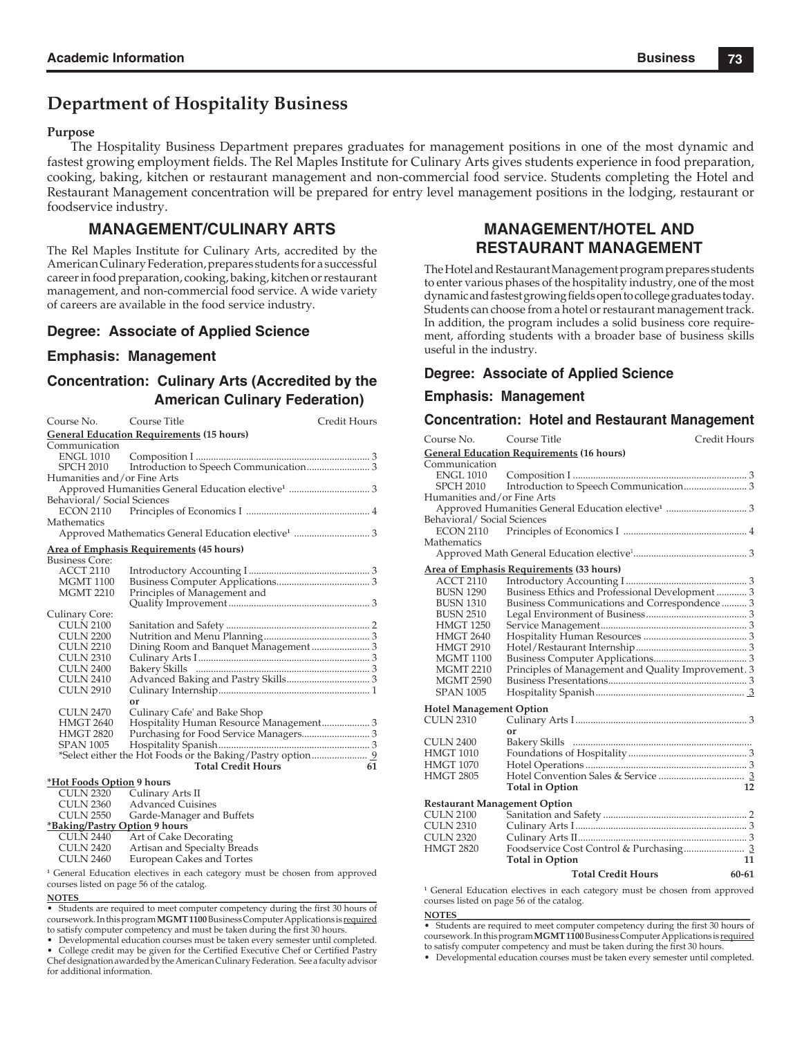# Department of Hospitality Business

**Purpose**

The Hospitality Business Department prepares graduates for management positions in one of the most dynamic and fastest growing employment fields. The Rel Maples Institute for Culinary Arts gives students experience in food preparation, cooking, baking, kitchen or restaurant management and non-commercial food service. Students completing the Hotel and Restaurant Management concentration will be prepared for entry level management positions in the lodging, restaurant or foodservice industry.

## MANAGEMENT/CULINARY ARTS

The Rel Maples Institute for Culinary Arts, accredited by the American Culinary Federation, prepares students for a successful career in food preparation, cooking, baking, kitchen or restaurant management, and non-commercial food service. A wide variety of careers are available in the food service industry.

### Degree: Associate of Applied Science

### Emphasis: Management

### Concentration: Culinary Arts (Accredited by the American Culinary Federation)

| Course No. | Course Title | Credit Hours |
|---|---|---|
| **General Education Requirements (15 hours)** | | |
| Communication | | |
| ENGL 1010 | Composition I | 3 |
| SPCH 2010 | Introduction to Speech Communication | 3 |
| Humanities and/or Fine Arts | | |
| | Approved Humanities General Education elective[1] | 3 |
| Behavioral/ Social Sciences | | |
| ECON 2110 | Principles of Economics I | 4 |
| Mathematics | | |
| | Approved Mathematics General Education elective[1] | 3 |
| **Area of Emphasis Requirements (45 hours)** | | |
| Business Core: | | |
| ACCT 2110 | Introductory Accounting I | 3 |
| MGMT 1100 | Business Computer Applications | 3 |
| MGMT 2210 | Principles of Management and Quality Improvement | 3 |
| Culinary Core: | | |
| CULN 2100 | Sanitation and Safety | 2 |
| CULN 2200 | Nutrition and Menu Planning | 3 |
| CULN 2210 | Dining Room and Banquet Management | 3 |
| CULN 2310 | Culinary Arts I | 3 |
| CULN 2400 | Bakery Skills | 3 |
| CULN 2410 | Advanced Baking and Pastry Skills | 3 |
| CULN 2910 | Culinary Internship | 1 |
| | or | |
| CULN 2470 | Culinary Cafe' and Bake Shop | |
| HMGT 2640 | Hospitality Human Resource Management | 3 |
| HMGT 2820 | Purchasing for Food Service Managers | 3 |
| SPAN 1005 | Hospitality Spanish | 3 |
| | *Select either the Hot Foods or the Baking/Pastry option | 9 |
| | **Total Credit Hours** | **61** |

**\*Hot Foods Option 9 hours**

| | |
|---|---|
| CULN 2320 | Culinary Arts II |
| CULN 2360 | Advanced Cuisines |
| CULN 2550 | Garde-Manager and Buffets |

**\*Baking/Pastry Option 9 hours**

| | |
|---|---|
| CULN 2440 | Art of Cake Decorating |
| CULN 2420 | Artisan and Specialty Breads |
| CULN 2460 | European Cakes and Tortes |

[1] General Education electives in each category must be chosen from approved courses listed on page 56 of the catalog.

**NOTES**

- Students are required to meet computer competency during the first 30 hours of coursework. In this program **MGMT 1100** Business Computer Applications is required to satisfy computer competency and must be taken during the first 30 hours.
- Developmental education courses must be taken every semester until completed.
- College credit may be given for the Certified Executive Chef or Certified Pastry Chef designation awarded by the American Culinary Federation. See a faculty advisor for additional information.

## MANAGEMENT/HOTEL AND RESTAURANT MANAGEMENT

The Hotel and Restaurant Management program prepares students to enter various phases of the hospitality industry, one of the most dynamic and fastest growing fields open to college graduates today. Students can choose from a hotel or restaurant management track. In addition, the program includes a solid business core requirement, affording students with a broader base of business skills useful in the industry.

### Degree: Associate of Applied Science

### Emphasis: Management

### Concentration: Hotel and Restaurant Management

| Course No. | Course Title | Credit Hours |
|---|---|---|
| **General Education Requirements (16 hours)** | | |
| Communication | | |
| ENGL 1010 | Composition I | 3 |
| SPCH 2010 | Introduction to Speech Communication | 3 |
| Humanities and/or Fine Arts | | |
| | Approved Humanities General Education elective[1] | 3 |
| Behavioral/ Social Sciences | | |
| ECON 2110 | Principles of Economics I | 4 |
| Mathematics | | |
| | Approved Math General Education elective[1] | 3 |
| **Area of Emphasis Requirements (33 hours)** | | |
| ACCT 2110 | Introductory Accounting I | 3 |
| BUSN 1290 | Business Ethics and Professional Development | 3 |
| BUSN 1310 | Business Communications and Correspondence | 3 |
| BUSN 2510 | Legal Environment of Business | 3 |
| HMGT 1250 | Service Management | 3 |
| HMGT 2640 | Hospitality Human Resources | 3 |
| HMGT 2910 | Hotel/Restaurant Internship | 3 |
| MGMT 1100 | Business Computer Applications | 3 |
| MGMT 2210 | Principles of Management and Quality Improvement | 3 |
| MGMT 2590 | Business Presentations | 3 |
| SPAN 1005 | Hospitality Spanish | 3 |
| **Hotel Management Option** | | |
| CULN 2310 | Culinary Arts I | 3 |
| | or | |
| CULN 2400 | Bakery Skills | |
| HMGT 1010 | Foundations of Hospitality | 3 |
| HMGT 1070 | Hotel Operations | 3 |
| HMGT 2805 | Hotel Convention Sales & Service | 3 |
| | **Total in Option** | **12** |
| **Restaurant Management Option** | | |
| CULN 2100 | Sanitation and Safety | 2 |
| CULN 2310 | Culinary Arts I | 3 |
| CULN 2320 | Culinary Arts II | 3 |
| HMGT 2820 | Foodservice Cost Control & Purchasing | 3 |
| | **Total in Option** | **11** |
| | **Total Credit Hours** | **60-61** |

[1] General Education electives in each category must be chosen from approved courses listed on page 56 of the catalog.

**NOTES**

- Students are required to meet computer competency during the first 30 hours of coursework. In this program **MGMT 1100** Business Computer Applications is required to satisfy computer competency and must be taken during the first 30 hours.
- Developmental education courses must be taken every semester until completed.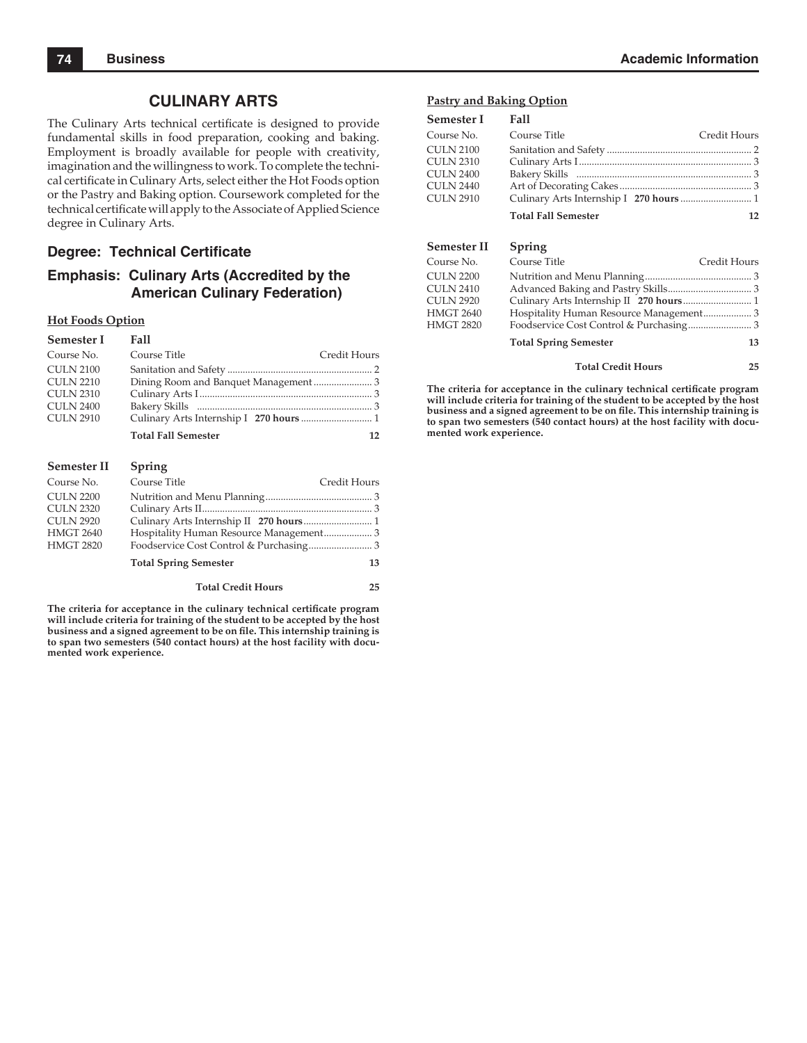## CULINARY ARTS

The Culinary Arts technical certificate is designed to provide fundamental skills in food preparation, cooking and baking. Employment is broadly available for people with creativity, imagination and the willingness to work. To complete the technical certificate in Culinary Arts, select either the Hot Foods option or the Pastry and Baking option. Coursework completed for the technical certificate will apply to the Associate of Applied Science degree in Culinary Arts.

### Degree: Technical Certificate

### Emphasis: Culinary Arts (Accredited by the American Culinary Federation)

**Hot Foods Option**

**Semester I — Fall**

| Course No. | Course Title | Credit Hours |
|---|---|---|
| CULN 2100 | Sanitation and Safety | 2 |
| CULN 2210 | Dining Room and Banquet Management | 3 |
| CULN 2310 | Culinary Arts I | 3 |
| CULN 2400 | Bakery Skills | 3 |
| CULN 2910 | Culinary Arts Internship I **270 hours** | 1 |
| | **Total Fall Semester** | **12** |

**Semester II — Spring**

| Course No. | Course Title | Credit Hours |
|---|---|---|
| CULN 2200 | Nutrition and Menu Planning | 3 |
| CULN 2320 | Culinary Arts II | 3 |
| CULN 2920 | Culinary Arts Internship II **270 hours** | 1 |
| HMGT 2640 | Hospitality Human Resource Management | 3 |
| HMGT 2820 | Foodservice Cost Control & Purchasing | 3 |
| | **Total Spring Semester** | **13** |
| | **Total Credit Hours** | **25** |

**The criteria for acceptance in the culinary technical certificate program will include criteria for training of the student to be accepted by the host business and a signed agreement to be on file. This internship training is to span two semesters (540 contact hours) at the host facility with documented work experience.**

**Pastry and Baking Option**

**Semester I — Fall**

| Course No. | Course Title | Credit Hours |
|---|---|---|
| CULN 2100 | Sanitation and Safety | 2 |
| CULN 2310 | Culinary Arts I | 3 |
| CULN 2400 | Bakery Skills | 3 |
| CULN 2440 | Art of Decorating Cakes | 3 |
| CULN 2910 | Culinary Arts Internship I **270 hours** | 1 |
| | **Total Fall Semester** | **12** |

**Semester II — Spring**

| Course No. | Course Title | Credit Hours |
|---|---|---|
| CULN 2200 | Nutrition and Menu Planning | 3 |
| CULN 2410 | Advanced Baking and Pastry Skills | 3 |
| CULN 2920 | Culinary Arts Internship II **270 hours** | 1 |
| HMGT 2640 | Hospitality Human Resource Management | 3 |
| HMGT 2820 | Foodservice Cost Control & Purchasing | 3 |
| | **Total Spring Semester** | **13** |
| | **Total Credit Hours** | **25** |

**The criteria for acceptance in the culinary technical certificate program will include criteria for training of the student to be accepted by the host business and a signed agreement to be on file. This internship training is to span two semesters (540 contact hours) at the host facility with documented work experience.**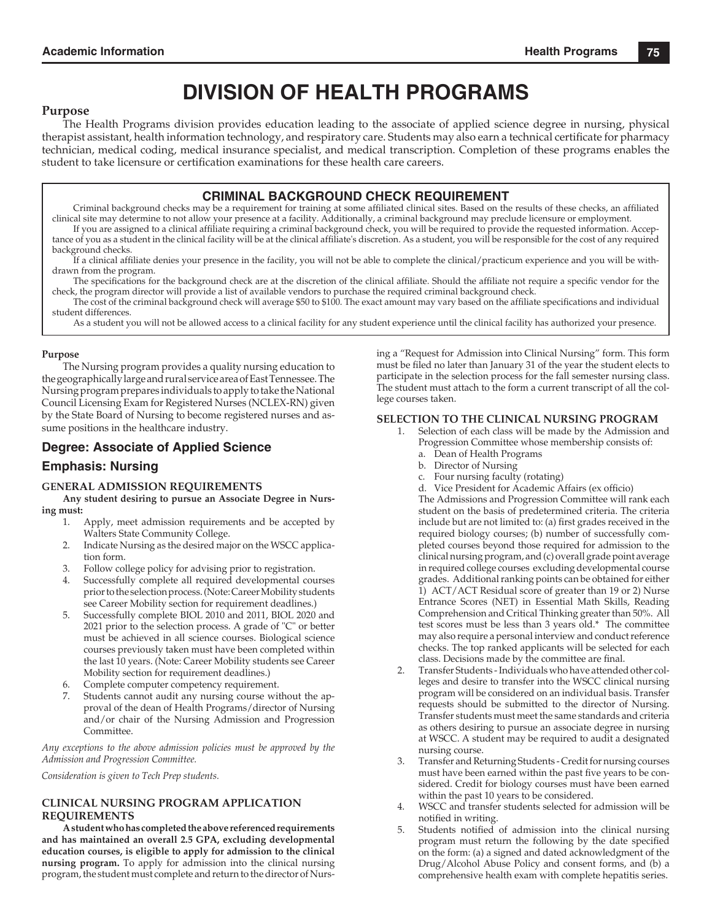# DIVISION OF HEALTH PROGRAMS

## Purpose

The Health Programs division provides education leading to the associate of applied science degree in nursing, physical therapist assistant, health information technology, and respiratory care. Students may also earn a technical certificate for pharmacy technician, medical coding, medical insurance specialist, and medical transcription. Completion of these programs enables the student to take licensure or certification examinations for these health care careers.

> ### CRIMINAL BACKGROUND CHECK REQUIREMENT
>
> Criminal background checks may be a requirement for training at some affiliated clinical sites. Based on the results of these checks, an affiliated clinical site may determine to not allow your presence at a facility. Additionally, a criminal background may preclude licensure or employment.
>
> If you are assigned to a clinical affiliate requiring a criminal background check, you will be required to provide the requested information. Acceptance of you as a student in the clinical facility will be at the clinical affiliate's discretion. As a student, you will be responsible for the cost of any required background checks.
>
> If a clinical affiliate denies your presence in the facility, you will not be able to complete the clinical/practicum experience and you will be withdrawn from the program.
>
> The specifications for the background check are at the discretion of the clinical affiliate. Should the affiliate not require a specific vendor for the check, the program director will provide a list of available vendors to purchase the required criminal background check.
>
> The cost of the criminal background check will average $50 to $100. The exact amount may vary based on the affiliate specifications and individual student differences.
>
> As a student you will not be allowed access to a clinical facility for any student experience until the clinical facility has authorized your presence.

### Purpose

The Nursing program provides a quality nursing education to the geographically large and rural service area of East Tennessee. The Nursing program prepares individuals to apply to take the National Council Licensing Exam for Registered Nurses (NCLEX-RN) given by the State Board of Nursing to become registered nurses and assume positions in the healthcare industry.

## Degree: Associate of Applied Science

## Emphasis: Nursing

### GENERAL ADMISSION REQUIREMENTS

**Any student desiring to pursue an Associate Degree in Nursing must:**

1. Apply, meet admission requirements and be accepted by Walters State Community College.
2. Indicate Nursing as the desired major on the WSCC application form.
3. Follow college policy for advising prior to registration.
4. Successfully complete all required developmental courses prior to the selection process. (Note: Career Mobility students see Career Mobility section for requirement deadlines.)
5. Successfully complete BIOL 2010 and 2011, BIOL 2020 and 2021 prior to the selection process. A grade of "C" or better must be achieved in all science courses. Biological science courses previously taken must have been completed within the last 10 years. (Note: Career Mobility students see Career Mobility section for requirement deadlines.)
6. Complete computer competency requirement.
7. Students cannot audit any nursing course without the approval of the dean of Health Programs/director of Nursing and/or chair of the Nursing Admission and Progression Committee.

*Any exceptions to the above admission policies must be approved by the Admission and Progression Committee.*

*Consideration is given to Tech Prep students.*

### CLINICAL NURSING PROGRAM APPLICATION REQUIREMENTS

**A student who has completed the above referenced requirements and has maintained an overall 2.5 GPA, excluding developmental education courses, is eligible to apply for admission to the clinical nursing program.** To apply for admission into the clinical nursing program, the student must complete and return to the director of Nursing a "Request for Admission into Clinical Nursing" form. This form must be filed no later than January 31 of the year the student elects to participate in the selection process for the fall semester nursing class. The student must attach to the form a current transcript of all the college courses taken.

### SELECTION TO THE CLINICAL NURSING PROGRAM

1. Selection of each class will be made by the Admission and Progression Committee whose membership consists of:
   a. Dean of Health Programs
   b. Director of Nursing
   c. Four nursing faculty (rotating)
   d. Vice President for Academic Affairs (ex officio)

   The Admissions and Progression Committee will rank each student on the basis of predetermined criteria. The criteria include but are not limited to; (a) first grades received in the required biology courses; (b) number of successfully completed courses beyond those required for admission to the clinical nursing program, and (c) overall grade point average in required college courses excluding developmental course grades. Additional ranking points can be obtained for either 1) ACT/ACT Residual score of greater than 19 or 2) Nurse Entrance Scores (NET) in Essential Math Skills, Reading Comprehension and Critical Thinking greater than 50%. All test scores must be less than 3 years old.* The committee may also require a personal interview and conduct reference checks. The top ranked applicants will be selected for each class. Decisions made by the committee are final.
2. Transfer Students - Individuals who have attended other colleges and desire to transfer into the WSCC clinical nursing program will be considered on an individual basis. Transfer requests should be submitted to the director of Nursing. Transfer students must meet the same standards and criteria as others desiring to pursue an associate degree in nursing at WSCC. A student may be required to audit a designated nursing course.
3. Transfer and Returning Students - Credit for nursing courses must have been earned within the past five years to be considered. Credit for biology courses must have been earned within the past 10 years to be considered.
4. WSCC and transfer students selected for admission will be notified in writing.
5. Students notified of admission into the clinical nursing program must return the following by the date specified on the form: (a) a signed and dated acknowledgment of the Drug/Alcohol Abuse Policy and consent forms, and (b) a comprehensive health exam with complete hepatitis series.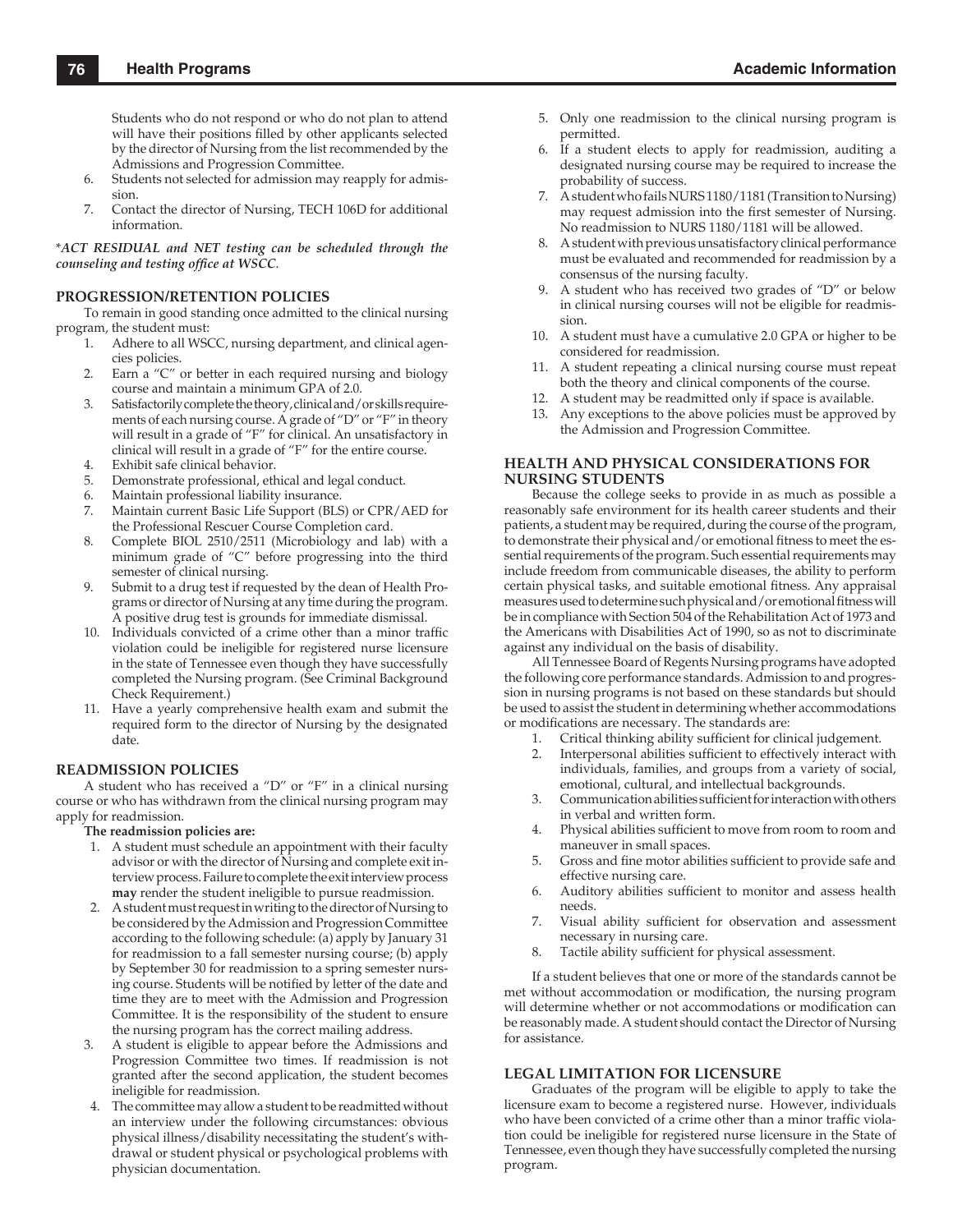Students who do not respond or who do not plan to attend will have their positions filled by other applicants selected by the director of Nursing from the list recommended by the Admissions and Progression Committee.

6. Students not selected for admission may reapply for admission.
7. Contact the director of Nursing, TECH 106D for additional information.

\**ACT RESIDUAL and NET testing can be scheduled through the counseling and testing office at WSCC.*

### PROGRESSION/RETENTION POLICIES

To remain in good standing once admitted to the clinical nursing program, the student must:

1. Adhere to all WSCC, nursing department, and clinical agencies policies.
2. Earn a "C" or better in each required nursing and biology course and maintain a minimum GPA of 2.0.
3. Satisfactorily complete the theory, clinical and/or skills requirements of each nursing course. A grade of "D" or "F" in theory will result in a grade of "F" for clinical. An unsatisfactory in clinical will result in a grade of "F" for the entire course.
4. Exhibit safe clinical behavior.
5. Demonstrate professional, ethical and legal conduct.
6. Maintain professional liability insurance.
7. Maintain current Basic Life Support (BLS) or CPR/AED for the Professional Rescuer Course Completion card.
8. Complete BIOL 2510/2511 (Microbiology and lab) with a minimum grade of "C" before progressing into the third semester of clinical nursing.
9. Submit to a drug test if requested by the dean of Health Programs or director of Nursing at any time during the program. A positive drug test is grounds for immediate dismissal.
10. Individuals convicted of a crime other than a minor traffic violation could be ineligible for registered nurse licensure in the state of Tennessee even though they have successfully completed the Nursing program. (See Criminal Background Check Requirement.)
11. Have a yearly comprehensive health exam and submit the required form to the director of Nursing by the designated date.

### READMISSION POLICIES

A student who has received a "D" or "F" in a clinical nursing course or who has withdrawn from the clinical nursing program may apply for readmission.

**The readmission policies are:**

1. A student must schedule an appointment with their faculty advisor or with the director of Nursing and complete exit interview process. Failure to complete the exit interview process **may** render the student ineligible to pursue readmission.
2. A student must request in writing to the director of Nursing to be considered by the Admission and Progression Committee according to the following schedule: (a) apply by January 31 for readmission to a fall semester nursing course; (b) apply by September 30 for readmission to a spring semester nursing course. Students will be notified by letter of the date and time they are to meet with the Admission and Progression Committee. It is the responsibility of the student to ensure the nursing program has the correct mailing address.
3. A student is eligible to appear before the Admissions and Progression Committee two times. If readmission is not granted after the second application, the student becomes ineligible for readmission.
4. The committee may allow a student to be readmitted without an interview under the following circumstances: obvious physical illness/disability necessitating the student's withdrawal or student physical or psychological problems with physician documentation.
5. Only one readmission to the clinical nursing program is permitted.
6. If a student elects to apply for readmission, auditing a designated nursing course may be required to increase the probability of success.
7. A student who fails NURS 1180/1181 (Transition to Nursing) may request admission into the first semester of Nursing. No readmission to NURS 1180/1181 will be allowed.
8. A student with previous unsatisfactory clinical performance must be evaluated and recommended for readmission by a consensus of the nursing faculty.
9. A student who has received two grades of "D" or below in clinical nursing courses will not be eligible for readmission.
10. A student must have a cumulative 2.0 GPA or higher to be considered for readmission.
11. A student repeating a clinical nursing course must repeat both the theory and clinical components of the course.
12. A student may be readmitted only if space is available.
13. Any exceptions to the above policies must be approved by the Admission and Progression Committee.

### HEALTH AND PHYSICAL CONSIDERATIONS FOR NURSING STUDENTS

Because the college seeks to provide in as much as possible a reasonably safe environment for its health career students and their patients, a student may be required, during the course of the program, to demonstrate their physical and/or emotional fitness to meet the essential requirements of the program. Such essential requirements may include freedom from communicable diseases, the ability to perform certain physical tasks, and suitable emotional fitness. Any appraisal measures used to determine such physical and/or emotional fitness will be in compliance with Section 504 of the Rehabilitation Act of 1973 and the Americans with Disabilities Act of 1990, so as not to discriminate against any individual on the basis of disability.

All Tennessee Board of Regents Nursing programs have adopted the following core performance standards. Admission to and progression in nursing programs is not based on these standards but should be used to assist the student in determining whether accommodations or modifications are necessary. The standards are:

1. Critical thinking ability sufficient for clinical judgement.
2. Interpersonal abilities sufficient to effectively interact with individuals, families, and groups from a variety of social, emotional, cultural, and intellectual backgrounds.
3. Communication abilities sufficient for interaction with others in verbal and written form.
4. Physical abilities sufficient to move from room to room and maneuver in small spaces.
5. Gross and fine motor abilities sufficient to provide safe and effective nursing care.
6. Auditory abilities sufficient to monitor and assess health needs.
7. Visual ability sufficient for observation and assessment necessary in nursing care.
8. Tactile ability sufficient for physical assessment.

If a student believes that one or more of the standards cannot be met without accommodation or modification, the nursing program will determine whether or not accommodations or modification can be reasonably made. A student should contact the Director of Nursing for assistance.

### LEGAL LIMITATION FOR LICENSURE

Graduates of the program will be eligible to apply to take the licensure exam to become a registered nurse. However, individuals who have been convicted of a crime other than a minor traffic violation could be ineligible for registered nurse licensure in the State of Tennessee, even though they have successfully completed the nursing program.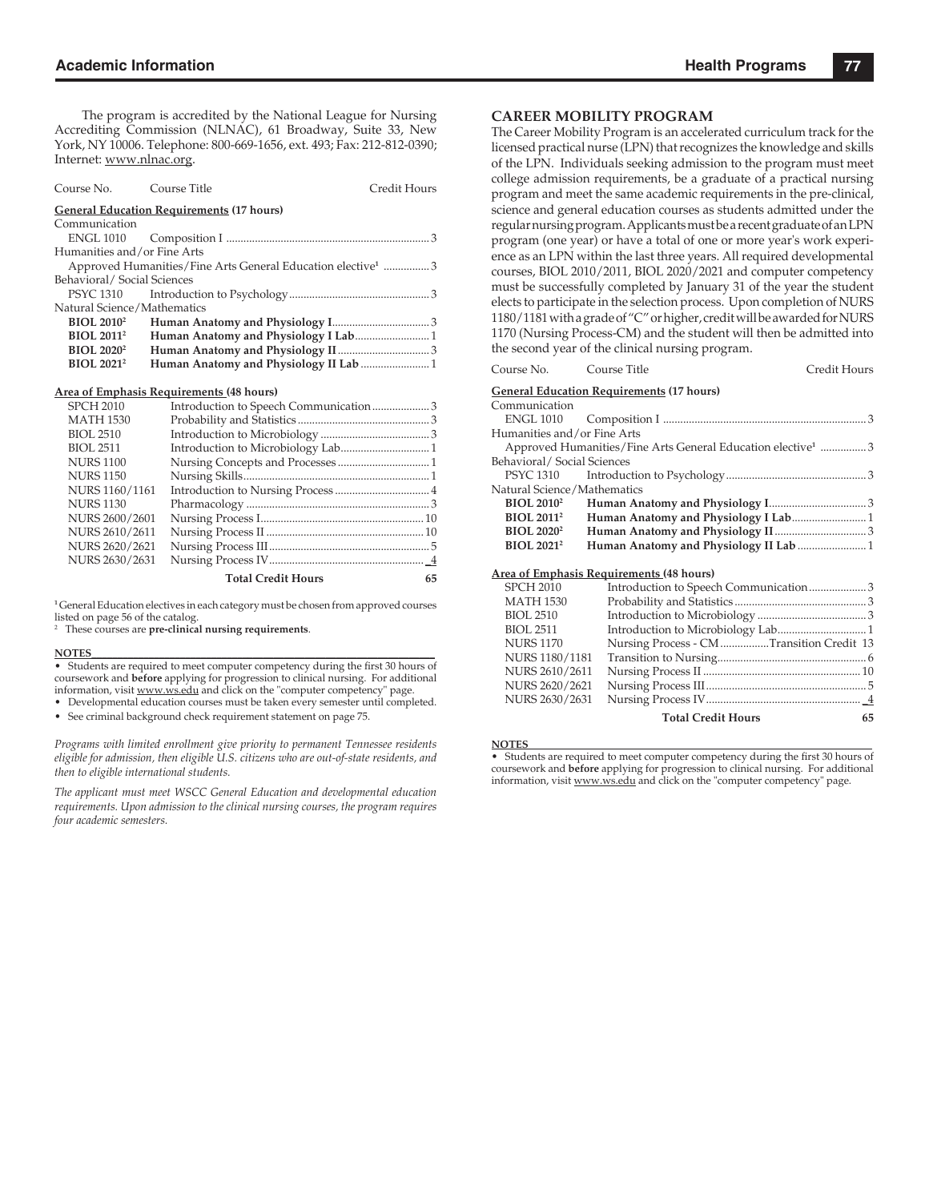The program is accredited by the National League for Nursing Accrediting Commission (NLNAC), 61 Broadway, Suite 33, New York, NY 10006. Telephone: 800-669-1656, ext. 493; Fax: 212-812-0390; Internet: www.nlnac.org.

| Course No. | Course Title | Credit Hours |
|---|---|---|
| **General Education Requirements (17 hours)** | | |
| Communication | | |
| ENGL 1010 | Composition I | 3 |
| Humanities and/or Fine Arts | | |
| | Approved Humanities/Fine Arts General Education elective[1] | 3 |
| Behavioral/ Social Sciences | | |
| PSYC 1310 | Introduction to Psychology | 3 |
| Natural Science/Mathematics | | |
| **BIOL 2010[2]** | **Human Anatomy and Physiology I** | 3 |
| **BIOL 2011[2]** | **Human Anatomy and Physiology I Lab** | 1 |
| **BIOL 2020[2]** | **Human Anatomy and Physiology II** | 3 |
| **BIOL 2021[2]** | **Human Anatomy and Physiology II Lab** | 1 |
| **Area of Emphasis Requirements (48 hours)** | | |
| SPCH 2010 | Introduction to Speech Communication | 3 |
| MATH 1530 | Probability and Statistics | 3 |
| BIOL 2510 | Introduction to Microbiology | 3 |
| BIOL 2511 | Introduction to Microbiology Lab | 1 |
| NURS 1100 | Nursing Concepts and Processes | 1 |
| NURS 1150 | Nursing Skills | 1 |
| NURS 1160/1161 | Introduction to Nursing Process | 4 |
| NURS 1130 | Pharmacology | 3 |
| NURS 2600/2601 | Nursing Process I | 10 |
| NURS 2610/2611 | Nursing Process II | 10 |
| NURS 2620/2621 | Nursing Process III | 5 |
| NURS 2630/2631 | Nursing Process IV | 4 |
| | **Total Credit Hours** | **65** |

[1] General Education electives in each category must be chosen from approved courses listed on page 56 of the catalog.
[2] These courses are **pre-clinical nursing requirements**.

**NOTES**

- Students are required to meet computer competency during the first 30 hours of coursework and **before** applying for progression to clinical nursing. For additional information, visit www.ws.edu and click on the "computer competency" page.
- Developmental education courses must be taken every semester until completed.
- See criminal background check requirement statement on page 75.

*Programs with limited enrollment give priority to permanent Tennessee residents eligible for admission, then eligible U.S. citizens who are out-of-state residents, and then to eligible international students.*

*The applicant must meet WSCC General Education and developmental education requirements. Upon admission to the clinical nursing courses, the program requires four academic semesters.*

## CAREER MOBILITY PROGRAM

The Career Mobility Program is an accelerated curriculum track for the licensed practical nurse (LPN) that recognizes the knowledge and skills of the LPN. Individuals seeking admission to the program must meet college admission requirements, be a graduate of a practical nursing program and meet the same academic requirements in the pre-clinical, science and general education courses as students admitted under the regular nursing program. Applicants must be a recent graduate of an LPN program (one year) or have a total of one or more year's work experience as an LPN within the last three years. All required developmental courses, BIOL 2010/2011, BIOL 2020/2021 and computer competency must be successfully completed by January 31 of the year the student elects to participate in the selection process. Upon completion of NURS 1180/1181 with a grade of "C" or higher, credit will be awarded for NURS 1170 (Nursing Process-CM) and the student will then be admitted into the second year of the clinical nursing program.

| Course No. | Course Title | Credit Hours |
|---|---|---|
| **General Education Requirements (17 hours)** | | |
| Communication | | |
| ENGL 1010 | Composition I | 3 |
| Humanities and/or Fine Arts | | |
| | Approved Humanities/Fine Arts General Education elective[1] | 3 |
| Behavioral/ Social Sciences | | |
| PSYC 1310 | Introduction to Psychology | 3 |
| Natural Science/Mathematics | | |
| **BIOL 2010[2]** | **Human Anatomy and Physiology I** | 3 |
| **BIOL 2011[2]** | **Human Anatomy and Physiology I Lab** | 1 |
| **BIOL 2020[2]** | **Human Anatomy and Physiology II** | 3 |
| **BIOL 2021[2]** | **Human Anatomy and Physiology II Lab** | 1 |
| **Area of Emphasis Requirements (48 hours)** | | |
| SPCH 2010 | Introduction to Speech Communication | 3 |
| MATH 1530 | Probability and Statistics | 3 |
| BIOL 2510 | Introduction to Microbiology | 3 |
| BIOL 2511 | Introduction to Microbiology Lab | 1 |
| NURS 1170 | Nursing Process - CM Transition Credit | 13 |
| NURS 1180/1181 | Transition to Nursing | 6 |
| NURS 2610/2611 | Nursing Process II | 10 |
| NURS 2620/2621 | Nursing Process III | 5 |
| NURS 2630/2631 | Nursing Process IV | 4 |
| | **Total Credit Hours** | **65** |

**NOTES**

- Students are required to meet computer competency during the first 30 hours of coursework and **before** applying for progression to clinical nursing. For additional information, visit www.ws.edu and click on the "computer competency" page.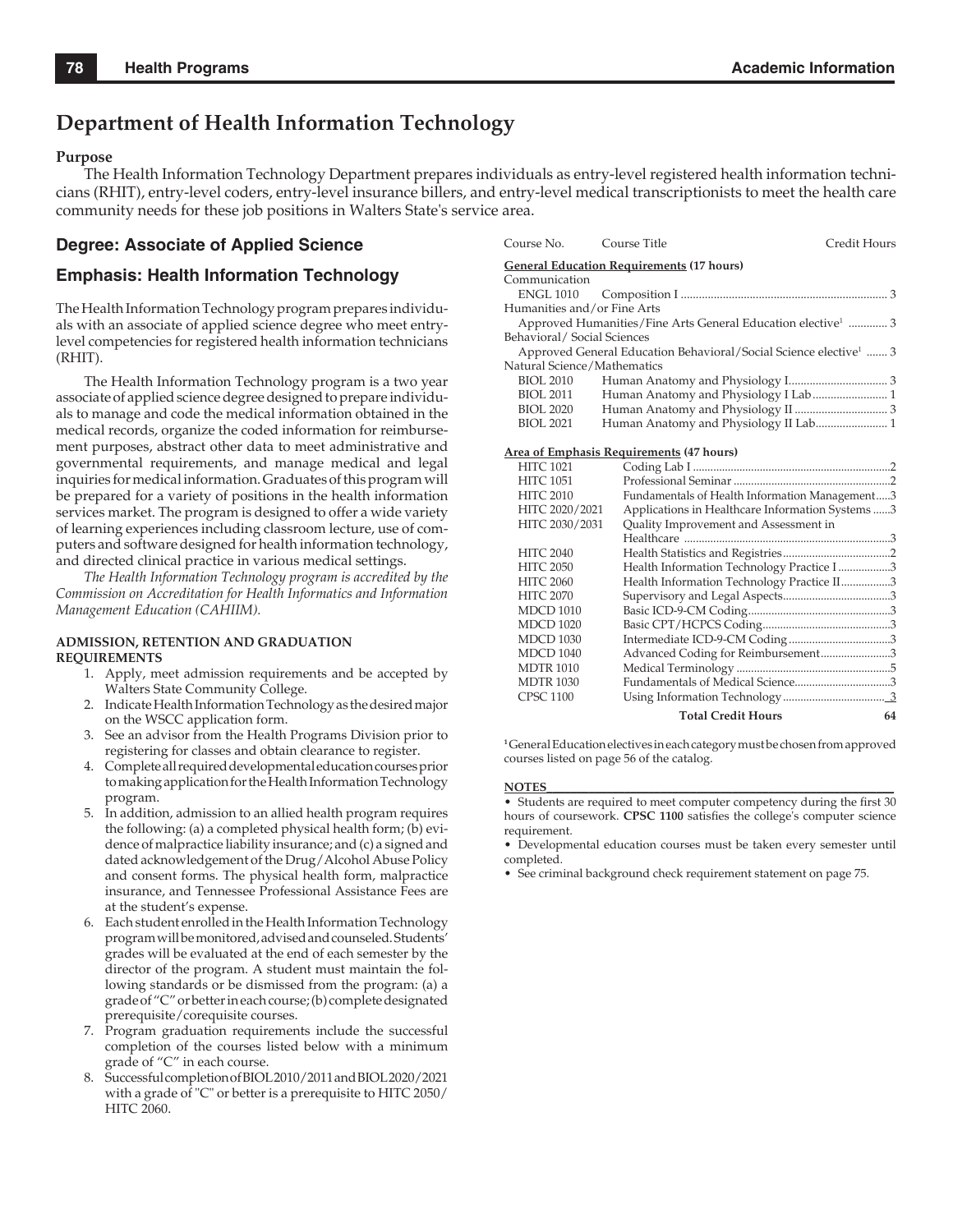# Department of Health Information Technology

**Purpose**

The Health Information Technology Department prepares individuals as entry-level registered health information technicians (RHIT), entry-level coders, entry-level insurance billers, and entry-level medical transcriptionists to meet the health care community needs for these job positions in Walters State's service area.

## Degree: Associate of Applied Science

## Emphasis: Health Information Technology

The Health Information Technology program prepares individuals with an associate of applied science degree who meet entry-level competencies for registered health information technicians (RHIT).

The Health Information Technology program is a two year associate of applied science degree designed to prepare individuals to manage and code the medical information obtained in the medical records, organize the coded information for reimbursement purposes, abstract other data to meet administrative and governmental requirements, and manage medical and legal inquiries for medical information. Graduates of this program will be prepared for a variety of positions in the health information services market. The program is designed to offer a wide variety of learning experiences including classroom lecture, use of computers and software designed for health information technology, and directed clinical practice in various medical settings.

*The Health Information Technology program is accredited by the Commission on Accreditation for Health Informatics and Information Management Education (CAHIIM).*

**ADMISSION, RETENTION AND GRADUATION REQUIREMENTS**

1. Apply, meet admission requirements and be accepted by Walters State Community College.
2. Indicate Health Information Technology as the desired major on the WSCC application form.
3. See an advisor from the Health Programs Division prior to registering for classes and obtain clearance to register.
4. Complete all required developmental education courses prior to making application for the Health Information Technology program.
5. In addition, admission to an allied health program requires the following: (a) a completed physical health form; (b) evidence of malpractice liability insurance; and (c) a signed and dated acknowledgement of the Drug/Alcohol Abuse Policy and consent forms. The physical health form, malpractice insurance, and Tennessee Professional Assistance Fees are at the student's expense.
6. Each student enrolled in the Health Information Technology program will be monitored, advised and counseled. Students' grades will be evaluated at the end of each semester by the director of the program. A student must maintain the following standards or be dismissed from the program: (a) a grade of "C" or better in each course; (b) complete designated prerequisite/corequisite courses.
7. Program graduation requirements include the successful completion of the courses listed below with a minimum grade of "C" in each course.
8. Successful completion of BIOL 2010/2011 and BIOL 2020/2021 with a grade of "C" or better is a prerequisite to HITC 2050/HITC 2060.

| Course No. | Course Title | Credit Hours |
|---|---|---|
| **General Education Requirements (17 hours)** | | |
| Communication | | |
| ENGL 1010 | Composition I | 3 |
| Humanities and/or Fine Arts | | |
| | Approved Humanities/Fine Arts General Education elective[1] | 3 |
| Behavioral/ Social Sciences | | |
| | Approved General Education Behavioral/Social Science elective[1] | 3 |
| Natural Science/Mathematics | | |
| BIOL 2010 | Human Anatomy and Physiology I | 3 |
| BIOL 2011 | Human Anatomy and Physiology I Lab | 1 |
| BIOL 2020 | Human Anatomy and Physiology II | 3 |
| BIOL 2021 | Human Anatomy and Physiology II Lab | 1 |
| **Area of Emphasis Requirements (47 hours)** | | |
| HITC 1021 | Coding Lab I | 2 |
| HITC 1051 | Professional Seminar | 2 |
| HITC 2010 | Fundamentals of Health Information Management | 3 |
| HITC 2020/2021 | Applications in Healthcare Information Systems | 3 |
| HITC 2030/2031 | Quality Improvement and Assessment in Healthcare | 3 |
| HITC 2040 | Health Statistics and Registries | 2 |
| HITC 2050 | Health Information Technology Practice I | 3 |
| HITC 2060 | Health Information Technology Practice II | 3 |
| HITC 2070 | Supervisory and Legal Aspects | 3 |
| MDCD 1010 | Basic ICD-9-CM Coding | 3 |
| MDCD 1020 | Basic CPT/HCPCS Coding | 3 |
| MDCD 1030 | Intermediate ICD-9-CM Coding | 3 |
| MDCD 1040 | Advanced Coding for Reimbursement | 3 |
| MDTR 1010 | Medical Terminology | 5 |
| MDTR 1030 | Fundamentals of Medical Science | 3 |
| CPSC 1100 | Using Information Technology | 3 |
| | **Total Credit Hours** | **64** |

[1] General Education electives in each category must be chosen from approved courses listed on page 56 of the catalog.

**NOTES**

- Students are required to meet computer competency during the first 30 hours of coursework. **CPSC 1100** satisfies the college's computer science requirement.
- Developmental education courses must be taken every semester until completed.
- See criminal background check requirement statement on page 75.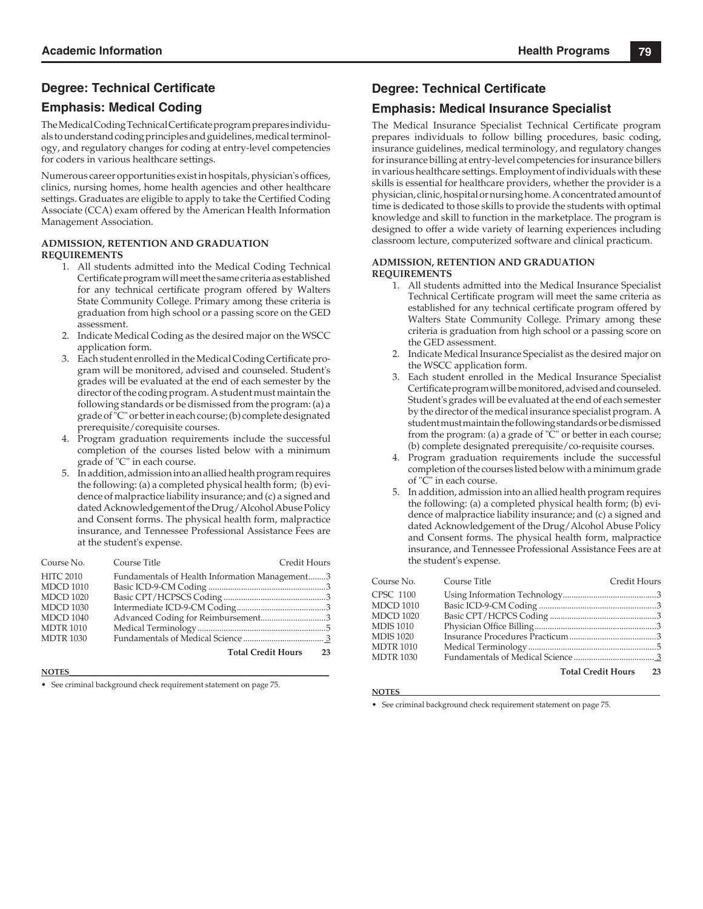## Degree: Technical Certificate

## Emphasis: Medical Coding

The Medical Coding Technical Certificate program prepares individuals to understand coding principles and guidelines, medical terminology, and regulatory changes for coding at entry-level competencies for coders in various healthcare settings.

Numerous career opportunities exist in hospitals, physician's offices, clinics, nursing homes, home health agencies and other healthcare settings. Graduates are eligible to apply to take the Certified Coding Associate (CCA) exam offered by the American Health Information Management Association.

**ADMISSION, RETENTION AND GRADUATION REQUIREMENTS**

1. All students admitted into the Medical Coding Technical Certificate program will meet the same criteria as established for any technical certificate program offered by Walters State Community College. Primary among these criteria is graduation from high school or a passing score on the GED assessment.
2. Indicate Medical Coding as the desired major on the WSCC application form.
3. Each student enrolled in the Medical Coding Certificate program will be monitored, advised and counseled. Student's grades will be evaluated at the end of each semester by the director of the coding program. A student must maintain the following standards or be dismissed from the program: (a) a grade of "C" or better in each course; (b) complete designated prerequisite/corequisite courses.
4. Program graduation requirements include the successful completion of the courses listed below with a minimum grade of "C" in each course.
5. In addition, admission into an allied health program requires the following: (a) a completed physical health form; (b) evidence of malpractice liability insurance; and (c) a signed and dated Acknowledgement of the Drug/Alcohol Abuse Policy and Consent forms. The physical health form, malpractice insurance, and Tennessee Professional Assistance Fees are at the student's expense.

| Course No. | Course Title | Credit Hours |
|---|---|---|
| HITC 2010 | Fundamentals of Health Information Management | 3 |
| MDCD 1010 | Basic ICD-9-CM Coding | 3 |
| MDCD 1020 | Basic CPT/HCPSCS Coding | 3 |
| MDCD 1030 | Intermediate ICD-9-CM Coding | 3 |
| MDCD 1040 | Advanced Coding for Reimbursement | 3 |
| MDTR 1010 | Medical Terminology | 5 |
| MDTR 1030 | Fundamentals of Medical Science | 3 |
| | **Total Credit Hours** | **23** |

**NOTES**

- See criminal background check requirement statement on page 75.

## Degree: Technical Certificate

## Emphasis: Medical Insurance Specialist

The Medical Insurance Specialist Technical Certificate program prepares individuals to follow billing procedures, basic coding, insurance guidelines, medical terminology, and regulatory changes for insurance billing at entry-level competencies for insurance billers in various healthcare settings. Employment of individuals with these skills is essential for healthcare providers, whether the provider is a physician, clinic, hospital or nursing home. A concentrated amount of time is dedicated to those skills to provide the students with optimal knowledge and skill to function in the marketplace. The program is designed to offer a wide variety of learning experiences including classroom lecture, computerized software and clinical practicum.

**ADMISSION, RETENTION AND GRADUATION REQUIREMENTS**

1. All students admitted into the Medical Insurance Specialist Technical Certificate program will meet the same criteria as established for any technical certificate program offered by Walters State Community College. Primary among these criteria is graduation from high school or a passing score on the GED assessment.
2. Indicate Medical Insurance Specialist as the desired major on the WSCC application form.
3. Each student enrolled in the Medical Insurance Specialist Certificate program will be monitored, advised and counseled. Student's grades will be evaluated at the end of each semester by the director of the medical insurance specialist program. A student must maintain the following standards or be dismissed from the program: (a) a grade of "C" or better in each course; (b) complete designated prerequisite/co-requisite courses.
4. Program graduation requirements include the successful completion of the courses listed below with a minimum grade of "C" in each course.
5. In addition, admission into an allied health program requires the following: (a) a completed physical health form; (b) evidence of malpractice liability insurance; and (c) a signed and dated Acknowledgement of the Drug/Alcohol Abuse Policy and Consent forms. The physical health form, malpractice insurance, and Tennessee Professional Assistance Fees are at the student's expense.

| Course No. | Course Title | Credit Hours |
|---|---|---|
| CPSC 1100 | Using Information Technology | 3 |
| MDCD 1010 | Basic ICD-9-CM Coding | 3 |
| MDCD 1020 | Basic CPT/HCPCS Coding | 3 |
| MDIS 1010 | Physician Office Billing | 3 |
| MDIS 1020 | Insurance Procedures Practicum | 3 |
| MDTR 1010 | Medical Terminology | 5 |
| MDTR 1030 | Fundamentals of Medical Science | 3 |
| | **Total Credit Hours** | **23** |

**NOTES**

- See criminal background check requirement statement on page 75.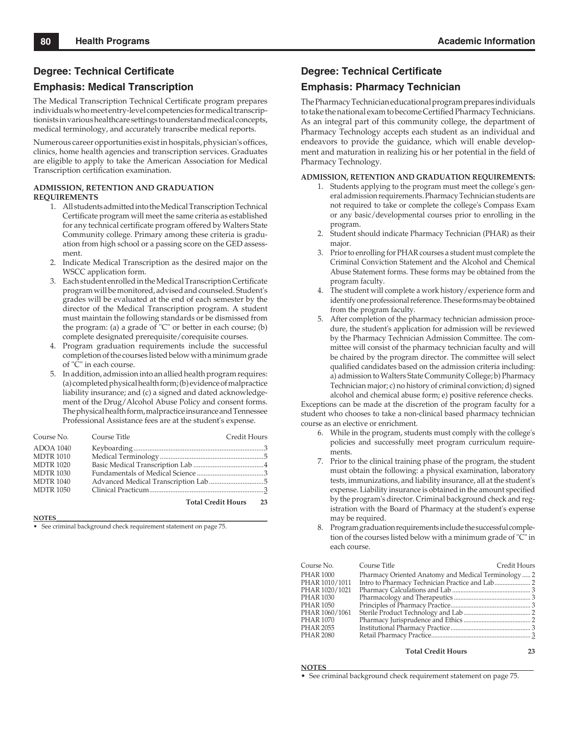## Degree: Technical Certificate

## Emphasis: Medical Transcription

The Medical Transcription Technical Certificate program prepares individuals who meet entry-level competencies for medical transcriptionists in various healthcare settings to understand medical concepts, medical terminology, and accurately transcribe medical reports.

Numerous career opportunities exist in hospitals, physician's offices, clinics, home health agencies and transcription services. Graduates are eligible to apply to take the American Association for Medical Transcription certification examination.

**ADMISSION, RETENTION AND GRADUATION REQUIREMENTS**

1. All students admitted into the Medical Transcription Technical Certificate program will meet the same criteria as established for any technical certificate program offered by Walters State Community college. Primary among these criteria is graduation from high school or a passing score on the GED assessment.
2. Indicate Medical Transcription as the desired major on the WSCC application form.
3. Each student enrolled in the Medical Transcription Certificate program will be monitored, advised and counseled. Student's grades will be evaluated at the end of each semester by the director of the Medical Transcription program. A student must maintain the following standards or be dismissed from the program: (a) a grade of "C" or better in each course; (b) complete designated prerequisite/corequisite courses.
4. Program graduation requirements include the successful completion of the courses listed below with a minimum grade of "C" in each course.
5. In addition, admission into an allied health program requires: (a) completed physical health form; (b) evidence of malpractice liability insurance; and (c) a signed and dated acknowledgement of the Drug/Alcohol Abuse Policy and consent forms. The physical health form, malpractice insurance and Tennessee Professional Assistance fees are at the student's expense.

| Course No. | Course Title | Credit Hours |
|---|---|---|
| ADOA 1040 | Keyboarding | 3 |
| MDTR 1010 | Medical Terminology | 5 |
| MDTR 1020 | Basic Medical Transcription Lab | 4 |
| MDTR 1030 | Fundamentals of Medical Science | 3 |
| MDTR 1040 | Advanced Medical Transcription Lab | 5 |
| MDTR 1050 | Clinical Practicum | 3 |
| | **Total Credit Hours** | **23** |

**NOTES**

- See criminal background check requirement statement on page 75.

## Degree: Technical Certificate

## Emphasis: Pharmacy Technician

The Pharmacy Technician educational program prepares individuals to take the national exam to become Certified Pharmacy Technicians. As an integral part of this community college, the department of Pharmacy Technology accepts each student as an individual and endeavors to provide the guidance, which will enable development and maturation in realizing his or her potential in the field of Pharmacy Technology.

**ADMISSION, RETENTION AND GRADUATION REQUIREMENTS:**

1. Students applying to the program must meet the college's general admission requirements. Pharmacy Technician students are not required to take or complete the college's Compass Exam or any basic/developmental courses prior to enrolling in the program.
2. Student should indicate Pharmacy Technician (PHAR) as their major.
3. Prior to enrolling for PHAR courses a student must complete the Criminal Conviction Statement and the Alcohol and Chemical Abuse Statement forms. These forms may be obtained from the program faculty.
4. The student will complete a work history/experience form and identify one professional reference. These forms may be obtained from the program faculty.
5. After completion of the pharmacy technician admission procedure, the student's application for admission will be reviewed by the Pharmacy Technician Admission Committee. The committee will consist of the pharmacy technician faculty and will be chaired by the program director. The committee will select qualified candidates based on the admission criteria including: a) admission to Walters State Community College; b) Pharmacy Technician major; c) no history of criminal conviction; d) signed alcohol and chemical abuse form; e) positive reference checks.

Exceptions can be made at the discretion of the program faculty for a student who chooses to take a non-clinical based pharmacy technician course as an elective or enrichment.

6. While in the program, students must comply with the college's policies and successfully meet program curriculum requirements.
7. Prior to the clinical training phase of the program, the student must obtain the following: a physical examination, laboratory tests, immunizations, and liability insurance, all at the student's expense. Liability insurance is obtained in the amount specified by the program's director. Criminal background check and registration with the Board of Pharmacy at the student's expense may be required.
8. Program graduation requirements include the successful completion of the courses listed below with a minimum grade of "C" in each course.

| Course No. | Course Title | Credit Hours |
|---|---|---|
| PHAR 1000 | Pharmacy Oriented Anatomy and Medical Terminology | 2 |
| PHAR 1010/1011 | Intro to Pharmacy Technician Practice and Lab | 2 |
| PHAR 1020/1021 | Pharmacy Calculations and Lab | 3 |
| PHAR 1030 | Pharmacology and Therapeutics | 3 |
| PHAR 1050 | Principles of Pharmacy Practice | 3 |
| PHAR 1060/1061 | Sterile Product Technology and Lab | 2 |
| PHAR 1070 | Pharmacy Jurisprudence and Ethics | 2 |
| PHAR 2055 | Institutional Pharmacy Practice | 3 |
| PHAR 2080 | Retail Pharmacy Practice | 3 |
| | **Total Credit Hours** | **23** |

**NOTES**

- See criminal background check requirement statement on page 75.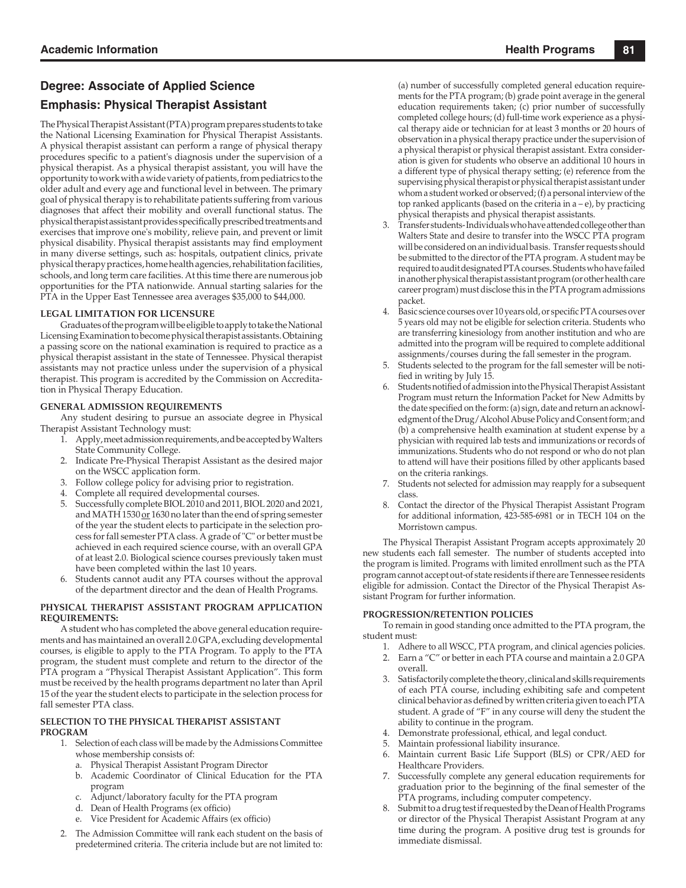## Degree: Associate of Applied Science

## Emphasis: Physical Therapist Assistant

The Physical Therapist Assistant (PTA) program prepares students to take the National Licensing Examination for Physical Therapist Assistants. A physical therapist assistant can perform a range of physical therapy procedures specific to a patient's diagnosis under the supervision of a physical therapist. As a physical therapist assistant, you will have the opportunity to work with a wide variety of patients, from pediatrics to the older adult and every age and functional level in between. The primary goal of physical therapy is to rehabilitate patients suffering from various diagnoses that affect their mobility and overall functional status. The physical therapist assistant provides specifically prescribed treatments and exercises that improve one's mobility, relieve pain, and prevent or limit physical disability. Physical therapist assistants may find employment in many diverse settings, such as: hospitals, outpatient clinics, private physical therapy practices, home health agencies, rehabilitation facilities, schools, and long term care facilities. At this time there are numerous job opportunities for the PTA nationwide. Annual starting salaries for the PTA in the Upper East Tennessee area averages $35,000 to $44,000.

### LEGAL LIMITATION FOR LICENSURE

Graduates of the program will be eligible to apply to take the National Licensing Examination to become physical therapist assistants. Obtaining a passing score on the national examination is required to practice as a physical therapist assistant in the state of Tennessee. Physical therapist assistants may not practice unless under the supervision of a physical therapist. This program is accredited by the Commission on Accreditation in Physical Therapy Education.

### GENERAL ADMISSION REQUIREMENTS

Any student desiring to pursue an associate degree in Physical Therapist Assistant Technology must:

1. Apply, meet admission requirements, and be accepted by Walters State Community College.
2. Indicate Pre-Physical Therapist Assistant as the desired major on the WSCC application form.
3. Follow college policy for advising prior to registration.
4. Complete all required developmental courses.
5. Successfully complete BIOL 2010 and 2011, BIOL 2020 and 2021, and MATH 1530 or 1630 no later than the end of spring semester of the year the student elects to participate in the selection process for fall semester PTA class. A grade of "C" or better must be achieved in each required science course, with an overall GPA of at least 2.0. Biological science courses previously taken must have been completed within the last 10 years.
6. Students cannot audit any PTA courses without the approval of the department director and the dean of Health Programs.

### PHYSICAL THERAPIST ASSISTANT PROGRAM APPLICATION REQUIREMENTS:

A student who has completed the above general education requirements and has maintained an overall 2.0 GPA, excluding developmental courses, is eligible to apply to the PTA Program. To apply to the PTA program, the student must complete and return to the director of the PTA program a "Physical Therapist Assistant Application". This form must be received by the health programs department no later than April 15 of the year the student elects to participate in the selection process for fall semester PTA class.

### SELECTION TO THE PHYSICAL THERAPIST ASSISTANT PROGRAM

1. Selection of each class will be made by the Admissions Committee whose membership consists of:
   a. Physical Therapist Assistant Program Director
   b. Academic Coordinator of Clinical Education for the PTA program
   c. Adjunct/laboratory faculty for the PTA program
   d. Dean of Health Programs (ex officio)
   e. Vice President for Academic Affairs (ex officio)
2. The Admission Committee will rank each student on the basis of predetermined criteria. The criteria include but are not limited to: (a) number of successfully completed general education requirements for the PTA program; (b) grade point average in the general education requirements taken; (c) prior number of successfully completed college hours; (d) full-time work experience as a physical therapy aide or technician for at least 3 months or 20 hours of observation in a physical therapy practice under the supervision of a physical therapist or physical therapist assistant. Extra consideration is given for students who observe an additional 10 hours in a different type of physical therapy setting; (e) reference from the supervising physical therapist or physical therapist assistant under whom a student worked or observed; (f) a personal interview of the top ranked applicants (based on the criteria in a – e), by practicing physical therapists and physical therapist assistants.
3. Transfer students- Individuals who have attended college other than Walters State and desire to transfer into the WSCC PTA program will be considered on an individual basis. Transfer requests should be submitted to the director of the PTA program. A student may be required to audit designated PTA courses. Students who have failed in another physical therapist assistant program (or other health care career program) must disclose this in the PTA program admissions packet.
4. Basic science courses over 10 years old, or specific PTA courses over 5 years old may not be eligible for selection criteria. Students who are transferring kinesiology from another institution and who are admitted into the program will be required to complete additional assignments/courses during the fall semester in the program.
5. Students selected to the program for the fall semester will be notified in writing by July 15.
6. Students notified of admission into the Physical Therapist Assistant Program must return the Information Packet for New Admitts by the date specified on the form: (a) sign, date and return an acknowledgment of the Drug/Alcohol Abuse Policy and Consent form; and (b) a comprehensive health examination at student expense by a physician with required lab tests and immunizations or records of immunizations. Students who do not respond or who do not plan to attend will have their positions filled by other applicants based on the criteria rankings.
7. Students not selected for admission may reapply for a subsequent class.
8. Contact the director of the Physical Therapist Assistant Program for additional information, 423-585-6981 or in TECH 104 on the Morristown campus.

The Physical Therapist Assistant Program accepts approximately 20 new students each fall semester. The number of students accepted into the program is limited. Programs with limited enrollment such as the PTA program cannot accept out-of state residents if there are Tennessee residents eligible for admission. Contact the Director of the Physical Therapist Assistant Program for further information.

### PROGRESSION/RETENTION POLICIES

To remain in good standing once admitted to the PTA program, the student must:

1. Adhere to all WSCC, PTA program, and clinical agencies policies.
2. Earn a "C" or better in each PTA course and maintain a 2.0 GPA overall.
3. Satisfactorily complete the theory, clinical and skills requirements of each PTA course, including exhibiting safe and competent clinical behavior as defined by written criteria given to each PTA student. A grade of "F" in any course will deny the student the ability to continue in the program.
4. Demonstrate professional, ethical, and legal conduct.
5. Maintain professional liability insurance.
6. Maintain current Basic Life Support (BLS) or CPR/AED for Healthcare Providers.
7. Successfully complete any general education requirements for graduation prior to the beginning of the final semester of the PTA programs, including computer competency.
8. Submit to a drug test if requested by the Dean of Health Programs or director of the Physical Therapist Assistant Program at any time during the program. A positive drug test is grounds for immediate dismissal.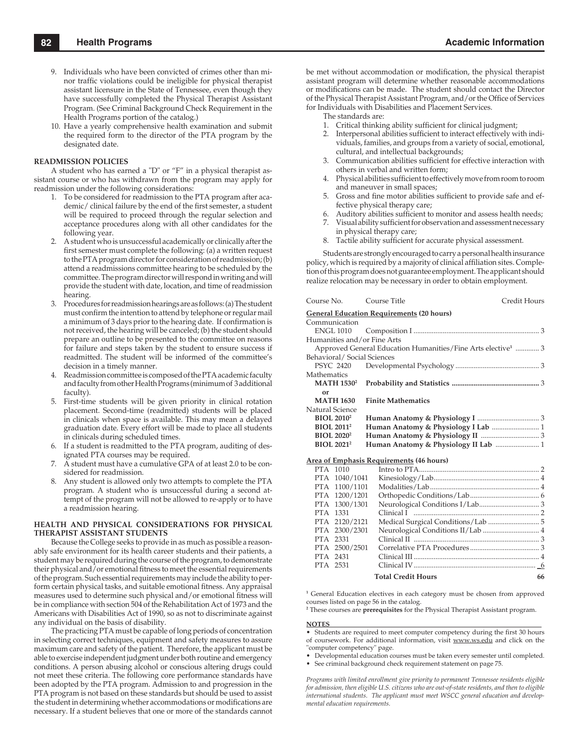9. Individuals who have been convicted of crimes other than minor traffic violations could be ineligible for physical therapist assistant licensure in the State of Tennessee, even though they have successfully completed the Physical Therapist Assistant Program. (See Criminal Background Check Requirement in the Health Programs portion of the catalog.)
10. Have a yearly comprehensive health examination and submit the required form to the director of the PTA program by the designated date.

**READMISSION POLICIES**

A student who has earned a "D" or "F" in a physical therapist assistant course or who has withdrawn from the program may apply for readmission under the following considerations:

1. To be considered for readmission to the PTA program after academic/ clinical failure by the end of the first semester, a student will be required to proceed through the regular selection and acceptance procedures along with all other candidates for the following year.
2. A student who is unsuccessful academically or clinically after the first semester must complete the following: (a) a written request to the PTA program director for consideration of readmission; (b) attend a readmissions committee hearing to be scheduled by the committee. The program director will respond in writing and will provide the student with date, location, and time of readmission hearing.
3. Procedures for readmission hearings are as follows: (a) The student must confirm the intention to attend by telephone or regular mail a minimum of 3 days prior to the hearing date. If confirmation is not received, the hearing will be canceled; (b) the student should prepare an outline to be presented to the committee on reasons for failure and steps taken by the student to ensure success if readmitted. The student will be informed of the committee's decision in a timely manner.
4. Readmission committee is composed of the PTA academic faculty and faculty from other Health Programs (minimum of 3 additional faculty).
5. First-time students will be given priority in clinical rotation placement. Second-time (readmitted) students will be placed in clinicals when space is available. This may mean a delayed graduation date. Every effort will be made to place all students in clinicals during scheduled times.
6. If a student is readmitted to the PTA program, auditing of designated PTA courses may be required.
7. A student must have a cumulative GPA of at least 2.0 to be considered for readmission.
8. Any student is allowed only two attempts to complete the PTA program. A student who is unsuccessful during a second attempt of the program will not be allowed to re-apply or to have a readmission hearing.

**HEALTH AND PHYSICAL CONSIDERATIONS FOR PHYSICAL THERAPIST ASSISTANT STUDENTS**

Because the College seeks to provide in as much as possible a reasonably safe environment for its health career students and their patients, a student may be required during the course of the program, to demonstrate their physical and/or emotional fitness to meet the essential requirements of the program. Such essential requirements may include the ability to perform certain physical tasks, and suitable emotional fitness. Any appraisal measures used to determine such physical and/or emotional fitness will be in compliance with section 504 of the Rehabilitation Act of 1973 and the Americans with Disabilities Act of 1990, so as not to discriminate against any individual on the basis of disability.

The practicing PTA must be capable of long periods of concentration in selecting correct techniques, equipment and safety measures to assure maximum care and safety of the patient. Therefore, the applicant must be able to exercise independent judgment under both routine and emergency conditions. A person abusing alcohol or conscious altering drugs could not meet these criteria. The following core performance standards have been adopted by the PTA program. Admission to and progression in the PTA program is not based on these standards but should be used to assist the student in determining whether accommodations or modifications are necessary. If a student believes that one or more of the standards cannot be met without accommodation or modification, the physical therapist assistant program will determine whether reasonable accommodations or modifications can be made. The student should contact the Director of the Physical Therapist Assistant Program, and/or the Office of Services for Individuals with Disabilities and Placement Services.

The standards are:

1. Critical thinking ability sufficient for clinical judgment;
2. Interpersonal abilities sufficient to interact effectively with individuals, families, and groups from a variety of social, emotional, cultural, and intellectual backgrounds;
3. Communication abilities sufficient for effective interaction with others in verbal and written form;
4. Physical abilities sufficient to effectively move from room to room and maneuver in small spaces;
5. Gross and fine motor abilities sufficient to provide safe and effective physical therapy care;
6. Auditory abilities sufficient to monitor and assess health needs;
7. Visual ability sufficient for observation and assessment necessary in physical therapy care;
8. Tactile ability sufficient for accurate physical assessment.

Students are strongly encouraged to carry a personal health insurance policy, which is required by a majority of clinical affiliation sites. Completion of this program does not guarantee employment. The applicant should realize relocation may be necessary in order to obtain employment.

| Course No. | Course Title | Credit Hours |
|---|---|---|
| **General Education Requirements (20 hours)** | | |
| Communication | | |
| ENGL 1010 | Composition I | 3 |
| Humanities and/or Fine Arts | | |
| | Approved General Education Humanities/Fine Arts elective[1] | 3 |
| Behavioral/ Social Sciences | | |
| PSYC 2420 | Developmental Psychology | 3 |
| Mathematics | | |
| **MATH 1530[2]** | **Probability and Statistics** | **3** |
| **or** | | |
| **MATH 1630** | **Finite Mathematics** | |
| Natural Science | | |
| **BIOL 2010[2]** | **Human Anatomy & Physiology I** | 3 |
| **BIOL 2011[2]** | **Human Anatomy & Physiology I Lab** | 1 |
| **BIOL 2020[2]** | **Human Anatomy & Physiology II** | 3 |
| **BIOL 2021[2]** | **Human Anatomy & Physiology II Lab** | 1 |
| **Area of Emphasis Requirements (46 hours)** | | |
| PTA 1010 | Intro to PTA | 2 |
| PTA 1040/1041 | Kinesiology/Lab | 4 |
| PTA 1100/1101 | Modalities/Lab | 4 |
| PTA 1200/1201 | Orthopedic Conditions/Lab | 6 |
| PTA 1300/1301 | Neurological Conditions I/Lab | 3 |
| PTA 1331 | Clinical I | 2 |
| PTA 2120/2121 | Medical Surgical Conditions/Lab | 5 |
| PTA 2300/2301 | Neurological Conditions II/Lab | 4 |
| PTA 2331 | Clinical II | 3 |
| PTA 2500/2501 | Correlative PTA Procedures | 3 |
| PTA 2431 | Clinical III | 4 |
| PTA 2531 | Clinical IV | 6 |
| | **Total Credit Hours** | **66** |

[1] General Education electives in each category must be chosen from approved courses listed on page 56 in the catalog.
[2] These courses are **prerequisites** for the Physical Therapist Assistant program.

**NOTES**

- Students are required to meet computer competency during the first 30 hours of coursework. For additional information, visit www.ws.edu and click on the "computer competency" page.
- Developmental education courses must be taken every semester until completed.
- See criminal background check requirement statement on page 75.

*Programs with limited enrollment give priority to permanent Tennessee residents eligible for admission, then eligible U.S. citizens who are out-of-state residents, and then to eligible international students. The applicant must meet WSCC general education and developmental education requirements.*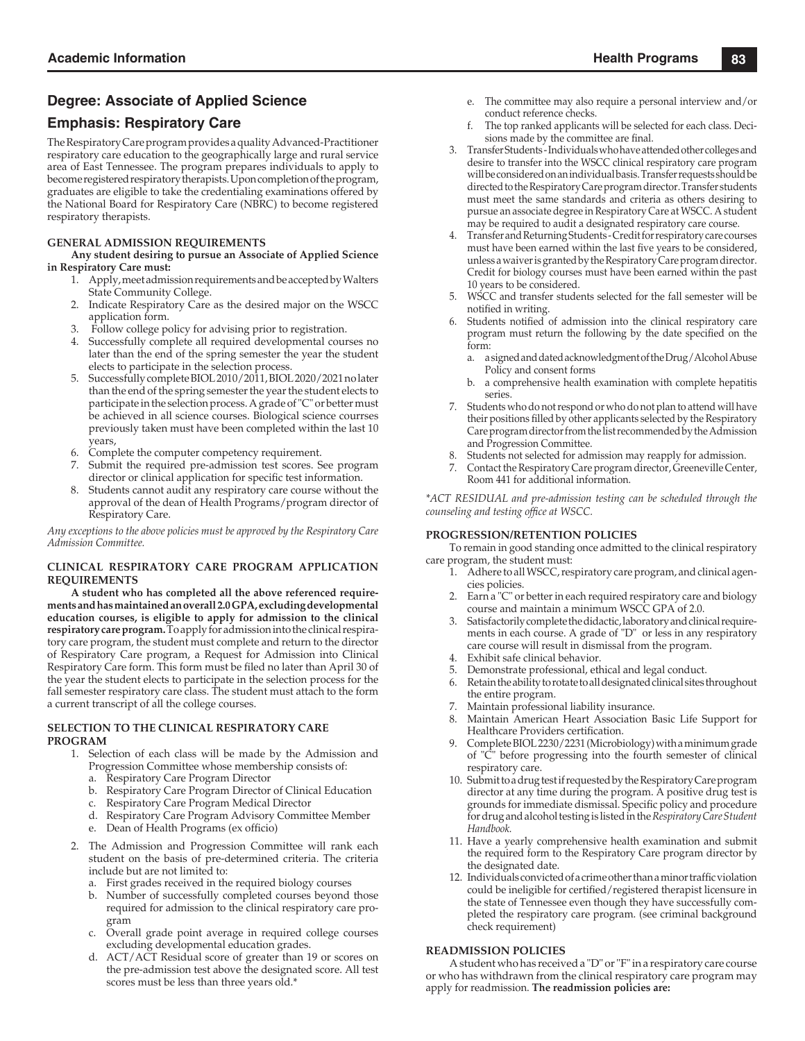## Degree: Associate of Applied Science

## Emphasis: Respiratory Care

The Respiratory Care program provides a quality Advanced-Practitioner respiratory care education to the geographically large and rural service area of East Tennessee. The program prepares individuals to apply to become registered respiratory therapists. Upon completion of the program, graduates are eligible to take the credentialing examinations offered by the National Board for Respiratory Care (NBRC) to become registered respiratory therapists.

### GENERAL ADMISSION REQUIREMENTS

**Any student desiring to pursue an Associate of Applied Science in Respiratory Care must:**

1. Apply, meet admission requirements and be accepted by Walters State Community College.
2. Indicate Respiratory Care as the desired major on the WSCC application form.
3. Follow college policy for advising prior to registration.
4. Successfully complete all required developmental courses no later than the end of the spring semester the year the student elects to participate in the selection process.
5. Successfully complete BIOL 2010/2011, BIOL 2020/2021 no later than the end of the spring semester the year the student elects to participate in the selection process. A grade of "C" or better must be achieved in all science courses. Biological science courrses previously taken must have been completed within the last 10 years,
6. Complete the computer competency requirement.
7. Submit the required pre-admission test scores. See program director or clinical application for specific test information.
8. Students cannot audit any respiratory care course without the approval of the dean of Health Programs/program director of Respiratory Care.

*Any exceptions to the above policies must be approved by the Respiratory Care Admission Committee.*

### CLINICAL RESPIRATORY CARE PROGRAM APPLICATION REQUIREMENTS

**A student who has completed all the above referenced requirements and has maintained an overall 2.0 GPA, excluding developmental education courses, is eligible to apply for admission to the clinical respiratory care program.** To apply for admission into the clinical respiratory care program, the student must complete and return to the director of Respiratory Care program, a Request for Admission into Clinical Respiratory Care form. This form must be filed no later than April 30 of the year the student elects to participate in the selection process for the fall semester respiratory care class. The student must attach to the form a current transcript of all the college courses.

### SELECTION TO THE CLINICAL RESPIRATORY CARE PROGRAM

1. Selection of each class will be made by the Admission and Progression Committee whose membership consists of:
   a. Respiratory Care Program Director
   b. Respiratory Care Program Director of Clinical Education
   c. Respiratory Care Program Medical Director
   d. Respiratory Care Program Advisory Committee Member
   e. Dean of Health Programs (ex officio)
2. The Admission and Progression Committee will rank each student on the basis of pre-determined criteria. The criteria include but are not limited to:
   a. First grades received in the required biology courses
   b. Number of successfully completed courses beyond those required for admission to the clinical respiratory care program
   c. Overall grade point average in required college courses excluding developmental education grades.
   d. ACT/ACT Residual score of greater than 19 or scores on the pre-admission test above the designated score. All test scores must be less than three years old.*
   e. The committee may also require a personal interview and/or conduct reference checks.
   f. The top ranked applicants will be selected for each class. Decisions made by the committee are final.
3. Transfer Students - Individuals who have attended other colleges and desire to transfer into the WSCC clinical respiratory care program will be considered on an individual basis. Transfer requests should be directed to the Respiratory Care program director. Transfer students must meet the same standards and criteria as others desiring to pursue an associate degree in Respiratory Care at WSCC. A student may be required to audit a designated respiratory care course.
4. Transfer and Returning Students - Credit for respiratory care courses must have been earned within the last five years to be considered, unless a waiver is granted by the Respiratory Care program director. Credit for biology courses must have been earned within the past 10 years to be considered.
5. WSCC and transfer students selected for the fall semester will be notified in writing.
6. Students notified of admission into the clinical respiratory care program must return the following by the date specified on the form:
   a. a signed and dated acknowledgment of the Drug/Alcohol Abuse Policy and consent forms
   b. a comprehensive health examination with complete hepatitis series.
7. Students who do not respond or who do not plan to attend will have their positions filled by other applicants selected by the Respiratory Care program director from the list recommended by the Admission and Progression Committee.
8. Students not selected for admission may reapply for admission.
7. Contact the Respiratory Care program director, Greeneville Center, Room 441 for additional information.

*\*ACT RESIDUAL and pre-admission testing can be scheduled through the counseling and testing office at WSCC.*

### PROGRESSION/RETENTION POLICIES

To remain in good standing once admitted to the clinical respiratory care program, the student must:

1. Adhere to all WSCC, respiratory care program, and clinical agencies policies.
2. Earn a "C" or better in each required respiratory care and biology course and maintain a minimum WSCC GPA of 2.0.
3. Satisfactorily complete the didactic, laboratory and clinical requirements in each course. A grade of "D" or less in any respiratory care course will result in dismissal from the program.
4. Exhibit safe clinical behavior.
5. Demonstrate professional, ethical and legal conduct.
6. Retain the ability to rotate to all designated clinical sites throughout the entire program.
7. Maintain professional liability insurance.
8. Maintain American Heart Association Basic Life Support for Healthcare Providers certification.
9. Complete BIOL 2230/2231 (Microbiology) with a minimum grade of "C" before progressing into the fourth semester of clinical respiratory care.
10. Submit to a drug test if requested by the Respiratory Care program director at any time during the program. A positive drug test is grounds for immediate dismissal. Specific policy and procedure for drug and alcohol testing is listed in the *Respiratory Care Student Handbook.*
11. Have a yearly comprehensive health examination and submit the required form to the Respiratory Care program director by the designated date.
12. Individuals convicted of a crime other than a minor traffic violation could be ineligible for certified/registered therapist licensure in the state of Tennessee even though they have successfully completed the respiratory care program. (see criminal background check requirement)

### READMISSION POLICIES

A student who has received a "D" or "F" in a respiratory care course or who has withdrawn from the clinical respiratory care program may apply for readmission. **The readmission policies are:**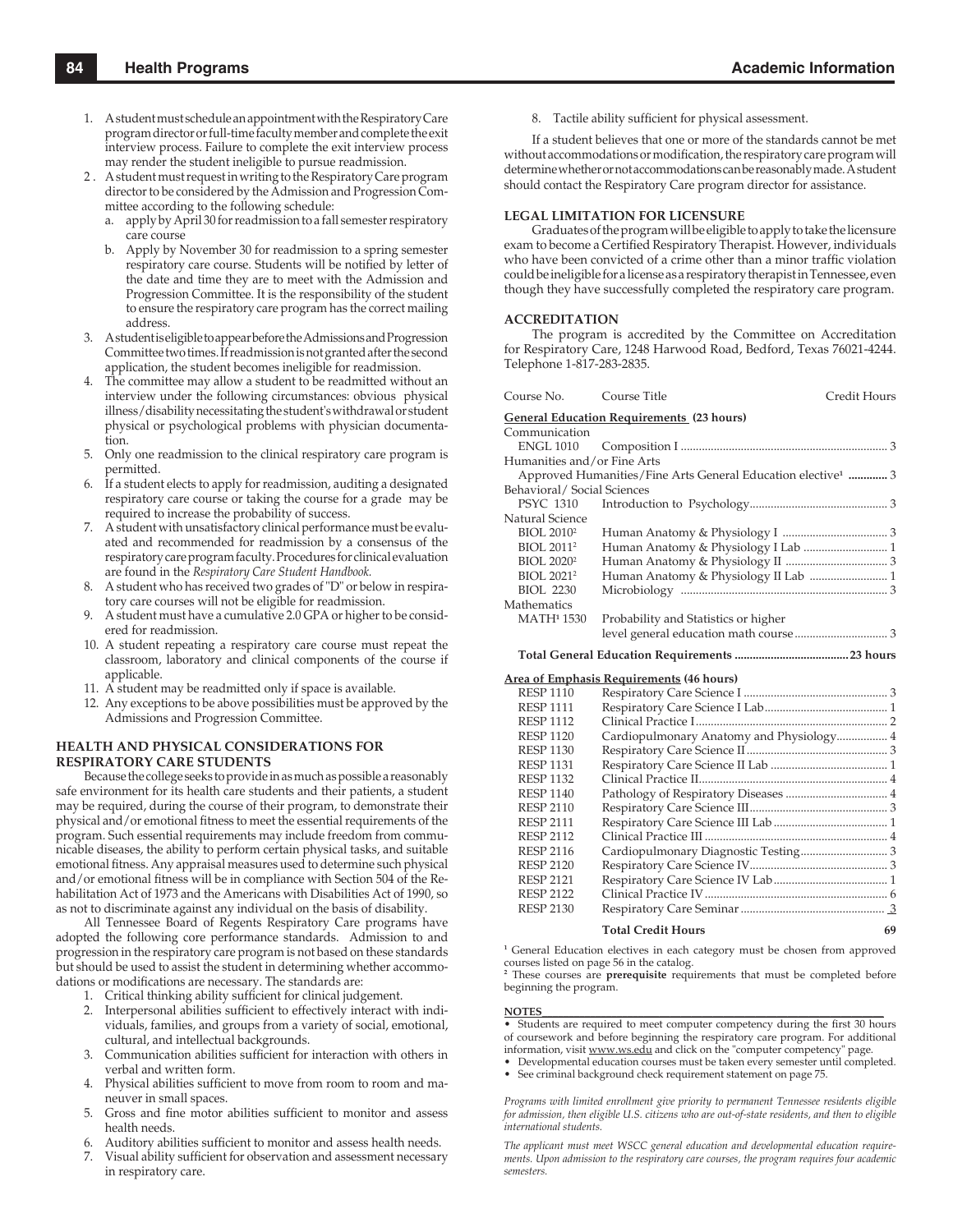1. A student must schedule an appointment with the Respiratory Care program director or full-time faculty member and complete the exit interview process. Failure to complete the exit interview process may render the student ineligible to pursue readmission.
2. A student must request in writing to the Respiratory Care program director to be considered by the Admission and Progression Committee according to the following schedule:
   a. apply by April 30 for readmission to a fall semester respiratory care course
   b. Apply by November 30 for readmission to a spring semester respiratory care course. Students will be notified by letter of the date and time they are to meet with the Admission and Progression Committee. It is the responsibility of the student to ensure the respiratory care program has the correct mailing address.
3. A student is eligible to appear before the Admissions and Progression Committee two times. If readmission is not granted after the second application, the student becomes ineligible for readmission.
4. The committee may allow a student to be readmitted without an interview under the following circumstances: obvious physical illness/disability necessitating the student's withdrawal or student physical or psychological problems with physician documentation.
5. Only one readmission to the clinical respiratory care program is permitted.
6. If a student elects to apply for readmission, auditing a designated respiratory care course or taking the course for a grade may be required to increase the probability of success.
7. A student with unsatisfactory clinical performance must be evaluated and recommended for readmission by a consensus of the respiratory care program faculty. Procedures for clinical evaluation are found in the *Respiratory Care Student Handbook.*
8. A student who has received two grades of "D" or below in respiratory care courses will not be eligible for readmission.
9. A student must have a cumulative 2.0 GPA or higher to be considered for readmission.
10. A student repeating a respiratory care course must repeat the classroom, laboratory and clinical components of the course if applicable.
11. A student may be readmitted only if space is available.
12. Any exceptions to be above possibilities must be approved by the Admissions and Progression Committee.

### HEALTH AND PHYSICAL CONSIDERATIONS FOR RESPIRATORY CARE STUDENTS

Because the college seeks to provide in as much as possible a reasonably safe environment for its health care students and their patients, a student may be required, during the course of their program, to demonstrate their physical and/or emotional fitness to meet the essential requirements of the program. Such essential requirements may include freedom from communicable diseases, the ability to perform certain physical tasks, and suitable emotional fitness. Any appraisal measures used to determine such physical and/or emotional fitness will be in compliance with Section 504 of the Rehabilitation Act of 1973 and the Americans with Disabilities Act of 1990, so as not to discriminate against any individual on the basis of disability.

All Tennessee Board of Regents Respiratory Care programs have adopted the following core performance standards. Admission to and progression in the respiratory care program is not based on these standards but should be used to assist the student in determining whether accommodations or modifications are necessary. The standards are:

1. Critical thinking ability sufficient for clinical judgement.
2. Interpersonal abilities sufficient to effectively interact with individuals, families, and groups from a variety of social, emotional, cultural, and intellectual backgrounds.
3. Communication abilities sufficient for interaction with others in verbal and written form.
4. Physical abilities sufficient to move from room to room and maneuver in small spaces.
5. Gross and fine motor abilities sufficient to monitor and assess health needs.
6. Auditory abilities sufficient to monitor and assess health needs.
7. Visual ability sufficient for observation and assessment necessary in respiratory care.
8. Tactile ability sufficient for physical assessment.

If a student believes that one or more of the standards cannot be met without accommodations or modification, the respiratory care program will determine whether or not accommodations can be reasonably made. A student should contact the Respiratory Care program director for assistance.

### LEGAL LIMITATION FOR LICENSURE

Graduates of the program will be eligible to apply to take the licensure exam to become a Certified Respiratory Therapist. However, individuals who have been convicted of a crime other than a minor traffic violation could be ineligible for a license as a respiratory therapist in Tennessee, even though they have successfully completed the respiratory care program.

### ACCREDITATION

The program is accredited by the Committee on Accreditation for Respiratory Care, 1248 Harwood Road, Bedford, Texas 76021-4244. Telephone 1-817-283-2835.

| Course No. | Course Title | Credit Hours |
|---|---|---|
| **General Education Requirements (23 hours)** | | |
| Communication | | |
| ENGL 1010 | Composition I | 3 |
| Humanities and/or Fine Arts | | |
| | Approved Humanities/Fine Arts General Education elective[1] | **3** |
| Behavioral/ Social Sciences | | |
| PSYC 1310 | Introduction to Psychology | 3 |
| Natural Science | | |
| BIOL 2010[2] | Human Anatomy & Physiology I | 3 |
| BIOL 2011[2] | Human Anatomy & Physiology I Lab | 1 |
| BIOL 2020[2] | Human Anatomy & Physiology II | 3 |
| BIOL 2021[2] | Human Anatomy & Physiology II Lab | 1 |
| BIOL 2230 | Microbiology | 3 |
| Mathematics | | |
| MATH[1] 1530 | Probability and Statistics or higher level general education math course | 3 |
| | **Total General Education Requirements** | **23 hours** |
| **Area of Emphasis Requirements (46 hours)** | | |
| RESP 1110 | Respiratory Care Science I | 3 |
| RESP 1111 | Respiratory Care Science I Lab | 1 |
| RESP 1112 | Clinical Practice I | 2 |
| RESP 1120 | Cardiopulmonary Anatomy and Physiology | 4 |
| RESP 1130 | Respiratory Care Science II | 3 |
| RESP 1131 | Respiratory Care Science II Lab | 1 |
| RESP 1132 | Clinical Practice II | 4 |
| RESP 1140 | Pathology of Respiratory Diseases | 4 |
| RESP 2110 | Respiratory Care Science III | 3 |
| RESP 2111 | Respiratory Care Science III Lab | 1 |
| RESP 2112 | Clinical Practice III | 4 |
| RESP 2116 | Cardiopulmonary Diagnostic Testing | 3 |
| RESP 2120 | Respiratory Care Science IV | 3 |
| RESP 2121 | Respiratory Care Science IV Lab | 1 |
| RESP 2122 | Clinical Practice IV | 6 |
| RESP 2130 | Respiratory Care Seminar | 3 |
| | **Total Credit Hours** | **69** |

[1] General Education electives in each category must be chosen from approved courses listed on page 56 in the catalog.
[2] These courses are **prerequisite** requirements that must be completed before beginning the program.

**NOTES**

- Students are required to meet computer competency during the first 30 hours of coursework and before beginning the respiratory care program. For additional information, visit www.ws.edu and click on the "computer competency" page.
- Developmental education courses must be taken every semester until completed.
- See criminal background check requirement statement on page 75.

*Programs with limited enrollment give priority to permanent Tennessee residents eligible for admission, then eligible U.S. citizens who are out-of-state residents, and then to eligible international students.*

*The applicant must meet WSCC general education and developmental education requirements. Upon admission to the respiratory care courses, the program requires four academic semesters.*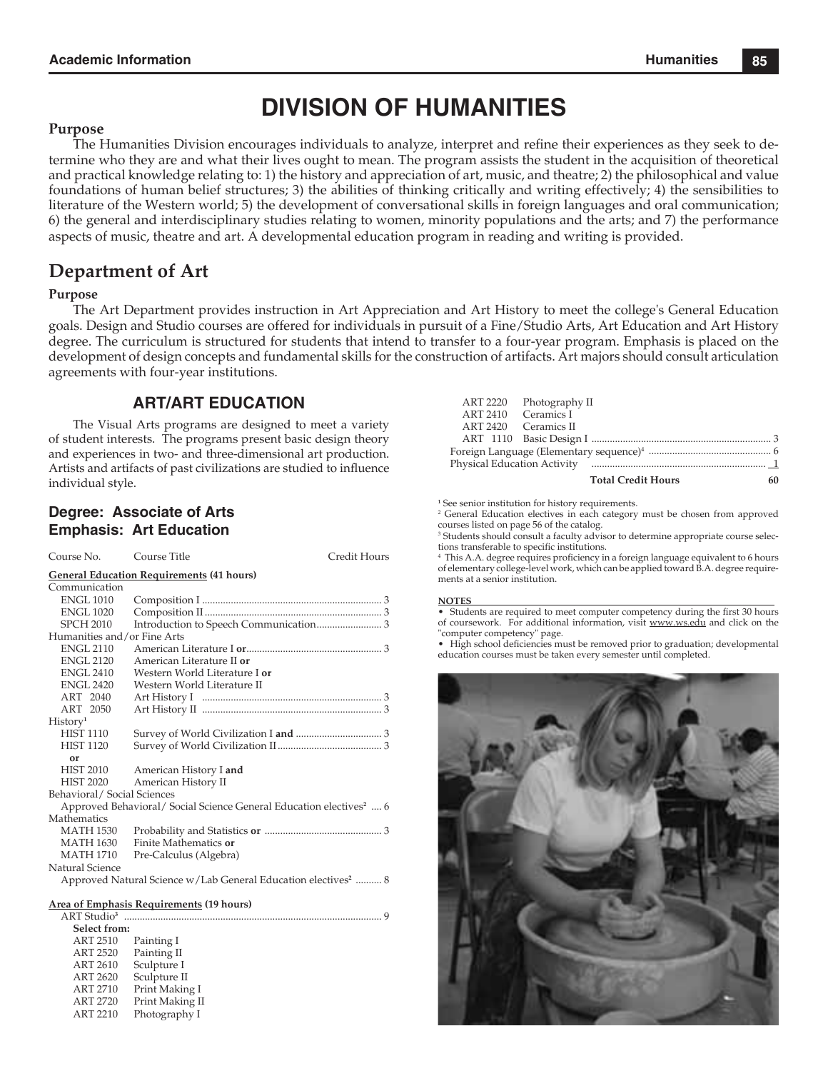# DIVISION OF HUMANITIES

**Purpose**

The Humanities Division encourages individuals to analyze, interpret and refine their experiences as they seek to determine who they are and what their lives ought to mean. The program assists the student in the acquisition of theoretical and practical knowledge relating to: 1) the history and appreciation of art, music, and theatre; 2) the philosophical and value foundations of human belief structures; 3) the abilities of thinking critically and writing effectively; 4) the sensibilities to literature of the Western world; 5) the development of conversational skills in foreign languages and oral communication; 6) the general and interdisciplinary studies relating to women, minority populations and the arts; and 7) the performance aspects of music, theatre and art. A developmental education program in reading and writing is provided.

## Department of Art

**Purpose**

The Art Department provides instruction in Art Appreciation and Art History to meet the college's General Education goals. Design and Studio courses are offered for individuals in pursuit of a Fine/Studio Arts, Art Education and Art History degree. The curriculum is structured for students that intend to transfer to a four-year program. Emphasis is placed on the development of design concepts and fundamental skills for the construction of artifacts. Art majors should consult articulation agreements with four-year institutions.

### ART/ART EDUCATION

The Visual Arts programs are designed to meet a variety of student interests. The programs present basic design theory and experiences in two- and three-dimensional art production. Artists and artifacts of past civilizations are studied to influence individual style.

### Degree: Associate of Arts
### Emphasis: Art Education

| Course No. | Course Title | Credit Hours |
|---|---|---|
| **General Education Requirements (41 hours)** | | |
| Communication | | |
| ENGL 1010 | Composition I | 3 |
| ENGL 1020 | Composition II | 3 |
| SPCH 2010 | Introduction to Speech Communication | 3 |
| Humanities and/or Fine Arts | | |
| ENGL 2110 | American Literature I **or** | 3 |
| ENGL 2120 | American Literature II **or** | |
| ENGL 2410 | Western World Literature I **or** | |
| ENGL 2420 | Western World Literature II | |
| ART 2040 | Art History I | 3 |
| ART 2050 | Art History II | 3 |
| History[1] | | |
| HIST 1110 | Survey of World Civilization I **and** | 3 |
| HIST 1120 | Survey of World Civilization II | 3 |
| **or** | | |
| HIST 2010 | American History I **and** | |
| HIST 2020 | American History II | |
| Behavioral/ Social Sciences | | |
| | Approved Behavioral/ Social Science General Education electives[2] | 6 |
| Mathematics | | |
| MATH 1530 | Probability and Statistics **or** | 3 |
| MATH 1630 | Finite Mathematics **or** | |
| MATH 1710 | Pre-Calculus (Algebra) | |
| Natural Science | | |
| | Approved Natural Science w/Lab General Education electives[2] | 8 |
| **Area of Emphasis Requirements (19 hours)** | | |
| ART Studio[3] | | 9 |
| **Select from:** | | |
| ART 2510 | Painting I | |
| ART 2520 | Painting II | |
| ART 2610 | Sculpture I | |
| ART 2620 | Sculpture II | |
| ART 2710 | Print Making I | |
| ART 2720 | Print Making II | |
| ART 2210 | Photography I | |
| ART 2220 | Photography II | |
| ART 2410 | Ceramics I | |
| ART 2420 | Ceramics II | |
| ART 1110 | Basic Design I | 3 |
| Foreign Language (Elementary sequence)[4] | | 6 |
| Physical Education Activity | | 1 |
| | **Total Credit Hours** | **60** |

[1] See senior institution for history requirements.
[2] General Education electives in each category must be chosen from approved courses listed on page 56 of the catalog.
[3] Students should consult a faculty advisor to determine appropriate course selections transferable to specific institutions.
[4] This A.A. degree requires proficiency in a foreign language equivalent to 6 hours of elementary college-level work, which can be applied toward B.A. degree requirements at a senior institution.

**NOTES**

- Students are required to meet computer competency during the first 30 hours of coursework. For additional information, visit www.ws.edu and click on the "computer competency" page.
- High school deficiencies must be removed prior to graduation; developmental education courses must be taken every semester until completed.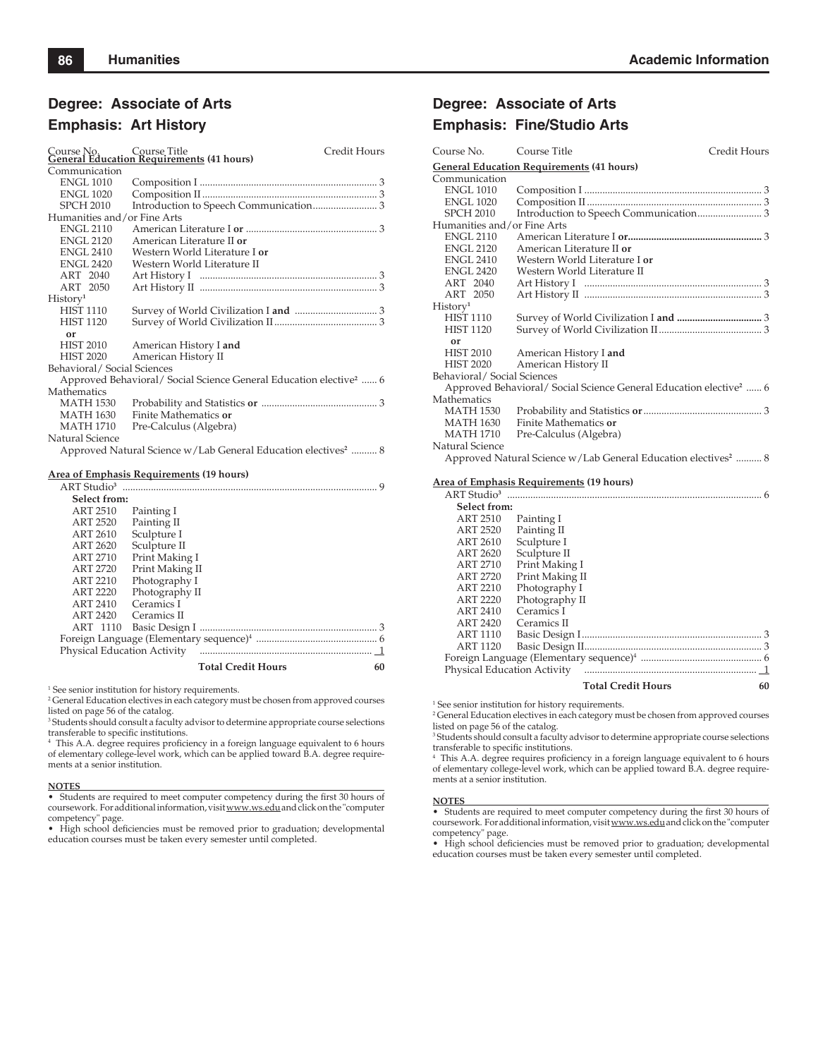## Degree: Associate of Arts
## Emphasis: Art History

| Course No. | Course Title | Credit Hours |
|---|---|---|
| **General Education Requirements (41 hours)** | | |
| Communication | | |
| ENGL 1010 | Composition I | 3 |
| ENGL 1020 | Composition II | 3 |
| SPCH 2010 | Introduction to Speech Communication | 3 |
| Humanities and/or Fine Arts | | |
| ENGL 2110 | American Literature I **or** | 3 |
| ENGL 2120 | American Literature II **or** | |
| ENGL 2410 | Western World Literature I **or** | |
| ENGL 2420 | Western World Literature II | |
| ART 2040 | Art History I | 3 |
| ART 2050 | Art History II | 3 |
| History[1] | | |
| HIST 1110 | Survey of World Civilization I **and** | 3 |
| HIST 1120 | Survey of World Civilization II | 3 |
| **or** | | |
| HIST 2010 | American History I **and** | |
| HIST 2020 | American History II | |
| Behavioral/ Social Sciences | | |
| | Approved Behavioral/ Social Science General Education elective[2] | 6 |
| Mathematics | | |
| MATH 1530 | Probability and Statistics **or** | 3 |
| MATH 1630 | Finite Mathematics **or** | |
| MATH 1710 | Pre-Calculus (Algebra) | |
| Natural Science | | |
| | Approved Natural Science w/Lab General Education electives[2] | 8 |
| **Area of Emphasis Requirements (19 hours)** | | |
| ART Studio[3] | | 9 |
| **Select from:** | | |
| ART 2510 | Painting I | |
| ART 2520 | Painting II | |
| ART 2610 | Sculpture I | |
| ART 2620 | Sculpture II | |
| ART 2710 | Print Making I | |
| ART 2720 | Print Making II | |
| ART 2210 | Photography I | |
| ART 2220 | Photography II | |
| ART 2410 | Ceramics I | |
| ART 2420 | Ceramics II | |
| ART 1110 | Basic Design I | 3 |
| Foreign Language (Elementary sequence)[4] | | 6 |
| Physical Education Activity | | 1 |
| | **Total Credit Hours** | **60** |

[1] See senior institution for history requirements.
[2] General Education electives in each category must be chosen from approved courses listed on page 56 of the catalog.
[3] Students should consult a faculty advisor to determine appropriate course selections transferable to specific institutions.
[4] This A.A. degree requires proficiency in a foreign language equivalent to 6 hours of elementary college-level work, which can be applied toward B.A. degree requirements at a senior institution.

**NOTES**

- Students are required to meet computer competency during the first 30 hours of coursework. For additional information, visit www.ws.edu and click on the "computer competency" page.
- High school deficiencies must be removed prior to graduation; developmental education courses must be taken every semester until completed.

## Degree: Associate of Arts
## Emphasis: Fine/Studio Arts

| Course No. | Course Title | Credit Hours |
|---|---|---|
| **General Education Requirements (41 hours)** | | |
| Communication | | |
| ENGL 1010 | Composition I | 3 |
| ENGL 1020 | Composition II | 3 |
| SPCH 2010 | Introduction to Speech Communication | 3 |
| Humanities and/or Fine Arts | | |
| ENGL 2110 | American Literature I **or** | 3 |
| ENGL 2120 | American Literature II **or** | |
| ENGL 2410 | Western World Literature I **or** | |
| ENGL 2420 | Western World Literature II | |
| ART 2040 | Art History I | 3 |
| ART 2050 | Art History II | 3 |
| History[1] | | |
| HIST 1110 | Survey of World Civilization I **and** | 3 |
| HIST 1120 | Survey of World Civilization II | 3 |
| **or** | | |
| HIST 2010 | American History I **and** | |
| HIST 2020 | American History II | |
| Behavioral/ Social Sciences | | |
| | Approved Behavioral/ Social Science General Education elective[2] | 6 |
| Mathematics | | |
| MATH 1530 | Probability and Statistics **or** | 3 |
| MATH 1630 | Finite Mathematics **or** | |
| MATH 1710 | Pre-Calculus (Algebra) | |
| Natural Science | | |
| | Approved Natural Science w/Lab General Education electives[2] | 8 |
| **Area of Emphasis Requirements (19 hours)** | | |
| ART Studio[3] | | 6 |
| **Select from:** | | |
| ART 2510 | Painting I | |
| ART 2520 | Painting II | |
| ART 2610 | Sculpture I | |
| ART 2620 | Sculpture II | |
| ART 2710 | Print Making I | |
| ART 2720 | Print Making II | |
| ART 2210 | Photography I | |
| ART 2220 | Photography II | |
| ART 2410 | Ceramics I | |
| ART 2420 | Ceramics II | |
| ART 1110 | Basic Design I | 3 |
| ART 1120 | Basic Design II | 3 |
| Foreign Language (Elementary sequence)[4] | | 6 |
| Physical Education Activity | | 1 |
| | **Total Credit Hours** | **60** |

[1] See senior institution for history requirements.
[2] General Education electives in each category must be chosen from approved courses listed on page 56 of the catalog.
[3] Students should consult a faculty advisor to determine appropriate course selections transferable to specific institutions.
[4] This A.A. degree requires proficiency in a foreign language equivalent to 6 hours of elementary college-level work, which can be applied toward B.A. degree requirements at a senior institution.

**NOTES**

- Students are required to meet computer competency during the first 30 hours of coursework. For additional information, visit www.ws.edu and click on the "computer competency" page.
- High school deficiencies must be removed prior to graduation; developmental education courses must be taken every semester until completed.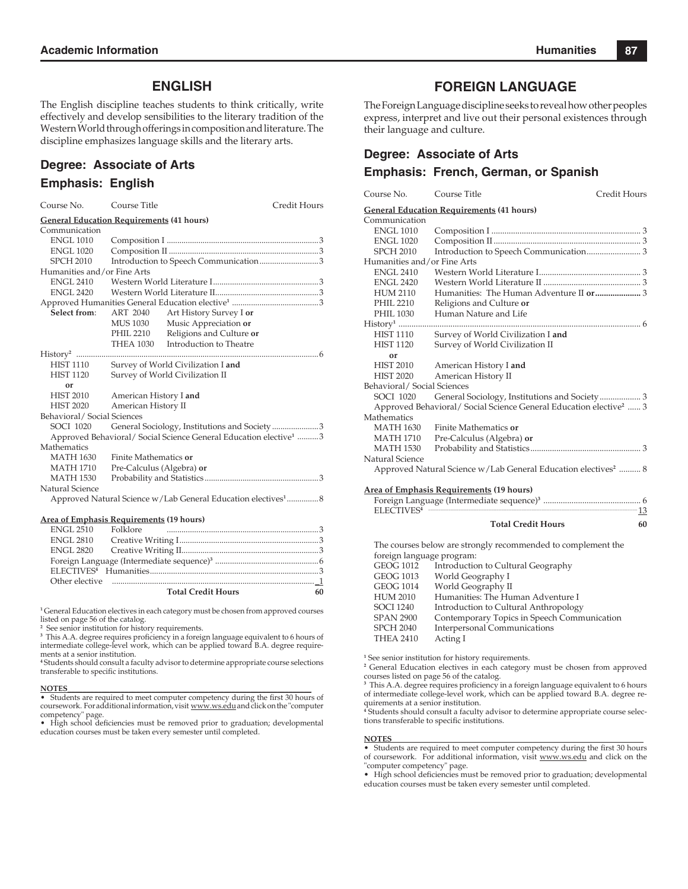## ENGLISH

The English discipline teaches students to think critically, write effectively and develop sensibilities to the literary tradition of the Western World through offerings in composition and literature. The discipline emphasizes language skills and the literary arts.

### Degree: Associate of Arts

### Emphasis: English

| Course No. | Course Title | Credit Hours |
|---|---|---|
| **General Education Requirements (41 hours)** | | |
| Communication | | |
| ENGL 1010 | Composition I | 3 |
| ENGL 1020 | Composition II | 3 |
| SPCH 2010 | Introduction to Speech Communication | 3 |
| Humanities and/or Fine Arts | | |
| ENGL 2410 | Western World Literature I | 3 |
| ENGL 2420 | Western World Literature II | 3 |
| Approved Humanities General Education elective[1] | | 3 |
| **Select from**: | ART 2040 Art History Survey I **or** | |
| | MUS 1030 Music Appreciation **or** | |
| | PHIL 2210 Religions and Culture **or** | |
| | THEA 1030 Introduction to Theatre | |
| History[2] | | 6 |
| HIST 1110 | Survey of World Civilization I **and** | |
| HIST 1120 | Survey of World Civilization II | |
| **or** | | |
| HIST 2010 | American History I **and** | |
| HIST 2020 | American History II | |
| Behavioral/ Social Sciences | | |
| SOCI 1020 | General Sociology, Institutions and Society | 3 |
| Approved Behavioral/ Social Science General Education elective[1] | | 3 |
| Mathematics | | |
| MATH 1630 | Finite Mathematics **or** | |
| MATH 1710 | Pre-Calculus (Algebra) **or** | |
| MATH 1530 | Probability and Statistics | 3 |
| Natural Science | | |
| Approved Natural Science w/Lab General Education electives[1] | | 8 |
| **Area of Emphasis Requirements (19 hours)** | | |
| ENGL 2510 | Folklore | 3 |
| ENGL 2810 | Creative Writing I | 3 |
| ENGL 2820 | Creative Writing II | 3 |
| Foreign Language (Intermediate sequence)[3] | | 6 |
| ELECTIVES[4] | Humanities | 3 |
| Other elective | | 1 |
| | **Total Credit Hours** | **60** |

[1] General Education electives in each category must be chosen from approved courses listed on page 56 of the catalog.
[2] See senior institution for history requirements.
[3] This A.A. degree requires proficiency in a foreign language equivalent to 6 hours of intermediate college-level work, which can be applied toward B.A. degree requirements at a senior institution.
[4] Students should consult a faculty advisor to determine appropriate course selections transferable to specific institutions.

**NOTES**

- Students are required to meet computer competency during the first 30 hours of coursework. For additional information, visit www.ws.edu and click on the "computer competency" page.
- High school deficiencies must be removed prior to graduation; developmental education courses must be taken every semester until completed.

## FOREIGN LANGUAGE

The Foreign Language discipline seeks to reveal how other peoples express, interpret and live out their personal existences through their language and culture.

### Degree: Associate of Arts

### Emphasis: French, German, or Spanish

| Course No. | Course Title | Credit Hours |
|---|---|---|
| **General Education Requirements (41 hours)** | | |
| Communication | | |
| ENGL 1010 | Composition I | 3 |
| ENGL 1020 | Composition II | 3 |
| SPCH 2010 | Introduction to Speech Communication | 3 |
| Humanities and/or Fine Arts | | |
| ENGL 2410 | Western World Literature I | 3 |
| ENGL 2420 | Western World Literature II | 3 |
| HUM 2110 | Humanities: The Human Adventure II **or** | 3 |
| PHIL 2210 | Religions and Culture **or** | |
| PHIL 1030 | Human Nature and Life | |
| History[1] | | 6 |
| HIST 1110 | Survey of World Civilization I **and** | |
| HIST 1120 | Survey of World Civilization II | |
| **or** | | |
| HIST 2010 | American History I **and** | |
| HIST 2020 | American History II | |
| Behavioral/ Social Sciences | | |
| SOCI 1020 | General Sociology, Institutions and Society | 3 |
| Approved Behavioral/ Social Science General Education elective[2] | | 3 |
| Mathematics | | |
| MATH 1630 | Finite Mathematics **or** | |
| MATH 1710 | Pre-Calculus (Algebra) **or** | |
| MATH 1530 | Probability and Statistics | 3 |
| Natural Science | | |
| Approved Natural Science w/Lab General Education electives[2] | | 8 |
| **Area of Emphasis Requirements (19 hours)** | | |
| Foreign Language (Intermediate sequence)[3] | | 6 |
| ELECTIVES[4] | | 13 |
| | **Total Credit Hours** | **60** |

The courses below are strongly recommended to complement the foreign language program:

| | |
|---|---|
| GEOG 1012 | Introduction to Cultural Geography |
| GEOG 1013 | World Geography I |
| GEOG 1014 | World Geography II |
| HUM 2010 | Humanities: The Human Adventure I |
| SOCI 1240 | Introduction to Cultural Anthropology |
| SPAN 2900 | Contemporary Topics in Speech Communication |
| SPCH 2040 | Interpersonal Communications |
| THEA 2410 | Acting I |

[1] See senior institution for history requirements.
[2] General Education electives in each category must be chosen from approved courses listed on page 56 of the catalog.
[3] This A.A. degree requires proficiency in a foreign language equivalent to 6 hours of intermediate college-level work, which can be applied toward B.A. degree requirements at a senior institution.
[4] Students should consult a faculty advisor to determine appropriate course selections transferable to specific institutions.

**NOTES**

- Students are required to meet computer competency during the first 30 hours of coursework. For additional information, visit www.ws.edu and click on the "computer competency" page.
- High school deficiencies must be removed prior to graduation; developmental education courses must be taken every semester until completed.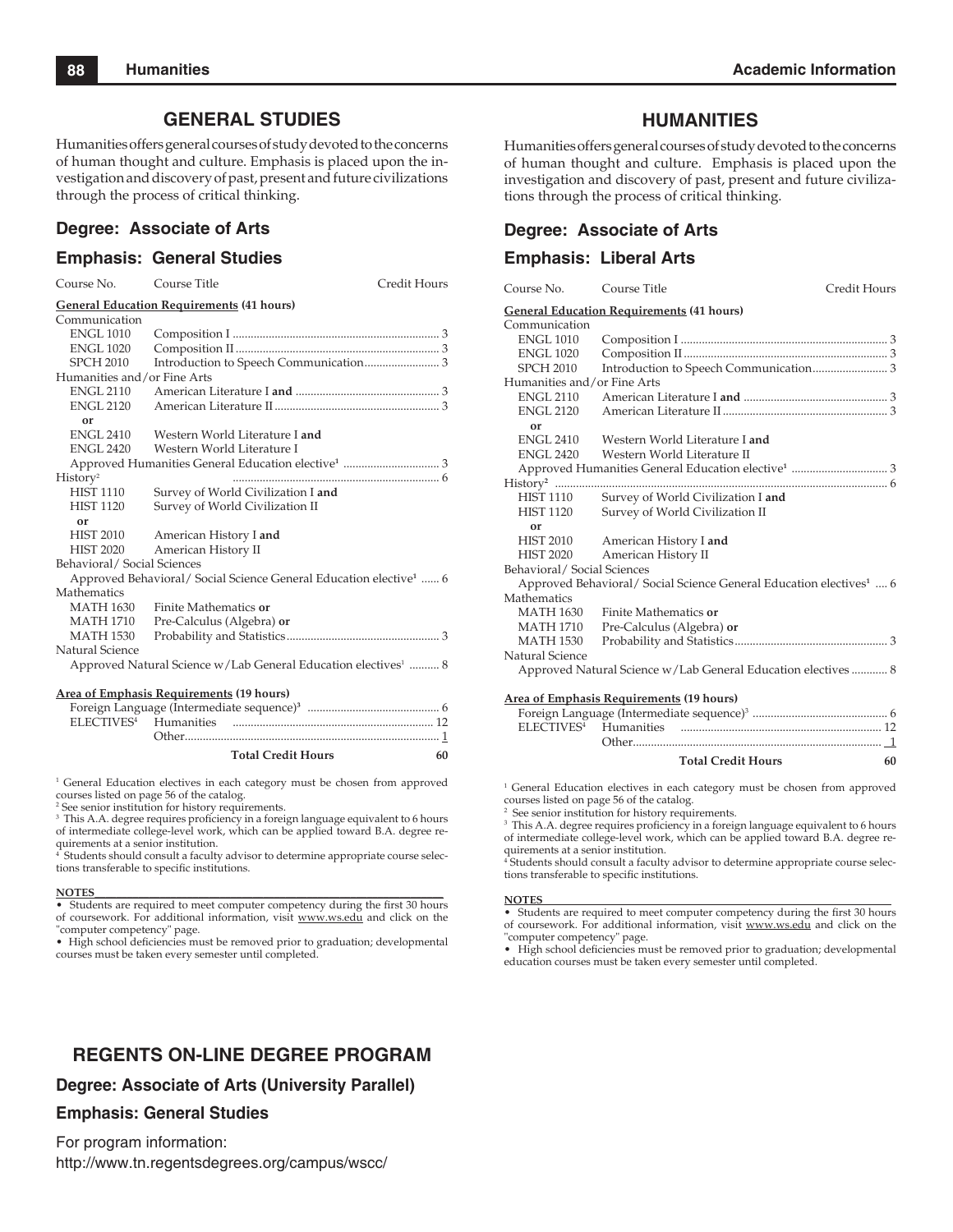## GENERAL STUDIES

Humanities offers general courses of study devoted to the concerns of human thought and culture. Emphasis is placed upon the investigation and discovery of past, present and future civilizations through the process of critical thinking.

### Degree: Associate of Arts

### Emphasis: General Studies

| Course No. | Course Title | Credit Hours |
|---|---|---|
| **General Education Requirements (41 hours)** | | |
| Communication | | |
| ENGL 1010 | Composition I | 3 |
| ENGL 1020 | Composition II | 3 |
| SPCH 2010 | Introduction to Speech Communication | 3 |
| Humanities and/or Fine Arts | | |
| ENGL 2110 | American Literature I **and** | 3 |
| ENGL 2120 | American Literature II | 3 |
| **or** | | |
| ENGL 2410 | Western World Literature I **and** | |
| ENGL 2420 | Western World Literature I | |
| | Approved Humanities General Education elective[1] | 3 |
| History[2] | | 6 |
| HIST 1110 | Survey of World Civilization I **and** | |
| HIST 1120 | Survey of World Civilization II | |
| **or** | | |
| HIST 2010 | American History I **and** | |
| HIST 2020 | American History II | |
| Behavioral/ Social Sciences | | |
| | Approved Behavioral/ Social Science General Education elective[1] | 6 |
| Mathematics | | |
| MATH 1630 | Finite Mathematics **or** | |
| MATH 1710 | Pre-Calculus (Algebra) **or** | |
| MATH 1530 | Probability and Statistics | 3 |
| Natural Science | | |
| | Approved Natural Science w/Lab General Education electives[1] | 8 |
| **Area of Emphasis Requirements (19 hours)** | | |
| | Foreign Language (Intermediate sequence)[3] | 6 |
| ELECTIVES[4] | Humanities | 12 |
| | Other | 1 |
| | **Total Credit Hours** | **60** |

[1] General Education electives in each category must be chosen from approved courses listed on page 56 of the catalog.
[2] See senior institution for history requirements.
[3] This A.A. degree requires proficiency in a foreign language equivalent to 6 hours of intermediate college-level work, which can be applied toward B.A. degree requirements at a senior institution.
[4] Students should consult a faculty advisor to determine appropriate course selections transferable to specific institutions.

**NOTES**

- Students are required to meet computer competency during the first 30 hours of coursework. For additional information, visit www.ws.edu and click on the "computer competency" page.
- High school deficiencies must be removed prior to graduation; developmental courses must be taken every semester until completed.

## HUMANITIES

Humanities offers general courses of study devoted to the concerns of human thought and culture. Emphasis is placed upon the investigation and discovery of past, present and future civilizations through the process of critical thinking.

### Degree: Associate of Arts

### Emphasis: Liberal Arts

| Course No. | Course Title | Credit Hours |
|---|---|---|
| **General Education Requirements (41 hours)** | | |
| Communication | | |
| ENGL 1010 | Composition I | 3 |
| ENGL 1020 | Composition II | 3 |
| SPCH 2010 | Introduction to Speech Communication | 3 |
| Humanities and/or Fine Arts | | |
| ENGL 2110 | American Literature I **and** | 3 |
| ENGL 2120 | American Literature II | 3 |
| **or** | | |
| ENGL 2410 | Western World Literature I **and** | |
| ENGL 2420 | Western World Literature II | |
| | Approved Humanities General Education elective[1] | 3 |
| History[2] | | 6 |
| HIST 1110 | Survey of World Civilization I **and** | |
| HIST 1120 | Survey of World Civilization II | |
| **or** | | |
| HIST 2010 | American History I **and** | |
| HIST 2020 | American History II | |
| Behavioral/ Social Sciences | | |
| | Approved Behavioral/ Social Science General Education electives[1] | 6 |
| Mathematics | | |
| MATH 1630 | Finite Mathematics **or** | |
| MATH 1710 | Pre-Calculus (Algebra) **or** | |
| MATH 1530 | Probability and Statistics | 3 |
| Natural Science | | |
| | Approved Natural Science w/Lab General Education electives | 8 |
| **Area of Emphasis Requirements (19 hours)** | | |
| | Foreign Language (Intermediate sequence)[3] | 6 |
| ELECTIVES[4] | Humanities | 12 |
| | Other | 1 |
| | **Total Credit Hours** | **60** |

[1] General Education electives in each category must be chosen from approved courses listed on page 56 of the catalog.
[2] See senior institution for history requirements.
[3] This A.A. degree requires proficiency in a foreign language equivalent to 6 hours of intermediate college-level work, which can be applied toward B.A. degree requirements at a senior institution.
[4] Students should consult a faculty advisor to determine appropriate course selections transferable to specific institutions.

**NOTES**

- Students are required to meet computer competency during the first 30 hours of coursework. For additional information, visit www.ws.edu and click on the "computer competency" page.
- High school deficiencies must be removed prior to graduation; developmental education courses must be taken every semester until completed.

## REGENTS ON-LINE DEGREE PROGRAM

### Degree: Associate of Arts (University Parallel)

### Emphasis: General Studies

For program information:
http://www.tn.regentsdegrees.org/campus/wscc/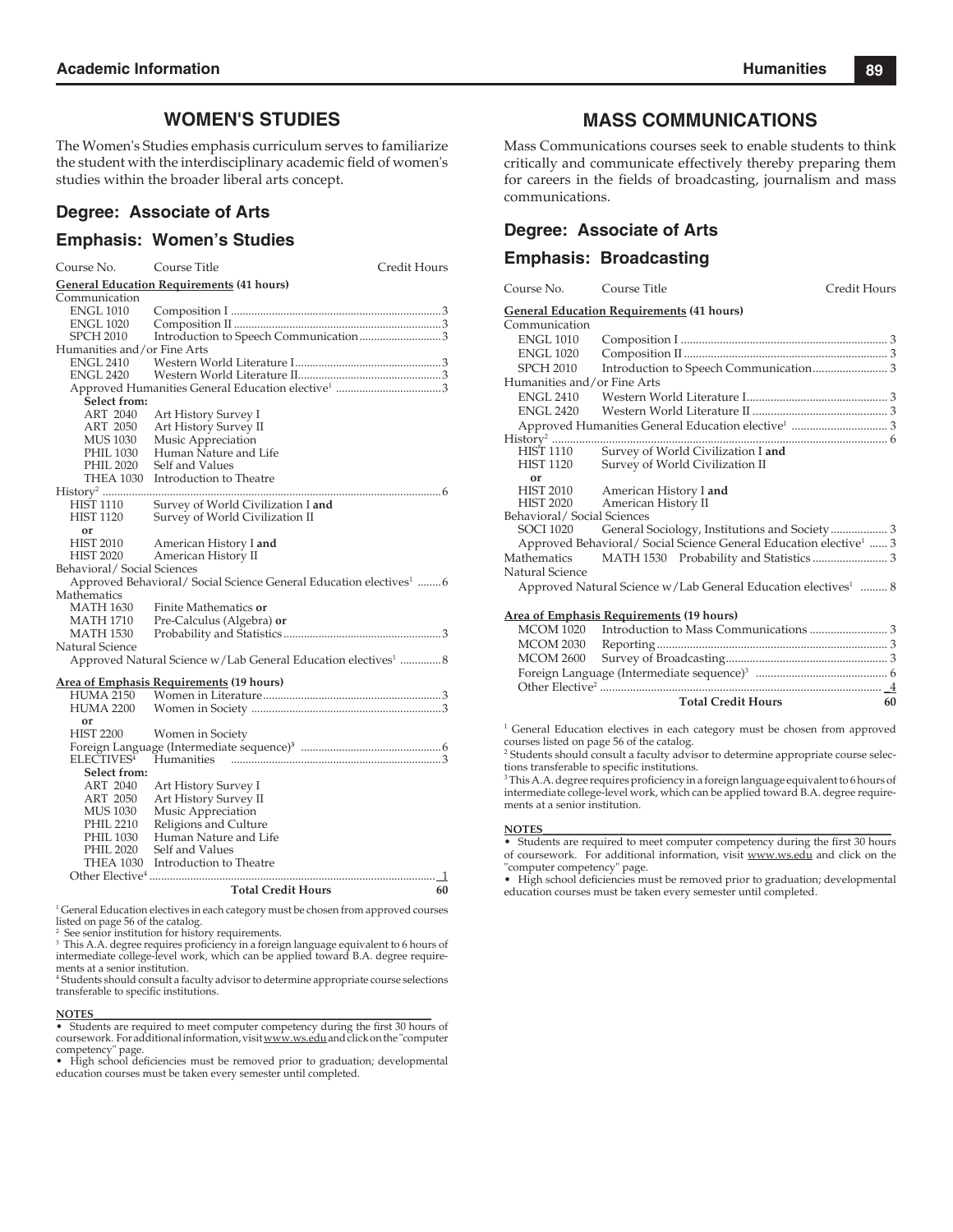## WOMEN'S STUDIES

The Women's Studies emphasis curriculum serves to familiarize the student with the interdisciplinary academic field of women's studies within the broader liberal arts concept.

### Degree: Associate of Arts

### Emphasis: Women's Studies

| Course No. | Course Title | Credit Hours |
|---|---|---|
| **General Education Requirements (41 hours)** | | |
| Communication | | |
| ENGL 1010 | Composition I | 3 |
| ENGL 1020 | Composition II | 3 |
| SPCH 2010 | Introduction to Speech Communication | 3 |
| Humanities and/or Fine Arts | | |
| ENGL 2410 | Western World Literature I | 3 |
| ENGL 2420 | Western World Literature II | 3 |
| | Approved Humanities General Education elective[1] | 3 |
| **Select from:** | | |
| ART 2040 | Art History Survey I | |
| ART 2050 | Art History Survey II | |
| MUS 1030 | Music Appreciation | |
| PHIL 1030 | Human Nature and Life | |
| PHIL 2020 | Self and Values | |
| THEA 1030 | Introduction to Theatre | |
| History[2] | | 6 |
| HIST 1110 | Survey of World Civilization I **and** | |
| HIST 1120 | Survey of World Civilization II | |
| **or** | | |
| HIST 2010 | American History I **and** | |
| HIST 2020 | American History II | |
| Behavioral/ Social Sciences | | |
| | Approved Behavioral/ Social Science General Education electives[1] | 6 |
| Mathematics | | |
| MATH 1630 | Finite Mathematics **or** | |
| MATH 1710 | Pre-Calculus (Algebra) **or** | |
| MATH 1530 | Probability and Statistics | 3 |
| Natural Science | | |
| | Approved Natural Science w/Lab General Education electives[1] | 8 |
| **Area of Emphasis Requirements (19 hours)** | | |
| HUMA 2150 | Women in Literature | 3 |
| HUMA 2200 | Women in Society | 3 |
| **or** | | |
| HIST 2200 | Women in Society | |
| | Foreign Language (Intermediate sequence)[3] | 6 |
| ELECTIVES[4] | Humanities | 3 |
| **Select from:** | | |
| ART 2040 | Art History Survey I | |
| ART 2050 | Art History Survey II | |
| MUS 1030 | Music Appreciation | |
| PHIL 2210 | Religions and Culture | |
| PHIL 1030 | Human Nature and Life | |
| PHIL 2020 | Self and Values | |
| THEA 1030 | Introduction to Theatre | |
| | Other Elective[4] | 1 |
| | **Total Credit Hours** | **60** |

[1] General Education electives in each category must be chosen from approved courses listed on page 56 of the catalog.
[2] See senior institution for history requirements.
[3] This A.A. degree requires proficiency in a foreign language equivalent to 6 hours of intermediate college-level work, which can be applied toward B.A. degree requirements at a senior institution.
[4] Students should consult a faculty advisor to determine appropriate course selections transferable to specific institutions.

**NOTES**

- Students are required to meet computer competency during the first 30 hours of coursework. For additional information, visit www.ws.edu and click on the "computer competency" page.
- High school deficiencies must be removed prior to graduation; developmental education courses must be taken every semester until completed.

## MASS COMMUNICATIONS

Mass Communications courses seek to enable students to think critically and communicate effectively thereby preparing them for careers in the fields of broadcasting, journalism and mass communications.

### Degree: Associate of Arts

### Emphasis: Broadcasting

| Course No. | Course Title | Credit Hours |
|---|---|---|
| **General Education Requirements (41 hours)** | | |
| Communication | | |
| ENGL 1010 | Composition I | 3 |
| ENGL 1020 | Composition II | 3 |
| SPCH 2010 | Introduction to Speech Communication | 3 |
| Humanities and/or Fine Arts | | |
| ENGL 2410 | Western World Literature I | 3 |
| ENGL 2420 | Western World Literature II | 3 |
| | Approved Humanities General Education elective[1] | 3 |
| History[2] | | 6 |
| HIST 1110 | Survey of World Civilization I **and** | |
| HIST 1120 | Survey of World Civilization II | |
| **or** | | |
| HIST 2010 | American History I **and** | |
| HIST 2020 | American History II | |
| Behavioral/ Social Sciences | | |
| SOCI 1020 | General Sociology, Institutions and Society | 3 |
| | Approved Behavioral/ Social Science General Education elective[1] | 3 |
| Mathematics | MATH 1530 Probability and Statistics | 3 |
| Natural Science | | |
| | Approved Natural Science w/Lab General Education electives[1] | 8 |
| **Area of Emphasis Requirements (19 hours)** | | |
| MCOM 1020 | Introduction to Mass Communications | 3 |
| MCOM 2030 | Reporting | 3 |
| MCOM 2600 | Survey of Broadcasting | 3 |
| | Foreign Language (Intermediate sequence)[3] | 6 |
| | Other Elective[2] | 4 |
| | **Total Credit Hours** | **60** |

[1] General Education electives in each category must be chosen from approved courses listed on page 56 of the catalog.
[2] Students should consult a faculty advisor to determine appropriate course selections transferable to specific institutions.
[3] This A.A. degree requires proficiency in a foreign language equivalent to 6 hours of intermediate college-level work, which can be applied toward B.A. degree requirements at a senior institution.

**NOTES**

- Students are required to meet computer competency during the first 30 hours of coursework. For additional information, visit www.ws.edu and click on the "computer competency" page.
- High school deficiencies must be removed prior to graduation; developmental education courses must be taken every semester until completed.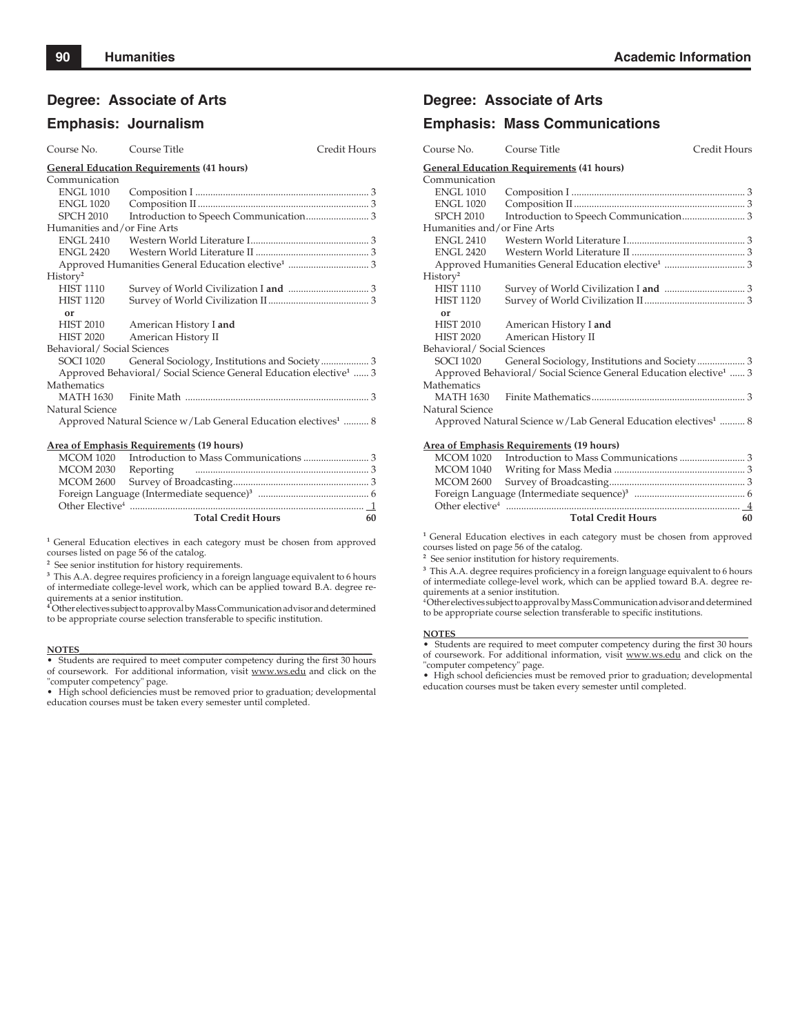## Degree: Associate of Arts

## Emphasis: Journalism

| Course No. | Course Title | Credit Hours |
|---|---|---|
| **General Education Requirements (41 hours)** | | |
| Communication | | |
| ENGL 1010 | Composition I | 3 |
| ENGL 1020 | Composition II | 3 |
| SPCH 2010 | Introduction to Speech Communication | 3 |
| Humanities and/or Fine Arts | | |
| ENGL 2410 | Western World Literature I | 3 |
| ENGL 2420 | Western World Literature II | 3 |
| | Approved Humanities General Education elective[1] | 3 |
| History[2] | | |
| HIST 1110 | Survey of World Civilization I **and** | 3 |
| HIST 1120 | Survey of World Civilization II | 3 |
| **or** | | |
| HIST 2010 | American History I **and** | |
| HIST 2020 | American History II | |
| Behavioral/ Social Sciences | | |
| SOCI 1020 | General Sociology, Institutions and Society | 3 |
| | Approved Behavioral/ Social Science General Education elective[1] | 3 |
| Mathematics | | |
| MATH 1630 | Finite Math | 3 |
| Natural Science | | |
| | Approved Natural Science w/Lab General Education electives[1] | 8 |
| **Area of Emphasis Requirements (19 hours)** | | |
| MCOM 1020 | Introduction to Mass Communications | 3 |
| MCOM 2030 | Reporting | 3 |
| MCOM 2600 | Survey of Broadcasting | 3 |
| | Foreign Language (Intermediate sequence)[3] | 6 |
| | Other Elective[4] | 1 |
| | **Total Credit Hours** | **60** |

[1] General Education electives in each category must be chosen from approved courses listed on page 56 of the catalog.

[2] See senior institution for history requirements.

[3] This A.A. degree requires proficiency in a foreign language equivalent to 6 hours of intermediate college-level work, which can be applied toward B.A. degree requirements at a senior institution.

[4] Other electives subject to approval by Mass Communication advisor and determined to be appropriate course selection transferable to specific institution.

**NOTES**

- Students are required to meet computer competency during the first 30 hours of coursework. For additional information, visit www.ws.edu and click on the "computer competency" page.
- High school deficiencies must be removed prior to graduation; developmental education courses must be taken every semester until completed.

## Degree: Associate of Arts

## Emphasis: Mass Communications

| Course No. | Course Title | Credit Hours |
|---|---|---|
| **General Education Requirements (41 hours)** | | |
| Communication | | |
| ENGL 1010 | Composition I | 3 |
| ENGL 1020 | Composition II | 3 |
| SPCH 2010 | Introduction to Speech Communication | 3 |
| Humanities and/or Fine Arts | | |
| ENGL 2410 | Western World Literature I | 3 |
| ENGL 2420 | Western World Literature II | 3 |
| | Approved Humanities General Education elective[1] | 3 |
| History[2] | | |
| HIST 1110 | Survey of World Civilization I **and** | 3 |
| HIST 1120 | Survey of World Civilization II | 3 |
| **or** | | |
| HIST 2010 | American History I **and** | |
| HIST 2020 | American History II | |
| Behavioral/ Social Sciences | | |
| SOCI 1020 | General Sociology, Institutions and Society | 3 |
| | Approved Behavioral/ Social Science General Education elective[1] | 3 |
| Mathematics | | |
| MATH 1630 | Finite Mathematics | 3 |
| Natural Science | | |
| | Approved Natural Science w/Lab General Education electives[1] | 8 |
| **Area of Emphasis Requirements (19 hours)** | | |
| MCOM 1020 | Introduction to Mass Communications | 3 |
| MCOM 1040 | Writing for Mass Media | 3 |
| MCOM 2600 | Survey of Broadcasting | 3 |
| | Foreign Language (Intermediate sequence)[3] | 6 |
| | Other elective[4] | 4 |
| | **Total Credit Hours** | **60** |

[1] General Education electives in each category must be chosen from approved courses listed on page 56 of the catalog.

[2] See senior institution for history requirements.

[3] This A.A. degree requires proficiency in a foreign language equivalent to 6 hours of intermediate college-level work, which can be applied toward B.A. degree requirements at a senior institution.

[4] Other electives subject to approval by Mass Communication advisor and determined to be appropriate course selection transferable to specific institutions.

**NOTES**

- Students are required to meet computer competency during the first 30 hours of coursework. For additional information, visit www.ws.edu and click on the "computer competency" page.
- High school deficiencies must be removed prior to graduation; developmental education courses must be taken every semester until completed.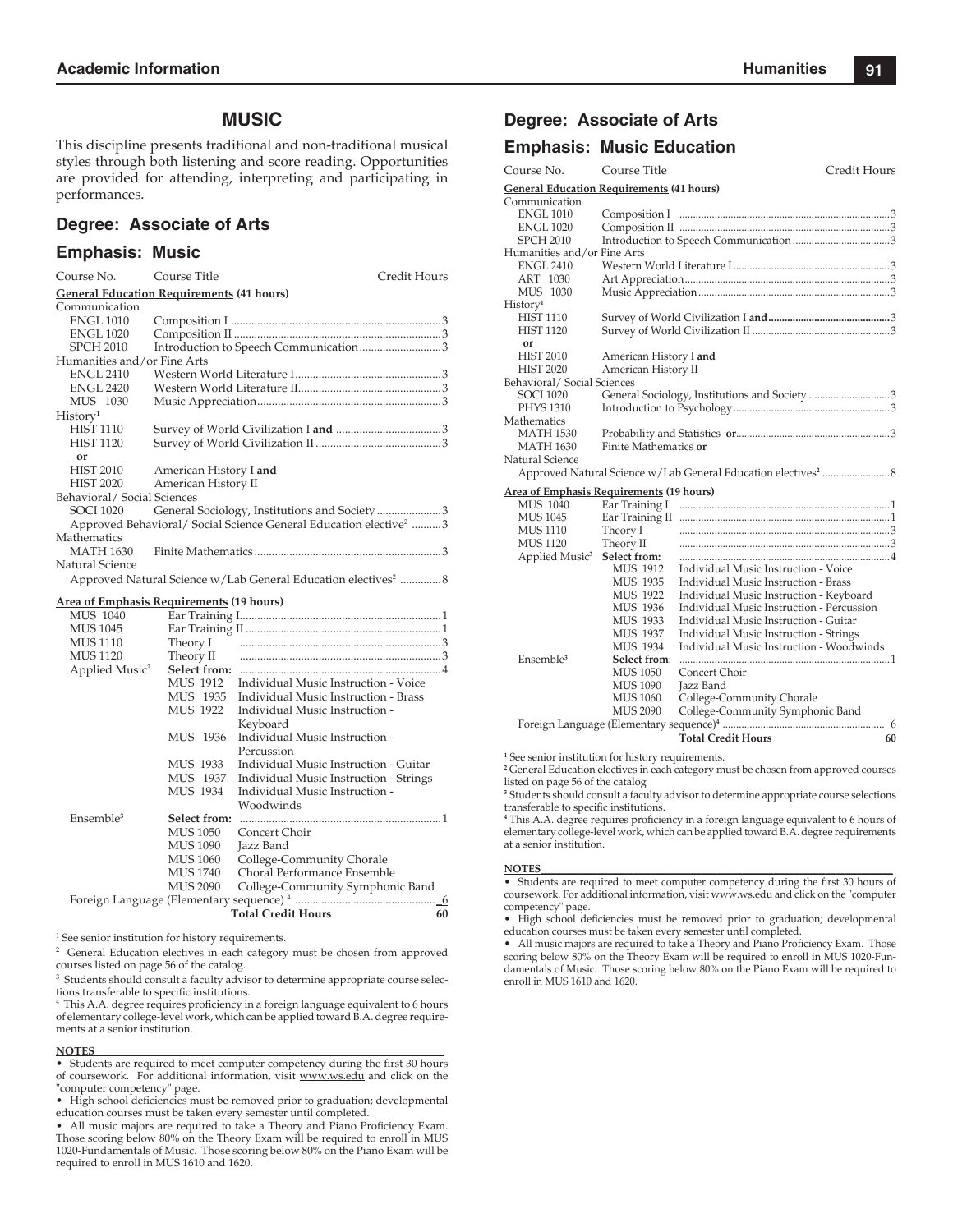# MUSIC

This discipline presents traditional and non-traditional musical styles through both listening and score reading. Opportunities are provided for attending, interpreting and participating in performances.

## Degree: Associate of Arts

## Emphasis: Music

| Course No. | Course Title | Credit Hours |
|---|---|---|
| **General Education Requirements (41 hours)** | | |
| Communication | | |
| ENGL 1010 | Composition I | 3 |
| ENGL 1020 | Composition II | 3 |
| SPCH 2010 | Introduction to Speech Communication | 3 |
| Humanities and/or Fine Arts | | |
| ENGL 2410 | Western World Literature I | 3 |
| ENGL 2420 | Western World Literature II | 3 |
| MUS 1030 | Music Appreciation | 3 |
| History[1] | | |
| HIST 1110 | Survey of World Civilization I **and** | 3 |
| HIST 1120 | Survey of World Civilization II | 3 |
| **or** | | |
| HIST 2010 | American History I **and** | |
| HIST 2020 | American History II | |
| Behavioral/ Social Sciences | | |
| SOCI 1020 | General Sociology, Institutions and Society | 3 |
| Approved Behavioral/ Social Science General Education elective[2] | | 3 |
| Mathematics | | |
| MATH 1630 | Finite Mathematics | 3 |
| Natural Science | | |
| Approved Natural Science w/Lab General Education electives[2] | | 8 |
| **Area of Emphasis Requirements (19 hours)** | | |
| MUS 1040 | Ear Training I | 1 |
| MUS 1045 | Ear Training II | 1 |
| MUS 1110 | Theory I | 3 |
| MUS 1120 | Theory II | 3 |
| Applied Music[3] | **Select from:** | 4 |
| | MUS 1912 Individual Music Instruction - Voice | |
| | MUS 1935 Individual Music Instruction - Brass | |
| | MUS 1922 Individual Music Instruction - Keyboard | |
| | MUS 1936 Individual Music Instruction - Percussion | |
| | MUS 1933 Individual Music Instruction - Guitar | |
| | MUS 1937 Individual Music Instruction - Strings | |
| | MUS 1934 Individual Music Instruction - Woodwinds | |
| Ensemble[3] | **Select from:** | 1 |
| | MUS 1050 Concert Choir | |
| | MUS 1090 Jazz Band | |
| | MUS 1060 College-Community Chorale | |
| | MUS 1740 Choral Performance Ensemble | |
| | MUS 2090 College-Community Symphonic Band | |
| Foreign Language (Elementary sequence)[4] | | 6 |
| | **Total Credit Hours** | **60** |

[1] See senior institution for history requirements.

[2] General Education electives in each category must be chosen from approved courses listed on page 56 of the catalog.

[3] Students should consult a faculty advisor to determine appropriate course selections transferable to specific institutions.

[4] This A.A. degree requires proficiency in a foreign language equivalent to 6 hours of elementary college-level work, which can be applied toward B.A. degree requirements at a senior institution.

**NOTES**

- Students are required to meet computer competency during the first 30 hours of coursework. For additional information, visit www.ws.edu and click on the "computer competency" page.
- High school deficiencies must be removed prior to graduation; developmental education courses must be taken every semester until completed.
- All music majors are required to take a Theory and Piano Proficiency Exam. Those scoring below 80% on the Theory Exam will be required to enroll in MUS 1020-Fundamentals of Music. Those scoring below 80% on the Piano Exam will be required to enroll in MUS 1610 and 1620.

## Degree: Associate of Arts

## Emphasis: Music Education

| Course No. | Course Title | Credit Hours |
|---|---|---|
| **General Education Requirements (41 hours)** | | |
| Communication | | |
| ENGL 1010 | Composition I | 3 |
| ENGL 1020 | Composition II | 3 |
| SPCH 2010 | Introduction to Speech Communication | 3 |
| Humanities and/or Fine Arts | | |
| ENGL 2410 | Western World Literature I | 3 |
| ART 1030 | Art Appreciation | 3 |
| MUS 1030 | Music Appreciation | 3 |
| History[1] | | |
| HIST 1110 | Survey of World Civilization I **and** | 3 |
| HIST 1120 | Survey of World Civilization II | 3 |
| **or** | | |
| HIST 2010 | American History I **and** | |
| HIST 2020 | American History II | |
| Behavioral/ Social Sciences | | |
| SOCI 1020 | General Sociology, Institutions and Society | 3 |
| PHYS 1310 | Introduction to Psychology | 3 |
| Mathematics | | |
| MATH 1530 | Probability and Statistics **or** | 3 |
| MATH 1630 | Finite Mathematics **or** | |
| Natural Science | | |
| Approved Natural Science w/Lab General Education electives[2] | | 8 |
| **Area of Emphasis Requirements (19 hours)** | | |
| MUS 1040 | Ear Training I | 1 |
| MUS 1045 | Ear Training II | 1 |
| MUS 1110 | Theory I | 3 |
| MUS 1120 | Theory II | 3 |
| Applied Music[3] | **Select from:** | 4 |
| | MUS 1912 Individual Music Instruction - Voice | |
| | MUS 1935 Individual Music Instruction - Brass | |
| | MUS 1922 Individual Music Instruction - Keyboard | |
| | MUS 1936 Individual Music Instruction - Percussion | |
| | MUS 1933 Individual Music Instruction - Guitar | |
| | MUS 1937 Individual Music Instruction - Strings | |
| | MUS 1934 Individual Music Instruction - Woodwinds | |
| Ensemble[3] | **Select from:** | 1 |
| | MUS 1050 Concert Choir | |
| | MUS 1090 Jazz Band | |
| | MUS 1060 College-Community Chorale | |
| | MUS 2090 College-Community Symphonic Band | |
| Foreign Language (Elementary sequence)[4] | | 6 |
| | **Total Credit Hours** | **60** |

[1] See senior institution for history requirements.

[2] General Education electives in each category must be chosen from approved courses listed on page 56 of the catalog

[3] Students should consult a faculty advisor to determine appropriate course selections transferable to specific institutions.

[4] This A.A. degree requires proficiency in a foreign language equivalent to 6 hours of elementary college-level work, which can be applied toward B.A. degree requirements at a senior institution.

**NOTES**

- Students are required to meet computer competency during the first 30 hours of coursework. For additional information, visit www.ws.edu and click on the "computer competency" page.
- High school deficiencies must be removed prior to graduation; developmental education courses must be taken every semester until completed.
- All music majors are required to take a Theory and Piano Proficiency Exam. Those scoring below 80% on the Theory Exam will be required to enroll in MUS 1020-Fundamentals of Music. Those scoring below 80% on the Piano Exam will be required to enroll in MUS 1610 and 1620.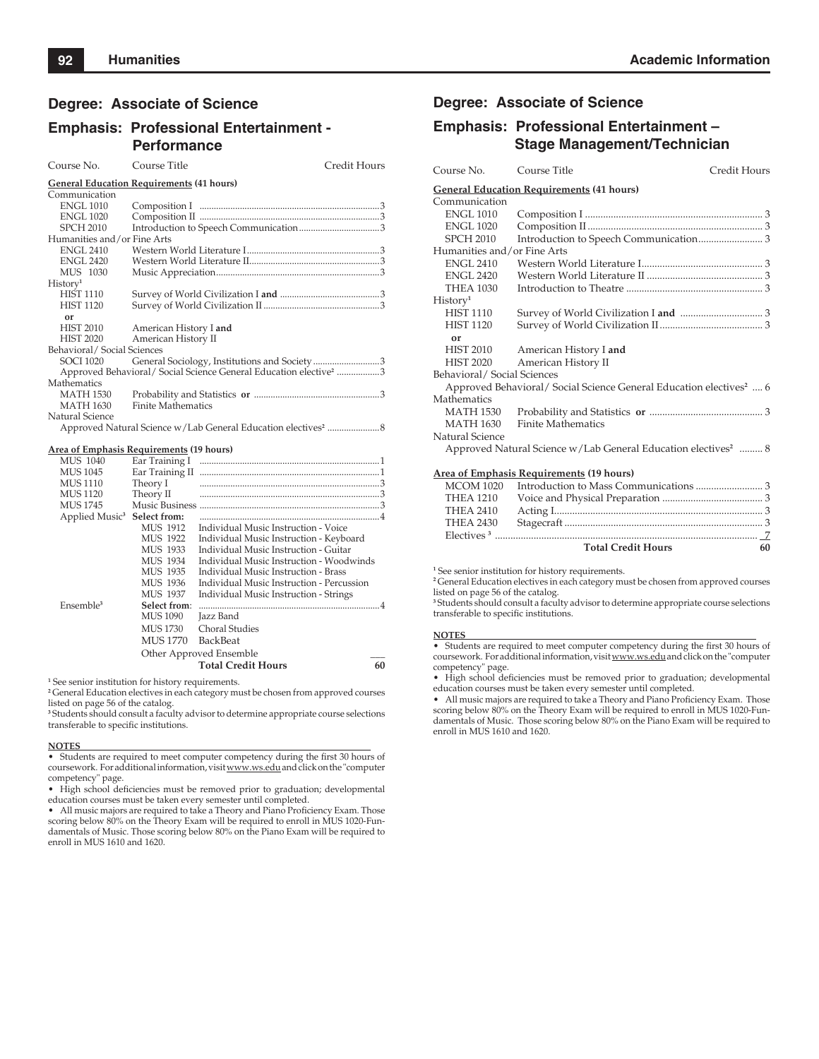## Degree: Associate of Science

## Emphasis: Professional Entertainment - Performance

| Course No. | Course Title | Credit Hours |
|---|---|---|
| **General Education Requirements (41 hours)** | | |
| Communication | | |
| ENGL 1010 | Composition I | 3 |
| ENGL 1020 | Composition II | 3 |
| SPCH 2010 | Introduction to Speech Communication | 3 |
| Humanities and/or Fine Arts | | |
| ENGL 2410 | Western World Literature I | 3 |
| ENGL 2420 | Western World Literature II | 3 |
| MUS 1030 | Music Appreciation | 3 |
| History[1] | | |
| HIST 1110 | Survey of World Civilization I **and** | 3 |
| HIST 1120 | Survey of World Civilization II | 3 |
| **or** | | |
| HIST 2010 | American History I **and** | |
| HIST 2020 | American History II | |
| Behavioral/ Social Sciences | | |
| SOCI 1020 | General Sociology, Institutions and Society | 3 |
| Approved Behavioral/ Social Science General Education elective[2] | | 3 |
| Mathematics | | |
| MATH 1530 | Probability and Statistics **or** | 3 |
| MATH 1630 | Finite Mathematics | |
| Natural Science | | |
| Approved Natural Science w/Lab General Education electives[2] | | 8 |
| **Area of Emphasis Requirements (19 hours)** | | |
| MUS 1040 | Ear Training I | 1 |
| MUS 1045 | Ear Training II | 1 |
| MUS 1110 | Theory I | 3 |
| MUS 1120 | Theory II | 3 |
| MUS 1745 | Music Business | 3 |
| Applied Music[3] | **Select from:** | 4 |
| | MUS 1912 Individual Music Instruction - Voice | |
| | MUS 1922 Individual Music Instruction - Keyboard | |
| | MUS 1933 Individual Music Instruction - Guitar | |
| | MUS 1934 Individual Music Instruction - Woodwinds | |
| | MUS 1935 Individual Music Instruction - Brass | |
| | MUS 1936 Individual Music Instruction - Percussion | |
| | MUS 1937 Individual Music Instruction - Strings | |
| Ensemble[3] | **Select from:** | 4 |
| | MUS 1090 Jazz Band | |
| | MUS 1730 Choral Studies | |
| | MUS 1770 BackBeat | |
| | Other Approved Ensemble | |
| | **Total Credit Hours** | **60** |

[1] See senior institution for history requirements.
[2] General Education electives in each category must be chosen from approved courses listed on page 56 of the catalog.
[3] Students should consult a faculty advisor to determine appropriate course selections transferable to specific institutions.

**NOTES**

- Students are required to meet computer competency during the first 30 hours of coursework. For additional information, visit www.ws.edu and click on the "computer competency" page.
- High school deficiencies must be removed prior to graduation; developmental education courses must be taken every semester until completed.
- All music majors are required to take a Theory and Piano Proficiency Exam. Those scoring below 80% on the Theory Exam will be required to enroll in MUS 1020-Fundamentals of Music. Those scoring below 80% on the Piano Exam will be required to enroll in MUS 1610 and 1620.

## Degree: Associate of Science

## Emphasis: Professional Entertainment – Stage Management/Technician

| Course No. | Course Title | Credit Hours |
|---|---|---|
| **General Education Requirements (41 hours)** | | |
| Communication | | |
| ENGL 1010 | Composition I | 3 |
| ENGL 1020 | Composition II | 3 |
| SPCH 2010 | Introduction to Speech Communication | 3 |
| Humanities and/or Fine Arts | | |
| ENGL 2410 | Western World Literature I | 3 |
| ENGL 2420 | Western World Literature II | 3 |
| THEA 1030 | Introduction to Theatre | 3 |
| History[1] | | |
| HIST 1110 | Survey of World Civilization I **and** | 3 |
| HIST 1120 | Survey of World Civilization II | 3 |
| **or** | | |
| HIST 2010 | American History I **and** | |
| HIST 2020 | American History II | |
| Behavioral/ Social Sciences | | |
| Approved Behavioral/ Social Science General Education electives[2] | | 6 |
| Mathematics | | |
| MATH 1530 | Probability and Statistics **or** | 3 |
| MATH 1630 | Finite Mathematics | |
| Natural Science | | |
| Approved Natural Science w/Lab General Education electives[2] | | 8 |
| **Area of Emphasis Requirements (19 hours)** | | |
| MCOM 1020 | Introduction to Mass Communications | 3 |
| THEA 1210 | Voice and Physical Preparation | 3 |
| THEA 2410 | Acting I | 3 |
| THEA 2430 | Stagecraft | 3 |
| Electives[3] | | 7 |
| | **Total Credit Hours** | **60** |

[1] See senior institution for history requirements.
[2] General Education electives in each category must be chosen from approved courses listed on page 56 of the catalog.
[3] Students should consult a faculty advisor to determine appropriate course selections transferable to specific institutions.

**NOTES**

- Students are required to meet computer competency during the first 30 hours of coursework. For additional information, visit www.ws.edu and click on the "computer competency" page.
- High school deficiencies must be removed prior to graduation; developmental education courses must be taken every semester until completed.
- All music majors are required to take a Theory and Piano Proficiency Exam. Those scoring below 80% on the Theory Exam will be required to enroll in MUS 1020-Fundamentals of Music. Those scoring below 80% on the Piano Exam will be required to enroll in MUS 1610 and 1620.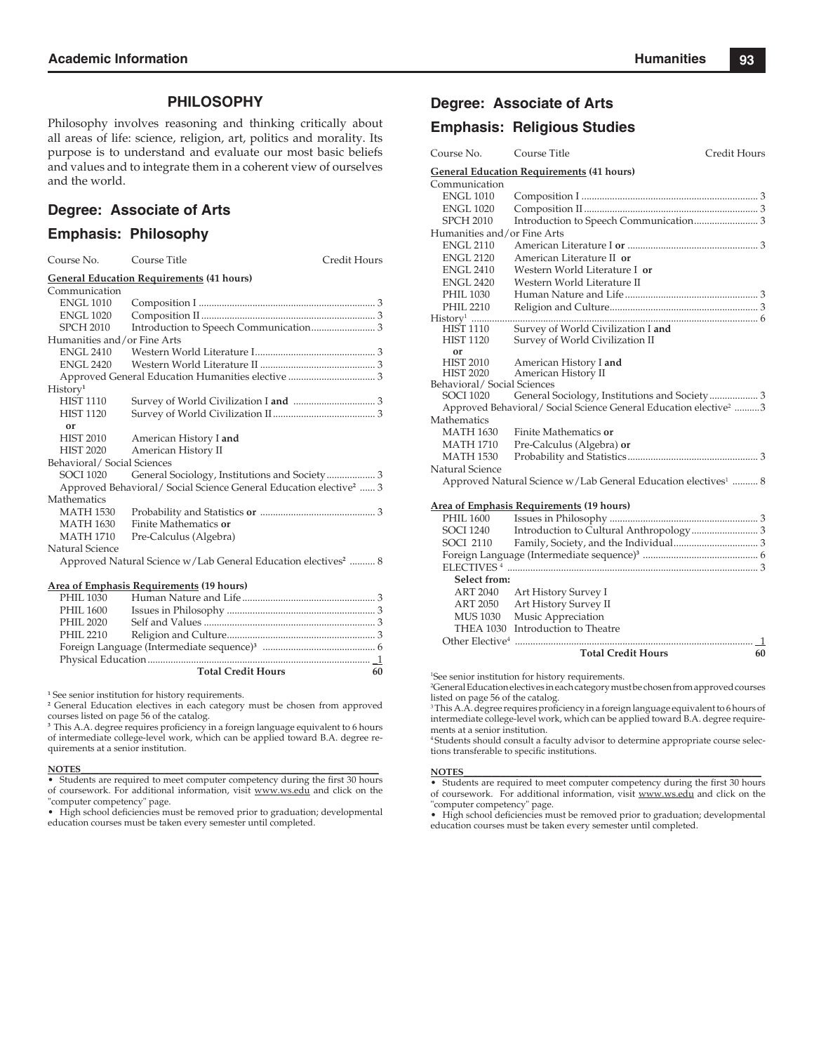## PHILOSOPHY

Philosophy involves reasoning and thinking critically about all areas of life: science, religion, art, politics and morality. Its purpose is to understand and evaluate our most basic beliefs and values and to integrate them in a coherent view of ourselves and the world.

### Degree: Associate of Arts

### Emphasis: Philosophy

| Course No. | Course Title | Credit Hours |
|---|---|---|
| **General Education Requirements (41 hours)** | | |
| Communication | | |
| ENGL 1010 | Composition I | 3 |
| ENGL 1020 | Composition II | 3 |
| SPCH 2010 | Introduction to Speech Communication | 3 |
| Humanities and/or Fine Arts | | |
| ENGL 2410 | Western World Literature I | 3 |
| ENGL 2420 | Western World Literature II | 3 |
| | Approved General Education Humanities elective | 3 |
| History[1] | | |
| HIST 1110 | Survey of World Civilization I **and** | 3 |
| HIST 1120 | Survey of World Civilization II | 3 |
| **or** | | |
| HIST 2010 | American History I **and** | |
| HIST 2020 | American History II | |
| Behavioral/ Social Sciences | | |
| SOCI 1020 | General Sociology, Institutions and Society | 3 |
| | Approved Behavioral/ Social Science General Education elective[2] | 3 |
| Mathematics | | |
| MATH 1530 | Probability and Statistics **or** | 3 |
| MATH 1630 | Finite Mathematics **or** | |
| MATH 1710 | Pre-Calculus (Algebra) | |
| Natural Science | | |
| | Approved Natural Science w/Lab General Education electives[2] | 8 |
| **Area of Emphasis Requirements (19 hours)** | | |
| PHIL 1030 | Human Nature and Life | 3 |
| PHIL 1600 | Issues in Philosophy | 3 |
| PHIL 2020 | Self and Values | 3 |
| PHIL 2210 | Religion and Culture | 3 |
| | Foreign Language (Intermediate sequence)[3] | 6 |
| | Physical Education | 1 |
| | **Total Credit Hours** | **60** |

[1] See senior institution for history requirements.
[2] General Education electives in each category must be chosen from approved courses listed on page 56 of the catalog.
[3] This A.A. degree requires proficiency in a foreign language equivalent to 6 hours of intermediate college-level work, which can be applied toward B.A. degree requirements at a senior institution.

**NOTES**

- Students are required to meet computer competency during the first 30 hours of coursework. For additional information, visit www.ws.edu and click on the "computer competency" page.
- High school deficiencies must be removed prior to graduation; developmental education courses must be taken every semester until completed.

### Degree: Associate of Arts

### Emphasis: Religious Studies

| Course No. | Course Title | Credit Hours |
|---|---|---|
| **General Education Requirements (41 hours)** | | |
| Communication | | |
| ENGL 1010 | Composition I | 3 |
| ENGL 1020 | Composition II | 3 |
| SPCH 2010 | Introduction to Speech Communication | 3 |
| Humanities and/or Fine Arts | | |
| ENGL 2110 | American Literature I **or** | 3 |
| ENGL 2120 | American Literature II **or** | |
| ENGL 2410 | Western World Literature I **or** | |
| ENGL 2420 | Western World Literature II | |
| PHIL 1030 | Human Nature and Life | 3 |
| PHIL 2210 | Religion and Culture | 3 |
| History[1] | | 6 |
| HIST 1110 | Survey of World Civilization I **and** | |
| HIST 1120 | Survey of World Civilization II | |
| **or** | | |
| HIST 2010 | American History I **and** | |
| HIST 2020 | American History II | |
| Behavioral/ Social Sciences | | |
| SOCI 1020 | General Sociology, Institutions and Society | 3 |
| | Approved Behavioral/ Social Science General Education elective[2] | 3 |
| Mathematics | | |
| MATH 1630 | Finite Mathematics **or** | |
| MATH 1710 | Pre-Calculus (Algebra) **or** | |
| MATH 1530 | Probability and Statistics | 3 |
| Natural Science | | |
| | Approved Natural Science w/Lab General Education electives[1] | 8 |
| **Area of Emphasis Requirements (19 hours)** | | |
| PHIL 1600 | Issues in Philosophy | 3 |
| SOCI 1240 | Introduction to Cultural Anthropology | 3 |
| SOCI 2110 | Family, Society, and the Individual | 3 |
| | Foreign Language (Intermediate sequence)[3] | 6 |
| | ELECTIVES[4] | 3 |
| **Select from:** | | |
| ART 2040 | Art History Survey I | |
| ART 2050 | Art History Survey II | |
| MUS 1030 | Music Appreciation | |
| THEA 1030 | Introduction to Theatre | |
| | Other Elective[4] | 1 |
| | **Total Credit Hours** | **60** |

[1] See senior institution for history requirements.
[2] General Education electives in each category must be chosen from approved courses listed on page 56 of the catalog.
[3] This A.A. degree requires proficiency in a foreign language equivalent to 6 hours of intermediate college-level work, which can be applied toward B.A. degree requirements at a senior institution.
[4] Students should consult a faculty advisor to determine appropriate course selections transferable to specific institutions.

**NOTES**

- Students are required to meet computer competency during the first 30 hours of coursework. For additional information, visit www.ws.edu and click on the "computer competency" page.
- High school deficiencies must be removed prior to graduation; developmental education courses must be taken every semester until completed.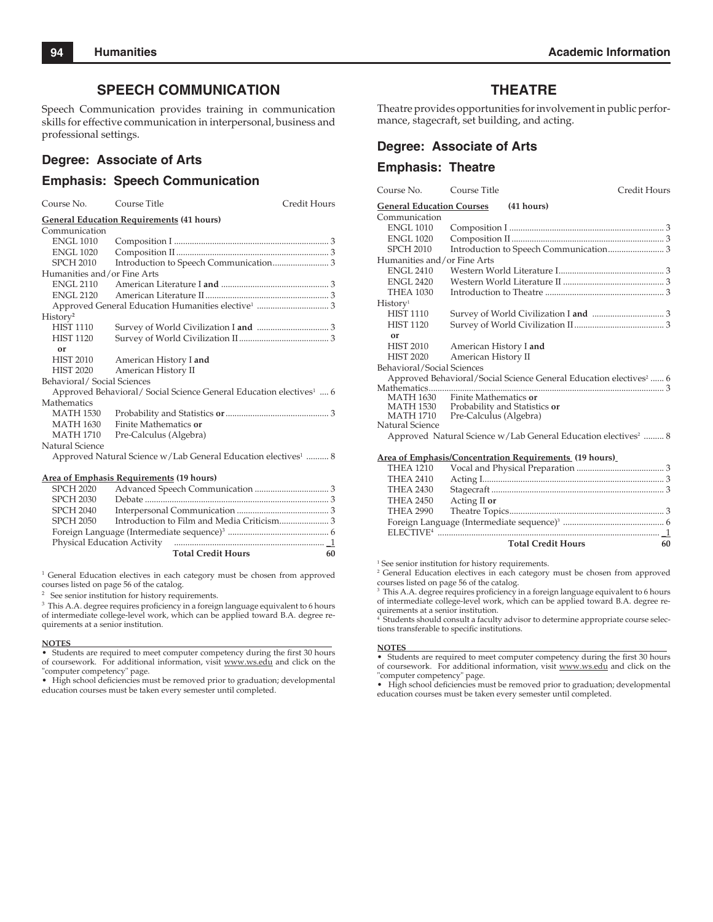## SPEECH COMMUNICATION

Speech Communication provides training in communication skills for effective communication in interpersonal, business and professional settings.

### Degree: Associate of Arts

### Emphasis: Speech Communication

| Course No. | Course Title | Credit Hours |
|---|---|---|
| **General Education Requirements (41 hours)** | | |
| Communication | | |
| ENGL 1010 | Composition I | 3 |
| ENGL 1020 | Composition II | 3 |
| SPCH 2010 | Introduction to Speech Communication | 3 |
| Humanities and/or Fine Arts | | |
| ENGL 2110 | American Literature I **and** | 3 |
| ENGL 2120 | American Literature II | 3 |
| | Approved General Education Humanities elective[1] | 3 |
| History[2] | | |
| HIST 1110 | Survey of World Civilization I **and** | 3 |
| HIST 1120 | Survey of World Civilization II | 3 |
| **or** | | |
| HIST 2010 | American History I **and** | |
| HIST 2020 | American History II | |
| Behavioral/ Social Sciences | | |
| | Approved Behavioral/ Social Science General Education electives[1] | 6 |
| Mathematics | | |
| MATH 1530 | Probability and Statistics **or** | 3 |
| MATH 1630 | Finite Mathematics **or** | |
| MATH 1710 | Pre-Calculus (Algebra) | |
| Natural Science | | |
| | Approved Natural Science w/Lab General Education electives[1] | 8 |
| **Area of Emphasis Requirements (19 hours)** | | |
| SPCH 2020 | Advanced Speech Communication | 3 |
| SPCH 2030 | Debate | 3 |
| SPCH 2040 | Interpersonal Communication | 3 |
| SPCH 2050 | Introduction to Film and Media Criticism | 3 |
| | Foreign Language (Intermediate sequence)[3] | 6 |
| | Physical Education Activity | 1 |
| | **Total Credit Hours** | **60** |

[1] General Education electives in each category must be chosen from approved courses listed on page 56 of the catalog.

[2] See senior institution for history requirements.

[3] This A.A. degree requires proficiency in a foreign language equivalent to 6 hours of intermediate college-level work, which can be applied toward B.A. degree requirements at a senior institution.

**NOTES**

- Students are required to meet computer competency during the first 30 hours of coursework. For additional information, visit www.ws.edu and click on the "computer competency" page.
- High school deficiencies must be removed prior to graduation; developmental education courses must be taken every semester until completed.

## THEATRE

Theatre provides opportunities for involvement in public performance, stagecraft, set building, and acting.

### Degree: Associate of Arts

### Emphasis: Theatre

| Course No. | Course Title | Credit Hours |
|---|---|---|
| **General Education Courses (41 hours)** | | |
| Communication | | |
| ENGL 1010 | Composition I | 3 |
| ENGL 1020 | Composition II | 3 |
| SPCH 2010 | Introduction to Speech Communication | 3 |
| Humanities and/or Fine Arts | | |
| ENGL 2410 | Western World Literature I | 3 |
| ENGL 2420 | Western World Literature II | 3 |
| THEA 1030 | Introduction to Theatre | 3 |
| History[1] | | |
| HIST 1110 | Survey of World Civilization I **and** | 3 |
| HIST 1120 | Survey of World Civilization II | 3 |
| **or** | | |
| HIST 2010 | American History I **and** | |
| HIST 2020 | American History II | |
| Behavioral/Social Sciences | | |
| | Approved Behavioral/Social Science General Education electives[2] | 6 |
| Mathematics | | 3 |
| MATH 1630 | Finite Mathematics **or** | |
| MATH 1530 | Probability and Statistics **or** | |
| MATH 1710 | Pre-Calculus (Algebra) | |
| Natural Science | | |
| | Approved Natural Science w/Lab General Education electives[2] | 8 |
| **Area of Emphasis/Concentration Requirements (19 hours)** | | |
| THEA 1210 | Vocal and Physical Preparation | 3 |
| THEA 2410 | Acting I | 3 |
| THEA 2430 | Stagecraft | 3 |
| THEA 2450 | Acting II **or** | |
| THEA 2990 | Theatre Topics | 3 |
| | Foreign Language (Intermediate sequence)[3] | 6 |
| | ELECTIVE[4] | 1 |
| | **Total Credit Hours** | **60** |

[1] See senior institution for history requirements.

[2] General Education electives in each category must be chosen from approved courses listed on page 56 of the catalog.

[3] This A.A. degree requires proficiency in a foreign language equivalent to 6 hours of intermediate college-level work, which can be applied toward B.A. degree requirements at a senior institution.

[4] Students should consult a faculty advisor to determine appropriate course selections transferable to specific institutions.

**NOTES**

- Students are required to meet computer competency during the first 30 hours of coursework. For additional information, visit www.ws.edu and click on the "computer competency" page.
- High school deficiencies must be removed prior to graduation; developmental education courses must be taken every semester until completed.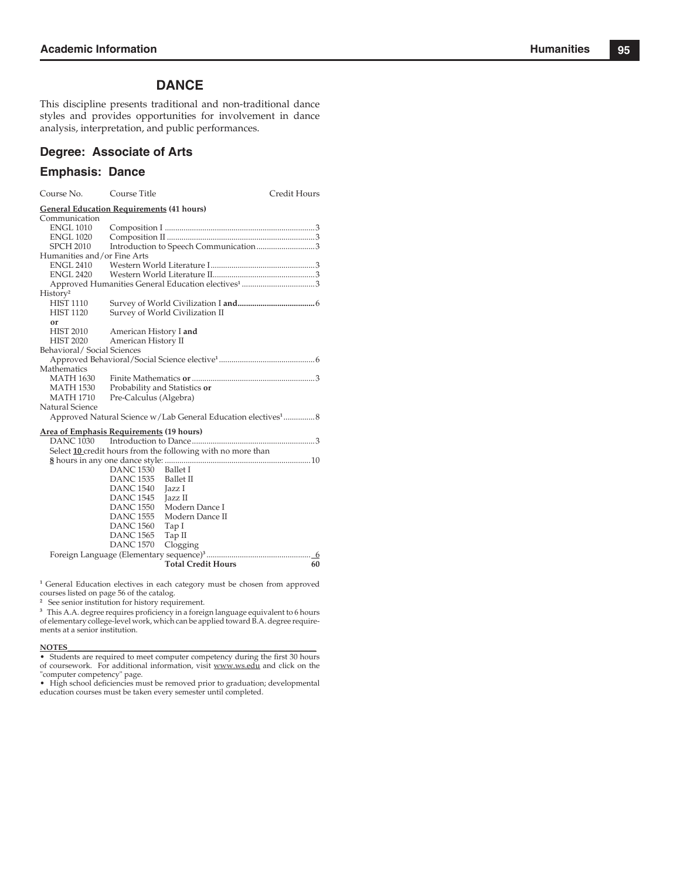# DANCE

This discipline presents traditional and non-traditional dance styles and provides opportunities for involvement in dance analysis, interpretation, and public performances.

## Degree: Associate of Arts

## Emphasis: Dance

| Course No. | Course Title | Credit Hours |
|---|---|---|
| **General Education Requirements (41 hours)** | | |
| Communication | | |
| ENGL 1010 | Composition I | 3 |
| ENGL 1020 | Composition II | 3 |
| SPCH 2010 | Introduction to Speech Communication | 3 |
| Humanities and/or Fine Arts | | |
| ENGL 2410 | Western World Literature I | 3 |
| ENGL 2420 | Western World Literature II | 3 |
| | Approved Humanities General Education electives[1] | 3 |
| History[2] | | |
| HIST 1110 | Survey of World Civilization I **and** | 6 |
| HIST 1120 | Survey of World Civilization II | |
| **or** | | |
| HIST 2010 | American History I **and** | |
| HIST 2020 | American History II | |
| Behavioral/ Social Sciences | | |
| | Approved Behavioral/Social Science elective[1] | 6 |
| Mathematics | | |
| MATH 1630 | Finite Mathematics **or** | 3 |
| MATH 1530 | Probability and Statistics **or** | |
| MATH 1710 | Pre-Calculus (Algebra) | |
| Natural Science | | |
| | Approved Natural Science w/Lab General Education electives[1] | 8 |
| **Area of Emphasis Requirements (19 hours)** | | |
| DANC 1030 | Introduction to Dance | 3 |
| | Select **10** credit hours from the following with no more than **8** hours in any one dance style: | 10 |
| | DANC 1530 Ballet I | |
| | DANC 1535 Ballet II | |
| | DANC 1540 Jazz I | |
| | DANC 1545 Jazz II | |
| | DANC 1550 Modern Dance I | |
| | DANC 1555 Modern Dance II | |
| | DANC 1560 Tap I | |
| | DANC 1565 Tap II | |
| | DANC 1570 Clogging | |
| | Foreign Language (Elementary sequence)[3] | 6 |
| | **Total Credit Hours** | **60** |

[1] General Education electives in each category must be chosen from approved courses listed on page 56 of the catalog.

[2] See senior institution for history requirement.

[3] This A.A. degree requires proficiency in a foreign language equivalent to 6 hours of elementary college-level work, which can be applied toward B.A. degree requirements at a senior institution.

**NOTES**

- Students are required to meet computer competency during the first 30 hours of coursework. For additional information, visit www.ws.edu and click on the "computer competency" page.
- High school deficiencies must be removed prior to graduation; developmental education courses must be taken every semester until completed.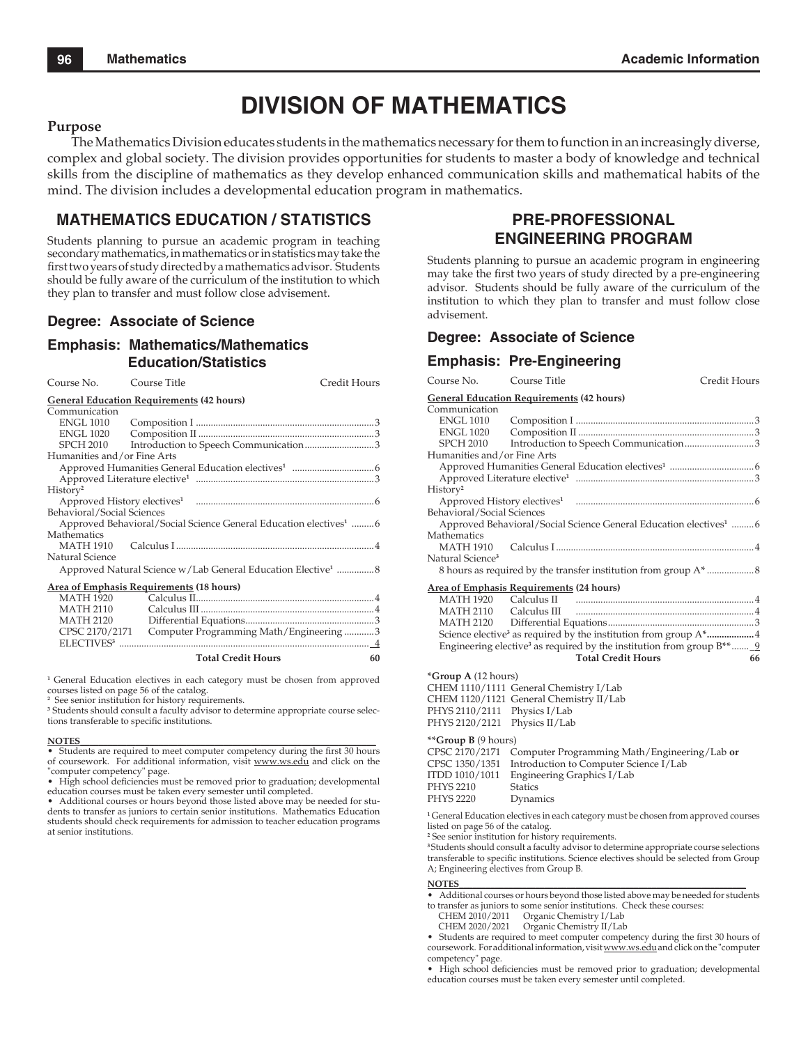# DIVISION OF MATHEMATICS

**Purpose**

The Mathematics Division educates students in the mathematics necessary for them to function in an increasingly diverse, complex and global society. The division provides opportunities for students to master a body of knowledge and technical skills from the discipline of mathematics as they develop enhanced communication skills and mathematical habits of the mind. The division includes a developmental education program in mathematics.

## MATHEMATICS EDUCATION / STATISTICS

Students planning to pursue an academic program in teaching secondary mathematics, in mathematics or in statistics may take the first two years of study directed by a mathematics advisor. Students should be fully aware of the curriculum of the institution to which they plan to transfer and must follow close advisement.

### Degree: Associate of Science

### Emphasis: Mathematics/Mathematics Education/Statistics

| Course No. | Course Title | Credit Hours |
|---|---|---|
| **General Education Requirements (42 hours)** | | |
| Communication | | |
| ENGL 1010 | Composition I | 3 |
| ENGL 1020 | Composition II | 3 |
| SPCH 2010 | Introduction to Speech Communication | 3 |
| Humanities and/or Fine Arts | | |
| | Approved Humanities General Education electives[1] | 6 |
| | Approved Literature elective[1] | 3 |
| History[2] | | |
| | Approved History electives[1] | 6 |
| Behavioral/Social Sciences | | |
| | Approved Behavioral/Social Science General Education electives[1] | 6 |
| Mathematics | | |
| MATH 1910 | Calculus I | 4 |
| Natural Science | | |
| | Approved Natural Science w/Lab General Education Elective[1] | 8 |
| **Area of Emphasis Requirements (18 hours)** | | |
| MATH 1920 | Calculus II | 4 |
| MATH 2110 | Calculus III | 4 |
| MATH 2120 | Differential Equations | 3 |
| CPSC 2170/2171 | Computer Programming Math/Engineering | 3 |
| ELECTIVES[3] | | 4 |
| | **Total Credit Hours** | **60** |

[1] General Education electives in each category must be chosen from approved courses listed on page 56 of the catalog.
[2] See senior institution for history requirements.
[3] Students should consult a faculty advisor to determine appropriate course selections transferable to specific institutions.

**NOTES**

- Students are required to meet computer competency during the first 30 hours of coursework. For additional information, visit www.ws.edu and click on the "computer competency" page.
- High school deficiencies must be removed prior to graduation; developmental education courses must be taken every semester until completed.
- Additional courses or hours beyond those listed above may be needed for students to transfer as juniors to certain senior institutions. Mathematics Education students should check requirements for admission to teacher education programs at senior institutions.

## PRE-PROFESSIONAL ENGINEERING PROGRAM

Students planning to pursue an academic program in engineering may take the first two years of study directed by a pre-engineering advisor. Students should be fully aware of the curriculum of the institution to which they plan to transfer and must follow close advisement.

### Degree: Associate of Science

### Emphasis: Pre-Engineering

| Course No. | Course Title | Credit Hours |
|---|---|---|
| **General Education Requirements (42 hours)** | | |
| Communication | | |
| ENGL 1010 | Composition I | 3 |
| ENGL 1020 | Composition II | 3 |
| SPCH 2010 | Introduction to Speech Communication | 3 |
| Humanities and/or Fine Arts | | |
| | Approved Humanities General Education electives[1] | 6 |
| | Approved Literature elective[1] | 3 |
| History[2] | | |
| | Approved History electives[1] | 6 |
| Behavioral/Social Sciences | | |
| | Approved Behavioral/Social Science General Education electives[1] | 6 |
| Mathematics | | |
| MATH 1910 | Calculus I | 4 |
| Natural Science[3] | | |
| | 8 hours as required by the transfer institution from group A* | 8 |
| **Area of Emphasis Requirements (24 hours)** | | |
| MATH 1920 | Calculus II | 4 |
| MATH 2110 | Calculus III | 4 |
| MATH 2120 | Differential Equations | 3 |
| | Science elective[3] as required by the institution from group A* | 4 |
| | Engineering elective[3] as required by the institution from group B** | 9 |
| | **Total Credit Hours** | **66** |

***Group A** (12 hours)

| | |
|---|---|
| CHEM 1110/1111 | General Chemistry I/Lab |
| CHEM 1120/1121 | General Chemistry II/Lab |
| PHYS 2110/2111 | Physics I/Lab |
| PHYS 2120/2121 | Physics II/Lab |

****Group B** (9 hours)

| | |
|---|---|
| CPSC 2170/2171 | Computer Programming Math/Engineering/Lab **or** |
| CPSC 1350/1351 | Introduction to Computer Science I/Lab |
| ITDD 1010/1011 | Engineering Graphics I/Lab |
| PHYS 2210 | Statics |
| PHYS 2220 | Dynamics |

[1] General Education electives in each category must be chosen from approved courses listed on page 56 of the catalog.
[2] See senior institution for history requirements.
[3] Students should consult a faculty advisor to determine appropriate course selections transferable to specific institutions. Science electives should be selected from Group A; Engineering electives from Group B.

**NOTES**

- Additional courses or hours beyond those listed above may be needed for students to transfer as juniors to some senior institutions. Check these courses:
  - CHEM 2010/2011 Organic Chemistry I/Lab
  - CHEM 2020/2021 Organic Chemistry II/Lab
- Students are required to meet computer competency during the first 30 hours of coursework. For additional information, visit www.ws.edu and click on the "computer competency" page.
- High school deficiencies must be removed prior to graduation; developmental education courses must be taken every semester until completed.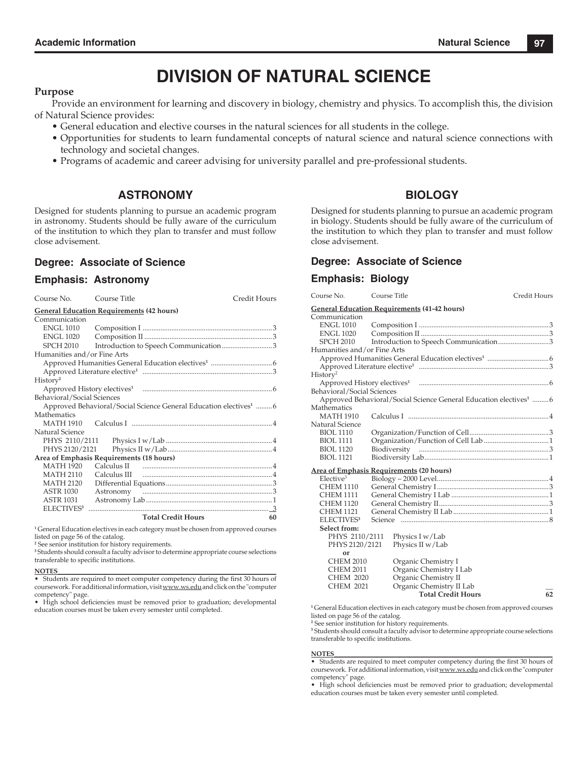# DIVISION OF NATURAL SCIENCE

**Purpose**

Provide an environment for learning and discovery in biology, chemistry and physics. To accomplish this, the division of Natural Science provides:

- General education and elective courses in the natural sciences for all students in the college.
- Opportunities for students to learn fundamental concepts of natural science and natural science connections with technology and societal changes.
- Programs of academic and career advising for university parallel and pre-professional students.

## ASTRONOMY

Designed for students planning to pursue an academic program in astronomy. Students should be fully aware of the curriculum of the institution to which they plan to transfer and must follow close advisement.

### Degree: Associate of Science

### Emphasis: Astronomy

| Course No. | Course Title | Credit Hours |
|---|---|---|
| **General Education Requirements (42 hours)** | | |
| Communication | | |
| ENGL 1010 | Composition I | 3 |
| ENGL 1020 | Composition II | 3 |
| SPCH 2010 | Introduction to Speech Communication | 3 |
| Humanities and/or Fine Arts | | |
| | Approved Humanities General Education electives[1] | 6 |
| | Approved Literature elective[1] | 3 |
| History[2] | | |
| | Approved History electives[1] | 6 |
| Behavioral/Social Sciences | | |
| | Approved Behavioral/Social Science General Education electives[1] | 6 |
| Mathematics | | |
| MATH 1910 | Calculus I | 4 |
| Natural Science | | |
| PHYS 2110/2111 | Physics I w/Lab | 4 |
| PHYS 2120/2121 | Physics II w/Lab | 4 |
| **Area of Emphasis Requirements (18 hours)** | | |
| MATH 1920 | Calculus II | 4 |
| MATH 2110 | Calculus III | 4 |
| MATH 2120 | Differential Equations | 3 |
| ASTR 1030 | Astronomy | 3 |
| ASTR 1031 | Astronomy Lab | 1 |
| ELECTIVES[3] | | 3 |
| | **Total Credit Hours** | **60** |

[1] General Education electives in each category must be chosen from approved courses listed on page 56 of the catalog.
[2] See senior institution for history requirements.
[3] Students should consult a faculty advisor to determine appropriate course selections transferable to specific institutions.

**NOTES**

- Students are required to meet computer competency during the first 30 hours of coursework. For additional information, visit www.ws.edu and click on the "computer competency" page.
- High school deficiencies must be removed prior to graduation; developmental education courses must be taken every semester until completed.

## BIOLOGY

Designed for students planning to pursue an academic program in biology. Students should be fully aware of the curriculum of the institution to which they plan to transfer and must follow close advisement.

### Degree: Associate of Science

### Emphasis: Biology

| Course No. | Course Title | Credit Hours |
|---|---|---|
| **General Education Requirements (41-42 hours)** | | |
| Communication | | |
| ENGL 1010 | Composition I | 3 |
| ENGL 1020 | Composition II | 3 |
| SPCH 2010 | Introduction to Speech Communication | 3 |
| Humanities and/or Fine Arts | | |
| | Approved Humanities General Education electives[1] | 6 |
| | Approved Literature elective[1] | 3 |
| History[2] | | |
| | Approved History electives[1] | 6 |
| Behavioral/Social Sciences | | |
| | Approved Behavioral/Social Science General Education electives[1] | 6 |
| Mathematics | | |
| MATH 1910 | Calculus I | 4 |
| Natural Science | | |
| BIOL 1110 | Organization/Function of Cell | 3 |
| BIOL 1111 | Organization/Function of Cell Lab | 1 |
| BIOL 1120 | Biodiversity | 3 |
| BIOL 1121 | Biodiversity Lab | 1 |
| **Area of Emphasis Requirements (20 hours)** | | |
| Elective[3] | Biology – 2000 Level | 4 |
| CHEM 1110 | General Chemistry I | 3 |
| CHEM 1111 | General Chemistry I Lab | 1 |
| CHEM 1120 | General Chemistry II | 3 |
| CHEM 1121 | General Chemistry II Lab | 1 |
| ELECTIVES[3] | Science | 8 |
| **Select from:** | | |
| PHYS 2110/2111 | Physics I w/Lab | |
| PHYS 2120/2121 | Physics II w/Lab | |
| **or** | | |
| CHEM 2010 | Organic Chemistry I | |
| CHEM 2011 | Organic Chemistry I Lab | |
| CHEM 2020 | Organic Chemistry II | |
| CHEM 2021 | Organic Chemistry II Lab | |
| | **Total Credit Hours** | **62** |

[1] General Education electives in each category must be chosen from approved courses listed on page 56 of the catalog.
[2] See senior institution for history requirements.
[3] Students should consult a faculty advisor to determine appropriate course selections transferable to specific institutions.

**NOTES**

- Students are required to meet computer competency during the first 30 hours of coursework. For additional information, visit www.ws.edu and click on the "computer competency" page.
- High school deficiencies must be removed prior to graduation; developmental education courses must be taken every semester until completed.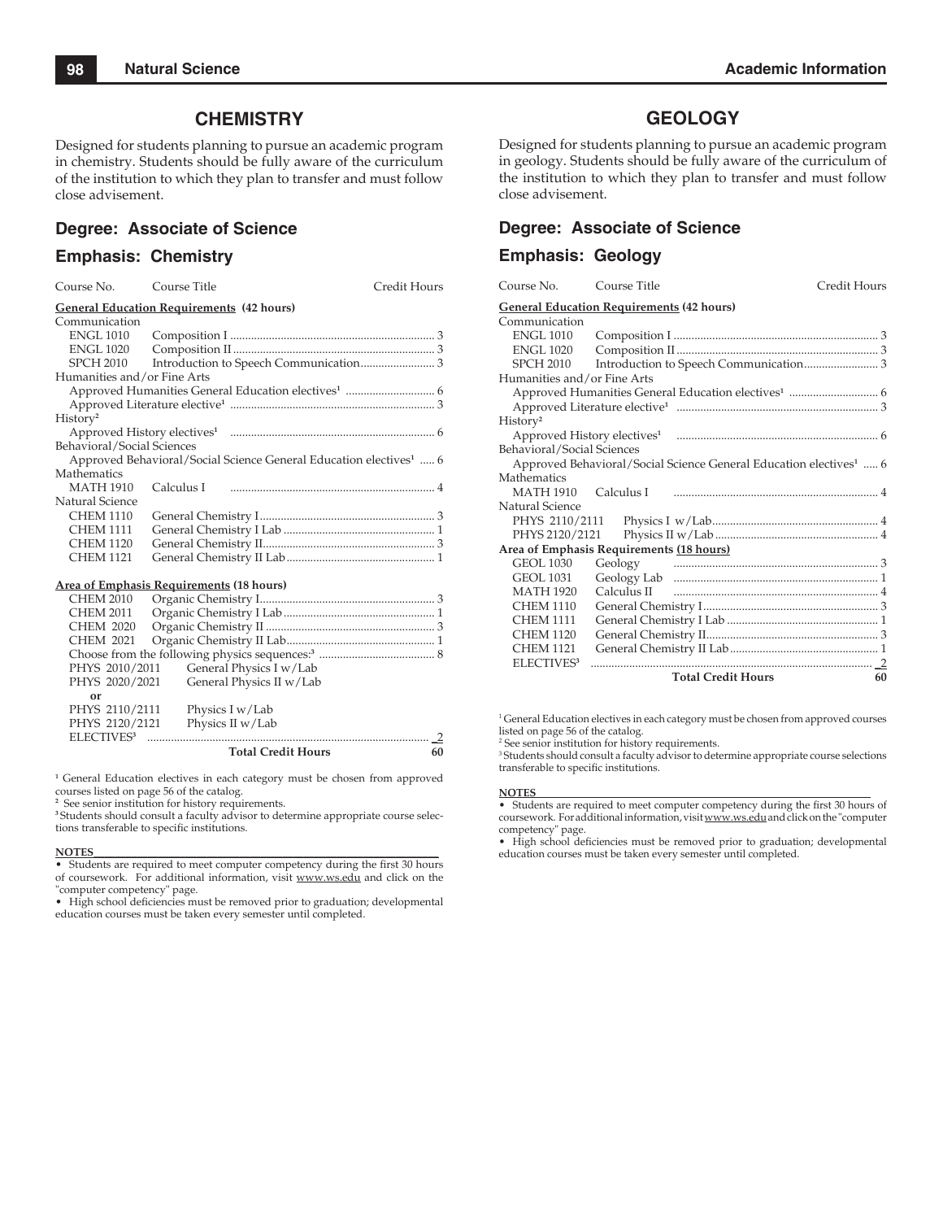## CHEMISTRY

Designed for students planning to pursue an academic program in chemistry. Students should be fully aware of the curriculum of the institution to which they plan to transfer and must follow close advisement.

### Degree: Associate of Science

### Emphasis: Chemistry

| Course No. | Course Title | Credit Hours |
|---|---|---|
| **General Education Requirements (42 hours)** | | |
| Communication | | |
| ENGL 1010 | Composition I | 3 |
| ENGL 1020 | Composition II | 3 |
| SPCH 2010 | Introduction to Speech Communication | 3 |
| Humanities and/or Fine Arts | | |
| | Approved Humanities General Education electives[1] | 6 |
| | Approved Literature elective[1] | 3 |
| History[2] | | |
| | Approved History electives[1] | 6 |
| Behavioral/Social Sciences | | |
| | Approved Behavioral/Social Science General Education electives[1] | 6 |
| Mathematics | | |
| MATH 1910 | Calculus I | 4 |
| Natural Science | | |
| CHEM 1110 | General Chemistry I | 3 |
| CHEM 1111 | General Chemistry I Lab | 1 |
| CHEM 1120 | General Chemistry II | 3 |
| CHEM 1121 | General Chemistry II Lab | 1 |
| **Area of Emphasis Requirements (18 hours)** | | |
| CHEM 2010 | Organic Chemistry I | 3 |
| CHEM 2011 | Organic Chemistry I Lab | 1 |
| CHEM 2020 | Organic Chemistry II | 3 |
| CHEM 2021 | Organic Chemistry II Lab | 1 |
| | Choose from the following physics sequences:[3] | 8 |
| PHYS 2010/2011 | General Physics I w/Lab | |
| PHYS 2020/2021 | General Physics II w/Lab | |
| or | | |
| PHYS 2110/2111 | Physics I w/Lab | |
| PHYS 2120/2121 | Physics II w/Lab | |
| ELECTIVES[3] | | 2 |
| | **Total Credit Hours** | **60** |

[1] General Education electives in each category must be chosen from approved courses listed on page 56 of the catalog.
[2] See senior institution for history requirements.
[3] Students should consult a faculty advisor to determine appropriate course selections transferable to specific institutions.

**NOTES**

- Students are required to meet computer competency during the first 30 hours of coursework. For additional information, visit www.ws.edu and click on the "computer competency" page.
- High school deficiencies must be removed prior to graduation; developmental education courses must be taken every semester until completed.

## GEOLOGY

Designed for students planning to pursue an academic program in geology. Students should be fully aware of the curriculum of the institution to which they plan to transfer and must follow close advisement.

### Degree: Associate of Science

### Emphasis: Geology

| Course No. | Course Title | Credit Hours |
|---|---|---|
| **General Education Requirements (42 hours)** | | |
| Communication | | |
| ENGL 1010 | Composition I | 3 |
| ENGL 1020 | Composition II | 3 |
| SPCH 2010 | Introduction to Speech Communication | 3 |
| Humanities and/or Fine Arts | | |
| | Approved Humanities General Education electives[1] | 6 |
| | Approved Literature elective[1] | 3 |
| History[2] | | |
| | Approved History electives[1] | 6 |
| Behavioral/Social Sciences | | |
| | Approved Behavioral/Social Science General Education electives[1] | 6 |
| Mathematics | | |
| MATH 1910 | Calculus I | 4 |
| Natural Science | | |
| PHYS 2110/2111 | Physics I w/Lab | 4 |
| PHYS 2120/2121 | Physics II w/Lab | 4 |
| **Area of Emphasis Requirements (18 hours)** | | |
| GEOL 1030 | Geology | 3 |
| GEOL 1031 | Geology Lab | 1 |
| MATH 1920 | Calculus II | 4 |
| CHEM 1110 | General Chemistry I | 3 |
| CHEM 1111 | General Chemistry I Lab | 1 |
| CHEM 1120 | General Chemistry II | 3 |
| CHEM 1121 | General Chemistry II Lab | 1 |
| ELECTIVES[3] | | 2 |
| | **Total Credit Hours** | **60** |

[1] General Education electives in each category must be chosen from approved courses listed on page 56 of the catalog.
[2] See senior institution for history requirements.
[3] Students should consult a faculty advisor to determine appropriate course selections transferable to specific institutions.

**NOTES**

- Students are required to meet computer competency during the first 30 hours of coursework. For additional information, visit www.ws.edu and click on the "computer competency" page.
- High school deficiencies must be removed prior to graduation; developmental education courses must be taken every semester until completed.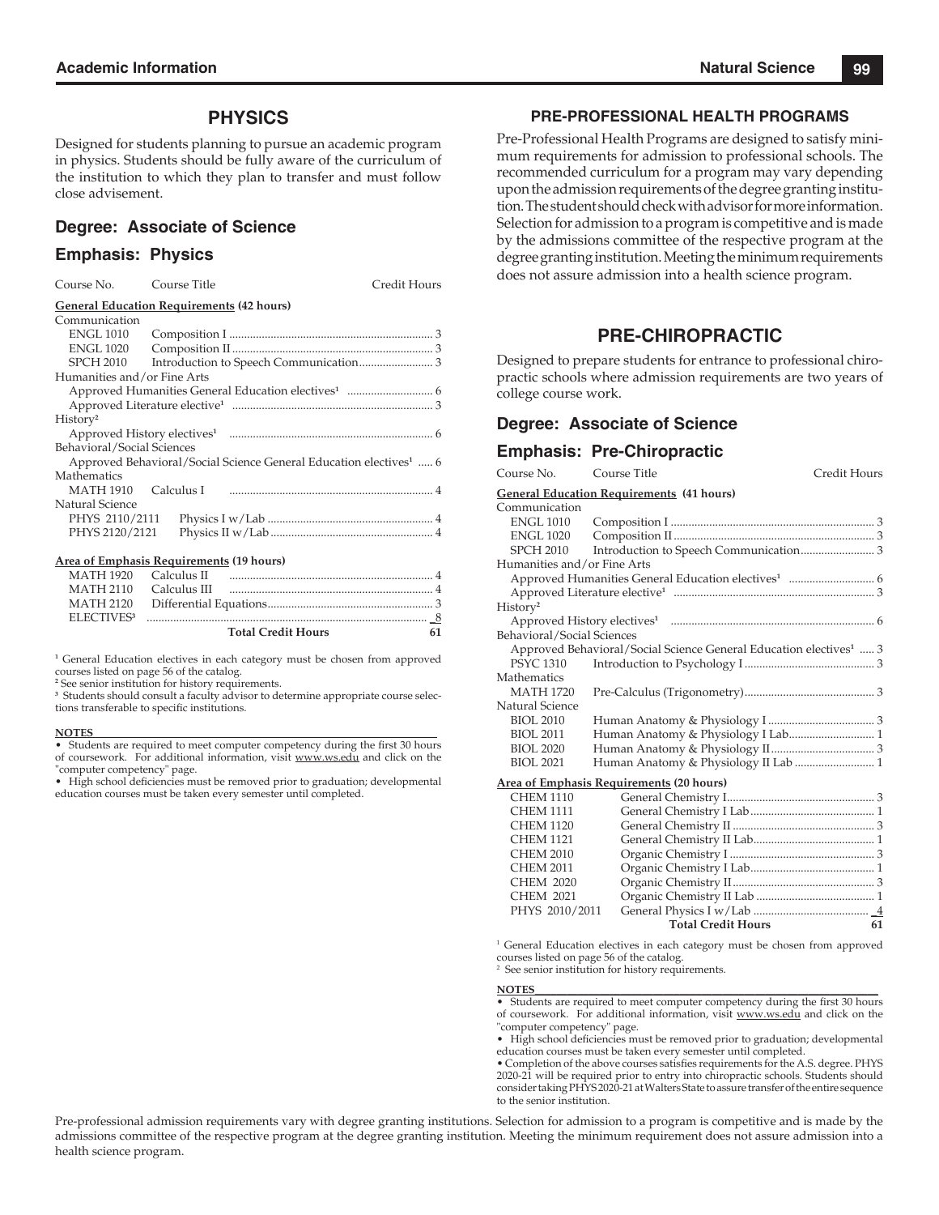## PHYSICS

Designed for students planning to pursue an academic program in physics. Students should be fully aware of the curriculum of the institution to which they plan to transfer and must follow close advisement.

### Degree: Associate of Science

### Emphasis: Physics

| Course No. | Course Title | Credit Hours |
|---|---|---|
| **General Education Requirements (42 hours)** | | |
| Communication | | |
| ENGL 1010 | Composition I | 3 |
| ENGL 1020 | Composition II | 3 |
| SPCH 2010 | Introduction to Speech Communication | 3 |
| Humanities and/or Fine Arts | | |
| | Approved Humanities General Education electives[1] | 6 |
| | Approved Literature elective[1] | 3 |
| History[2] | | |
| | Approved History electives[1] | 6 |
| Behavioral/Social Sciences | | |
| | Approved Behavioral/Social Science General Education electives[1] | 6 |
| Mathematics | | |
| MATH 1910 | Calculus I | 4 |
| Natural Science | | |
| PHYS 2110/2111 | Physics I w/Lab | 4 |
| PHYS 2120/2121 | Physics II w/Lab | 4 |
| **Area of Emphasis Requirements (19 hours)** | | |
| MATH 1920 | Calculus II | 4 |
| MATH 2110 | Calculus III | 4 |
| MATH 2120 | Differential Equations | 3 |
| ELECTIVES[3] | | 8 |
| | **Total Credit Hours** | **61** |

[1] General Education electives in each category must be chosen from approved courses listed on page 56 of the catalog.
[2] See senior institution for history requirements.
[3] Students should consult a faculty advisor to determine appropriate course selections transferable to specific institutions.

**NOTES**

- Students are required to meet computer competency during the first 30 hours of coursework. For additional information, visit www.ws.edu and click on the "computer competency" page.
- High school deficiencies must be removed prior to graduation; developmental education courses must be taken every semester until completed.

## PRE-PROFESSIONAL HEALTH PROGRAMS

Pre-Professional Health Programs are designed to satisfy minimum requirements for admission to professional schools. The recommended curriculum for a program may vary depending upon the admission requirements of the degree granting institution. The student should check with advisor for more information. Selection for admission to a program is competitive and is made by the admissions committee of the respective program at the degree granting institution. Meeting the minimum requirements does not assure admission into a health science program.

## PRE-CHIROPRACTIC

Designed to prepare students for entrance to professional chiropractic schools where admission requirements are two years of college course work.

### Degree: Associate of Science

### Emphasis: Pre-Chiropractic

| Course No. | Course Title | Credit Hours |
|---|---|---|
| **General Education Requirements (41 hours)** | | |
| Communication | | |
| ENGL 1010 | Composition I | 3 |
| ENGL 1020 | Composition II | 3 |
| SPCH 2010 | Introduction to Speech Communication | 3 |
| Humanities and/or Fine Arts | | |
| | Approved Humanities General Education electives[1] | 6 |
| | Approved Literature elective[1] | 3 |
| History[2] | | |
| | Approved History electives[1] | 6 |
| Behavioral/Social Sciences | | |
| | Approved Behavioral/Social Science General Education electives[1] | 3 |
| PSYC 1310 | Introduction to Psychology I | 3 |
| Mathematics | | |
| MATH 1720 | Pre-Calculus (Trigonometry) | 3 |
| Natural Science | | |
| BIOL 2010 | Human Anatomy & Physiology I | 3 |
| BIOL 2011 | Human Anatomy & Physiology I Lab | 1 |
| BIOL 2020 | Human Anatomy & Physiology II | 3 |
| BIOL 2021 | Human Anatomy & Physiology II Lab | 1 |
| **Area of Emphasis Requirements (20 hours)** | | |
| CHEM 1110 | General Chemistry I | 3 |
| CHEM 1111 | General Chemistry I Lab | 1 |
| CHEM 1120 | General Chemistry II | 3 |
| CHEM 1121 | General Chemistry II Lab | 1 |
| CHEM 2010 | Organic Chemistry I | 3 |
| CHEM 2011 | Organic Chemistry I Lab | 1 |
| CHEM 2020 | Organic Chemistry II | 3 |
| CHEM 2021 | Organic Chemistry II Lab | 1 |
| PHYS 2010/2011 | General Physics I w/Lab | 4 |
| | **Total Credit Hours** | **61** |

[1] General Education electives in each category must be chosen from approved courses listed on page 56 of the catalog.
[2] See senior institution for history requirements.

**NOTES**

- Students are required to meet computer competency during the first 30 hours of coursework. For additional information, visit www.ws.edu and click on the "computer competency" page.
- High school deficiencies must be removed prior to graduation; developmental education courses must be taken every semester until completed.
- Completion of the above courses satisfies requirements for the A.S. degree. PHYS 2020-21 will be required prior to entry into chiropractic schools. Students should consider taking PHYS 2020-21 at Walters State to assure transfer of the entire sequence to the senior institution.

Pre-professional admission requirements vary with degree granting institutions. Selection for admission to a program is competitive and is made by the admissions committee of the respective program at the degree granting institution. Meeting the minimum requirement does not assure admission into a health science program.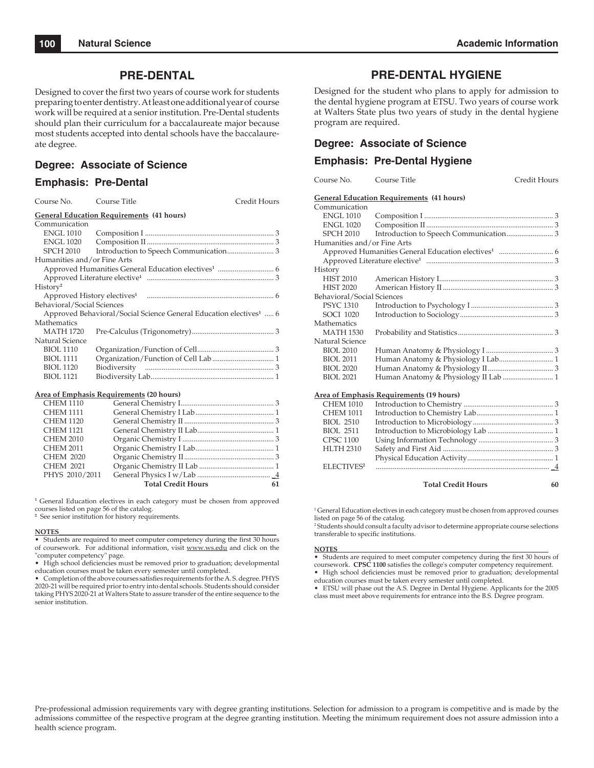## PRE-DENTAL

Designed to cover the first two years of course work for students preparing to enter dentistry. At least one additional year of course work will be required at a senior institution. Pre-Dental students should plan their curriculum for a baccalaureate major because most students accepted into dental schools have the baccalaureate degree.

### Degree: Associate of Science

### Emphasis: Pre-Dental

| Course No. | Course Title | Credit Hours |
|---|---|---|
| **General Education Requirements (41 hours)** | | |
| Communication | | |
| ENGL 1010 | Composition I | 3 |
| ENGL 1020 | Composition II | 3 |
| SPCH 2010 | Introduction to Speech Communication | 3 |
| Humanities and/or Fine Arts | | |
| | Approved Humanities General Education electives[1] | 6 |
| | Approved Literature elective[1] | 3 |
| History[2] | | |
| | Approved History electives[1] | 6 |
| Behavioral/Social Sciences | | |
| | Approved Behavioral/Social Science General Education electives[1] | 6 |
| Mathematics | | |
| MATH 1720 | Pre-Calculus (Trigonometry) | 3 |
| Natural Science | | |
| BIOL 1110 | Organization/Function of Cell | 3 |
| BIOL 1111 | Organization/Function of Cell Lab | 1 |
| BIOL 1120 | Biodiversity | 3 |
| BIOL 1121 | Biodiversity Lab | 1 |
| **Area of Emphasis Requirements (20 hours)** | | |
| CHEM 1110 | General Chemistry I | 3 |
| CHEM 1111 | General Chemistry I Lab | 1 |
| CHEM 1120 | General Chemistry II | 3 |
| CHEM 1121 | General Chemistry II Lab | 1 |
| CHEM 2010 | Organic Chemistry I | 3 |
| CHEM 2011 | Organic Chemistry I Lab | 1 |
| CHEM 2020 | Organic Chemistry II | 3 |
| CHEM 2021 | Organic Chemistry II Lab | 1 |
| PHYS 2010/2011 | General Physics I w/Lab | 4 |
| | **Total Credit Hours** | **61** |

[1] General Education electives in each category must be chosen from approved courses listed on page 56 of the catalog.
[2] See senior institution for history requirements.

**NOTES**

- Students are required to meet computer competency during the first 30 hours of coursework. For additional information, visit www.ws.edu and click on the "computer competency" page.
- High school deficiencies must be removed prior to graduation; developmental education courses must be taken every semester until completed.
- Completion of the above courses satisfies requirements for the A. S. degree. PHYS 2020-21 will be required prior to entry into dental schools. Students should consider taking PHYS 2020-21 at Walters State to assure transfer of the entire sequence to the senior institution.

## PRE-DENTAL HYGIENE

Designed for the student who plans to apply for admission to the dental hygiene program at ETSU. Two years of course work at Walters State plus two years of study in the dental hygiene program are required.

### Degree: Associate of Science

### Emphasis: Pre-Dental Hygiene

| Course No. | Course Title | Credit Hours |
|---|---|---|
| **General Education Requirements (41 hours)** | | |
| Communication | | |
| ENGL 1010 | Composition I | 3 |
| ENGL 1020 | Composition II | 3 |
| SPCH 2010 | Introduction to Speech Communication | 3 |
| Humanities and/or Fine Arts | | |
| | Approved Humanities General Education electives[1] | 6 |
| | Approved Literature elective[1] | 3 |
| History | | |
| HIST 2010 | American History I | 3 |
| HIST 2020 | American History II | 3 |
| Behavioral/Social Sciences | | |
| PSYC 1310 | Introduction to Psychology I | 3 |
| SOCI 1020 | Introduction to Sociology | 3 |
| Mathematics | | |
| MATH 1530 | Probability and Statistics | 3 |
| Natural Science | | |
| BIOL 2010 | Human Anatomy & Physiology I | 3 |
| BIOL 2011 | Human Anatomy & Physiology I Lab | 1 |
| BIOL 2020 | Human Anatomy & Physiology II | 3 |
| BIOL 2021 | Human Anatomy & Physiology II Lab | 1 |
| **Area of Emphasis Requirements (19 hours)** | | |
| CHEM 1010 | Introduction to Chemistry | 3 |
| CHEM 1011 | Introduction to Chemistry Lab | 1 |
| BIOL 2510 | Introduction to Microbiology | 3 |
| BIOL 2511 | Introduction to Microbiology Lab | 1 |
| CPSC 1100 | Using Information Technology | 3 |
| HLTH 2310 | Safety and First Aid | 3 |
| | Physical Education Activity | 1 |
| ELECTIVES[2] | | 4 |
| | **Total Credit Hours** | **60** |

[1] General Education electives in each category must be chosen from approved courses listed on page 56 of the catalog.
[2] Students should consult a faculty advisor to determine appropriate course selections transferable to specific institutions.

**NOTES**

- Students are required to meet computer competency during the first 30 hours of coursework. **CPSC 1100** satisfies the college's computer competency requirement.
- High school deficiencies must be removed prior to graduation; developmental education courses must be taken every semester until completed.
- ETSU will phase out the A.S. Degree in Dental Hygiene. Applicants for the 2005 class must meet above requirements for entrance into the B.S. Degree program.

Pre-professional admission requirements vary with degree granting institutions. Selection for admission to a program is competitive and is made by the admissions committee of the respective program at the degree granting institution. Meeting the minimum requirement does not assure admission into a health science program.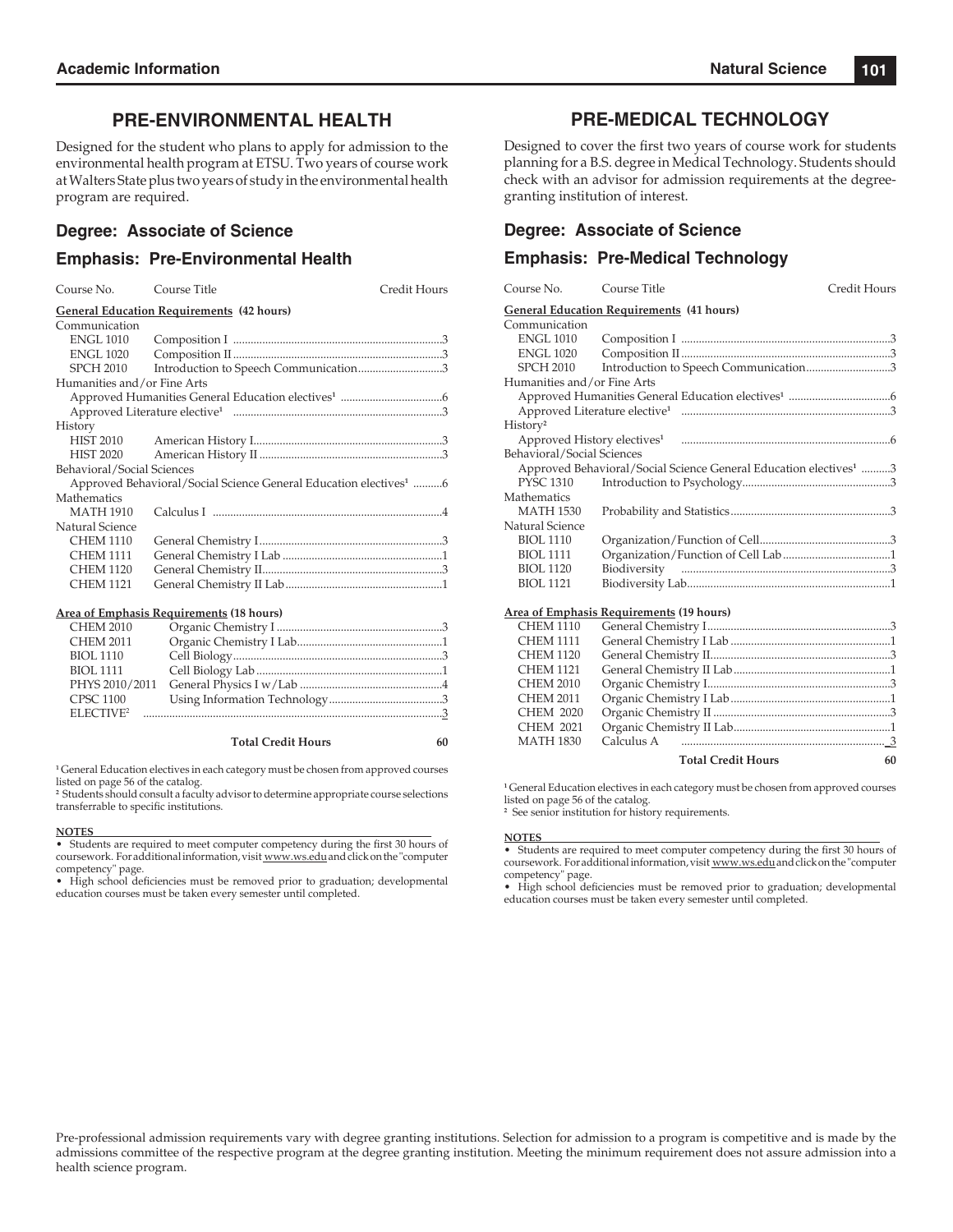## PRE-ENVIRONMENTAL HEALTH

Designed for the student who plans to apply for admission to the environmental health program at ETSU. Two years of course work at Walters State plus two years of study in the environmental health program are required.

### Degree: Associate of Science

### Emphasis: Pre-Environmental Health

| Course No. | Course Title | Credit Hours |
|---|---|---|
| **General Education Requirements (42 hours)** | | |
| Communication | | |
| ENGL 1010 | Composition I | 3 |
| ENGL 1020 | Composition II | 3 |
| SPCH 2010 | Introduction to Speech Communication | 3 |
| Humanities and/or Fine Arts | | |
| | Approved Humanities General Education electives[1] | 6 |
| | Approved Literature elective[1] | 3 |
| History | | |
| HIST 2010 | American History I | 3 |
| HIST 2020 | American History II | 3 |
| Behavioral/Social Sciences | | |
| | Approved Behavioral/Social Science General Education electives[1] | 6 |
| Mathematics | | |
| MATH 1910 | Calculus I | 4 |
| Natural Science | | |
| CHEM 1110 | General Chemistry I | 3 |
| CHEM 1111 | General Chemistry I Lab | 1 |
| CHEM 1120 | General Chemistry II | 3 |
| CHEM 1121 | General Chemistry II Lab | 1 |
| **Area of Emphasis Requirements (18 hours)** | | |
| CHEM 2010 | Organic Chemistry I | 3 |
| CHEM 2011 | Organic Chemistry I Lab | 1 |
| BIOL 1110 | Cell Biology | 3 |
| BIOL 1111 | Cell Biology Lab | 1 |
| PHYS 2010/2011 | General Physics I w/Lab | 4 |
| CPSC 1100 | Using Information Technology | 3 |
| ELECTIVE[2] | | 3 |
| | **Total Credit Hours** | **60** |

[1] General Education electives in each category must be chosen from approved courses listed on page 56 of the catalog.
[2] Students should consult a faculty advisor to determine appropriate course selections transferrable to specific institutions.

**NOTES**

- Students are required to meet computer competency during the first 30 hours of coursework. For additional information, visit www.ws.edu and click on the "computer competency" page.
- High school deficiencies must be removed prior to graduation; developmental education courses must be taken every semester until completed.

## PRE-MEDICAL TECHNOLOGY

Designed to cover the first two years of course work for students planning for a B.S. degree in Medical Technology. Students should check with an advisor for admission requirements at the degree-granting institution of interest.

### Degree: Associate of Science

### Emphasis: Pre-Medical Technology

| Course No. | Course Title | Credit Hours |
|---|---|---|
| **General Education Requirements (41 hours)** | | |
| Communication | | |
| ENGL 1010 | Composition I | 3 |
| ENGL 1020 | Composition II | 3 |
| SPCH 2010 | Introduction to Speech Communication | 3 |
| Humanities and/or Fine Arts | | |
| | Approved Humanities General Education electives[1] | 6 |
| | Approved Literature elective[1] | 3 |
| History[2] | | |
| | Approved History electives[1] | 6 |
| Behavioral/Social Sciences | | |
| | Approved Behavioral/Social Science General Education electives[1] | 3 |
| PYSC 1310 | Introduction to Psychology | 3 |
| Mathematics | | |
| MATH 1530 | Probability and Statistics | 3 |
| Natural Science | | |
| BIOL 1110 | Organization/Function of Cell | 3 |
| BIOL 1111 | Organization/Function of Cell Lab | 1 |
| BIOL 1120 | Biodiversity | 3 |
| BIOL 1121 | Biodiversity Lab | 1 |
| **Area of Emphasis Requirements (19 hours)** | | |
| CHEM 1110 | General Chemistry I | 3 |
| CHEM 1111 | General Chemistry I Lab | 1 |
| CHEM 1120 | General Chemistry II | 3 |
| CHEM 1121 | General Chemistry II Lab | 1 |
| CHEM 2010 | Organic Chemistry I | 3 |
| CHEM 2011 | Organic Chemistry I Lab | 1 |
| CHEM 2020 | Organic Chemistry II | 3 |
| CHEM 2021 | Organic Chemistry II Lab | 1 |
| MATH 1830 | Calculus A | 3 |
| | **Total Credit Hours** | **60** |

[1] General Education electives in each category must be chosen from approved courses listed on page 56 of the catalog.
[2] See senior institution for history requirements.

**NOTES**

- Students are required to meet computer competency during the first 30 hours of coursework. For additional information, visit www.ws.edu and click on the "computer competency" page.
- High school deficiencies must be removed prior to graduation; developmental education courses must be taken every semester until completed.

Pre-professional admission requirements vary with degree granting institutions. Selection for admission to a program is competitive and is made by the admissions committee of the respective program at the degree granting institution. Meeting the minimum requirement does not assure admission into a health science program.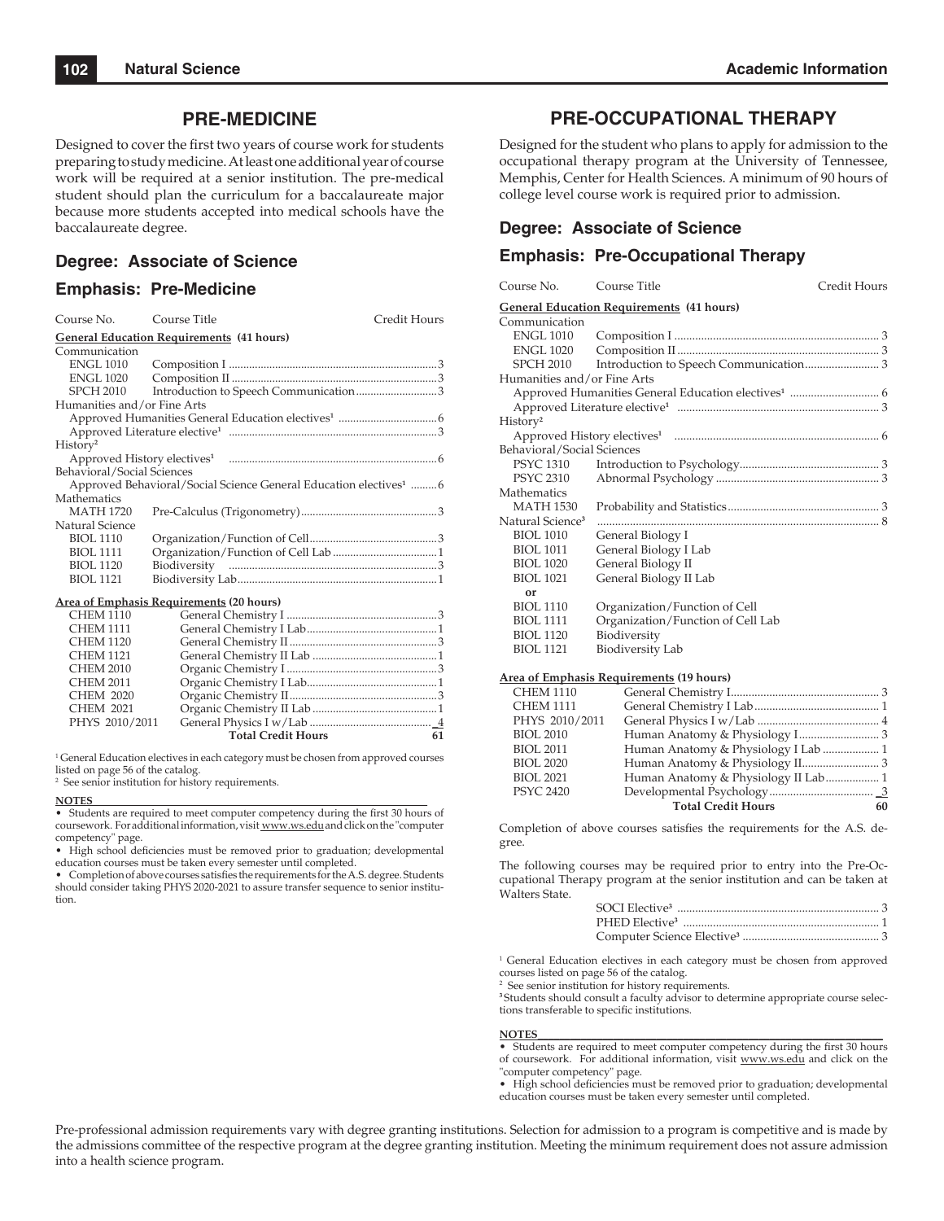## PRE-MEDICINE

Designed to cover the first two years of course work for students preparing to study medicine. At least one additional year of course work will be required at a senior institution. The pre-medical student should plan the curriculum for a baccalaureate major because more students accepted into medical schools have the baccalaureate degree.

### Degree: Associate of Science

### Emphasis: Pre-Medicine

| Course No. | Course Title | Credit Hours |
|---|---|---|
| **General Education Requirements (41 hours)** | | |
| Communication | | |
| ENGL 1010 | Composition I | 3 |
| ENGL 1020 | Composition II | 3 |
| SPCH 2010 | Introduction to Speech Communication | 3 |
| Humanities and/or Fine Arts | | |
| | Approved Humanities General Education electives[1] | 6 |
| | Approved Literature elective[1] | 3 |
| History[2] | | |
| | Approved History electives[1] | 6 |
| Behavioral/Social Sciences | | |
| | Approved Behavioral/Social Science General Education electives[1] | 6 |
| Mathematics | | |
| MATH 1720 | Pre-Calculus (Trigonometry) | 3 |
| Natural Science | | |
| BIOL 1110 | Organization/Function of Cell | 3 |
| BIOL 1111 | Organization/Function of Cell Lab | 1 |
| BIOL 1120 | Biodiversity | 3 |
| BIOL 1121 | Biodiversity Lab | 1 |
| **Area of Emphasis Requirements (20 hours)** | | |
| CHEM 1110 | General Chemistry I | 3 |
| CHEM 1111 | General Chemistry I Lab | 1 |
| CHEM 1120 | General Chemistry II | 3 |
| CHEM 1121 | General Chemistry II Lab | 1 |
| CHEM 2010 | Organic Chemistry I | 3 |
| CHEM 2011 | Organic Chemistry I Lab | 1 |
| CHEM 2020 | Organic Chemistry II | 3 |
| CHEM 2021 | Organic Chemistry II Lab | 1 |
| PHYS 2010/2011 | General Physics I w/Lab | 4 |
| | **Total Credit Hours** | **61** |

[1] General Education electives in each category must be chosen from approved courses listed on page 56 of the catalog.
[2] See senior institution for history requirements.

**NOTES**

- Students are required to meet computer competency during the first 30 hours of coursework. For additional information, visit www.ws.edu and click on the "computer competency" page.
- High school deficiencies must be removed prior to graduation; developmental education courses must be taken every semester until completed.
- Completion of above courses satisfies the requirements for the A.S. degree. Students should consider taking PHYS 2020-2021 to assure transfer sequence to senior institution.

## PRE-OCCUPATIONAL THERAPY

Designed for the student who plans to apply for admission to the occupational therapy program at the University of Tennessee, Memphis, Center for Health Sciences. A minimum of 90 hours of college level course work is required prior to admission.

### Degree: Associate of Science

### Emphasis: Pre-Occupational Therapy

| Course No. | Course Title | Credit Hours |
|---|---|---|
| **General Education Requirements (41 hours)** | | |
| Communication | | |
| ENGL 1010 | Composition I | 3 |
| ENGL 1020 | Composition II | 3 |
| SPCH 2010 | Introduction to Speech Communication | 3 |
| Humanities and/or Fine Arts | | |
| | Approved Humanities General Education electives[1] | 6 |
| | Approved Literature elective[1] | 3 |
| History[2] | | |
| | Approved History electives[1] | 6 |
| Behavioral/Social Sciences | | |
| PSYC 1310 | Introduction to Psychology | 3 |
| PSYC 2310 | Abnormal Psychology | 3 |
| Mathematics | | |
| MATH 1530 | Probability and Statistics | 3 |
| Natural Science[3] | | 8 |
| BIOL 1010 | General Biology I | |
| BIOL 1011 | General Biology I Lab | |
| BIOL 1020 | General Biology II | |
| BIOL 1021 | General Biology II Lab | |
| or | | |
| BIOL 1110 | Organization/Function of Cell | |
| BIOL 1111 | Organization/Function of Cell Lab | |
| BIOL 1120 | Biodiversity | |
| BIOL 1121 | Biodiversity Lab | |
| **Area of Emphasis Requirements (19 hours)** | | |
| CHEM 1110 | General Chemistry I | 3 |
| CHEM 1111 | General Chemistry I Lab | 1 |
| PHYS 2010/2011 | General Physics I w/Lab | 4 |
| BIOL 2010 | Human Anatomy & Physiology I | 3 |
| BIOL 2011 | Human Anatomy & Physiology I Lab | 1 |
| BIOL 2020 | Human Anatomy & Physiology II | 3 |
| BIOL 2021 | Human Anatomy & Physiology II Lab | 1 |
| PSYC 2420 | Developmental Psychology | 3 |
| | **Total Credit Hours** | **60** |

Completion of above courses satisfies the requirements for the A.S. degree.

The following courses may be required prior to entry into the Pre-Occupational Therapy program at the senior institution and can be taken at Walters State.

| Course | Credit Hours |
|---|---|
| SOCI Elective[3] | 3 |
| PHED Elective[3] | 1 |
| Computer Science Elective[3] | 3 |

[1] General Education electives in each category must be chosen from approved courses listed on page 56 of the catalog.
[2] See senior institution for history requirements.
[3] Students should consult a faculty advisor to determine appropriate course selections transferable to specific institutions.

**NOTES**

- Students are required to meet computer competency during the first 30 hours of coursework. For additional information, visit www.ws.edu and click on the "computer competency" page.
- High school deficiencies must be removed prior to graduation; developmental education courses must be taken every semester until completed.

Pre-professional admission requirements vary with degree granting institutions. Selection for admission to a program is competitive and is made by the admissions committee of the respective program at the degree granting institution. Meeting the minimum requirement does not assure admission into a health science program.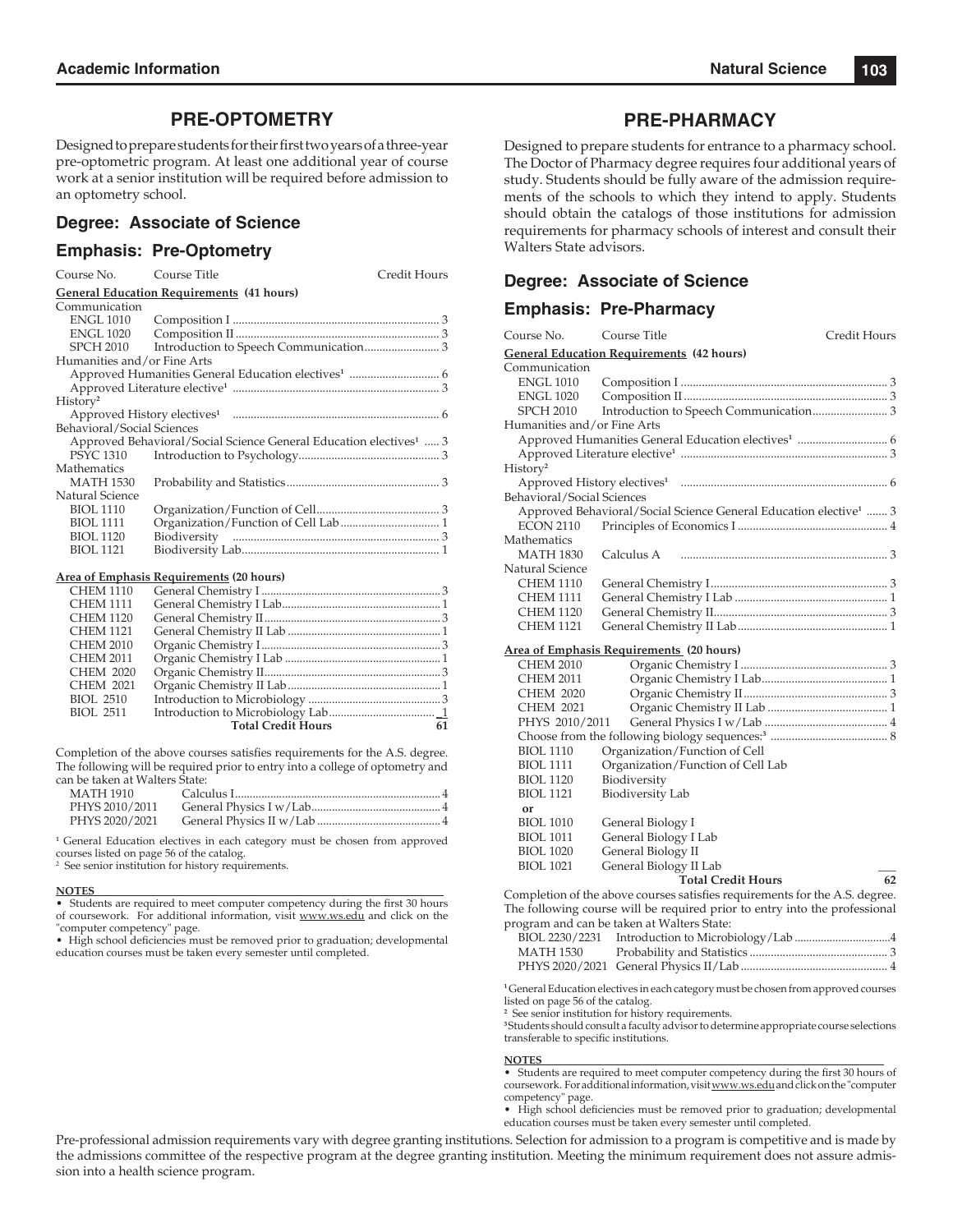## PRE-OPTOMETRY

Designed to prepare students for their first two years of a three-year pre-optometric program. At least one additional year of course work at a senior institution will be required before admission to an optometry school.

### Degree: Associate of Science

### Emphasis: Pre-Optometry

| Course No. | Course Title | Credit Hours |
|---|---|---|
| **General Education Requirements (41 hours)** | | |
| Communication | | |
| ENGL 1010 | Composition I | 3 |
| ENGL 1020 | Composition II | 3 |
| SPCH 2010 | Introduction to Speech Communication | 3 |
| Humanities and/or Fine Arts | | |
| | Approved Humanities General Education electives[1] | 6 |
| | Approved Literature elective[1] | 3 |
| History[2] | | |
| | Approved History electives[1] | 6 |
| Behavioral/Social Sciences | | |
| | Approved Behavioral/Social Science General Education electives[1] | 3 |
| PSYC 1310 | Introduction to Psychology | 3 |
| Mathematics | | |
| MATH 1530 | Probability and Statistics | 3 |
| Natural Science | | |
| BIOL 1110 | Organization/Function of Cell | 3 |
| BIOL 1111 | Organization/Function of Cell Lab | 1 |
| BIOL 1120 | Biodiversity | 3 |
| BIOL 1121 | Biodiversity Lab | 1 |
| **Area of Emphasis Requirements (20 hours)** | | |
| CHEM 1110 | General Chemistry I | 3 |
| CHEM 1111 | General Chemistry I Lab | 1 |
| CHEM 1120 | General Chemistry II | 3 |
| CHEM 1121 | General Chemistry II Lab | 1 |
| CHEM 2010 | Organic Chemistry I | 3 |
| CHEM 2011 | Organic Chemistry I Lab | 1 |
| CHEM 2020 | Organic Chemistry II | 3 |
| CHEM 2021 | Organic Chemistry II Lab | 1 |
| BIOL 2510 | Introduction to Microbiology | 3 |
| BIOL 2511 | Introduction to Microbiology Lab | 1 |
| | **Total Credit Hours** | **61** |

Completion of the above courses satisfies requirements for the A.S. degree. The following will be required prior to entry into a college of optometry and can be taken at Walters State:

| Course No. | Course Title | Credit Hours |
|---|---|---|
| MATH 1910 | Calculus I | 4 |
| PHYS 2010/2011 | General Physics I w/Lab | 4 |
| PHYS 2020/2021 | General Physics II w/Lab | 4 |

[1] General Education electives in each category must be chosen from approved courses listed on page 56 of the catalog.
[2] See senior institution for history requirements.

**NOTES**

- Students are required to meet computer competency during the first 30 hours of coursework. For additional information, visit www.ws.edu and click on the "computer competency" page.
- High school deficiencies must be removed prior to graduation; developmental education courses must be taken every semester until completed.

## PRE-PHARMACY

Designed to prepare students for entrance to a pharmacy school. The Doctor of Pharmacy degree requires four additional years of study. Students should be fully aware of the admission requirements of the schools to which they intend to apply. Students should obtain the catalogs of those institutions for admission requirements for pharmacy schools of interest and consult their Walters State advisors.

### Degree: Associate of Science

### Emphasis: Pre-Pharmacy

| Course No. | Course Title | Credit Hours |
|---|---|---|
| **General Education Requirements (42 hours)** | | |
| Communication | | |
| ENGL 1010 | Composition I | 3 |
| ENGL 1020 | Composition II | 3 |
| SPCH 2010 | Introduction to Speech Communication | 3 |
| Humanities and/or Fine Arts | | |
| | Approved Humanities General Education electives[1] | 6 |
| | Approved Literature elective[1] | 3 |
| History[2] | | |
| | Approved History electives[1] | 6 |
| Behavioral/Social Sciences | | |
| | Approved Behavioral/Social Science General Education elective[1] | 3 |
| ECON 2110 | Principles of Economics I | 4 |
| Mathematics | | |
| MATH 1830 | Calculus A | 3 |
| Natural Science | | |
| CHEM 1110 | General Chemistry I | 3 |
| CHEM 1111 | General Chemistry I Lab | 1 |
| CHEM 1120 | General Chemistry II | 3 |
| CHEM 1121 | General Chemistry II Lab | 1 |
| **Area of Emphasis Requirements (20 hours)** | | |
| CHEM 2010 | Organic Chemistry I | 3 |
| CHEM 2011 | Organic Chemistry I Lab | 1 |
| CHEM 2020 | Organic Chemistry II | 3 |
| CHEM 2021 | Organic Chemistry II Lab | 1 |
| PHYS 2010/2011 | General Physics I w/Lab | 4 |
| | Choose from the following biology sequences:[3] | 8 |
| BIOL 1110 | Organization/Function of Cell | |
| BIOL 1111 | Organization/Function of Cell Lab | |
| BIOL 1120 | Biodiversity | |
| BIOL 1121 | Biodiversity Lab | |
| or | | |
| BIOL 1010 | General Biology I | |
| BIOL 1011 | General Biology I Lab | |
| BIOL 1020 | General Biology II | |
| BIOL 1021 | General Biology II Lab | |
| | **Total Credit Hours** | **62** |

Completion of the above courses satisfies requirements for the A.S. degree. The following course will be required prior to entry into the professional program and can be taken at Walters State:

| Course No. | Course Title | Credit Hours |
|---|---|---|
| BIOL 2230/2231 | Introduction to Microbiology/Lab | 4 |
| MATH 1530 | Probability and Statistics | 3 |
| PHYS 2020/2021 | General Physics II/Lab | 4 |

[1] General Education electives in each category must be chosen from approved courses listed on page 56 of the catalog.
[2] See senior institution for history requirements.
[3] Students should consult a faculty advisor to determine appropriate course selections transferable to specific institutions.

**NOTES**

- Students are required to meet computer competency during the first 30 hours of coursework. For additional information, visit www.ws.edu and click on the "computer competency" page.
- High school deficiencies must be removed prior to graduation; developmental education courses must be taken every semester until completed.

Pre-professional admission requirements vary with degree granting institutions. Selection for admission to a program is competitive and is made by the admissions committee of the respective program at the degree granting institution. Meeting the minimum requirement does not assure admission into a health science program.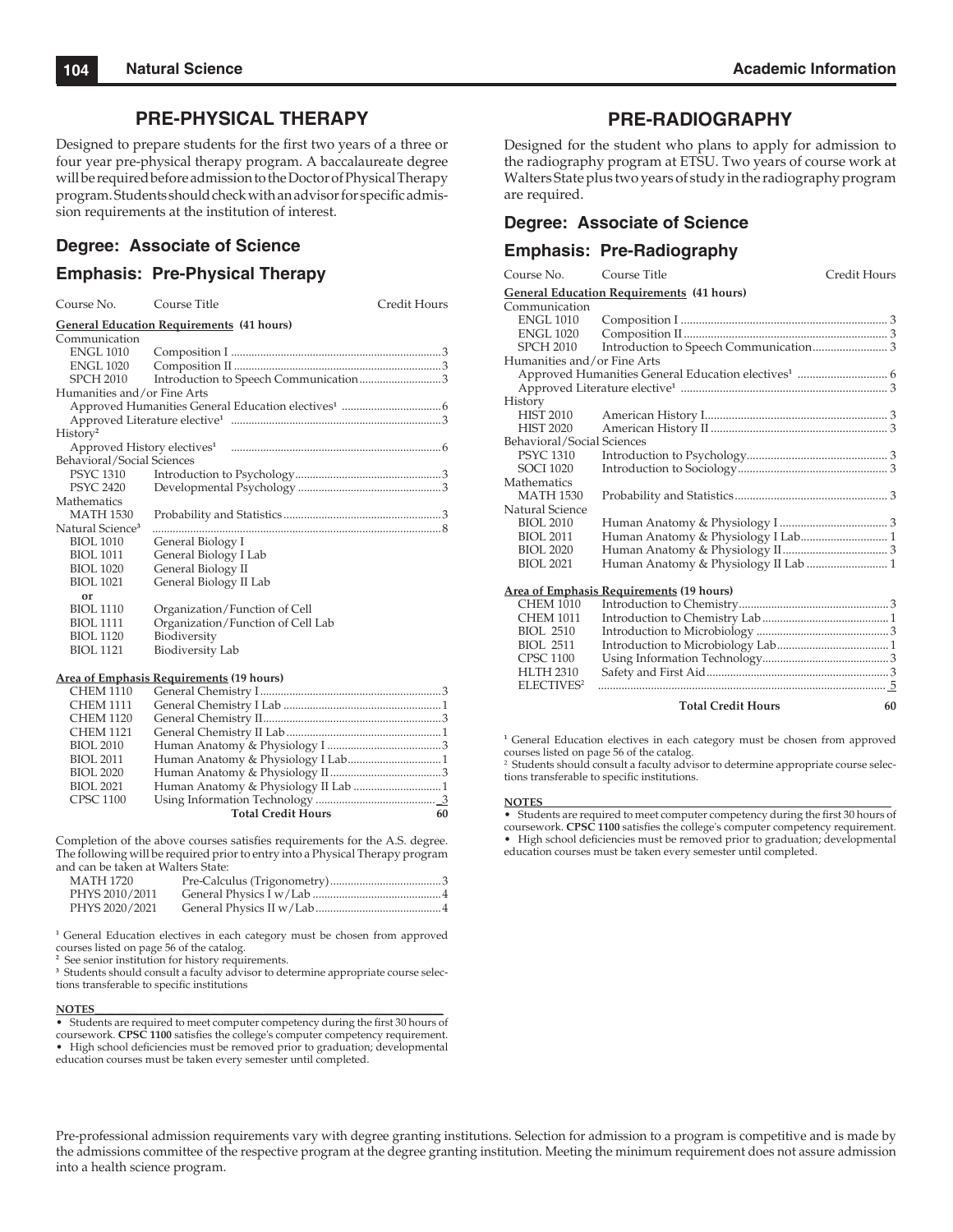## PRE-PHYSICAL THERAPY

Designed to prepare students for the first two years of a three or four year pre-physical therapy program. A baccalaureate degree will be required before admission to the Doctor of Physical Therapy program. Students should check with an advisor for specific admission requirements at the institution of interest.

### Degree: Associate of Science

### Emphasis: Pre-Physical Therapy

| Course No. | Course Title | Credit Hours |
|---|---|---|
| **General Education Requirements (41 hours)** | | |
| Communication | | |
| ENGL 1010 | Composition I | 3 |
| ENGL 1020 | Composition II | 3 |
| SPCH 2010 | Introduction to Speech Communication | 3 |
| Humanities and/or Fine Arts | | |
| Approved Humanities General Education electives[1] | | 6 |
| Approved Literature elective[1] | | 3 |
| History[2] | | |
| Approved History electives[1] | | 6 |
| Behavioral/Social Sciences | | |
| PSYC 1310 | Introduction to Psychology | 3 |
| PSYC 2420 | Developmental Psychology | 3 |
| Mathematics | | |
| MATH 1530 | Probability and Statistics | 3 |
| Natural Science[3] | | 8 |
| BIOL 1010 | General Biology I | |
| BIOL 1011 | General Biology I Lab | |
| BIOL 1020 | General Biology II | |
| BIOL 1021 | General Biology II Lab | |
| or | | |
| BIOL 1110 | Organization/Function of Cell | |
| BIOL 1111 | Organization/Function of Cell Lab | |
| BIOL 1120 | Biodiversity | |
| BIOL 1121 | Biodiversity Lab | |
| **Area of Emphasis Requirements (19 hours)** | | |
| CHEM 1110 | General Chemistry I | 3 |
| CHEM 1111 | General Chemistry I Lab | 1 |
| CHEM 1120 | General Chemistry II | 3 |
| CHEM 1121 | General Chemistry II Lab | 1 |
| BIOL 2010 | Human Anatomy & Physiology I | 3 |
| BIOL 2011 | Human Anatomy & Physiology I Lab | 1 |
| BIOL 2020 | Human Anatomy & Physiology II | 3 |
| BIOL 2021 | Human Anatomy & Physiology II Lab | 1 |
| CPSC 1100 | Using Information Technology | 3 |
| | **Total Credit Hours** | 60 |

Completion of the above courses satisfies requirements for the A.S. degree. The following will be required prior to entry into a Physical Therapy program and can be taken at Walters State:

| | | |
|---|---|---|
| MATH 1720 | Pre-Calculus (Trigonometry) | 3 |
| PHYS 2010/2011 | General Physics I w/Lab | 4 |
| PHYS 2020/2021 | General Physics II w/Lab | 4 |

[1] General Education electives in each category must be chosen from approved courses listed on page 56 of the catalog.
[2] See senior institution for history requirements.
[3] Students should consult a faculty advisor to determine appropriate course selections transferable to specific institutions

**NOTES**

- Students are required to meet computer competency during the first 30 hours of coursework. **CPSC 1100** satisfies the college's computer competency requirement.
- High school deficiencies must be removed prior to graduation; developmental education courses must be taken every semester until completed.

## PRE-RADIOGRAPHY

Designed for the student who plans to apply for admission to the radiography program at ETSU. Two years of course work at Walters State plus two years of study in the radiography program are required.

### Degree: Associate of Science

### Emphasis: Pre-Radiography

| Course No. | Course Title | Credit Hours |
|---|---|---|
| **General Education Requirements (41 hours)** | | |
| Communication | | |
| ENGL 1010 | Composition I | 3 |
| ENGL 1020 | Composition II | 3 |
| SPCH 2010 | Introduction to Speech Communication | 3 |
| Humanities and/or Fine Arts | | |
| Approved Humanities General Education electives[1] | | 6 |
| Approved Literature elective[1] | | 3 |
| History | | |
| HIST 2010 | American History I | 3 |
| HIST 2020 | American History II | 3 |
| Behavioral/Social Sciences | | |
| PSYC 1310 | Introduction to Psychology | 3 |
| SOCI 1020 | Introduction to Sociology | 3 |
| Mathematics | | |
| MATH 1530 | Probability and Statistics | 3 |
| Natural Science | | |
| BIOL 2010 | Human Anatomy & Physiology I | 3 |
| BIOL 2011 | Human Anatomy & Physiology I Lab | 1 |
| BIOL 2020 | Human Anatomy & Physiology II | 3 |
| BIOL 2021 | Human Anatomy & Physiology II Lab | 1 |
| **Area of Emphasis Requirements (19 hours)** | | |
| CHEM 1010 | Introduction to Chemistry | 3 |
| CHEM 1011 | Introduction to Chemistry Lab | 1 |
| BIOL 2510 | Introduction to Microbiology | 3 |
| BIOL 2511 | Introduction to Microbiology Lab | 1 |
| CPSC 1100 | Using Information Technology | 3 |
| HLTH 2310 | Safety and First Aid | 3 |
| ELECTIVES[2] | | 5 |
| | **Total Credit Hours** | 60 |

[1] General Education electives in each category must be chosen from approved courses listed on page 56 of the catalog.
[2] Students should consult a faculty advisor to determine appropriate course selections transferable to specific institutions.

**NOTES**

- Students are required to meet computer competency during the first 30 hours of coursework. **CPSC 1100** satisfies the college's computer competency requirement.
- High school deficiencies must be removed prior to graduation; developmental education courses must be taken every semester until completed.

Pre-professional admission requirements vary with degree granting institutions. Selection for admission to a program is competitive and is made by the admissions committee of the respective program at the degree granting institution. Meeting the minimum requirement does not assure admission into a health science program.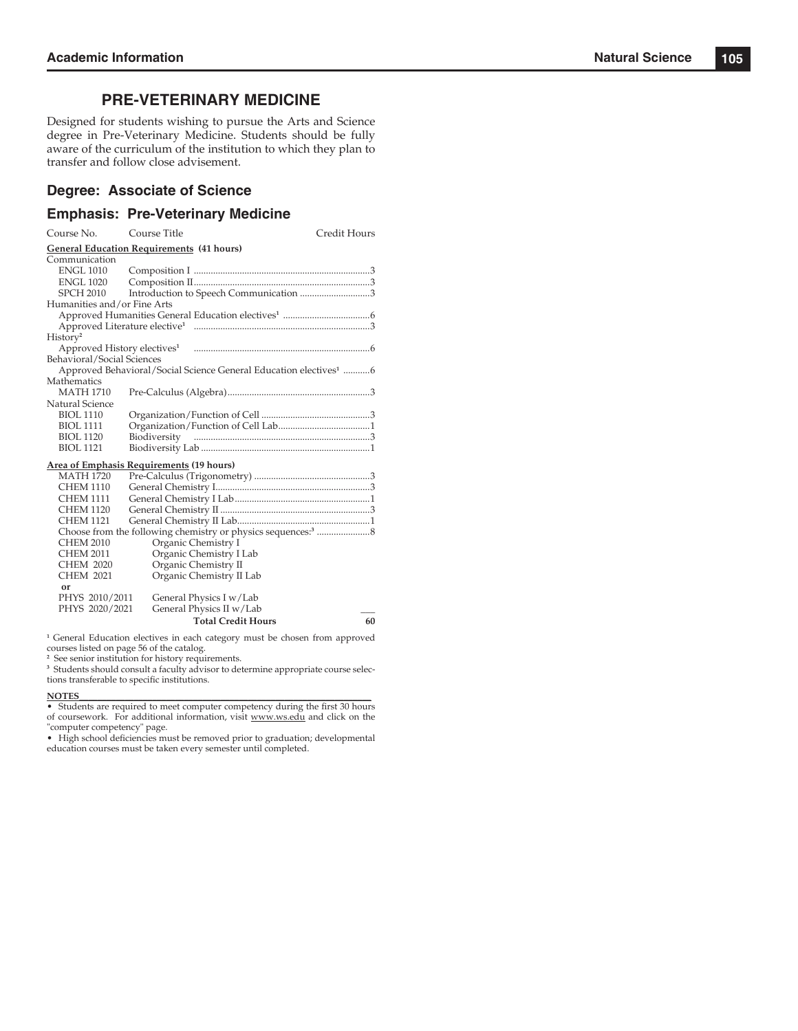## PRE-VETERINARY MEDICINE

Designed for students wishing to pursue the Arts and Science degree in Pre-Veterinary Medicine. Students should be fully aware of the curriculum of the institution to which they plan to transfer and follow close advisement.

### Degree: Associate of Science

### Emphasis: Pre-Veterinary Medicine

| Course No. | Course Title | Credit Hours |
|---|---|---|
| **General Education Requirements (41 hours)** | | |
| Communication | | |
| ENGL 1010 | Composition I | 3 |
| ENGL 1020 | Composition II | 3 |
| SPCH 2010 | Introduction to Speech Communication | 3 |
| Humanities and/or Fine Arts | | |
| | Approved Humanities General Education electives[1] | 6 |
| | Approved Literature elective[1] | 3 |
| History[2] | | |
| | Approved History electives[1] | 6 |
| Behavioral/Social Sciences | | |
| | Approved Behavioral/Social Science General Education electives[1] | 6 |
| Mathematics | | |
| MATH 1710 | Pre-Calculus (Algebra) | 3 |
| Natural Science | | |
| BIOL 1110 | Organization/Function of Cell | 3 |
| BIOL 1111 | Organization/Function of Cell Lab | 1 |
| BIOL 1120 | Biodiversity | 3 |
| BIOL 1121 | Biodiversity Lab | 1 |
| **Area of Emphasis Requirements (19 hours)** | | |
| MATH 1720 | Pre-Calculus (Trigonometry) | 3 |
| CHEM 1110 | General Chemistry I | 3 |
| CHEM 1111 | General Chemistry I Lab | 1 |
| CHEM 1120 | General Chemistry II | 3 |
| CHEM 1121 | General Chemistry II Lab | 1 |
| | Choose from the following chemistry or physics sequences:[3] | 8 |
| CHEM 2010 | Organic Chemistry I | |
| CHEM 2011 | Organic Chemistry I Lab | |
| CHEM 2020 | Organic Chemistry II | |
| CHEM 2021 | Organic Chemistry II Lab | |
| **or** | | |
| PHYS 2010/2011 | General Physics I w/Lab | |
| PHYS 2020/2021 | General Physics II w/Lab | |
| | **Total Credit Hours** | **60** |

[1] General Education electives in each category must be chosen from approved courses listed on page 56 of the catalog.
[2] See senior institution for history requirements.
[3] Students should consult a faculty advisor to determine appropriate course selections transferable to specific institutions.

**NOTES**

- Students are required to meet computer competency during the first 30 hours of coursework. For additional information, visit www.ws.edu and click on the "computer competency" page.
- High school deficiencies must be removed prior to graduation; developmental education courses must be taken every semester until completed.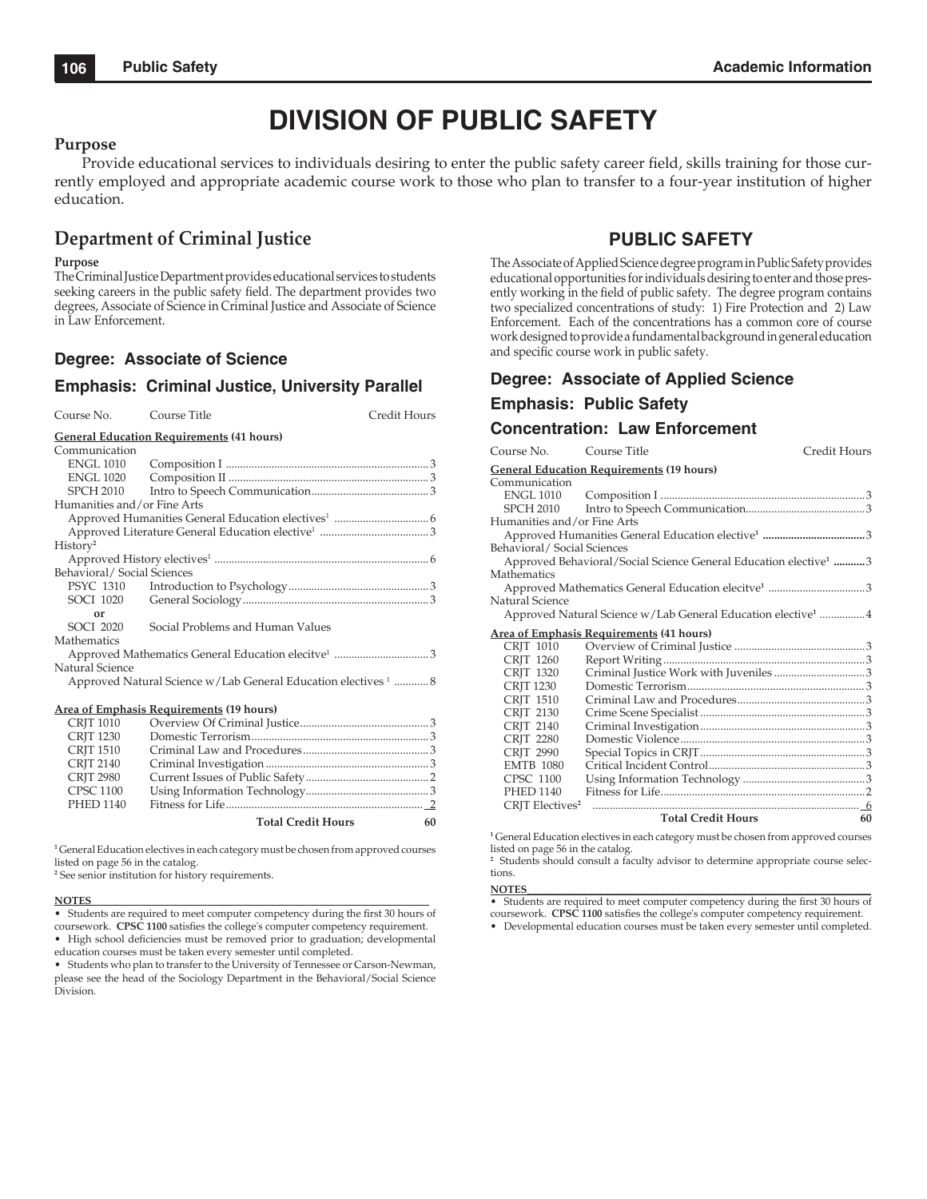# DIVISION OF PUBLIC SAFETY

**Purpose**

Provide educational services to individuals desiring to enter the public safety career field, skills training for those currently employed and appropriate academic course work to those who plan to transfer to a four-year institution of higher education.

## Department of Criminal Justice

**Purpose**

The Criminal Justice Department provides educational services to students seeking careers in the public safety field. The department provides two degrees, Associate of Science in Criminal Justice and Associate of Science in Law Enforcement.

### Degree: Associate of Science

### Emphasis: Criminal Justice, University Parallel

| Course No. | Course Title | Credit Hours |
|---|---|---|
| **General Education Requirements (41 hours)** | | |
| Communication | | |
| ENGL 1010 | Composition I | 3 |
| ENGL 1020 | Composition II | 3 |
| SPCH 2010 | Intro to Speech Communication | 3 |
| Humanities and/or Fine Arts | | |
| | Approved Humanities General Education electives[1] | 6 |
| | Approved Literature General Education elective[1] | 3 |
| History[2] | | |
| | Approved History electives[1] | 6 |
| Behavioral/ Social Sciences | | |
| PSYC 1310 | Introduction to Psychology | 3 |
| SOCI 1020 | General Sociology | 3 |
| **or** | | |
| SOCI 2020 | Social Problems and Human Values | |
| Mathematics | | |
| | Approved Mathematics General Education elecitve[1] | 3 |
| Natural Science | | |
| | Approved Natural Science w/Lab General Education electives[1] | 8 |
| **Area of Emphasis Requirements (19 hours)** | | |
| CRJT 1010 | Overview Of Criminal Justice | 3 |
| CRJT 1230 | Domestic Terrorism | 3 |
| CRJT 1510 | Criminal Law and Procedures | 3 |
| CRJT 2140 | Criminal Investigation | 3 |
| CRJT 2980 | Current Issues of Public Safety | 2 |
| CPSC 1100 | Using Information Technology | 3 |
| PHED 1140 | Fitness for Life | 2 |
| | **Total Credit Hours** | **60** |

[1] General Education electives in each category must be chosen from approved courses listed on page 56 in the catalog.
[2] See senior institution for history requirements.

**NOTES**

- Students are required to meet computer competency during the first 30 hours of coursework. **CPSC 1100** satisfies the college's computer competency requirement.
- High school deficiencies must be removed prior to graduation; developmental education courses must be taken every semester until completed.
- Students who plan to transfer to the University of Tennessee or Carson-Newman, please see the head of the Sociology Department in the Behavioral/Social Science Division.

## PUBLIC SAFETY

The Associate of Applied Science degree program in Public Safety provides educational opportunities for individuals desiring to enter and those presently working in the field of public safety. The degree program contains two specialized concentrations of study: 1) Fire Protection and 2) Law Enforcement. Each of the concentrations has a common core of course work designed to provide a fundamental background in general education and specific course work in public safety.

### Degree: Associate of Applied Science

### Emphasis: Public Safety

### Concentration: Law Enforcement

| Course No. | Course Title | Credit Hours |
|---|---|---|
| **General Education Requirements (19 hours)** | | |
| Communication | | |
| ENGL 1010 | Composition I | 3 |
| SPCH 2010 | Intro to Speech Communication | 3 |
| Humanities and/or Fine Arts | | |
| | Approved Humanities General Education elective[1] | 3 |
| Behavioral/ Social Sciences | | |
| | Approved Behavioral/Social Science General Education elective[1] | 3 |
| Mathematics | | |
| | Approved Mathematics General Education elecitve[1] | 3 |
| Natural Science | | |
| | Approved Natural Science w/Lab General Education elective[1] | 4 |
| **Area of Emphasis Requirements (41 hours)** | | |
| CRJT 1010 | Overview of Criminal Justice | 3 |
| CRJT 1260 | Report Writing | 3 |
| CRJT 1320 | Criminal Justice Work with Juveniles | 3 |
| CRJT 1230 | Domestic Terrorism | 3 |
| CRJT 1510 | Criminal Law and Procedures | 3 |
| CRJT 2130 | Crime Scene Specialist | 3 |
| CRJT 2140 | Criminal Investigation | 3 |
| CRJT 2280 | Domestic Violence | 3 |
| CRJT 2990 | Special Topics in CRJT | 3 |
| EMTB 1080 | Critical Incident Control | 3 |
| CPSC 1100 | Using Information Technology | 3 |
| PHED 1140 | Fitness for Life | 2 |
| CRJT Electives[2] | | 6 |
| | **Total Credit Hours** | **60** |

[1] General Education electives in each category must be chosen from approved courses listed on page 56 in the catalog.
[2] Students should consult a faculty advisor to determine appropriate course selections.

**NOTES**

- Students are required to meet computer competency during the first 30 hours of coursework. **CPSC 1100** satisfies the college's computer competency requirement.
- Developmental education courses must be taken every semester until completed.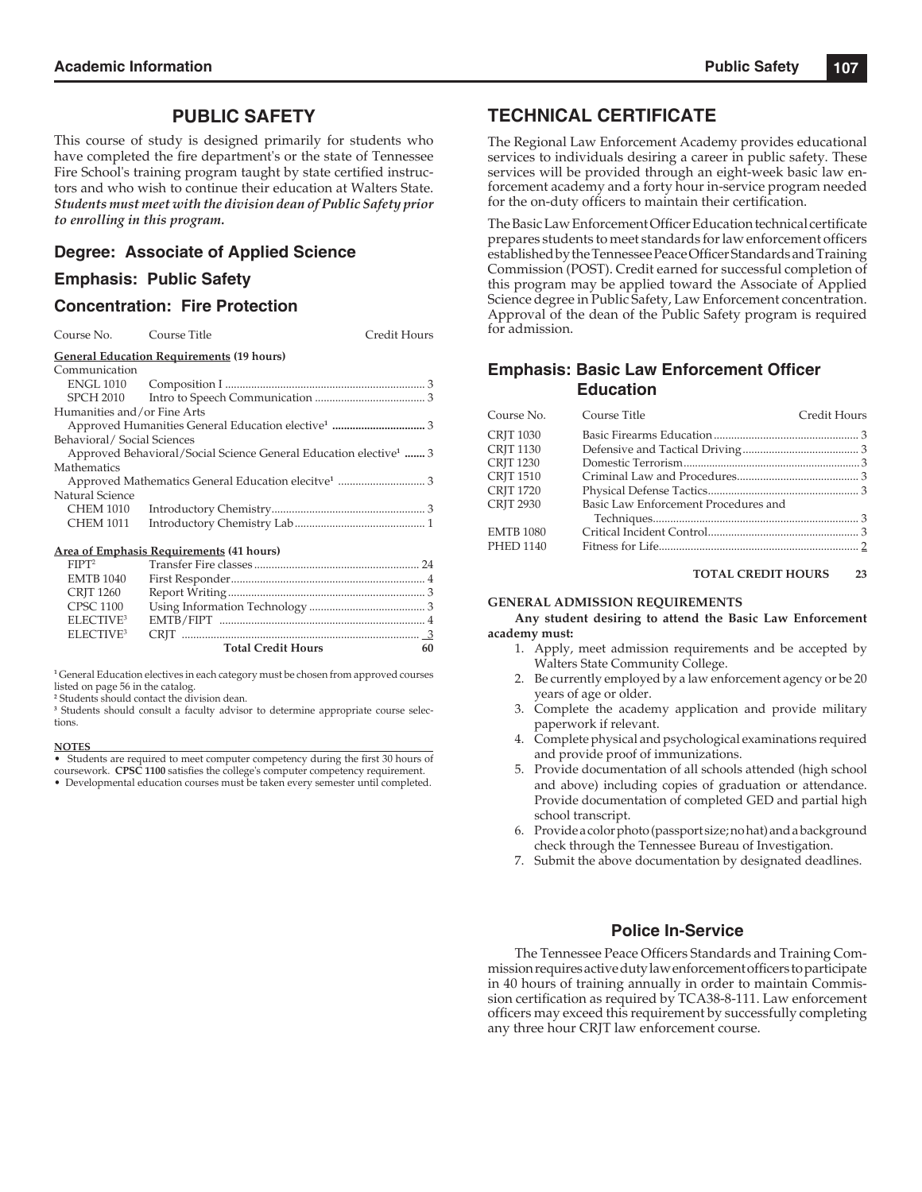## PUBLIC SAFETY

This course of study is designed primarily for students who have completed the fire department's or the state of Tennessee Fire School's training program taught by state certified instructors and who wish to continue their education at Walters State. ***Students must meet with the division dean of Public Safety prior to enrolling in this program.***

### Degree: Associate of Applied Science

### Emphasis: Public Safety

### Concentration: Fire Protection

| Course No. | Course Title | Credit Hours |
|---|---|---|
| **General Education Requirements (19 hours)** | | |
| Communication | | |
| ENGL 1010 | Composition I | 3 |
| SPCH 2010 | Intro to Speech Communication | 3 |
| Humanities and/or Fine Arts | | |
| | Approved Humanities General Education elective[1] | 3 |
| Behavioral/ Social Sciences | | |
| | Approved Behavioral/Social Science General Education elective[1] | 3 |
| Mathematics | | |
| | Approved Mathematics General Education elecitve[1] | 3 |
| Natural Science | | |
| CHEM 1010 | Introductory Chemistry | 3 |
| CHEM 1011 | Introductory Chemistry Lab | 1 |
| **Area of Emphasis Requirements (41 hours)** | | |
| FIPT[2] | Transfer Fire classes | 24 |
| EMTB 1040 | First Responder | 4 |
| CRJT 1260 | Report Writing | 3 |
| CPSC 1100 | Using Information Technology | 3 |
| ELECTIVE[3] | EMTB/FIPT | 4 |
| ELECTIVE[3] | CRJT | 3 |
| | **Total Credit Hours** | **60** |

[1] General Education electives in each category must be chosen from approved courses listed on page 56 in the catalog.
[2] Students should contact the division dean.
[3] Students should consult a faculty advisor to determine appropriate course selections.

**NOTES**

- Students are required to meet computer competency during the first 30 hours of coursework. **CPSC 1100** satisfies the college's computer competency requirement.
- Developmental education courses must be taken every semester until completed.

## TECHNICAL CERTIFICATE

The Regional Law Enforcement Academy provides educational services to individuals desiring a career in public safety. These services will be provided through an eight-week basic law enforcement academy and a forty hour in-service program needed for the on-duty officers to maintain their certification.

The Basic Law Enforcement Officer Education technical certificate prepares students to meet standards for law enforcement officers established by the Tennessee Peace Officer Standards and Training Commission (POST). Credit earned for successful completion of this program may be applied toward the Associate of Applied Science degree in Public Safety, Law Enforcement concentration. Approval of the dean of the Public Safety program is required for admission.

### Emphasis: Basic Law Enforcement Officer Education

| Course No. | Course Title | Credit Hours |
|---|---|---|
| CRJT 1030 | Basic Firearms Education | 3 |
| CRJT 1130 | Defensive and Tactical Driving | 3 |
| CRJT 1230 | Domestic Terrorism | 3 |
| CRJT 1510 | Criminal Law and Procedures | 3 |
| CRJT 1720 | Physical Defense Tactics | 3 |
| CRJT 2930 | Basic Law Enforcement Procedures and Techniques | 3 |
| EMTB 1080 | Critical Incident Control | 3 |
| PHED 1140 | Fitness for Life | 2 |
| | **TOTAL CREDIT HOURS** | **23** |

**GENERAL ADMISSION REQUIREMENTS**

**Any student desiring to attend the Basic Law Enforcement academy must:**

1. Apply, meet admission requirements and be accepted by Walters State Community College.
2. Be currently employed by a law enforcement agency or be 20 years of age or older.
3. Complete the academy application and provide military paperwork if relevant.
4. Complete physical and psychological examinations required and provide proof of immunizations.
5. Provide documentation of all schools attended (high school and above) including copies of graduation or attendance. Provide documentation of completed GED and partial high school transcript.
6. Provide a color photo (passport size; no hat) and a background check through the Tennessee Bureau of Investigation.
7. Submit the above documentation by designated deadlines.

### Police In-Service

The Tennessee Peace Officers Standards and Training Commission requires active duty law enforcement officers to participate in 40 hours of training annually in order to maintain Commission certification as required by TCA38-8-111. Law enforcement officers may exceed this requirement by successfully completing any three hour CRJT law enforcement course.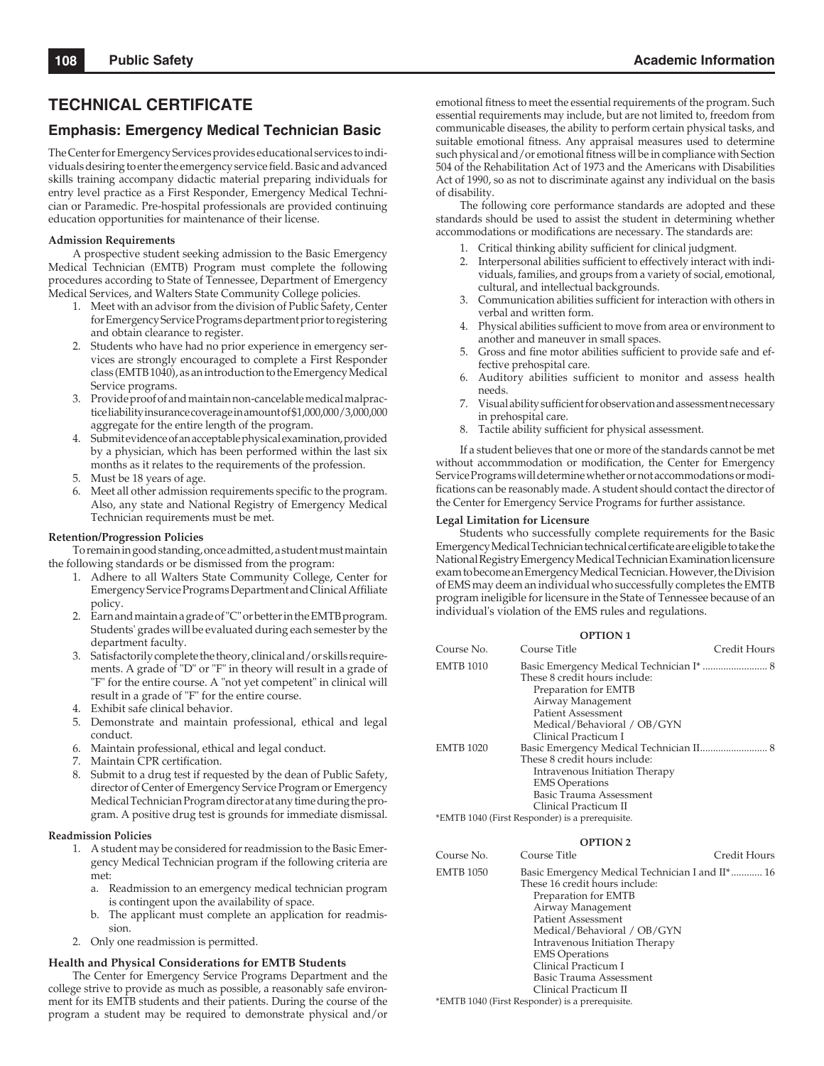## TECHNICAL CERTIFICATE

### Emphasis: Emergency Medical Technician Basic

The Center for Emergency Services provides educational services to individuals desiring to enter the emergency service field. Basic and advanced skills training accompany didactic material preparing individuals for entry level practice as a First Responder, Emergency Medical Technician or Paramedic. Pre-hospital professionals are provided continuing education opportunities for maintenance of their license.

**Admission Requirements**

A prospective student seeking admission to the Basic Emergency Medical Technician (EMTB) Program must complete the following procedures according to State of Tennessee, Department of Emergency Medical Services, and Walters State Community College policies.

1. Meet with an advisor from the division of Public Safety, Center for Emergency Service Programs department prior to registering and obtain clearance to register.
2. Students who have had no prior experience in emergency services are strongly encouraged to complete a First Responder class (EMTB 1040), as an introduction to the Emergency Medical Service programs.
3. Provide proof of and maintain non-cancelable medical malpractice liability insurance coverage in amount of $1,000,000/3,000,000 aggregate for the entire length of the program.
4. Submit evidence of an acceptable physical examination, provided by a physician, which has been performed within the last six months as it relates to the requirements of the profession.
5. Must be 18 years of age.
6. Meet all other admission requirements specific to the program. Also, any state and National Registry of Emergency Medical Technician requirements must be met.

**Retention/Progression Policies**

To remain in good standing, once admitted, a student must maintain the following standards or be dismissed from the program:

1. Adhere to all Walters State Community College, Center for Emergency Service Programs Department and Clinical Affiliate policy.
2. Earn and maintain a grade of "C" or better in the EMTB program. Students' grades will be evaluated during each semester by the department faculty.
3. Satisfactorily complete the theory, clinical and/or skills requirements. A grade of "D" or "F" in theory will result in a grade of "F" for the entire course. A "not yet competent" in clinical will result in a grade of "F" for the entire course.
4. Exhibit safe clinical behavior.
5. Demonstrate and maintain professional, ethical and legal conduct.
6. Maintain professional, ethical and legal conduct.
7. Maintain CPR certification.
8. Submit to a drug test if requested by the dean of Public Safety, director of Center of Emergency Service Program or Emergency Medical Technician Program director at any time during the program. A positive drug test is grounds for immediate dismissal.

**Readmission Policies**

1. A student may be considered for readmission to the Basic Emergency Medical Technician program if the following criteria are met:
   a. Readmission to an emergency medical technician program is contingent upon the availability of space.
   b. The applicant must complete an application for readmission.
2. Only one readmission is permitted.

**Health and Physical Considerations for EMTB Students**

The Center for Emergency Service Programs Department and the college strive to provide as much as possible, a reasonably safe environment for its EMTB students and their patients. During the course of the program a student may be required to demonstrate physical and/or emotional fitness to meet the essential requirements of the program. Such essential requirements may include, but are not limited to, freedom from communicable diseases, the ability to perform certain physical tasks, and suitable emotional fitness. Any appraisal measures used to determine such physical and/or emotional fitness will be in compliance with Section 504 of the Rehabilitation Act of 1973 and the Americans with Disabilities Act of 1990, so as not to discriminate against any individual on the basis of disability.

The following core performance standards are adopted and these standards should be used to assist the student in determining whether accommodations or modifications are necessary. The standards are:

1. Critical thinking ability sufficient for clinical judgment.
2. Interpersonal abilities sufficient to effectively interact with individuals, families, and groups from a variety of social, emotional, cultural, and intellectual backgrounds.
3. Communication abilities sufficient for interaction with others in verbal and written form.
4. Physical abilities sufficient to move from area or environment to another and maneuver in small spaces.
5. Gross and fine motor abilities sufficient to provide safe and effective prehospital care.
6. Auditory abilities sufficient to monitor and assess health needs.
7. Visual ability sufficient for observation and assessment necessary in prehospital care.
8. Tactile ability sufficient for physical assessment.

If a student believes that one or more of the standards cannot be met without accommmodation or modification, the Center for Emergency Service Programs will determine whether or not accommodations or modifications can be reasonably made. A student should contact the director of the Center for Emergency Service Programs for further assistance.

**Legal Limitation for Licensure**

Students who successfully complete requirements for the Basic Emergency Medical Technician technical certificate are eligible to take the National Registry Emergency Medical Technician Examination licensure exam to become an Emergency Medical Tecnician. However, the Division of EMS may deem an individual who successfully completes the EMTB program ineligible for licensure in the State of Tennessee because of an individual's violation of the EMS rules and regulations.

**OPTION 1**

| Course No. | Course Title | Credit Hours |
|---|---|---|
| EMTB 1010 | Basic Emergency Medical Technician I*<br>These 8 credit hours include:<br>Preparation for EMTB<br>Airway Management<br>Patient Assessment<br>Medical/Behavioral / OB/GYN<br>Clinical Practicum I | 8 |
| EMTB 1020 | Basic Emergency Medical Technician II<br>These 8 credit hours include:<br>Intravenous Initiation Therapy<br>EMS Operations<br>Basic Trauma Assessment<br>Clinical Practicum II | 8 |

*EMTB 1040 (First Responder) is a prerequisite.

**OPTION 2**

| Course No. | Course Title | Credit Hours |
|---|---|---|
| EMTB 1050 | Basic Emergency Medical Technician I and II*<br>These 16 credit hours include:<br>Preparation for EMTB<br>Airway Management<br>Patient Assessment<br>Medical/Behavioral / OB/GYN<br>Intravenous Initiation Therapy<br>EMS Operations<br>Clinical Practicum I<br>Basic Trauma Assessment<br>Clinical Practicum II | 16 |

*EMTB 1040 (First Responder) is a prerequisite.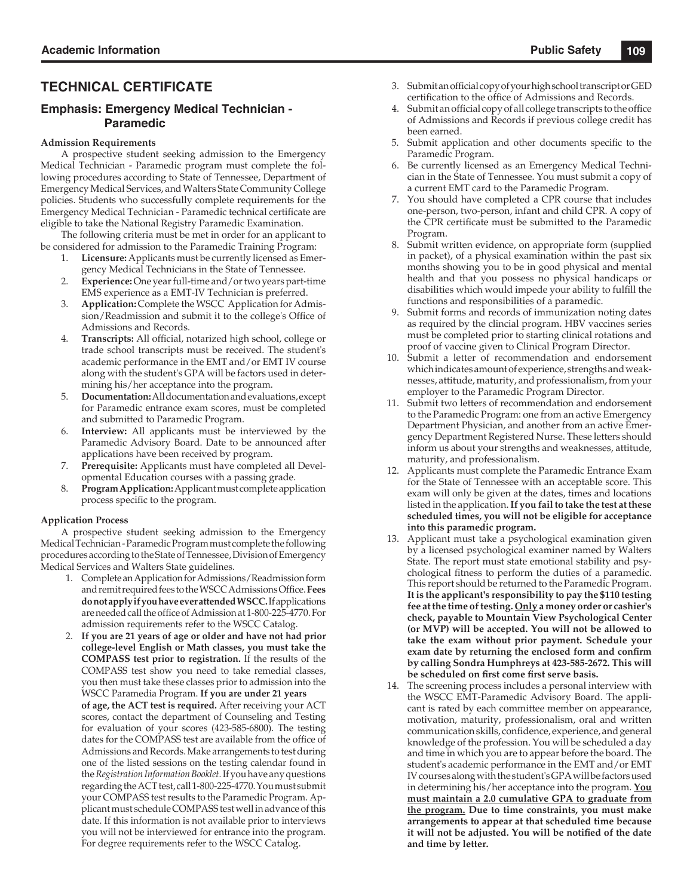## TECHNICAL CERTIFICATE

### Emphasis: Emergency Medical Technician - Paramedic

**Admission Requirements**

A prospective student seeking admission to the Emergency Medical Technician - Paramedic program must complete the following procedures according to State of Tennessee, Department of Emergency Medical Services, and Walters State Community College policies. Students who successfully complete requirements for the Emergency Medical Technician - Paramedic technical certificate are eligible to take the National Registry Paramedic Examination.

The following criteria must be met in order for an applicant to be considered for admission to the Paramedic Training Program:

1. **Licensure:** Applicants must be currently licensed as Emergency Medical Technicians in the State of Tennessee.
2. **Experience:** One year full-time and/or two years part-time EMS experience as a EMT-IV Technician is preferred.
3. **Application:** Complete the WSCC Application for Admission/Readmission and submit it to the college's Office of Admissions and Records.
4. **Transcripts:** All official, notarized high school, college or trade school transcripts must be received. The student's academic performance in the EMT and/or EMT IV course along with the student's GPA will be factors used in determining his/her acceptance into the program.
5. **Documentation:** All documentation and evaluations, except for Paramedic entrance exam scores, must be completed and submitted to Paramedic Program.
6. **Interview:** All applicants must be interviewed by the Paramedic Advisory Board. Date to be announced after applications have been received by program.
7. **Prerequisite:** Applicants must have completed all Developmental Education courses with a passing grade.
8. **Program Application:** Applicant must complete application process specific to the program.

**Application Process**

A prospective student seeking admission to the Emergency Medical Technician - Paramedic Program must complete the following procedures according to the State of Tennessee, Division of Emergency Medical Services and Walters State guidelines.

1. Complete an Application for Admissions/Readmission form and remit required fees to the WSCC Admissions Office. **Fees do not apply if you have ever attended WSCC.** If applications are needed call the office of Admission at 1-800-225-4770. For admission requirements refer to the WSCC Catalog.
2. **If you are 21 years of age or older and have not had prior college-level English or Math classes, you must take the COMPASS test prior to registration.** If the results of the COMPASS test show you need to take remedial classes, you then must take these classes prior to admission into the WSCC Paramedia Program. **If you are under 21 years of age, the ACT test is required.** After receiving your ACT scores, contact the department of Counseling and Testing for evaluation of your scores (423-585-6800). The testing dates for the COMPASS test are available from the office of Admissions and Records. Make arrangements to test during one of the listed sessions on the testing calendar found in the *Registration Information Booklet*. If you have any questions regarding the ACT test, call 1-800-225-4770. You must submit your COMPASS test results to the Paramedic Program. Applicant must schedule COMPASS test well in advance of this date. If this information is not available prior to interviews you will not be interviewed for entrance into the program. For degree requirements refer to the WSCC Catalog.
3. Submit an official copy of your high school transcript or GED certification to the office of Admissions and Records.
4. Submit an official copy of all college transcripts to the office of Admissions and Records if previous college credit has been earned.
5. Submit application and other documents specific to the Paramedic Program.
6. Be currently licensed as an Emergency Medical Technician in the State of Tennessee. You must submit a copy of a current EMT card to the Paramedic Program.
7. You should have completed a CPR course that includes one-person, two-person, infant and child CPR. A copy of the CPR certificate must be submitted to the Paramedic Program.
8. Submit written evidence, on appropriate form (supplied in packet), of a physical examination within the past six months showing you to be in good physical and mental health and that you possess no physical handicaps or disabilities which would impede your ability to fulfill the functions and responsibilities of a paramedic.
9. Submit forms and records of immunization noting dates as required by the clincial program. HBV vaccines series must be completed prior to starting clinical rotations and proof of vaccine given to Clinical Program Director.
10. Submit a letter of recommendation and endorsement which indicates amount of experience, strengths and weaknesses, attitude, maturity, and professionalism, from your employer to the Paramedic Program Director.
11. Submit two letters of recommendation and endorsement to the Paramedic Program: one from an active Emergency Department Physician, and another from an active Emergency Department Registered Nurse. These letters should inform us about your strengths and weaknesses, attitude, maturity, and professionalism.
12. Applicants must complete the Paramedic Entrance Exam for the State of Tennessee with an acceptable score. This exam will only be given at the dates, times and locations listed in the application. **If you fail to take the test at these scheduled times, you will not be eligible for acceptance into this paramedic program.**
13. Applicant must take a psychological examination given by a licensed psychological examiner named by Walters State. The report must state emotional stability and psychological fitness to perform the duties of a paramedic. This report should be returned to the Paramedic Program. **It is the applicant's responsibility to pay the $110 testing fee at the time of testing. <u>Only</u> a money order or cashier's check, payable to Mountain View Psychological Center (or MVP) will be accepted. You will not be allowed to take the exam without prior payment. Schedule your exam date by returning the enclosed form and confirm by calling Sondra Humphreys at 423-585-2672. This will be scheduled on first come first serve basis.**
14. The screening process includes a personal interview with the WSCC EMT-Paramedic Advisory Board. The applicant is rated by each committee member on appearance, motivation, maturity, professionalism, oral and written communication skills, confidence, experience, and general knowledge of the profession. You will be scheduled a day and time in which you are to appear before the board. The student's academic performance in the EMT and/or EMT IV courses along with the student's GPA will be factors used in determining his/her acceptance into the program. **<u>You must maintain a 2.0 cumulative GPA to graduate from the program.</u> Due to time constraints, you must make arrangements to appear at that scheduled time because it will not be adjusted. You will be notified of the date and time by letter.**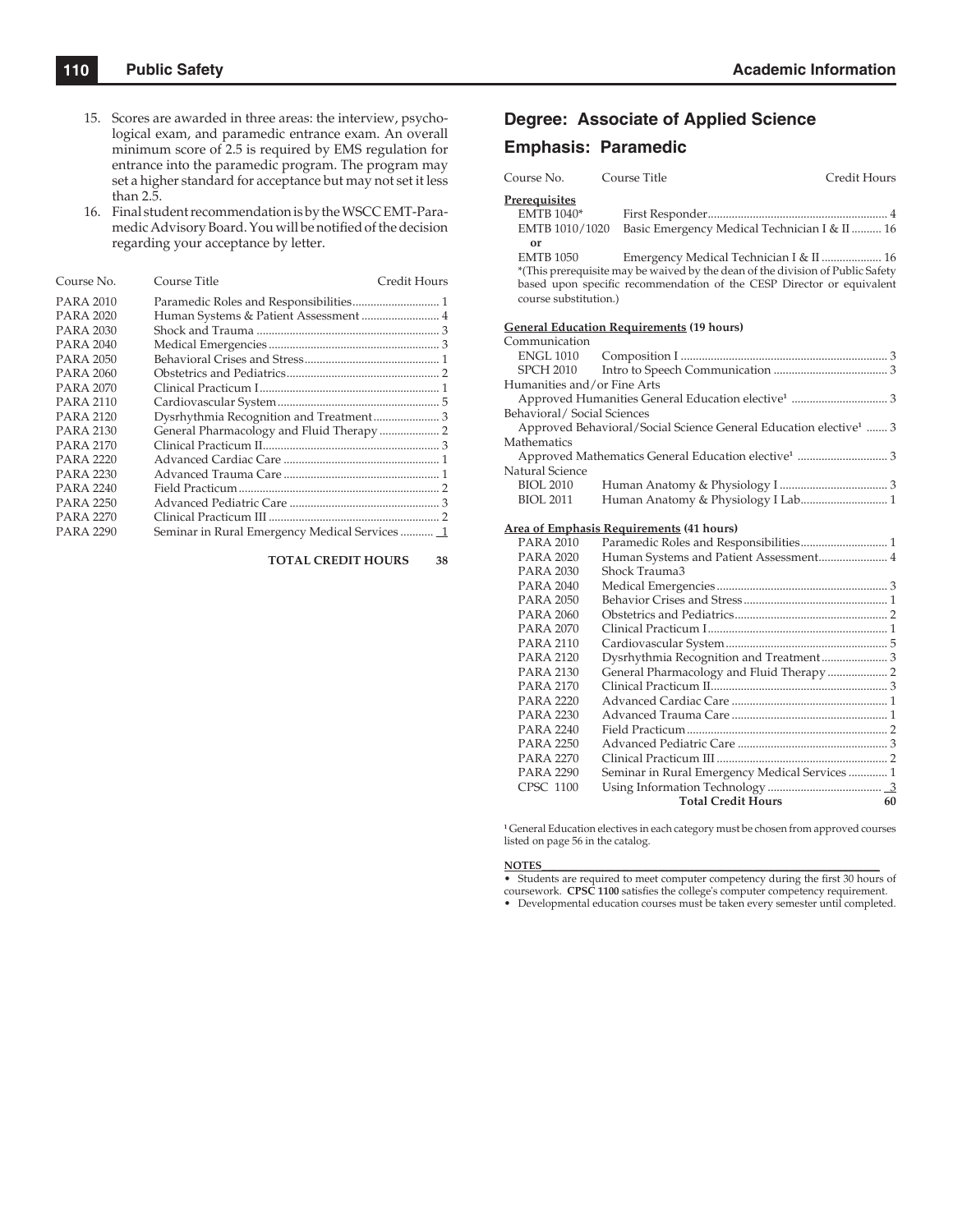15. Scores are awarded in three areas: the interview, psychological exam, and paramedic entrance exam. An overall minimum score of 2.5 is required by EMS regulation for entrance into the paramedic program. The program may set a higher standard for acceptance but may not set it less than 2.5.
16. Final student recommendation is by the WSCC EMT-Paramedic Advisory Board. You will be notified of the decision regarding your acceptance by letter.

| Course No. | Course Title | Credit Hours |
|---|---|---|
| PARA 2010 | Paramedic Roles and Responsibilities | 1 |
| PARA 2020 | Human Systems & Patient Assessment | 4 |
| PARA 2030 | Shock and Trauma | 3 |
| PARA 2040 | Medical Emergencies | 3 |
| PARA 2050 | Behavioral Crises and Stress | 1 |
| PARA 2060 | Obstetrics and Pediatrics | 2 |
| PARA 2070 | Clinical Practicum I | 1 |
| PARA 2110 | Cardiovascular System | 5 |
| PARA 2120 | Dysrhythmia Recognition and Treatment | 3 |
| PARA 2130 | General Pharmacology and Fluid Therapy | 2 |
| PARA 2170 | Clinical Practicum II | 3 |
| PARA 2220 | Advanced Cardiac Care | 1 |
| PARA 2230 | Advanced Trauma Care | 1 |
| PARA 2240 | Field Practicum | 2 |
| PARA 2250 | Advanced Pediatric Care | 3 |
| PARA 2270 | Clinical Practicum III | 2 |
| PARA 2290 | Seminar in Rural Emergency Medical Services | 1 |
| | **TOTAL CREDIT HOURS** | **38** |

## Degree: Associate of Applied Science

## Emphasis: Paramedic

| Course No. | Course Title | Credit Hours |
|---|---|---|
| **Prerequisites** | | |
| EMTB 1040* | First Responder | 4 |
| EMTB 1010/1020 | Basic Emergency Medical Technician I & II | 16 |
| **or** | | |
| EMTB 1050 | Emergency Medical Technician I & II | 16 |

*(This prerequisite may be waived by the dean of the division of Public Safety based upon specific recommendation of the CESP Director or equivalent course substitution.)

| Course No. | Course Title | Credit Hours |
|---|---|---|
| **General Education Requirements (19 hours)** | | |
| Communication | | |
| ENGL 1010 | Composition I | 3 |
| SPCH 2010 | Intro to Speech Communication | 3 |
| Humanities and/or Fine Arts | | |
| | Approved Humanities General Education elective[1] | 3 |
| Behavioral/ Social Sciences | | |
| | Approved Behavioral/Social Science General Education elective[1] | 3 |
| Mathematics | | |
| | Approved Mathematics General Education elective[1] | 3 |
| Natural Science | | |
| BIOL 2010 | Human Anatomy & Physiology I | 3 |
| BIOL 2011 | Human Anatomy & Physiology I Lab | 1 |
| **Area of Emphasis Requirements (41 hours)** | | |
| PARA 2010 | Paramedic Roles and Responsibilities | 1 |
| PARA 2020 | Human Systems and Patient Assessment | 4 |
| PARA 2030 | Shock Trauma3 | |
| PARA 2040 | Medical Emergencies | 3 |
| PARA 2050 | Behavior Crises and Stress | 1 |
| PARA 2060 | Obstetrics and Pediatrics | 2 |
| PARA 2070 | Clinical Practicum I | 1 |
| PARA 2110 | Cardiovascular System | 5 |
| PARA 2120 | Dysrhythmia Recognition and Treatment | 3 |
| PARA 2130 | General Pharmacology and Fluid Therapy | 2 |
| PARA 2170 | Clinical Practicum II | 3 |
| PARA 2220 | Advanced Cardiac Care | 1 |
| PARA 2230 | Advanced Trauma Care | 1 |
| PARA 2240 | Field Practicum | 2 |
| PARA 2250 | Advanced Pediatric Care | 3 |
| PARA 2270 | Clinical Practicum III | 2 |
| PARA 2290 | Seminar in Rural Emergency Medical Services | 1 |
| CPSC 1100 | Using Information Technology | 3 |
| | **Total Credit Hours** | **60** |

[1] General Education electives in each category must be chosen from approved courses listed on page 56 in the catalog.

**NOTES**

- Students are required to meet computer competency during the first 30 hours of coursework. **CPSC 1100** satisfies the college's computer competency requirement.
- Developmental education courses must be taken every semester until completed.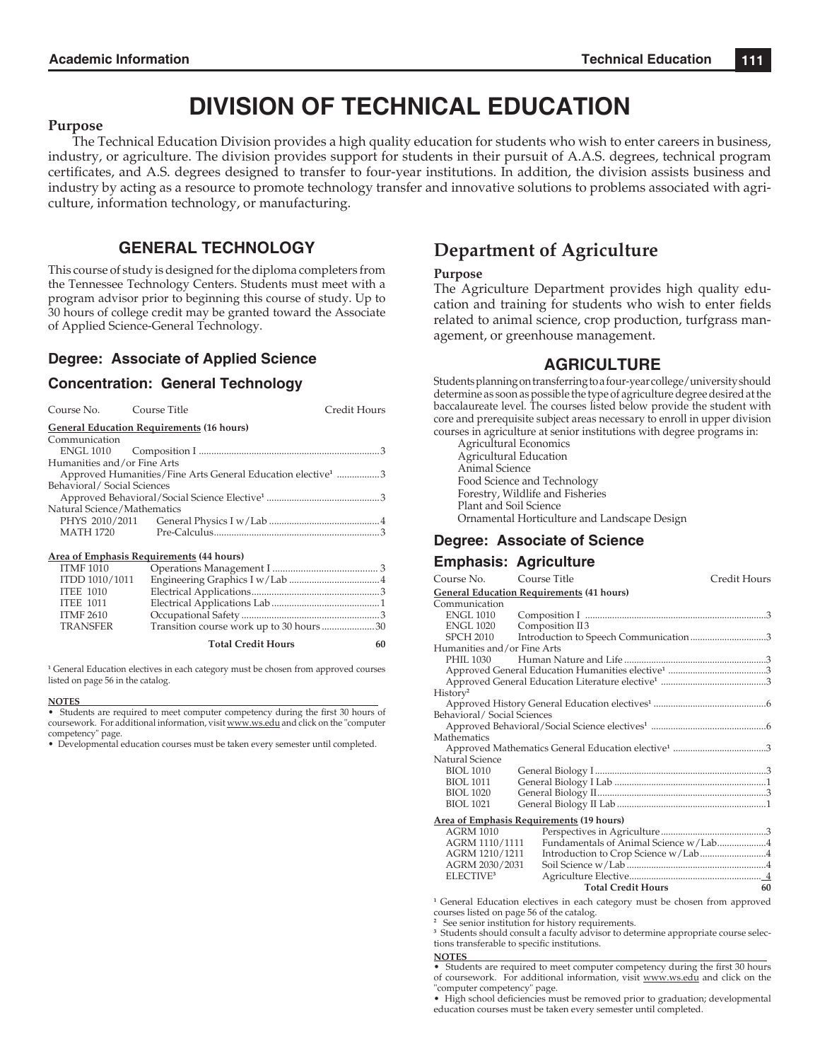# DIVISION OF TECHNICAL EDUCATION

**Purpose**

The Technical Education Division provides a high quality education for students who wish to enter careers in business, industry, or agriculture. The division provides support for students in their pursuit of A.A.S. degrees, technical program certificates, and A.S. degrees designed to transfer to four-year institutions. In addition, the division assists business and industry by acting as a resource to promote technology transfer and innovative solutions to problems associated with agriculture, information technology, or manufacturing.

## GENERAL TECHNOLOGY

This course of study is designed for the diploma completers from the Tennessee Technology Centers. Students must meet with a program advisor prior to beginning this course of study. Up to 30 hours of college credit may be granted toward the Associate of Applied Science-General Technology.

### Degree: Associate of Applied Science

### Concentration: General Technology

| Course No. | Course Title | Credit Hours |
|---|---|---|
| **General Education Requirements (16 hours)** | | |
| Communication | | |
| ENGL 1010 | Composition I | 3 |
| Humanities and/or Fine Arts | | |
| | Approved Humanities/Fine Arts General Education elective[1] | 3 |
| Behavioral/ Social Sciences | | |
| | Approved Behavioral/Social Science Elective[1] | 3 |
| Natural Science/Mathematics | | |
| PHYS 2010/2011 | General Physics I w/Lab | 4 |
| MATH 1720 | Pre-Calculus | 3 |
| **Area of Emphasis Requirements (44 hours)** | | |
| ITMF 1010 | Operations Management I | 3 |
| ITDD 1010/1011 | Engineering Graphics I w/Lab | 4 |
| ITEE 1010 | Electrical Applications | 3 |
| ITEE 1011 | Electrical Applications Lab | 1 |
| ITMF 2610 | Occupational Safety | 3 |
| TRANSFER | Transition course work up to 30 hours | 30 |
| | **Total Credit Hours** | **60** |

[1] General Education electives in each category must be chosen from approved courses listed on page 56 in the catalog.

**NOTES**

- Students are required to meet computer competency during the first 30 hours of coursework. For additional information, visit www.ws.edu and click on the "computer competency" page.
- Developmental education courses must be taken every semester until completed.

# Department of Agriculture

**Purpose**

The Agriculture Department provides high quality education and training for students who wish to enter fields related to animal science, crop production, turfgrass management, or greenhouse management.

## AGRICULTURE

Students planning on transferring to a four-year college/university should determine as soon as possible the type of agriculture degree desired at the baccalaureate level. The courses listed below provide the student with core and prerequisite subject areas necessary to enroll in upper division courses in agriculture at senior institutions with degree programs in:

- Agricultural Economics
- Agricultural Education
- Animal Science
- Food Science and Technology
- Forestry, Wildlife and Fisheries
- Plant and Soil Science
- Ornamental Horticulture and Landscape Design

### Degree: Associate of Science

### Emphasis: Agriculture

| Course No. | Course Title | Credit Hours |
|---|---|---|
| **General Education Requirements (41 hours)** | | |
| Communication | | |
| ENGL 1010 | Composition I | 3 |
| ENGL 1020 | Composition II | 3 |
| SPCH 2010 | Introduction to Speech Communication | 3 |
| Humanities and/or Fine Arts | | |
| PHIL 1030 | Human Nature and Life | 3 |
| | Approved General Education Humanities elective[1] | 3 |
| | Approved General Education Literature elective[1] | 3 |
| History[2] | | |
| | Approved History General Education electives[1] | 6 |
| Behavioral/ Social Sciences | | |
| | Approved Behavioral/Social Science electives[1] | 6 |
| Mathematics | | |
| | Approved Mathematics General Education elective[1] | 3 |
| Natural Science | | |
| BIOL 1010 | General Biology I | 3 |
| BIOL 1011 | General Biology I Lab | 1 |
| BIOL 1020 | General Biology II | 3 |
| BIOL 1021 | General Biology II Lab | 1 |
| **Area of Emphasis Requirements (19 hours)** | | |
| AGRM 1010 | Perspectives in Agriculture | 3 |
| AGRM 1110/1111 | Fundamentals of Animal Science w/Lab | 4 |
| AGRM 1210/1211 | Introduction to Crop Science w/Lab | 4 |
| AGRM 2030/2031 | Soil Science w/Lab | 4 |
| ELECTIVE[3] | Agriculture Elective | 4 |
| | **Total Credit Hours** | **60** |

[1] General Education electives in each category must be chosen from approved courses listed on page 56 of the catalog.
[2] See senior institution for history requirements.
[3] Students should consult a faculty advisor to determine appropriate course selections transferable to specific institutions.

**NOTES**

- Students are required to meet computer competency during the first 30 hours of coursework. For additional information, visit www.ws.edu and click on the "computer competency" page.
- High school deficiencies must be removed prior to graduation; developmental education courses must be taken every semester until completed.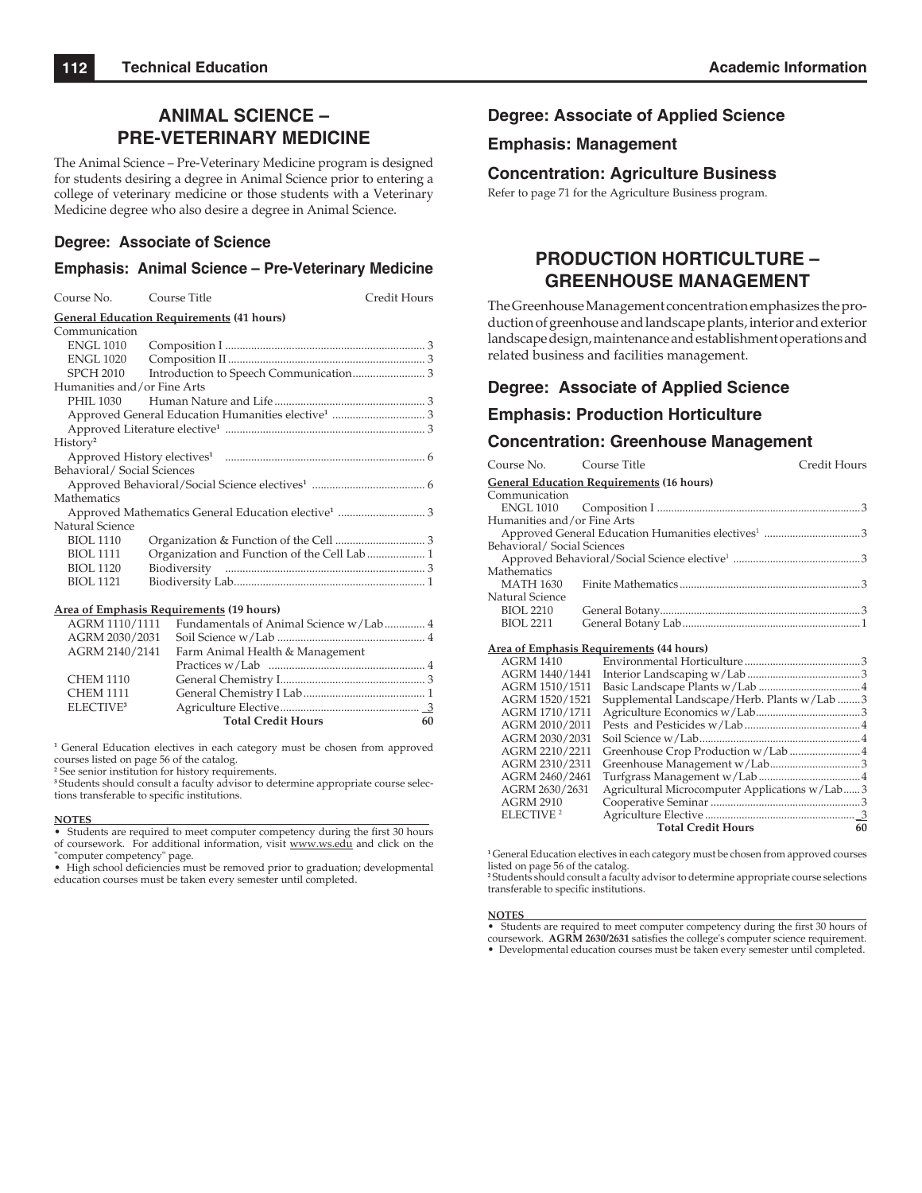# ANIMAL SCIENCE – PRE-VETERINARY MEDICINE

The Animal Science – Pre-Veterinary Medicine program is designed for students desiring a degree in Animal Science prior to entering a college of veterinary medicine or those students with a Veterinary Medicine degree who also desire a degree in Animal Science.

### Degree: Associate of Science

### Emphasis: Animal Science – Pre-Veterinary Medicine

| Course No. | Course Title | Credit Hours |
|---|---|---|
| **General Education Requirements (41 hours)** | | |
| Communication | | |
| ENGL 1010 | Composition I | 3 |
| ENGL 1020 | Composition II | 3 |
| SPCH 2010 | Introduction to Speech Communication | 3 |
| Humanities and/or Fine Arts | | |
| PHIL 1030 | Human Nature and Life | 3 |
| | Approved General Education Humanities elective[1] | 3 |
| | Approved Literature elective[1] | 3 |
| History[2] | | |
| | Approved History electives[1] | 6 |
| Behavioral/ Social Sciences | | |
| | Approved Behavioral/Social Science electives[1] | 6 |
| Mathematics | | |
| | Approved Mathematics General Education elective[1] | 3 |
| Natural Science | | |
| BIOL 1110 | Organization & Function of the Cell | 3 |
| BIOL 1111 | Organization and Function of the Cell Lab | 1 |
| BIOL 1120 | Biodiversity | 3 |
| BIOL 1121 | Biodiversity Lab | 1 |
| **Area of Emphasis Requirements (19 hours)** | | |
| AGRM 1110/1111 | Fundamentals of Animal Science w/Lab | 4 |
| AGRM 2030/2031 | Soil Science w/Lab | 4 |
| AGRM 2140/2141 | Farm Animal Health & Management Practices w/Lab | 4 |
| CHEM 1110 | General Chemistry I | 3 |
| CHEM 1111 | General Chemistry I Lab | 1 |
| ELECTIVE[3] | Agriculture Elective | 3 |
| | **Total Credit Hours** | **60** |

[1] General Education electives in each category must be chosen from approved courses listed on page 56 of the catalog.
[2] See senior institution for history requirements.
[3] Students should consult a faculty advisor to determine appropriate course selections transferable to specific institutions.

**NOTES**

- Students are required to meet computer competency during the first 30 hours of coursework. For additional information, visit www.ws.edu and click on the "computer competency" page.
- High school deficiencies must be removed prior to graduation; developmental education courses must be taken every semester until completed.

### Degree: Associate of Applied Science

### Emphasis: Management

### Concentration: Agriculture Business

Refer to page 71 for the Agriculture Business program.

# PRODUCTION HORTICULTURE – GREENHOUSE MANAGEMENT

The Greenhouse Management concentration emphasizes the production of greenhouse and landscape plants, interior and exterior landscape design, maintenance and establishment operations and related business and facilities management.

### Degree: Associate of Applied Science

### Emphasis: Production Horticulture

### Concentration: Greenhouse Management

| Course No. | Course Title | Credit Hours |
|---|---|---|
| **General Education Requirements (16 hours)** | | |
| Communication | | |
| ENGL 1010 | Composition I | 3 |
| Humanities and/or Fine Arts | | |
| | Approved General Education Humanities electives[1] | 3 |
| Behavioral/ Social Sciences | | |
| | Approved Behavioral/Social Science elective[1] | 3 |
| Mathematics | | |
| MATH 1630 | Finite Mathematics | 3 |
| Natural Science | | |
| BIOL 2210 | General Botany | 3 |
| BIOL 2211 | General Botany Lab | 1 |
| **Area of Emphasis Requirements (44 hours)** | | |
| AGRM 1410 | Environmental Horticulture | 3 |
| AGRM 1440/1441 | Interior Landscaping w/Lab | 3 |
| AGRM 1510/1511 | Basic Landscape Plants w/Lab | 4 |
| AGRM 1520/1521 | Supplemental Landscape/Herb. Plants w/Lab | 3 |
| AGRM 1710/1711 | Agriculture Economics w/Lab | 3 |
| AGRM 2010/2011 | Pests and Pesticides w/Lab | 4 |
| AGRM 2030/2031 | Soil Science w/Lab | 4 |
| AGRM 2210/2211 | Greenhouse Crop Production w/Lab | 4 |
| AGRM 2310/2311 | Greenhouse Management w/Lab | 3 |
| AGRM 2460/2461 | Turfgrass Management w/Lab | 4 |
| AGRM 2630/2631 | Agricultural Microcomputer Applications w/Lab | 3 |
| AGRM 2910 | Cooperative Seminar | 3 |
| ELECTIVE[2] | Agriculture Elective | 3 |
| | **Total Credit Hours** | **60** |

[1] General Education electives in each category must be chosen from approved courses listed on page 56 of the catalog.
[2] Students should consult a faculty advisor to determine appropriate course selections transferable to specific institutions.

**NOTES**

- Students are required to meet computer competency during the first 30 hours of coursework. **AGRM 2630/2631** satisfies the college's computer science requirement.
- Developmental education courses must be taken every semester until completed.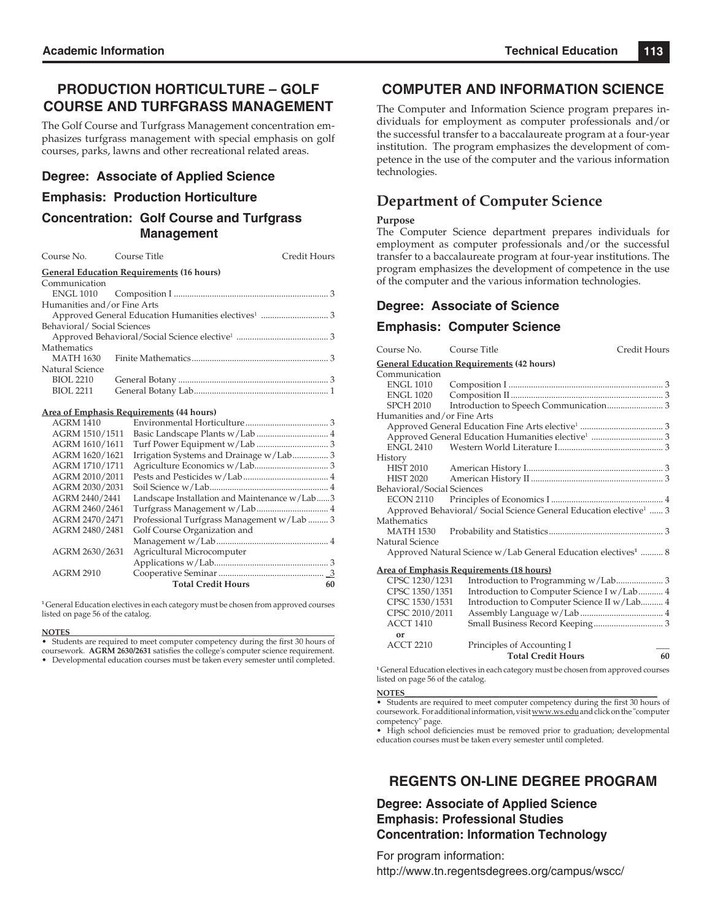## PRODUCTION HORTICULTURE – GOLF COURSE AND TURFGRASS MANAGEMENT

The Golf Course and Turfgrass Management concentration emphasizes turfgrass management with special emphasis on golf courses, parks, lawns and other recreational related areas.

### Degree: Associate of Applied Science

### Emphasis: Production Horticulture

### Concentration: Golf Course and Turfgrass Management

| Course No. | Course Title | Credit Hours |
|---|---|---|
| **General Education Requirements (16 hours)** | | |
| Communication | | |
| ENGL 1010 | Composition I | 3 |
| Humanities and/or Fine Arts | | |
| | Approved General Education Humanities electives[1] | 3 |
| Behavioral/ Social Sciences | | |
| | Approved Behavioral/Social Science elective[1] | 3 |
| Mathematics | | |
| MATH 1630 | Finite Mathematics | 3 |
| Natural Science | | |
| BIOL 2210 | General Botany | 3 |
| BIOL 2211 | General Botany Lab | 1 |
| **Area of Emphasis Requirements (44 hours)** | | |
| AGRM 1410 | Environmental Horticulture | 3 |
| AGRM 1510/1511 | Basic Landscape Plants w/Lab | 4 |
| AGRM 1610/1611 | Turf Power Equipment w/Lab | 3 |
| AGRM 1620/1621 | Irrigation Systems and Drainage w/Lab | 3 |
| AGRM 1710/1711 | Agriculture Economics w/Lab | 3 |
| AGRM 2010/2011 | Pests and Pesticides w/Lab | 4 |
| AGRM 2030/2031 | Soil Science w/Lab | 4 |
| AGRM 2440/2441 | Landscape Installation and Maintenance w/Lab | 3 |
| AGRM 2460/2461 | Turfgrass Management w/Lab | 4 |
| AGRM 2470/2471 | Professional Turfgrass Management w/Lab | 3 |
| AGRM 2480/2481 | Golf Course Organization and Management w/Lab | 4 |
| AGRM 2630/2631 | Agricultural Microcomputer Applications w/Lab | 3 |
| AGRM 2910 | Cooperative Seminar | 3 |
| | **Total Credit Hours** | **60** |

[1] General Education electives in each category must be chosen from approved courses listed on page 56 of the catalog.

**NOTES**

- Students are required to meet computer competency during the first 30 hours of coursework. **AGRM 2630/2631** satisfies the college's computer science requirement.
- Developmental education courses must be taken every semester until completed.

## COMPUTER AND INFORMATION SCIENCE

The Computer and Information Science program prepares individuals for employment as computer professionals and/or the successful transfer to a baccalaureate program at a four-year institution. The program emphasizes the development of competence in the use of the computer and the various information technologies.

## Department of Computer Science

**Purpose**

The Computer Science department prepares individuals for employment as computer professionals and/or the successful transfer to a baccalaureate program at four-year institutions. The program emphasizes the development of competence in the use of the computer and the various information technologies.

### Degree: Associate of Science

### Emphasis: Computer Science

| Course No. | Course Title | Credit Hours |
|---|---|---|
| **General Education Requirements (42 hours)** | | |
| Communication | | |
| ENGL 1010 | Composition I | 3 |
| ENGL 1020 | Composition II | 3 |
| SPCH 2010 | Introduction to Speech Communication | 3 |
| Humanities and/or Fine Arts | | |
| | Approved General Education Fine Arts elective[1] | 3 |
| | Approved General Education Humanities elective[1] | 3 |
| ENGL 2410 | Western World Literature I | 3 |
| History | | |
| HIST 2010 | American History I | 3 |
| HIST 2020 | American History II | 3 |
| Behavioral/Social Sciences | | |
| ECON 2110 | Principles of Economics I | 4 |
| | Approved Behavioral/ Social Science General Education elective[1] | 3 |
| Mathematics | | |
| MATH 1530 | Probability and Statistics | 3 |
| Natural Science | | |
| | Approved Natural Science w/Lab General Education electives[1] | 8 |
| **Area of Emphasis Requirements (18 hours)** | | |
| CPSC 1230/1231 | Introduction to Programming w/Lab | 3 |
| CPSC 1350/1351 | Introduction to Computer Science I w/Lab | 4 |
| CPSC 1530/1531 | Introduction to Computer Science II w/Lab | 4 |
| CPSC 2010/2011 | Assembly Language w/Lab | 4 |
| ACCT 1410 | Small Business Record Keeping | 3 |
| or | | |
| ACCT 2210 | Principles of Accounting I | |
| | **Total Credit Hours** | **60** |

[1] General Education electives in each category must be chosen from approved courses listed on page 56 of the catalog.

**NOTES**

- Students are required to meet computer competency during the first 30 hours of coursework. For additional information, visit www.ws.edu and click on the "computer competency" page.
- High school deficiencies must be removed prior to graduation; developmental education courses must be taken every semester until completed.

## REGENTS ON-LINE DEGREE PROGRAM

**Degree: Associate of Applied Science**
**Emphasis: Professional Studies**
**Concentration: Information Technology**

For program information:
http://www.tn.regentsdegrees.org/campus/wscc/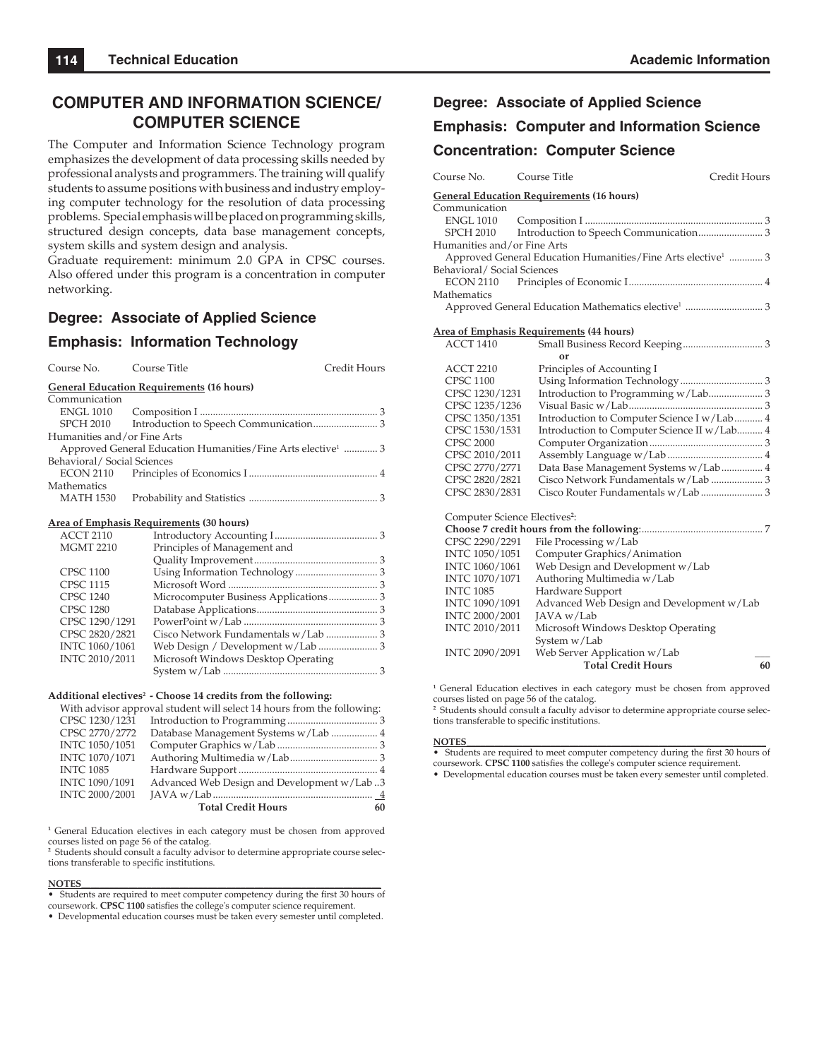# COMPUTER AND INFORMATION SCIENCE/ COMPUTER SCIENCE

The Computer and Information Science Technology program emphasizes the development of data processing skills needed by professional analysts and programmers. The training will qualify students to assume positions with business and industry employing computer technology for the resolution of data processing problems. Special emphasis will be placed on programming skills, structured design concepts, data base management concepts, system skills and system design and analysis.

Graduate requirement: minimum 2.0 GPA in CPSC courses. Also offered under this program is a concentration in computer networking.

## Degree: Associate of Applied Science

## Emphasis: Information Technology

| Course No. | Course Title | Credit Hours |
|---|---|---|
| **General Education Requirements (16 hours)** | | |
| Communication | | |
| ENGL 1010 | Composition I | 3 |
| SPCH 2010 | Introduction to Speech Communication | 3 |
| Humanities and/or Fine Arts | | |
| | Approved General Education Humanities/Fine Arts elective[1] | 3 |
| Behavioral/ Social Sciences | | |
| ECON 2110 | Principles of Economics I | 4 |
| Mathematics | | |
| MATH 1530 | Probability and Statistics | 3 |
| **Area of Emphasis Requirements (30 hours)** | | |
| ACCT 2110 | Introductory Accounting I | 3 |
| MGMT 2210 | Principles of Management and Quality Improvement | 3 |
| CPSC 1100 | Using Information Technology | 3 |
| CPSC 1115 | Microsoft Word | 3 |
| CPSC 1240 | Microcomputer Business Applications | 3 |
| CPSC 1280 | Database Applications | 3 |
| CPSC 1290/1291 | PowerPoint w/Lab | 3 |
| CPSC 2820/2821 | Cisco Network Fundamentals w/Lab | 3 |
| INTC 1060/1061 | Web Design / Development w/Lab | 3 |
| INTC 2010/2011 | Microsoft Windows Desktop Operating System w/Lab | 3 |
| **Additional electives[2] - Choose 14 credits from the following:** | | |
| With advisor approval student will select 14 hours from the following: | | |
| CPSC 1230/1231 | Introduction to Programming | 3 |
| CPSC 2770/2772 | Database Management Systems w/Lab | 4 |
| INTC 1050/1051 | Computer Graphics w/Lab | 3 |
| INTC 1070/1071 | Authoring Multimedia w/Lab | 3 |
| INTC 1085 | Hardware Support | 4 |
| INTC 1090/1091 | Advanced Web Design and Development w/Lab | 3 |
| INTC 2000/2001 | JAVA w/Lab | 4 |
| | **Total Credit Hours** | **60** |

[1] General Education electives in each category must be chosen from approved courses listed on page 56 of the catalog.
[2] Students should consult a faculty advisor to determine appropriate course selections transferable to specific institutions.

**NOTES**

- Students are required to meet computer competency during the first 30 hours of coursework. **CPSC 1100** satisfies the college's computer science requirement.
- Developmental education courses must be taken every semester until completed.

## Degree: Associate of Applied Science

## Emphasis: Computer and Information Science

## Concentration: Computer Science

| Course No. | Course Title | Credit Hours |
|---|---|---|
| **General Education Requirements (16 hours)** | | |
| Communication | | |
| ENGL 1010 | Composition I | 3 |
| SPCH 2010 | Introduction to Speech Communication | 3 |
| Humanities and/or Fine Arts | | |
| | Approved General Education Humanities/Fine Arts elective[1] | 3 |
| Behavioral/ Social Sciences | | |
| ECON 2110 | Principles of Economic I | 4 |
| Mathematics | | |
| | Approved General Education Mathematics elective[1] | 3 |
| **Area of Emphasis Requirements (44 hours)** | | |
| ACCT 1410 | Small Business Record Keeping | 3 |
| | or | |
| ACCT 2210 | Principles of Accounting I | |
| CPSC 1100 | Using Information Technology | 3 |
| CPSC 1230/1231 | Introduction to Programming w/Lab | 3 |
| CPSC 1235/1236 | Visual Basic w/Lab | 3 |
| CPSC 1350/1351 | Introduction to Computer Science I w/Lab | 4 |
| CPSC 1530/1531 | Introduction to Computer Science II w/Lab | 4 |
| CPSC 2000 | Computer Organization | 3 |
| CPSC 2010/2011 | Assembly Language w/Lab | 4 |
| CPSC 2770/2771 | Data Base Management Systems w/Lab | 4 |
| CPSC 2820/2821 | Cisco Network Fundamentals w/Lab | 3 |
| CPSC 2830/2831 | Cisco Router Fundamentals w/Lab | 3 |
| Computer Science Electives[2]: | | |
| **Choose 7 credit hours from the following**: | | 7 |
| CPSC 2290/2291 | File Processing w/Lab | |
| INTC 1050/1051 | Computer Graphics/Animation | |
| INTC 1060/1061 | Web Design and Development w/Lab | |
| INTC 1070/1071 | Authoring Multimedia w/Lab | |
| INTC 1085 | Hardware Support | |
| INTC 1090/1091 | Advanced Web Design and Development w/Lab | |
| INTC 2000/2001 | JAVA w/Lab | |
| INTC 2010/2011 | Microsoft Windows Desktop Operating System w/Lab | |
| INTC 2090/2091 | Web Server Application w/Lab | |
| | **Total Credit Hours** | **60** |

[1] General Education electives in each category must be chosen from approved courses listed on page 56 of the catalog.
[2] Students should consult a faculty advisor to determine appropriate course selections transferable to specific institutions.

**NOTES**

- Students are required to meet computer competency during the first 30 hours of coursework. **CPSC 1100** satisfies the college's computer science requirement.
- Developmental education courses must be taken every semester until completed.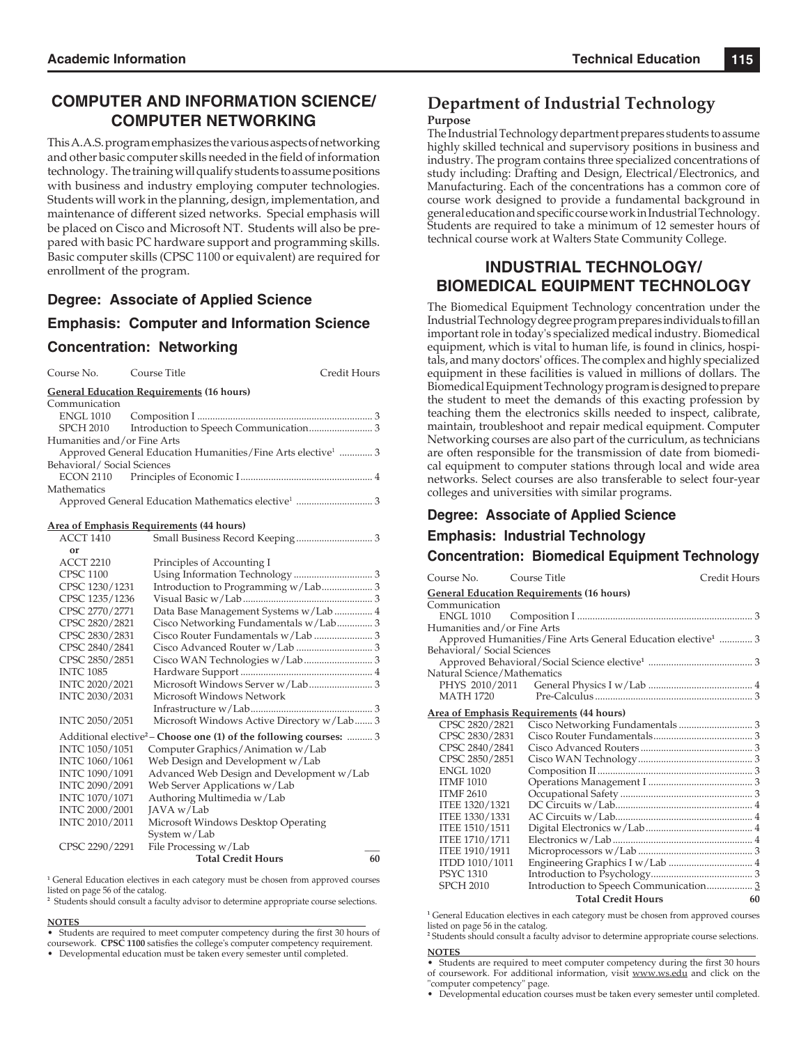## COMPUTER AND INFORMATION SCIENCE/ COMPUTER NETWORKING

This A.A.S. program emphasizes the various aspects of networking and other basic computer skills needed in the field of information technology. The training will qualify students to assume positions with business and industry employing computer technologies. Students will work in the planning, design, implementation, and maintenance of different sized networks. Special emphasis will be placed on Cisco and Microsoft NT. Students will also be prepared with basic PC hardware support and programming skills. Basic computer skills (CPSC 1100 or equivalent) are required for enrollment of the program.

### Degree: Associate of Applied Science

### Emphasis: Computer and Information Science

### Concentration: Networking

| Course No. | Course Title | Credit Hours |
|---|---|---|
| **General Education Requirements (16 hours)** | | |
| Communication | | |
| ENGL 1010 | Composition I | 3 |
| SPCH 2010 | Introduction to Speech Communication | 3 |
| Humanities and/or Fine Arts | | |
| | Approved General Education Humanities/Fine Arts elective[1] | 3 |
| Behavioral/ Social Sciences | | |
| ECON 2110 | Principles of Economic I | 4 |
| Mathematics | | |
| | Approved General Education Mathematics elective[1] | 3 |
| **Area of Emphasis Requirements (44 hours)** | | |
| ACCT 1410 | Small Business Record Keeping | 3 |
| or | | |
| ACCT 2210 | Principles of Accounting I | |
| CPSC 1100 | Using Information Technology | 3 |
| CPSC 1230/1231 | Introduction to Programming w/Lab | 3 |
| CPSC 1235/1236 | Visual Basic w/Lab | 3 |
| CPSC 2770/2771 | Data Base Management Systems w/Lab | 4 |
| CPSC 2820/2821 | Cisco Networking Fundamentals w/Lab | 3 |
| CPSC 2830/2831 | Cisco Router Fundamentals w/Lab | 3 |
| CPSC 2840/2841 | Cisco Advanced Router w/Lab | 3 |
| CPSC 2850/2851 | Cisco WAN Technologies w/Lab | 3 |
| INTC 1085 | Hardware Support | 4 |
| INTC 2020/2021 | Microsoft Windows Server w/Lab | 3 |
| INTC 2030/2031 | Microsoft Windows Network Infrastructure w/Lab | 3 |
| INTC 2050/2051 | Microsoft Windows Active Directory w/Lab | 3 |
| Additional elective[2] – **Choose one (1) of the following courses:** | | 3 |
| INTC 1050/1051 | Computer Graphics/Animation w/Lab | |
| INTC 1060/1061 | Web Design and Development w/Lab | |
| INTC 1090/1091 | Advanced Web Design and Development w/Lab | |
| INTC 2090/2091 | Web Server Applications w/Lab | |
| INTC 1070/1071 | Authoring Multimedia w/Lab | |
| INTC 2000/2001 | JAVA w/Lab | |
| INTC 2010/2011 | Microsoft Windows Desktop Operating System w/Lab | |
| CPSC 2290/2291 | File Processing w/Lab | |
| | **Total Credit Hours** | **60** |

[1] General Education electives in each category must be chosen from approved courses listed on page 56 of the catalog.

[2] Students should consult a faculty advisor to determine appropriate course selections.

**NOTES**

- Students are required to meet computer competency during the first 30 hours of coursework. **CPSC 1100** satisfies the college's computer competency requirement.
- Developmental education must be taken every semester until completed.

## Department of Industrial Technology

**Purpose**

The Industrial Technology department prepares students to assume highly skilled technical and supervisory positions in business and industry. The program contains three specialized concentrations of study including: Drafting and Design, Electrical/Electronics, and Manufacturing. Each of the concentrations has a common core of course work designed to provide a fundamental background in general education and specific course work in Industrial Technology. Students are required to take a minimum of 12 semester hours of technical course work at Walters State Community College.

## INDUSTRIAL TECHNOLOGY/ BIOMEDICAL EQUIPMENT TECHNOLOGY

The Biomedical Equipment Technology concentration under the Industrial Technology degree program prepares individuals to fill an important role in today's specialized medical industry. Biomedical equipment, which is vital to human life, is found in clinics, hospitals, and many doctors' offices. The complex and highly specialized equipment in these facilities is valued in millions of dollars. The Biomedical Equipment Technology program is designed to prepare the student to meet the demands of this exacting profession by teaching them the electronics skills needed to inspect, calibrate, maintain, troubleshoot and repair medical equipment. Computer Networking courses are also part of the curriculum, as technicians are often responsible for the transmission of date from biomedical equipment to computer stations through local and wide area networks. Select courses are also transferable to select four-year colleges and universities with similar programs.

### Degree: Associate of Applied Science

### Emphasis: Industrial Technology

### Concentration: Biomedical Equipment Technology

| Course No. | Course Title | Credit Hours |
|---|---|---|
| **General Education Requirements (16 hours)** | | |
| Communication | | |
| ENGL 1010 | Composition I | 3 |
| Humanities and/or Fine Arts | | |
| | Approved Humanities/Fine Arts General Education elective[1] | 3 |
| Behavioral/ Social Sciences | | |
| | Approved Behavioral/Social Science elective[1] | 3 |
| Natural Science/Mathematics | | |
| PHYS 2010/2011 | General Physics I w/Lab | 4 |
| MATH 1720 | Pre-Calculus | 3 |
| **Area of Emphasis Requirements (44 hours)** | | |
| CPSC 2820/2821 | Cisco Networking Fundamentals | 3 |
| CPSC 2830/2831 | Cisco Router Fundamentals | 3 |
| CPSC 2840/2841 | Cisco Advanced Routers | 3 |
| CPSC 2850/2851 | Cisco WAN Technology | 3 |
| ENGL 1020 | Composition II | 3 |
| ITMF 1010 | Operations Management I | 3 |
| ITMF 2610 | Occupational Safety | 3 |
| ITEE 1320/1321 | DC Circuits w/Lab | 4 |
| ITEE 1330/1331 | AC Circuits w/Lab | 4 |
| ITEE 1510/1511 | Digital Electronics w/Lab | 4 |
| ITEE 1710/1711 | Electronics w/Lab | 4 |
| ITEE 1910/1911 | Microprocessors w/Lab | 3 |
| ITDD 1010/1011 | Engineering Graphics I w/Lab | 4 |
| PSYC 1310 | Introduction to Psychology | 3 |
| SPCH 2010 | Introduction to Speech Communication | 3 |
| | **Total Credit Hours** | **60** |

[1] General Education electives in each category must be chosen from approved courses listed on page 56 in the catalog.

[2] Students should consult a faculty advisor to determine appropriate course selections.

**NOTES**

- Students are required to meet computer competency during the first 30 hours of coursework. For additional information, visit www.ws.edu and click on the "computer competency" page.
- Developmental education courses must be taken every semester until completed.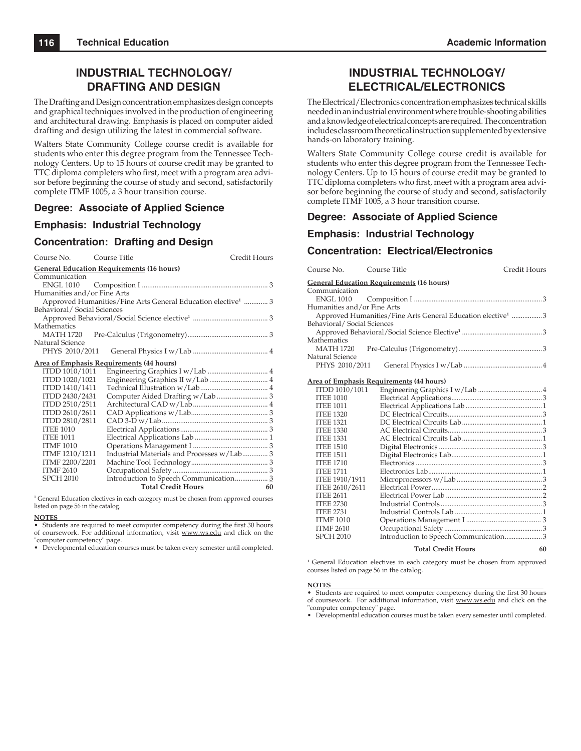# INDUSTRIAL TECHNOLOGY/ DRAFTING AND DESIGN

The Drafting and Design concentration emphasizes design concepts and graphical techniques involved in the production of engineering and architectural drawing. Emphasis is placed on computer aided drafting and design utilizing the latest in commercial software.

Walters State Community College course credit is available for students who enter this degree program from the Tennessee Technology Centers. Up to 15 hours of course credit may be granted to TTC diploma completers who first, meet with a program area advisor before beginning the course of study and second, satisfactorily complete ITMF 1005, a 3 hour transition course.

### Degree: Associate of Applied Science

### Emphasis: Industrial Technology

### Concentration: Drafting and Design

| Course No. | Course Title | Credit Hours |
|---|---|---|
| **General Education Requirements (16 hours)** | | |
| Communication | | |
| ENGL 1010 | Composition I | 3 |
| Humanities and/or Fine Arts | | |
| | Approved Humanities/Fine Arts General Education elective[1] | 3 |
| Behavioral/ Social Sciences | | |
| | Approved Behavioral/Social Science elective[1] | 3 |
| Mathematics | | |
| MATH 1720 | Pre-Calculus (Trigonometry) | 3 |
| Natural Science | | |
| PHYS 2010/2011 | General Physics I w/Lab | 4 |
| **Area of Emphasis Requirements (44 hours)** | | |
| ITDD 1010/1011 | Engineering Graphics I w/Lab | 4 |
| ITDD 1020/1021 | Engineering Graphics II w/Lab | 4 |
| ITDD 1410/1411 | Technical Illustration w/Lab | 4 |
| ITDD 2430/2431 | Computer Aided Drafting w/Lab | 3 |
| ITDD 2510/2511 | Architectural CAD w/Lab | 4 |
| ITDD 2610/2611 | CAD Applications w/Lab | 3 |
| ITDD 2810/2811 | CAD 3-D w/Lab | 3 |
| ITEE 1010 | Electrical Applications | 3 |
| ITEE 1011 | Electrical Applications Lab | 1 |
| ITMF 1010 | Operations Management I | 3 |
| ITMF 1210/1211 | Industrial Materials and Processes w/Lab | 3 |
| ITMF 2200/2201 | Machine Tool Technology | 3 |
| ITMF 2610 | Occupational Safety | 3 |
| SPCH 2010 | Introduction to Speech Communication | 3 |
| | **Total Credit Hours** | **60** |

[1] General Education electives in each category must be chosen from approved courses listed on page 56 in the catalog.

**NOTES**

- Students are required to meet computer competency during the first 30 hours of coursework. For additional information, visit www.ws.edu and click on the "computer competency" page.
- Developmental education courses must be taken every semester until completed.

# INDUSTRIAL TECHNOLOGY/ ELECTRICAL/ELECTRONICS

The Electrical/Electronics concentration emphasizes technical skills needed in an industrial environment where trouble-shooting abilities and a knowledge of electrical concepts are required. The concentration includes classroom theoretical instruction supplemented by extensive hands-on laboratory training.

Walters State Community College course credit is available for students who enter this degree program from the Tennessee Technology Centers. Up to 15 hours of course credit may be granted to TTC diploma completers who first, meet with a program area advisor before beginning the course of study and second, satisfactorily complete ITMF 1005, a 3 hour transition course.

### Degree: Associate of Applied Science

### Emphasis: Industrial Technology

### Concentration: Electrical/Electronics

| Course No. | Course Title | Credit Hours |
|---|---|---|
| **General Education Requirements (16 hours)** | | |
| Communication | | |
| ENGL 1010 | Composition I | 3 |
| Humanities and/or Fine Arts | | |
| | Approved Humanities/Fine Arts General Education elective[1] | 3 |
| Behavioral/ Social Sciences | | |
| | Approved Behavioral/Social Science Elective[1] | 3 |
| Mathematics | | |
| MATH 1720 | Pre-Calculus (Trigonometry) | 3 |
| Natural Science | | |
| PHYS 2010/2011 | General Physics I w/Lab | 4 |
| **Area of Emphasis Requirements (44 hours)** | | |
| ITDD 1010/1011 | Engineering Graphics I w/Lab | 4 |
| ITEE 1010 | Electrical Applications | 3 |
| ITEE 1011 | Electrical Applications Lab | 1 |
| ITEE 1320 | DC Electrical Circuits | 3 |
| ITEE 1321 | DC Electrical Circuits Lab | 1 |
| ITEE 1330 | AC Electrical Circuits | 3 |
| ITEE 1331 | AC Electrical Circuits Lab | 1 |
| ITEE 1510 | Digital Electronics | 3 |
| ITEE 1511 | Digital Electronics Lab | 1 |
| ITEE 1710 | Electronics | 3 |
| ITEE 1711 | Electronics Lab | 1 |
| ITEE 1910/1911 | Microprocessors w/Lab | 3 |
| ITEE 2610/2611 | Electrical Power | 2 |
| ITEE 2611 | Electrical Power Lab | 2 |
| ITEE 2730 | Industrial Controls | 3 |
| ITEE 2731 | Industrial Controls Lab | 1 |
| ITMF 1010 | Operations Management I | 3 |
| ITMF 2610 | Occupational Safety | 3 |
| SPCH 2010 | Introduction to Speech Communication | 3 |
| | **Total Credit Hours** | **60** |

[1] General Education electives in each category must be chosen from approved courses listed on page 56 in the catalog.

**NOTES**

- Students are required to meet computer competency during the first 30 hours of coursework. For additional information, visit www.ws.edu and click on the "computer competency" page.
- Developmental education courses must be taken every semester until completed.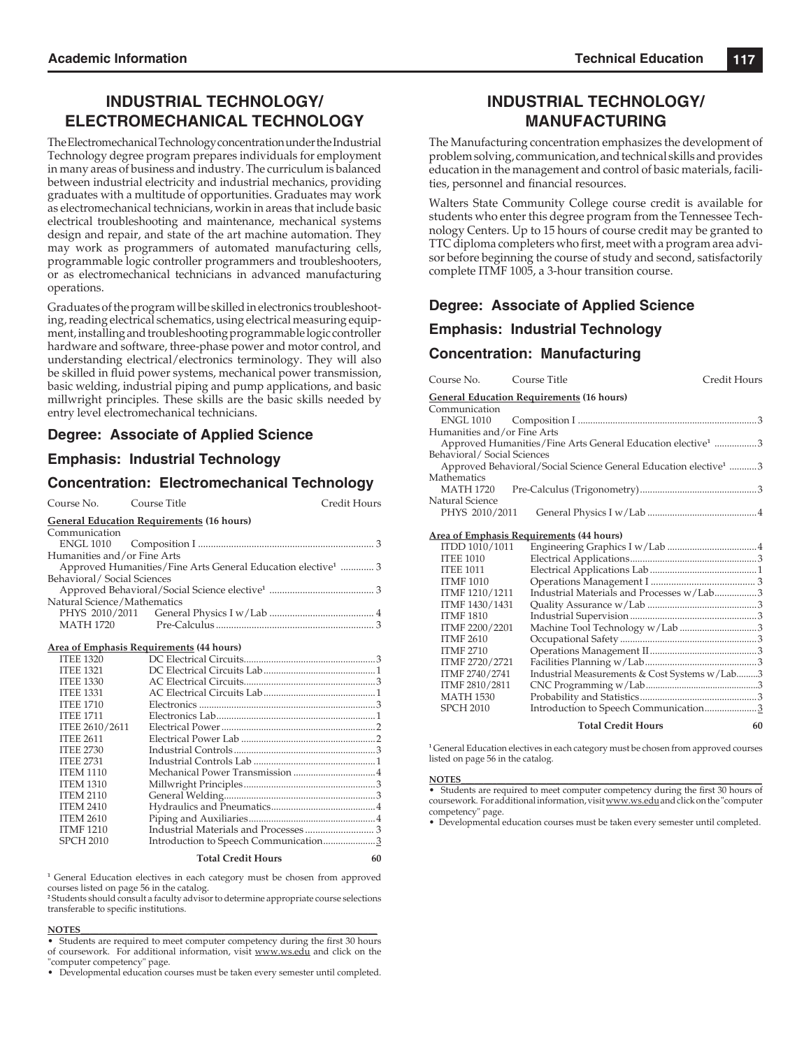## INDUSTRIAL TECHNOLOGY/ ELECTROMECHANICAL TECHNOLOGY

The Electromechanical Technology concentration under the Industrial Technology degree program prepares individuals for employment in many areas of business and industry. The curriculum is balanced between industrial electricity and industrial mechanics, providing graduates with a multitude of opportunities. Graduates may work as electromechanical technicians, workin in areas that include basic electrical troubleshooting and maintenance, mechanical systems design and repair, and state of the art machine automation. They may work as programmers of automated manufacturing cells, programmable logic controller programmers and troubleshooters, or as electromechanical technicians in advanced manufacturing operations.

Graduates of the program will be skilled in electronics troubleshooting, reading electrical schematics, using electrical measuring equipment, installing and troubleshooting programmable logic controller hardware and software, three-phase power and motor control, and understanding electrical/electronics terminology. They will also be skilled in fluid power systems, mechanical power transmission, basic welding, industrial piping and pump applications, and basic millwright principles. These skills are the basic skills needed by entry level electromechanical technicians.

### Degree: Associate of Applied Science

### Emphasis: Industrial Technology

### Concentration: Electromechanical Technology

| Course No. | Course Title | Credit Hours |
|---|---|---|
| **General Education Requirements (16 hours)** | | |
| Communication | | |
| ENGL 1010 | Composition I | 3 |
| Humanities and/or Fine Arts | | |
| | Approved Humanities/Fine Arts General Education elective[1] | 3 |
| Behavioral/ Social Sciences | | |
| | Approved Behavioral/Social Science elective[1] | 3 |
| Natural Science/Mathematics | | |
| PHYS 2010/2011 | General Physics I w/Lab | 4 |
| MATH 1720 | Pre-Calculus | 3 |
| **Area of Emphasis Requirements (44 hours)** | | |
| ITEE 1320 | DC Electrical Circuits | 3 |
| ITEE 1321 | DC Electrical Circuits Lab | 1 |
| ITEE 1330 | AC Electrical Circuits | 3 |
| ITEE 1331 | AC Electrical Circuits Lab | 1 |
| ITEE 1710 | Electronics | 3 |
| ITEE 1711 | Electronics Lab | 1 |
| ITEE 2610/2611 | Electrical Power | 2 |
| ITEE 2611 | Electrical Power Lab | 2 |
| ITEE 2730 | Industrial Controls | 3 |
| ITEE 2731 | Industrial Controls Lab | 1 |
| ITEM 1110 | Mechanical Power Transmission | 4 |
| ITEM 1310 | Millwright Principles | 3 |
| ITEM 2110 | General Welding | 3 |
| ITEM 2410 | Hydraulics and Pneumatics | 4 |
| ITEM 2610 | Piping and Auxiliaries | 4 |
| ITMF 1210 | Industrial Materials and Processes | 3 |
| SPCH 2010 | Introduction to Speech Communication | 3 |
| | **Total Credit Hours** | **60** |

[1] General Education electives in each category must be chosen from approved courses listed on page 56 in the catalog.
[2] Students should consult a faculty advisor to determine appropriate course selections transferable to specific institutions.

**NOTES**

- Students are required to meet computer competency during the first 30 hours of coursework. For additional information, visit www.ws.edu and click on the "computer competency" page.
- Developmental education courses must be taken every semester until completed.

## INDUSTRIAL TECHNOLOGY/ MANUFACTURING

The Manufacturing concentration emphasizes the development of problem solving, communication, and technical skills and provides education in the management and control of basic materials, facilities, personnel and financial resources.

Walters State Community College course credit is available for students who enter this degree program from the Tennessee Technology Centers. Up to 15 hours of course credit may be granted to TTC diploma completers who first, meet with a program area advisor before beginning the course of study and second, satisfactorily complete ITMF 1005, a 3-hour transition course.

### Degree: Associate of Applied Science

### Emphasis: Industrial Technology

### Concentration: Manufacturing

| Course No. | Course Title | Credit Hours |
|---|---|---|
| **General Education Requirements (16 hours)** | | |
| Communication | | |
| ENGL 1010 | Composition I | 3 |
| Humanities and/or Fine Arts | | |
| | Approved Humanities/Fine Arts General Education elective[1] | 3 |
| Behavioral/ Social Sciences | | |
| | Approved Behavioral/Social Science General Education elective[1] | 3 |
| Mathematics | | |
| MATH 1720 | Pre-Calculus (Trigonometry) | 3 |
| Natural Science | | |
| PHYS 2010/2011 | General Physics I w/Lab | 4 |
| **Area of Emphasis Requirements (44 hours)** | | |
| ITDD 1010/1011 | Engineering Graphics I w/Lab | 4 |
| ITEE 1010 | Electrical Applications | 3 |
| ITEE 1011 | Electrical Applications Lab | 1 |
| ITMF 1010 | Operations Management I | 3 |
| ITMF 1210/1211 | Industrial Materials and Processes w/Lab | 3 |
| ITMF 1430/1431 | Quality Assurance w/Lab | 3 |
| ITMF 1810 | Industrial Supervision | 3 |
| ITMF 2200/2201 | Machine Tool Technology w/Lab | 3 |
| ITMF 2610 | Occupational Safety | 3 |
| ITMF 2710 | Operations Management II | 3 |
| ITMF 2720/2721 | Facilities Planning w/Lab | 3 |
| ITMF 2740/2741 | Industrial Measurements & Cost Systems w/Lab | 3 |
| ITMF 2810/2811 | CNC Programming w/Lab | 3 |
| MATH 1530 | Probability and Statistics | 3 |
| SPCH 2010 | Introduction to Speech Communication | 3 |
| | **Total Credit Hours** | **60** |

[1] General Education electives in each category must be chosen from approved courses listed on page 56 in the catalog.

**NOTES**

- Students are required to meet computer competency during the first 30 hours of coursework. For additional information, visit www.ws.edu and click on the "computer competency" page.
- Developmental education courses must be taken every semester until completed.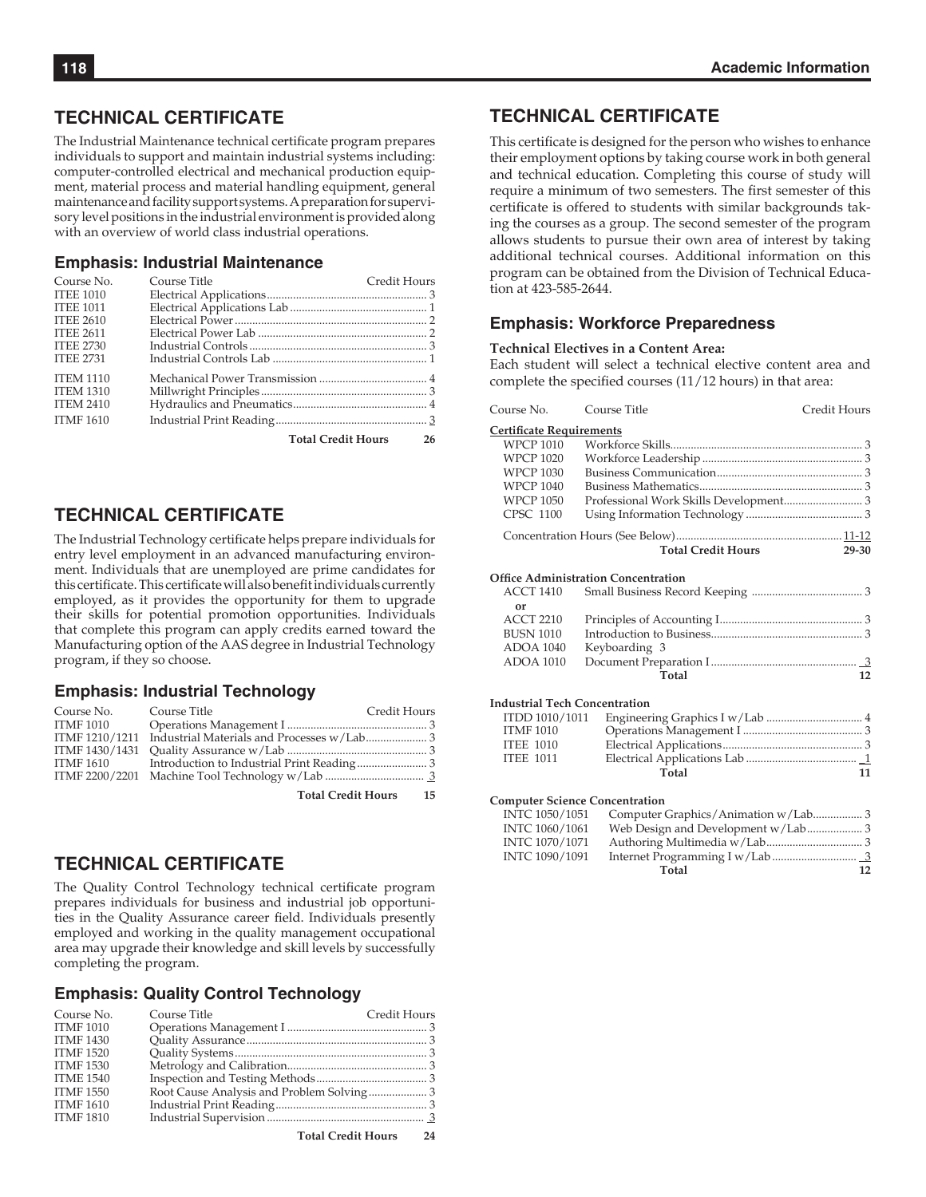## TECHNICAL CERTIFICATE

The Industrial Maintenance technical certificate program prepares individuals to support and maintain industrial systems including: computer-controlled electrical and mechanical production equipment, material process and material handling equipment, general maintenance and facility support systems. A preparation for supervisory level positions in the industrial environment is provided along with an overview of world class industrial operations.

### Emphasis: Industrial Maintenance

| Course No. | Course Title | Credit Hours |
|---|---|---|
| ITEE 1010 | Electrical Applications | 3 |
| ITEE 1011 | Electrical Applications Lab | 1 |
| ITEE 2610 | Electrical Power | 2 |
| ITEE 2611 | Electrical Power Lab | 2 |
| ITEE 2730 | Industrial Controls | 3 |
| ITEE 2731 | Industrial Controls Lab | 1 |
| ITEM 1110 | Mechanical Power Transmission | 4 |
| ITEM 1310 | Millwright Principles | 3 |
| ITEM 2410 | Hydraulics and Pneumatics | 4 |
| ITMF 1610 | Industrial Print Reading | 3 |
| | **Total Credit Hours** | **26** |

## TECHNICAL CERTIFICATE

The Industrial Technology certificate helps prepare individuals for entry level employment in an advanced manufacturing environment. Individuals that are unemployed are prime candidates for this certificate. This certificate will also benefit individuals currently employed, as it provides the opportunity for them to upgrade their skills for potential promotion opportunities. Individuals that complete this program can apply credits earned toward the Manufacturing option of the AAS degree in Industrial Technology program, if they so choose.

### Emphasis: Industrial Technology

| Course No. | Course Title | Credit Hours |
|---|---|---|
| ITMF 1010 | Operations Management I | 3 |
| ITMF 1210/1211 | Industrial Materials and Processes w/Lab | 3 |
| ITMF 1430/1431 | Quality Assurance w/Lab | 3 |
| ITMF 1610 | Introduction to Industrial Print Reading | 3 |
| ITMF 2200/2201 | Machine Tool Technology w/Lab | 3 |
| | **Total Credit Hours** | **15** |

## TECHNICAL CERTIFICATE

The Quality Control Technology technical certificate program prepares individuals for business and industrial job opportunities in the Quality Assurance career field. Individuals presently employed and working in the quality management occupational area may upgrade their knowledge and skill levels by successfully completing the program.

### Emphasis: Quality Control Technology

| Course No. | Course Title | Credit Hours |
|---|---|---|
| ITMF 1010 | Operations Management I | 3 |
| ITMF 1430 | Quality Assurance | 3 |
| ITMF 1520 | Quality Systems | 3 |
| ITMF 1530 | Metrology and Calibration | 3 |
| ITME 1540 | Inspection and Testing Methods | 3 |
| ITMF 1550 | Root Cause Analysis and Problem Solving | 3 |
| ITMF 1610 | Industrial Print Reading | 3 |
| ITMF 1810 | Industrial Supervision | 3 |
| | **Total Credit Hours** | **24** |

## TECHNICAL CERTIFICATE

This certificate is designed for the person who wishes to enhance their employment options by taking course work in both general and technical education. Completing this course of study will require a minimum of two semesters. The first semester of this certificate is offered to students with similar backgrounds taking the courses as a group. The second semester of the program allows students to pursue their own area of interest by taking additional technical courses. Additional information on this program can be obtained from the Division of Technical Education at 423-585-2644.

### Emphasis: Workforce Preparedness

**Technical Electives in a Content Area:**
Each student will select a technical elective content area and complete the specified courses (11/12 hours) in that area:

| Course No. | Course Title | Credit Hours |
|---|---|---|
| **Certificate Requirements** | | |
| WPCP 1010 | Workforce Skills | 3 |
| WPCP 1020 | Workforce Leadership | 3 |
| WPCP 1030 | Business Communication | 3 |
| WPCP 1040 | Business Mathematics | 3 |
| WPCP 1050 | Professional Work Skills Development | 3 |
| CPSC 1100 | Using Information Technology | 3 |
| | Concentration Hours (See Below) | 11-12 |
| | **Total Credit Hours** | **29-30** |

**Office Administration Concentration**

| Course No. | Course Title | Credit Hours |
|---|---|---|
| ACCT 1410 | Small Business Record Keeping | 3 |
| or | | |
| ACCT 2210 | Principles of Accounting I | 3 |
| BUSN 1010 | Introduction to Business | 3 |
| ADOA 1040 | Keyboarding | 3 |
| ADOA 1010 | Document Preparation I | 3 |
| | **Total** | **12** |

**Industrial Tech Concentration**

| Course No. | Course Title | Credit Hours |
|---|---|---|
| ITDD 1010/1011 | Engineering Graphics I w/Lab | 4 |
| ITMF 1010 | Operations Management I | 3 |
| ITEE 1010 | Electrical Applications | 3 |
| ITEE 1011 | Electrical Applications Lab | 1 |
| | **Total** | **11** |

**Computer Science Concentration**

| Course No. | Course Title | Credit Hours |
|---|---|---|
| INTC 1050/1051 | Computer Graphics/Animation w/Lab | 3 |
| INTC 1060/1061 | Web Design and Development w/Lab | 3 |
| INTC 1070/1071 | Authoring Multimedia w/Lab | 3 |
| INTC 1090/1091 | Internet Programming I w/Lab | 3 |
| | **Total** | **12** |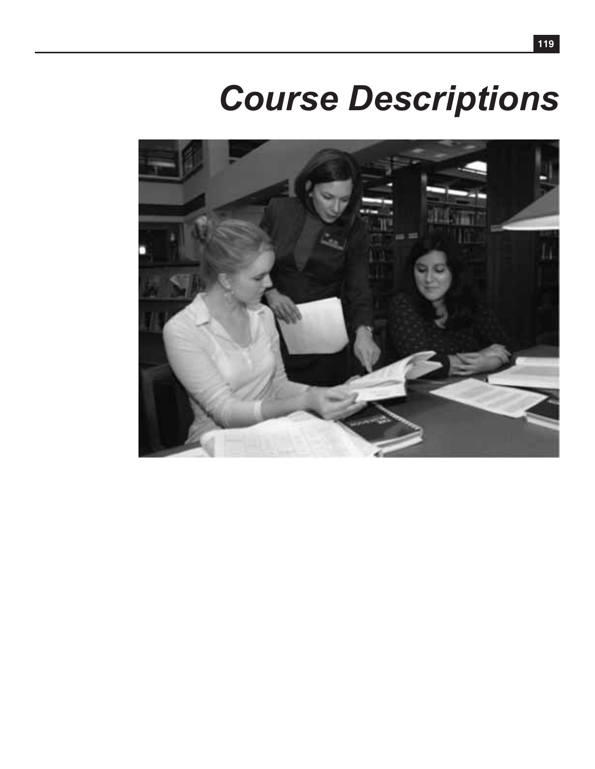# Course Descriptions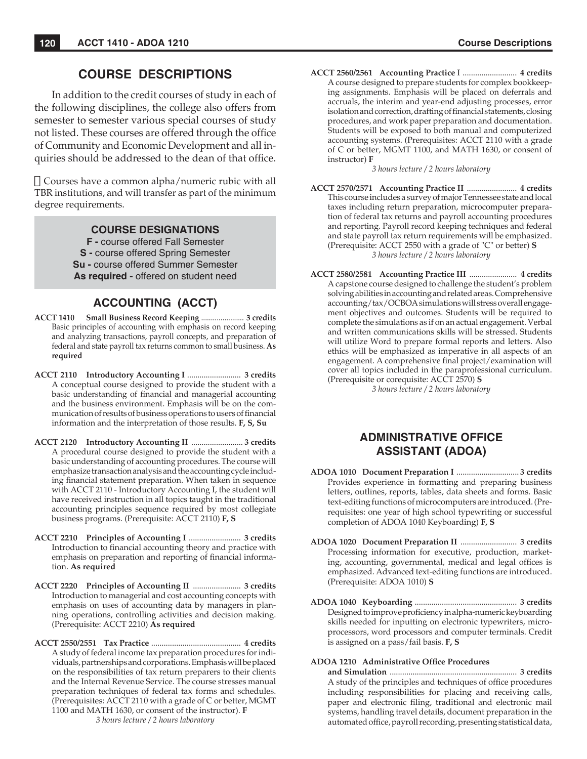## COURSE DESCRIPTIONS

In addition to the credit courses of study in each of the following disciplines, the college also offers from semester to semester various special courses of study not listed. These courses are offered through the office of Community and Economic Development and all inquiries should be addressed to the dean of that office.

 Courses have a common alpha/numeric rubic with all TBR institutions, and will transfer as part of the minimum degree requirements.

### COURSE DESIGNATIONS

**F -** course offered Fall Semester
**S -** course offered Spring Semester
**Su -** course offered Summer Semester
**As required -** offered on student need

## ACCOUNTING (ACCT)

**ACCT 1410 Small Business Record Keeping** ...................... **3 credits**
Basic principles of accounting with emphasis on record keeping and analyzing transactions, payroll concepts, and preparation of federal and state payroll tax returns common to small business. **As required**

**ACCT 2110 Introductory Accounting I** .......................... **3 credits**
A conceptual course designed to provide the student with a basic understanding of financial and managerial accounting and the business environment. Emphasis will be on the communication of results of business operations to users of financial information and the interpretation of those results. **F, S, Su**

**ACCT 2120 Introductory Accounting II** ......................... **3 credits**
A procedural course designed to provide the student with a basic understanding of accounting procedures. The course will emphasize transaction analysis and the accounting cycle including financial statement preparation. When taken in sequence with ACCT 2110 - Introductory Accounting I, the student will have received instruction in all topics taught in the traditional accounting principles sequence required by most collegiate business programs. (Prerequisite: ACCT 2110) **F, S**

**ACCT 2210 Principles of Accounting I** ......................... **3 credits**
Introduction to financial accounting theory and practice with emphasis on preparation and reporting of financial information. **As required**

**ACCT 2220 Principles of Accounting II** ....................... **3 credits**
Introduction to managerial and cost accounting concepts with emphasis on uses of accounting data by managers in planning operations, controlling activities and decision making. (Prerequisite: ACCT 2210) **As required**

**ACCT 2550/2551 Tax Practice** ........................................... **4 credits**
A study of federal income tax preparation procedures for individuals, partnerships and corporations. Emphasis will be placed on the responsibilities of tax return preparers to their clients and the Internal Revenue Service. The course stresses manual preparation techniques of federal tax forms and schedules. (Prerequisites: ACCT 2110 with a grade of C or better, MGMT 1100 and MATH 1630, or consent of the instructor). **F**

*3 hours lecture / 2 hours laboratory*

**ACCT 2560/2561 Accounting Practice I** .......................... **4 credits**
A course designed to prepare students for complex bookkeeping assignments. Emphasis will be placed on deferrals and accruals, the interim and year-end adjusting processes, error isolation and correction, drafting of financial statements, closing procedures, and work paper preparation and documentation. Students will be exposed to both manual and computerized accounting systems. (Prerequisites: ACCT 2110 with a grade of C or better, MGMT 1100, and MATH 1630, or consent of instructor) **F**

*3 hours lecture / 2 hours laboratory*

**ACCT 2570/2571 Accounting Practice II** ........................ **4 credits**
This course includes a survey of major Tennessee state and local taxes including return preparation, microcomputer preparation of federal tax returns and payroll accounting procedures and reporting. Payroll record keeping techniques and federal and state payroll tax return requirements will be emphasized. (Prerequisite: ACCT 2550 with a grade of "C" or better) **S**

*3 hours lecture / 2 hours laboratory*

**ACCT 2580/2581 Accounting Practice III** ....................... **4 credits**
A capstone course designed to challenge the student's problem solving abilities in accounting and related areas. Comprehensive accounting/tax/OCBOA simulations will stress overall engagement objectives and outcomes. Students will be required to complete the simulations as if on an actual engagement. Verbal and written communications skills will be stressed. Students will utilize Word to prepare formal reports and letters. Also ethics will be emphasized as imperative in all aspects of an engagement. A comprehensive final project/examination will cover all topics included in the paraprofessional curriculum. (Prerequisite or corequisite: ACCT 2570) **S**

*3 hours lecture / 2 hours laboratory*

## ADMINISTRATIVE OFFICE ASSISTANT (ADOA)

**ADOA 1010 Document Preparation I** .............................. **3 credits**
Provides experience in formatting and preparing business letters, outlines, reports, tables, data sheets and forms. Basic text-editing functions of microcomputers are introduced. (Prerequisites: one year of high school typewriting or successful completion of ADOA 1040 Keyboarding) **F, S**

**ADOA 1020 Document Preparation II** ........................... **3 credits**
Processing information for executive, production, marketing, accounting, governmental, medical and legal offices is emphasized. Advanced text-editing functions are introduced. (Prerequisite: ADOA 1010) **S**

**ADOA 1040 Keyboarding** ................................................. **3 credits**
Designed to improve proficiency in alpha-numeric keyboarding skills needed for inputting on electronic typewriters, microprocessors, word processors and computer terminals. Credit is assigned on a pass/fail basis. **F, S**

**ADOA 1210 Administrative Office Procedures and Simulation** ............................................................ **3 credits**
A study of the principles and techniques of office procedures including responsibilities for placing and receiving calls, paper and electronic filing, traditional and electronic mail systems, handling travel details, document preparation in the automated office, payroll recording, presenting statistical data,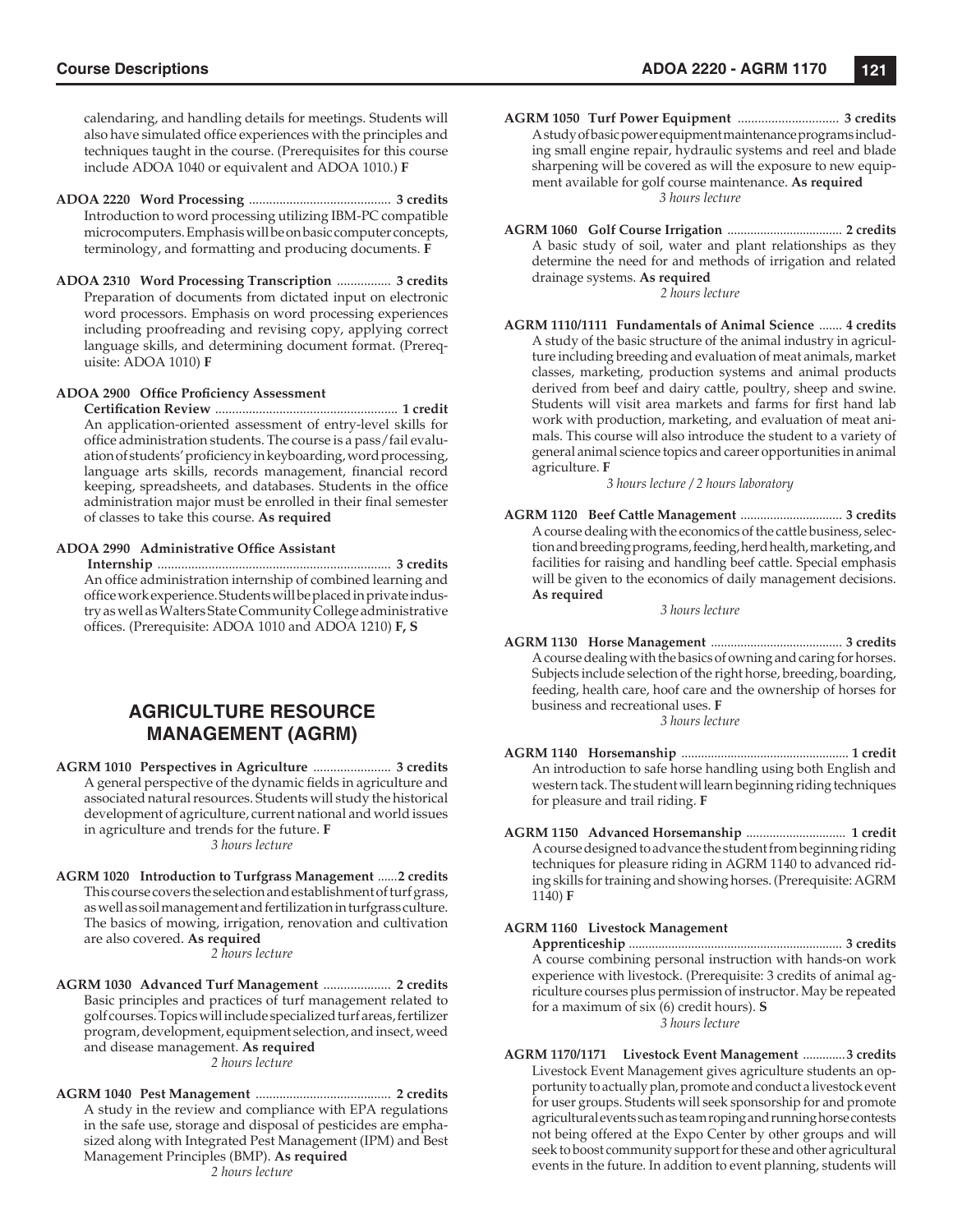calendaring, and handling details for meetings. Students will also have simulated office experiences with the principles and techniques taught in the course. (Prerequisites for this course include ADOA 1040 or equivalent and ADOA 1010.) **F**

**ADOA 2220 Word Processing** .......................................... **3 credits**
Introduction to word processing utilizing IBM-PC compatible microcomputers. Emphasis will be on basic computer concepts, terminology, and formatting and producing documents. **F**

**ADOA 2310 Word Processing Transcription** ................ **3 credits**
Preparation of documents from dictated input on electronic word processors. Emphasis on word processing experiences including proofreading and revising copy, applying correct language skills, and determining document format. (Prerequisite: ADOA 1010) **F**

**ADOA 2900 Office Proficiency Assessment Certification Review** ...................................................... **1 credit**
An application-oriented assessment of entry-level skills for office administration students. The course is a pass/fail evaluation of students' proficiency in keyboarding, word processing, language arts skills, records management, financial record keeping, spreadsheets, and databases. Students in the office administration major must be enrolled in their final semester of classes to take this course. **As required**

**ADOA 2990 Administrative Office Assistant Internship** .................................................................... **3 credits**
An office administration internship of combined learning and office work experience. Students will be placed in private industry as well as Walters State Community College administrative offices. (Prerequisite: ADOA 1010 and ADOA 1210) **F, S**

## AGRICULTURE RESOURCE MANAGEMENT (AGRM)

**AGRM 1010 Perspectives in Agriculture** ....................... **3 credits**
A general perspective of the dynamic fields in agriculture and associated natural resources. Students will study the historical development of agriculture, current national and world issues in agriculture and trends for the future. **F**
*3 hours lecture*

**AGRM 1020 Introduction to Turfgrass Management** ......**2 credits**
This course covers the selection and establishment of turf grass, as well as soil management and fertilization in turfgrass culture. The basics of mowing, irrigation, renovation and cultivation are also covered. **As required**
*2 hours lecture*

**AGRM 1030 Advanced Turf Management** .................... **2 credits**
Basic principles and practices of turf management related to golf courses. Topics will include specialized turf areas, fertilizer program, development, equipment selection, and insect, weed and disease management. **As required**
*2 hours lecture*

**AGRM 1040 Pest Management** ........................................ **2 credits**
A study in the review and compliance with EPA regulations in the safe use, storage and disposal of pesticides are emphasized along with Integrated Pest Management (IPM) and Best Management Principles (BMP). **As required**
*2 hours lecture*

**AGRM 1050 Turf Power Equipment** .............................. **3 credits**
A study of basic power equipment maintenance programs including small engine repair, hydraulic systems and reel and blade sharpening will be covered as will the exposure to new equipment available for golf course maintenance. **As required**
*3 hours lecture*

**AGRM 1060 Golf Course Irrigation** ................................... **2 credits**
A basic study of soil, water and plant relationships as they determine the need for and methods of irrigation and related drainage systems. **As required**
*2 hours lecture*

**AGRM 1110/1111 Fundamentals of Animal Science** ....... **4 credits**
A study of the basic structure of the animal industry in agriculture including breeding and evaluation of meat animals, market classes, marketing, production systems and animal products derived from beef and dairy cattle, poultry, sheep and swine. Students will visit area markets and farms for first hand lab work with production, marketing, and evaluation of meat animals. This course will also introduce the student to a variety of general animal science topics and career opportunities in animal agriculture. **F**
*3 hours lecture / 2 hours laboratory*

**AGRM 1120 Beef Cattle Management** ............................... **3 credits**
A course dealing with the economics of the cattle business, selection and breeding programs, feeding, herd health, marketing, and facilities for raising and handling beef cattle. Special emphasis will be given to the economics of daily management decisions. **As required**
*3 hours lecture*

**AGRM 1130 Horse Management** ........................................ **3 credits**
A course dealing with the basics of owning and caring for horses. Subjects include selection of the right horse, breeding, boarding, feeding, health care, hoof care and the ownership of horses for business and recreational uses. **F**
*3 hours lecture*

**AGRM 1140 Horsemanship** ................................................... **1 credit**
An introduction to safe horse handling using both English and western tack. The student will learn beginning riding techniques for pleasure and trail riding. **F**

**AGRM 1150 Advanced Horsemanship** .............................. **1 credit**
A course designed to advance the student from beginning riding techniques for pleasure riding in AGRM 1140 to advanced riding skills for training and showing horses. (Prerequisite: AGRM 1140) **F**

**AGRM 1160 Livestock Management Apprenticeship** ................................................................ **3 credits**
A course combining personal instruction with hands-on work experience with livestock. (Prerequisite: 3 credits of animal agriculture courses plus permission of instructor. May be repeated for a maximum of six (6) credit hours). **S**
*3 hours lecture*

**AGRM 1170/1171 Livestock Event Management** .............**3 credits**
Livestock Event Management gives agriculture students an opportunity to actually plan, promote and conduct a livestock event for user groups. Students will seek sponsorship for and promote agricultural events such as team roping and running horse contests not being offered at the Expo Center by other groups and will seek to boost community support for these and other agricultural events in the future. In addition to event planning, students will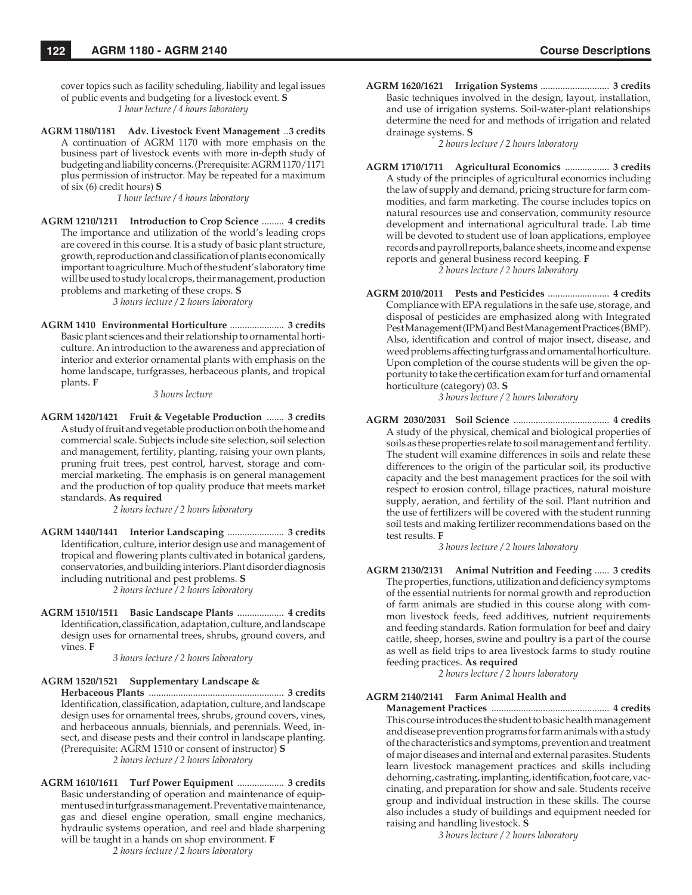cover topics such as facility scheduling, liability and legal issues of public events and budgeting for a livestock event. **S**
*1 hour lecture / 4 hours laboratory*

**AGRM 1180/1181 Adv. Livestock Event Management** ..**3 credits**
A continuation of AGRM 1170 with more emphasis on the business part of livestock events with more in-depth study of budgeting and liability concerns. (Prerequisite: AGRM 1170/1171 plus permission of instructor. May be repeated for a maximum of six (6) credit hours) **S**
*1 hour lecture / 4 hours laboratory*

**AGRM 1210/1211 Introduction to Crop Science** ......... **4 credits**
The importance and utilization of the world's leading crops are covered in this course. It is a study of basic plant structure, growth, reproduction and classification of plants economically important to agriculture. Much of the student's laboratory time will be used to study local crops, their management, production problems and marketing of these crops. **S**
*3 hours lecture / 2 hours laboratory*

**AGRM 1410 Environmental Horticulture** ...................... **3 credits**
Basic plant sciences and their relationship to ornamental horticulture. An introduction to the awareness and appreciation of interior and exterior ornamental plants with emphasis on the home landscape, turfgrasses, herbaceous plants, and tropical plants. **F**
*3 hours lecture*

**AGRM 1420/1421 Fruit & Vegetable Production** ....... **3 credits**
A study of fruit and vegetable production on both the home and commercial scale. Subjects include site selection, soil selection and management, fertility, planting, raising your own plants, pruning fruit trees, pest control, harvest, storage and commercial marketing. The emphasis is on general management and the production of top quality produce that meets market standards. **As required**
*2 hours lecture / 2 hours laboratory*

**AGRM 1440/1441 Interior Landscaping** ....................... **3 credits**
Identification, culture, interior design use and management of tropical and flowering plants cultivated in botanical gardens, conservatories, and building interiors. Plant disorder diagnosis including nutritional and pest problems. **S**
*2 hours lecture / 2 hours laboratory*

**AGRM 1510/1511 Basic Landscape Plants** ................... **4 credits**
Identification, classification, adaptation, culture, and landscape design uses for ornamental trees, shrubs, ground covers, and vines. **F**
*3 hours lecture / 2 hours laboratory*

**AGRM 1520/1521 Supplementary Landscape & Herbaceous Plants** ...................................................... **3 credits**
Identification, classification, adaptation, culture, and landscape design uses for ornamental trees, shrubs, ground covers, vines, and herbaceous annuals, biennials, and perennials. Weed, insect, and disease pests and their control in landscape planting. (Prerequisite: AGRM 1510 or consent of instructor) **S**
*2 hours lecture / 2 hours laboratory*

**AGRM 1610/1611 Turf Power Equipment** ................... **3 credits**
Basic understanding of operation and maintenance of equipment used in turfgrass management. Preventative maintenance, gas and diesel engine operation, small engine mechanics, hydraulic systems operation, and reel and blade sharpening will be taught in a hands on shop environment. **F**
*2 hours lecture / 2 hours laboratory*

**AGRM 1620/1621 Irrigation Systems** ............................ **3 credits**
Basic techniques involved in the design, layout, installation, and use of irrigation systems. Soil-water-plant relationships determine the need for and methods of irrigation and related drainage systems. **S**
*2 hours lecture / 2 hours laboratory*

**AGRM 1710/1711 Agricultural Economics** .................. **3 credits**
A study of the principles of agricultural economics including the law of supply and demand, pricing structure for farm commodities, and farm marketing. The course includes topics on natural resources use and conservation, community resource development and international agricultural trade. Lab time will be devoted to student use of loan applications, employee records and payroll reports, balance sheets, income and expense reports and general business record keeping. **F**
*2 hours lecture / 2 hours laboratory*

**AGRM 2010/2011 Pests and Pesticides** ......................... **4 credits**
Compliance with EPA regulations in the safe use, storage, and disposal of pesticides are emphasized along with Integrated Pest Management (IPM) and Best Management Practices (BMP). Also, identification and control of major insect, disease, and weed problems affecting turfgrass and ornamental horticulture. Upon completion of the course students will be given the opportunity to take the certification exam for turf and ornamental horticulture (category) 03. **S**
*3 hours lecture / 2 hours laboratory*

**AGRM 2030/2031 Soil Science** ....................................... **4 credits**
A study of the physical, chemical and biological properties of soils as these properties relate to soil management and fertility. The student will examine differences in soils and relate these differences to the origin of the particular soil, its productive capacity and the best management practices for the soil with respect to erosion control, tillage practices, natural moisture supply, aeration, and fertility of the soil. Plant nutrition and the use of fertilizers will be covered with the student running soil tests and making fertilizer recommendations based on the test results. **F**
*3 hours lecture / 2 hours laboratory*

**AGRM 2130/2131 Animal Nutrition and Feeding** ...... **3 credits**
The properties, functions, utilization and deficiency symptoms of the essential nutrients for normal growth and reproduction of farm animals are studied in this course along with common livestock feeds, feed additives, nutrient requirements and feeding standards. Ration formulation for beef and dairy cattle, sheep, horses, swine and poultry is a part of the course as well as field trips to area livestock farms to study routine feeding practices. **As required**
*2 hours lecture / 2 hours laboratory*

**AGRM 2140/2141 Farm Animal Health and Management Practices** ................................................ **4 credits**
This course introduces the student to basic health management and disease prevention programs for farm animals with a study of the characteristics and symptoms, prevention and treatment of major diseases and internal and external parasites. Students learn livestock management practices and skills including dehorning, castrating, implanting, identification, foot care, vaccinating, and preparation for show and sale. Students receive group and individual instruction in these skills. The course also includes a study of buildings and equipment needed for raising and handling livestock. **S**
*3 hours lecture / 2 hours laboratory*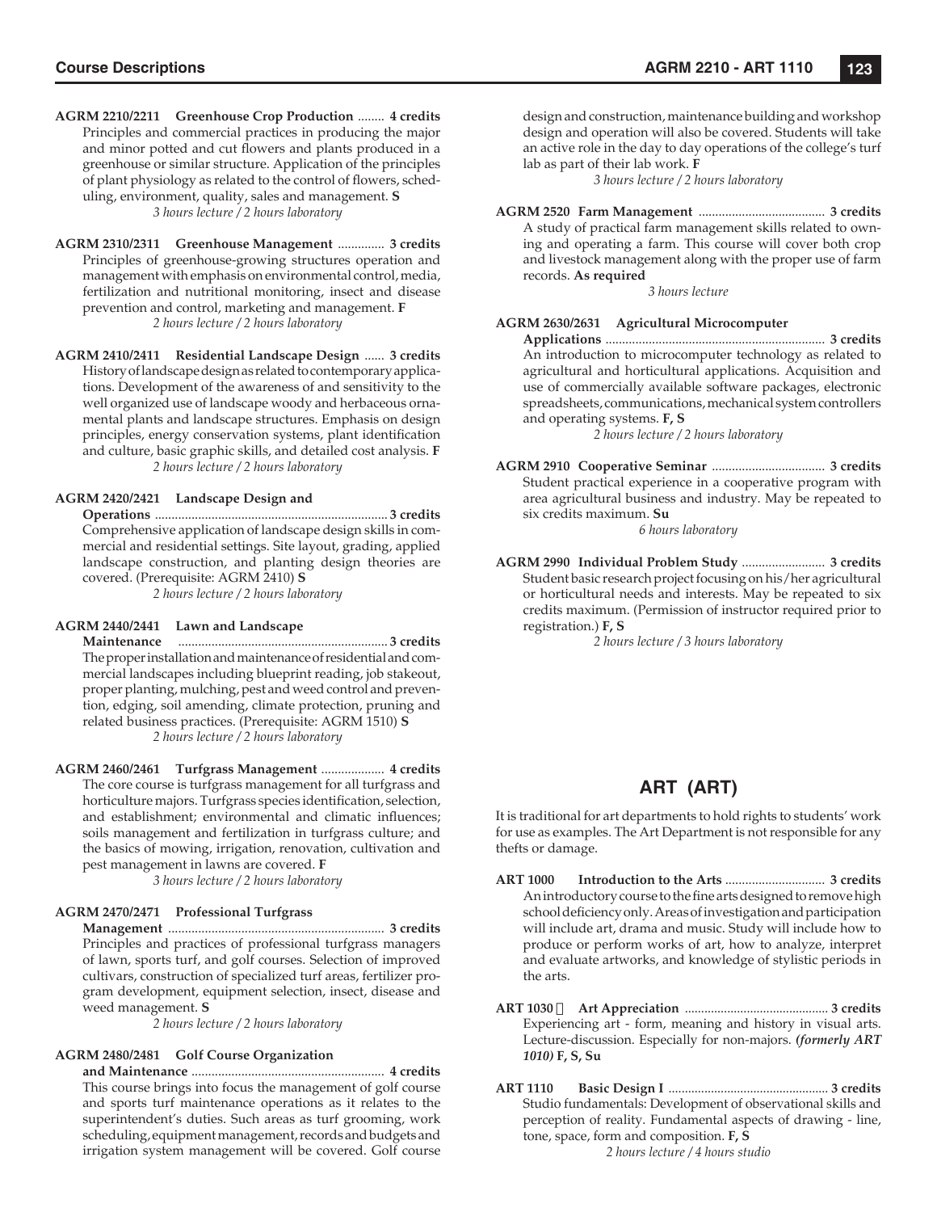**AGRM 2210/2211 Greenhouse Crop Production** ........ **4 credits**
Principles and commercial practices in producing the major and minor potted and cut flowers and plants produced in a greenhouse or similar structure. Application of the principles of plant physiology as related to the control of flowers, scheduling, environment, quality, sales and management. **S**
*3 hours lecture / 2 hours laboratory*

**AGRM 2310/2311 Greenhouse Management** .............. **3 credits**
Principles of greenhouse-growing structures operation and management with emphasis on environmental control, media, fertilization and nutritional monitoring, insect and disease prevention and control, marketing and management. **F**
*2 hours lecture / 2 hours laboratory*

**AGRM 2410/2411 Residential Landscape Design** ...... **3 credits**
History of landscape design as related to contemporary applications. Development of the awareness of and sensitivity to the well organized use of landscape woody and herbaceous ornamental plants and landscape structures. Emphasis on design principles, energy conservation systems, plant identification and culture, basic graphic skills, and detailed cost analysis. **F**
*2 hours lecture / 2 hours laboratory*

**AGRM 2420/2421 Landscape Design and Operations** ..................................................................... **3 credits**
Comprehensive application of landscape design skills in commercial and residential settings. Site layout, grading, applied landscape construction, and planting design theories are covered. (Prerequisite: AGRM 2410) **S**
*2 hours lecture / 2 hours laboratory*

**AGRM 2440/2441 Lawn and Landscape Maintenance** ............................................................... **3 credits**
The proper installation and maintenance of residential and commercial landscapes including blueprint reading, job stakeout, proper planting, mulching, pest and weed control and prevention, edging, soil amending, climate protection, pruning and related business practices. (Prerequisite: AGRM 1510) **S**
*2 hours lecture / 2 hours laboratory*

**AGRM 2460/2461 Turfgrass Management** ................... **4 credits**
The core course is turfgrass management for all turfgrass and horticulture majors. Turfgrass species identification, selection, and establishment; environmental and climatic influences; soils management and fertilization in turfgrass culture; and the basics of mowing, irrigation, renovation, cultivation and pest management in lawns are covered. **F**
*3 hours lecture / 2 hours laboratory*

**AGRM 2470/2471 Professional Turfgrass Management** ................................................................ **3 credits**
Principles and practices of professional turfgrass managers of lawn, sports turf, and golf courses. Selection of improved cultivars, construction of specialized turf areas, fertilizer program development, equipment selection, insect, disease and weed management. **S**
*2 hours lecture / 2 hours laboratory*

**AGRM 2480/2481 Golf Course Organization and Maintenance** ............................................................ **4 credits**
This course brings into focus the management of golf course and sports turf maintenance operations as it relates to the superintendent's duties. Such areas as turf grooming, work scheduling, equipment management, records and budgets and irrigation system management will be covered. Golf course design and construction, maintenance building and workshop design and operation will also be covered. Students will take an active role in the day to day operations of the college's turf lab as part of their lab work. **F**
*3 hours lecture / 2 hours laboratory*

**AGRM 2520 Farm Management** ...................................... **3 credits**
A study of practical farm management skills related to owning and operating a farm. This course will cover both crop and livestock management along with the proper use of farm records. **As required**
*3 hours lecture*

**AGRM 2630/2631 Agricultural Microcomputer Applications** ................................................................. **3 credits**
An introduction to microcomputer technology as related to agricultural and horticultural applications. Acquisition and use of commercially available software packages, electronic spreadsheets, communications, mechanical system controllers and operating systems. **F, S**
*2 hours lecture / 2 hours laboratory*

**AGRM 2910 Cooperative Seminar** .................................. **3 credits**
Student practical experience in a cooperative program with area agricultural business and industry. May be repeated to six credits maximum. **Su**
*6 hours laboratory*

**AGRM 2990 Individual Problem Study** ......................... **3 credits**
Student basic research project focusing on his/her agricultural or horticultural needs and interests. May be repeated to six credits maximum. (Permission of instructor required prior to registration.) **F, S**
*2 hours lecture / 3 hours laboratory*

## ART (ART)

It is traditional for art departments to hold rights to students' work for use as examples. The Art Department is not responsible for any thefts or damage.

**ART 1000 Introduction to the Arts** .............................. **3 credits**
An introductory course to the fine arts designed to remove high school deficiency only. Areas of investigation and participation will include art, drama and music. Study will include how to produce or perform works of art, how to analyze, interpret and evaluate artworks, and knowledge of stylistic periods in the arts.

**ART 1030 Art Appreciation** ........................................... **3 credits**
Experiencing art - form, meaning and history in visual arts. Lecture-discussion. Especially for non-majors. ***(formerly ART 1010)*** **F, S, Su**

**ART 1110 Basic Design I** ................................................ **3 credits**
Studio fundamentals: Development of observational skills and perception of reality. Fundamental aspects of drawing - line, tone, space, form and composition. **F, S**
*2 hours lecture / 4 hours studio*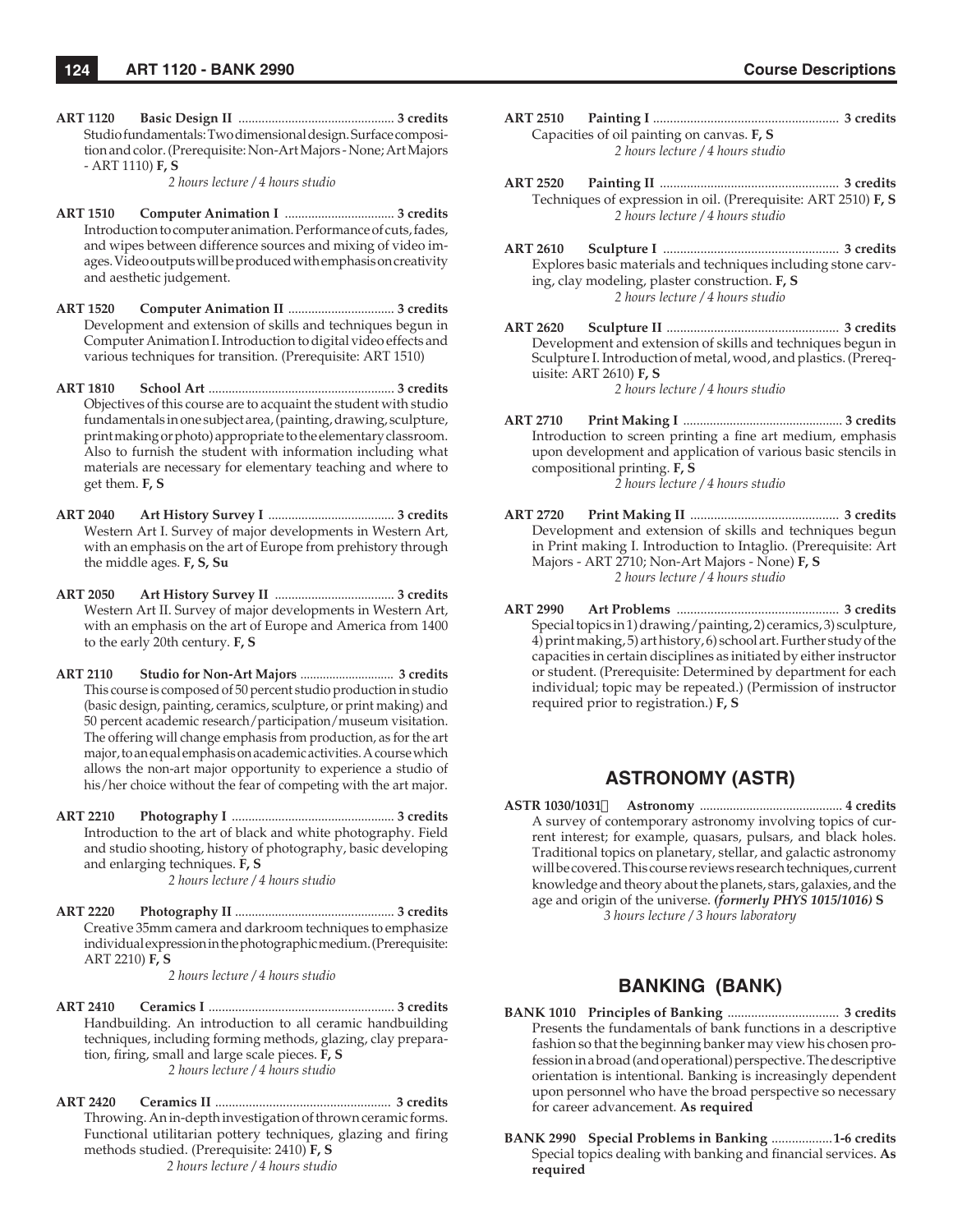**ART 1120 Basic Design II** ............................................... **3 credits**
Studio fundamentals: Two dimensional design. Surface composition and color. (Prerequisite: Non-Art Majors - None; Art Majors - ART 1110) **F, S**
*2 hours lecture / 4 hours studio*

**ART 1510 Computer Animation I** ................................. **3 credits**
Introduction to computer animation. Performance of cuts, fades, and wipes between difference sources and mixing of video images. Video outputs will be produced with emphasis on creativity and aesthetic judgement.

**ART 1520 Computer Animation II** ................................ **3 credits**
Development and extension of skills and techniques begun in Computer Animation I. Introduction to digital video effects and various techniques for transition. (Prerequisite: ART 1510)

**ART 1810 School Art** ........................................................ **3 credits**
Objectives of this course are to acquaint the student with studio fundamentals in one subject area, (painting, drawing, sculpture, print making or photo) appropriate to the elementary classroom. Also to furnish the student with information including what materials are necessary for elementary teaching and where to get them. **F, S**

**ART 2040 Art History Survey I** ...................................... **3 credits**
Western Art I. Survey of major developments in Western Art, with an emphasis on the art of Europe from prehistory through the middle ages. **F, S, Su**

**ART 2050 Art History Survey II** .................................... **3 credits**
Western Art II. Survey of major developments in Western Art, with an emphasis on the art of Europe and America from 1400 to the early 20th century. **F, S**

**ART 2110 Studio for Non-Art Majors** ............................ **3 credits**
This course is composed of 50 percent studio production in studio (basic design, painting, ceramics, sculpture, or print making) and 50 percent academic research/participation/museum visitation. The offering will change emphasis from production, as for the art major, to an equal emphasis on academic activities. A course which allows the non-art major opportunity to experience a studio of his/her choice without the fear of competing with the art major.

**ART 2210 Photography I** ................................................. **3 credits**
Introduction to the art of black and white photography. Field and studio shooting, history of photography, basic developing and enlarging techniques. **F, S**
*2 hours lecture / 4 hours studio*

**ART 2220 Photography II** ................................................ **3 credits**
Creative 35mm camera and darkroom techniques to emphasize individual expression in the photographic medium. (Prerequisite: ART 2210) **F, S**
*2 hours lecture / 4 hours studio*

**ART 2410 Ceramics I** ........................................................ **3 credits**
Handbuilding. An introduction to all ceramic handbuilding techniques, including forming methods, glazing, clay preparation, firing, small and large scale pieces. **F, S**
*2 hours lecture / 4 hours studio*

**ART 2420 Ceramics II** ...................................................... **3 credits**
Throwing. An in-depth investigation of thrown ceramic forms. Functional utilitarian pottery techniques, glazing and firing methods studied. (Prerequisite: 2410) **F, S**
*2 hours lecture / 4 hours studio*

**ART 2510 Painting I** ......................................................... **3 credits**
Capacities of oil painting on canvas. **F, S**
*2 hours lecture / 4 hours studio*

**ART 2520 Painting II** ....................................................... **3 credits**
Techniques of expression in oil. (Prerequisite: ART 2510) **F, S**
*2 hours lecture / 4 hours studio*

**ART 2610 Sculpture I** ...................................................... **3 credits**
Explores basic materials and techniques including stone carving, clay modeling, plaster construction. **F, S**
*2 hours lecture / 4 hours studio*

**ART 2620 Sculpture II** ..................................................... **3 credits**
Development and extension of skills and techniques begun in Sculpture I. Introduction of metal, wood, and plastics. (Prerequisite: ART 2610) **F, S**
*2 hours lecture / 4 hours studio*

**ART 2710 Print Making I** ................................................. **3 credits**
Introduction to screen printing a fine art medium, emphasis upon development and application of various basic stencils in compositional printing. **F, S**
*2 hours lecture / 4 hours studio*

**ART 2720 Print Making II** ............................................. **3 credits**
Development and extension of skills and techniques begun in Print making I. Introduction to Intaglio. (Prerequisite: Art Majors - ART 2710; Non-Art Majors - None) **F, S**
*2 hours lecture / 4 hours studio*

**ART 2990 Art Problems** .................................................. **3 credits**
Special topics in 1) drawing/painting, 2) ceramics, 3) sculpture, 4) print making, 5) art history, 6) school art. Further study of the capacities in certain disciplines as initiated by either instructor or student. (Prerequisite: Determined by department for each individual; topic may be repeated.) (Permission of instructor required prior to registration.) **F, S**

## ASTRONOMY (ASTR)

**ASTR 1030/1031 Astronomy** ........................................... **4 credits**
A survey of contemporary astronomy involving topics of current interest; for example, quasars, pulsars, and black holes. Traditional topics on planetary, stellar, and galactic astronomy will be covered. This course reviews research techniques, current knowledge and theory about the planets, stars, galaxies, and the age and origin of the universe. ***(formerly PHYS 1015/1016)*** **S**
*3 hours lecture / 3 hours laboratory*

## BANKING (BANK)

**BANK 1010 Principles of Banking** ................................. **3 credits**
Presents the fundamentals of bank functions in a descriptive fashion so that the beginning banker may view his chosen profession in a broad (and operational) perspective. The descriptive orientation is intentional. Banking is increasingly dependent upon personnel who have the broad perspective so necessary for career advancement. **As required**

**BANK 2990 Special Problems in Banking** ..................**1-6 credits**
Special topics dealing with banking and financial services. **As required**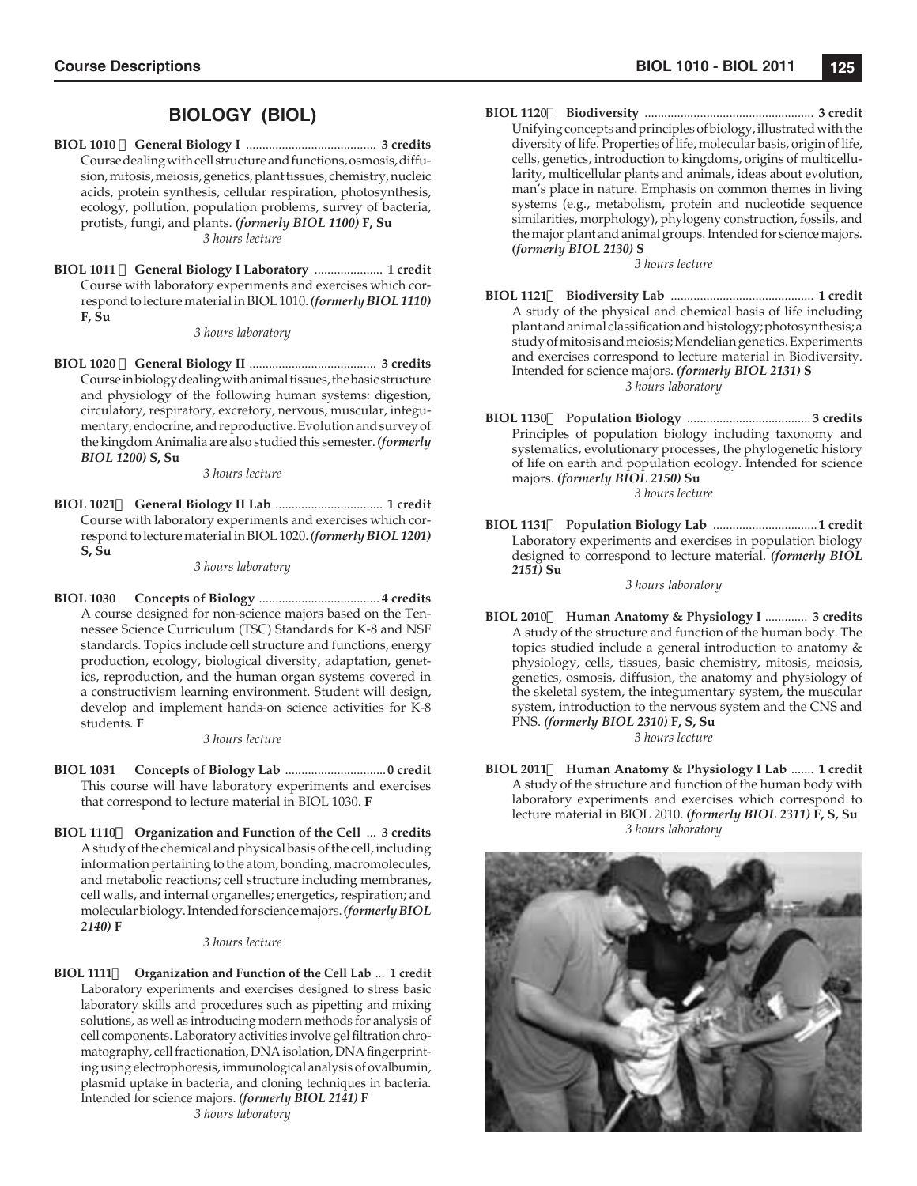# BIOLOGY (BIOL)

**BIOL 1010 General Biology I** ........................................ **3 credits**
Course dealing with cell structure and functions, osmosis, diffusion, mitosis, meiosis, genetics, plant tissues, chemistry, nucleic acids, protein synthesis, cellular respiration, photosynthesis, ecology, pollution, population problems, survey of bacteria, protists, fungi, and plants. ***(formerly BIOL 1100)*** **F, Su**
*3 hours lecture*

**BIOL 1011 General Biology I Laboratory** ..................... **1 credit**
Course with laboratory experiments and exercises which correspond to lecture material in BIOL 1010. ***(formerly BIOL 1110)*** **F, Su**
*3 hours laboratory*

**BIOL 1020 General Biology II** ....................................... **3 credits**
Course in biology dealing with animal tissues, the basic structure and physiology of the following human systems: digestion, circulatory, respiratory, excretory, nervous, muscular, integumentary, endocrine, and reproductive. Evolution and survey of the kingdom Animalia are also studied this semester. ***(formerly BIOL 1200)*** **S, Su**
*3 hours lecture*

**BIOL 1021 General Biology II Lab** ................................. **1 credit**
Course with laboratory experiments and exercises which correspond to lecture material in BIOL 1020. ***(formerly BIOL 1201)*** **S, Su**
*3 hours laboratory*

**BIOL 1030 Concepts of Biology** ..................................... **4 credits**
A course designed for non-science majors based on the Tennessee Science Curriculum (TSC) Standards for K-8 and NSF standards. Topics include cell structure and functions, energy production, ecology, biological diversity, adaptation, genetics, reproduction, and the human organ systems covered in a constructivism learning environment. Student will design, develop and implement hands-on science activities for K-8 students. **F**
*3 hours lecture*

**BIOL 1031 Concepts of Biology Lab** ............................... **0 credit**
This course will have laboratory experiments and exercises that correspond to lecture material in BIOL 1030. **F**

**BIOL 1110 Organization and Function of the Cell** ... **3 credits**
A study of the chemical and physical basis of the cell, including information pertaining to the atom, bonding, macromolecules, and metabolic reactions; cell structure including membranes, cell walls, and internal organelles; energetics, respiration; and molecular biology. Intended for science majors. ***(formerly BIOL 2140)*** **F**
*3 hours lecture*

**BIOL 1111 Organization and Function of the Cell Lab** ... **1 credit**
Laboratory experiments and exercises designed to stress basic laboratory skills and procedures such as pipetting and mixing solutions, as well as introducing modern methods for analysis of cell components. Laboratory activities involve gel filtration chromatography, cell fractionation, DNA isolation, DNA fingerprinting using electrophoresis, immunological analysis of ovalbumin, plasmid uptake in bacteria, and cloning techniques in bacteria. Intended for science majors. ***(formerly BIOL 2141)*** **F**
*3 hours laboratory*

**BIOL 1120 Biodiversity** .................................................... **3 credit**
Unifying concepts and principles of biology, illustrated with the diversity of life. Properties of life, molecular basis, origin of life, cells, genetics, introduction to kingdoms, origins of multicellularity, multicellular plants and animals, ideas about evolution, man's place in nature. Emphasis on common themes in living systems (e.g., metabolism, protein and nucleotide sequence similarities, morphology), phylogeny construction, fossils, and the major plant and animal groups. Intended for science majors. ***(formerly BIOL 2130)*** **S**
*3 hours lecture*

**BIOL 1121 Biodiversity Lab** ............................................ **1 credit**
A study of the physical and chemical basis of life including plant and animal classification and histology; photosynthesis; a study of mitosis and meiosis; Mendelian genetics. Experiments and exercises correspond to lecture material in Biodiversity. Intended for science majors. ***(formerly BIOL 2131)*** **S**
*3 hours laboratory*

**BIOL 1130 Population Biology** ...................................... **3 credits**
Principles of population biology including taxonomy and systematics, evolutionary processes, the phylogenetic history of life on earth and population ecology. Intended for science majors. ***(formerly BIOL 2150)*** **Su**
*3 hours lecture*

**BIOL 1131 Population Biology Lab** ................................ **1 credit**
Laboratory experiments and exercises in population biology designed to correspond to lecture material. ***(formerly BIOL 2151)*** **Su**
*3 hours laboratory*

**BIOL 2010 Human Anatomy & Physiology I** ............. **3 credits**
A study of the structure and function of the human body. The topics studied include a general introduction to anatomy & physiology, cells, tissues, basic chemistry, mitosis, meiosis, genetics, osmosis, diffusion, the anatomy and physiology of the skeletal system, the integumentary system, the muscular system, introduction to the nervous system and the CNS and PNS. ***(formerly BIOL 2310)*** **F, S, Su**
*3 hours lecture*

**BIOL 2011 Human Anatomy & Physiology I Lab** ....... **1 credit**
A study of the structure and function of the human body with laboratory experiments and exercises which correspond to lecture material in BIOL 2010. ***(formerly BIOL 2311)*** **F, S, Su**
*3 hours laboratory*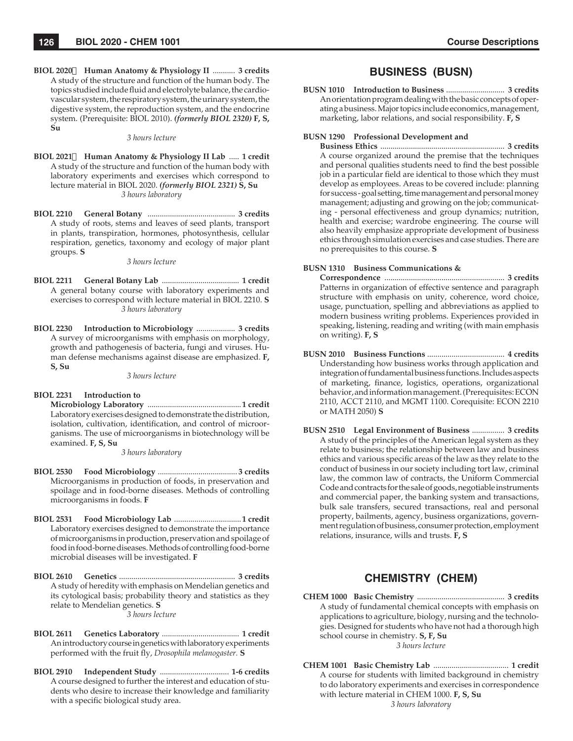**BIOL 2020 Human Anatomy & Physiology II** ........... **3 credits**
A study of the structure and function of the human body. The topics studied include fluid and electrolyte balance, the cardiovascular system, the respiratory system, the urinary system, the digestive system, the reproduction system, and the endocrine system. (Prerequisite: BIOL 2010). ***(formerly BIOL 2320)*** **F, S, Su**

*3 hours lecture*

**BIOL 2021 Human Anatomy & Physiology II Lab** ..... **1 credit**
A study of the structure and function of the human body with laboratory experiments and exercises which correspond to lecture material in BIOL 2020. ***(formerly BIOL 2321)*** **S, Su**

*3 hours laboratory*

**BIOL 2210 General Botany** .......................................... **3 credits**
A study of roots, stems and leaves of seed plants, transport in plants, transpiration, hormones, photosynthesis, cellular respiration, genetics, taxonomy and ecology of major plant groups. **S**

*3 hours lecture*

**BIOL 2211 General Botany Lab** ..................................... **1 credit**
A general botany course with laboratory experiments and exercises to correspond with lecture material in BIOL 2210. **S**

*3 hours laboratory*

**BIOL 2230 Introduction to Microbiology** ................... **3 credits**
A survey of microorganisms with emphasis on morphology, growth and pathogenesis of bacteria, fungi and viruses. Human defense mechanisms against disease are emphasized. **F, S, Su**

*3 hours lecture*

**BIOL 2231 Introduction to Microbiology Laboratory** ..............................................**1 credit**
Laboratory exercises designed to demonstrate the distribution, isolation, cultivation, identification, and control of microorganisms. The use of microorganisms in biotechnology will be examined. **F, S, Su**

*3 hours laboratory*

**BIOL 2530 Food Microbiology** .......................................**3 credits**
Microorganisms in production of foods, in preservation and spoilage and in food-borne diseases. Methods of controlling microorganisms in foods. **F**

**BIOL 2531 Food Microbiology Lab** .................................**1 credit**
Laboratory exercises designed to demonstrate the importance of microorganisms in production, preservation and spoilage of food in food-borne diseases. Methods of controlling food-borne microbial diseases will be investigated. **F**

**BIOL 2610 Genetics** ......................................................... **3 credits**
A study of heredity with emphasis on Mendelian genetics and its cytological basis; probability theory and statistics as they relate to Mendelian genetics. **S**

*3 hours lecture*

**BIOL 2611 Genetics Laboratory** ..................................... **1 credit**
An introductory course in genetics with laboratory experiments performed with the fruit fly, *Drosophila melanogaster*. **S**

**BIOL 2910 Independent Study** ................................. **1-6 credits**
A course designed to further the interest and education of students who desire to increase their knowledge and familiarity with a specific biological study area.

## BUSINESS (BUSN)

**BUSN 1010 Introduction to Business** ............................. **3 credits**
An orientation program dealing with the basic concepts of operating a business. Major topics include economics, management, marketing, labor relations, and social responsibility. **F, S**

**BUSN 1290 Professional Development and Business Ethics** ............................................................ **3 credits**
A course organized around the premise that the techniques and personal qualities students need to find the best possible job in a particular field are identical to those which they must develop as employees. Areas to be covered include: planning for success - goal setting, time management and personal money management; adjusting and growing on the job; communicating - personal effectiveness and group dynamics; nutrition, health and exercise; wardrobe engineering. The course will also heavily emphasize appropriate development of business ethics through simulation exercises and case studies. There are no prerequisites to this course. **S**

**BUSN 1310 Business Communications & Correspondence** .......................................................... **3 credits**
Patterns in organization of effective sentence and paragraph structure with emphasis on unity, coherence, word choice, usage, punctuation, spelling and abbreviations as applied to modern business writing problems. Experiences provided in speaking, listening, reading and writing (with main emphasis on writing). **F, S**

**BUSN 2010 Business Functions** ...................................... **4 credits**
Understanding how business works through application and integration of fundamental business functions. Includes aspects of marketing, finance, logistics, operations, organizational behavior, and information management. (Prerequisites: ECON 2110, ACCT 2110, and MGMT 1100. Corequisite: ECON 2210 or MATH 2050) **S**

**BUSN 2510 Legal Environment of Business** ................ **3 credits**
A study of the principles of the American legal system as they relate to business; the relationship between law and business ethics and various specific areas of the law as they relate to the conduct of business in our society including tort law, criminal law, the common law of contracts, the Uniform Commercial Code and contracts for the sale of goods, negotiable instruments and commercial paper, the banking system and transactions, bulk sale transfers, secured transactions, real and personal property, bailments, agency, business organizations, government regulation of business, consumer protection, employment relations, insurance, wills and trusts. **F, S**

## CHEMISTRY (CHEM)

**CHEM 1000 Basic Chemistry** ........................................... **3 credits**
A study of fundamental chemical concepts with emphasis on applications to agriculture, biology, nursing and the technologies. Designed for students who have not had a thorough high school course in chemistry. **S, F, Su**

*3 hours lecture*

**CHEM 1001 Basic Chemistry Lab** ..................................... **1 credit**
A course for students with limited background in chemistry to do laboratory experiments and exercises in correspondence with lecture material in CHEM 1000. **F, S, Su**

*3 hours laboratory*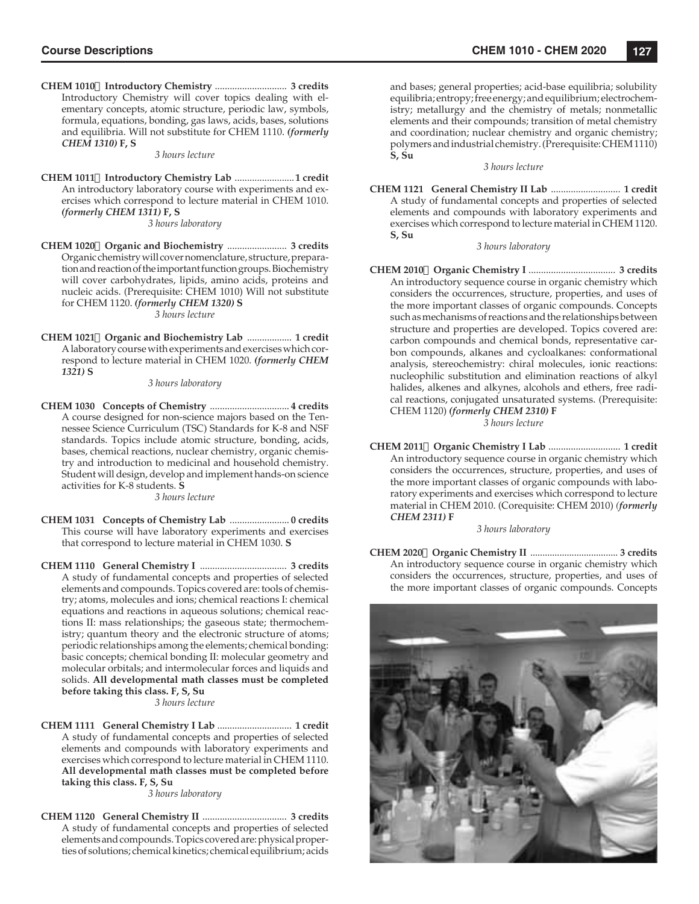**CHEM 1010 Introductory Chemistry** ............................ **3 credits**
Introductory Chemistry will cover topics dealing with elementary concepts, atomic structure, periodic law, symbols, formula, equations, bonding, gas laws, acids, bases, solutions and equilibria. Will not substitute for CHEM 1110. ***(formerly CHEM 1310)*** **F, S**

*3 hours lecture*

**CHEM 1011 Introductory Chemistry Lab** ........................**1 credit**
An introductory laboratory course with experiments and exercises which correspond to lecture material in CHEM 1010. ***(formerly CHEM 1311)*** **F, S**

*3 hours laboratory*

**CHEM 1020 Organic and Biochemistry** ........................ **3 credits**
Organic chemistry will cover nomenclature, structure, preparation and reaction of the important function groups. Biochemistry will cover carbohydrates, lipids, amino acids, proteins and nucleic acids. (Prerequisite: CHEM 1010) Will not substitute for CHEM 1120. ***(formerly CHEM 1320)*** **S**

*3 hours lecture*

**CHEM 1021 Organic and Biochemistry Lab** .................. **1 credit**
A laboratory course with experiments and exercises which correspond to lecture material in CHEM 1020. ***(formerly CHEM 1321)*** **S**

*3 hours laboratory*

**CHEM 1030 Concepts of Chemistry** ................................ **4 credits**
A course designed for non-science majors based on the Tennessee Science Curriculum (TSC) Standards for K-8 and NSF standards. Topics include atomic structure, bonding, acids, bases, chemical reactions, nuclear chemistry, organic chemistry and introduction to medicinal and household chemistry. Student will design, develop and implement hands-on science activities for K-8 students. **S**

*3 hours lecture*

**CHEM 1031 Concepts of Chemistry Lab** ........................ **0 credits**
This course will have laboratory experiments and exercises that correspond to lecture material in CHEM 1030. **S**

**CHEM 1110 General Chemistry I** .................................. **3 credits**
A study of fundamental concepts and properties of selected elements and compounds. Topics covered are: tools of chemistry; atoms, molecules and ions; chemical reactions I: chemical equations and reactions in aqueous solutions; chemical reactions II: mass relationships; the gaseous state; thermochemistry; quantum theory and the electronic structure of atoms; periodic relationships among the elements; chemical bonding: basic concepts; chemical bonding II: molecular geometry and molecular orbitals; and intermolecular forces and liquids and solids. **All developmental math classes must be completed before taking this class. F, S, Su**

*3 hours lecture*

**CHEM 1111 General Chemistry I Lab** ............................. **1 credit**
A study of fundamental concepts and properties of selected elements and compounds with laboratory experiments and exercises which correspond to lecture material in CHEM 1110. **All developmental math classes must be completed before taking this class. F, S, Su**

*3 hours laboratory*

**CHEM 1120 General Chemistry II** ................................. **3 credits**
A study of fundamental concepts and properties of selected elements and compounds. Topics covered are: physical properties of solutions; chemical kinetics; chemical equilibrium; acids and bases; general properties; acid-base equilibria; solubility equilibria; entropy; free energy; and equilibrium; electrochemistry; metallurgy and the chemistry of metals; nonmetallic elements and their compounds; transition of metal chemistry and coordination; nuclear chemistry and organic chemistry; polymers and industrial chemistry. (Prerequisite: CHEM 1110) **S, Su**

*3 hours lecture*

**CHEM 1121 General Chemistry II Lab** ............................ **1 credit**
A study of fundamental concepts and properties of selected elements and compounds with laboratory experiments and exercises which correspond to lecture material in CHEM 1120. **S, Su**

*3 hours laboratory*

**CHEM 2010 Organic Chemistry I** ................................... **3 credits**
An introductory sequence course in organic chemistry which considers the occurrences, structure, properties, and uses of the more important classes of organic compounds. Concepts such as mechanisms of reactions and the relationships between structure and properties are developed. Topics covered are: carbon compounds and chemical bonds, representative carbon compounds, alkanes and cycloalkanes: conformational analysis, stereochemistry: chiral molecules, ionic reactions: nucleophilic substitution and elimination reactions of alkyl halides, alkenes and alkynes, alcohols and ethers, free radical reactions, conjugated unsaturated systems. (Prerequisite: CHEM 1120) ***(formerly CHEM 2310)*** **F**

*3 hours lecture*

**CHEM 2011 Organic Chemistry I Lab** ............................. **1 credit**
An introductory sequence course in organic chemistry which considers the occurrences, structure, properties, and uses of the more important classes of organic compounds with laboratory experiments and exercises which correspond to lecture material in CHEM 2010. (Corequisite: CHEM 2010) ***(formerly CHEM 2311)*** **F**

*3 hours laboratory*

**CHEM 2020 Organic Chemistry II** .................................... **3 credits**
An introductory sequence course in organic chemistry which considers the occurrences, structure, properties, and uses of the more important classes of organic compounds. Concepts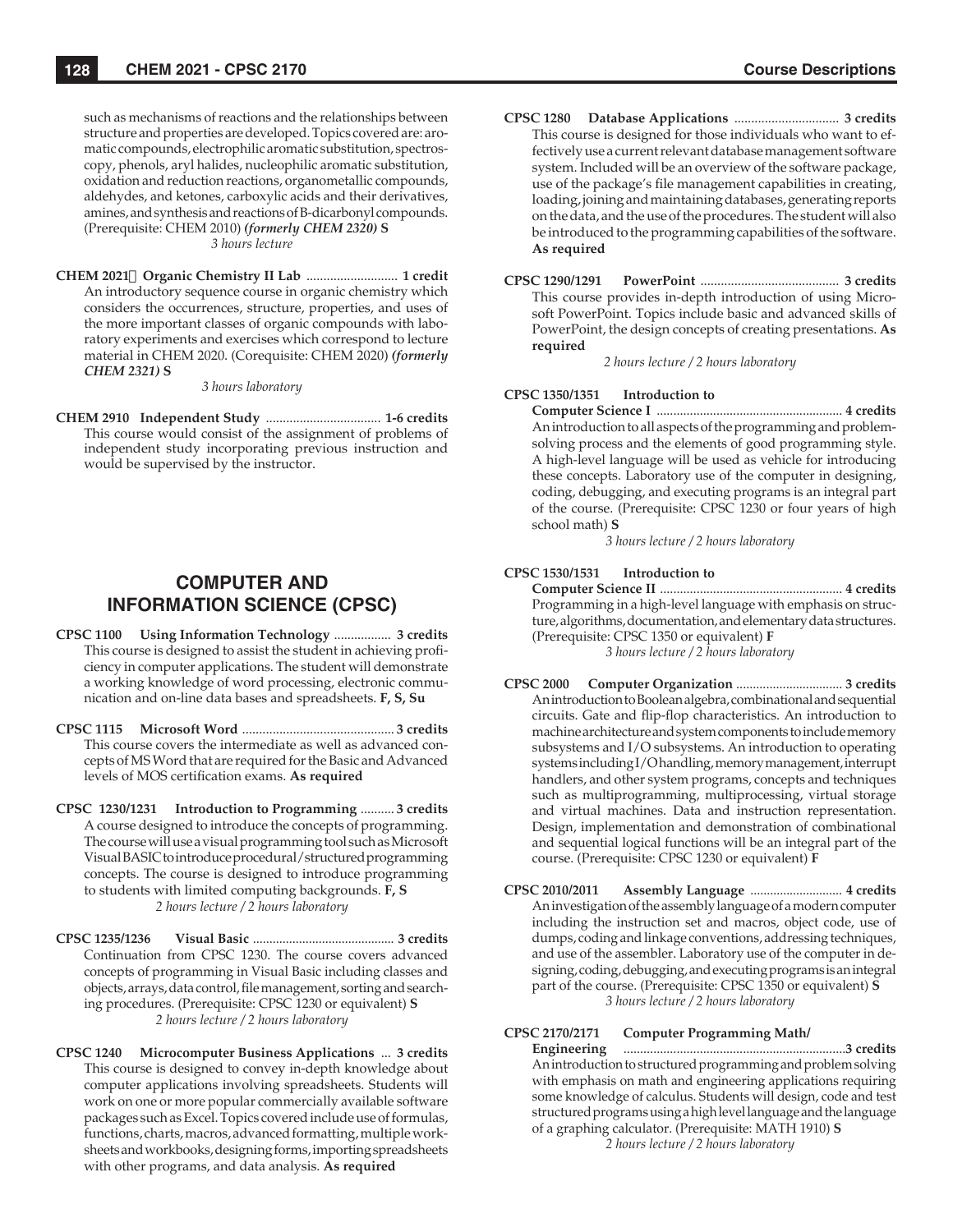such as mechanisms of reactions and the relationships between structure and properties are developed. Topics covered are: aromatic compounds, electrophilic aromatic substitution, spectroscopy, phenols, aryl halides, nucleophilic aromatic substitution, oxidation and reduction reactions, organometallic compounds, aldehydes, and ketones, carboxylic acids and their derivatives, amines, and synthesis and reactions of B-dicarbonyl compounds. (Prerequisite: CHEM 2010) ***(formerly CHEM 2320)*** **S**

*3 hours lecture*

**CHEM 2021 Organic Chemistry II Lab** .......................... **1 credit**
An introductory sequence course in organic chemistry which considers the occurrences, structure, properties, and uses of the more important classes of organic compounds with laboratory experiments and exercises which correspond to lecture material in CHEM 2020. (Corequisite: CHEM 2020) ***(formerly CHEM 2321)*** **S**

*3 hours laboratory*

**CHEM 2910 Independent Study** .................................. **1-6 credits**
This course would consist of the assignment of problems of independent study incorporating previous instruction and would be supervised by the instructor.

## COMPUTER AND INFORMATION SCIENCE (CPSC)

**CPSC 1100 Using Information Technology** ................. **3 credits**
This course is designed to assist the student in achieving proficiency in computer applications. The student will demonstrate a working knowledge of word processing, electronic communication and on-line data bases and spreadsheets. **F, S, Su**

**CPSC 1115 Microsoft Word** ............................................ **3 credits**
This course covers the intermediate as well as advanced concepts of MS Word that are required for the Basic and Advanced levels of MOS certification exams. **As required**

**CPSC 1230/1231 Introduction to Programming** .......... **3 credits**
A course designed to introduce the concepts of programming. The course will use a visual programming tool such as Microsoft Visual BASIC to introduce procedural/structured programming concepts. The course is designed to introduce programming to students with limited computing backgrounds. **F, S**

*2 hours lecture / 2 hours laboratory*

**CPSC 1235/1236 Visual Basic** ........................................... **3 credits**
Continuation from CPSC 1230. The course covers advanced concepts of programming in Visual Basic including classes and objects, arrays, data control, file management, sorting and searching procedures. (Prerequisite: CPSC 1230 or equivalent) **S**

*2 hours lecture / 2 hours laboratory*

**CPSC 1240 Microcomputer Business Applications** ... **3 credits**
This course is designed to convey in-depth knowledge about computer applications involving spreadsheets. Students will work on one or more popular commercially available software packages such as Excel. Topics covered include use of formulas, functions, charts, macros, advanced formatting, multiple worksheets and workbooks, designing forms, importing spreadsheets with other programs, and data analysis. **As required**

**CPSC 1280 Database Applications** ............................... **3 credits**
This course is designed for those individuals who want to effectively use a current relevant database management software system. Included will be an overview of the software package, use of the package's file management capabilities in creating, loading, joining and maintaining databases, generating reports on the data, and the use of the procedures. The student will also be introduced to the programming capabilities of the software. **As required**

**CPSC 1290/1291 PowerPoint** ......................................... **3 credits**
This course provides in-depth introduction of using Microsoft PowerPoint. Topics include basic and advanced skills of PowerPoint, the design concepts of creating presentations. **As required**

*2 hours lecture / 2 hours laboratory*

**CPSC 1350/1351 Introduction to Computer Science I** ....................................................... **4 credits**
An introduction to all aspects of the programming and problem-solving process and the elements of good programming style. A high-level language will be used as vehicle for introducing these concepts. Laboratory use of the computer in designing, coding, debugging, and executing programs is an integral part of the course. (Prerequisite: CPSC 1230 or four years of high school math) **S**

*3 hours lecture / 2 hours laboratory*

**CPSC 1530/1531 Introduction to Computer Science II** ...................................................... **4 credits**
Programming in a high-level language with emphasis on structure, algorithms, documentation, and elementary data structures. (Prerequisite: CPSC 1350 or equivalent) **F**

*3 hours lecture / 2 hours laboratory*

**CPSC 2000 Computer Organization** ................................ **3 credits**
An introduction to Boolean algebra, combinational and sequential circuits. Gate and flip-flop characteristics. An introduction to machine architecture and system components to include memory subsystems and I/O subsystems. An introduction to operating systems including I/O handling, memory management, interrupt handlers, and other system programs, concepts and techniques such as multiprogramming, multiprocessing, virtual storage and virtual machines. Data and instruction representation. Design, implementation and demonstration of combinational and sequential logical functions will be an integral part of the course. (Prerequisite: CPSC 1230 or equivalent) **F**

**CPSC 2010/2011 Assembly Language** ............................ **4 credits**
An investigation of the assembly language of a modern computer including the instruction set and macros, object code, use of dumps, coding and linkage conventions, addressing techniques, and use of the assembler. Laboratory use of the computer in designing, coding, debugging, and executing programs is an integral part of the course. (Prerequisite: CPSC 1350 or equivalent) **S**

*3 hours lecture / 2 hours laboratory*

**CPSC 2170/2171 Computer Programming Math/ Engineering** .................................................................. **3 credits**
An introduction to structured programming and problem solving with emphasis on math and engineering applications requiring some knowledge of calculus. Students will design, code and test structured programs using a high level language and the language of a graphing calculator. (Prerequisite: MATH 1910) **S**

*2 hours lecture / 2 hours laboratory*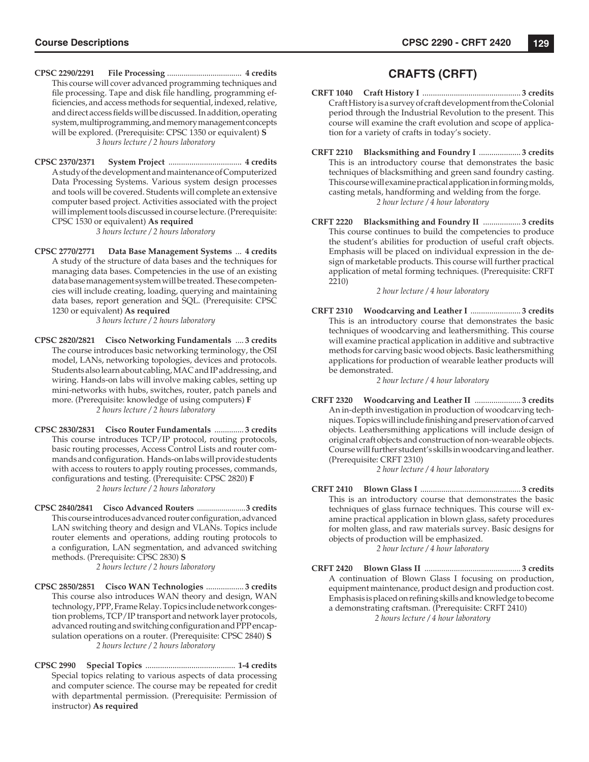**CPSC 2290/2291 File Processing** .................................... **4 credits**
This course will cover advanced programming techniques and file processing. Tape and disk file handling, programming efficiencies, and access methods for sequential, indexed, relative, and direct access fields will be discussed. In addition, operating system, multiprogramming, and memory management concepts will be explored. (Prerequisite: CPSC 1350 or equivalent) **S**
*3 hours lecture / 2 hours laboratory*

**CPSC 2370/2371 System Project** .................................... **4 credits**
A study of the development and maintenance of Computerized Data Processing Systems. Various system design processes and tools will be covered. Students will complete an extensive computer based project. Activities associated with the project will implement tools discussed in course lecture. (Prerequisite: CPSC 1530 or equivalent) **As required**
*3 hours lecture / 2 hours laboratory*

**CPSC 2770/2771 Data Base Management Systems** ... **4 credits**
A study of the structure of data bases and the techniques for managing data bases. Competencies in the use of an existing data base management system will be treated. These competencies will include creating, loading, querying and maintaining data bases, report generation and SQL. (Prerequisite: CPSC 1230 or equivalent) **As required**
*3 hours lecture / 2 hours laboratory*

**CPSC 2820/2821 Cisco Networking Fundamentals** .... **3 credits**
The course introduces basic networking terminology, the OSI model, LANs, networking topologies, devices and protocols. Students also learn about cabling, MAC and IP addressing, and wiring. Hands-on labs will involve making cables, setting up mini-networks with hubs, switches, router, patch panels and more. (Prerequisite: knowledge of using computers) **F**
*2 hours lecture / 2 hours laboratory*

**CPSC 2830/2831 Cisco Router Fundamentals** .............. **3 credits**
This course introduces TCP/IP protocol, routing protocols, basic routing processes, Access Control Lists and router commands and configuration. Hands-on labs will provide students with access to routers to apply routing processes, commands, configurations and testing. (Prerequisite: CPSC 2820) **F**
*2 hours lecture / 2 hours laboratory*

**CPSC 2840/2841 Cisco Advanced Routers** ........................**3 credits**
This course introduces advanced router configuration, advanced LAN switching theory and design and VLANs. Topics include router elements and operations, adding routing protocols to a configuration, LAN segmentation, and advanced switching methods. (Prerequisite: CPSC 2830) **S**
*2 hours lecture / 2 hours laboratory*

**CPSC 2850/2851 Cisco WAN Technologies** .................. **3 credits**
This course also introduces WAN theory and design, WAN technology, PPP, Frame Relay. Topics include network congestion problems, TCP/IP transport and network layer protocols, advanced routing and switching configuration and PPP encapsulation operations on a router. (Prerequisite: CPSC 2840) **S**
*2 hours lecture / 2 hours laboratory*

**CPSC 2990 Special Topics** .......................................... **1-4 credits**
Special topics relating to various aspects of data processing and computer science. The course may be repeated for credit with departmental permission. (Prerequisite: Permission of instructor) **As required**

## CRAFTS (CRFT)

**CRFT 1040 Craft History I** ............................................... **3 credits**
Craft History is a survey of craft development from the Colonial period through the Industrial Revolution to the present. This course will examine the craft evolution and scope of application for a variety of crafts in today's society.

**CRFT 2210 Blacksmithing and Foundry I** .................... **3 credits**
This is an introductory course that demonstrates the basic techniques of blacksmithing and green sand foundry casting. This course will examine practical application in forming molds, casting metals, handforming and welding from the forge.
*2 hour lecture / 4 hour laboratory*

**CRFT 2220 Blacksmithing and Foundry II** .................. **3 credits**
This course continues to build the competencies to produce the student's abilities for production of useful craft objects. Emphasis will be placed on individual expression in the design of marketable products. This course will further practical application of metal forming techniques. (Prerequisite: CRFT 2210)
*2 hour lecture / 4 hour laboratory*

**CRFT 2310 Woodcarving and Leather I** ........................ **3 credits**
This is an introductory course that demonstrates the basic techniques of woodcarving and leathersmithing. This course will examine practical application in additive and subtractive methods for carving basic wood objects. Basic leathersmithing applications for production of wearable leather products will be demonstrated.
*2 hour lecture / 4 hour laboratory*

**CRFT 2320 Woodcarving and Leather II** ...................... **3 credits**
An in-depth investigation in production of woodcarving techniques. Topics will include finishing and preservation of carved objects. Leathersmithing applications will include design of original craft objects and construction of non-wearable objects. Course will further student's skills in woodcarving and leather. (Prerequisite: CRFT 2310)
*2 hour lecture / 4 hour laboratory*

**CRFT 2410 Blown Glass I** ................................................ **3 credits**
This is an introductory course that demonstrates the basic techniques of glass furnace techniques. This course will examine practical application in blown glass, safety procedures for molten glass, and raw materials survey. Basic designs for objects of production will be emphasized.
*2 hour lecture / 4 hour laboratory*

**CRFT 2420 Blown Glass II** .............................................. **3 credits**
A continuation of Blown Glass I focusing on production, equipment maintenance, product design and production cost. Emphasis is placed on refining skills and knowledge to become a demonstrating craftsman. (Prerequisite: CRFT 2410)
*2 hours lecture / 4 hour laboratory*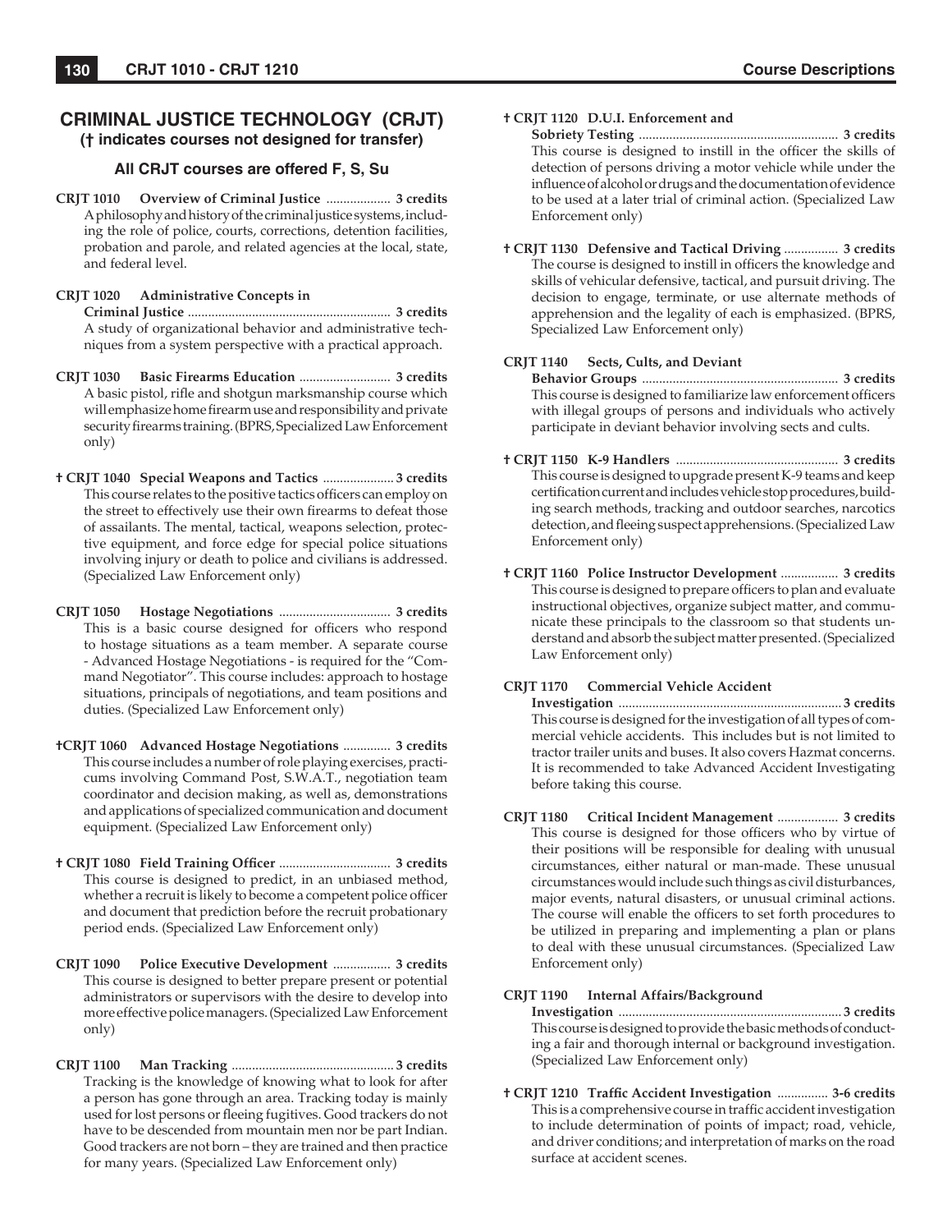## CRIMINAL JUSTICE TECHNOLOGY (CRJT)

**(† indicates courses not designed for transfer)**

### All CRJT courses are offered F, S, Su

**CRJT 1010 Overview of Criminal Justice** .................. **3 credits**
A philosophy and history of the criminal justice systems, including the role of police, courts, corrections, detention facilities, probation and parole, and related agencies at the local, state, and federal level.

**CRJT 1020 Administrative Concepts in Criminal Justice** .......................................................... **3 credits**
A study of organizational behavior and administrative techniques from a system perspective with a practical approach.

**CRJT 1030 Basic Firearms Education** .......................... **3 credits**
A basic pistol, rifle and shotgun marksmanship course which will emphasize home firearm use and responsibility and private security firearms training. (BPRS, Specialized Law Enforcement only)

**† CRJT 1040 Special Weapons and Tactics** .................... **3 credits**
This course relates to the positive tactics officers can employ on the street to effectively use their own firearms to defeat those of assailants. The mental, tactical, weapons selection, protective equipment, and force edge for special police situations involving injury or death to police and civilians is addressed. (Specialized Law Enforcement only)

**CRJT 1050 Hostage Negotiations** ................................ **3 credits**
This is a basic course designed for officers who respond to hostage situations as a team member. A separate course - Advanced Hostage Negotiations - is required for the "Command Negotiator". This course includes: approach to hostage situations, principals of negotiations, and team positions and duties. (Specialized Law Enforcement only)

**†CRJT 1060 Advanced Hostage Negotiations** ............. **3 credits**
This course includes a number of role playing exercises, practicums involving Command Post, S.W.A.T., negotiation team coordinator and decision making, as well as, demonstrations and applications of specialized communication and document equipment. (Specialized Law Enforcement only)

**† CRJT 1080 Field Training Officer** ................................ **3 credits**
This course is designed to predict, in an unbiased method, whether a recruit is likely to become a competent police officer and document that prediction before the recruit probationary period ends. (Specialized Law Enforcement only)

**CRJT 1090 Police Executive Development** ................ **3 credits**
This course is designed to better prepare present or potential administrators or supervisors with the desire to develop into more effective police managers. (Specialized Law Enforcement only)

**CRJT 1100 Man Tracking** ............................................... **3 credits**
Tracking is the knowledge of knowing what to look for after a person has gone through an area. Tracking today is mainly used for lost persons or fleeing fugitives. Good trackers do not have to be descended from mountain men nor be part Indian. Good trackers are not born – they are trained and then practice for many years. (Specialized Law Enforcement only)

**† CRJT 1120 D.U.I. Enforcement and Sobriety Testing** .......................................................... **3 credits**
This course is designed to instill in the officer the skills of detection of persons driving a motor vehicle while under the influence of alcohol or drugs and the documentation of evidence to be used at a later trial of criminal action. (Specialized Law Enforcement only)

**† CRJT 1130 Defensive and Tactical Driving** ............... **3 credits**
The course is designed to instill in officers the knowledge and skills of vehicular defensive, tactical, and pursuit driving. The decision to engage, terminate, or use alternate methods of apprehension and the legality of each is emphasized. (BPRS, Specialized Law Enforcement only)

**CRJT 1140 Sects, Cults, and Deviant Behavior Groups** ......................................................... **3 credits**
This course is designed to familiarize law enforcement officers with illegal groups of persons and individuals who actively participate in deviant behavior involving sects and cults.

**† CRJT 1150 K-9 Handlers** ............................................... **3 credits**
This course is designed to upgrade present K-9 teams and keep certification current and includes vehicle stop procedures, building search methods, tracking and outdoor searches, narcotics detection, and fleeing suspect apprehensions. (Specialized Law Enforcement only)

**† CRJT 1160 Police Instructor Development** ................ **3 credits**
This course is designed to prepare officers to plan and evaluate instructional objectives, organize subject matter, and communicate these principals to the classroom so that students understand and absorb the subject matter presented. (Specialized Law Enforcement only)

**CRJT 1170 Commercial Vehicle Accident Investigation** ................................................................ **3 credits**
This course is designed for the investigation of all types of commercial vehicle accidents. This includes but is not limited to tractor trailer units and buses. It also covers Hazmat concerns. It is recommended to take Advanced Accident Investigating before taking this course.

**CRJT 1180 Critical Incident Management** ................. **3 credits**
This course is designed for those officers who by virtue of their positions will be responsible for dealing with unusual circumstances, either natural or man-made. These unusual circumstances would include such things as civil disturbances, major events, natural disasters, or unusual criminal actions. The course will enable the officers to set forth procedures to be utilized in preparing and implementing a plan or plans to deal with these unusual circumstances. (Specialized Law Enforcement only)

**CRJT 1190 Internal Affairs/Background Investigation** ................................................................ **3 credits**
This course is designed to provide the basic methods of conducting a fair and thorough internal or background investigation. (Specialized Law Enforcement only)

**† CRJT 1210 Traffic Accident Investigation** .............. **3-6 credits**
This is a comprehensive course in traffic accident investigation to include determination of points of impact; road, vehicle, and driver conditions; and interpretation of marks on the road surface at accident scenes.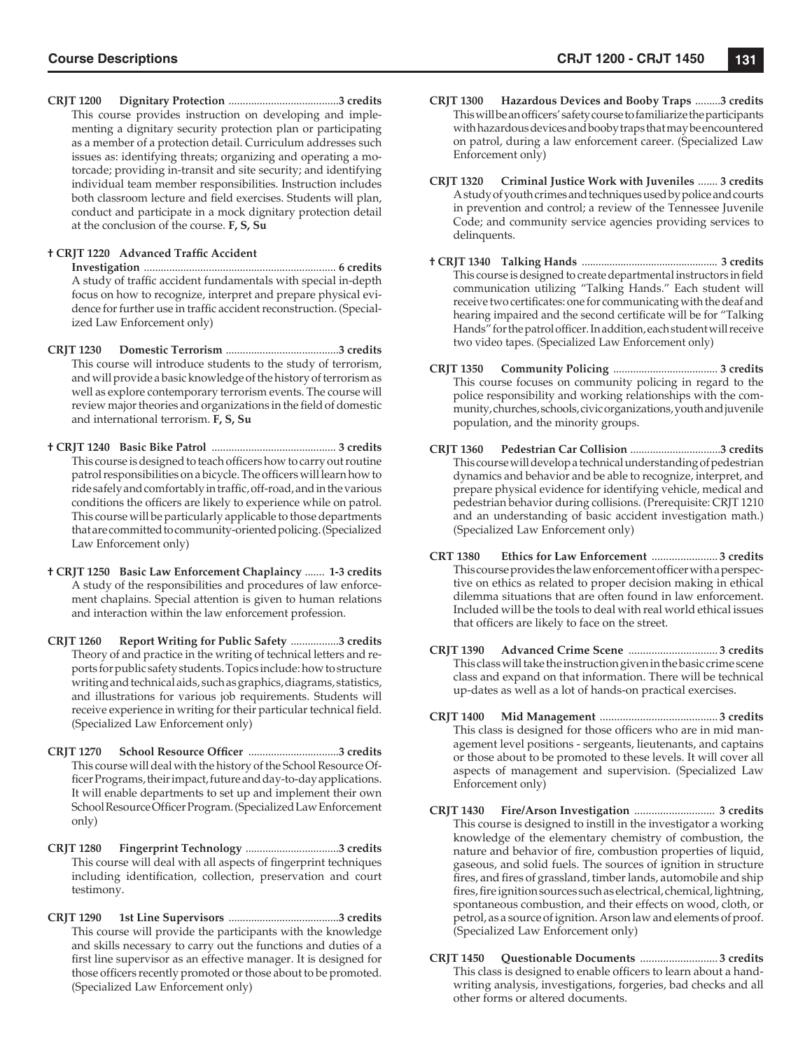**CRJT 1200 Dignitary Protection ....................................... 3 credits**
This course provides instruction on developing and implementing a dignitary security protection plan or participating as a member of a protection detail. Curriculum addresses such issues as: identifying threats; organizing and operating a motorcade; providing in-transit and site security; and identifying individual team member responsibilities. Instruction includes both classroom lecture and field exercises. Students will plan, conduct and participate in a mock dignitary protection detail at the conclusion of the course. **F, S, Su**

**† CRJT 1220 Advanced Traffic Accident Investigation .................................................................. 6 credits**
A study of traffic accident fundamentals with special in-depth focus on how to recognize, interpret and prepare physical evidence for further use in traffic accident reconstruction. (Specialized Law Enforcement only)

**CRJT 1230 Domestic Terrorism ........................................ 3 credits**
This course will introduce students to the study of terrorism, and will provide a basic knowledge of the history of terrorism as well as explore contemporary terrorism events. The course will review major theories and organizations in the field of domestic and international terrorism. **F, S, Su**

**† CRJT 1240 Basic Bike Patrol ............................................ 3 credits**
This course is designed to teach officers how to carry out routine patrol responsibilities on a bicycle. The officers will learn how to ride safely and comfortably in traffic, off-road, and in the various conditions the officers are likely to experience while on patrol. This course will be particularly applicable to those departments that are committed to community-oriented policing. (Specialized Law Enforcement only)

**† CRJT 1250 Basic Law Enforcement Chaplaincy ....... 1-3 credits**
A study of the responsibilities and procedures of law enforcement chaplains. Special attention is given to human relations and interaction within the law enforcement profession.

**CRJT 1260 Report Writing for Public Safety ................. 3 credits**
Theory of and practice in the writing of technical letters and reports for public safety students. Topics include: how to structure writing and technical aids, such as graphics, diagrams, statistics, and illustrations for various job requirements. Students will receive experience in writing for their particular technical field. (Specialized Law Enforcement only)

**CRJT 1270 School Resource Officer ................................ 3 credits**
This course will deal with the history of the School Resource Officer Programs, their impact, future and day-to-day applications. It will enable departments to set up and implement their own School Resource Officer Program. (Specialized Law Enforcement only)

**CRJT 1280 Fingerprint Technology ................................. 3 credits**
This course will deal with all aspects of fingerprint techniques including identification, collection, preservation and court testimony.

**CRJT 1290 1st Line Supervisors ....................................... 3 credits**
This course will provide the participants with the knowledge and skills necessary to carry out the functions and duties of a first line supervisor as an effective manager. It is designed for those officers recently promoted or those about to be promoted. (Specialized Law Enforcement only)

**CRJT 1300 Hazardous Devices and Booby Traps ......... 3 credits**
This will be an officers' safety course to familiarize the participants with hazardous devices and booby traps that may be encountered on patrol, during a law enforcement career. (Specialized Law Enforcement only)

**CRJT 1320 Criminal Justice Work with Juveniles ....... 3 credits**
A study of youth crimes and techniques used by police and courts in prevention and control; a review of the Tennessee Juvenile Code; and community service agencies providing services to delinquents.

**† CRJT 1340 Talking Hands ................................................ 3 credits**
This course is designed to create departmental instructors in field communication utilizing "Talking Hands." Each student will receive two certificates: one for communicating with the deaf and hearing impaired and the second certificate will be for "Talking Hands" for the patrol officer. In addition, each student will receive two video tapes. (Specialized Law Enforcement only)

**CRJT 1350 Community Policing ..................................... 3 credits**
This course focuses on community policing in regard to the police responsibility and working relationships with the community, churches, schools, civic organizations, youth and juvenile population, and the minority groups.

**CRJT 1360 Pedestrian Car Collision ................................ 3 credits**
This course will develop a technical understanding of pedestrian dynamics and behavior and be able to recognize, interpret, and prepare physical evidence for identifying vehicle, medical and pedestrian behavior during collisions. (Prerequisite: CRJT 1210 and an understanding of basic accident investigation math.) (Specialized Law Enforcement only)

**CRT 1380 Ethics for Law Enforcement ....................... 3 credits**
This course provides the law enforcement officer with a perspective on ethics as related to proper decision making in ethical dilemma situations that are often found in law enforcement. Included will be the tools to deal with real world ethical issues that officers are likely to face on the street.

**CRJT 1390 Advanced Crime Scene ................................ 3 credits**
This class will take the instruction given in the basic crime scene class and expand on that information. There will be technical up-dates as well as a lot of hands-on practical exercises.

**CRJT 1400 Mid Management .......................................... 3 credits**
This class is designed for those officers who are in mid management level positions - sergeants, lieutenants, and captains or those about to be promoted to these levels. It will cover all aspects of management and supervision. (Specialized Law Enforcement only)

**CRJT 1430 Fire/Arson Investigation ............................ 3 credits**
This course is designed to instill in the investigator a working knowledge of the elementary chemistry of combustion, the nature and behavior of fire, combustion properties of liquid, gaseous, and solid fuels. The sources of ignition in structure fires, and fires of grassland, timber lands, automobile and ship fires, fire ignition sources such as electrical, chemical, lightning, spontaneous combustion, and their effects on wood, cloth, or petrol, as a source of ignition. Arson law and elements of proof. (Specialized Law Enforcement only)

**CRJT 1450 Questionable Documents ........................... 3 credits**
This class is designed to enable officers to learn about a handwriting analysis, investigations, forgeries, bad checks and all other forms or altered documents.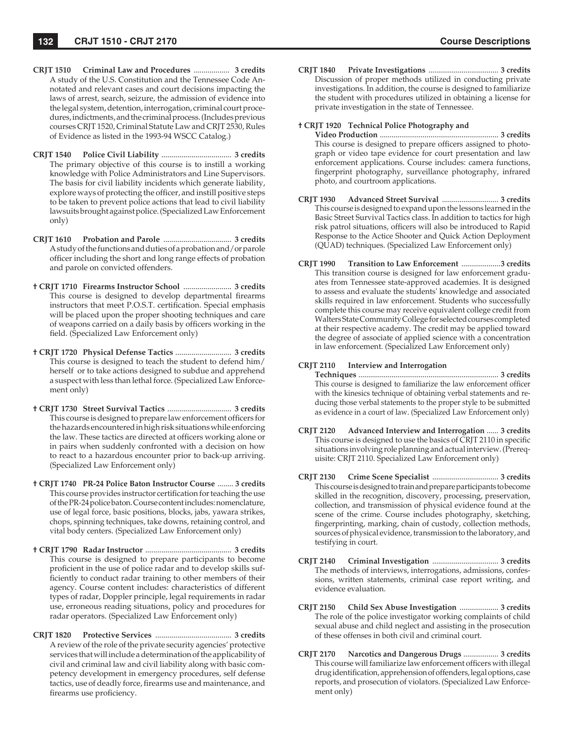**CRJT 1510 Criminal Law and Procedures** .................. **3 credits**
A study of the U.S. Constitution and the Tennessee Code Annotated and relevant cases and court decisions impacting the laws of arrest, search, seizure, the admission of evidence into the legal system, detention, interrogation, criminal court procedures, indictments, and the criminal process. (Includes previous courses CRJT 1520, Criminal Statute Law and CRJT 2530, Rules of Evidence as listed in the 1993-94 WSCC Catalog.)

**CRJT 1540 Police Civil Liability** ................................... **3 credits**
The primary objective of this course is to instill a working knowledge with Police Administrators and Line Supervisors. The basis for civil liability incidents which generate liability, explore ways of protecting the officer, and instill positive steps to be taken to prevent police actions that lead to civil liability lawsuits brought against police. (Specialized Law Enforcement only)

**CRJT 1610 Probation and Parole** .................................. **3 credits**
A study of the functions and duties of a probation and/or parole officer including the short and long range effects of probation and parole on convicted offenders.

**† CRJT 1710 Firearms Instructor School** ........................ **3 credits**
This course is designed to develop departmental firearms instructors that meet P.O.S.T. certification. Special emphasis will be placed upon the proper shooting techniques and care of weapons carried on a daily basis by officers working in the field. (Specialized Law Enforcement only)

**† CRJT 1720 Physical Defense Tactics** ............................ **3 credits**
This course is designed to teach the student to defend him/herself or to take actions designed to subdue and apprehend a suspect with less than lethal force. (Specialized Law Enforcement only)

**† CRJT 1730 Street Survival Tactics** ................................ **3 credits**
This course is designed to prepare law enforcement officers for the hazards encountered in high risk situations while enforcing the law. These tactics are directed at officers working alone or in pairs when suddenly confronted with a decision on how to react to a hazardous encounter prior to back-up arriving. (Specialized Law Enforcement only)

**† CRJT 1740 PR-24 Police Baton Instructor Course** ........ **3 credits**
This course provides instructor certification for teaching the use of the PR-24 police baton. Course content includes: nomenclature, use of legal force, basic positions, blocks, jabs, yawara strikes, chops, spinning techniques, take downs, retaining control, and vital body centers. (Specialized Law Enforcement only)

**† CRJT 1790 Radar Instructor** ........................................... **3 credits**
This course is designed to prepare participants to become proficient in the use of police radar and to develop skills sufficiently to conduct radar training to other members of their agency. Course content includes: characteristics of different types of radar, Doppler principle, legal requirements in radar use, erroneous reading situations, policy and procedures for radar operators. (Specialized Law Enforcement only)

**CRJT 1820 Protective Services** ...................................... **3 credits**
A review of the role of the private security agencies' protective services that will include a determination of the applicability of civil and criminal law and civil liability along with basic competency development in emergency procedures, self defense tactics, use of deadly force, firearms use and maintenance, and firearms use proficiency.

**CRJT 1840 Private Investigations** .................................... **3 credits**
Discussion of proper methods utilized in conducting private investigations. In addition, the course is designed to familiarize the student with procedures utilized in obtaining a license for private investigation in the state of Tennessee.

**† CRJT 1920 Technical Police Photography and Video Production** ............................................................ **3 credits**
This course is designed to prepare officers assigned to photograph or video tape evidence for court presentation and law enforcement applications. Course includes: camera functions, fingerprint photography, surveillance photography, infrared photo, and courtroom applications.

**CRJT 1930 Advanced Street Survival** ............................. **3 credits**
This course is designed to expand upon the lessons learned in the Basic Street Survival Tactics class. In addition to tactics for high risk patrol situations, officers will also be introduced to Rapid Response to the Actice Shooter and Quick Action Deployment (QUAD) techniques. (Specialized Law Enforcement only)

**CRJT 1990 Transition to Law Enforcement** ....................**3 credits**
This transition course is designed for law enforcement graduates from Tennessee state-approved academies. It is designed to assess and evaluate the students' knowledge and associated skills required in law enforcement. Students who successfully complete this course may receive equivalent college credit from Walters State Community College for selected courses completed at their respective academy. The credit may be applied toward the degree of associate of applied science with a concentration in law enforcement. (Specialized Law Enforcement only)

**CRJT 2110 Interview and Interrogation Techniques** ....................................................................... **3 credits**
This course is designed to familiarize the law enforcement officer with the kinesics technique of obtaining verbal statements and reducing those verbal statements to the proper style to be submitted as evidence in a court of law. (Specialized Law Enforcement only)

**CRJT 2120 Advanced Interview and Interrogation** ...... **3 credits**
This course is designed to use the basics of CRJT 2110 in specific situations involving role planning and actual interview. (Prerequisite: CRJT 2110. Specialized Law Enforcement only)

**CRJT 2130 Crime Scene Specialist** .................................. **3 credits**
This course is designed to train and prepare participants to become skilled in the recognition, discovery, processing, preservation, collection, and transmission of physical evidence found at the scene of the crime. Course includes photography, sketching, fingerprinting, marking, chain of custody, collection methods, sources of physical evidence, transmission to the laboratory, and testifying in court.

**CRJT 2140 Criminal Investigation** .................................. **3 credits**
The methods of interviews, interrogations, admissions, confessions, written statements, criminal case report writing, and evidence evaluation.

**CRJT 2150 Child Sex Abuse Investigation** .................... **3 credits**
The role of the police investigator working complaints of child sexual abuse and child neglect and assisting in the prosecution of these offenses in both civil and criminal court.

**CRJT 2170 Narcotics and Dangerous Drugs** .................. **3 credits**
This course will familiarize law enforcement officers with illegal drug identification, apprehension of offenders, legal options, case reports, and prosecution of violators. (Specialized Law Enforcement only)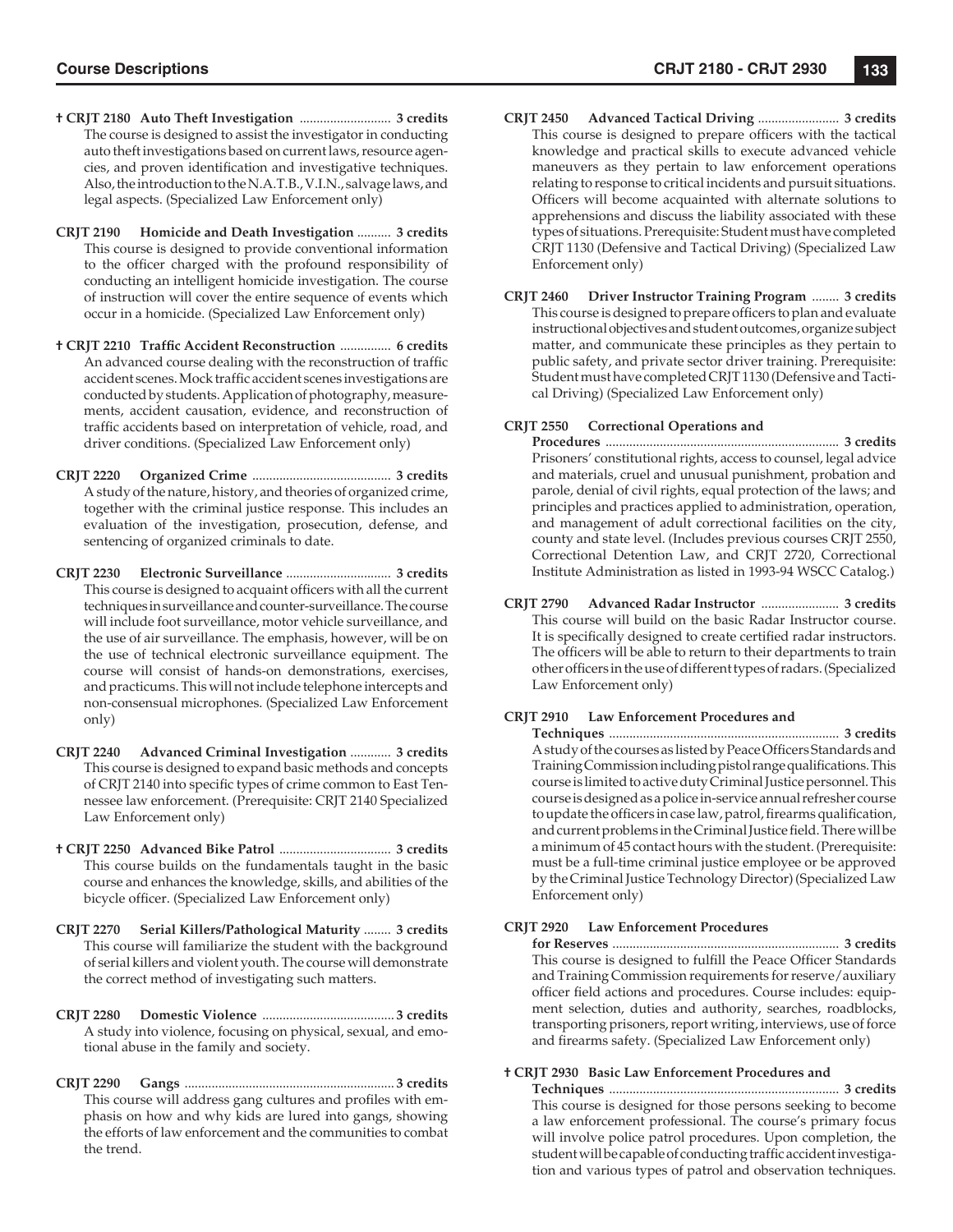**† CRJT 2180 Auto Theft Investigation** ........................... **3 credits**
The course is designed to assist the investigator in conducting auto theft investigations based on current laws, resource agencies, and proven identification and investigative techniques. Also, the introduction to the N.A.T.B., V.I.N., salvage laws, and legal aspects. (Specialized Law Enforcement only)

**CRJT 2190 Homicide and Death Investigation** .......... **3 credits**
This course is designed to provide conventional information to the officer charged with the profound responsibility of conducting an intelligent homicide investigation. The course of instruction will cover the entire sequence of events which occur in a homicide. (Specialized Law Enforcement only)

**† CRJT 2210 Traffic Accident Reconstruction** ............... **6 credits**
An advanced course dealing with the reconstruction of traffic accident scenes. Mock traffic accident scenes investigations are conducted by students. Application of photography, measurements, accident causation, evidence, and reconstruction of traffic accidents based on interpretation of vehicle, road, and driver conditions. (Specialized Law Enforcement only)

**CRJT 2220 Organized Crime** ......................................... **3 credits**
A study of the nature, history, and theories of organized crime, together with the criminal justice response. This includes an evaluation of the investigation, prosecution, defense, and sentencing of organized criminals to date.

**CRJT 2230 Electronic Surveillance** ............................... **3 credits**
This course is designed to acquaint officers with all the current techniques in surveillance and counter-surveillance. The course will include foot surveillance, motor vehicle surveillance, and the use of air surveillance. The emphasis, however, will be on the use of technical electronic surveillance equipment. The course will consist of hands-on demonstrations, exercises, and practicums. This will not include telephone intercepts and non-consensual microphones. (Specialized Law Enforcement only)

**CRJT 2240 Advanced Criminal Investigation** ............ **3 credits**
This course is designed to expand basic methods and concepts of CRJT 2140 into specific types of crime common to East Tennessee law enforcement. (Prerequisite: CRJT 2140 Specialized Law Enforcement only)

**† CRJT 2250 Advanced Bike Patrol** ................................ **3 credits**
This course builds on the fundamentals taught in the basic course and enhances the knowledge, skills, and abilities of the bicycle officer. (Specialized Law Enforcement only)

**CRJT 2270 Serial Killers/Pathological Maturity** ........ **3 credits**
This course will familiarize the student with the background of serial killers and violent youth. The course will demonstrate the correct method of investigating such matters.

**CRJT 2280 Domestic Violence** ....................................... **3 credits**
A study into violence, focusing on physical, sexual, and emotional abuse in the family and society.

**CRJT 2290 Gangs** ............................................................. **3 credits**
This course will address gang cultures and profiles with emphasis on how and why kids are lured into gangs, showing the efforts of law enforcement and the communities to combat the trend.

**CRJT 2450 Advanced Tactical Driving** ........................ **3 credits**
This course is designed to prepare officers with the tactical knowledge and practical skills to execute advanced vehicle maneuvers as they pertain to law enforcement operations relating to response to critical incidents and pursuit situations. Officers will become acquainted with alternate solutions to apprehensions and discuss the liability associated with these types of situations. Prerequisite: Student must have completed CRJT 1130 (Defensive and Tactical Driving) (Specialized Law Enforcement only)

**CRJT 2460 Driver Instructor Training Program** ........ **3 credits**
This course is designed to prepare officers to plan and evaluate instructional objectives and student outcomes, organize subject matter, and communicate these principles as they pertain to public safety, and private sector driver training. Prerequisite: Student must have completed CRJT 1130 (Defensive and Tactical Driving) (Specialized Law Enforcement only)

**CRJT 2550 Correctional Operations and Procedures** .................................................................... **3 credits**
Prisoners' constitutional rights, access to counsel, legal advice and materials, cruel and unusual punishment, probation and parole, denial of civil rights, equal protection of the laws; and principles and practices applied to administration, operation, and management of adult correctional facilities on the city, county and state level. (Includes previous courses CRJT 2550, Correctional Detention Law, and CRJT 2720, Correctional Institute Administration as listed in 1993-94 WSCC Catalog.)

**CRJT 2790 Advanced Radar Instructor** ....................... **3 credits**
This course will build on the basic Radar Instructor course. It is specifically designed to create certified radar instructors. The officers will be able to return to their departments to train other officers in the use of different types of radars. (Specialized Law Enforcement only)

**CRJT 2910 Law Enforcement Procedures and Techniques** .................................................................... **3 credits**
A study of the courses as listed by Peace Officers Standards and Training Commission including pistol range qualifications. This course is limited to active duty Criminal Justice personnel. This course is designed as a police in-service annual refresher course to update the officers in case law, patrol, firearms qualification, and current problems in the Criminal Justice field. There will be a minimum of 45 contact hours with the student. (Prerequisite: must be a full-time criminal justice employee or be approved by the Criminal Justice Technology Director) (Specialized Law Enforcement only)

**CRJT 2920 Law Enforcement Procedures for Reserves** .................................................................. **3 credits**
This course is designed to fulfill the Peace Officer Standards and Training Commission requirements for reserve/auxiliary officer field actions and procedures. Course includes: equipment selection, duties and authority, searches, roadblocks, transporting prisoners, report writing, interviews, use of force and firearms safety. (Specialized Law Enforcement only)

**† CRJT 2930 Basic Law Enforcement Procedures and Techniques** .................................................................... **3 credits**
This course is designed for those persons seeking to become a law enforcement professional. The course's primary focus will involve police patrol procedures. Upon completion, the student will be capable of conducting traffic accident investigation and various types of patrol and observation techniques.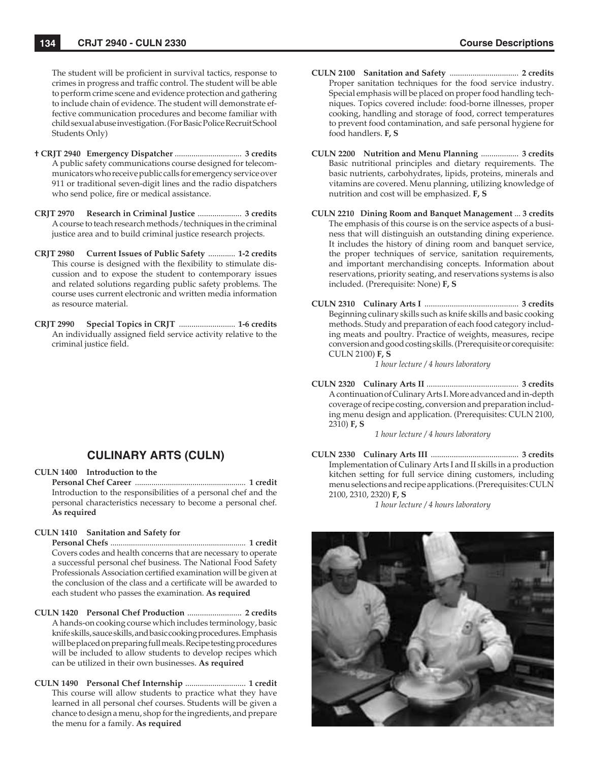The student will be proficient in survival tactics, response to crimes in progress and traffic control. The student will be able to perform crime scene and evidence protection and gathering to include chain of evidence. The student will demonstrate effective communication procedures and become familiar with child sexual abuse investigation. (For Basic Police Recruit School Students Only)

**† CRJT 2940 Emergency Dispatcher** ................................ **3 credits**
A public safety communications course designed for telecommunicators who receive public calls for emergency service over 911 or traditional seven-digit lines and the radio dispatchers who send police, fire or medical assistance.

**CRJT 2970 Research in Criminal Justice** ..................... **3 credits**
A course to teach research methods/techniques in the criminal justice area and to build criminal justice research projects.

**CRJT 2980 Current Issues of Public Safety** ............. **1-2 credits**
This course is designed with the flexibility to stimulate discussion and to expose the student to contemporary issues and related solutions regarding public safety problems. The course uses current electronic and written media information as resource material.

**CRJT 2990 Special Topics in CRJT** ........................... **1-6 credits**
An individually assigned field service activity relative to the criminal justice field.

## CULINARY ARTS (CULN)

**CULN 1400 Introduction to the Personal Chef Career** ..................................................... **1 credit**
Introduction to the responsibilities of a personal chef and the personal characteristics necessary to become a personal chef. **As required**

**CULN 1410 Sanitation and Safety for Personal Chefs** ................................................................ **1 credit**
Covers codes and health concerns that are necessary to operate a successful personal chef business. The National Food Safety Professionals Association certified examination will be given at the conclusion of the class and a certificate will be awarded to each student who passes the examination. **As required**

**CULN 1420 Personal Chef Production** .......................... **2 credits**
A hands-on cooking course which includes terminology, basic knife skills, sauce skills, and basic cooking procedures. Emphasis will be placed on preparing full meals. Recipe testing procedures will be included to allow students to develop recipes which can be utilized in their own businesses. **As required**

**CULN 1490 Personal Chef Internship** ............................. **1 credit**
This course will allow students to practice what they have learned in all personal chef courses. Students will be given a chance to design a menu, shop for the ingredients, and prepare the menu for a family. **As required**

**CULN 2100 Sanitation and Safety** ................................. **2 credits**
Proper sanitation techniques for the food service industry. Special emphasis will be placed on proper food handling techniques. Topics covered include: food-borne illnesses, proper cooking, handling and storage of food, correct temperatures to prevent food contamination, and safe personal hygiene for food handlers. **F, S**

**CULN 2200 Nutrition and Menu Planning** .................. **3 credits**
Basic nutritional principles and dietary requirements. The basic nutrients, carbohydrates, lipids, proteins, minerals and vitamins are covered. Menu planning, utilizing knowledge of nutrition and cost will be emphasized. **F, S**

**CULN 2210 Dining Room and Banquet Management** ... **3 credits**
The emphasis of this course is on the service aspects of a business that will distinguish an outstanding dining experience. It includes the history of dining room and banquet service, the proper techniques of service, sanitation requirements, and important merchandising concepts. Information about reservations, priority seating, and reservations systems is also included. (Prerequisite: None) **F, S**

**CULN 2310 Culinary Arts I** ............................................. **3 credits**
Beginning culinary skills such as knife skills and basic cooking methods. Study and preparation of each food category including meats and poultry. Practice of weights, measures, recipe conversion and good costing skills. (Prerequisite or corequisite: CULN 2100) **F, S**
*1 hour lecture / 4 hours laboratory*

**CULN 2320 Culinary Arts II** ............................................ **3 credits**
A continuation of Culinary Arts I. More advanced and in-depth coverage of recipe costing, conversion and preparation including menu design and application. (Prerequisites: CULN 2100, 2310) **F, S**
*1 hour lecture / 4 hours laboratory*

**CULN 2330 Culinary Arts III** .......................................... **3 credits**
Implementation of Culinary Arts I and II skills in a production kitchen setting for full service dining customers, including menu selections and recipe applications. (Prerequisites: CULN 2100, 2310, 2320) **F, S**
*1 hour lecture / 4 hours laboratory*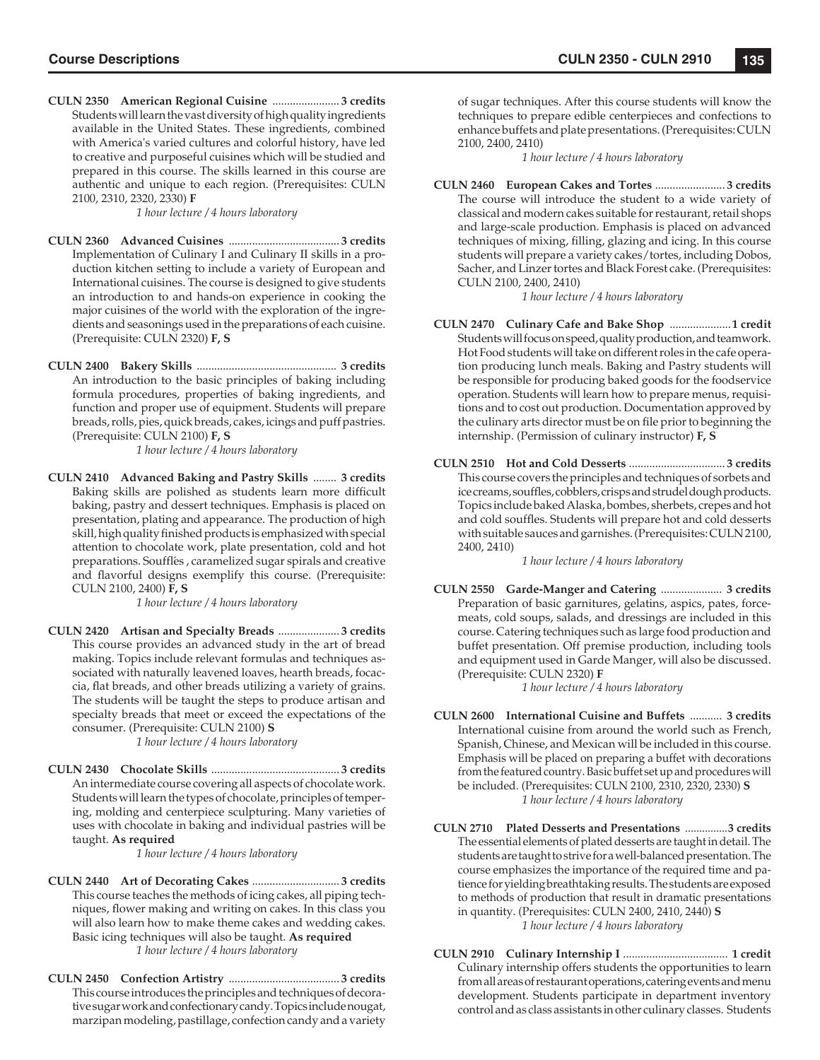**CULN 2350 American Regional Cuisine** ....................... **3 credits**
Students will learn the vast diversity of high quality ingredients available in the United States. These ingredients, combined with America's varied cultures and colorful history, have led to creative and purposeful cuisines which will be studied and prepared in this course. The skills learned in this course are authentic and unique to each region. (Prerequisites: CULN 2100, 2310, 2320, 2330) **F**

*1 hour lecture / 4 hours laboratory*

**CULN 2360 Advanced Cuisines** ...................................... **3 credits**
Implementation of Culinary I and Culinary II skills in a production kitchen setting to include a variety of European and International cuisines. The course is designed to give students an introduction to and hands-on experience in cooking the major cuisines of the world with the exploration of the ingredients and seasonings used in the preparations of each cuisine. (Prerequisite: CULN 2320) **F, S**

**CULN 2400 Bakery Skills** ................................................ **3 credits**
An introduction to the basic principles of baking including formula procedures, properties of baking ingredients, and function and proper use of equipment. Students will prepare breads, rolls, pies, quick breads, cakes, icings and puff pastries. (Prerequisite: CULN 2100) **F, S**

*1 hour lecture / 4 hours laboratory*

**CULN 2410 Advanced Baking and Pastry Skills** ........ **3 credits**
Baking skills are polished as students learn more difficult baking, pastry and dessert techniques. Emphasis is placed on presentation, plating and appearance. The production of high skill, high quality finished products is emphasized with special attention to chocolate work, plate presentation, cold and hot preparations. Soufflés, caramelized sugar spirals and creative and flavorful designs exemplify this course. (Prerequisite: CULN 2100, 2400) **F, S**

*1 hour lecture / 4 hours laboratory*

**CULN 2420 Artisan and Specialty Breads** ..................... **3 credits**
This course provides an advanced study in the art of bread making. Topics include relevant formulas and techniques associated with naturally leavened loaves, hearth breads, focaccia, flat breads, and other breads utilizing a variety of grains. The students will be taught the steps to produce artisan and specialty breads that meet or exceed the expectations of the consumer. (Prerequisite: CULN 2100) **S**

*1 hour lecture / 4 hours laboratory*

**CULN 2430 Chocolate Skills** ............................................ **3 credits**
An intermediate course covering all aspects of chocolate work. Students will learn the types of chocolate, principles of tempering, molding and centerpiece sculpturing. Many varieties of uses with chocolate in baking and individual pastries will be taught. **As required**

*1 hour lecture / 4 hours laboratory*

**CULN 2440 Art of Decorating Cakes** .............................. **3 credits**
This course teaches the methods of icing cakes, all piping techniques, flower making and writing on cakes. In this class you will also learn how to make theme cakes and wedding cakes. Basic icing techniques will also be taught. **As required**

*1 hour lecture / 4 hours laboratory*

**CULN 2450 Confection Artistry** ...................................... **3 credits**
This course introduces the principles and techniques of decorative sugar work and confectionary candy. Topics include nougat, marzipan modeling, pastillage, confection candy and a variety of sugar techniques. After this course students will know the techniques to prepare edible centerpieces and confections to enhance buffets and plate presentations. (Prerequisites: CULN 2100, 2400, 2410)

*1 hour lecture / 4 hours laboratory*

**CULN 2460 European Cakes and Tortes** ........................ **3 credits**
The course will introduce the student to a wide variety of classical and modern cakes suitable for restaurant, retail shops and large-scale production. Emphasis is placed on advanced techniques of mixing, filling, glazing and icing. In this course students will prepare a variety cakes/tortes, including Dobos, Sacher, and Linzer tortes and Black Forest cake. (Prerequisites: CULN 2100, 2400, 2410)

*1 hour lecture / 4 hours laboratory*

**CULN 2470 Culinary Cafe and Bake Shop** ..................... **1 credit**
Students will focus on speed, quality production, and teamwork. Hot Food students will take on different roles in the cafe operation producing lunch meals. Baking and Pastry students will be responsible for producing baked goods for the foodservice operation. Students will learn how to prepare menus, requisitions and to cost out production. Documentation approved by the culinary arts director must be on file prior to beginning the internship. (Permission of culinary instructor) **F, S**

**CULN 2510 Hot and Cold Desserts** ................................. **3 credits**
This course covers the principles and techniques of sorbets and ice creams, souffles, cobblers, crisps and strudel dough products. Topics include baked Alaska, bombes, sherbets, crepes and hot and cold souffles. Students will prepare hot and cold desserts with suitable sauces and garnishes. (Prerequisites: CULN 2100, 2400, 2410)

*1 hour lecture / 4 hours laboratory*

**CULN 2550 Garde-Manger and Catering** ..................... **3 credits**
Preparation of basic garnitures, gelatins, aspics, pates, forcemeats, cold soups, salads, and dressings are included in this course. Catering techniques such as large food production and buffet presentation. Off premise production, including tools and equipment used in Garde Manger, will also be discussed. (Prerequisite: CULN 2320) **F**

*1 hour lecture / 4 hours laboratory*

**CULN 2600 International Cuisine and Buffets** ........... **3 credits**
International cuisine from around the world such as French, Spanish, Chinese, and Mexican will be included in this course. Emphasis will be placed on preparing a buffet with decorations from the featured country. Basic buffet set up and procedures will be included. (Prerequisites: CULN 2100, 2310, 2320, 2330) **S**

*1 hour lecture / 4 hours laboratory*

**CULN 2710 Plated Desserts and Presentations** ...............**3 credits**
The essential elements of plated desserts are taught in detail. The students are taught to strive for a well-balanced presentation. The course emphasizes the importance of the required time and patience for yielding breathtaking results. The students are exposed to methods of production that result in dramatic presentations in quantity. (Prerequisites: CULN 2400, 2410, 2440) **S**

*1 hour lecture / 4 hours laboratory*

**CULN 2910 Culinary Internship I** .................................... **1 credit**
Culinary internship offers students the opportunities to learn from all areas of restaurant operations, catering events and menu development. Students participate in department inventory control and as class assistants in other culinary classes. Students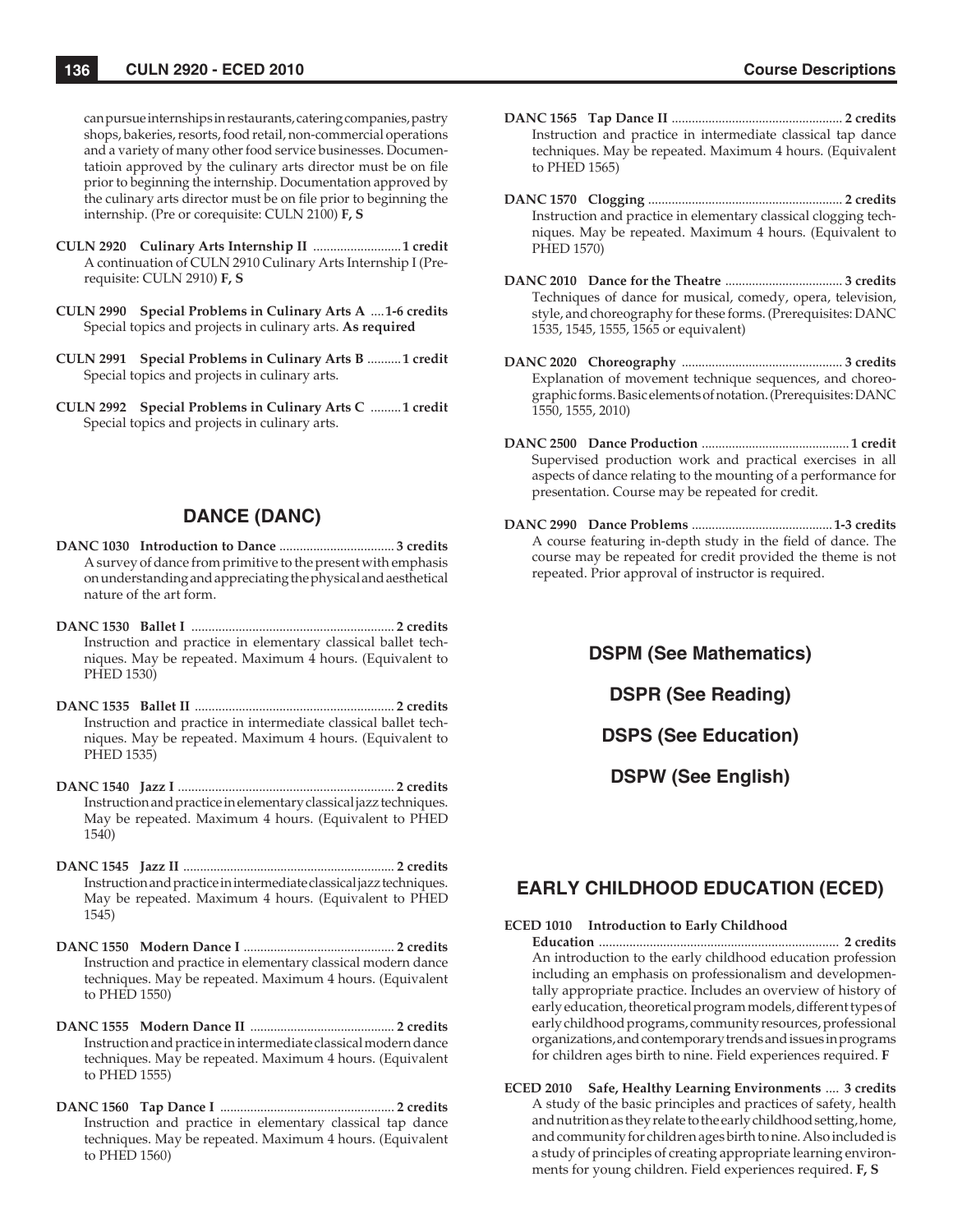can pursue internships in restaurants, catering companies, pastry shops, bakeries, resorts, food retail, non-commercial operations and a variety of many other food service businesses. Documentatioin approved by the culinary arts director must be on file prior to beginning the internship. Documentation approved by the culinary arts director must be on file prior to beginning the internship. (Pre or corequisite: CULN 2100) **F, S**

**CULN 2920 Culinary Arts Internship II** .......................... **1 credit**
A continuation of CULN 2910 Culinary Arts Internship I (Prerequisite: CULN 2910) **F, S**

**CULN 2990 Special Problems in Culinary Arts A** .... **1-6 credits**
Special topics and projects in culinary arts. **As required**

**CULN 2991 Special Problems in Culinary Arts B** .......... **1 credit**
Special topics and projects in culinary arts.

**CULN 2992 Special Problems in Culinary Arts C** ......... **1 credit**
Special topics and projects in culinary arts.

## DANCE (DANC)

**DANC 1030 Introduction to Dance** .................................. **3 credits**
A survey of dance from primitive to the present with emphasis on understanding and appreciating the physical and aesthetical nature of the art form.

**DANC 1530 Ballet I** ............................................................ **2 credits**
Instruction and practice in elementary classical ballet techniques. May be repeated. Maximum 4 hours. (Equivalent to PHED 1530)

**DANC 1535 Ballet II** ........................................................... **2 credits**
Instruction and practice in intermediate classical ballet techniques. May be repeated. Maximum 4 hours. (Equivalent to PHED 1535)

**DANC 1540 Jazz I** ................................................................ **2 credits**
Instruction and practice in elementary classical jazz techniques. May be repeated. Maximum 4 hours. (Equivalent to PHED 1540)

**DANC 1545 Jazz II** .............................................................. **2 credits**
Instruction and practice in intermediate classical jazz techniques. May be repeated. Maximum 4 hours. (Equivalent to PHED 1545)

**DANC 1550 Modern Dance I** ............................................. **2 credits**
Instruction and practice in elementary classical modern dance techniques. May be repeated. Maximum 4 hours. (Equivalent to PHED 1550)

**DANC 1555 Modern Dance II** ........................................... **2 credits**
Instruction and practice in intermediate classical modern dance techniques. May be repeated. Maximum 4 hours. (Equivalent to PHED 1555)

**DANC 1560 Tap Dance I** .................................................... **2 credits**
Instruction and practice in elementary classical tap dance techniques. May be repeated. Maximum 4 hours. (Equivalent to PHED 1560)

**DANC 1565 Tap Dance II** ................................................... **2 credits**
Instruction and practice in intermediate classical tap dance techniques. May be repeated. Maximum 4 hours. (Equivalent to PHED 1565)

**DANC 1570 Clogging** .......................................................... **2 credits**
Instruction and practice in elementary classical clogging techniques. May be repeated. Maximum 4 hours. (Equivalent to PHED 1570)

**DANC 2010 Dance for the Theatre** ................................... **3 credits**
Techniques of dance for musical, comedy, opera, television, style, and choreography for these forms. (Prerequisites: DANC 1535, 1545, 1555, 1565 or equivalent)

**DANC 2020 Choreography** ................................................ **3 credits**
Explanation of movement technique sequences, and choreographic forms. Basic elements of notation. (Prerequisites: DANC 1550, 1555, 2010)

**DANC 2500 Dance Production** ............................................ **1 credit**
Supervised production work and practical exercises in all aspects of dance relating to the mounting of a performance for presentation. Course may be repeated for credit.

**DANC 2990 Dance Problems** .......................................... **1-3 credits**
A course featuring in-depth study in the field of dance. The course may be repeated for credit provided the theme is not repeated. Prior approval of instructor is required.

## DSPM (See Mathematics)

## DSPR (See Reading)

## DSPS (See Education)

## DSPW (See English)

## EARLY CHILDHOOD EDUCATION (ECED)

**ECED 1010 Introduction to Early Childhood Education** ...................................................................... **2 credits**
An introduction to the early childhood education profession including an emphasis on professionalism and developmentally appropriate practice. Includes an overview of history of early education, theoretical program models, different types of early childhood programs, community resources, professional organizations, and contemporary trends and issues in programs for children ages birth to nine. Field experiences required. **F**

**ECED 2010 Safe, Healthy Learning Environments** .... **3 credits**
A study of the basic principles and practices of safety, health and nutrition as they relate to the early childhood setting, home, and community for children ages birth to nine. Also included is a study of principles of creating appropriate learning environments for young children. Field experiences required. **F, S**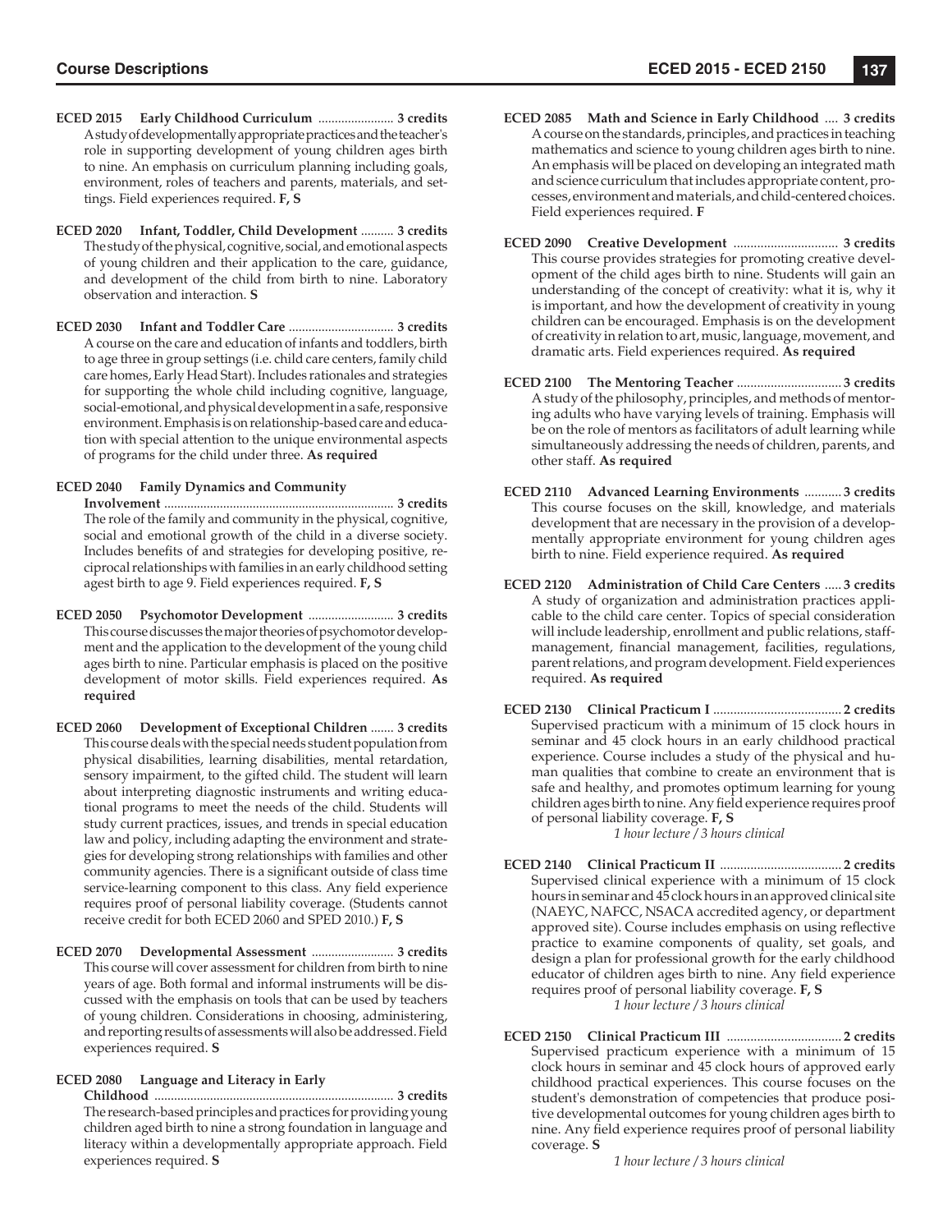**ECED 2015 Early Childhood Curriculum** ....................... **3 credits**
A study of developmentally appropriate practices and the teacher's role in supporting development of young children ages birth to nine. An emphasis on curriculum planning including goals, environment, roles of teachers and parents, materials, and settings. Field experiences required. **F, S**

**ECED 2020 Infant, Toddler, Child Development** .......... **3 credits**
The study of the physical, cognitive, social, and emotional aspects of young children and their application to the care, guidance, and development of the child from birth to nine. Laboratory observation and interaction. **S**

**ECED 2030 Infant and Toddler Care** ................................ **3 credits**
A course on the care and education of infants and toddlers, birth to age three in group settings (i.e. child care centers, family child care homes, Early Head Start). Includes rationales and strategies for supporting the whole child including cognitive, language, social-emotional, and physical development in a safe, responsive environment. Emphasis is on relationship-based care and education with special attention to the unique environmental aspects of programs for the child under three. **As required**

**ECED 2040 Family Dynamics and Community Involvement** ..................................................................... **3 credits**
The role of the family and community in the physical, cognitive, social and emotional growth of the child in a diverse society. Includes benefits of and strategies for developing positive, reciprocal relationships with families in an early childhood setting agest birth to age 9. Field experiences required. **F, S**

**ECED 2050 Psychomotor Development** .......................... **3 credits**
This course discusses the major theories of psychomotor development and the application to the development of the young child ages birth to nine. Particular emphasis is placed on the positive development of motor skills. Field experiences required. **As required**

**ECED 2060 Development of Exceptional Children** ....... **3 credits**
This course deals with the special needs student population from physical disabilities, learning disabilities, mental retardation, sensory impairment, to the gifted child. The student will learn about interpreting diagnostic instruments and writing educational programs to meet the needs of the child. Students will study current practices, issues, and trends in special education law and policy, including adapting the environment and strategies for developing strong relationships with families and other community agencies. There is a significant outside of class time service-learning component to this class. Any field experience requires proof of personal liability coverage. (Students cannot receive credit for both ECED 2060 and SPED 2010.) **F, S**

**ECED 2070 Developmental Assessment** ......................... **3 credits**
This course will cover assessment for children from birth to nine years of age. Both formal and informal instruments will be discussed with the emphasis on tools that can be used by teachers of young children. Considerations in choosing, administering, and reporting results of assessments will also be addressed. Field experiences required. **S**

**ECED 2080 Language and Literacy in Early Childhood** ........................................................................ **3 credits**
The research-based principles and practices for providing young children aged birth to nine a strong foundation in language and literacy within a developmentally appropriate approach. Field experiences required. **S**

**ECED 2085 Math and Science in Early Childhood** .... **3 credits**
A course on the standards, principles, and practices in teaching mathematics and science to young children ages birth to nine. An emphasis will be placed on developing an integrated math and science curriculum that includes appropriate content, processes, environment and materials, and child-centered choices. Field experiences required. **F**

**ECED 2090 Creative Development** ............................... **3 credits**
This course provides strategies for promoting creative development of the child ages birth to nine. Students will gain an understanding of the concept of creativity: what it is, why it is important, and how the development of creativity in young children can be encouraged. Emphasis is on the development of creativity in relation to art, music, language, movement, and dramatic arts. Field experiences required. **As required**

**ECED 2100 The Mentoring Teacher** ............................... **3 credits**
A study of the philosophy, principles, and methods of mentoring adults who have varying levels of training. Emphasis will be on the role of mentors as facilitators of adult learning while simultaneously addressing the needs of children, parents, and other staff. **As required**

**ECED 2110 Advanced Learning Environments** ........... **3 credits**
This course focuses on the skill, knowledge, and materials development that are necessary in the provision of a developmentally appropriate environment for young children ages birth to nine. Field experience required. **As required**

**ECED 2120 Administration of Child Care Centers** ..... **3 credits**
A study of organization and administration practices applicable to the child care center. Topics of special consideration will include leadership, enrollment and public relations, staff-management, financial management, facilities, regulations, parent relations, and program development. Field experiences required. **As required**

**ECED 2130 Clinical Practicum I** ...................................... **2 credits**
Supervised practicum with a minimum of 15 clock hours in seminar and 45 clock hours in an early childhood practical experience. Course includes a study of the physical and human qualities that combine to create an environment that is safe and healthy, and promotes optimum learning for young children ages birth to nine. Any field experience requires proof of personal liability coverage. **F, S**
*1 hour lecture / 3 hours clinical*

**ECED 2140 Clinical Practicum II** .................................... **2 credits**
Supervised clinical experience with a minimum of 15 clock hours in seminar and 45 clock hours in an approved clinical site (NAEYC, NAFCC, NSACA accredited agency, or department approved site). Course includes emphasis on using reflective practice to examine components of quality, set goals, and design a plan for professional growth for the early childhood educator of children ages birth to nine. Any field experience requires proof of personal liability coverage. **F, S**
*1 hour lecture / 3 hours clinical*

**ECED 2150 Clinical Practicum III** .................................. **2 credits**
Supervised practicum experience with a minimum of 15 clock hours in seminar and 45 clock hours of approved early childhood practical experiences. This course focuses on the student's demonstration of competencies that produce positive developmental outcomes for young children ages birth to nine. Any field experience requires proof of personal liability coverage. **S**
*1 hour lecture / 3 hours clinical*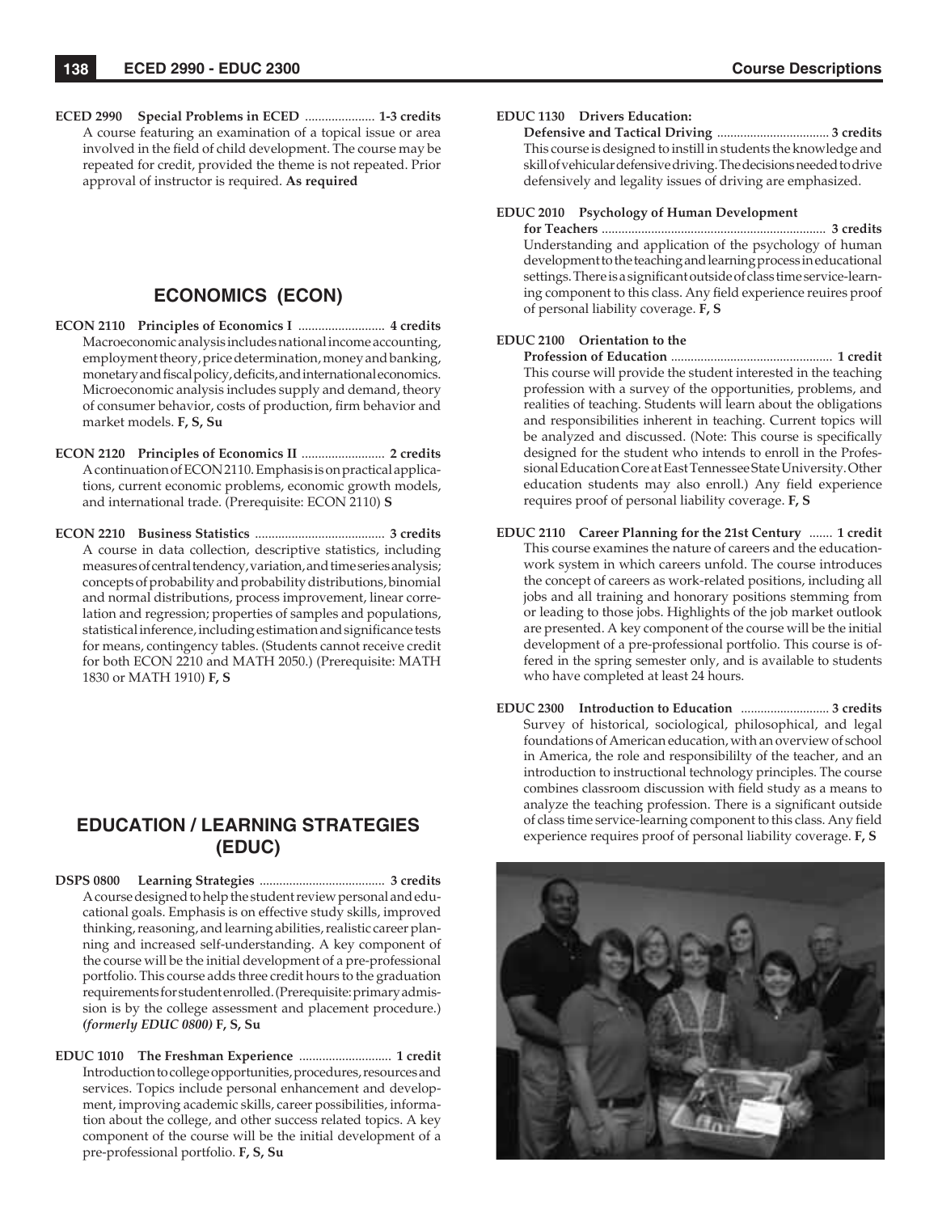**ECED 2990 Special Problems in ECED** ..................... **1-3 credits**
A course featuring an examination of a topical issue or area involved in the field of child development. The course may be repeated for credit, provided the theme is not repeated. Prior approval of instructor is required. **As required**

## ECONOMICS (ECON)

**ECON 2110 Principles of Economics I** .......................... **4 credits**
Macroeconomic analysis includes national income accounting, employment theory, price determination, money and banking, monetary and fiscal policy, deficits, and international economics. Microeconomic analysis includes supply and demand, theory of consumer behavior, costs of production, firm behavior and market models. **F, S, Su**

**ECON 2120 Principles of Economics II** ......................... **2 credits**
A continuation of ECON 2110. Emphasis is on practical applications, current economic problems, economic growth models, and international trade. (Prerequisite: ECON 2110) **S**

**ECON 2210 Business Statistics** ...................................... **3 credits**
A course in data collection, descriptive statistics, including measures of central tendency, variation, and time series analysis; concepts of probability and probability distributions, binomial and normal distributions, process improvement, linear correlation and regression; properties of samples and populations, statistical inference, including estimation and significance tests for means, contingency tables. (Students cannot receive credit for both ECON 2210 and MATH 2050.) (Prerequisite: MATH 1830 or MATH 1910) **F, S**

## EDUCATION / LEARNING STRATEGIES (EDUC)

**DSPS 0800 Learning Strategies** ...................................... **3 credits**
A course designed to help the student review personal and educational goals. Emphasis is on effective study skills, improved thinking, reasoning, and learning abilities, realistic career planning and increased self-understanding. A key component of the course will be the initial development of a pre-professional portfolio. This course adds three credit hours to the graduation requirements for student enrolled. (Prerequisite: primary admission is by the college assessment and placement procedure.) ***(formerly EDUC 0800)*** **F, S, Su**

**EDUC 1010 The Freshman Experience** ............................ **1 credit**
Introduction to college opportunities, procedures, resources and services. Topics include personal enhancement and development, improving academic skills, career possibilities, information about the college, and other success related topics. A key component of the course will be the initial development of a pre-professional portfolio. **F, S, Su**

**EDUC 1130 Drivers Education: Defensive and Tactical Driving** .................................. **3 credits**
This course is designed to instill in students the knowledge and skill of vehicular defensive driving. The decisions needed to drive defensively and legality issues of driving are emphasized.

**EDUC 2010 Psychology of Human Development for Teachers** ................................................................... **3 credits**
Understanding and application of the psychology of human development to the teaching and learning process in educational settings. There is a significant outside of class time service-learning component to this class. Any field experience reuires proof of personal liability coverage. **F, S**

**EDUC 2100 Orientation to the Profession of Education** ................................................. **1 credit**
This course will provide the student interested in the teaching profession with a survey of the opportunities, problems, and realities of teaching. Students will learn about the obligations and responsibilities inherent in teaching. Current topics will be analyzed and discussed. (Note: This course is specifically designed for the student who intends to enroll in the Professional Education Core at East Tennessee State University. Other education students may also enroll.) Any field experience requires proof of personal liability coverage. **F, S**

**EDUC 2110 Career Planning for the 21st Century** ....... **1 credit**
This course examines the nature of careers and the education-work system in which careers unfold. The course introduces the concept of careers as work-related positions, including all jobs and all training and honorary positions stemming from or leading to those jobs. Highlights of the job market outlook are presented. A key component of the course will be the initial development of a pre-professional portfolio. This course is offered in the spring semester only, and is available to students who have completed at least 24 hours.

**EDUC 2300 Introduction to Education** ........................... **3 credits**
Survey of historical, sociological, philosophical, and legal foundations of American education, with an overview of school in America, the role and responsibililty of the teacher, and an introduction to instructional technology principles. The course combines classroom discussion with field study as a means to analyze the teaching profession. There is a significant outside of class time service-learning component to this class. Any field experience requires proof of personal liability coverage. **F, S**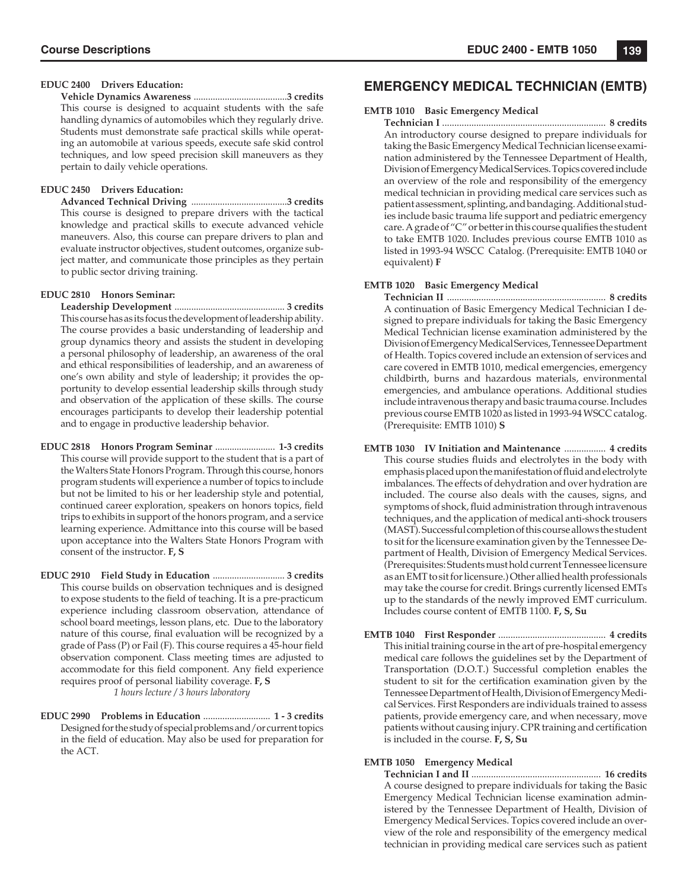**EDUC 2400 Drivers Education: Vehicle Dynamics Awareness** .......................................**3 credits**
This course is designed to acquaint students with the safe handling dynamics of automobiles which they regularly drive. Students must demonstrate safe practical skills while operating an automobile at various speeds, execute safe skid control techniques, and low speed precision skill maneuvers as they pertain to daily vehicle operations.

**EDUC 2450 Drivers Education: Advanced Technical Driving** ........................................**3 credits**
This course is designed to prepare drivers with the tactical knowledge and practical skills to execute advanced vehicle maneuvers. Also, this course can prepare drivers to plan and evaluate instructor objectives, student outcomes, organize subject matter, and communicate those principles as they pertain to public sector driving training.

**EDUC 2810 Honors Seminar: Leadership Development** ............................................. **3 credits**
This course has as its focus the development of leadership ability. The course provides a basic understanding of leadership and group dynamics theory and assists the student in developing a personal philosophy of leadership, an awareness of the oral and ethical responsibilities of leadership, and an awareness of one's own ability and style of leadership; it provides the opportunity to develop essential leadership skills through study and observation of the application of these skills. The course encourages participants to develop their leadership potential and to engage in productive leadership behavior.

**EDUC 2818 Honors Program Seminar** ......................... **1-3 credits**
This course will provide support to the student that is a part of the Walters State Honors Program. Through this course, honors program students will experience a number of topics to include but not be limited to his or her leadership style and potential, continued career exploration, speakers on honors topics, field trips to exhibits in support of the honors program, and a service learning experience. Admittance into this course will be based upon acceptance into the Walters State Honors Program with consent of the instructor. **F, S**

**EDUC 2910 Field Study in Education** .............................. **3 credits**
This course builds on observation techniques and is designed to expose students to the field of teaching. It is a pre-practicum experience including classroom observation, attendance of school board meetings, lesson plans, etc. Due to the laboratory nature of this course, final evaluation will be recognized by a grade of Pass (P) or Fail (F). This course requires a 45-hour field observation component. Class meeting times are adjusted to accommodate for this field component. Any field experience requires proof of personal liability coverage. **F, S**
*1 hours lecture / 3 hours laboratory*

**EDUC 2990 Problems in Education** ........................... **1 - 3 credits**
Designed for the study of special problems and/or current topics in the field of education. May also be used for preparation for the ACT.

## EMERGENCY MEDICAL TECHNICIAN (EMTB)

**EMTB 1010 Basic Emergency Medical Technician I** .................................................................. **8 credits**
An introductory course designed to prepare individuals for taking the Basic Emergency Medical Technician license examination administered by the Tennessee Department of Health, Division of Emergency Medical Services. Topics covered include an overview of the role and responsibility of the emergency medical technician in providing medical care services such as patient assessment, splinting, and bandaging. Additional studies include basic trauma life support and pediatric emergency care. A grade of "C" or better in this course qualifies the student to take EMTB 1020. Includes previous course EMTB 1010 as listed in 1993-94 WSCC Catalog. (Prerequisite: EMTB 1040 or equivalent) **F**

**EMTB 1020 Basic Emergency Medical Technician II** ................................................................. **8 credits**
A continuation of Basic Emergency Medical Technician I designed to prepare individuals for taking the Basic Emergency Medical Technician license examination administered by the Division of Emergency Medical Services, Tennessee Department of Health. Topics covered include an extension of services and care covered in EMTB 1010, medical emergencies, emergency childbirth, burns and hazardous materials, environmental emergencies, and ambulance operations. Additional studies include intravenous therapy and basic trauma course. Includes previous course EMTB 1020 as listed in 1993-94 WSCC catalog. (Prerequisite: EMTB 1010) **S**

**EMTB 1030 IV Initiation and Maintenance** ................. **4 credits**
This course studies fluids and electrolytes in the body with emphasis placed upon the manifestation of fluid and electrolyte imbalances. The effects of dehydration and over hydration are included. The course also deals with the causes, signs, and symptoms of shock, fluid administration through intravenous techniques, and the application of medical anti-shock trousers (MAST). Successful completion of this course allows the student to sit for the licensure examination given by the Tennessee Department of Health, Division of Emergency Medical Services. (Prerequisites: Students must hold current Tennessee licensure as an EMT to sit for licensure.) Other allied health professionals may take the course for credit. Brings currently licensed EMTs up to the standards of the newly improved EMT curriculum. Includes course content of EMTB 1100. **F, S, Su**

**EMTB 1040 First Responder** ............................................ **4 credits**
This initial training course in the art of pre-hospital emergency medical care follows the guidelines set by the Department of Transportation (D.O.T.) Successful completion enables the student to sit for the certification examination given by the Tennessee Department of Health, Division of Emergency Medical Services. First Responders are individuals trained to assess patients, provide emergency care, and when necessary, move patients without causing injury. CPR training and certification is included in the course. **F, S, Su**

**EMTB 1050 Emergency Medical Technician I and II** ..................................................... **16 credits**
A course designed to prepare individuals for taking the Basic Emergency Medical Technician license examination administered by the Tennessee Department of Health, Division of Emergency Medical Services. Topics covered include an overview of the role and responsibility of the emergency medical technician in providing medical care services such as patient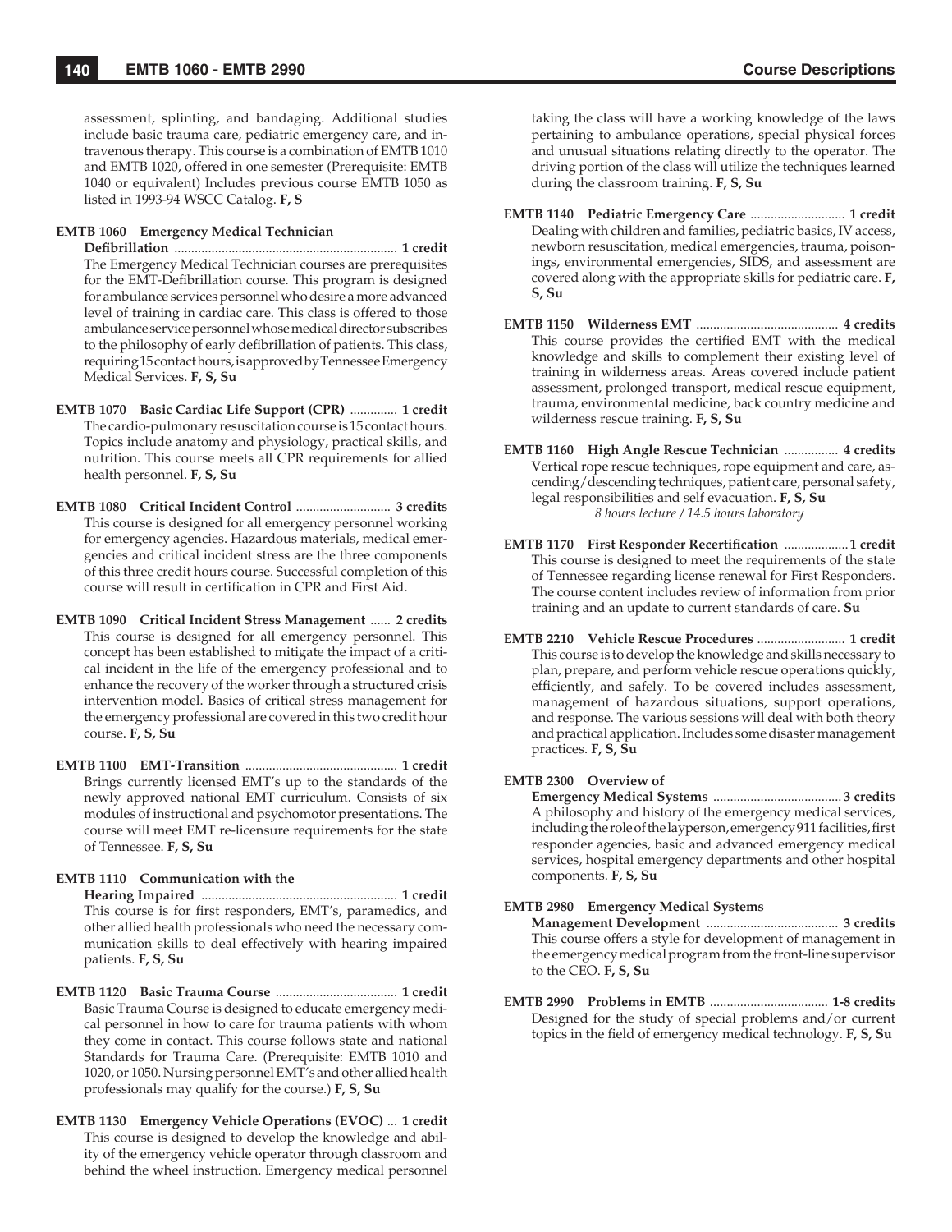assessment, splinting, and bandaging. Additional studies include basic trauma care, pediatric emergency care, and intravenous therapy. This course is a combination of EMTB 1010 and EMTB 1020, offered in one semester (Prerequisite: EMTB 1040 or equivalent) Includes previous course EMTB 1050 as listed in 1993-94 WSCC Catalog. **F, S**

**EMTB 1060 Emergency Medical Technician Defibrillation** ................................................................. **1 credit**
The Emergency Medical Technician courses are prerequisites for the EMT-Defibrillation course. This program is designed for ambulance services personnel who desire a more advanced level of training in cardiac care. This class is offered to those ambulance service personnel whose medical director subscribes to the philosophy of early defibrillation of patients. This class, requiring 15 contact hours, is approved by Tennessee Emergency Medical Services. **F, S, Su**

**EMTB 1070 Basic Cardiac Life Support (CPR)** .............. **1 credit**
The cardio-pulmonary resuscitation course is 15 contact hours. Topics include anatomy and physiology, practical skills, and nutrition. This course meets all CPR requirements for allied health personnel. **F, S, Su**

**EMTB 1080 Critical Incident Control** ............................ **3 credits**
This course is designed for all emergency personnel working for emergency agencies. Hazardous materials, medical emergencies and critical incident stress are the three components of this three credit hours course. Successful completion of this course will result in certification in CPR and First Aid.

**EMTB 1090 Critical Incident Stress Management** ...... **2 credits**
This course is designed for all emergency personnel. This concept has been established to mitigate the impact of a critical incident in the life of the emergency professional and to enhance the recovery of the worker through a structured crisis intervention model. Basics of critical stress management for the emergency professional are covered in this two credit hour course. **F, S, Su**

**EMTB 1100 EMT-Transition** ............................................ **1 credit**
Brings currently licensed EMT's up to the standards of the newly approved national EMT curriculum. Consists of six modules of instructional and psychomotor presentations. The course will meet EMT re-licensure requirements for the state of Tennessee. **F, S, Su**

**EMTB 1110 Communication with the Hearing Impaired** ......................................................... **1 credit**
This course is for first responders, EMT's, paramedics, and other allied health professionals who need the necessary communication skills to deal effectively with hearing impaired patients. **F, S, Su**

**EMTB 1120 Basic Trauma Course** ................................... **1 credit**
Basic Trauma Course is designed to educate emergency medical personnel in how to care for trauma patients with whom they come in contact. This course follows state and national Standards for Trauma Care. (Prerequisite: EMTB 1010 and 1020, or 1050. Nursing personnel EMT's and other allied health professionals may qualify for the course.) **F, S, Su**

**EMTB 1130 Emergency Vehicle Operations (EVOC)** ... **1 credit**
This course is designed to develop the knowledge and ability of the emergency vehicle operator through classroom and behind the wheel instruction. Emergency medical personnel taking the class will have a working knowledge of the laws pertaining to ambulance operations, special physical forces and unusual situations relating directly to the operator. The driving portion of the class will utilize the techniques learned during the classroom training. **F, S, Su**

**EMTB 1140 Pediatric Emergency Care** ............................ **1 credit**
Dealing with children and families, pediatric basics, IV access, newborn resuscitation, medical emergencies, trauma, poisonings, environmental emergencies, SIDS, and assessment are covered along with the appropriate skills for pediatric care. **F, S, Su**

**EMTB 1150 Wilderness EMT** .......................................... **4 credits**
This course provides the certified EMT with the medical knowledge and skills to complement their existing level of training in wilderness areas. Areas covered include patient assessment, prolonged transport, medical rescue equipment, trauma, environmental medicine, back country medicine and wilderness rescue training. **F, S, Su**

**EMTB 1160 High Angle Rescue Technician** ................ **4 credits**
Vertical rope rescue techniques, rope equipment and care, ascending/descending techniques, patient care, personal safety, legal responsibilities and self evacuation. **F, S, Su**
*8 hours lecture / 14.5 hours laboratory*

**EMTB 1170 First Responder Recertification** ...................**1 credit**
This course is designed to meet the requirements of the state of Tennessee regarding license renewal for First Responders. The course content includes review of information from prior training and an update to current standards of care. **Su**

**EMTB 2210 Vehicle Rescue Procedures** .......................... **1 credit**
This course is to develop the knowledge and skills necessary to plan, prepare, and perform vehicle rescue operations quickly, efficiently, and safely. To be covered includes assessment, management of hazardous situations, support operations, and response. The various sessions will deal with both theory and practical application. Includes some disaster management practices. **F, S, Su**

**EMTB 2300 Overview of Emergency Medical Systems** ......................................**3 credits**
A philosophy and history of the emergency medical services, including the role of the layperson, emergency 911 facilities, first responder agencies, basic and advanced emergency medical services, hospital emergency departments and other hospital components. **F, S, Su**

**EMTB 2980 Emergency Medical Systems Management Development** ....................................... **3 credits**
This course offers a style for development of management in the emergency medical program from the front-line supervisor to the CEO. **F, S, Su**

**EMTB 2990 Problems in EMTB** .................................. **1-8 credits**
Designed for the study of special problems and/or current topics in the field of emergency medical technology. **F, S, Su**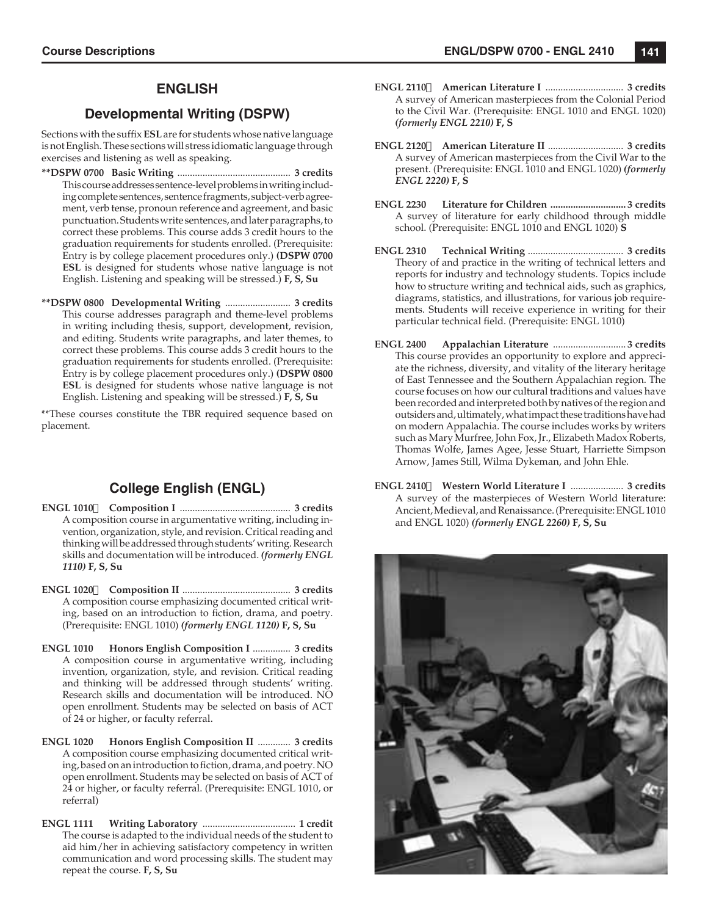# ENGLISH

## Developmental Writing (DSPW)

Sections with the suffix **ESL** are for students whose native language is not English. These sections will stress idiomatic language through exercises and listening as well as speaking.

****DSPW 0700 Basic Writing** ............................................ **3 credits**
This course addresses sentence-level problems in writing including complete sentences, sentence fragments, subject-verb agreement, verb tense, pronoun reference and agreement, and basic punctuation. Students write sentences, and later paragraphs, to correct these problems. This course adds 3 credit hours to the graduation requirements for students enrolled. (Prerequisite: Entry is by college placement procedures only.) **(DSPW 0700 ESL** is designed for students whose native language is not English. Listening and speaking will be stressed.) **F, S, Su**

****DSPW 0800 Developmental Writing** .......................... **3 credits**
This course addresses paragraph and theme-level problems in writing including thesis, support, development, revision, and editing. Students write paragraphs, and later themes, to correct these problems. This course adds 3 credit hours to the graduation requirements for students enrolled. (Prerequisite: Entry is by college placement procedures only.) **(DSPW 0800 ESL** is designed for students whose native language is not English. Listening and speaking will be stressed.) **F, S, Su**

**These courses constitute the TBR required sequence based on placement.

## College English (ENGL)

**ENGL 1010 Composition I** ........................................... **3 credits**
A composition course in argumentative writing, including invention, organization, style, and revision. Critical reading and thinking will be addressed through students' writing. Research skills and documentation will be introduced. ***(formerly ENGL 1110)*** **F, S, Su**

**ENGL 1020 Composition II** .......................................... **3 credits**
A composition course emphasizing documented critical writing, based on an introduction to fiction, drama, and poetry. (Prerequisite: ENGL 1010) ***(formerly ENGL 1120)*** **F, S, Su**

**ENGL 1010 Honors English Composition I** ............... **3 credits**
A composition course in argumentative writing, including invention, organization, style, and revision. Critical reading and thinking will be addressed through students' writing. Research skills and documentation will be introduced. NO open enrollment. Students may be selected on basis of ACT of 24 or higher, or faculty referral.

**ENGL 1020 Honors English Composition II** ............ **3 credits**
A composition course emphasizing documented critical writing, based on an introduction to fiction, drama, and poetry. NO open enrollment. Students may be selected on basis of ACT of 24 or higher, or faculty referral. (Prerequisite: ENGL 1010, or referral)

**ENGL 1111 Writing Laboratory** .................................... **1 credit**
The course is adapted to the individual needs of the student to aid him/her in achieving satisfactory competency in written communication and word processing skills. The student may repeat the course. **F, S, Su**

**ENGL 2110 American Literature I** .............................. **3 credits**
A survey of American masterpieces from the Colonial Period to the Civil War. (Prerequisite: ENGL 1010 and ENGL 1020) ***(formerly ENGL 2210)*** **F, S**

**ENGL 2120 American Literature II** ............................. **3 credits**
A survey of American masterpieces from the Civil War to the present. (Prerequisite: ENGL 1010 and ENGL 1020) ***(formerly ENGL 2220)*** **F, S**

**ENGL 2230 Literature for Children ............................. 3 credits**
A survey of literature for early childhood through middle school. (Prerequisite: ENGL 1010 and ENGL 1020) **S**

**ENGL 2310 Technical Writing** ..................................... **3 credits**
Theory of and practice in the writing of technical letters and reports for industry and technology students. Topics include how to structure writing and technical aids, such as graphics, diagrams, statistics, and illustrations, for various job requirements. Students will receive experience in writing for their particular technical field. (Prerequisite: ENGL 1010)

**ENGL 2400 Appalachian Literature** ............................ **3 credits**
This course provides an opportunity to explore and appreciate the richness, diversity, and vitality of the literary heritage of East Tennessee and the Southern Appalachian region. The course focuses on how our cultural traditions and values have been recorded and interpreted both by natives of the region and outsiders and, ultimately, what impact these traditions have had on modern Appalachia. The course includes works by writers such as Mary Murfree, John Fox, Jr., Elizabeth Madox Roberts, Thomas Wolfe, James Agee, Jesse Stuart, Harriette Simpson Arnow, James Still, Wilma Dykeman, and John Ehle.

**ENGL 2410 Western World Literature I** .................... **3 credits**
A survey of the masterpieces of Western World literature: Ancient, Medieval, and Renaissance. (Prerequisite: ENGL 1010 and ENGL 1020) ***(formerly ENGL 2260)*** **F, S, Su**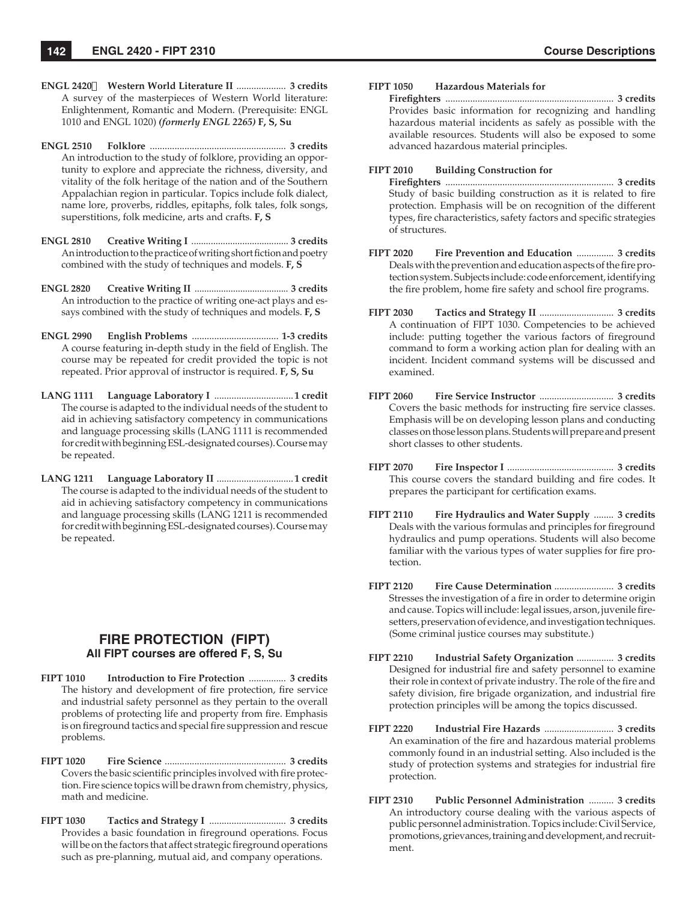**ENGL 2420 Western World Literature II** .................... **3 credits**
A survey of the masterpieces of Western World literature: Enlightenment, Romantic and Modern. (Prerequisite: ENGL 1010 and ENGL 1020) ***(formerly ENGL 2265)*** **F, S, Su**

**ENGL 2510 Folklore** ....................................................... **3 credits**
An introduction to the study of folklore, providing an opportunity to explore and appreciate the richness, diversity, and vitality of the folk heritage of the nation and of the Southern Appalachian region in particular. Topics include folk dialect, name lore, proverbs, riddles, epitaphs, folk tales, folk songs, superstitions, folk medicine, arts and crafts. **F, S**

**ENGL 2810 Creative Writing I** ........................................ **3 credits**
An introduction to the practice of writing short fiction and poetry combined with the study of techniques and models. **F, S**

**ENGL 2820 Creative Writing II** ...................................... **3 credits**
An introduction to the practice of writing one-act plays and essays combined with the study of techniques and models. **F, S**

**ENGL 2990 English Problems** ................................... **1-3 credits**
A course featuring in-depth study in the field of English. The course may be repeated for credit provided the topic is not repeated. Prior approval of instructor is required. **F, S, Su**

**LANG 1111 Language Laboratory I** ................................**1 credit**
The course is adapted to the individual needs of the student to aid in achieving satisfactory competency in communications and language processing skills (LANG 1111 is recommended for credit with beginning ESL-designated courses). Course may be repeated.

**LANG 1211 Language Laboratory II** ...............................**1 credit**
The course is adapted to the individual needs of the student to aid in achieving satisfactory competency in communications and language processing skills (LANG 1211 is recommended for credit with beginning ESL-designated courses). Course may be repeated.

## FIRE PROTECTION (FIPT)

### All FIPT courses are offered F, S, Su

**FIPT 1010 Introduction to Fire Protection** ............... **3 credits**
The history and development of fire protection, fire service and industrial safety personnel as they pertain to the overall problems of protecting life and property from fire. Emphasis is on fireground tactics and special fire suppression and rescue problems.

**FIPT 1020 Fire Science** ................................................. **3 credits**
Covers the basic scientific principles involved with fire protection. Fire science topics will be drawn from chemistry, physics, math and medicine.

**FIPT 1030 Tactics and Strategy I** ............................... **3 credits**
Provides a basic foundation in fireground operations. Focus will be on the factors that affect strategic fireground operations such as pre-planning, mutual aid, and company operations.

**FIPT 1050 Hazardous Materials for Firefighters** .................................................................... **3 credits**
Provides basic information for recognizing and handling hazardous material incidents as safely as possible with the available resources. Students will also be exposed to some advanced hazardous material principles.

**FIPT 2010 Building Construction for Firefighters** .................................................................... **3 credits**
Study of basic building construction as it is related to fire protection. Emphasis will be on recognition of the different types, fire characteristics, safety factors and specific strategies of structures.

**FIPT 2020 Fire Prevention and Education** ............... **3 credits**
Deals with the prevention and education aspects of the fire protection system. Subjects include: code enforcement, identifying the fire problem, home fire safety and school fire programs.

**FIPT 2030 Tactics and Strategy II** .............................. **3 credits**
A continuation of FIPT 1030. Competencies to be achieved include: putting together the various factors of fireground command to form a working action plan for dealing with an incident. Incident command systems will be discussed and examined.

**FIPT 2060 Fire Service Instructor** .............................. **3 credits**
Covers the basic methods for instructing fire service classes. Emphasis will be on developing lesson plans and conducting classes on those lesson plans. Students will prepare and present short classes to other students.

**FIPT 2070 Fire Inspector I** ........................................... **3 credits**
This course covers the standard building and fire codes. It prepares the participant for certification exams.

**FIPT 2110 Fire Hydraulics and Water Supply** ........ **3 credits**
Deals with the various formulas and principles for fireground hydraulics and pump operations. Students will also become familiar with the various types of water supplies for fire protection.

**FIPT 2120 Fire Cause Determination** ........................ **3 credits**
Stresses the investigation of a fire in order to determine origin and cause. Topics will include: legal issues, arson, juvenile firesetters, preservation of evidence, and investigation techniques. (Some criminal justice courses may substitute.)

**FIPT 2210 Industrial Safety Organization** ............... **3 credits**
Designed for industrial fire and safety personnel to examine their role in context of private industry. The role of the fire and safety division, fire brigade organization, and industrial fire protection principles will be among the topics discussed.

**FIPT 2220 Industrial Fire Hazards** ............................ **3 credits**
An examination of the fire and hazardous material problems commonly found in an industrial setting. Also included is the study of protection systems and strategies for industrial fire protection.

**FIPT 2310 Public Personnel Administration** .......... **3 credits**
An introductory course dealing with the various aspects of public personnel administration. Topics include: Civil Service, promotions, grievances, training and development, and recruitment.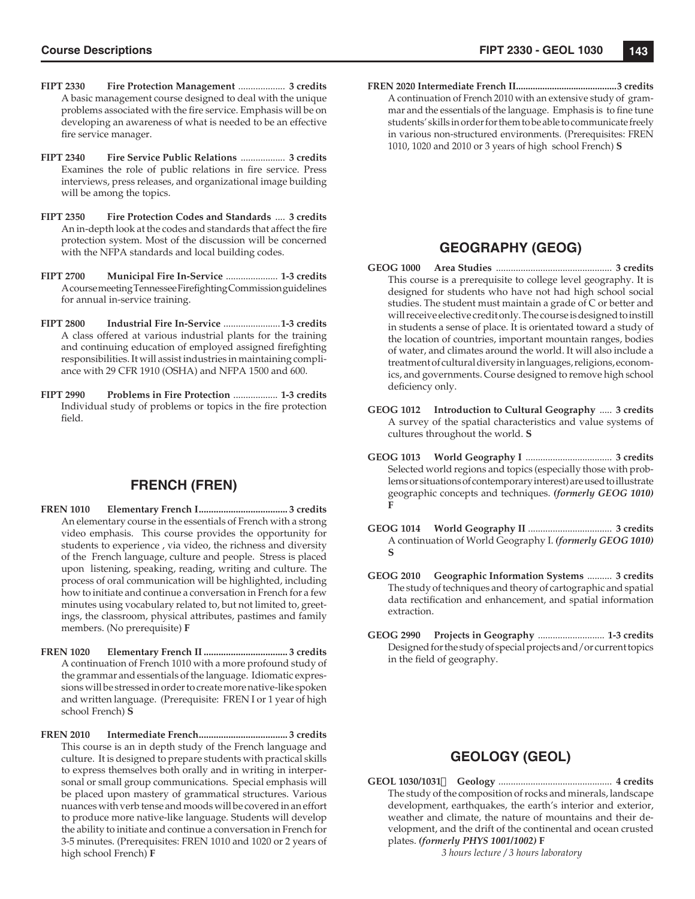**FIPT 2330 Fire Protection Management** ................... **3 credits**
A basic management course designed to deal with the unique problems associated with the fire service. Emphasis will be on developing an awareness of what is needed to be an effective fire service manager.

**FIPT 2340 Fire Service Public Relations** .................. **3 credits**
Examines the role of public relations in fire service. Press interviews, press releases, and organizational image building will be among the topics.

**FIPT 2350 Fire Protection Codes and Standards** .... **3 credits**
An in-depth look at the codes and standards that affect the fire protection system. Most of the discussion will be concerned with the NFPA standards and local building codes.

**FIPT 2700 Municipal Fire In-Service** ..................... **1-3 credits**
A course meeting Tennessee Firefighting Commission guidelines for annual in-service training.

**FIPT 2800 Industrial Fire In-Service** ....................... **1-3 credits**
A class offered at various industrial plants for the training and continuing education of employed assigned firefighting responsibilities. It will assist industries in maintaining compliance with 29 CFR 1910 (OSHA) and NFPA 1500 and 600.

**FIPT 2990 Problems in Fire Protection** .................. **1-3 credits**
Individual study of problems or topics in the fire protection field.

## FRENCH (FREN)

**FREN 1010 Elementary French I**.................................... **3 credits**
An elementary course in the essentials of French with a strong video emphasis. This course provides the opportunity for students to experience , via video, the richness and diversity of the French language, culture and people. Stress is placed upon listening, speaking, reading, writing and culture. The process of oral communication will be highlighted, including how to initiate and continue a conversation in French for a few minutes using vocabulary related to, but not limited to, greetings, the classroom, physical attributes, pastimes and family members. (No prerequisite) **F**

**FREN 1020 Elementary French II** .................................. **3 credits**
A continuation of French 1010 with a more profound study of the grammar and essentials of the language. Idiomatic expressions will be stressed in order to create more native-like spoken and written language. (Prerequisite: FREN I or 1 year of high school French) **S**

**FREN 2010 Intermediate French**.................................... **3 credits**
This course is an in depth study of the French language and culture. It is designed to prepare students with practical skills to express themselves both orally and in writing in interpersonal or small group communications. Special emphasis will be placed upon mastery of grammatical structures. Various nuances with verb tense and moods will be covered in an effort to produce more native-like language. Students will develop the ability to initiate and continue a conversation in French for 3-5 minutes. (Prerequisites: FREN 1010 and 1020 or 2 years of high school French) **F**

**FREN 2020 Intermediate French II**.......................................... **3 credits**
A continuation of French 2010 with an extensive study of grammar and the essentials of the language. Emphasis is to fine tune students' skills in order for them to be able to communicate freely in various non-structured environments. (Prerequisites: FREN 1010, 1020 and 2010 or 3 years of high school French) **S**

## GEOGRAPHY (GEOG)

**GEOG 1000 Area Studies** ............................................... **3 credits**
This course is a prerequisite to college level geography. It is designed for students who have not had high school social studies. The student must maintain a grade of C or better and will receive elective credit only. The course is designed to instill in students a sense of place. It is orientated toward a study of the location of countries, important mountain ranges, bodies of water, and climates around the world. It will also include a treatment of cultural diversity in languages, religions, economics, and governments. Course designed to remove high school deficiency only.

**GEOG 1012 Introduction to Cultural Geography** ..... **3 credits**
A survey of the spatial characteristics and value systems of cultures throughout the world. **S**

**GEOG 1013 World Geography I** ................................... **3 credits**
Selected world regions and topics (especially those with problems or situations of contemporary interest) are used to illustrate geographic concepts and techniques. ***(formerly GEOG 1010)*** **F**

**GEOG 1014 World Geography II** .................................. **3 credits**
A continuation of World Geography I. ***(formerly GEOG 1010)*** **S**

**GEOG 2010 Geographic Information Systems** .......... **3 credits**
The study of techniques and theory of cartographic and spatial data rectification and enhancement, and spatial information extraction.

**GEOG 2990 Projects in Geography** ........................... **1-3 credits**
Designed for the study of special projects and/or current topics in the field of geography.

## GEOLOGY (GEOL)

**GEOL 1030/1031 Geology** ............................................. **4 credits**
The study of the composition of rocks and minerals, landscape development, earthquakes, the earth's interior and exterior, weather and climate, the nature of mountains and their development, and the drift of the continental and ocean crusted plates. ***(formerly PHYS 1001/1002)*** **F**
*3 hours lecture / 3 hours laboratory*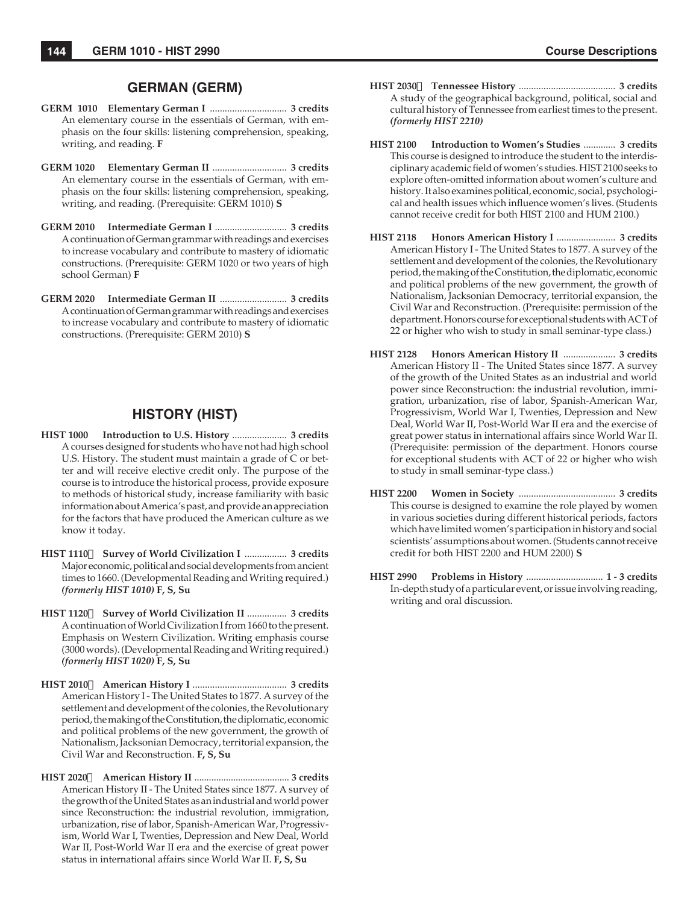## GERMAN (GERM)

**GERM 1010 Elementary German I** ............................... **3 credits**
An elementary course in the essentials of German, with emphasis on the four skills: listening comprehension, speaking, writing, and reading. **F**

**GERM 1020 Elementary German II** .............................. **3 credits**
An elementary course in the essentials of German, with emphasis on the four skills: listening comprehension, speaking, writing, and reading. (Prerequisite: GERM 1010) **S**

**GERM 2010 Intermediate German I** ............................. **3 credits**
A continuation of German grammar with readings and exercises to increase vocabulary and contribute to mastery of idiomatic constructions. (Prerequisite: GERM 1020 or two years of high school German) **F**

**GERM 2020 Intermediate German II** ........................... **3 credits**
A continuation of German grammar with readings and exercises to increase vocabulary and contribute to mastery of idiomatic constructions. (Prerequisite: GERM 2010) **S**

## HISTORY (HIST)

**HIST 1000 Introduction to U.S. History** ...................... **3 credits**
A courses designed for students who have not had high school U.S. History. The student must maintain a grade of C or better and will receive elective credit only. The purpose of the course is to introduce the historical process, provide exposure to methods of historical study, increase familiarity with basic information about America's past, and provide an appreciation for the factors that have produced the American culture as we know it today.

**HIST 1110 Survey of World Civilization I** ................. **3 credits**
Major economic, political and social developments from ancient times to 1660. (Developmental Reading and Writing required.) ***(formerly HIST 1010)*** **F, S, Su**

**HIST 1120 Survey of World Civilization II** ................ **3 credits**
A continuation of World Civilization I from 1660 to the present. Emphasis on Western Civilization. Writing emphasis course (3000 words). (Developmental Reading and Writing required.) ***(formerly HIST 1020)*** **F, S, Su**

**HIST 2010 American History I** ...................................... **3 credits**
American History I - The United States to 1877. A survey of the settlement and development of the colonies, the Revolutionary period, the making of the Constitution, the diplomatic, economic and political problems of the new government, the growth of Nationalism, Jacksonian Democracy, territorial expansion, the Civil War and Reconstruction. **F, S, Su**

**HIST 2020 American History II** ....................................... **3 credits**
American History II - The United States since 1877. A survey of the growth of the United States as an industrial and world power since Reconstruction: the industrial revolution, immigration, urbanization, rise of labor, Spanish-American War, Progressivism, World War I, Twenties, Depression and New Deal, World War II, Post-World War II era and the exercise of great power status in international affairs since World War II. **F, S, Su**

**HIST 2030 Tennessee History** ....................................... **3 credits**
A study of the geographical background, political, social and cultural history of Tennessee from earliest times to the present. ***(formerly HIST 2210)***

**HIST 2100 Introduction to Women's Studies** ............. **3 credits**
This course is designed to introduce the student to the interdisciplinary academic field of women's studies. HIST 2100 seeks to explore often-omitted information about women's culture and history. It also examines political, economic, social, psychological and health issues which influence women's lives. (Students cannot receive credit for both HIST 2100 and HUM 2100.)

**HIST 2118 Honors American History I** ........................ **3 credits**
American History I - The United States to 1877. A survey of the settlement and development of the colonies, the Revolutionary period, the making of the Constitution, the diplomatic, economic and political problems of the new government, the growth of Nationalism, Jacksonian Democracy, territorial expansion, the Civil War and Reconstruction. (Prerequisite: permission of the department. Honors course for exceptional students with ACT of 22 or higher who wish to study in small seminar-type class.)

**HIST 2128 Honors American History II** ..................... **3 credits**
American History II - The United States since 1877. A survey of the growth of the United States as an industrial and world power since Reconstruction: the industrial revolution, immigration, urbanization, rise of labor, Spanish-American War, Progressivism, World War I, Twenties, Depression and New Deal, World War II, Post-World War II era and the exercise of great power status in international affairs since World War II. (Prerequisite: permission of the department. Honors course for exceptional students with ACT of 22 or higher who wish to study in small seminar-type class.)

**HIST 2200 Women in Society** ....................................... **3 credits**
This course is designed to examine the role played by women in various societies during different historical periods, factors which have limited women's participation in history and social scientists' assumptions about women. (Students cannot receive credit for both HIST 2200 and HUM 2200) **S**

**HIST 2990 Problems in History** ............................... **1 - 3 credits**
In-depth study of a particular event, or issue involving reading, writing and oral discussion.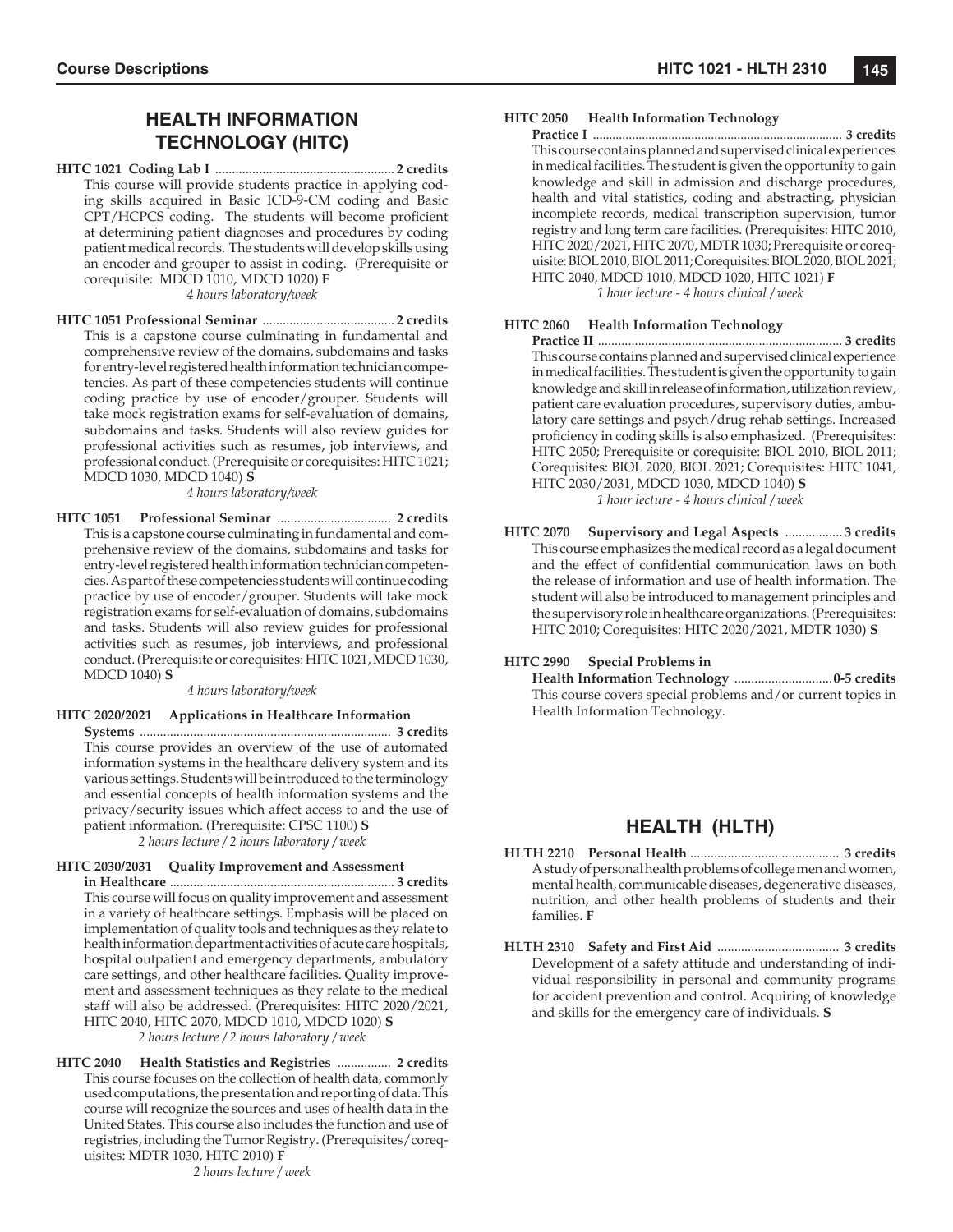## HEALTH INFORMATION TECHNOLOGY (HITC)

**HITC 1021 Coding Lab I** ..................................................... **2 credits**
This course will provide students practice in applying coding skills acquired in Basic ICD-9-CM coding and Basic CPT/HCPCS coding. The students will become proficient at determining patient diagnoses and procedures by coding patient medical records. The students will develop skills using an encoder and grouper to assist in coding. (Prerequisite or corequisite: MDCD 1010, MDCD 1020) **F**
*4 hours laboratory/week*

**HITC 1051 Professional Seminar** ....................................... **2 credits**
This is a capstone course culminating in fundamental and comprehensive review of the domains, subdomains and tasks for entry-level registered health information technician competencies. As part of these competencies students will continue coding practice by use of encoder/grouper. Students will take mock registration exams for self-evaluation of domains, subdomains and tasks. Students will also review guides for professional activities such as resumes, job interviews, and professional conduct. (Prerequisite or corequisites: HITC 1021; MDCD 1030, MDCD 1040) **S**
*4 hours laboratory/week*

**HITC 1051 Professional Seminar** .................................. **2 credits**
This is a capstone course culminating in fundamental and comprehensive review of the domains, subdomains and tasks for entry-level registered health information technician competencies. As part of these competencies students will continue coding practice by use of encoder/grouper. Students will take mock registration exams for self-evaluation of domains, subdomains and tasks. Students will also review guides for professional activities such as resumes, job interviews, and professional conduct. (Prerequisite or corequisites: HITC 1021, MDCD 1030, MDCD 1040) **S**
*4 hours laboratory/week*

**HITC 2020/2021 Applications in Healthcare Information Systems** .......................................................................... **3 credits**
This course provides an overview of the use of automated information systems in the healthcare delivery system and its various settings. Students will be introduced to the terminology and essential concepts of health information systems and the privacy/security issues which affect access to and the use of patient information. (Prerequisite: CPSC 1100) **S**
*2 hours lecture / 2 hours laboratory / week*

**HITC 2030/2031 Quality Improvement and Assessment in Healthcare** ................................................................... **3 credits**
This course will focus on quality improvement and assessment in a variety of healthcare settings. Emphasis will be placed on implementation of quality tools and techniques as they relate to health information department activities of acute care hospitals, hospital outpatient and emergency departments, ambulatory care settings, and other healthcare facilities. Quality improvement and assessment techniques as they relate to the medical staff will also be addressed. (Prerequisites: HITC 2020/2021, HITC 2040, HITC 2070, MDCD 1010, MDCD 1020) **S**
*2 hours lecture / 2 hours laboratory / week*

**HITC 2040 Health Statistics and Registries** ................ **2 credits**
This course focuses on the collection of health data, commonly used computations, the presentation and reporting of data. This course will recognize the sources and uses of health data in the United States. This course also includes the function and use of registries, including the Tumor Registry. (Prerequisites/corequisites: MDTR 1030, HITC 2010) **F**
*2 hours lecture / week*

**HITC 2050 Health Information Technology Practice I** ........................................................................... **3 credits**
This course contains planned and supervised clinical experiences in medical facilities. The student is given the opportunity to gain knowledge and skill in admission and discharge procedures, health and vital statistics, coding and abstracting, physician incomplete records, medical transcription supervision, tumor registry and long term care facilities. (Prerequisites: HITC 2010, HITC 2020/2021, HITC 2070, MDTR 1030; Prerequisite or corequisite: BIOL 2010, BIOL 2011; Corequisites: BIOL 2020, BIOL 2021; HITC 2040, MDCD 1010, MDCD 1020, HITC 1021) **F**
*1 hour lecture - 4 hours clinical / week*

**HITC 2060 Health Information Technology Practice II** ......................................................................... **3 credits**
This course contains planned and supervised clinical experience in medical facilities. The student is given the opportunity to gain knowledge and skill in release of information, utilization review, patient care evaluation procedures, supervisory duties, ambulatory care settings and psych/drug rehab settings. Increased proficiency in coding skills is also emphasized. (Prerequisites: HITC 2050; Prerequisite or corequisite: BIOL 2010, BIOL 2011; Corequisites: BIOL 2020, BIOL 2021; Corequisites: HITC 1041, HITC 2030/2031, MDCD 1030, MDCD 1040) **S**
*1 hour lecture - 4 hours clinical / week*

**HITC 2070 Supervisory and Legal Aspects** ................. **3 credits**
This course emphasizes the medical record as a legal document and the effect of confidential communication laws on both the release of information and use of health information. The student will also be introduced to management principles and the supervisory role in healthcare organizations. (Prerequisites: HITC 2010; Corequisites: HITC 2020/2021, MDTR 1030) **S**

**HITC 2990 Special Problems in Health Information Technology** ............................. **0-5 credits**
This course covers special problems and/or current topics in Health Information Technology.

## HEALTH (HLTH)

**HLTH 2210 Personal Health** ............................................ **3 credits**
A study of personal health problems of college men and women, mental health, communicable diseases, degenerative diseases, nutrition, and other health problems of students and their families. **F**

**HLTH 2310 Safety and First Aid** .................................... **3 credits**
Development of a safety attitude and understanding of individual responsibility in personal and community programs for accident prevention and control. Acquiring of knowledge and skills for the emergency care of individuals. **S**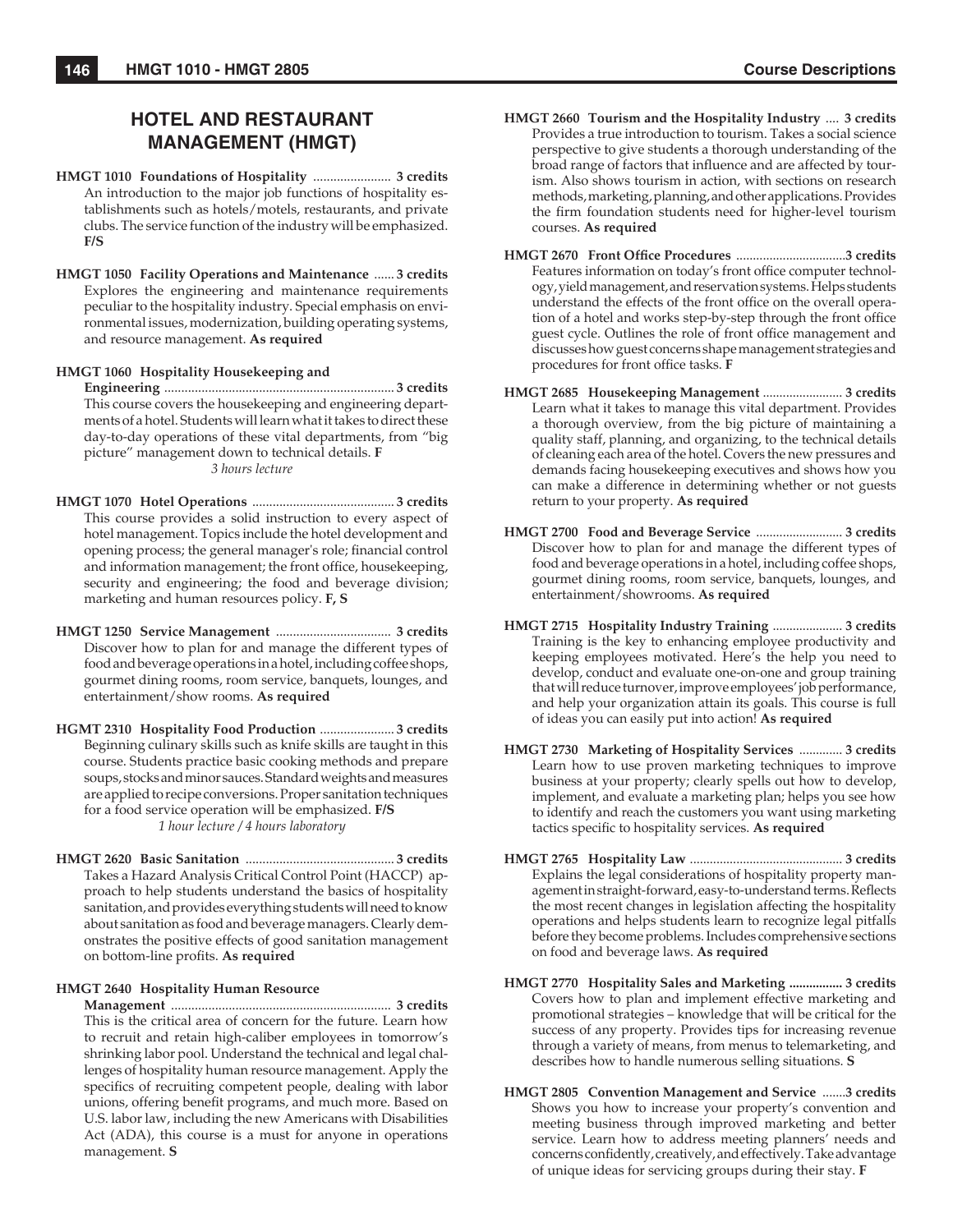# HOTEL AND RESTAURANT MANAGEMENT (HMGT)

**HMGT 1010 Foundations of Hospitality ....................... 3 credits**
An introduction to the major job functions of hospitality establishments such as hotels/motels, restaurants, and private clubs. The service function of the industry will be emphasized. **F/S**

**HMGT 1050 Facility Operations and Maintenance ...... 3 credits**
Explores the engineering and maintenance requirements peculiar to the hospitality industry. Special emphasis on environmental issues, modernization, building operating systems, and resource management. **As required**

**HMGT 1060 Hospitality Housekeeping and Engineering ................................................................... 3 credits**
This course covers the housekeeping and engineering departments of a hotel. Students will learn what it takes to direct these day-to-day operations of these vital departments, from "big picture" management down to technical details. **F**
*3 hours lecture*

**HMGT 1070 Hotel Operations .......................................... 3 credits**
This course provides a solid instruction to every aspect of hotel management. Topics include the hotel development and opening process; the general manager's role; financial control and information management; the front office, housekeeping, security and engineering; the food and beverage division; marketing and human resources policy. **F, S**

**HMGT 1250 Service Management .................................. 3 credits**
Discover how to plan for and manage the different types of food and beverage operations in a hotel, including coffee shops, gourmet dining rooms, room service, banquets, lounges, and entertainment/show rooms. **As required**

**HGMT 2310 Hospitality Food Production ...................... 3 credits**
Beginning culinary skills such as knife skills are taught in this course. Students practice basic cooking methods and prepare soups, stocks and minor sauces. Standard weights and measures are applied to recipe conversions. Proper sanitation techniques for a food service operation will be emphasized. **F/S**
*1 hour lecture / 4 hours laboratory*

**HMGT 2620 Basic Sanitation ............................................ 3 credits**
Takes a Hazard Analysis Critical Control Point (HACCP) approach to help students understand the basics of hospitality sanitation, and provides everything students will need to know about sanitation as food and beverage managers. Clearly demonstrates the positive effects of good sanitation management on bottom-line profits. **As required**

**HMGT 2640 Hospitality Human Resource Management ................................................................ 3 credits**
This is the critical area of concern for the future. Learn how to recruit and retain high-caliber employees in tomorrow's shrinking labor pool. Understand the technical and legal challenges of hospitality human resource management. Apply the specifics of recruiting competent people, dealing with labor unions, offering benefit programs, and much more. Based on U.S. labor law, including the new Americans with Disabilities Act (ADA), this course is a must for anyone in operations management. **S**

**HMGT 2660 Tourism and the Hospitality Industry .... 3 credits**
Provides a true introduction to tourism. Takes a social science perspective to give students a thorough understanding of the broad range of factors that influence and are affected by tourism. Also shows tourism in action, with sections on research methods, marketing, planning, and other applications. Provides the firm foundation students need for higher-level tourism courses. **As required**

**HMGT 2670 Front Office Procedures .................................3 credits**
Features information on today's front office computer technology, yield management, and reservation systems. Helps students understand the effects of the front office on the overall operation of a hotel and works step-by-step through the front office guest cycle. Outlines the role of front office management and discusses how guest concerns shape management strategies and procedures for front office tasks. **F**

**HMGT 2685 Housekeeping Management ........................ 3 credits**
Learn what it takes to manage this vital department. Provides a thorough overview, from the big picture of maintaining a quality staff, planning, and organizing, to the technical details of cleaning each area of the hotel. Covers the new pressures and demands facing housekeeping executives and shows how you can make a difference in determining whether or not guests return to your property. **As required**

**HMGT 2700 Food and Beverage Service .......................... 3 credits**
Discover how to plan for and manage the different types of food and beverage operations in a hotel, including coffee shops, gourmet dining rooms, room service, banquets, lounges, and entertainment/showrooms. **As required**

**HMGT 2715 Hospitality Industry Training ..................... 3 credits**
Training is the key to enhancing employee productivity and keeping employees motivated. Here's the help you need to develop, conduct and evaluate one-on-one and group training that will reduce turnover, improve employees' job performance, and help your organization attain its goals. This course is full of ideas you can easily put into action! **As required**

**HMGT 2730 Marketing of Hospitality Services ............. 3 credits**
Learn how to use proven marketing techniques to improve business at your property; clearly spells out how to develop, implement, and evaluate a marketing plan; helps you see how to identify and reach the customers you want using marketing tactics specific to hospitality services. **As required**

**HMGT 2765 Hospitality Law .............................................. 3 credits**
Explains the legal considerations of hospitality property management in straight-forward, easy-to-understand terms. Reflects the most recent changes in legislation affecting the hospitality operations and helps students learn to recognize legal pitfalls before they become problems. Includes comprehensive sections on food and beverage laws. **As required**

**HMGT 2770 Hospitality Sales and Marketing ................ 3 credits**
Covers how to plan and implement effective marketing and promotional strategies – knowledge that will be critical for the success of any property. Provides tips for increasing revenue through a variety of means, from menus to telemarketing, and describes how to handle numerous selling situations. **S**

**HMGT 2805 Convention Management and Service .......3 credits**
Shows you how to increase your property's convention and meeting business through improved marketing and better service. Learn how to address meeting planners' needs and concerns confidently, creatively, and effectively. Take advantage of unique ideas for servicing groups during their stay. **F**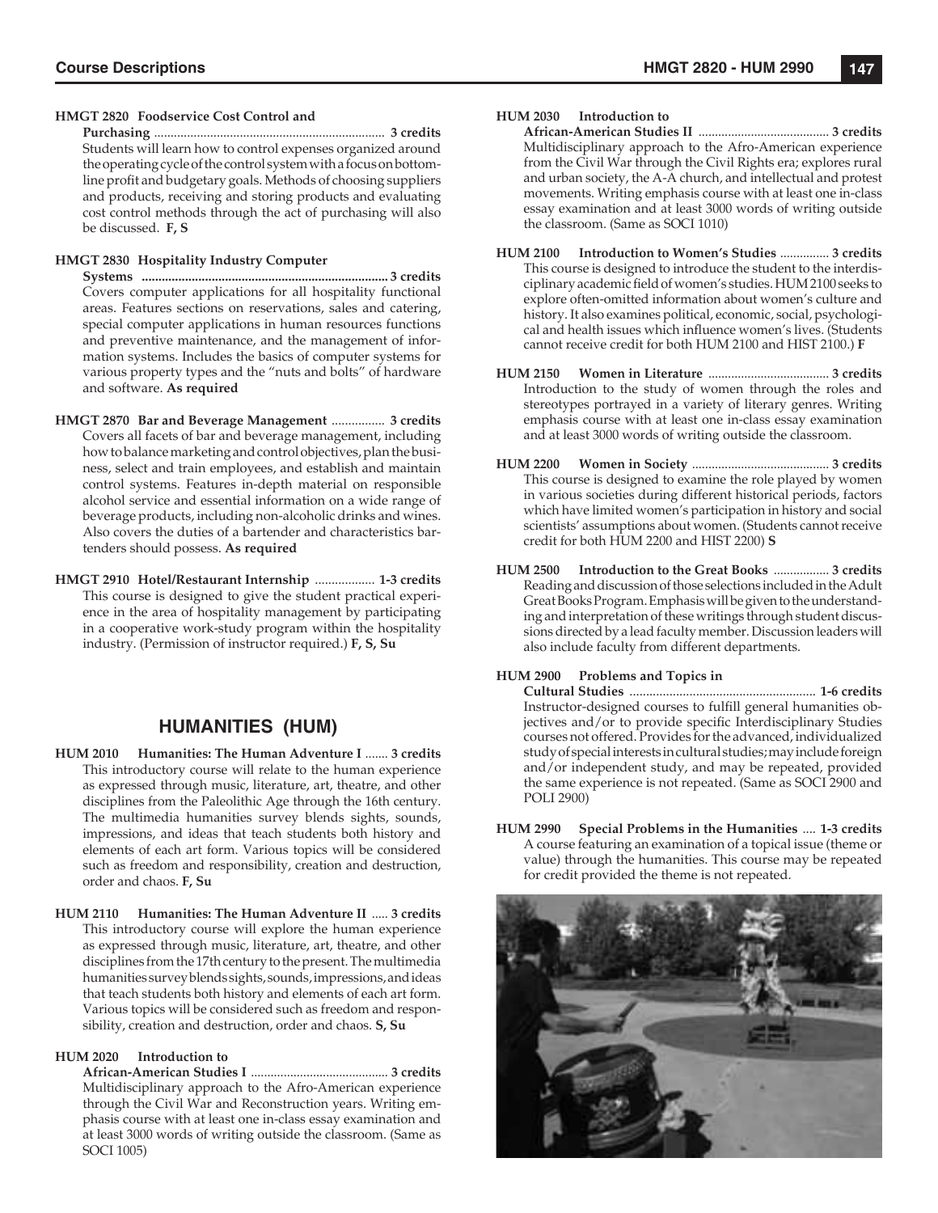**HMGT 2820 Foodservice Cost Control and Purchasing** ..................... **3 credits**
Students will learn how to control expenses organized around the operating cycle of the control system with a focus on bottom-line profit and budgetary goals. Methods of choosing suppliers and products, receiving and storing products and evaluating cost control methods through the act of purchasing will also be discussed. **F, S**

**HMGT 2830 Hospitality Industry Computer Systems** ..................... **3 credits**
Covers computer applications for all hospitality functional areas. Features sections on reservations, sales and catering, special computer applications in human resources functions and preventive maintenance, and the management of information systems. Includes the basics of computer systems for various property types and the "nuts and bolts" of hardware and software. **As required**

**HMGT 2870 Bar and Beverage Management** ................ **3 credits**
Covers all facets of bar and beverage management, including how to balance marketing and control objectives, plan the business, select and train employees, and establish and maintain control systems. Features in-depth material on responsible alcohol service and essential information on a wide range of beverage products, including non-alcoholic drinks and wines. Also covers the duties of a bartender and characteristics bartenders should possess. **As required**

**HMGT 2910 Hotel/Restaurant Internship** .................. **1-3 credits**
This course is designed to give the student practical experience in the area of hospitality management by participating in a cooperative work-study program within the hospitality industry. (Permission of instructor required.) **F, S, Su**

## HUMANITIES (HUM)

**HUM 2010 Humanities: The Human Adventure I** ....... **3 credits**
This introductory course will relate to the human experience as expressed through music, literature, art, theatre, and other disciplines from the Paleolithic Age through the 16th century. The multimedia humanities survey blends sights, sounds, impressions, and ideas that teach students both history and elements of each art form. Various topics will be considered such as freedom and responsibility, creation and destruction, order and chaos. **F, Su**

**HUM 2110 Humanities: The Human Adventure II** ..... **3 credits**
This introductory course will explore the human experience as expressed through music, literature, art, theatre, and other disciplines from the 17th century to the present. The multimedia humanities survey blends sights, sounds, impressions, and ideas that teach students both history and elements of each art form. Various topics will be considered such as freedom and responsibility, creation and destruction, order and chaos. **S, Su**

**HUM 2020 Introduction to African-American Studies I** .......................................... **3 credits**
Multidisciplinary approach to the Afro-American experience through the Civil War and Reconstruction years. Writing emphasis course with at least one in-class essay examination and at least 3000 words of writing outside the classroom. (Same as SOCI 1005)

**HUM 2030 Introduction to African-American Studies II** ........................................ **3 credits**
Multidisciplinary approach to the Afro-American experience from the Civil War through the Civil Rights era; explores rural and urban society, the A-A church, and intellectual and protest movements. Writing emphasis course with at least one in-class essay examination and at least 3000 words of writing outside the classroom. (Same as SOCI 1010)

**HUM 2100 Introduction to Women's Studies** ............... **3 credits**
This course is designed to introduce the student to the interdisciplinary academic field of women's studies. HUM 2100 seeks to explore often-omitted information about women's culture and history. It also examines political, economic, social, psychological and health issues which influence women's lives. (Students cannot receive credit for both HUM 2100 and HIST 2100.) **F**

**HUM 2150 Women in Literature** ..................................... **3 credits**
Introduction to the study of women through the roles and stereotypes portrayed in a variety of literary genres. Writing emphasis course with at least one in-class essay examination and at least 3000 words of writing outside the classroom.

**HUM 2200 Women in Society** .......................................... **3 credits**
This course is designed to examine the role played by women in various societies during different historical periods, factors which have limited women's participation in history and social scientists' assumptions about women. (Students cannot receive credit for both HUM 2200 and HIST 2200) **S**

**HUM 2500 Introduction to the Great Books** ................. **3 credits**
Reading and discussion of those selections included in the Adult Great Books Program. Emphasis will be given to the understanding and interpretation of these writings through student discussions directed by a lead faculty member. Discussion leaders will also include faculty from different departments.

**HUM 2900 Problems and Topics in Cultural Studies** ........................................................ **1-6 credits**
Instructor-designed courses to fulfill general humanities objectives and/or to provide specific Interdisciplinary Studies courses not offered. Provides for the advanced, individualized study of special interests in cultural studies; may include foreign and/or independent study, and may be repeated, provided the same experience is not repeated. (Same as SOCI 2900 and POLI 2900)

**HUM 2990 Special Problems in the Humanities** .... **1-3 credits**
A course featuring an examination of a topical issue (theme or value) through the humanities. This course may be repeated for credit provided the theme is not repeated.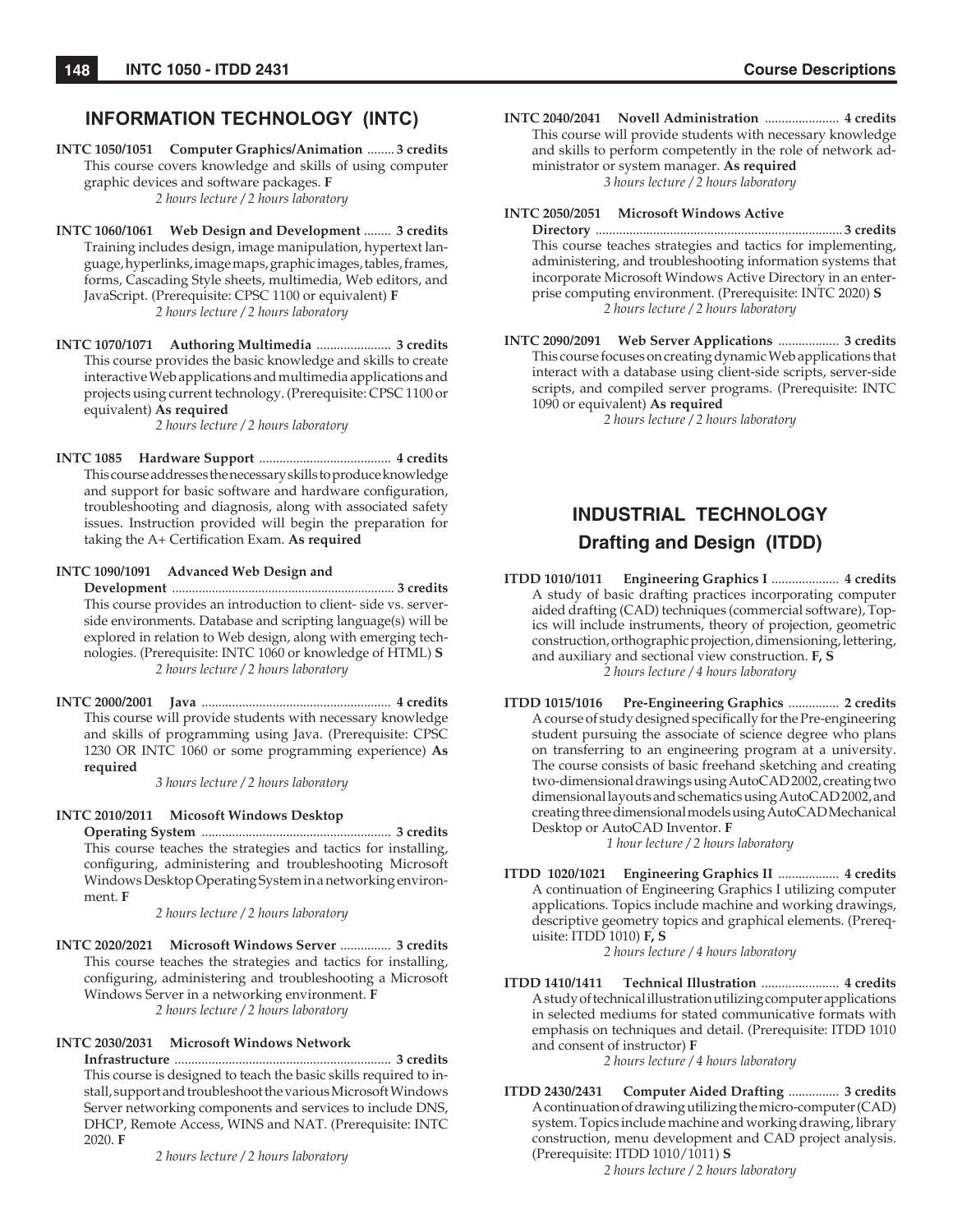## INFORMATION TECHNOLOGY (INTC)

**INTC 1050/1051 Computer Graphics/Animation** ........ **3 credits**
This course covers knowledge and skills of using computer graphic devices and software packages. **F**
*2 hours lecture / 2 hours laboratory*

**INTC 1060/1061 Web Design and Development** ........ **3 credits**
Training includes design, image manipulation, hypertext language, hyperlinks, image maps, graphic images, tables, frames, forms, Cascading Style sheets, multimedia, Web editors, and JavaScript. (Prerequisite: CPSC 1100 or equivalent) **F**
*2 hours lecture / 2 hours laboratory*

**INTC 1070/1071 Authoring Multimedia** ...................... **3 credits**
This course provides the basic knowledge and skills to create interactive Web applications and multimedia applications and projects using current technology. (Prerequisite: CPSC 1100 or equivalent) **As required**
*2 hours lecture / 2 hours laboratory*

**INTC 1085 Hardware Support** ....................................... **4 credits**
This course addresses the necessary skills to produce knowledge and support for basic software and hardware configuration, troubleshooting and diagnosis, along with associated safety issues. Instruction provided will begin the preparation for taking the A+ Certification Exam. **As required**

**INTC 1090/1091 Advanced Web Design and Development** .................................................................. **3 credits**
This course provides an introduction to client- side vs. server-side environments. Database and scripting language(s) will be explored in relation to Web design, along with emerging technologies. (Prerequisite: INTC 1060 or knowledge of HTML) **S**
*2 hours lecture / 2 hours laboratory*

**INTC 2000/2001 Java** ........................................................ **4 credits**
This course will provide students with necessary knowledge and skills of programming using Java. (Prerequisite: CPSC 1230 OR INTC 1060 or some programming experience) **As required**
*3 hours lecture / 2 hours laboratory*

**INTC 2010/2011 Micosoft Windows Desktop Operating System** ....................................................... **3 credits**
This course teaches the strategies and tactics for installing, configuring, administering and troubleshooting Microsoft Windows Desktop Operating System in a networking environment. **F**
*2 hours lecture / 2 hours laboratory*

**INTC 2020/2021 Microsoft Windows Server** ............... **3 credits**
This course teaches the strategies and tactics for installing, configuring, administering and troubleshooting a Microsoft Windows Server in a networking environment. **F**
*2 hours lecture / 2 hours laboratory*

**INTC 2030/2031 Microsoft Windows Network Infrastructure** ................................................................ **3 credits**
This course is designed to teach the basic skills required to install, support and troubleshoot the various Microsoft Windows Server networking components and services to include DNS, DHCP, Remote Access, WINS and NAT. (Prerequisite: INTC 2020. **F**
*2 hours lecture / 2 hours laboratory*

**INTC 2040/2041 Novell Administration** ...................... **4 credits**
This course will provide students with necessary knowledge and skills to perform competently in the role of network administrator or system manager. **As required**
*3 hours lecture / 2 hours laboratory*

**INTC 2050/2051 Microsoft Windows Active Directory** ......................................................................... **3 credits**
This course teaches strategies and tactics for implementing, administering, and troubleshooting information systems that incorporate Microsoft Windows Active Directory in an enterprise computing environment. (Prerequisite: INTC 2020) **S**
*2 hours lecture / 2 hours laboratory*

**INTC 2090/2091 Web Server Applications** .................. **3 credits**
This course focuses on creating dynamic Web applications that interact with a database using client-side scripts, server-side scripts, and compiled server programs. (Prerequisite: INTC 1090 or equivalent) **As required**
*2 hours lecture / 2 hours laboratory*

## INDUSTRIAL TECHNOLOGY

### Drafting and Design (ITDD)

**ITDD 1010/1011 Engineering Graphics I** .................... **4 credits**
A study of basic drafting practices incorporating computer aided drafting (CAD) techniques (commercial software), Topics will include instruments, theory of projection, geometric construction, orthographic projection, dimensioning, lettering, and auxiliary and sectional view construction. **F, S**
*2 hours lecture / 4 hours laboratory*

**ITDD 1015/1016 Pre-Engineering Graphics** ............... **2 credits**
A course of study designed specifically for the Pre-engineering student pursuing the associate of science degree who plans on transferring to an engineering program at a university. The course consists of basic freehand sketching and creating two-dimensional drawings using AutoCAD 2002, creating two dimensional layouts and schematics using AutoCAD 2002, and creating three dimensional models using AutoCAD Mechanical Desktop or AutoCAD Inventor. **F**
*1 hour lecture / 2 hours laboratory*

**ITDD 1020/1021 Engineering Graphics II** .................. **4 credits**
A continuation of Engineering Graphics I utilizing computer applications. Topics include machine and working drawings, descriptive geometry topics and graphical elements. (Prerequisite: ITDD 1010) **F, S**
*2 hours lecture / 4 hours laboratory*

**ITDD 1410/1411 Technical Illustration** ....................... **4 credits**
A study of technical illustration utilizing computer applications in selected mediums for stated communicative formats with emphasis on techniques and detail. (Prerequisite: ITDD 1010 and consent of instructor) **F**
*2 hours lecture / 4 hours laboratory*

**ITDD 2430/2431 Computer Aided Drafting** ............... **3 credits**
A continuation of drawing utilizing the micro-computer (CAD) system. Topics include machine and working drawing, library construction, menu development and CAD project analysis. (Prerequisite: ITDD 1010/1011) **S**
*2 hours lecture / 2 hours laboratory*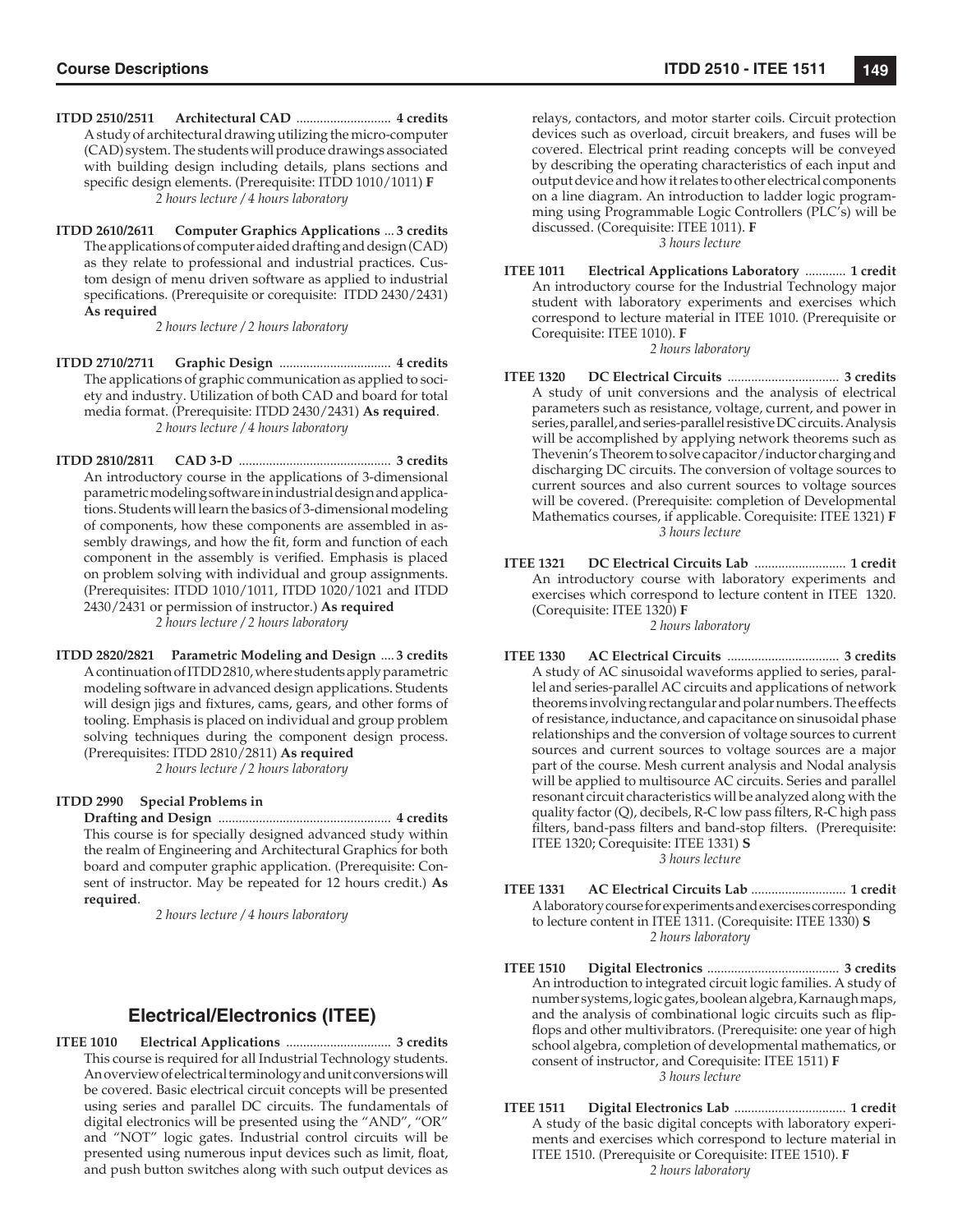**ITDD 2510/2511 Architectural CAD ............................ 4 credits**

A study of architectural drawing utilizing the micro-computer (CAD) system. The students will produce drawings associated with building design including details, plans sections and specific design elements. (Prerequisite: ITDD 1010/1011) **F**

*2 hours lecture / 4 hours laboratory*

**ITDD 2610/2611 Computer Graphics Applications ... 3 credits**

The applications of computer aided drafting and design (CAD) as they relate to professional and industrial practices. Custom design of menu driven software as applied to industrial specifications. (Prerequisite or corequisite: ITDD 2430/2431) **As required**

*2 hours lecture / 2 hours laboratory*

**ITDD 2710/2711 Graphic Design ................................. 4 credits**

The applications of graphic communication as applied to society and industry. Utilization of both CAD and board for total media format. (Prerequisite: ITDD 2430/2431) **As required**.

*2 hours lecture / 4 hours laboratory*

**ITDD 2810/2811 CAD 3-D ............................................ 3 credits**

An introductory course in the applications of 3-dimensional parametric modeling software in industrial design and applications. Students will learn the basics of 3-dimensional modeling of components, how these components are assembled in assembly drawings, and how the fit, form and function of each component in the assembly is verified. Emphasis is placed on problem solving with individual and group assignments. (Prerequisites: ITDD 1010/1011, ITDD 1020/1021 and ITDD 2430/2431 or permission of instructor.) **As required**

*2 hours lecture / 2 hours laboratory*

**ITDD 2820/2821 Parametric Modeling and Design .... 3 credits**

A continuation of ITDD 2810, where students apply parametric modeling software in advanced design applications. Students will design jigs and fixtures, cams, gears, and other forms of tooling. Emphasis is placed on individual and group problem solving techniques during the component design process. (Prerequisites: ITDD 2810/2811) **As required**

*2 hours lecture / 2 hours laboratory*

**ITDD 2990 Special Problems in Drafting and Design .................................................. 4 credits**

This course is for specially designed advanced study within the realm of Engineering and Architectural Graphics for both board and computer graphic application. (Prerequisite: Consent of instructor. May be repeated for 12 hours credit.) **As required**.

*2 hours lecture / 4 hours laboratory*

## Electrical/Electronics (ITEE)

**ITEE 1010 Electrical Applications ............................... 3 credits**

This course is required for all Industrial Technology students. An overview of electrical terminology and unit conversions will be covered. Basic electrical circuit concepts will be presented using series and parallel DC circuits. The fundamentals of digital electronics will be presented using the "AND", "OR" and "NOT" logic gates. Industrial control circuits will be presented using numerous input devices such as limit, float, and push button switches along with such output devices as relays, contactors, and motor starter coils. Circuit protection devices such as overload, circuit breakers, and fuses will be covered. Electrical print reading concepts will be conveyed by describing the operating characteristics of each input and output device and how it relates to other electrical components on a line diagram. An introduction to ladder logic programming using Programmable Logic Controllers (PLC's) will be discussed. (Corequisite: ITEE 1011). **F**

*3 hours lecture*

**ITEE 1011 Electrical Applications Laboratory ............ 1 credit**

An introductory course for the Industrial Technology major student with laboratory experiments and exercises which correspond to lecture material in ITEE 1010. (Prerequisite or Corequisite: ITEE 1010). **F**

*2 hours laboratory*

**ITEE 1320 DC Electrical Circuits ................................. 3 credits**

A study of unit conversions and the analysis of electrical parameters such as resistance, voltage, current, and power in series, parallel, and series-parallel resistive DC circuits. Analysis will be accomplished by applying network theorems such as Thevenin's Theorem to solve capacitor/inductor charging and discharging DC circuits. The conversion of voltage sources to current sources and also current sources to voltage sources will be covered. (Prerequisite: completion of Developmental Mathematics courses, if applicable. Corequisite: ITEE 1321) **F**

*3 hours lecture*

**ITEE 1321 DC Electrical Circuits Lab ........................... 1 credit**

An introductory course with laboratory experiments and exercises which correspond to lecture content in ITEE 1320. (Corequisite: ITEE 1320) **F**

*2 hours laboratory*

**ITEE 1330 AC Electrical Circuits ................................. 3 credits**

A study of AC sinusoidal waveforms applied to series, parallel and series-parallel AC circuits and applications of network theorems involving rectangular and polar numbers. The effects of resistance, inductance, and capacitance on sinusoidal phase relationships and the conversion of voltage sources to current sources and current sources to voltage sources are a major part of the course. Mesh current analysis and Nodal analysis will be applied to multisource AC circuits. Series and parallel resonant circuit characteristics will be analyzed along with the quality factor (Q), decibels, R-C low pass filters, R-C high pass filters, band-pass filters and band-stop filters. (Prerequisite: ITEE 1320; Corequisite: ITEE 1331) **S**

*3 hours lecture*

**ITEE 1331 AC Electrical Circuits Lab ............................ 1 credit**

A laboratory course for experiments and exercises corresponding to lecture content in ITEE 1311. (Corequisite: ITEE 1330) **S**

*2 hours laboratory*

**ITEE 1510 Digital Electronics ....................................... 3 credits**

An introduction to integrated circuit logic families. A study of number systems, logic gates, boolean algebra, Karnaugh maps, and the analysis of combinational logic circuits such as flip-flops and other multivibrators. (Prerequisite: one year of high school algebra, completion of developmental mathematics, or consent of instructor, and Corequisite: ITEE 1511) **F**

*3 hours lecture*

**ITEE 1511 Digital Electronics Lab ................................. 1 credit**

A study of the basic digital concepts with laboratory experiments and exercises which correspond to lecture material in ITEE 1510. (Prerequisite or Corequisite: ITEE 1510). **F**

*2 hours laboratory*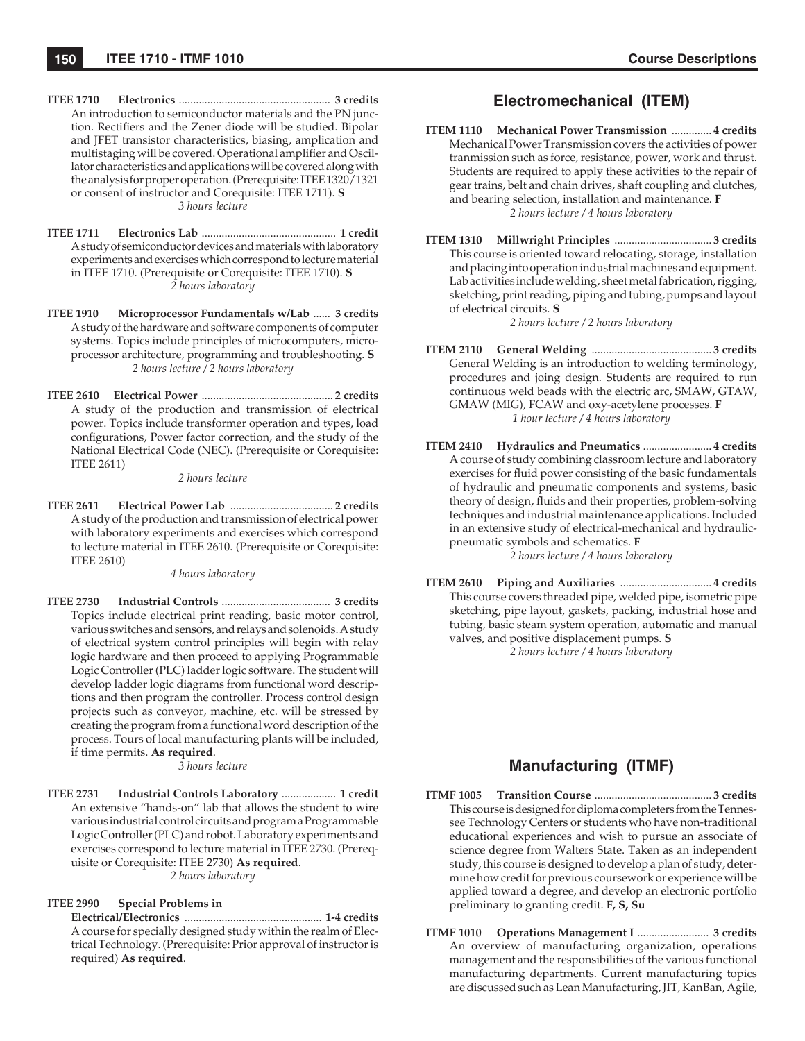**ITEE 1710 Electronics** .................................................... **3 credits**
An introduction to semiconductor materials and the PN junction. Rectifiers and the Zener diode will be studied. Bipolar and JFET transistor characteristics, biasing, amplication and multistaging will be covered. Operational amplifier and Oscillator characteristics and applications will be covered along with the analysis for proper operation. (Prerequisite: ITEE 1320/1321 or consent of instructor and Corequisite: ITEE 1711). **S**
*3 hours lecture*

**ITEE 1711 Electronics Lab** .............................................. **1 credit**
A study of semiconductor devices and materials with laboratory experiments and exercises which correspond to lecture material in ITEE 1710. (Prerequisite or Corequisite: ITEE 1710). **S**
*2 hours laboratory*

**ITEE 1910 Microprocessor Fundamentals w/Lab** ...... **3 credits**
A study of the hardware and software components of computer systems. Topics include principles of microcomputers, microprocessor architecture, programming and troubleshooting. **S**
*2 hours lecture / 2 hours laboratory*

**ITEE 2610 Electrical Power** ............................................. **2 credits**
A study of the production and transmission of electrical power. Topics include transformer operation and types, load configurations, Power factor correction, and the study of the National Electrical Code (NEC). (Prerequisite or Corequisite: ITEE 2611)
*2 hours lecture*

**ITEE 2611 Electrical Power Lab** ................................... **2 credits**
A study of the production and transmission of electrical power with laboratory experiments and exercises which correspond to lecture material in ITEE 2610. (Prerequisite or Corequisite: ITEE 2610)
*4 hours laboratory*

**ITEE 2730 Industrial Controls** ..................................... **3 credits**
Topics include electrical print reading, basic motor control, various switches and sensors, and relays and solenoids. A study of electrical system control principles will begin with relay logic hardware and then proceed to applying Programmable Logic Controller (PLC) ladder logic software. The student will develop ladder logic diagrams from functional word descriptions and then program the controller. Process control design projects such as conveyor, machine, etc. will be stressed by creating the program from a functional word description of the process. Tours of local manufacturing plants will be included, if time permits. **As required**.
*3 hours lecture*

**ITEE 2731 Industrial Controls Laboratory** ................... **1 credit**
An extensive "hands-on" lab that allows the student to wire various industrial control circuits and program a Programmable Logic Controller (PLC) and robot. Laboratory experiments and exercises correspond to lecture material in ITEE 2730. (Prerequisite or Corequisite: ITEE 2730) **As required**.
*2 hours laboratory*

**ITEE 2990 Special Problems in Electrical/Electronics** ............................................... **1-4 credits**
A course for specially designed study within the realm of Electrical Technology. (Prerequisite: Prior approval of instructor is required) **As required**.

## Electromechanical (ITEM)

**ITEM 1110 Mechanical Power Transmission** .............. **4 credits**
Mechanical Power Transmission covers the activities of power tranmission such as force, resistance, power, work and thrust. Students are required to apply these activities to the repair of gear trains, belt and chain drives, shaft coupling and clutches, and bearing selection, installation and maintenance. **F**
*2 hours lecture / 4 hours laboratory*

**ITEM 1310 Millwright Principles** .................................. **3 credits**
This course is oriented toward relocating, storage, installation and placing into operation industrial machines and equipment. Lab activities include welding, sheet metal fabrication, rigging, sketching, print reading, piping and tubing, pumps and layout of electrical circuits. **S**
*2 hours lecture / 2 hours laboratory*

**ITEM 2110 General Welding** .......................................... **3 credits**
General Welding is an introduction to welding terminology, procedures and joing design. Students are required to run continuous weld beads with the electric arc, SMAW, GTAW, GMAW (MIG), FCAW and oxy-acetylene processes. **F**
*1 hour lecture / 4 hours laboratory*

**ITEM 2410 Hydraulics and Pneumatics** ........................ **4 credits**
A course of study combining classroom lecture and laboratory exercises for fluid power consisting of the basic fundamentals of hydraulic and pneumatic components and systems, basic theory of design, fluids and their properties, problem-solving techniques and industrial maintenance applications. Included in an extensive study of electrical-mechanical and hydraulic-pneumatic symbols and schematics. **F**
*2 hours lecture / 4 hours laboratory*

**ITEM 2610 Piping and Auxiliaries** ................................ **4 credits**
This course covers threaded pipe, welded pipe, isometric pipe sketching, pipe layout, gaskets, packing, industrial hose and tubing, basic steam system operation, automatic and manual valves, and positive displacement pumps. **S**
*2 hours lecture / 4 hours laboratory*

## Manufacturing (ITMF)

**ITMF 1005 Transition Course** ......................................... **3 credits**
This course is designed for diploma completers from the Tennessee Technology Centers or students who have non-traditional educational experiences and wish to pursue an associate of science degree from Walters State. Taken as an independent study, this course is designed to develop a plan of study, determine how credit for previous coursework or experience will be applied toward a degree, and develop an electronic portfolio preliminary to granting credit. **F, S, Su**

**ITMF 1010 Operations Management I** ......................... **3 credits**
An overview of manufacturing organization, operations management and the responsibilities of the various functional manufacturing departments. Current manufacturing topics are discussed such as Lean Manufacturing, JIT, KanBan, Agile,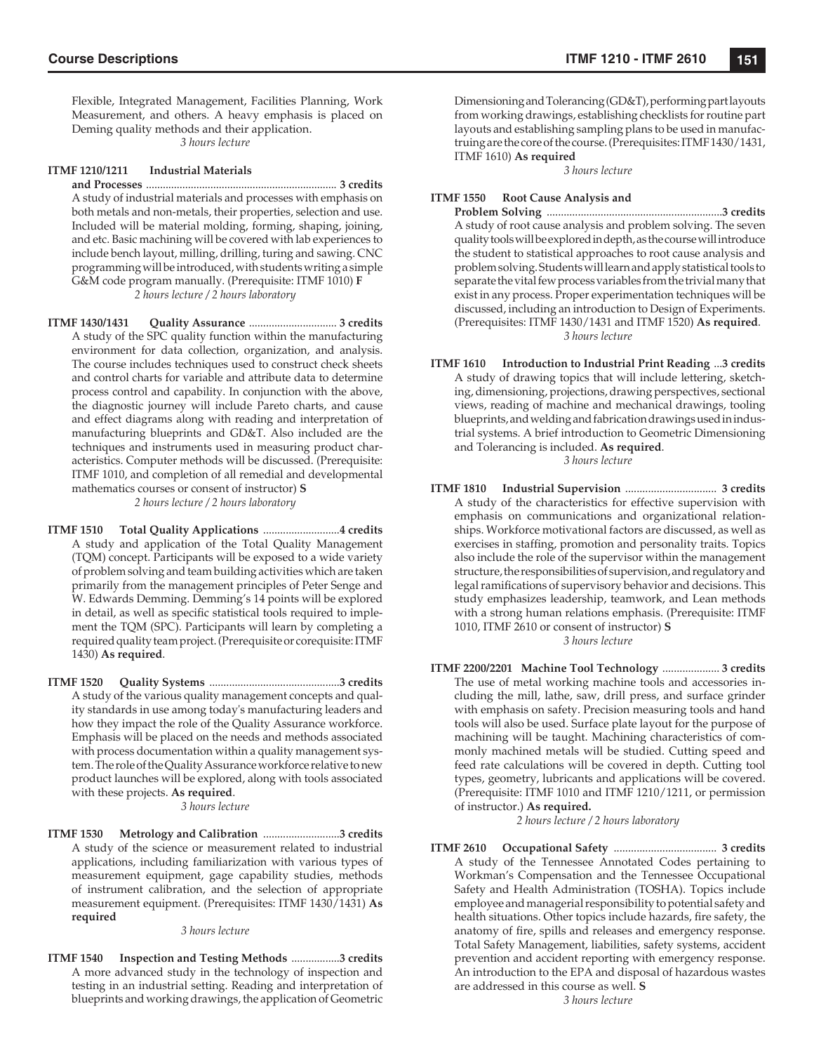Flexible, Integrated Management, Facilities Planning, Work Measurement, and others. A heavy emphasis is placed on Deming quality methods and their application.

*3 hours lecture*

**ITMF 1210/1211 Industrial Materials and Processes** .................................................................. **3 credits**
A study of industrial materials and processes with emphasis on both metals and non-metals, their properties, selection and use. Included will be material molding, forming, shaping, joining, and etc. Basic machining will be covered with lab experiences to include bench layout, milling, drilling, turing and sawing. CNC programming will be introduced, with students writing a simple G&M code program manually. (Prerequisite: ITMF 1010) **F**

*2 hours lecture / 2 hours laboratory*

**ITMF 1430/1431 Quality Assurance** ............................... **3 credits**
A study of the SPC quality function within the manufacturing environment for data collection, organization, and analysis. The course includes techniques used to construct check sheets and control charts for variable and attribute data to determine process control and capability. In conjunction with the above, the diagnostic journey will include Pareto charts, and cause and effect diagrams along with reading and interpretation of manufacturing blueprints and GD&T. Also included are the techniques and instruments used in measuring product characteristics. Computer methods will be discussed. (Prerequisite: ITMF 1010, and completion of all remedial and developmental mathematics courses or consent of instructor) **S**

*2 hours lecture / 2 hours laboratory*

**ITMF 1510 Total Quality Applications** ...........................**4 credits**
A study and application of the Total Quality Management (TQM) concept. Participants will be exposed to a wide variety of problem solving and team building activities which are taken primarily from the management principles of Peter Senge and W. Edwards Demming. Demming's 14 points will be explored in detail, as well as specific statistical tools required to implement the TQM (SPC). Participants will learn by completing a required quality team project. (Prerequisite or corequisite: ITMF 1430) **As required**.

**ITMF 1520 Quality Systems** .............................................**3 credits**
A study of the various quality management concepts and quality standards in use among today's manufacturing leaders and how they impact the role of the Quality Assurance workforce. Emphasis will be placed on the needs and methods associated with process documentation within a quality management system. The role of the Quality Assurance workforce relative to new product launches will be explored, along with tools associated with these projects. **As required**.

*3 hours lecture*

**ITMF 1530 Metrology and Calibration** ...........................**3 credits**
A study of the science or measurement related to industrial applications, including familiarization with various types of measurement equipment, gage capability studies, methods of instrument calibration, and the selection of appropriate measurement equipment. (Prerequisites: ITMF 1430/1431) **As required**

*3 hours lecture*

**ITMF 1540 Inspection and Testing Methods** .................**3 credits**
A more advanced study in the technology of inspection and testing in an industrial setting. Reading and interpretation of blueprints and working drawings, the application of Geometric Dimensioning and Tolerancing (GD&T), performing part layouts from working drawings, establishing checklists for routine part layouts and establishing sampling plans to be used in manufactruing are the core of the course. (Prerequisites: ITMF 1430/1431, ITMF 1610) **As required**

*3 hours lecture*

**ITMF 1550 Root Cause Analysis and Problem Solving** .............................................................**3 credits**
A study of root cause analysis and problem solving. The seven quality tools will be explored in depth, as the course will introduce the student to statistical approaches to root cause analysis and problem solving. Students will learn and apply statistical tools to separate the vital few process variables from the trivial many that exist in any process. Proper experimentation techniques will be discussed, including an introduction to Design of Experiments. (Prerequisites: ITMF 1430/1431 and ITMF 1520) **As required**.

*3 hours lecture*

**ITMF 1610 Introduction to Industrial Print Reading** ...**3 credits**
A study of drawing topics that will include lettering, sketching, dimensioning, projections, drawing perspectives, sectional views, reading of machine and mechanical drawings, tooling blueprints, and welding and fabrication drawings used in industrial systems. A brief introduction to Geometric Dimensioning and Tolerancing is included. **As required**.

*3 hours lecture*

**ITMF 1810 Industrial Supervision** ................................ **3 credits**
A study of the characteristics for effective supervision with emphasis on communications and organizational relationships. Workforce motivational factors are discussed, as well as exercises in staffing, promotion and personality traits. Topics also include the role of the supervisor within the management structure, the responsibilities of supervision, and regulatory and legal ramifications of supervisory behavior and decisions. This study emphasizes leadership, teamwork, and Lean methods with a strong human relations emphasis. (Prerequisite: ITMF 1010, ITMF 2610 or consent of instructor) **S**

*3 hours lecture*

**ITMF 2200/2201 Machine Tool Technology** .................... **3 credits**
The use of metal working machine tools and accessories including the mill, lathe, saw, drill press, and surface grinder with emphasis on safety. Precision measuring tools and hand tools will also be used. Surface plate layout for the purpose of machining will be taught. Machining characteristics of commonly machined metals will be studied. Cutting speed and feed rate calculations will be covered in depth. Cutting tool types, geometry, lubricants and applications will be covered. (Prerequisite: ITMF 1010 and ITMF 1210/1211, or permission of instructor.) **As required.**

*2 hours lecture / 2 hours laboratory*

**ITMF 2610 Occupational Safety** .................................... **3 credits**
A study of the Tennessee Annotated Codes pertaining to Workman's Compensation and the Tennessee Occupational Safety and Health Administration (TOSHA). Topics include employee and managerial responsibility to potential safety and health situations. Other topics include hazards, fire safety, the anatomy of fire, spills and releases and emergency response. Total Safety Management, liabilities, safety systems, accident prevention and accident reporting with emergency response. An introduction to the EPA and disposal of hazardous wastes are addressed in this course as well. **S**

*3 hours lecture*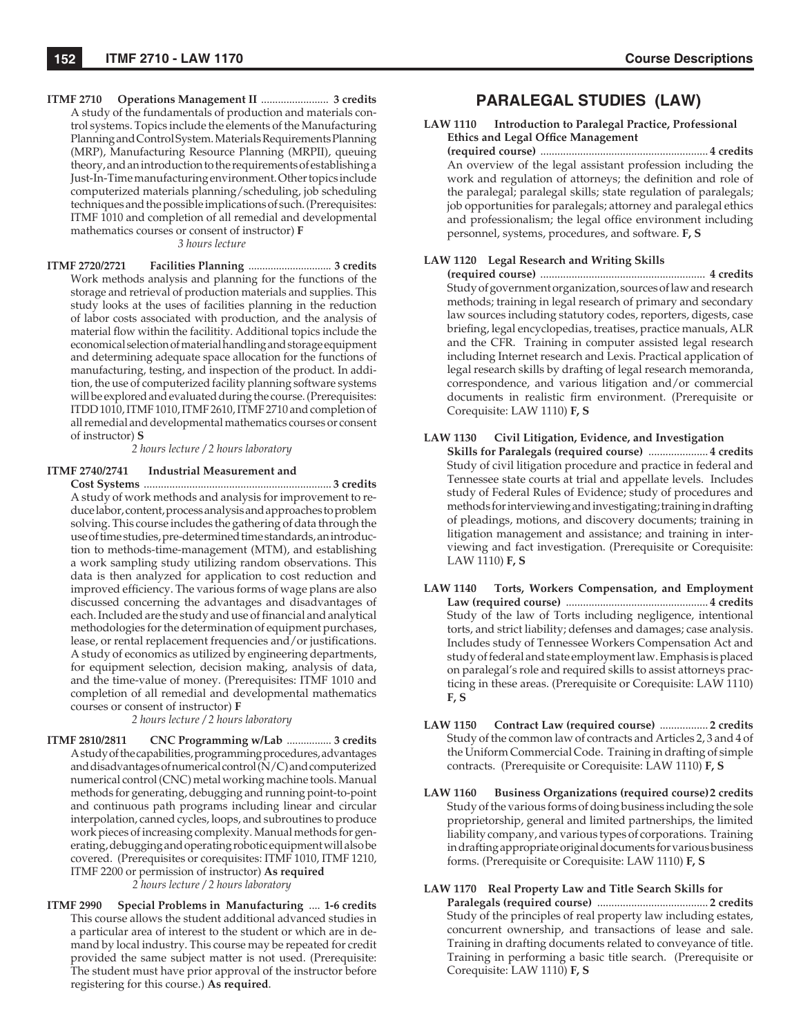**ITMF 2710 Operations Management II** ........................ **3 credits**
A study of the fundamentals of production and materials control systems. Topics include the elements of the Manufacturing Planning and Control System. Materials Requirements Planning (MRP), Manufacturing Resource Planning (MRPII), queuing theory, and an introduction to the requirements of establishing a Just-In-Time manufacturing environment. Other topics include computerized materials planning/scheduling, job scheduling techniques and the possible implications of such. (Prerequisites: ITMF 1010 and completion of all remedial and developmental mathematics courses or consent of instructor) **F**
*3 hours lecture*

**ITMF 2720/2721 Facilities Planning** .............................. **3 credits**
Work methods analysis and planning for the functions of the storage and retrieval of production materials and supplies. This study looks at the uses of facilities planning in the reduction of labor costs associated with production, and the analysis of material flow within the facilitity. Additional topics include the economical selection of material handling and storage equipment and determining adequate space allocation for the functions of manufacturing, testing, and inspection of the product. In addition, the use of computerized facility planning software systems will be explored and evaluated during the course. (Prerequisites: ITDD 1010, ITMF 1010, ITMF 2610, ITMF 2710 and completion of all remedial and developmental mathematics courses or consent of instructor) **S**
*2 hours lecture / 2 hours laboratory*

**ITMF 2740/2741 Industrial Measurement and Cost Systems** .................................................................. **3 credits**
A study of work methods and analysis for improvement to reduce labor, content, process analysis and approaches to problem solving. This course includes the gathering of data through the use of time studies, pre-determined time standards, an introduction to methods-time-management (MTM), and establishing a work sampling study utilizing random observations. This data is then analyzed for application to cost reduction and improved efficiency. The various forms of wage plans are also discussed concerning the advantages and disadvantages of each. Included are the study and use of financial and analytical methodologies for the determination of equipment purchases, lease, or rental replacement frequencies and/or justifications. A study of economics as utilized by engineering departments, for equipment selection, decision making, analysis of data, and the time-value of money. (Prerequisites: ITMF 1010 and completion of all remedial and developmental mathematics courses or consent of instructor) **F**
*2 hours lecture / 2 hours laboratory*

**ITMF 2810/2811 CNC Programming w/Lab** ................ **3 credits**
A study of the capabilities, programming procedures, advantages and disadvantages of numerical control (N/C) and computerized numerical control (CNC) metal working machine tools. Manual methods for generating, debugging and running point-to-point and continuous path programs including linear and circular interpolation, canned cycles, loops, and subroutines to produce work pieces of increasing complexity. Manual methods for generating, debugging and operating robotic equipment will also be covered. (Prerequisites or corequisites: ITMF 1010, ITMF 1210, ITMF 2200 or permission of instructor) **As required**
*2 hours lecture / 2 hours laboratory*

**ITMF 2990 Special Problems in Manufacturing** .... **1-6 credits**
This course allows the student additional advanced studies in a particular area of interest to the student or which are in demand by local industry. This course may be repeated for credit provided the same subject matter is not used. (Prerequisite: The student must have prior approval of the instructor before registering for this course.) **As required**.

## PARALEGAL STUDIES (LAW)

**LAW 1110 Introduction to Paralegal Practice, Professional Ethics and Legal Office Management (required course)** ........................................................... **4 credits**
An overview of the legal assistant profession including the work and regulation of attorneys; the definition and role of the paralegal; paralegal skills; state regulation of paralegals; job opportunities for paralegals; attorney and paralegal ethics and professionalism; the legal office environment including personnel, systems, procedures, and software. **F, S**

**LAW 1120 Legal Research and Writing Skills (required course)** ........................................................... **4 credits**
Study of government organization, sources of law and research methods; training in legal research of primary and secondary law sources including statutory codes, reporters, digests, case briefing, legal encyclopedias, treatises, practice manuals, ALR and the CFR. Training in computer assisted legal research including Internet research and Lexis. Practical application of legal research skills by drafting of legal research memoranda, correspondence, and various litigation and/or commercial documents in realistic firm environment. (Prerequisite or Corequisite: LAW 1110) **F, S**

**LAW 1130 Civil Litigation, Evidence, and Investigation Skills for Paralegals (required course)** ..................... **4 credits**
Study of civil litigation procedure and practice in federal and Tennessee state courts at trial and appellate levels. Includes study of Federal Rules of Evidence; study of procedures and methods for interviewing and investigating; training in drafting of pleadings, motions, and discovery documents; training in litigation management and assistance; and training in interviewing and fact investigation. (Prerequisite or Corequisite: LAW 1110) **F, S**

**LAW 1140 Torts, Workers Compensation, and Employment Law (required course)** .................................................. **4 credits**
Study of the law of Torts including negligence, intentional torts, and strict liability; defenses and damages; case analysis. Includes study of Tennessee Workers Compensation Act and study of federal and state employment law. Emphasis is placed on paralegal's role and required skills to assist attorneys practicing in these areas. (Prerequisite or Corequisite: LAW 1110) **F, S**

**LAW 1150 Contract Law (required course)** ................. **2 credits**
Study of the common law of contracts and Articles 2, 3 and 4 of the Uniform Commercial Code. Training in drafting of simple contracts. (Prerequisite or Corequisite: LAW 1110) **F, S**

**LAW 1160 Business Organizations (required course)** **2 credits**
Study of the various forms of doing business including the sole proprietorship, general and limited partnerships, the limited liability company, and various types of corporations. Training in drafting appropriate original documents for various business forms. (Prerequisite or Corequisite: LAW 1110) **F, S**

**LAW 1170 Real Property Law and Title Search Skills for Paralegals (required course)** ....................................... **2 credits**
Study of the principles of real property law including estates, concurrent ownership, and transactions of lease and sale. Training in drafting documents related to conveyance of title. Training in performing a basic title search. (Prerequisite or Corequisite: LAW 1110) **F, S**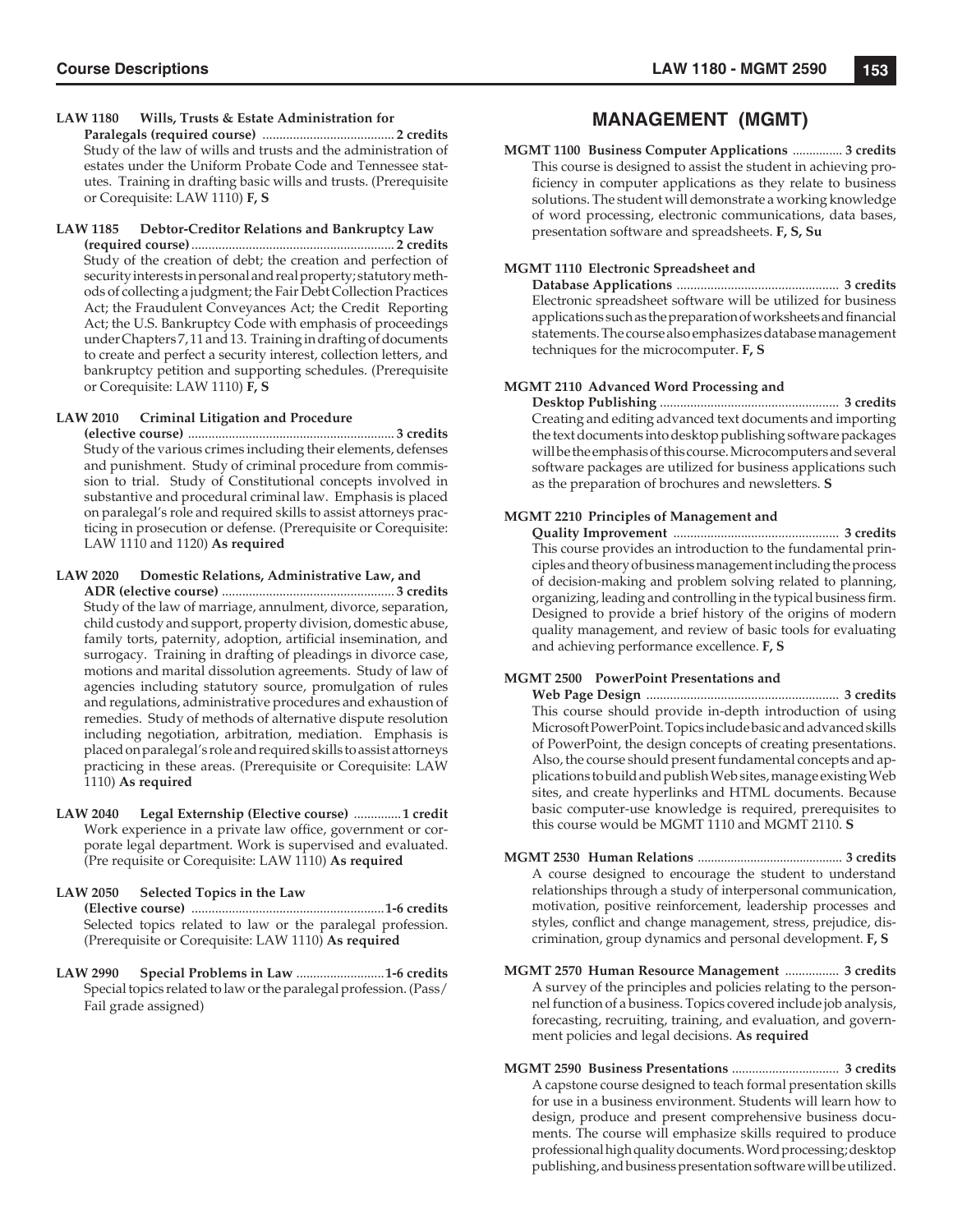**LAW 1180 Wills, Trusts & Estate Administration for Paralegals (required course)** ....................................... **2 credits**
Study of the law of wills and trusts and the administration of estates under the Uniform Probate Code and Tennessee statutes. Training in drafting basic wills and trusts. (Prerequisite or Corequisite: LAW 1110) **F, S**

**LAW 1185 Debtor-Creditor Relations and Bankruptcy Law (required course)** ........................................................... **2 credits**
Study of the creation of debt; the creation and perfection of security interests in personal and real property; statutory methods of collecting a judgment; the Fair Debt Collection Practices Act; the Fraudulent Conveyances Act; the Credit Reporting Act; the U.S. Bankruptcy Code with emphasis of proceedings under Chapters 7, 11 and 13. Training in drafting of documents to create and perfect a security interest, collection letters, and bankruptcy petition and supporting schedules. (Prerequisite or Corequisite: LAW 1110) **F, S**

**LAW 2010 Criminal Litigation and Procedure (elective course)** ............................................................ **3 credits**
Study of the various crimes including their elements, defenses and punishment. Study of criminal procedure from commission to trial. Study of Constitutional concepts involved in substantive and procedural criminal law. Emphasis is placed on paralegal's role and required skills to assist attorneys practicing in prosecution or defense. (Prerequisite or Corequisite: LAW 1110 and 1120) **As required**

**LAW 2020 Domestic Relations, Administrative Law, and ADR (elective course)** .................................................. **3 credits**
Study of the law of marriage, annulment, divorce, separation, child custody and support, property division, domestic abuse, family torts, paternity, adoption, artificial insemination, and surrogacy. Training in drafting of pleadings in divorce case, motions and marital dissolution agreements. Study of law of agencies including statutory source, promulgation of rules and regulations, administrative procedures and exhaustion of remedies. Study of methods of alternative dispute resolution including negotiation, arbitration, mediation. Emphasis is placed on paralegal's role and required skills to assist attorneys practicing in these areas. (Prerequisite or Corequisite: LAW 1110) **As required**

**LAW 2040 Legal Externship (Elective course)** .............. **1 credit**
Work experience in a private law office, government or corporate legal department. Work is supervised and evaluated. (Pre requisite or Corequisite: LAW 1110) **As required**

**LAW 2050 Selected Topics in the Law (Elective course)** ........................................................ **1-6 credits**
Selected topics related to law or the paralegal profession. (Prerequisite or Corequisite: LAW 1110) **As required**

**LAW 2990 Special Problems in Law** .......................... **1-6 credits**
Special topics related to law or the paralegal profession. (Pass/Fail grade assigned)

## MANAGEMENT (MGMT)

**MGMT 1100 Business Computer Applications** ............... **3 credits**
This course is designed to assist the student in achieving proficiency in computer applications as they relate to business solutions. The student will demonstrate a working knowledge of word processing, electronic communications, data bases, presentation software and spreadsheets. **F, S, Su**

**MGMT 1110 Electronic Spreadsheet and Database Applications** ................................................ **3 credits**
Electronic spreadsheet software will be utilized for business applications such as the preparation of worksheets and financial statements. The course also emphasizes database management techniques for the microcomputer. **F, S**

**MGMT 2110 Advanced Word Processing and Desktop Publishing** ..................................................... **3 credits**
Creating and editing advanced text documents and importing the text documents into desktop publishing software packages will be the emphasis of this course. Microcomputers and several software packages are utilized for business applications such as the preparation of brochures and newsletters. **S**

**MGMT 2210 Principles of Management and Quality Improvement** ................................................. **3 credits**
This course provides an introduction to the fundamental principles and theory of business management including the process of decision-making and problem solving related to planning, organizing, leading and controlling in the typical business firm. Designed to provide a brief history of the origins of modern quality management, and review of basic tools for evaluating and achieving performance excellence. **F, S**

**MGMT 2500 PowerPoint Presentations and Web Page Design** ......................................................... **3 credits**
This course should provide in-depth introduction of using Microsoft PowerPoint. Topics include basic and advanced skills of PowerPoint, the design concepts of creating presentations. Also, the course should present fundamental concepts and applications to build and publish Web sites, manage existing Web sites, and create hyperlinks and HTML documents. Because basic computer-use knowledge is required, prerequisites to this course would be MGMT 1110 and MGMT 2110. **S**

**MGMT 2530 Human Relations** ............................................ **3 credits**
A course designed to encourage the student to understand relationships through a study of interpersonal communication, motivation, positive reinforcement, leadership processes and styles, conflict and change management, stress, prejudice, discrimination, group dynamics and personal development. **F, S**

**MGMT 2570 Human Resource Management** ................ **3 credits**
A survey of the principles and policies relating to the personnel function of a business. Topics covered include job analysis, forecasting, recruiting, training, and evaluation, and government policies and legal decisions. **As required**

**MGMT 2590 Business Presentations** ................................ **3 credits**
A capstone course designed to teach formal presentation skills for use in a business environment. Students will learn how to design, produce and present comprehensive business documents. The course will emphasize skills required to produce professional high quality documents. Word processing; desktop publishing, and business presentation software will be utilized.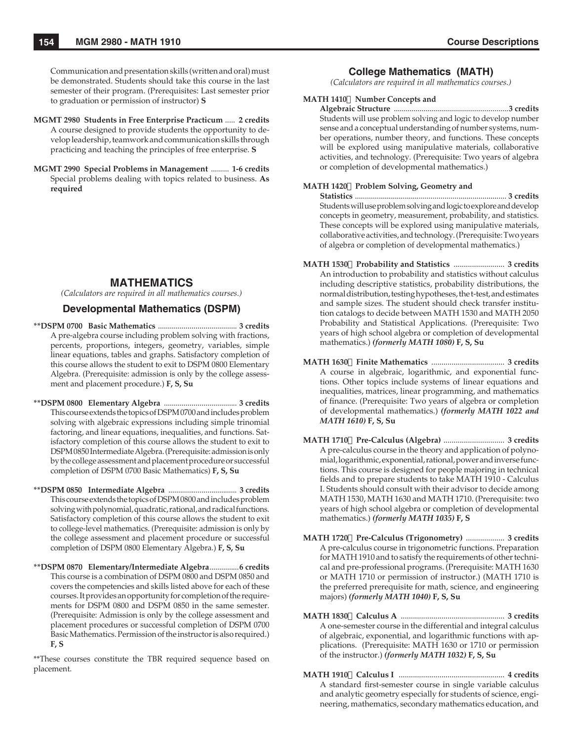Communication and presentation skills (written and oral) must be demonstrated. Students should take this course in the last semester of their program. (Prerequisites: Last semester prior to graduation or permission of instructor) **S**

**MGMT 2980 Students in Free Enterprise Practicum ..... 2 credits**
A course designed to provide students the opportunity to develop leadership, teamwork and communication skills through practicing and teaching the principles of free enterprise. **S**

**MGMT 2990 Special Problems in Management ......... 1-6 credits**
Special problems dealing with topics related to business. **As required**

## MATHEMATICS

*(Calculators are required in all mathematics courses.)*

### Developmental Mathematics (DSPM)

**\*\*DSPM 0700 Basic Mathematics ....................................... 3 credits**
A pre-algebra course including problem solving with fractions, percents, proportions, integers, geometry, variables, simple linear equations, tables and graphs. Satisfactory completion of this course allows the student to exit to DSPM 0800 Elementary Algebra. (Prerequisite: admission is only by the college assessment and placement procedure.) **F, S, Su**

**\*\*DSPM 0800 Elementary Algebra .................................... 3 credits**
This course extends the topics of DSPM 0700 and includes problem solving with algebraic expressions including simple trinomial factoring, and linear equations, inequalities, and functions. Satisfactory completion of this course allows the student to exit to DSPM 0850 Intermediate Algebra. (Prerequisite: admission is only by the college assessment and placement procedure or successful completion of DSPM 0700 Basic Mathematics) **F, S, Su**

**\*\*DSPM 0850 Intermediate Algebra .................................. 3 credits**
This course extends the topics of DSPM 0800 and includes problem solving with polynomial, quadratic, rational, and radical functions. Satisfactory completion of this course allows the student to exit to college-level mathematics. (Prerequisite: admission is only by the college assessment and placement procedure or successful completion of DSPM 0800 Elementary Algebra.) **F, S, Su**

**\*\*DSPM 0870 Elementary/Intermediate Algebra............... 6 credits**
This course is a combination of DSPM 0800 and DSPM 0850 and covers the competencies and skills listed above for each of these courses. It provides an opportunity for completion of the requirements for DSPM 0800 and DSPM 0850 in the same semester. (Prerequisite: Admission is only by the college assessment and placement procedures or successful completion of DSPM 0700 Basic Mathematics. Permission of the instructor is also required.) **F, S**

\*\*These courses constitute the TBR required sequence based on placement.

### College Mathematics (MATH)

*(Calculators are required in all mathematics courses.)*

**MATH 1410 Number Concepts and Algebraic Structure ......................................................... 3 credits**
Students will use problem solving and logic to develop number sense and a conceptual understanding of number systems, number operations, number theory, and functions. These concepts will be explored using manipulative materials, collaborative activities, and technology. (Prerequisite: Two years of algebra or completion of developmental mathematics.)

**MATH 1420 Problem Solving, Geometry and Statistics ............................................................................ 3 credits**
Students will use problem solving and logic to explore and develop concepts in geometry, measurement, probability, and statistics. These concepts will be explored using manipulative materials, collaborative activities, and technology. (Prerequisite: Two years of algebra or completion of developmental mathematics.)

**MATH 1530 Probability and Statistics ......................... 3 credits**
An introduction to probability and statistics without calculus including descriptive statistics, probability distributions, the normal distribution, testing hypotheses, the t-test, and estimates and sample sizes. The student should check transfer institution catalogs to decide between MATH 1530 and MATH 2050 Probability and Statistical Applications. (Prerequisite: Two years of high school algebra or completion of developmental mathematics.) ***(formerly MATH 1080)*** **F, S, Su**

**MATH 1630 Finite Mathematics .................................... 3 credits**
A course in algebraic, logarithmic, and exponential functions. Other topics include systems of linear equations and inequalities, matrices, linear programming, and mathematics of finance. (Prerequisite: Two years of algebra or completion of developmental mathematics.) ***(formerly MATH 1022 and MATH 1610)*** **F, S, Su**

**MATH 1710 Pre-Calculus (Algebra) .............................. 3 credits**
A pre-calculus course in the theory and application of polynomial, logarithmic, exponential, rational, power and inverse functions. This course is designed for people majoring in technical fields and to prepare students to take MATH 1910 - Calculus I. Students should consult with their advisor to decide among MATH 1530, MATH 1630 and MATH 1710. (Prerequisite: two years of high school algebra or completion of developmental mathematics.) ***(formerly MATH 1035)*** **F, S**

**MATH 1720 Pre-Calculus (Trigonometry) ................... 3 credits**
A pre-calculus course in trigonometric functions. Preparation for MATH 1910 and to satisfy the requirements of other technical and pre-professional programs. (Prerequisite: MATH 1630 or MATH 1710 or permission of instructor.) (MATH 1710 is the preferred prerequisite for math, science, and engineering majors) ***(formerly MATH 1040)*** **F, S, Su**

**MATH 1830 Calculus A .................................................. 3 credits**
A one-semester course in the differential and integral calculus of algebraic, exponential, and logarithmic functions with applications. (Prerequisite: MATH 1630 or 1710 or permission of the instructor.) ***(formerly MATH 1032)*** **F, S, Su**

**MATH 1910 Calculus I .................................................... 4 credits**
A standard first-semester course in single variable calculus and analytic geometry especially for students of science, engineering, mathematics, secondary mathematics education, and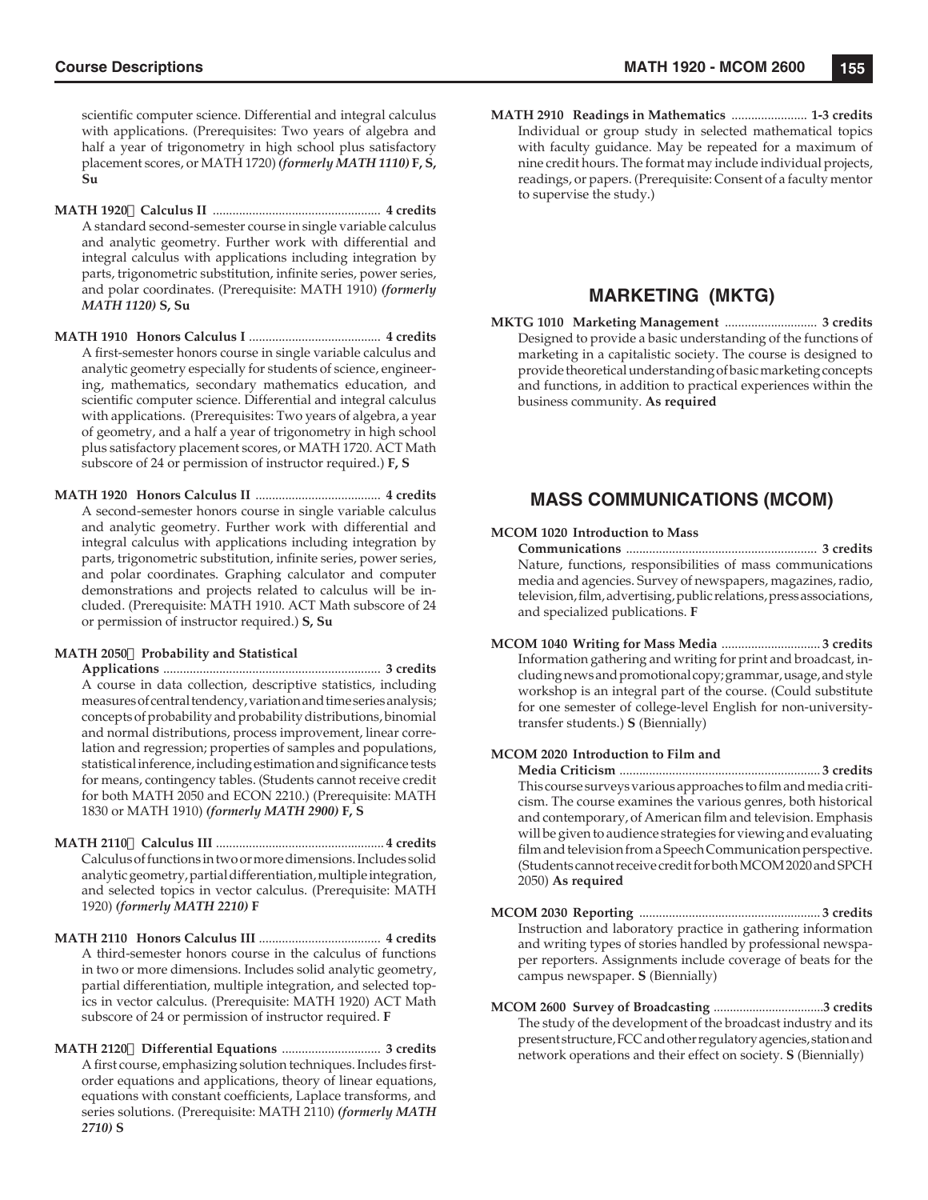scientific computer science. Differential and integral calculus with applications. (Prerequisites: Two years of algebra and half a year of trigonometry in high school plus satisfactory placement scores, or MATH 1720) ***(formerly MATH 1110)* F, S, Su**

**MATH 1920 Calculus II** .................................................. **4 credits**
A standard second-semester course in single variable calculus and analytic geometry. Further work with differential and integral calculus with applications including integration by parts, trigonometric substitution, infinite series, power series, and polar coordinates. (Prerequisite: MATH 1910) ***(formerly MATH 1120)* S, Su**

**MATH 1910 Honors Calculus I** ........................................ **4 credits**
A first-semester honors course in single variable calculus and analytic geometry especially for students of science, engineering, mathematics, secondary mathematics education, and scientific computer science. Differential and integral calculus with applications. (Prerequisites: Two years of algebra, a year of geometry, and a half a year of trigonometry in high school plus satisfactory placement scores, or MATH 1720. ACT Math subscore of 24 or permission of instructor required.) **F, S**

**MATH 1920 Honors Calculus II** ...................................... **4 credits**
A second-semester honors course in single variable calculus and analytic geometry. Further work with differential and integral calculus with applications including integration by parts, trigonometric substitution, infinite series, power series, and polar coordinates. Graphing calculator and computer demonstrations and projects related to calculus will be included. (Prerequisite: MATH 1910. ACT Math subscore of 24 or permission of instructor required.) **S, Su**

**MATH 2050 Probability and Statistical Applications** ................................................................. **3 credits**
A course in data collection, descriptive statistics, including measures of central tendency, variation and time series analysis; concepts of probability and probability distributions, binomial and normal distributions, process improvement, linear correlation and regression; properties of samples and populations, statistical inference, including estimation and significance tests for means, contingency tables. (Students cannot receive credit for both MATH 2050 and ECON 2210.) (Prerequisite: MATH 1830 or MATH 1910) ***(formerly MATH 2900)* F, S**

**MATH 2110 Calculus III** .................................................. **4 credits**
Calculus of functions in two or more dimensions. Includes solid analytic geometry, partial differentiation, multiple integration, and selected topics in vector calculus. (Prerequisite: MATH 1920) ***(formerly MATH 2210)* F**

**MATH 2110 Honors Calculus III** ..................................... **4 credits**
A third-semester honors course in the calculus of functions in two or more dimensions. Includes solid analytic geometry, partial differentiation, multiple integration, and selected topics in vector calculus. (Prerequisite: MATH 1920) ACT Math subscore of 24 or permission of instructor required. **F**

**MATH 2120 Differential Equations** .............................. **3 credits**
A first course, emphasizing solution techniques. Includes first-order equations and applications, theory of linear equations, equations with constant coefficients, Laplace transforms, and series solutions. (Prerequisite: MATH 2110) ***(formerly MATH 2710)* S**

**MATH 2910 Readings in Mathematics** ....................... **1-3 credits**
Individual or group study in selected mathematical topics with faculty guidance. May be repeated for a maximum of nine credit hours. The format may include individual projects, readings, or papers. (Prerequisite: Consent of a faculty mentor to supervise the study.)

## MARKETING (MKTG)

**MKTG 1010 Marketing Management** ............................ **3 credits**
Designed to provide a basic understanding of the functions of marketing in a capitalistic society. The course is designed to provide theoretical understanding of basic marketing concepts and functions, in addition to practical experiences within the business community. **As required**

## MASS COMMUNICATIONS (MCOM)

**MCOM 1020 Introduction to Mass Communications** .......................................................... **3 credits**
Nature, functions, responsibilities of mass communications media and agencies. Survey of newspapers, magazines, radio, television, film, advertising, public relations, press associations, and specialized publications. **F**

**MCOM 1040 Writing for Mass Media** .............................. **3 credits**
Information gathering and writing for print and broadcast, including news and promotional copy; grammar, usage, and style workshop is an integral part of the course. (Could substitute for one semester of college-level English for non-university-transfer students.) **S** (Biennially)

**MCOM 2020 Introduction to Film and Media Criticism** ............................................................. **3 credits**
This course surveys various approaches to film and media criticism. The course examines the various genres, both historical and contemporary, of American film and television. Emphasis will be given to audience strategies for viewing and evaluating film and television from a Speech Communication perspective. (Students cannot receive credit for both MCOM 2020 and SPCH 2050) **As required**

**MCOM 2030 Reporting** ....................................................... **3 credits**
Instruction and laboratory practice in gathering information and writing types of stories handled by professional newspaper reporters. Assignments include coverage of beats for the campus newspaper. **S** (Biennially)

**MCOM 2600 Survey of Broadcasting** .................................. **3 credits**
The study of the development of the broadcast industry and its present structure, FCC and other regulatory agencies, station and network operations and their effect on society. **S** (Biennially)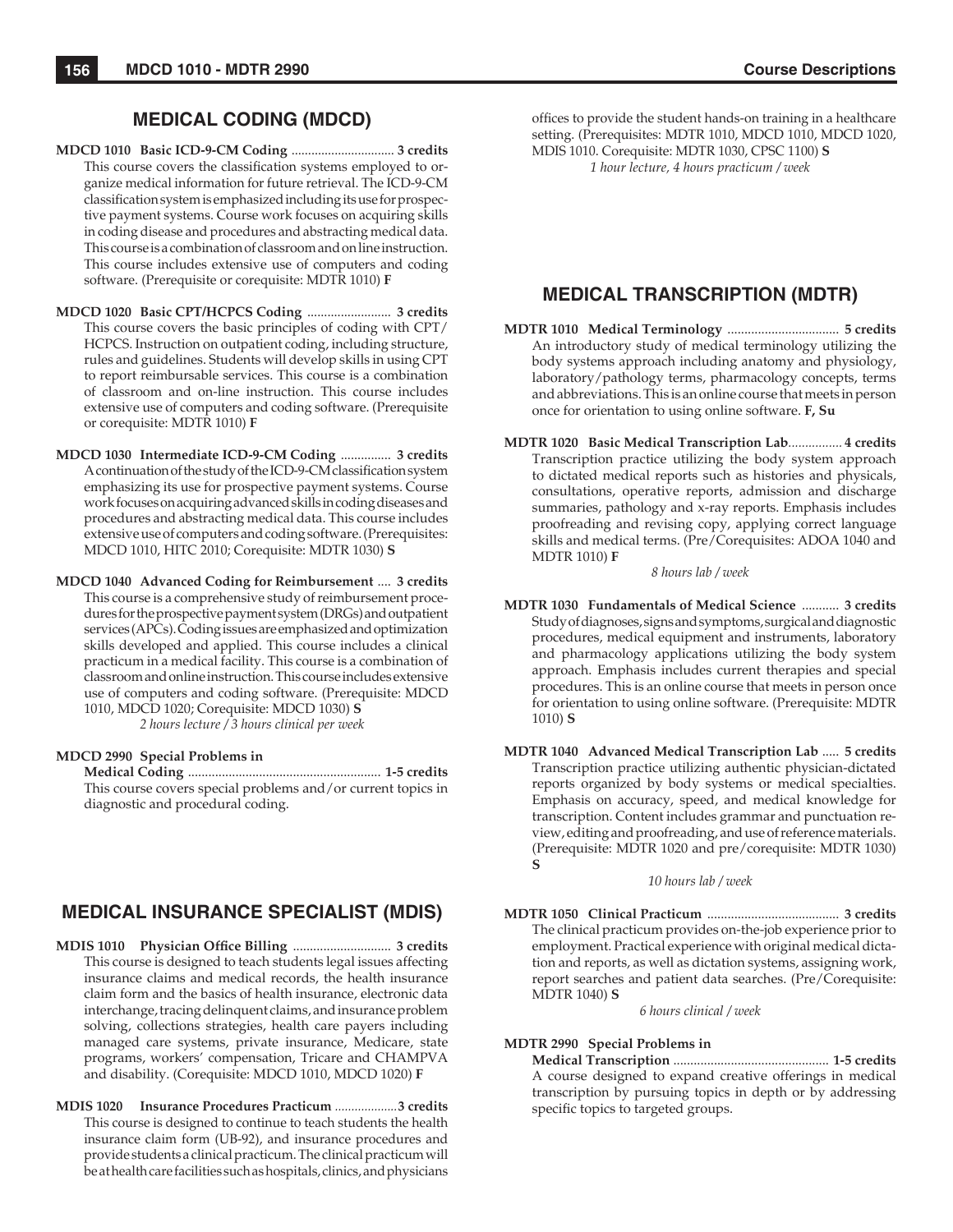## MEDICAL CODING (MDCD)

**MDCD 1010 Basic ICD-9-CM Coding** ............................... **3 credits**
This course covers the classification systems employed to organize medical information for future retrieval. The ICD-9-CM classification system is emphasized including its use for prospective payment systems. Course work focuses on acquiring skills in coding disease and procedures and abstracting medical data. This course is a combination of classroom and on line instruction. This course includes extensive use of computers and coding software. (Prerequisite or corequisite: MDTR 1010) **F**

**MDCD 1020 Basic CPT/HCPCS Coding** ......................... **3 credits**
This course covers the basic principles of coding with CPT/HCPCS. Instruction on outpatient coding, including structure, rules and guidelines. Students will develop skills in using CPT to report reimbursable services. This course is a combination of classroom and on-line instruction. This course includes extensive use of computers and coding software. (Prerequisite or corequisite: MDTR 1010) **F**

**MDCD 1030 Intermediate ICD-9-CM Coding** ............... **3 credits**
A continuation of the study of the ICD-9-CM classification system emphasizing its use for prospective payment systems. Course work focuses on acquiring advanced skills in coding diseases and procedures and abstracting medical data. This course includes extensive use of computers and coding software. (Prerequisites: MDCD 1010, HITC 2010; Corequisite: MDTR 1030) **S**

**MDCD 1040 Advanced Coding for Reimbursement** .... **3 credits**
This course is a comprehensive study of reimbursement procedures for the prospective payment system (DRGs) and outpatient services (APCs). Coding issues are emphasized and optimization skills developed and applied. This course includes a clinical practicum in a medical facility. This course is a combination of classroom and online instruction. This course includes extensive use of computers and coding software. (Prerequisite: MDCD 1010, MDCD 1020; Corequisite: MDCD 1030) **S**

*2 hours lecture / 3 hours clinical per week*

**MDCD 2990 Special Problems in Medical Coding** ........................................................ **1-5 credits**
This course covers special problems and/or current topics in diagnostic and procedural coding.

## MEDICAL INSURANCE SPECIALIST (MDIS)

**MDIS 1010 Physician Office Billing** ............................. **3 credits**
This course is designed to teach students legal issues affecting insurance claims and medical records, the health insurance claim form and the basics of health insurance, electronic data interchange, tracing delinquent claims, and insurance problem solving, collections strategies, health care payers including managed care systems, private insurance, Medicare, state programs, workers' compensation, Tricare and CHAMPVA and disability. (Corequisite: MDCD 1010, MDCD 1020) **F**

**MDIS 1020 Insurance Procedures Practicum** ...................**3 credits**
This course is designed to continue to teach students the health insurance claim form (UB-92), and insurance procedures and provide students a clinical practicum. The clinical practicum will be at health care facilities such as hospitals, clinics, and physicians offices to provide the student hands-on training in a healthcare setting. (Prerequisites: MDTR 1010, MDCD 1010, MDCD 1020, MDIS 1010. Corequisite: MDTR 1030, CPSC 1100) **S**

*1 hour lecture, 4 hours practicum / week*

## MEDICAL TRANSCRIPTION (MDTR)

**MDTR 1010 Medical Terminology** ................................. **5 credits**
An introductory study of medical terminology utilizing the body systems approach including anatomy and physiology, laboratory/pathology terms, pharmacology concepts, terms and abbreviations. This is an online course that meets in person once for orientation to using online software. **F, Su**

**MDTR 1020 Basic Medical Transcription Lab**................ **4 credits**
Transcription practice utilizing the body system approach to dictated medical reports such as histories and physicals, consultations, operative reports, admission and discharge summaries, pathology and x-ray reports. Emphasis includes proofreading and revising copy, applying correct language skills and medical terms. (Pre/Corequisites: ADOA 1040 and MDTR 1010) **F**

*8 hours lab / week*

**MDTR 1030 Fundamentals of Medical Science** ........... **3 credits**
Study of diagnoses, signs and symptoms, surgical and diagnostic procedures, medical equipment and instruments, laboratory and pharmacology applications utilizing the body system approach. Emphasis includes current therapies and special procedures. This is an online course that meets in person once for orientation to using online software. (Prerequisite: MDTR 1010) **S**

**MDTR 1040 Advanced Medical Transcription Lab** ..... **5 credits**
Transcription practice utilizing authentic physician-dictated reports organized by body systems or medical specialties. Emphasis on accuracy, speed, and medical knowledge for transcription. Content includes grammar and punctuation review, editing and proofreading, and use of reference materials. (Prerequisite: MDTR 1020 and pre/corequisite: MDTR 1030) **S**

*10 hours lab / week*

**MDTR 1050 Clinical Practicum** ....................................... **3 credits**
The clinical practicum provides on-the-job experience prior to employment. Practical experience with original medical dictation and reports, as well as dictation systems, assigning work, report searches and patient data searches. (Pre/Corequisite: MDTR 1040) **S**

*6 hours clinical / week*

**MDTR 2990 Special Problems in Medical Transcription** ............................................. **1-5 credits**
A course designed to expand creative offerings in medical transcription by pursuing topics in depth or by addressing specific topics to targeted groups.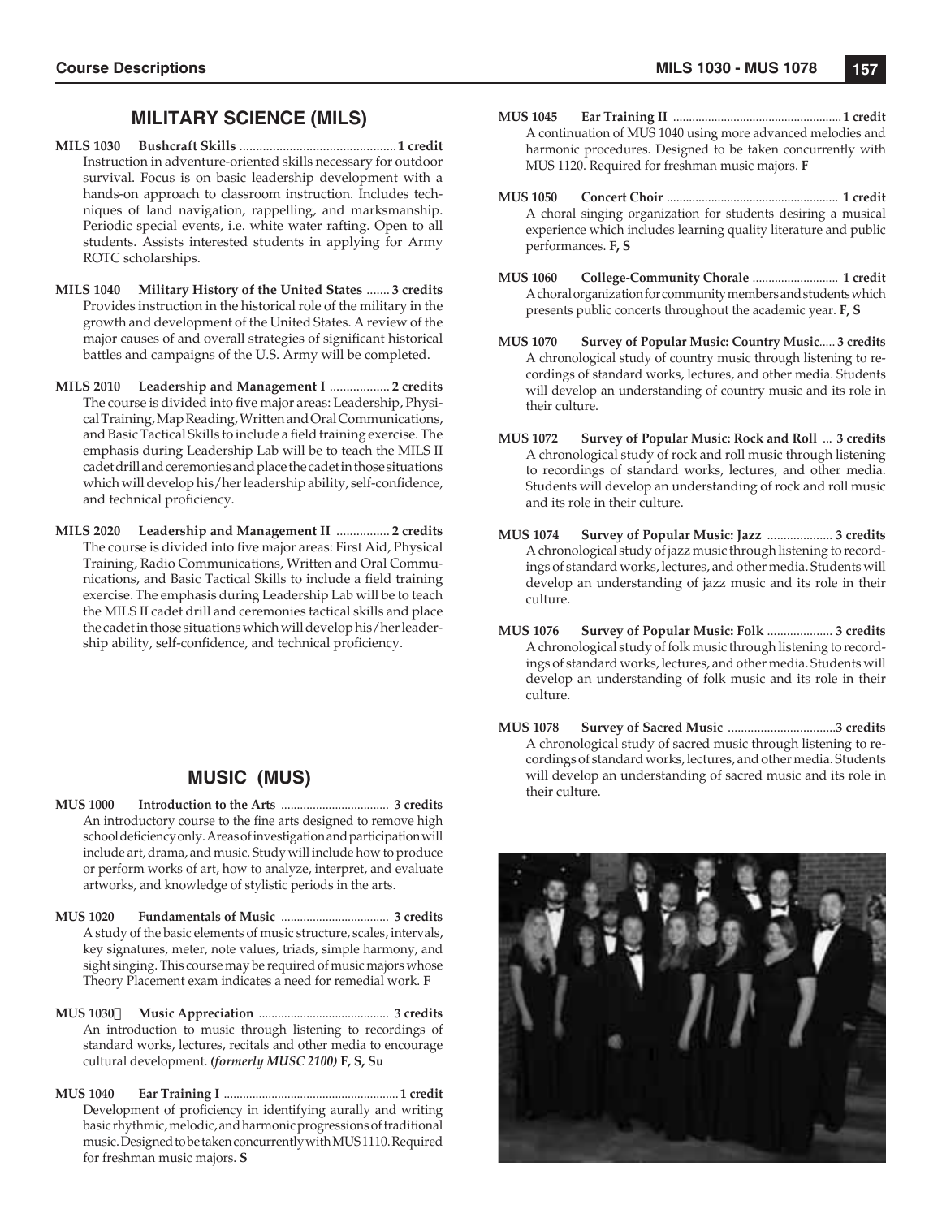## MILITARY SCIENCE (MILS)

**MILS 1030 Bushcraft Skills** ............................................... **1 credit**
Instruction in adventure-oriented skills necessary for outdoor survival. Focus is on basic leadership development with a hands-on approach to classroom instruction. Includes techniques of land navigation, rappelling, and marksmanship. Periodic special events, i.e. white water rafting. Open to all students. Assists interested students in applying for Army ROTC scholarships.

**MILS 1040 Military History of the United States** ....... **3 credits**
Provides instruction in the historical role of the military in the growth and development of the United States. A review of the major causes of and overall strategies of significant historical battles and campaigns of the U.S. Army will be completed.

**MILS 2010 Leadership and Management I** .................. **2 credits**
The course is divided into five major areas: Leadership, Physical Training, Map Reading, Written and Oral Communications, and Basic Tactical Skills to include a field training exercise. The emphasis during Leadership Lab will be to teach the MILS II cadet drill and ceremonies and place the cadet in those situations which will develop his/her leadership ability, self-confidence, and technical proficiency.

**MILS 2020 Leadership and Management II** ................ **2 credits**
The course is divided into five major areas: First Aid, Physical Training, Radio Communications, Written and Oral Communications, and Basic Tactical Skills to include a field training exercise. The emphasis during Leadership Lab will be to teach the MILS II cadet drill and ceremonies tactical skills and place the cadet in those situations which will develop his/her leadership ability, self-confidence, and technical proficiency.

## MUSIC (MUS)

**MUS 1000 Introduction to the Arts** .................................. **3 credits**
An introductory course to the fine arts designed to remove high school deficiency only. Areas of investigation and participation will include art, drama, and music. Study will include how to produce or perform works of art, how to analyze, interpret, and evaluate artworks, and knowledge of stylistic periods in the arts.

**MUS 1020 Fundamentals of Music** .................................. **3 credits**
A study of the basic elements of music structure, scales, intervals, key signatures, meter, note values, triads, simple harmony, and sight singing. This course may be required of music majors whose Theory Placement exam indicates a need for remedial work. **F**

**MUS 1030 Music Appreciation** ......................................... **3 credits**
An introduction to music through listening to recordings of standard works, lectures, recitals and other media to encourage cultural development. ***(formerly MUSC 2100)*** **F, S, Su**

**MUS 1040 Ear Training I** ...................................................... **1 credit**
Development of proficiency in identifying aurally and writing basic rhythmic, melodic, and harmonic progressions of traditional music. Designed to be taken concurrently with MUS 1110. Required for freshman music majors. **S**

**MUS 1045 Ear Training II** ..................................................... **1 credit**
A continuation of MUS 1040 using more advanced melodies and harmonic procedures. Designed to be taken concurrently with MUS 1120. Required for freshman music majors. **F**

**MUS 1050 Concert Choir** ...................................................... **1 credit**
A choral singing organization for students desiring a musical experience which includes learning quality literature and public performances. **F, S**

**MUS 1060 College-Community Chorale** ........................... **1 credit**
A choral organization for community members and students which presents public concerts throughout the academic year. **F, S**

**MUS 1070 Survey of Popular Music: Country Music**..... **3 credits**
A chronological study of country music through listening to recordings of standard works, lectures, and other media. Students will develop an understanding of country music and its role in their culture.

**MUS 1072 Survey of Popular Music: Rock and Roll** ... **3 credits**
A chronological study of rock and roll music through listening to recordings of standard works, lectures, and other media. Students will develop an understanding of rock and roll music and its role in their culture.

**MUS 1074 Survey of Popular Music: Jazz** .................... **3 credits**
A chronological study of jazz music through listening to recordings of standard works, lectures, and other media. Students will develop an understanding of jazz music and its role in their culture.

**MUS 1076 Survey of Popular Music: Folk** .................... **3 credits**
A chronological study of folk music through listening to recordings of standard works, lectures, and other media. Students will develop an understanding of folk music and its role in their culture.

**MUS 1078 Survey of Sacred Music** .................................**3 credits**
A chronological study of sacred music through listening to recordings of standard works, lectures, and other media. Students will develop an understanding of sacred music and its role in their culture.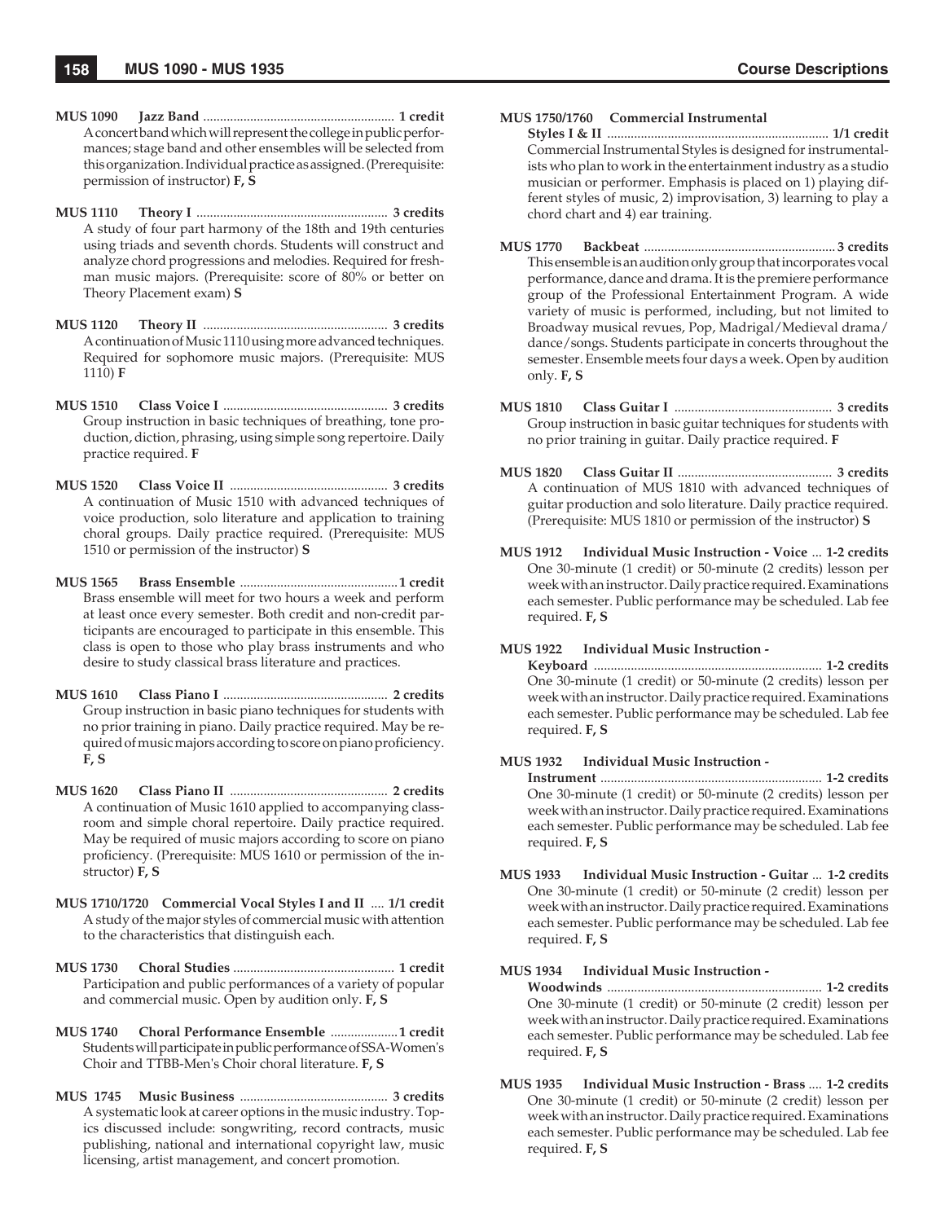**MUS 1090 Jazz Band** ........................................................ **1 credit**
A concert band which will represent the college in public performances; stage band and other ensembles will be selected from this organization. Individual practice as assigned. (Prerequisite: permission of instructor) **F, S**

**MUS 1110 Theory I** ........................................................ **3 credits**
A study of four part harmony of the 18th and 19th centuries using triads and seventh chords. Students will construct and analyze chord progressions and melodies. Required for freshman music majors. (Prerequisite: score of 80% or better on Theory Placement exam) **S**

**MUS 1120 Theory II** ...................................................... **3 credits**
A continuation of Music 1110 using more advanced techniques. Required for sophomore music majors. (Prerequisite: MUS 1110) **F**

**MUS 1510 Class Voice I** ................................................ **3 credits**
Group instruction in basic techniques of breathing, tone production, diction, phrasing, using simple song repertoire. Daily practice required. **F**

**MUS 1520 Class Voice II** ............................................... **3 credits**
A continuation of Music 1510 with advanced techniques of voice production, solo literature and application to training choral groups. Daily practice required. (Prerequisite: MUS 1510 or permission of the instructor) **S**

**MUS 1565 Brass Ensemble** ...............................................**1 credit**
Brass ensemble will meet for two hours a week and perform at least once every semester. Both credit and non-credit participants are encouraged to participate in this ensemble. This class is open to those who play brass instruments and who desire to study classical brass literature and practices.

**MUS 1610 Class Piano I** ................................................ **2 credits**
Group instruction in basic piano techniques for students with no prior training in piano. Daily practice required. May be required of music majors according to score on piano proficiency. **F, S**

**MUS 1620 Class Piano II** ............................................... **2 credits**
A continuation of Music 1610 applied to accompanying classroom and simple choral repertoire. Daily practice required. May be required of music majors according to score on piano proficiency. (Prerequisite: MUS 1610 or permission of the instructor) **F, S**

**MUS 1710/1720 Commercial Vocal Styles I and II** .... **1/1 credit**
A study of the major styles of commercial music with attention to the characteristics that distinguish each.

**MUS 1730 Choral Studies** ................................................ **1 credit**
Participation and public performances of a variety of popular and commercial music. Open by audition only. **F, S**

**MUS 1740 Choral Performance Ensemble** ....................**1 credit**
Students will participate in public performance of SSA-Women's Choir and TTBB-Men's Choir choral literature. **F, S**

**MUS 1745 Music Business** ............................................ **3 credits**
A systematic look at career options in the music industry. Topics discussed include: songwriting, record contracts, music publishing, national and international copyright law, music licensing, artist management, and concert promotion.

**MUS 1750/1760 Commercial Instrumental Styles I & II** ................................................................. **1/1 credit**
Commercial Instrumental Styles is designed for instrumentalists who plan to work in the entertainment industry as a studio musician or performer. Emphasis is placed on 1) playing different styles of music, 2) improvisation, 3) learning to play a chord chart and 4) ear training.

**MUS 1770 Backbeat** .........................................................**3 credits**
This ensemble is an audition only group that incorporates vocal performance, dance and drama. It is the premiere performance group of the Professional Entertainment Program. A wide variety of music is performed, including, but not limited to Broadway musical revues, Pop, Madrigal/Medieval drama/dance/songs. Students participate in concerts throughout the semester. Ensemble meets four days a week. Open by audition only. **F, S**

**MUS 1810 Class Guitar I** ............................................... **3 credits**
Group instruction in basic guitar techniques for students with no prior training in guitar. Daily practice required. **F**

**MUS 1820 Class Guitar II** .............................................. **3 credits**
A continuation of MUS 1810 with advanced techniques of guitar production and solo literature. Daily practice required. (Prerequisite: MUS 1810 or permission of the instructor) **S**

**MUS 1912 Individual Music Instruction - Voice** ... **1-2 credits**
One 30-minute (1 credit) or 50-minute (2 credits) lesson per week with an instructor. Daily practice required. Examinations each semester. Public performance may be scheduled. Lab fee required. **F, S**

**MUS 1922 Individual Music Instruction - Keyboard** .................................................................. **1-2 credits**
One 30-minute (1 credit) or 50-minute (2 credits) lesson per week with an instructor. Daily practice required. Examinations each semester. Public performance may be scheduled. Lab fee required. **F, S**

**MUS 1932 Individual Music Instruction - Instrument** ................................................................. **1-2 credits**
One 30-minute (1 credit) or 50-minute (2 credits) lesson per week with an instructor. Daily practice required. Examinations each semester. Public performance may be scheduled. Lab fee required. **F, S**

**MUS 1933 Individual Music Instruction - Guitar** ... **1-2 credits**
One 30-minute (1 credit) or 50-minute (2 credit) lesson per week with an instructor. Daily practice required. Examinations each semester. Public performance may be scheduled. Lab fee required. **F, S**

**MUS 1934 Individual Music Instruction - Woodwinds** ................................................................ **1-2 credits**
One 30-minute (1 credit) or 50-minute (2 credit) lesson per week with an instructor. Daily practice required. Examinations each semester. Public performance may be scheduled. Lab fee required. **F, S**

**MUS 1935 Individual Music Instruction - Brass** .... **1-2 credits**
One 30-minute (1 credit) or 50-minute (2 credit) lesson per week with an instructor. Daily practice required. Examinations each semester. Public performance may be scheduled. Lab fee required. **F, S**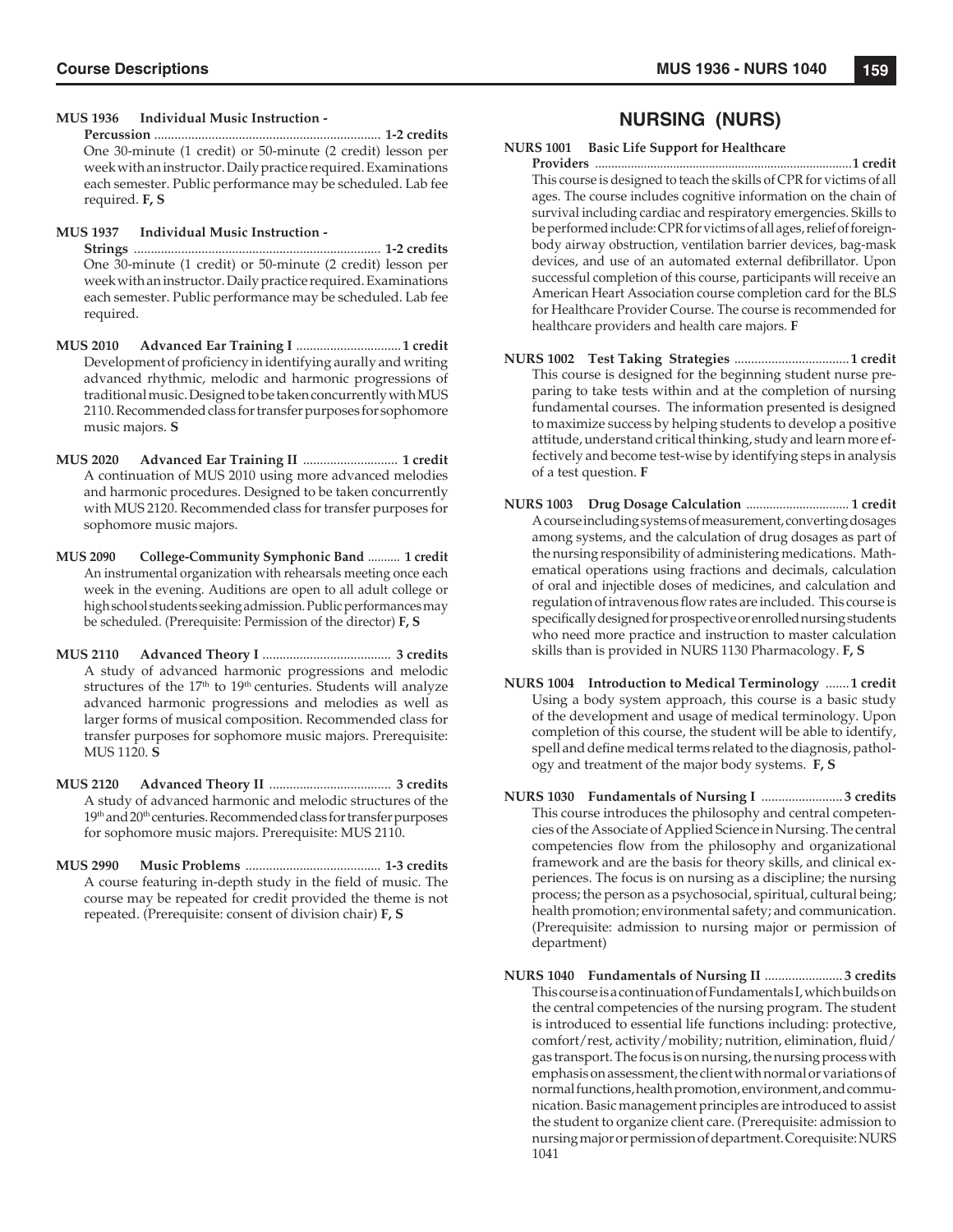**MUS 1936 Individual Music Instruction - Percussion** .................................................................. **1-2 credits**
One 30-minute (1 credit) or 50-minute (2 credit) lesson per week with an instructor. Daily practice required. Examinations each semester. Public performance may be scheduled. Lab fee required. **F, S**

**MUS 1937 Individual Music Instruction - Strings** ........................................................................ **1-2 credits**
One 30-minute (1 credit) or 50-minute (2 credit) lesson per week with an instructor. Daily practice required. Examinations each semester. Public performance may be scheduled. Lab fee required.

**MUS 2010 Advanced Ear Training I** ...............................**1 credit**
Development of proficiency in identifying aurally and writing advanced rhythmic, melodic and harmonic progressions of traditional music. Designed to be taken concurrently with MUS 2110. Recommended class for transfer purposes for sophomore music majors. **S**

**MUS 2020 Advanced Ear Training II** ............................ **1 credit**
A continuation of MUS 2010 using more advanced melodies and harmonic procedures. Designed to be taken concurrently with MUS 2120. Recommended class for transfer purposes for sophomore music majors.

**MUS 2090 College-Community Symphonic Band** .......... **1 credit**
An instrumental organization with rehearsals meeting once each week in the evening. Auditions are open to all adult college or high school students seeking admission. Public performances may be scheduled. (Prerequisite: Permission of the director) **F, S**

**MUS 2110 Advanced Theory I** ..................................... **3 credits**
A study of advanced harmonic progressions and melodic structures of the 17th to 19th centuries. Students will analyze advanced harmonic progressions and melodies as well as larger forms of musical composition. Recommended class for transfer purposes for sophomore music majors. Prerequisite: MUS 1120. **S**

**MUS 2120 Advanced Theory II** .................................... **3 credits**
A study of advanced harmonic and melodic structures of the 19th and 20th centuries. Recommended class for transfer purposes for sophomore music majors. Prerequisite: MUS 2110.

**MUS 2990 Music Problems** ........................................ **1-3 credits**
A course featuring in-depth study in the field of music. The course may be repeated for credit provided the theme is not repeated. (Prerequisite: consent of division chair) **F, S**

## NURSING (NURS)

**NURS 1001 Basic Life Support for Healthcare Providers** .............................................................................**1 credit**
This course is designed to teach the skills of CPR for victims of all ages. The course includes cognitive information on the chain of survival including cardiac and respiratory emergencies. Skills to be performed include: CPR for victims of all ages, relief of foreign-body airway obstruction, ventilation barrier devices, bag-mask devices, and use of an automated external defibrillator. Upon successful completion of this course, participants will receive an American Heart Association course completion card for the BLS for Healthcare Provider Course. The course is recommended for healthcare providers and health care majors. **F**

**NURS 1002 Test Taking Strategies** ..................................**1 credit**
This course is designed for the beginning student nurse preparing to take tests within and at the completion of nursing fundamental courses. The information presented is designed to maximize success by helping students to develop a positive attitude, understand critical thinking, study and learn more effectively and become test-wise by identifying steps in analysis of a test question. **F**

**NURS 1003 Drug Dosage Calculation** ............................... **1 credit**
A course including systems of measurement, converting dosages among systems, and the calculation of drug dosages as part of the nursing responsibility of administering medications. Mathematical operations using fractions and decimals, calculation of oral and injectible doses of medicines, and calculation and regulation of intravenous flow rates are included. This course is specifically designed for prospective or enrolled nursing students who need more practice and instruction to master calculation skills than is provided in NURS 1130 Pharmacology. **F, S**

**NURS 1004 Introduction to Medical Terminology** .......**1 credit**
Using a body system approach, this course is a basic study of the development and usage of medical terminology. Upon completion of this course, the student will be able to identify, spell and define medical terms related to the diagnosis, pathology and treatment of the major body systems. **F, S**

**NURS 1030 Fundamentals of Nursing I** ........................**3 credits**
This course introduces the philosophy and central competencies of the Associate of Applied Science in Nursing. The central competencies flow from the philosophy and organizational framework and are the basis for theory skills, and clinical experiences. The focus is on nursing as a discipline; the nursing process; the person as a psychosocial, spiritual, cultural being; health promotion; environmental safety; and communication. (Prerequisite: admission to nursing major or permission of department)

**NURS 1040 Fundamentals of Nursing II** .......................**3 credits**
This course is a continuation of Fundamentals I, which builds on the central competencies of the nursing program. The student is introduced to essential life functions including: protective, comfort/rest, activity/mobility; nutrition, elimination, fluid/gas transport. The focus is on nursing, the nursing process with emphasis on assessment, the client with normal or variations of normal functions, health promotion, environment, and communication. Basic management principles are introduced to assist the student to organize client care. (Prerequisite: admission to nursing major or permission of department. Corequisite: NURS 1041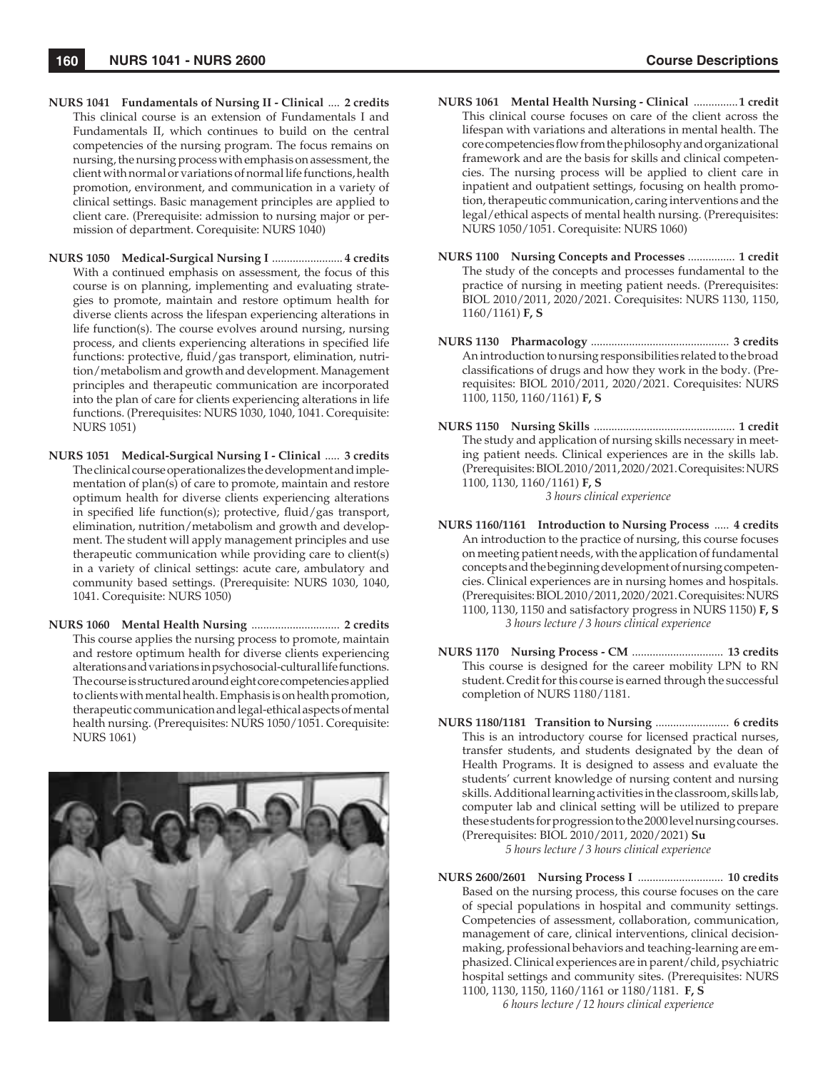**NURS 1041 Fundamentals of Nursing II - Clinical .... 2 credits**
This clinical course is an extension of Fundamentals I and Fundamentals II, which continues to build on the central competencies of the nursing program. The focus remains on nursing, the nursing process with emphasis on assessment, the client with normal or variations of normal life functions, health promotion, environment, and communication in a variety of clinical settings. Basic management principles are applied to client care. (Prerequisite: admission to nursing major or permission of department. Corequisite: NURS 1040)

**NURS 1050 Medical-Surgical Nursing I ........................ 4 credits**
With a continued emphasis on assessment, the focus of this course is on planning, implementing and evaluating strategies to promote, maintain and restore optimum health for diverse clients across the lifespan experiencing alterations in life function(s). The course evolves around nursing, nursing process, and clients experiencing alterations in specified life functions: protective, fluid/gas transport, elimination, nutrition/metabolism and growth and development. Management principles and therapeutic communication are incorporated into the plan of care for clients experiencing alterations in life functions. (Prerequisites: NURS 1030, 1040, 1041. Corequisite: NURS 1051)

**NURS 1051 Medical-Surgical Nursing I - Clinical ..... 3 credits**
The clinical course operationalizes the development and implementation of plan(s) of care to promote, maintain and restore optimum health for diverse clients experiencing alterations in specified life function(s); protective, fluid/gas transport, elimination, nutrition/metabolism and growth and development. The student will apply management principles and use therapeutic communication while providing care to client(s) in a variety of clinical settings: acute care, ambulatory and community based settings. (Prerequisite: NURS 1030, 1040, 1041. Corequisite: NURS 1050)

**NURS 1060 Mental Health Nursing .............................. 2 credits**
This course applies the nursing process to promote, maintain and restore optimum health for diverse clients experiencing alterations and variations in psychosocial-cultural life functions. The course is structured around eight core competencies applied to clients with mental health. Emphasis is on health promotion, therapeutic communication and legal-ethical aspects of mental health nursing. (Prerequisites: NURS 1050/1051. Corequisite: NURS 1061)

**NURS 1061 Mental Health Nursing - Clinical ...............1 credit**
This clinical course focuses on care of the client across the lifespan with variations and alterations in mental health. The core competencies flow from the philosophy and organizational framework and are the basis for skills and clinical competencies. The nursing process will be applied to client care in inpatient and outpatient settings, focusing on health promotion, therapeutic communication, caring interventions and the legal/ethical aspects of mental health nursing. (Prerequisites: NURS 1050/1051. Corequisite: NURS 1060)

**NURS 1100 Nursing Concepts and Processes ................ 1 credit**
The study of the concepts and processes fundamental to the practice of nursing in meeting patient needs. (Prerequisites: BIOL 2010/2011, 2020/2021. Corequisites: NURS 1130, 1150, 1160/1161) **F, S**

**NURS 1130 Pharmacology ............................................... 3 credits**
An introduction to nursing responsibilities related to the broad classifications of drugs and how they work in the body. (Prerequisites: BIOL 2010/2011, 2020/2021. Corequisites: NURS 1100, 1150, 1160/1161) **F, S**

**NURS 1150 Nursing Skills ................................................ 1 credit**
The study and application of nursing skills necessary in meeting patient needs. Clinical experiences are in the skills lab. (Prerequisites: BIOL 2010/2011, 2020/2021. Corequisites: NURS 1100, 1130, 1160/1161) **F, S**
*3 hours clinical experience*

**NURS 1160/1161 Introduction to Nursing Process ..... 4 credits**
An introduction to the practice of nursing, this course focuses on meeting patient needs, with the application of fundamental concepts and the beginning development of nursing competencies. Clinical experiences are in nursing homes and hospitals. (Prerequisites: BIOL 2010/2011, 2020/2021. Corequisites: NURS 1100, 1130, 1150 and satisfactory progress in NURS 1150) **F, S**
*3 hours lecture / 3 hours clinical experience*

**NURS 1170 Nursing Process - CM ............................... 13 credits**
This course is designed for the career mobility LPN to RN student. Credit for this course is earned through the successful completion of NURS 1180/1181.

**NURS 1180/1181 Transition to Nursing ......................... 6 credits**
This is an introductory course for licensed practical nurses, transfer students, and students designated by the dean of Health Programs. It is designed to assess and evaluate the students' current knowledge of nursing content and nursing skills. Additional learning activities in the classroom, skills lab, computer lab and clinical setting will be utilized to prepare these students for progression to the 2000 level nursing courses. (Prerequisites: BIOL 2010/2011, 2020/2021) **Su**
*5 hours lecture / 3 hours clinical experience*

**NURS 2600/2601 Nursing Process I ............................. 10 credits**
Based on the nursing process, this course focuses on the care of special populations in hospital and community settings. Competencies of assessment, collaboration, communication, management of care, clinical interventions, clinical decision-making, professional behaviors and teaching-learning are emphasized. Clinical experiences are in parent/child, psychiatric hospital settings and community sites. (Prerequisites: NURS 1100, 1130, 1150, 1160/1161 or 1180/1181. **F, S**
*6 hours lecture / 12 hours clinical experience*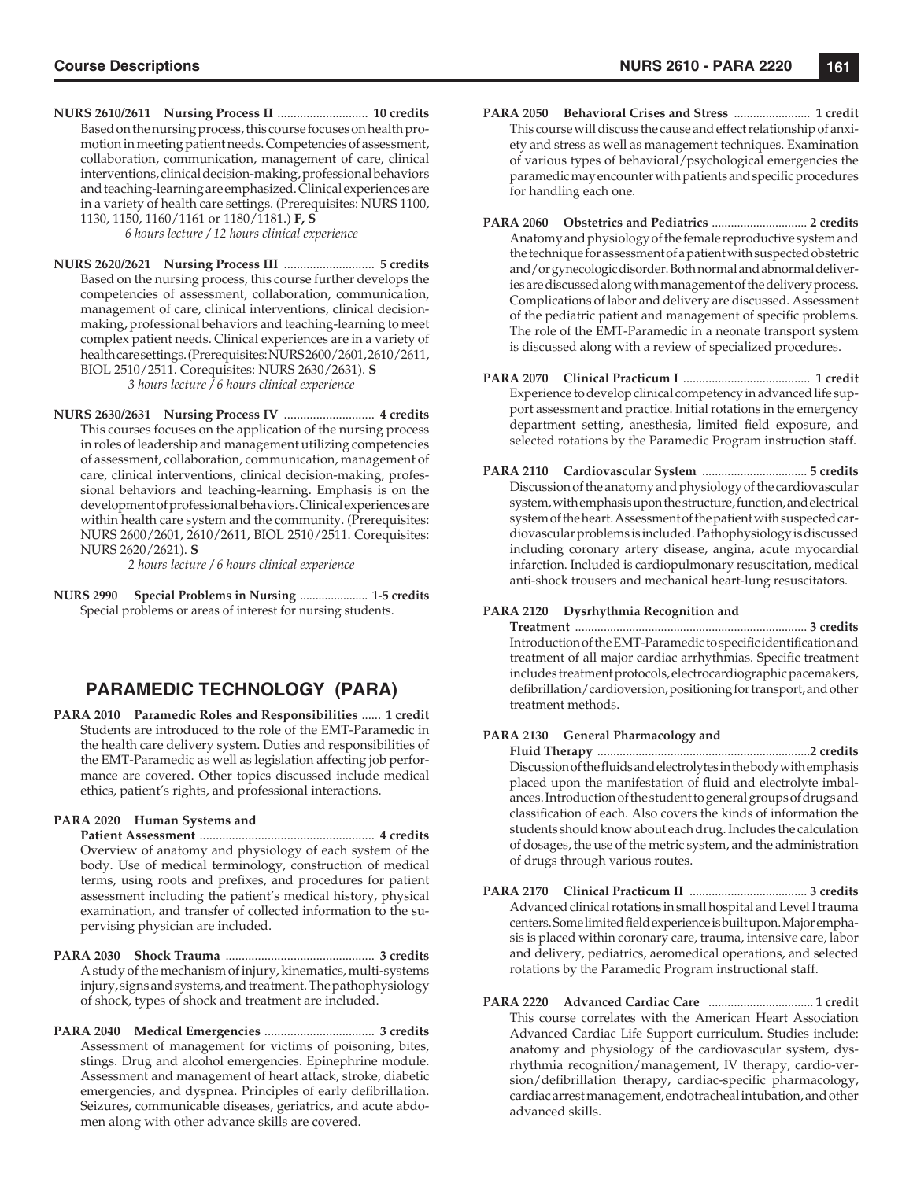**NURS 2610/2611 Nursing Process II** ............................ **10 credits**
Based on the nursing process, this course focuses on health promotion in meeting patient needs. Competencies of assessment, collaboration, communication, management of care, clinical interventions, clinical decision-making, professional behaviors and teaching-learning are emphasized. Clinical experiences are in a variety of health care settings. (Prerequisites: NURS 1100, 1130, 1150, 1160/1161 or 1180/1181.) **F, S**
*6 hours lecture / 12 hours clinical experience*

**NURS 2620/2621 Nursing Process III** ............................ **5 credits**
Based on the nursing process, this course further develops the competencies of assessment, collaboration, communication, management of care, clinical interventions, clinical decision-making, professional behaviors and teaching-learning to meet complex patient needs. Clinical experiences are in a variety of health care settings. (Prerequisites: NURS 2600/2601, 2610/2611, BIOL 2510/2511. Corequisites: NURS 2630/2631). **S**
*3 hours lecture / 6 hours clinical experience*

**NURS 2630/2631 Nursing Process IV** ............................ **4 credits**
This courses focuses on the application of the nursing process in roles of leadership and management utilizing competencies of assessment, collaboration, communication, management of care, clinical interventions, clinical decision-making, professional behaviors and teaching-learning. Emphasis is on the development of professional behaviors. Clinical experiences are within health care system and the community. (Prerequisites: NURS 2600/2601, 2610/2611, BIOL 2510/2511. Corequisites: NURS 2620/2621). **S**
*2 hours lecture / 6 hours clinical experience*

**NURS 2990 Special Problems in Nursing** ...................... **1-5 credits**
Special problems or areas of interest for nursing students.

## PARAMEDIC TECHNOLOGY (PARA)

**PARA 2010 Paramedic Roles and Responsibilities** ...... **1 credit**
Students are introduced to the role of the EMT-Paramedic in the health care delivery system. Duties and responsibilities of the EMT-Paramedic as well as legislation affecting job performance are covered. Other topics discussed include medical ethics, patient's rights, and professional interactions.

**PARA 2020 Human Systems and Patient Assessment** ...................................................... **4 credits**
Overview of anatomy and physiology of each system of the body. Use of medical terminology, construction of medical terms, using roots and prefixes, and procedures for patient assessment including the patient's medical history, physical examination, and transfer of collected information to the supervising physician are included.

**PARA 2030 Shock Trauma** .............................................. **3 credits**
A study of the mechanism of injury, kinematics, multi-systems injury, signs and systems, and treatment. The pathophysiology of shock, types of shock and treatment are included.

**PARA 2040 Medical Emergencies** .................................. **3 credits**
Assessment of management for victims of poisoning, bites, stings. Drug and alcohol emergencies. Epinephrine module. Assessment and management of heart attack, stroke, diabetic emergencies, and dyspnea. Principles of early defibrillation. Seizures, communicable diseases, geriatrics, and acute abdomen along with other advance skills are covered.

**PARA 2050 Behavioral Crises and Stress** ........................ **1 credit**
This course will discuss the cause and effect relationship of anxiety and stress as well as management techniques. Examination of various types of behavioral/psychological emergencies the paramedic may encounter with patients and specific procedures for handling each one.

**PARA 2060 Obstetrics and Pediatrics** .............................. **2 credits**
Anatomy and physiology of the female reproductive system and the technique for assessment of a patient with suspected obstetric and/or gynecologic disorder. Both normal and abnormal deliveries are discussed along with management of the delivery process. Complications of labor and delivery are discussed. Assessment of the pediatric patient and management of specific problems. The role of the EMT-Paramedic in a neonate transport system is discussed along with a review of specialized procedures.

**PARA 2070 Clinical Practicum I** ........................................ **1 credit**
Experience to develop clinical competency in advanced life support assessment and practice. Initial rotations in the emergency department setting, anesthesia, limited field exposure, and selected rotations by the Paramedic Program instruction staff.

**PARA 2110 Cardiovascular System** ................................. **5 credits**
Discussion of the anatomy and physiology of the cardiovascular system, with emphasis upon the structure, function, and electrical system of the heart. Assessment of the patient with suspected cardiovascular problems is included. Pathophysiology is discussed including coronary artery disease, angina, acute myocardial infarction. Included is cardiopulmonary resuscitation, medical anti-shock trousers and mechanical heart-lung resuscitators.

**PARA 2120 Dysrhythmia Recognition and Treatment** ........................................................................ **3 credits**
Introduction of the EMT-Paramedic to specific identification and treatment of all major cardiac arrhythmias. Specific treatment includes treatment protocols, electrocardiographic pacemakers, defibrillation/cardioversion, positioning for transport, and other treatment methods.

**PARA 2130 General Pharmacology and Fluid Therapy** ..................................................................**2 credits**
Discussion of the fluids and electrolytes in the body with emphasis placed upon the manifestation of fluid and electrolyte imbalances. Introduction of the student to general groups of drugs and classification of each. Also covers the kinds of information the students should know about each drug. Includes the calculation of dosages, the use of the metric system, and the administration of drugs through various routes.

**PARA 2170 Clinical Practicum II** ..................................... **3 credits**
Advanced clinical rotations in small hospital and Level I trauma centers. Some limited field experience is built upon. Major emphasis is placed within coronary care, trauma, intensive care, labor and delivery, pediatrics, aeromedical operations, and selected rotations by the Paramedic Program instructional staff.

**PARA 2220 Advanced Cardiac Care** ................................. **1 credit**
This course correlates with the American Heart Association Advanced Cardiac Life Support curriculum. Studies include: anatomy and physiology of the cardiovascular system, dysrhythmia recognition/management, IV therapy, cardioversion/defibrillation therapy, cardiac-specific pharmacology, cardiac arrest management, endotracheal intubation, and other advanced skills.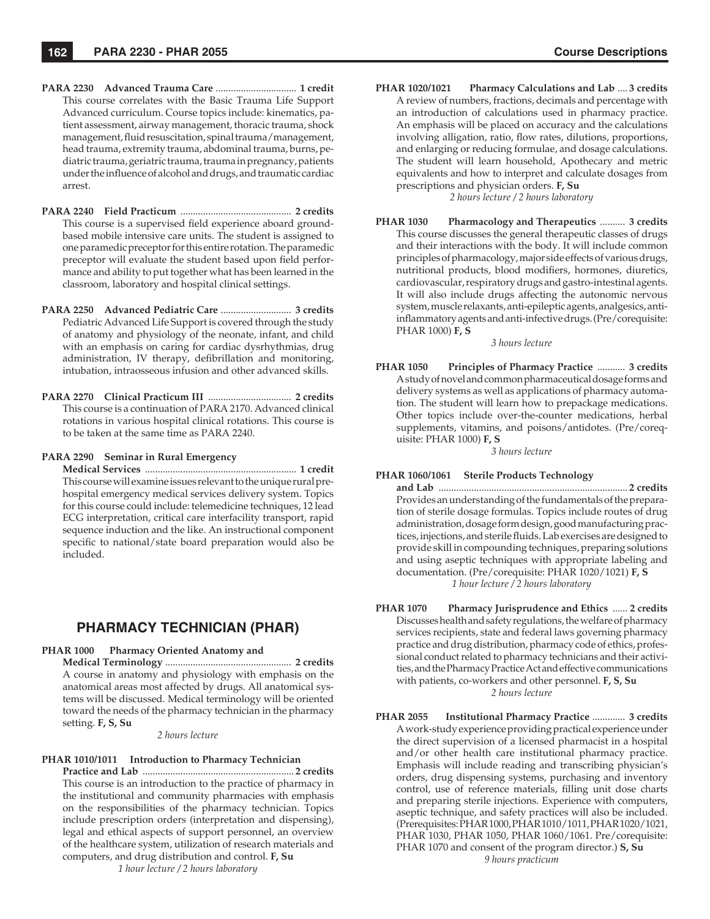**PARA 2230 Advanced Trauma Care** ................................ **1 credit**
This course correlates with the Basic Trauma Life Support Advanced curriculum. Course topics include: kinematics, patient assessment, airway management, thoracic trauma, shock management, fluid resuscitation, spinal trauma/management, head trauma, extremity trauma, abdominal trauma, burns, pediatric trauma, geriatric trauma, trauma in pregnancy, patients under the influence of alcohol and drugs, and traumatic cardiac arrest.

**PARA 2240 Field Practicum** ........................................... **2 credits**
This course is a supervised field experience aboard ground-based mobile intensive care units. The student is assigned to one paramedic preceptor for this entire rotation. The paramedic preceptor will evaluate the student based upon field performance and ability to put together what has been learned in the classroom, laboratory and hospital clinical settings.

**PARA 2250 Advanced Pediatric Care** ........................... **3 credits**
Pediatric Advanced Life Support is covered through the study of anatomy and physiology of the neonate, infant, and child with an emphasis on caring for cardiac dysrhythmias, drug administration, IV therapy, defibrillation and monitoring, intubation, intraosseous infusion and other advanced skills.

**PARA 2270 Clinical Practicum III** ................................. **2 credits**
This course is a continuation of PARA 2170. Advanced clinical rotations in various hospital clinical rotations. This course is to be taken at the same time as PARA 2240.

**PARA 2290 Seminar in Rural Emergency Medical Services** ........................................................... **1 credit**
This course will examine issues relevant to the unique rural prehospital emergency medical services delivery system. Topics for this course could include: telemedicine techniques, 12 lead ECG interpretation, critical care interfacility transport, rapid sequence induction and the like. An instructional component specific to national/state board preparation would also be included.

## PHARMACY TECHNICIAN (PHAR)

**PHAR 1000 Pharmacy Oriented Anatomy and Medical Terminology** ................................................. **2 credits**
A course in anatomy and physiology with emphasis on the anatomical areas most affected by drugs. All anatomical systems will be discussed. Medical terminology will be oriented toward the needs of the pharmacy technician in the pharmacy setting. **F, S, Su**
*2 hours lecture*

**PHAR 1010/1011 Introduction to Pharmacy Technician Practice and Lab** ........................................................... **2 credits**
This course is an introduction to the practice of pharmacy in the institutional and community pharmacies with emphasis on the responsibilities of the pharmacy technician. Topics include prescription orders (interpretation and dispensing), legal and ethical aspects of support personnel, an overview of the healthcare system, utilization of research materials and computers, and drug distribution and control. **F, Su**
*1 hour lecture / 2 hours laboratory*

**PHAR 1020/1021 Pharmacy Calculations and Lab** .... **3 credits**
A review of numbers, fractions, decimals and percentage with an introduction of calculations used in pharmacy practice. An emphasis will be placed on accuracy and the calculations involving alligation, ratio, flow rates, dilutions, proportions, and enlarging or reducing formulae, and dosage calculations. The student will learn household, Apothecary and metric equivalents and how to interpret and calculate dosages from prescriptions and physician orders. **F, Su**
*2 hours lecture / 2 hours laboratory*

**PHAR 1030 Pharmacology and Therapeutics** .......... **3 credits**
This course discusses the general therapeutic classes of drugs and their interactions with the body. It will include common principles of pharmacology, major side effects of various drugs, nutritional products, blood modifiers, hormones, diuretics, cardiovascular, respiratory drugs and gastro-intestinal agents. It will also include drugs affecting the autonomic nervous system, muscle relaxants, anti-epileptic agents, analgesics, anti-inflammatory agents and anti-infective drugs. (Pre/corequisite: PHAR 1000) **F, S**
*3 hours lecture*

**PHAR 1050 Principles of Pharmacy Practice** ........... **3 credits**
A study of novel and common pharmaceutical dosage forms and delivery systems as well as applications of pharmacy automation. The student will learn how to prepackage medications. Other topics include over-the-counter medications, herbal supplements, vitamins, and poisons/antidotes. (Pre/corequisite: PHAR 1000) **F, S**
*3 hours lecture*

**PHAR 1060/1061 Sterile Products Technology and Lab** .......................................................................... **2 credits**
Provides an understanding of the fundamentals of the preparation of sterile dosage formulas. Topics include routes of drug administration, dosage form design, good manufacturing practices, injections, and sterile fluids. Lab exercises are designed to provide skill in compounding techniques, preparing solutions and using aseptic techniques with appropriate labeling and documentation. (Pre/corequisite: PHAR 1020/1021) **F, S**
*1 hour lecture / 2 hours laboratory*

**PHAR 1070 Pharmacy Jurisprudence and Ethics** ...... **2 credits**
Discusses health and safety regulations, the welfare of pharmacy services recipients, state and federal laws governing pharmacy practice and drug distribution, pharmacy code of ethics, professional conduct related to pharmacy technicians and their activities, and the Pharmacy Practice Act and effective communications with patients, co-workers and other personnel. **F, S, Su**
*2 hours lecture*

**PHAR 2055 Institutional Pharmacy Practice** ............. **3 credits**
A work-study experience providing practical experience under the direct supervision of a licensed pharmacist in a hospital and/or other health care institutional pharmacy practice. Emphasis will include reading and transcribing physician's orders, drug dispensing systems, purchasing and inventory control, use of reference materials, filling unit dose charts and preparing sterile injections. Experience with computers, aseptic technique, and safety practices will also be included. (Prerequisites: PHAR 1000, PHAR 1010/1011, PHAR 1020/1021, PHAR 1030, PHAR 1050, PHAR 1060/1061. Pre/corequisite: PHAR 1070 and consent of the program director.) **S, Su**
*9 hours practicum*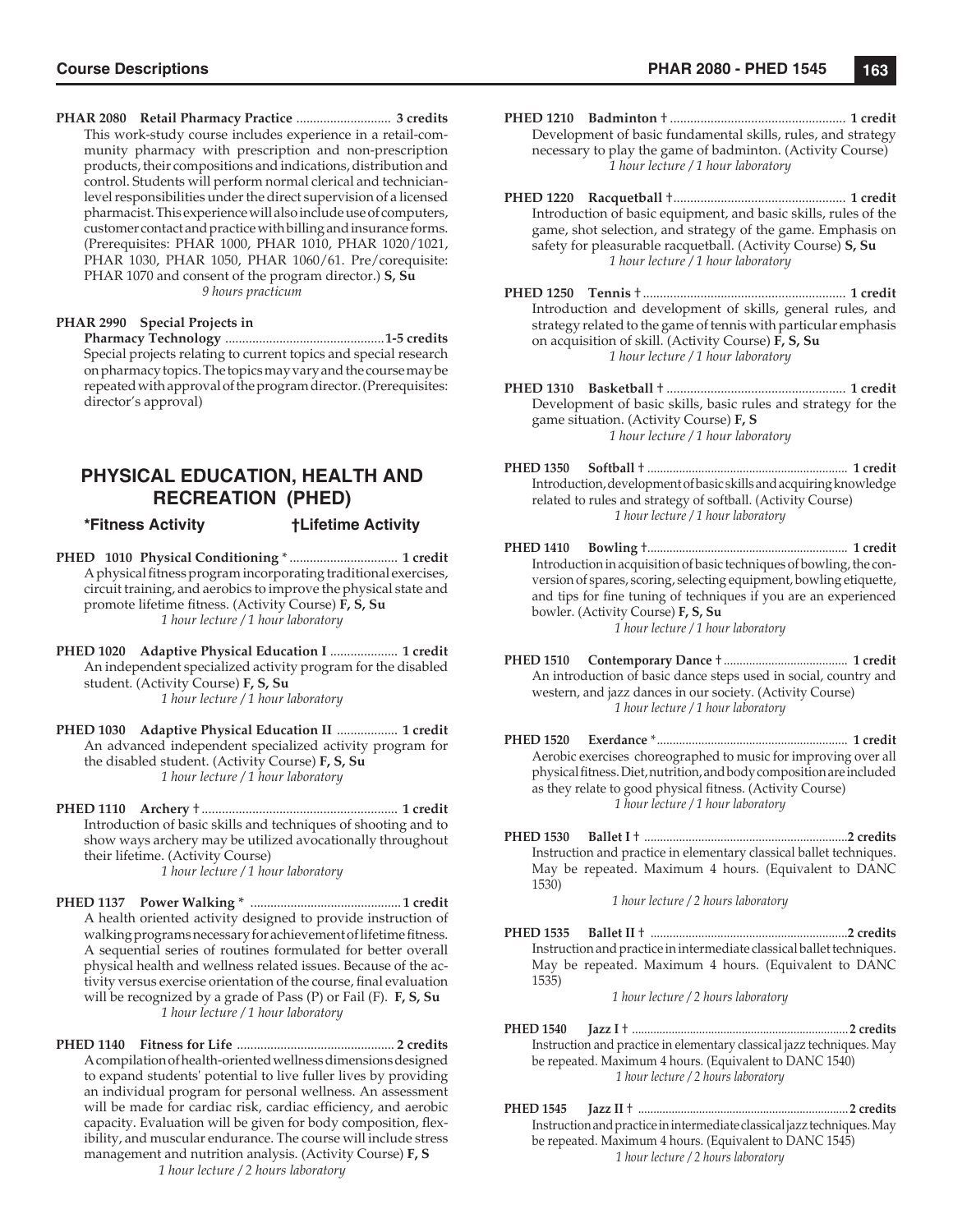**PHAR 2080 Retail Pharmacy Practice** ............................ **3 credits**
This work-study course includes experience in a retail-community pharmacy with prescription and non-prescription products, their compositions and indications, distribution and control. Students will perform normal clerical and technician-level responsibilities under the direct supervision of a licensed pharmacist. This experience will also include use of computers, customer contact and practice with billing and insurance forms. (Prerequisites: PHAR 1000, PHAR 1010, PHAR 1020/1021, PHAR 1030, PHAR 1050, PHAR 1060/61. Pre/corequisite: PHAR 1070 and consent of the program director.) **S, Su**
*9 hours practicum*

**PHAR 2990 Special Projects in Pharmacy Technology** ............................................... **1-5 credits**
Special projects relating to current topics and special research on pharmacy topics. The topics may vary and the course may be repeated with approval of the program director. (Prerequisites: director's approval)

## PHYSICAL EDUCATION, HEALTH AND RECREATION (PHED)

**\*Fitness Activity** **†Lifetime Activity**

**PHED 1010 Physical Conditioning** * ................................ **1 credit**
A physical fitness program incorporating traditional exercises, circuit training, and aerobics to improve the physical state and promote lifetime fitness. (Activity Course) **F, S, Su**
*1 hour lecture / 1 hour laboratory*

**PHED 1020 Adaptive Physical Education I** .................... **1 credit**
An independent specialized activity program for the disabled student. (Activity Course) **F, S, Su**
*1 hour lecture / 1 hour laboratory*

**PHED 1030 Adaptive Physical Education II** .................. **1 credit**
An advanced independent specialized activity program for the disabled student. (Activity Course) **F, S, Su**
*1 hour lecture / 1 hour laboratory*

**PHED 1110 Archery** † .......................................................... **1 credit**
Introduction of basic skills and techniques of shooting and to show ways archery may be utilized avocationally throughout their lifetime. (Activity Course)
*1 hour lecture / 1 hour laboratory*

**PHED 1137 Power Walking** * ............................................. **1 credit**
A health oriented activity designed to provide instruction of walking programs necessary for achievement of lifetime fitness. A sequential series of routines formulated for better overall physical health and wellness related issues. Because of the activity versus exercise orientation of the course, final evaluation will be recognized by a grade of Pass (P) or Fail (F). **F, S, Su**
*1 hour lecture / 1 hour laboratory*

**PHED 1140 Fitness for Life** .............................................. **2 credits**
A compilation of health-oriented wellness dimensions designed to expand students' potential to live fuller lives by providing an individual program for personal wellness. An assessment will be made for cardiac risk, cardiac efficiency, and aerobic capacity. Evaluation will be given for body composition, flexibility, and muscular endurance. The course will include stress management and nutrition analysis. (Activity Course) **F, S**
*1 hour lecture / 2 hours laboratory*

**PHED 1210 Badminton** † .................................................... **1 credit**
Development of basic fundamental skills, rules, and strategy necessary to play the game of badminton. (Activity Course)
*1 hour lecture / 1 hour laboratory*

**PHED 1220 Racquetball** † ................................................... **1 credit**
Introduction of basic equipment, and basic skills, rules of the game, shot selection, and strategy of the game. Emphasis on safety for pleasurable racquetball. (Activity Course) **S, Su**
*1 hour lecture / 1 hour laboratory*

**PHED 1250 Tennis** † ............................................................ **1 credit**
Introduction and development of skills, general rules, and strategy related to the game of tennis with particular emphasis on acquisition of skill. (Activity Course) **F, S, Su**
*1 hour lecture / 1 hour laboratory*

**PHED 1310 Basketball** † ...................................................... **1 credit**
Development of basic skills, basic rules and strategy for the game situation. (Activity Course) **F, S**
*1 hour lecture / 1 hour laboratory*

**PHED 1350 Softball** † ............................................................ **1 credit**
Introduction, development of basic skills and acquiring knowledge related to rules and strategy of softball. (Activity Course)
*1 hour lecture / 1 hour laboratory*

**PHED 1410 Bowling** † ............................................................ **1 credit**
Introduction in acquisition of basic techniques of bowling, the conversion of spares, scoring, selecting equipment, bowling etiquette, and tips for fine tuning of techniques if you are an experienced bowler. (Activity Course) **F, S, Su**
*1 hour lecture / 1 hour laboratory*

**PHED 1510 Contemporary Dance** † ..................................... **1 credit**
An introduction of basic dance steps used in social, country and western, and jazz dances in our society. (Activity Course)
*1 hour lecture / 1 hour laboratory*

**PHED 1520 Exerdance** * ........................................................ **1 credit**
Aerobic exercises choreographed to music for improving over all physical fitness. Diet, nutrition, and body composition are included as they relate to good physical fitness. (Activity Course)
*1 hour lecture / 1 hour laboratory*

**PHED 1530 Ballet I** † ........................................................... **2 credits**
Instruction and practice in elementary classical ballet techniques. May be repeated. Maximum 4 hours. (Equivalent to DANC 1530)
*1 hour lecture / 2 hours laboratory*

**PHED 1535 Ballet II** † .......................................................... **2 credits**
Instruction and practice in intermediate classical ballet techniques. May be repeated. Maximum 4 hours. (Equivalent to DANC 1535)
*1 hour lecture / 2 hours laboratory*

**PHED 1540 Jazz I** † ................................................................ **2 credits**
Instruction and practice in elementary classical jazz techniques. May be repeated. Maximum 4 hours. (Equivalent to DANC 1540)
*1 hour lecture / 2 hours laboratory*

**PHED 1545 Jazz II** † .............................................................. **2 credits**
Instruction and practice in intermediate classical jazz techniques. May be repeated. Maximum 4 hours. (Equivalent to DANC 1545)
*1 hour lecture / 2 hours laboratory*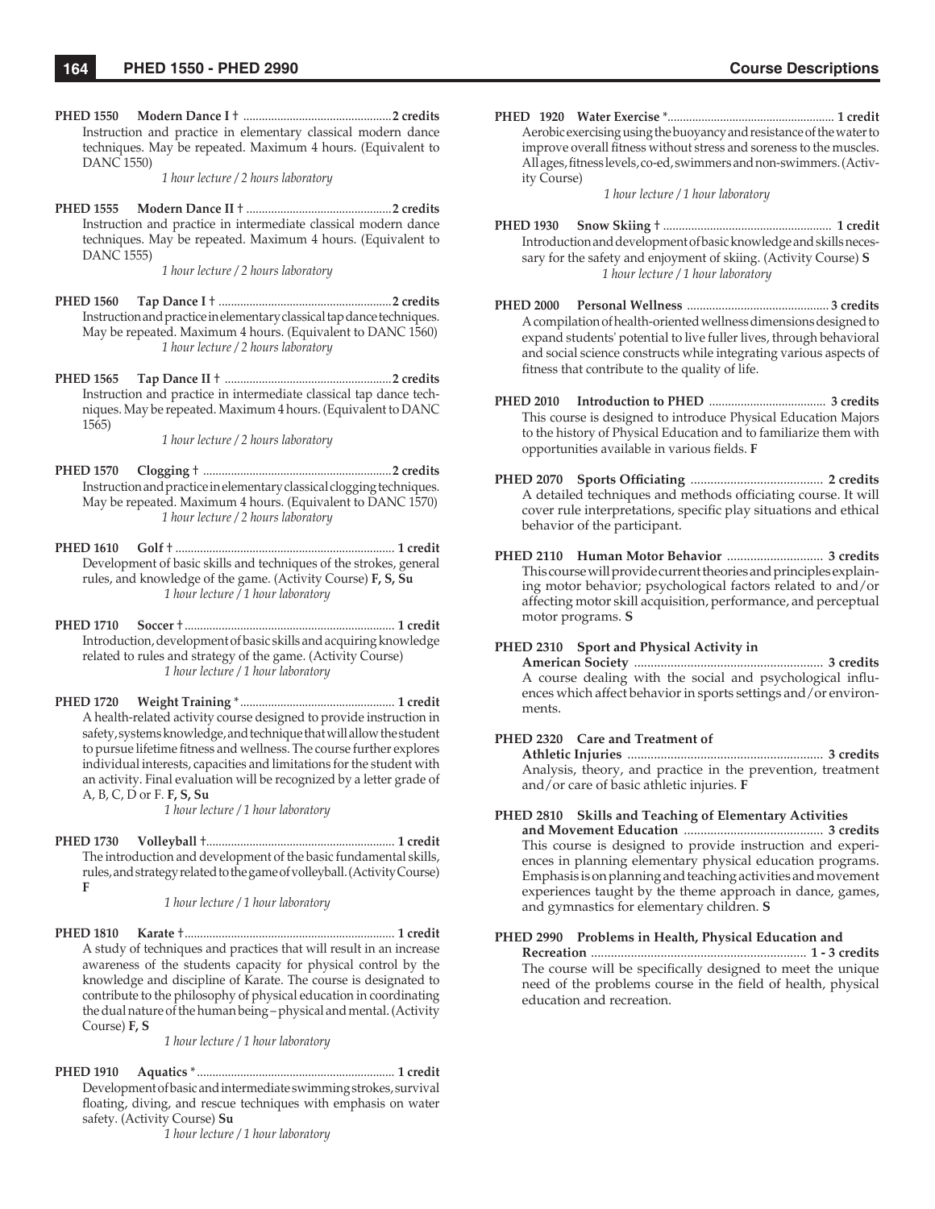**PHED 1550 Modern Dance I † ............ 2 credits**
Instruction and practice in elementary classical modern dance techniques. May be repeated. Maximum 4 hours. (Equivalent to DANC 1550)
*1 hour lecture / 2 hours laboratory*

**PHED 1555 Modern Dance II † ............ 2 credits**
Instruction and practice in intermediate classical modern dance techniques. May be repeated. Maximum 4 hours. (Equivalent to DANC 1555)
*1 hour lecture / 2 hours laboratory*

**PHED 1560 Tap Dance I † ............ 2 credits**
Instruction and practice in elementary classical tap dance techniques. May be repeated. Maximum 4 hours. (Equivalent to DANC 1560)
*1 hour lecture / 2 hours laboratory*

**PHED 1565 Tap Dance II † ............ 2 credits**
Instruction and practice in intermediate classical tap dance techniques. May be repeated. Maximum 4 hours. (Equivalent to DANC 1565)
*1 hour lecture / 2 hours laboratory*

**PHED 1570 Clogging † ............ 2 credits**
Instruction and practice in elementary classical clogging techniques. May be repeated. Maximum 4 hours. (Equivalent to DANC 1570)
*1 hour lecture / 2 hours laboratory*

**PHED 1610 Golf † ............ 1 credit**
Development of basic skills and techniques of the strokes, general rules, and knowledge of the game. (Activity Course) **F, S, Su**
*1 hour lecture / 1 hour laboratory*

**PHED 1710 Soccer † ............ 1 credit**
Introduction, development of basic skills and acquiring knowledge related to rules and strategy of the game. (Activity Course)
*1 hour lecture / 1 hour laboratory*

**PHED 1720 Weight Training * ............ 1 credit**
A health-related activity course designed to provide instruction in safety, systems knowledge, and technique that will allow the student to pursue lifetime fitness and wellness. The course further explores individual interests, capacities and limitations for the student with an activity. Final evaluation will be recognized by a letter grade of A, B, C, D or F. **F, S, Su**
*1 hour lecture / 1 hour laboratory*

**PHED 1730 Volleyball † ............ 1 credit**
The introduction and development of the basic fundamental skills, rules, and strategy related to the game of volleyball. (Activity Course) **F**
*1 hour lecture / 1 hour laboratory*

**PHED 1810 Karate † ............ 1 credit**
A study of techniques and practices that will result in an increase awareness of the students capacity for physical control by the knowledge and discipline of Karate. The course is designated to contribute to the philosophy of physical education in coordinating the dual nature of the human being – physical and mental. (Activity Course) **F, S**
*1 hour lecture / 1 hour laboratory*

**PHED 1910 Aquatics * ............ 1 credit**
Development of basic and intermediate swimming strokes, survival floating, diving, and rescue techniques with emphasis on water safety. (Activity Course) **Su**
*1 hour lecture / 1 hour laboratory*

**PHED 1920 Water Exercise * ............ 1 credit**
Aerobic exercising using the buoyancy and resistance of the water to improve overall fitness without stress and soreness to the muscles. All ages, fitness levels, co-ed, swimmers and non-swimmers. (Activity Course)
*1 hour lecture / 1 hour laboratory*

**PHED 1930 Snow Skiing † ............ 1 credit**
Introduction and development of basic knowledge and skills necessary for the safety and enjoyment of skiing. (Activity Course) **S**
*1 hour lecture / 1 hour laboratory*

**PHED 2000 Personal Wellness ............ 3 credits**
A compilation of health-oriented wellness dimensions designed to expand students' potential to live fuller lives, through behavioral and social science constructs while integrating various aspects of fitness that contribute to the quality of life.

**PHED 2010 Introduction to PHED ............ 3 credits**
This course is designed to introduce Physical Education Majors to the history of Physical Education and to familiarize them with opportunities available in various fields. **F**

**PHED 2070 Sports Officiating ............ 2 credits**
A detailed techniques and methods officiating course. It will cover rule interpretations, specific play situations and ethical behavior of the participant.

**PHED 2110 Human Motor Behavior ............ 3 credits**
This course will provide current theories and principles explaining motor behavior; psychological factors related to and/or affecting motor skill acquisition, performance, and perceptual motor programs. **S**

**PHED 2310 Sport and Physical Activity in American Society ............ 3 credits**
A course dealing with the social and psychological influences which affect behavior in sports settings and/or environments.

**PHED 2320 Care and Treatment of Athletic Injuries ............ 3 credits**
Analysis, theory, and practice in the prevention, treatment and/or care of basic athletic injuries. **F**

**PHED 2810 Skills and Teaching of Elementary Activities and Movement Education ............ 3 credits**
This course is designed to provide instruction and experiences in planning elementary physical education programs. Emphasis is on planning and teaching activities and movement experiences taught by the theme approach in dance, games, and gymnastics for elementary children. **S**

**PHED 2990 Problems in Health, Physical Education and Recreation ............ 1 - 3 credits**
The course will be specifically designed to meet the unique need of the problems course in the field of health, physical education and recreation.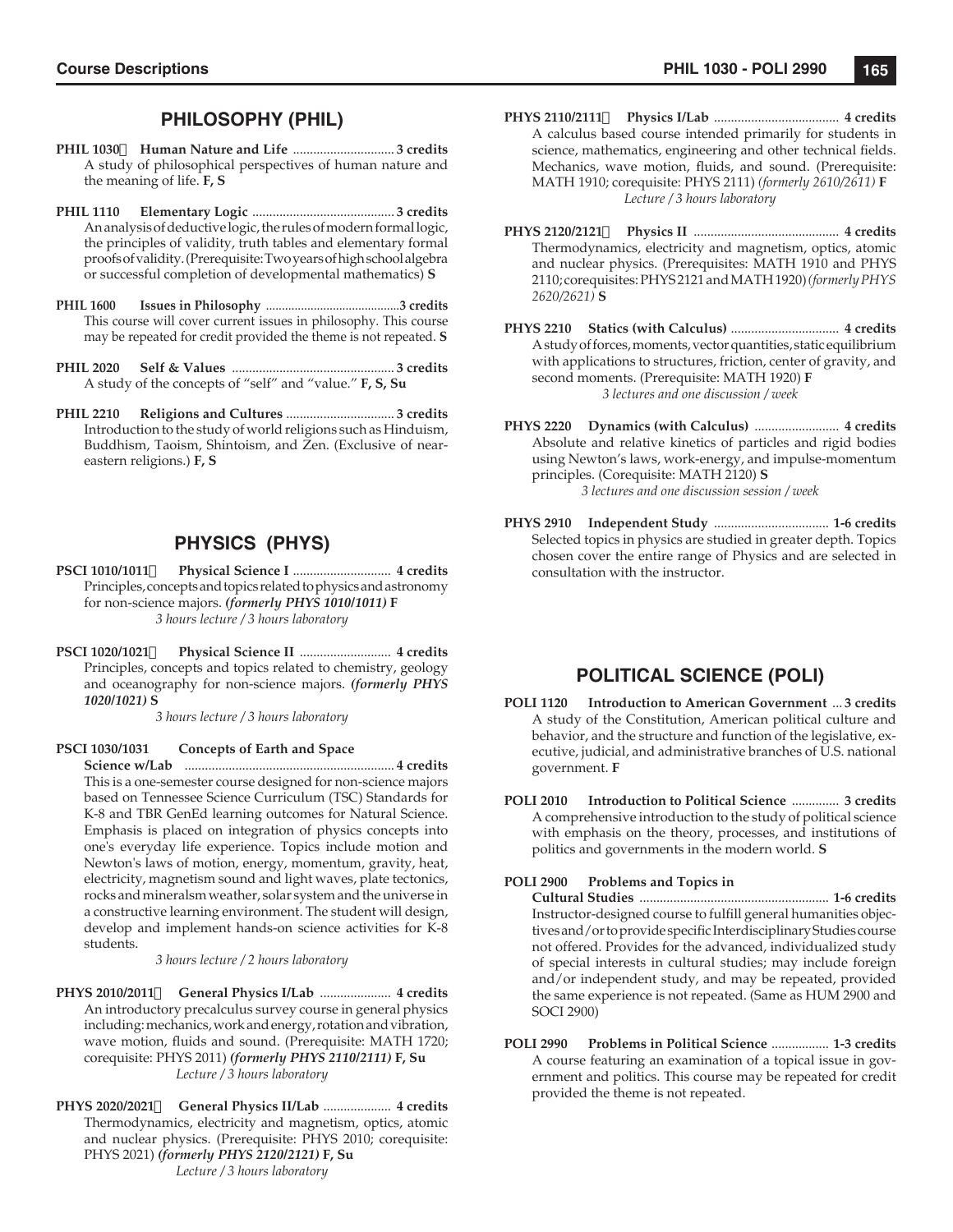## PHILOSOPHY (PHIL)

**PHIL 1030 Human Nature and Life** .............................. **3 credits**
A study of philosophical perspectives of human nature and the meaning of life. **F, S**

**PHIL 1110 Elementary Logic** .......................................... **3 credits**
An analysis of deductive logic, the rules of modern formal logic, the principles of validity, truth tables and elementary formal proofs of validity. (Prerequisite: Two years of high school algebra or successful completion of developmental mathematics) **S**

**PHIL 1600 Issues in Philosophy** ..........................................**3 credits**
This course will cover current issues in philosophy. This course may be repeated for credit provided the theme is not repeated. **S**

**PHIL 2020 Self & Values** ................................................ **3 credits**
A study of the concepts of "self" and "value." **F, S, Su**

**PHIL 2210 Religions and Cultures** ................................ **3 credits**
Introduction to the study of world religions such as Hinduism, Buddhism, Taoism, Shintoism, and Zen. (Exclusive of near-eastern religions.) **F, S**

## PHYSICS (PHYS)

**PSCI 1010/1011 Physical Science I** ............................ **4 credits**
Principles, concepts and topics related to physics and astronomy for non-science majors. ***(formerly PHYS 1010/1011)*** **F**
*3 hours lecture / 3 hours laboratory*

**PSCI 1020/1021 Physical Science II** ........................... **4 credits**
Principles, concepts and topics related to chemistry, geology and oceanography for non-science majors. ***(formerly PHYS 1020/1021)*** **S**
*3 hours lecture / 3 hours laboratory*

**PSCI 1030/1031 Concepts of Earth and Space Science w/Lab** .............................................................. **4 credits**
This is a one-semester course designed for non-science majors based on Tennessee Science Curriculum (TSC) Standards for K-8 and TBR GenEd learning outcomes for Natural Science. Emphasis is placed on integration of physics concepts into one's everyday life experience. Topics include motion and Newton's laws of motion, energy, momentum, gravity, heat, electricity, magnetism sound and light waves, plate tectonics, rocks and mineralsm weather, solar system and the universe in a constructive learning environment. The student will design, develop and implement hands-on science activities for K-8 students.
*3 hours lecture / 2 hours laboratory*

**PHYS 2010/2011 General Physics I/Lab** ..................... **4 credits**
An introductory precalculus survey course in general physics including: mechanics, work and energy, rotation and vibration, wave motion, fluids and sound. (Prerequisite: MATH 1720; corequisite: PHYS 2011) ***(formerly PHYS 2110/2111)*** **F, Su**
*Lecture / 3 hours laboratory*

**PHYS 2020/2021 General Physics II/Lab** .................... **4 credits**
Thermodynamics, electricity and magnetism, optics, atomic and nuclear physics. (Prerequisite: PHYS 2010; corequisite: PHYS 2021) ***(formerly PHYS 2120/2121)*** **F, Su**
*Lecture / 3 hours laboratory*

**PHYS 2110/2111 Physics I/Lab** ..................................... **4 credits**
A calculus based course intended primarily for students in science, mathematics, engineering and other technical fields. Mechanics, wave motion, fluids, and sound. (Prerequisite: MATH 1910; corequisite: PHYS 2111) *(formerly 2610/2611)* **F**
*Lecture / 3 hours laboratory*

**PHYS 2120/2121 Physics II** ........................................... **4 credits**
Thermodynamics, electricity and magnetism, optics, atomic and nuclear physics. (Prerequisites: MATH 1910 and PHYS 2110; corequisites: PHYS 2121 and MATH 1920) *(formerly PHYS 2620/2621)* **S**

**PHYS 2210 Statics (with Calculus)** ................................ **4 credits**
A study of forces, moments, vector quantities, static equilibrium with applications to structures, friction, center of gravity, and second moments. (Prerequisite: MATH 1920) **F**
*3 lectures and one discussion / week*

**PHYS 2220 Dynamics (with Calculus)** ......................... **4 credits**
Absolute and relative kinetics of particles and rigid bodies using Newton's laws, work-energy, and impulse-momentum principles. (Corequisite: MATH 2120) **S**
*3 lectures and one discussion session / week*

**PHYS 2910 Independent Study** .................................. **1-6 credits**
Selected topics in physics are studied in greater depth. Topics chosen cover the entire range of Physics and are selected in consultation with the instructor.

## POLITICAL SCIENCE (POLI)

**POLI 1120 Introduction to American Government** ... **3 credits**
A study of the Constitution, American political culture and behavior, and the structure and function of the legislative, executive, judicial, and administrative branches of U.S. national government. **F**

**POLI 2010 Introduction to Political Science** .............. **3 credits**
A comprehensive introduction to the study of political science with emphasis on the theory, processes, and institutions of politics and governments in the modern world. **S**

**POLI 2900 Problems and Topics in Cultural Studies** ....................................................... **1-6 credits**
Instructor-designed course to fulfill general humanities objectives and/or to provide specific Interdisciplinary Studies course not offered. Provides for the advanced, individualized study of special interests in cultural studies; may include foreign and/or independent study, and may be repeated, provided the same experience is not repeated. (Same as HUM 2900 and SOCI 2900)

**POLI 2990 Problems in Political Science** ................. **1-3 credits**
A course featuring an examination of a topical issue in government and politics. This course may be repeated for credit provided the theme is not repeated.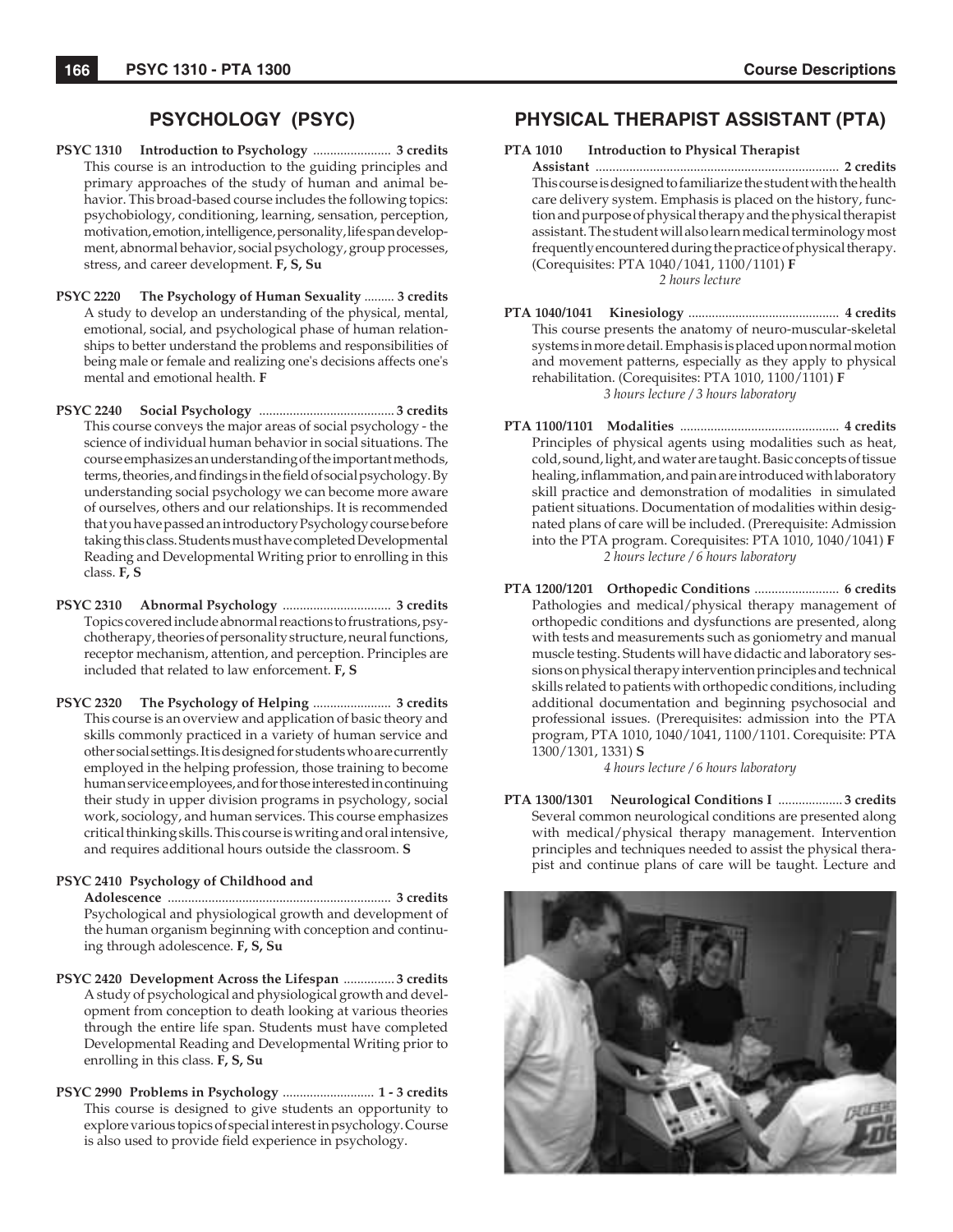## PSYCHOLOGY (PSYC)

**PSYC 1310 Introduction to Psychology** ....................... **3 credits**
This course is an introduction to the guiding principles and primary approaches of the study of human and animal behavior. This broad-based course includes the following topics: psychobiology, conditioning, learning, sensation, perception, motivation, emotion, intelligence, personality, life span development, abnormal behavior, social psychology, group processes, stress, and career development. **F, S, Su**

**PSYC 2220 The Psychology of Human Sexuality** ......... **3 credits**
A study to develop an understanding of the physical, mental, emotional, social, and psychological phase of human relationships to better understand the problems and responsibilities of being male or female and realizing one's decisions affects one's mental and emotional health. **F**

**PSYC 2240 Social Psychology** ........................................ **3 credits**
This course conveys the major areas of social psychology - the science of individual human behavior in social situations. The course emphasizes an understanding of the important methods, terms, theories, and findings in the field of social psychology. By understanding social psychology we can become more aware of ourselves, others and our relationships. It is recommended that you have passed an introductory Psychology course before taking this class. Students must have completed Developmental Reading and Developmental Writing prior to enrolling in this class. **F, S**

**PSYC 2310 Abnormal Psychology** ................................ **3 credits**
Topics covered include abnormal reactions to frustrations, psychotherapy, theories of personality structure, neural functions, receptor mechanism, attention, and perception. Principles are included that related to law enforcement. **F, S**

**PSYC 2320 The Psychology of Helping** ....................... **3 credits**
This course is an overview and application of basic theory and skills commonly practiced in a variety of human service and other social settings. It is designed for students who are currently employed in the helping profession, those training to become human service employees, and for those interested in continuing their study in upper division programs in psychology, social work, sociology, and human services. This course emphasizes critical thinking skills. This course is writing and oral intensive, and requires additional hours outside the classroom. **S**

**PSYC 2410 Psychology of Childhood and Adolescence** ................................................................. **3 credits**
Psychological and physiological growth and development of the human organism beginning with conception and continuing through adolescence. **F, S, Su**

**PSYC 2420 Development Across the Lifespan** ............... **3 credits**
A study of psychological and physiological growth and development from conception to death looking at various theories through the entire life span. Students must have completed Developmental Reading and Developmental Writing prior to enrolling in this class. **F, S, Su**

**PSYC 2990 Problems in Psychology** ........................... **1 - 3 credits**
This course is designed to give students an opportunity to explore various topics of special interest in psychology. Course is also used to provide field experience in psychology.

## PHYSICAL THERAPIST ASSISTANT (PTA)

**PTA 1010 Introduction to Physical Therapist Assistant** ........................................................................ **2 credits**
This course is designed to familiarize the student with the health care delivery system. Emphasis is placed on the history, function and purpose of physical therapy and the physical therapist assistant. The student will also learn medical terminology most frequently encountered during the practice of physical therapy. (Corequisites: PTA 1040/1041, 1100/1101) **F**
*2 hours lecture*

**PTA 1040/1041 Kinesiology** ............................................ **4 credits**
This course presents the anatomy of neuro-muscular-skeletal systems in more detail. Emphasis is placed upon normal motion and movement patterns, especially as they apply to physical rehabilitation. (Corequisites: PTA 1010, 1100/1101) **F**
*3 hours lecture / 3 hours laboratory*

**PTA 1100/1101 Modalities** ............................................... **4 credits**
Principles of physical agents using modalities such as heat, cold, sound, light, and water are taught. Basic concepts of tissue healing, inflammation, and pain are introduced with laboratory skill practice and demonstration of modalities in simulated patient situations. Documentation of modalities within designated plans of care will be included. (Prerequisite: Admission into the PTA program. Corequisites: PTA 1010, 1040/1041) **F**
*2 hours lecture / 6 hours laboratory*

**PTA 1200/1201 Orthopedic Conditions** ......................... **6 credits**
Pathologies and medical/physical therapy management of orthopedic conditions and dysfunctions are presented, along with tests and measurements such as goniometry and manual muscle testing. Students will have didactic and laboratory sessions on physical therapy intervention principles and technical skills related to patients with orthopedic conditions, including additional documentation and beginning psychosocial and professional issues. (Prerequisites: admission into the PTA program, PTA 1010, 1040/1041, 1100/1101. Corequisite: PTA 1300/1301, 1331) **S**
*4 hours lecture / 6 hours laboratory*

**PTA 1300/1301 Neurological Conditions I** ................... **3 credits**
Several common neurological conditions are presented along with medical/physical therapy management. Intervention principles and techniques needed to assist the physical therapist and continue plans of care will be taught. Lecture and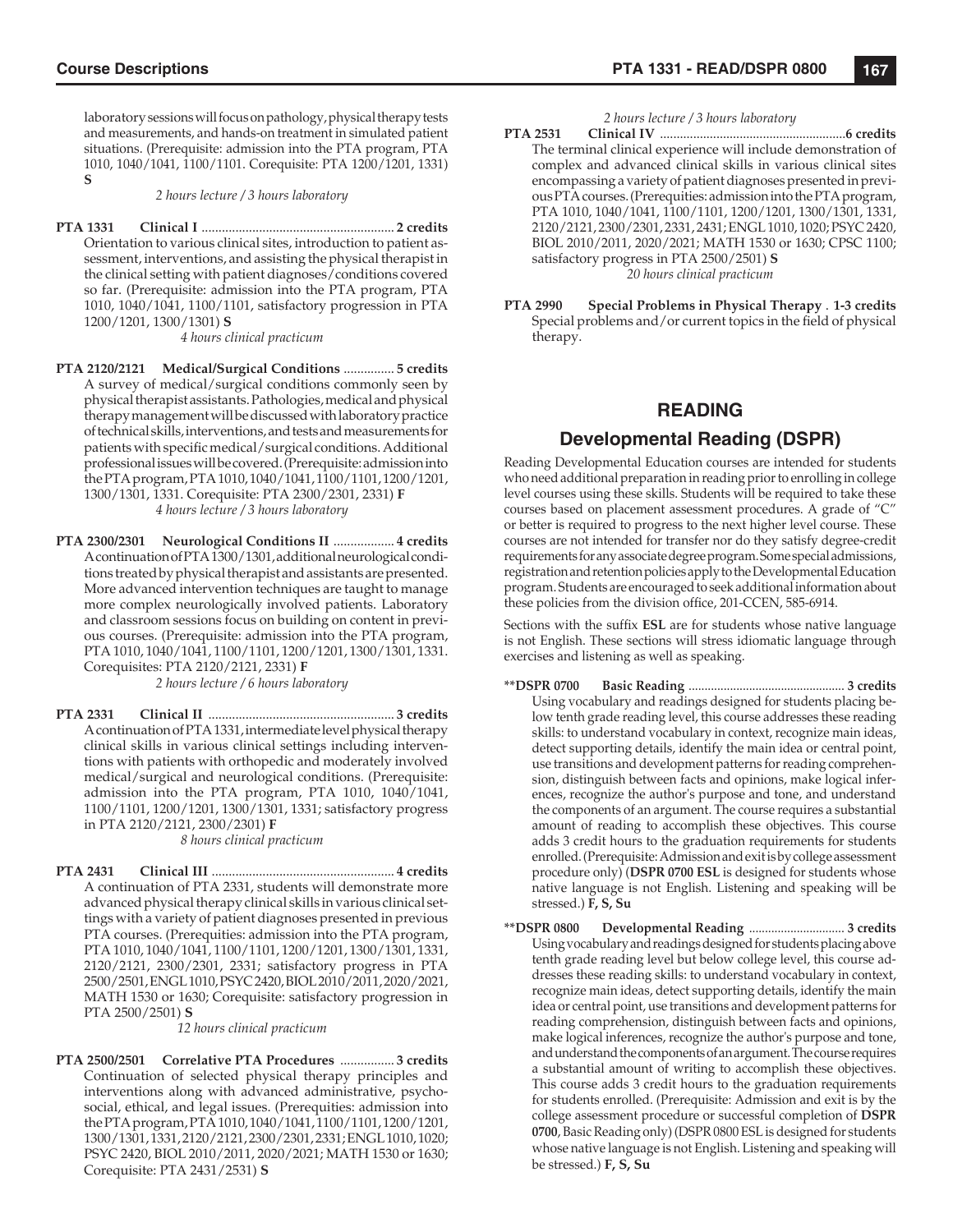laboratory sessions will focus on pathology, physical therapy tests and measurements, and hands-on treatment in simulated patient situations. (Prerequisite: admission into the PTA program, PTA 1010, 1040/1041, 1100/1101. Corequisite: PTA 1200/1201, 1331) **S**

*2 hours lecture / 3 hours laboratory*

**PTA 1331 Clinical I** ........................................................ **2 credits**
Orientation to various clinical sites, introduction to patient assessment, interventions, and assisting the physical therapist in the clinical setting with patient diagnoses/conditions covered so far. (Prerequisite: admission into the PTA program, PTA 1010, 1040/1041, 1100/1101, satisfactory progression in PTA 1200/1201, 1300/1301) **S**

*4 hours clinical practicum*

**PTA 2120/2121 Medical/Surgical Conditions** ............... **5 credits**
A survey of medical/surgical conditions commonly seen by physical therapist assistants. Pathologies, medical and physical therapy management will be discussed with laboratory practice of technical skills, interventions, and tests and measurements for patients with specific medical/surgical conditions. Additional professional issues will be covered. (Prerequisite: admission into the PTA program, PTA 1010, 1040/1041, 1100/1101, 1200/1201, 1300/1301, 1331. Corequisite: PTA 2300/2301, 2331) **F**

*4 hours lecture / 3 hours laboratory*

**PTA 2300/2301 Neurological Conditions II** .................. **4 credits**
A continuation of PTA 1300/1301, additional neurological conditions treated by physical therapist and assistants are presented. More advanced intervention techniques are taught to manage more complex neurologically involved patients. Laboratory and classroom sessions focus on building on content in previous courses. (Prerequisite: admission into the PTA program, PTA 1010, 1040/1041, 1100/1101, 1200/1201, 1300/1301, 1331. Corequisites: PTA 2120/2121, 2331) **F**

*2 hours lecture / 6 hours laboratory*

**PTA 2331 Clinical II** ...................................................... **3 credits**
A continuation of PTA 1331, intermediate level physical therapy clinical skills in various clinical settings including interventions with patients with orthopedic and moderately involved medical/surgical and neurological conditions. (Prerequisite: admission into the PTA program, PTA 1010, 1040/1041, 1100/1101, 1200/1201, 1300/1301, 1331; satisfactory progress in PTA 2120/2121, 2300/2301) **F**

*8 hours clinical practicum*

**PTA 2431 Clinical III** ..................................................... **4 credits**
A continuation of PTA 2331, students will demonstrate more advanced physical therapy clinical skills in various clinical settings with a variety of patient diagnoses presented in previous PTA courses. (Prerequities: admission into the PTA program, PTA 1010, 1040/1041, 1100/1101, 1200/1201, 1300/1301, 1331, 2120/2121, 2300/2301, 2331; satisfactory progress in PTA 2500/2501, ENGL 1010, PSYC 2420, BIOL 2010/2011, 2020/2021, MATH 1530 or 1630; Corequisite: satisfactory progression in PTA 2500/2501) **S**

*12 hours clinical practicum*

**PTA 2500/2501 Correlative PTA Procedures** ................ **3 credits**
Continuation of selected physical therapy principles and interventions along with advanced administrative, psychosocial, ethical, and legal issues. (Prerequities: admission into the PTA program, PTA 1010, 1040/1041, 1100/1101, 1200/1201, 1300/1301, 1331, 2120/2121, 2300/2301, 2331; ENGL 1010, 1020; PSYC 2420, BIOL 2010/2011, 2020/2021; MATH 1530 or 1630; Corequisite: PTA 2431/2531) **S**

*2 hours lecture / 3 hours laboratory*

**PTA 2531 Clinical IV** ........................................................**6 credits**
The terminal clinical experience will include demonstration of complex and advanced clinical skills in various clinical sites encompassing a variety of patient diagnoses presented in previous PTA courses. (Prerequities: admission into the PTA program, PTA 1010, 1040/1041, 1100/1101, 1200/1201, 1300/1301, 1331, 2120/2121, 2300/2301, 2331, 2431; ENGL 1010, 1020; PSYC 2420, BIOL 2010/2011, 2020/2021; MATH 1530 or 1630; CPSC 1100; satisfactory progress in PTA 2500/2501) **S**

*20 hours clinical practicum*

**PTA 2990 Special Problems in Physical Therapy** . **1-3 credits**
Special problems and/or current topics in the field of physical therapy.

## READING

## Developmental Reading (DSPR)

Reading Developmental Education courses are intended for students who need additional preparation in reading prior to enrolling in college level courses using these skills. Students will be required to take these courses based on placement assessment procedures. A grade of "C" or better is required to progress to the next higher level course. These courses are not intended for transfer nor do they satisfy degree-credit requirements for any associate degree program. Some special admissions, registration and retention policies apply to the Developmental Education program. Students are encouraged to seek additional information about these policies from the division office, 201-CCEN, 585-6914.

Sections with the suffix **ESL** are for students whose native language is not English. These sections will stress idiomatic language through exercises and listening as well as speaking.

**\*\*DSPR 0700 Basic Reading** ................................................ **3 credits**
Using vocabulary and readings designed for students placing below tenth grade reading level, this course addresses these reading skills: to understand vocabulary in context, recognize main ideas, detect supporting details, identify the main idea or central point, use transitions and development patterns for reading comprehension, distinguish between facts and opinions, make logical inferences, recognize the author's purpose and tone, and understand the components of an argument. The course requires a substantial amount of reading to accomplish these objectives. This course adds 3 credit hours to the graduation requirements for students enrolled. (Prerequisite: Admission and exit is by college assessment procedure only) (**DSPR 0700 ESL** is designed for students whose native language is not English. Listening and speaking will be stressed.) **F, S, Su**

**\*\*DSPR 0800 Developmental Reading** ............................. **3 credits**
Using vocabulary and readings designed for students placing above tenth grade reading level but below college level, this course addresses these reading skills: to understand vocabulary in context, recognize main ideas, detect supporting details, identify the main idea or central point, use transitions and development patterns for reading comprehension, distinguish between facts and opinions, make logical inferences, recognize the author's purpose and tone, and understand the components of an argument. The course requires a substantial amount of writing to accomplish these objectives. This course adds 3 credit hours to the graduation requirements for students enrolled. (Prerequisite: Admission and exit is by the college assessment procedure or successful completion of **DSPR 0700**, Basic Reading only) (DSPR 0800 ESL is designed for students whose native language is not English. Listening and speaking will be stressed.) **F, S, Su**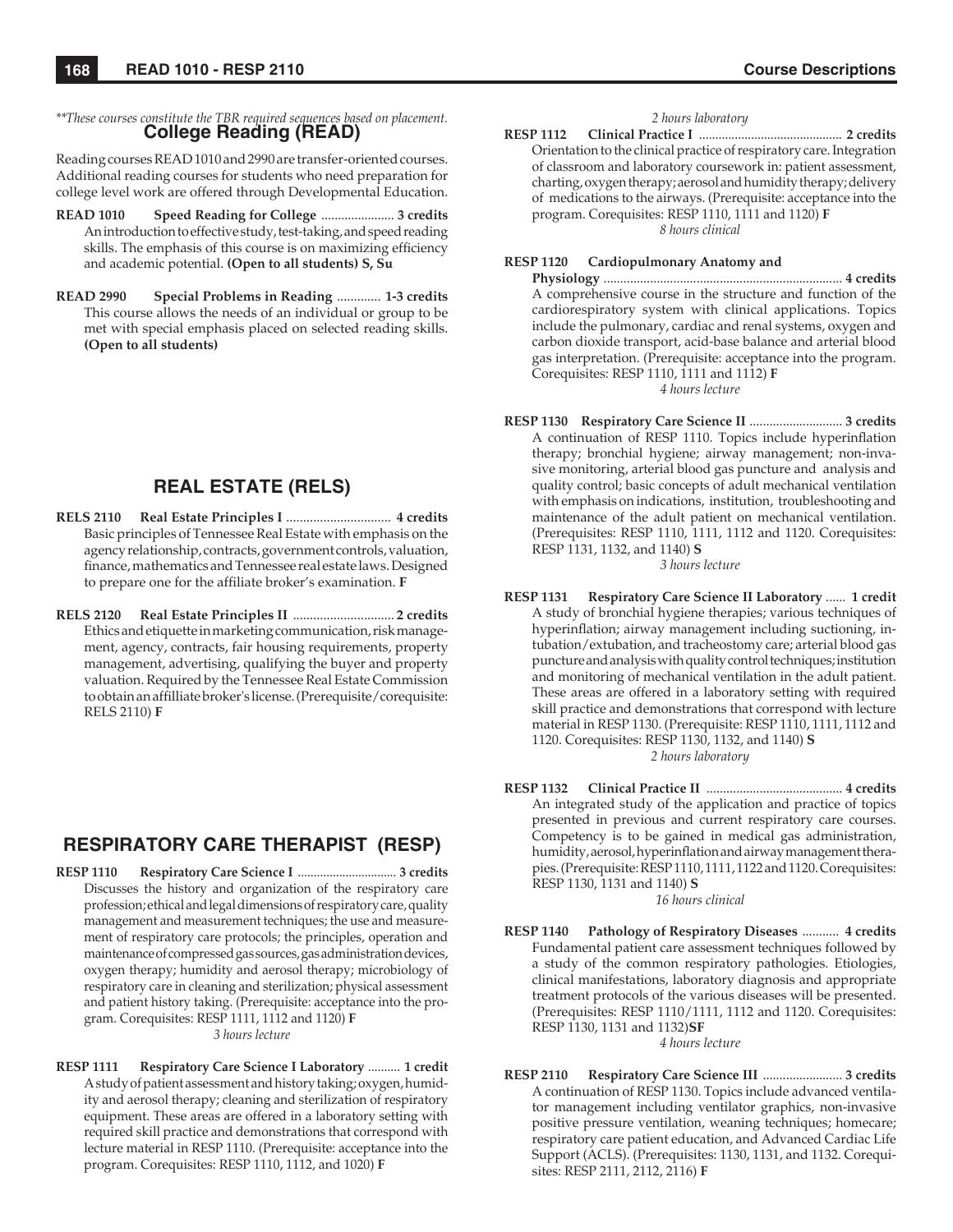*\*\*These courses constitute the TBR required sequences based on placement.*

## College Reading (READ)

Reading courses READ 1010 and 2990 are transfer-oriented courses. Additional reading courses for students who need preparation for college level work are offered through Developmental Education.

**READ 1010 Speed Reading for College ...................... 3 credits**
An introduction to effective study, test-taking, and speed reading skills. The emphasis of this course is on maximizing efficiency and academic potential. **(Open to all students) S, Su**

**READ 2990 Special Problems in Reading ............. 1-3 credits**
This course allows the needs of an individual or group to be met with special emphasis placed on selected reading skills. **(Open to all students)**

## REAL ESTATE (RELS)

**RELS 2110 Real Estate Principles I ............................... 4 credits**
Basic principles of Tennessee Real Estate with emphasis on the agency relationship, contracts, government controls, valuation, finance, mathematics and Tennessee real estate laws. Designed to prepare one for the affiliate broker's examination. **F**

**RELS 2120 Real Estate Principles II .............................. 2 credits**
Ethics and etiquette in marketing communication, risk management, agency, contracts, fair housing requirements, property management, advertising, qualifying the buyer and property valuation. Required by the Tennessee Real Estate Commission to obtain an affilliate broker's license. (Prerequisite/corequisite: RELS 2110) **F**

## RESPIRATORY CARE THERAPIST (RESP)

**RESP 1110 Respiratory Care Science I .............................. 3 credits**
Discusses the history and organization of the respiratory care profession; ethical and legal dimensions of respiratory care, quality management and measurement techniques; the use and measurement of respiratory care protocols; the principles, operation and maintenance of compressed gas sources, gas administration devices, oxygen therapy; humidity and aerosol therapy; microbiology of respiratory care in cleaning and sterilization; physical assessment and patient history taking. (Prerequisite: acceptance into the program. Corequisites: RESP 1111, 1112 and 1120) **F**
*3 hours lecture*

**RESP 1111 Respiratory Care Science I Laboratory .......... 1 credit**
A study of patient assessment and history taking; oxygen, humidity and aerosol therapy; cleaning and sterilization of respiratory equipment. These areas are offered in a laboratory setting with required skill practice and demonstrations that correspond with lecture material in RESP 1110. (Prerequisite: acceptance into the program. Corequisites: RESP 1110, 1112, and 1020) **F**
*2 hours laboratory*

**RESP 1112 Clinical Practice I ........................................... 2 credits**
Orientation to the clinical practice of respiratory care. Integration of classroom and laboratory coursework in: patient assessment, charting, oxygen therapy; aerosol and humidity therapy; delivery of medications to the airways. (Prerequisite: acceptance into the program. Corequisites: RESP 1110, 1111 and 1120) **F**
*8 hours clinical*

**RESP 1120 Cardiopulmonary Anatomy and Physiology ....................................................................... 4 credits**
A comprehensive course in the structure and function of the cardiorespiratory system with clinical applications. Topics include the pulmonary, cardiac and renal systems, oxygen and carbon dioxide transport, acid-base balance and arterial blood gas interpretation. (Prerequisite: acceptance into the program. Corequisites: RESP 1110, 1111 and 1112) **F**
*4 hours lecture*

**RESP 1130 Respiratory Care Science II ............................ 3 credits**
A continuation of RESP 1110. Topics include hyperinflation therapy; bronchial hygiene; airway management; non-invasive monitoring, arterial blood gas puncture and analysis and quality control; basic concepts of adult mechanical ventilation with emphasis on indications, institution, troubleshooting and maintenance of the adult patient on mechanical ventilation. (Prerequisites: RESP 1110, 1111, 1112 and 1120. Corequisites: RESP 1131, 1132, and 1140) **S**
*3 hours lecture*

**RESP 1131 Respiratory Care Science II Laboratory ...... 1 credit**
A study of bronchial hygiene therapies; various techniques of hyperinflation; airway management including suctioning, intubation/extubation, and tracheostomy care; arterial blood gas puncture and analysis with quality control techniques; institution and monitoring of mechanical ventilation in the adult patient. These areas are offered in a laboratory setting with required skill practice and demonstrations that correspond with lecture material in RESP 1130. (Prerequisite: RESP 1110, 1111, 1112 and 1120. Corequisites: RESP 1130, 1132, and 1140) **S**
*2 hours laboratory*

**RESP 1132 Clinical Practice II ......................................... 4 credits**
An integrated study of the application and practice of topics presented in previous and current respiratory care courses. Competency is to be gained in medical gas administration, humidity, aerosol, hyperinflation and airway management therapies. (Prerequisite: RESP 1110, 1111, 1122 and 1120. Corequisites: RESP 1130, 1131 and 1140) **S**
*16 hours clinical*

**RESP 1140 Pathology of Respiratory Diseases ........... 4 credits**
Fundamental patient care assessment techniques followed by a study of the common respiratory pathologies. Etiologies, clinical manifestations, laboratory diagnosis and appropriate treatment protocols of the various diseases will be presented. (Prerequisites: RESP 1110/1111, 1112 and 1120. Corequisites: RESP 1130, 1131 and 1132)**SF**
*4 hours lecture*

**RESP 2110 Respiratory Care Science III ........................ 3 credits**
A continuation of RESP 1130. Topics include advanced ventilator management including ventilator graphics, non-invasive positive pressure ventilation, weaning techniques; homecare; respiratory care patient education, and Advanced Cardiac Life Support (ACLS). (Prerequisites: 1130, 1131, and 1132. Corequisites: RESP 2111, 2112, 2116) **F**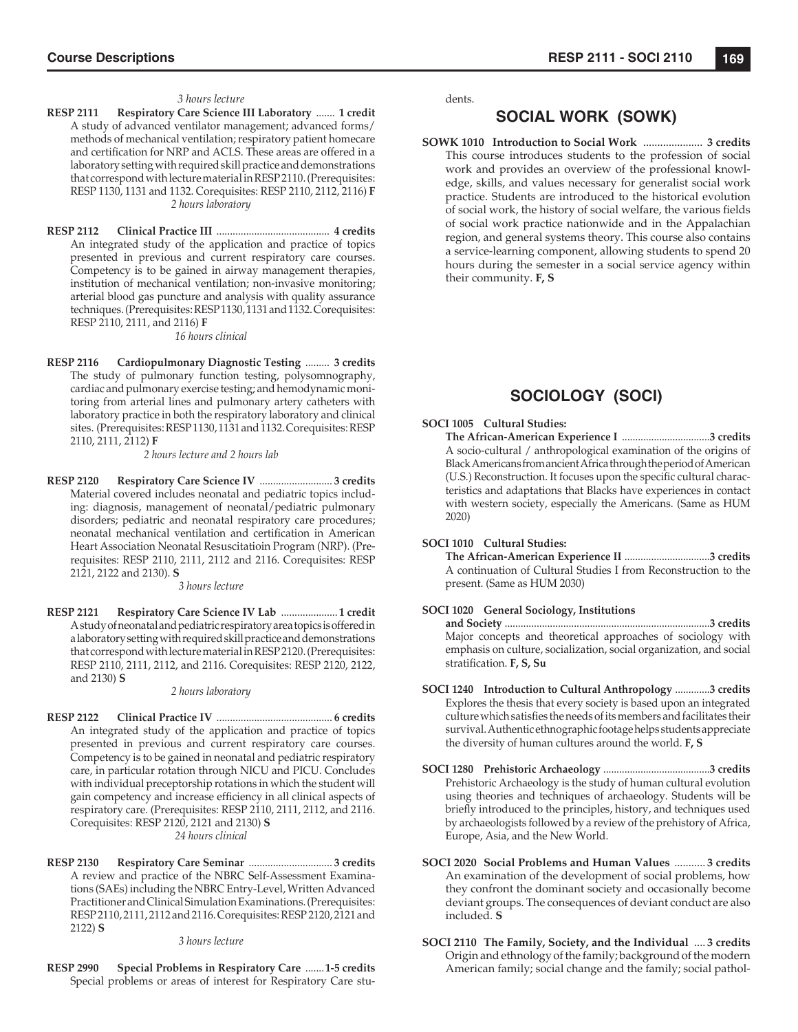*3 hours lecture*

**RESP 2111 Respiratory Care Science III Laboratory** ....... **1 credit**
A study of advanced ventilator management; advanced forms/methods of mechanical ventilation; respiratory patient homecare and certification for NRP and ACLS. These areas are offered in a laboratory setting with required skill practice and demonstrations that correspond with lecture material in RESP 2110. (Prerequisites: RESP 1130, 1131 and 1132. Corequisites: RESP 2110, 2112, 2116) **F**
*2 hours laboratory*

**RESP 2112 Clinical Practice III** .......................................... **4 credits**
An integrated study of the application and practice of topics presented in previous and current respiratory care courses. Competency is to be gained in airway management therapies, institution of mechanical ventilation; non-invasive monitoring; arterial blood gas puncture and analysis with quality assurance techniques. (Prerequisites: RESP 1130, 1131 and 1132. Corequisites: RESP 2110, 2111, and 2116) **F**
*16 hours clinical*

**RESP 2116 Cardiopulmonary Diagnostic Testing** ......... **3 credits**
The study of pulmonary function testing, polysomnography, cardiac and pulmonary exercise testing; and hemodynamic monitoring from arterial lines and pulmonary artery catheters with laboratory practice in both the respiratory laboratory and clinical sites. (Prerequisites: RESP 1130, 1131 and 1132. Corequisites: RESP 2110, 2111, 2112) **F**
*2 hours lecture and 2 hours lab*

**RESP 2120 Respiratory Care Science IV** ........................... **3 credits**
Material covered includes neonatal and pediatric topics including: diagnosis, management of neonatal/pediatric pulmonary disorders; pediatric and neonatal respiratory care procedures; neonatal mechanical ventilation and certification in American Heart Association Neonatal Resuscitatioin Program (NRP). (Prerequisites: RESP 2110, 2111, 2112 and 2116. Corequisites: RESP 2121, 2122 and 2130). **S**
*3 hours lecture*

**RESP 2121 Respiratory Care Science IV Lab** ..................... **1 credit**
A study of neonatal and pediatric respiratory area topics is offered in a laboratory setting with required skill practice and demonstrations that correspond with lecture material in RESP 2120. (Prerequisites: RESP 2110, 2111, 2112, and 2116. Corequisites: RESP 2120, 2122, and 2130) **S**
*2 hours laboratory*

**RESP 2122 Clinical Practice IV** ........................................... **6 credits**
An integrated study of the application and practice of topics presented in previous and current respiratory care courses. Competency is to be gained in neonatal and pediatric respiratory care, in particular rotation through NICU and PICU. Concludes with individual preceptorship rotations in which the student will gain competency and increase efficiency in all clinical aspects of respiratory care. (Prerequisites: RESP 2110, 2111, 2112, and 2116. Corequisites: RESP 2120, 2121 and 2130) **S**
*24 hours clinical*

**RESP 2130 Respiratory Care Seminar** ............................... **3 credits**
A review and practice of the NBRC Self-Assessment Examinations (SAEs) including the NBRC Entry-Level, Written Advanced Practitioner and Clinical Simulation Examinations. (Prerequisites: RESP 2110, 2111, 2112 and 2116. Corequisites: RESP 2120, 2121 and 2122) **S**
*3 hours lecture*

**RESP 2990 Special Problems in Respiratory Care** ....... **1-5 credits**
Special problems or areas of interest for Respiratory Care students.

## SOCIAL WORK (SOWK)

**SOWK 1010 Introduction to Social Work** ..................... **3 credits**
This course introduces students to the profession of social work and provides an overview of the professional knowledge, skills, and values necessary for generalist social work practice. Students are introduced to the historical evolution of social work, the history of social welfare, the various fields of social work practice nationwide and in the Appalachian region, and general systems theory. This course also contains a service-learning component, allowing students to spend 20 hours during the semester in a social service agency within their community. **F, S**

## SOCIOLOGY (SOCI)

**SOCI 1005 Cultural Studies:**
**The African-American Experience I** .................................**3 credits**
A socio-cultural / anthropological examination of the origins of Black Americans from ancient Africa through the period of American (U.S.) Reconstruction. It focuses upon the specific cultural characteristics and adaptations that Blacks have experiences in contact with western society, especially the Americans. (Same as HUM 2020)

**SOCI 1010 Cultural Studies:**
**The African-American Experience II** ................................**3 credits**
A continuation of Cultural Studies I from Reconstruction to the present. (Same as HUM 2030)

**SOCI 1020 General Sociology, Institutions**
**and Society** ............................................................................**3 credits**
Major concepts and theoretical approaches of sociology with emphasis on culture, socialization, social organization, and social stratification. **F, S, Su**

**SOCI 1240 Introduction to Cultural Anthropology** .............**3 credits**
Explores the thesis that every society is based upon an integrated culture which satisfies the needs of its members and facilitates their survival. Authentic ethnographic footage helps students appreciate the diversity of human cultures around the world. **F, S**

**SOCI 1280 Prehistoric Archaeology** ........................................**3 credits**
Prehistoric Archaeology is the study of human cultural evolution using theories and techniques of archaeology. Students will be briefly introduced to the principles, history, and techniques used by archaeologists followed by a review of the prehistory of Africa, Europe, Asia, and the New World.

**SOCI 2020 Social Problems and Human Values** ........... **3 credits**
An examination of the development of social problems, how they confront the dominant society and occasionally become deviant groups. The consequences of deviant conduct are also included. **S**

**SOCI 2110 The Family, Society, and the Individual** .... **3 credits**
Origin and ethnology of the family; background of the modern American family; social change and the family; social pathol-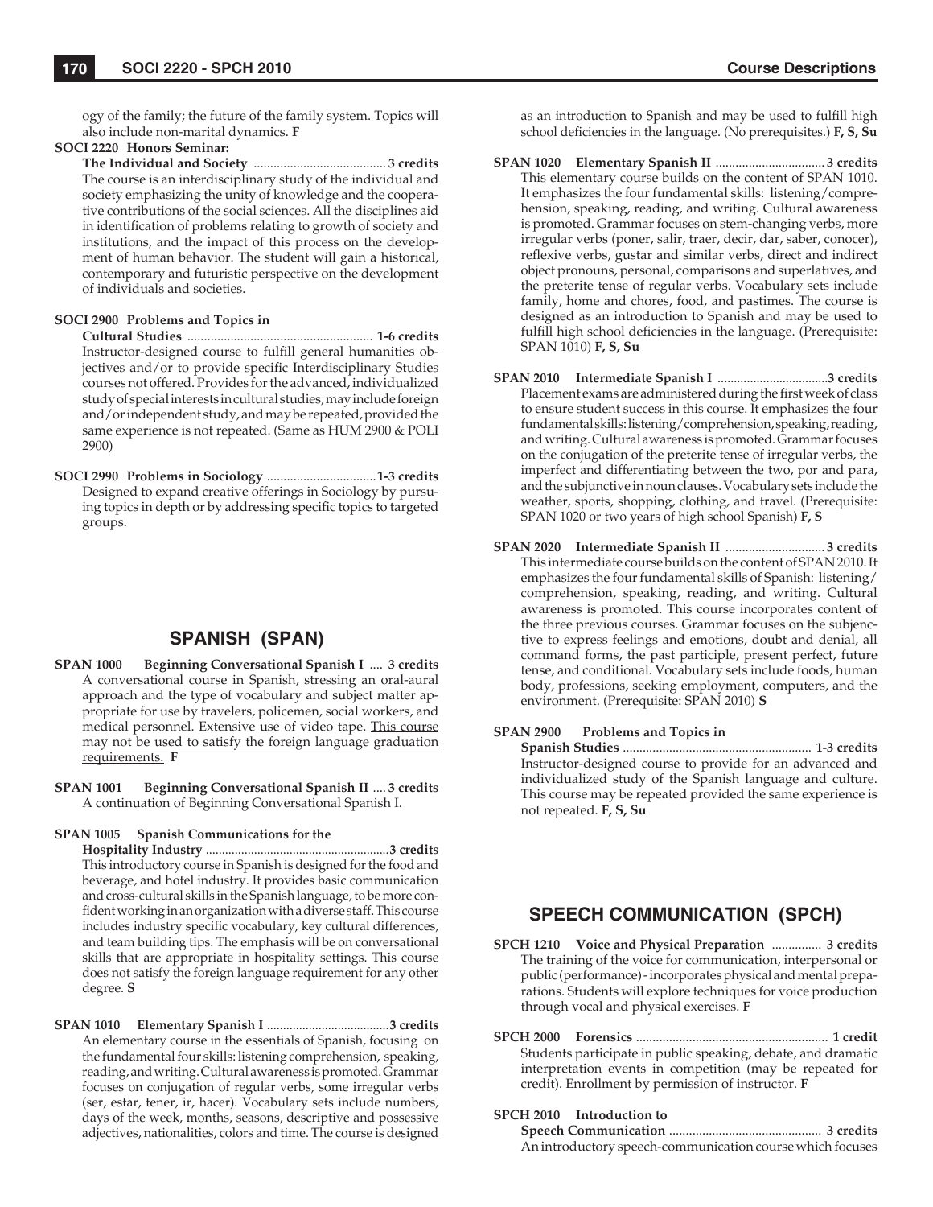ogy of the family; the future of the family system. Topics will also include non-marital dynamics. **F**

**SOCI 2220 Honors Seminar: The Individual and Society** ........................................ **3 credits**
The course is an interdisciplinary study of the individual and society emphasizing the unity of knowledge and the cooperative contributions of the social sciences. All the disciplines aid in identification of problems relating to growth of society and institutions, and the impact of this process on the development of human behavior. The student will gain a historical, contemporary and futuristic perspective on the development of individuals and societies.

**SOCI 2900 Problems and Topics in Cultural Studies** ........................................................ **1-6 credits**
Instructor-designed course to fulfill general humanities objectives and/or to provide specific Interdisciplinary Studies courses not offered. Provides for the advanced, individualized study of special interests in cultural studies; may include foreign and/or independent study, and may be repeated, provided the same experience is not repeated. (Same as HUM 2900 & POLI 2900)

**SOCI 2990 Problems in Sociology** ................................. **1-3 credits**
Designed to expand creative offerings in Sociology by pursuing topics in depth or by addressing specific topics to targeted groups.

## SPANISH (SPAN)

**SPAN 1000 Beginning Conversational Spanish I** .... **3 credits**
A conversational course in Spanish, stressing an oral-aural approach and the type of vocabulary and subject matter appropriate for use by travelers, policemen, social workers, and medical personnel. Extensive use of video tape. <u>This course may not be used to satisfy the foreign language graduation requirements.</u> **F**

**SPAN 1001 Beginning Conversational Spanish II** .... **3 credits**
A continuation of Beginning Conversational Spanish I.

**SPAN 1005 Spanish Communications for the Hospitality Industry** ........................................................ **3 credits**
This introductory course in Spanish is designed for the food and beverage, and hotel industry. It provides basic communication and cross-cultural skills in the Spanish language, to be more confident working in an organization with a diverse staff. This course includes industry specific vocabulary, key cultural differences, and team building tips. The emphasis will be on conversational skills that are appropriate in hospitality settings. This course does not satisfy the foreign language requirement for any other degree. **S**

**SPAN 1010 Elementary Spanish I** ..................................... **3 credits**
An elementary course in the essentials of Spanish, focusing on the fundamental four skills: listening comprehension, speaking, reading, and writing. Cultural awareness is promoted. Grammar focuses on conjugation of regular verbs, some irregular verbs (ser, estar, tener, ir, hacer). Vocabulary sets include numbers, days of the week, months, seasons, descriptive and possessive adjectives, nationalities, colors and time. The course is designed as an introduction to Spanish and may be used to fulfill high school deficiencies in the language. (No prerequisites.) **F, S, Su**

**SPAN 1020 Elementary Spanish II** ................................. **3 credits**
This elementary course builds on the content of SPAN 1010. It emphasizes the four fundamental skills: listening/comprehension, speaking, reading, and writing. Cultural awareness is promoted. Grammar focuses on stem-changing verbs, more irregular verbs (poner, salir, traer, decir, dar, saber, conocer), reflexive verbs, gustar and similar verbs, direct and indirect object pronouns, personal, comparisons and superlatives, and the preterite tense of regular verbs. Vocabulary sets include family, home and chores, food, and pastimes. The course is designed as an introduction to Spanish and may be used to fulfill high school deficiencies in the language. (Prerequisite: SPAN 1010) **F, S, Su**

**SPAN 2010 Intermediate Spanish I** ................................. **3 credits**
Placement exams are administered during the first week of class to ensure student success in this course. It emphasizes the four fundamental skills: listening/comprehension, speaking, reading, and writing. Cultural awareness is promoted. Grammar focuses on the conjugation of the preterite tense of irregular verbs, the imperfect and differentiating between the two, por and para, and the subjunctive in noun clauses. Vocabulary sets include the weather, sports, shopping, clothing, and travel. (Prerequisite: SPAN 1020 or two years of high school Spanish) **F, S**

**SPAN 2020 Intermediate Spanish II** .............................. **3 credits**
This intermediate course builds on the content of SPAN 2010. It emphasizes the four fundamental skills of Spanish: listening/comprehension, speaking, reading, and writing. Cultural awareness is promoted. This course incorporates content of the three previous courses. Grammar focuses on the subjenctive to express feelings and emotions, doubt and denial, all command forms, the past participle, present perfect, future tense, and conditional. Vocabulary sets include foods, human body, professions, seeking employment, computers, and the environment. (Prerequisite: SPAN 2010) **S**

**SPAN 2900 Problems and Topics in Spanish Studies** ........................................................ **1-3 credits**
Instructor-designed course to provide for an advanced and individualized study of the Spanish language and culture. This course may be repeated provided the same experience is not repeated. **F, S, Su**

## SPEECH COMMUNICATION (SPCH)

**SPCH 1210 Voice and Physical Preparation** ............... **3 credits**
The training of the voice for communication, interpersonal or public (performance) - incorporates physical and mental preparations. Students will explore techniques for voice production through vocal and physical exercises. **F**

**SPCH 2000 Forensics** .......................................................... **1 credit**
Students participate in public speaking, debate, and dramatic interpretation events in competition (may be repeated for credit). Enrollment by permission of instructor. **F**

**SPCH 2010 Introduction to Speech Communication** ............................................. **3 credits**
An introductory speech-communication course which focuses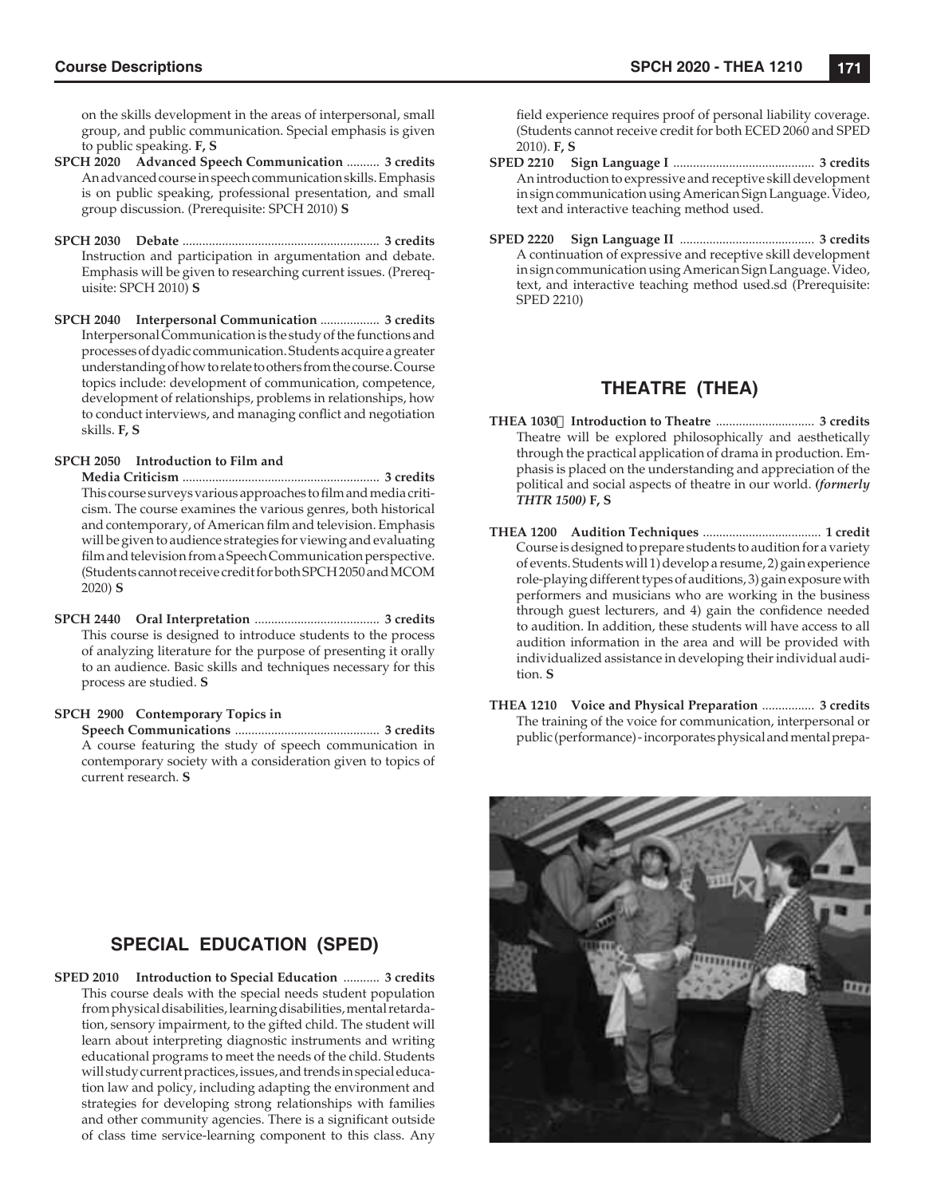on the skills development in the areas of interpersonal, small group, and public communication. Special emphasis is given to public speaking. **F, S**

**SPCH 2020 Advanced Speech Communication .......... 3 credits**
An advanced course in speech communication skills. Emphasis is on public speaking, professional presentation, and small group discussion. (Prerequisite: SPCH 2010) **S**

**SPCH 2030 Debate ........................................................... 3 credits**
Instruction and participation in argumentation and debate. Emphasis will be given to researching current issues. (Prerequisite: SPCH 2010) **S**

**SPCH 2040 Interpersonal Communication .................. 3 credits**
Interpersonal Communication is the study of the functions and processes of dyadic communication. Students acquire a greater understanding of how to relate to others from the course. Course topics include: development of communication, competence, development of relationships, problems in relationships, how to conduct interviews, and managing conflict and negotiation skills. **F, S**

**SPCH 2050 Introduction to Film and Media Criticism ........................................................... 3 credits**
This course surveys various approaches to film and media criticism. The course examines the various genres, both historical and contemporary, of American film and television. Emphasis will be given to audience strategies for viewing and evaluating film and television from a Speech Communication perspective. (Students cannot receive credit for both SPCH 2050 and MCOM 2020) **S**

**SPCH 2440 Oral Interpretation ...................................... 3 credits**
This course is designed to introduce students to the process of analyzing literature for the purpose of presenting it orally to an audience. Basic skills and techniques necessary for this process are studied. **S**

**SPCH 2900 Contemporary Topics in Speech Communications ............................................ 3 credits**
A course featuring the study of speech communication in contemporary society with a consideration given to topics of current research. **S**

## SPECIAL EDUCATION (SPED)

**SPED 2010 Introduction to Special Education ........... 3 credits**
This course deals with the special needs student population from physical disabilities, learning disabilities, mental retardation, sensory impairment, to the gifted child. The student will learn about interpreting diagnostic instruments and writing educational programs to meet the needs of the child. Students will study current practices, issues, and trends in special education law and policy, including adapting the environment and strategies for developing strong relationships with families and other community agencies. There is a significant outside of class time service-learning component to this class. Any field experience requires proof of personal liability coverage. (Students cannot receive credit for both ECED 2060 and SPED 2010). **F, S**

**SPED 2210 Sign Language I ........................................... 3 credits**
An introduction to expressive and receptive skill development in sign communication using American Sign Language. Video, text and interactive teaching method used.

**SPED 2220 Sign Language II ......................................... 3 credits**
A continuation of expressive and receptive skill development in sign communication using American Sign Language. Video, text, and interactive teaching method used.sd (Prerequisite: SPED 2210)

## THEATRE (THEA)

**THEA 1030 Introduction to Theatre .............................. 3 credits**
Theatre will be explored philosophically and aesthetically through the practical application of drama in production. Emphasis is placed on the understanding and appreciation of the political and social aspects of theatre in our world. ***(formerly THTR 1500)*** **F, S**

**THEA 1200 Audition Techniques .................................... 1 credit**
Course is designed to prepare students to audition for a variety of events. Students will 1) develop a resume, 2) gain experience role-playing different types of auditions, 3) gain exposure with performers and musicians who are working in the business through guest lecturers, and 4) gain the confidence needed to audition. In addition, these students will have access to all audition information in the area and will be provided with individualized assistance in developing their individual audition. **S**

**THEA 1210 Voice and Physical Preparation ................ 3 credits**
The training of the voice for communication, interpersonal or public (performance) - incorporates physical and mental prepa-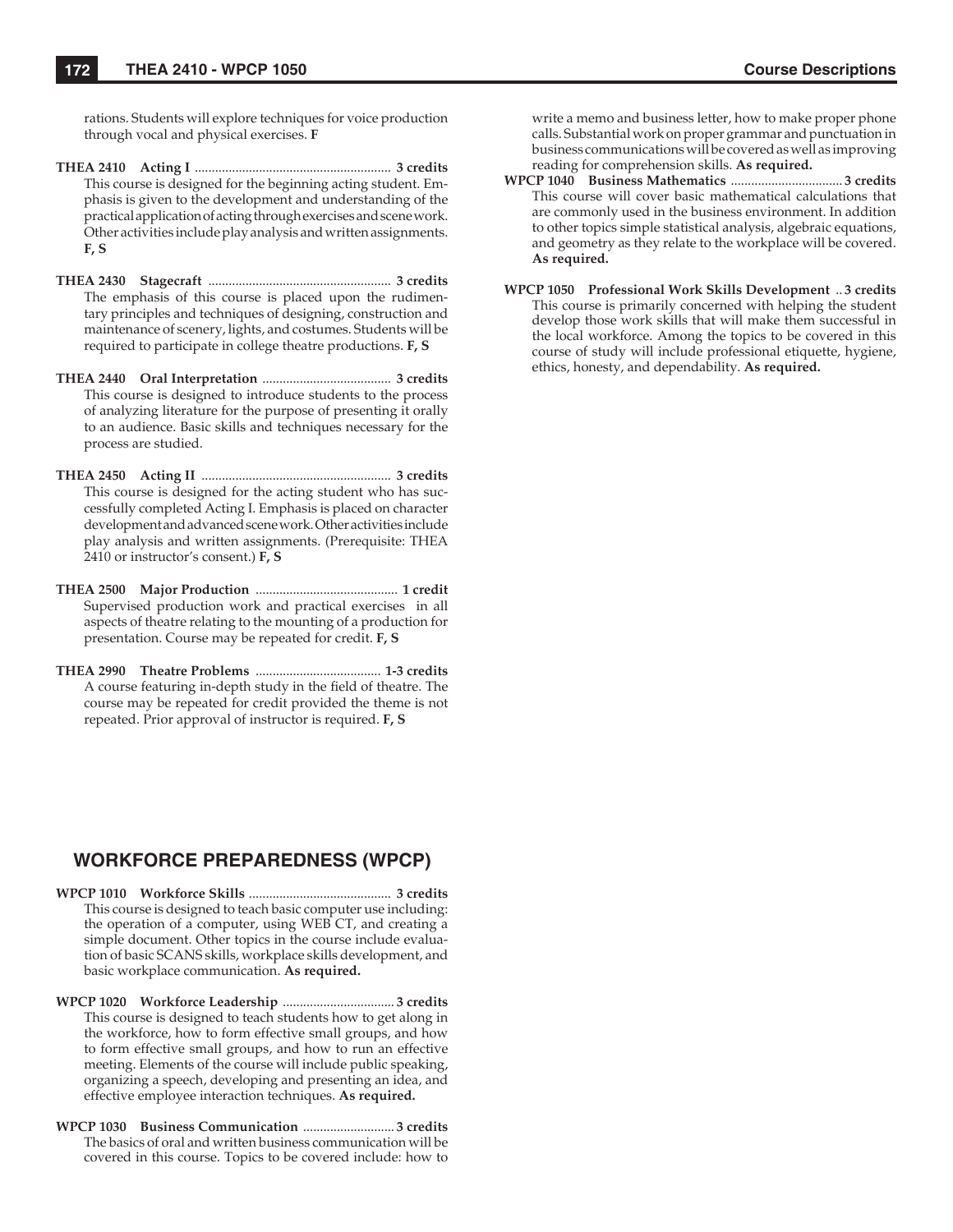rations. Students will explore techniques for voice production through vocal and physical exercises. **F**

**THEA 2410 Acting I** .......................................................... **3 credits**
This course is designed for the beginning acting student. Emphasis is given to the development and understanding of the practical application of acting through exercises and scene work. Other activities include play analysis and written assignments. **F, S**

**THEA 2430 Stagecraft** ...................................................... **3 credits**
The emphasis of this course is placed upon the rudimentary principles and techniques of designing, construction and maintenance of scenery, lights, and costumes. Students will be required to participate in college theatre productions. **F, S**

**THEA 2440 Oral Interpretation** ...................................... **3 credits**
This course is designed to introduce students to the process of analyzing literature for the purpose of presenting it orally to an audience. Basic skills and techniques necessary for the process are studied.

**THEA 2450 Acting II** ........................................................ **3 credits**
This course is designed for the acting student who has successfully completed Acting I. Emphasis is placed on character development and advanced scene work. Other activities include play analysis and written assignments. (Prerequisite: THEA 2410 or instructor's consent.) **F, S**

**THEA 2500 Major Production** .......................................... **1 credit**
Supervised production work and practical exercises in all aspects of theatre relating to the mounting of a production for presentation. Course may be repeated for credit. **F, S**

**THEA 2990 Theatre Problems** ..................................... **1-3 credits**
A course featuring in-depth study in the field of theatre. The course may be repeated for credit provided the theme is not repeated. Prior approval of instructor is required. **F, S**

## WORKFORCE PREPAREDNESS (WPCP)

**WPCP 1010 Workforce Skills** .......................................... **3 credits**
This course is designed to teach basic computer use including: the operation of a computer, using WEB CT, and creating a simple document. Other topics in the course include evaluation of basic SCANS skills, workplace skills development, and basic workplace communication. **As required.**

**WPCP 1020 Workforce Leadership** ................................. **3 credits**
This course is designed to teach students how to get along in the workforce, how to form effective small groups, and how to form effective small groups, and how to run an effective meeting. Elements of the course will include public speaking, organizing a speech, developing and presenting an idea, and effective employee interaction techniques. **As required.**

**WPCP 1030 Business Communication** ........................... **3 credits**
The basics of oral and written business communication will be covered in this course. Topics to be covered include: how to write a memo and business letter, how to make proper phone calls. Substantial work on proper grammar and punctuation in business communications will be covered as well as improving reading for comprehension skills. **As required.**

**WPCP 1040 Business Mathematics** ................................. **3 credits**
This course will cover basic mathematical calculations that are commonly used in the business environment. In addition to other topics simple statistical analysis, algebraic equations, and geometry as they relate to the workplace will be covered. **As required.**

**WPCP 1050 Professional Work Skills Development** .. **3 credits**
This course is primarily concerned with helping the student develop those work skills that will make them successful in the local workforce. Among the topics to be covered in this course of study will include professional etiquette, hygiene, ethics, honesty, and dependability. **As required.**